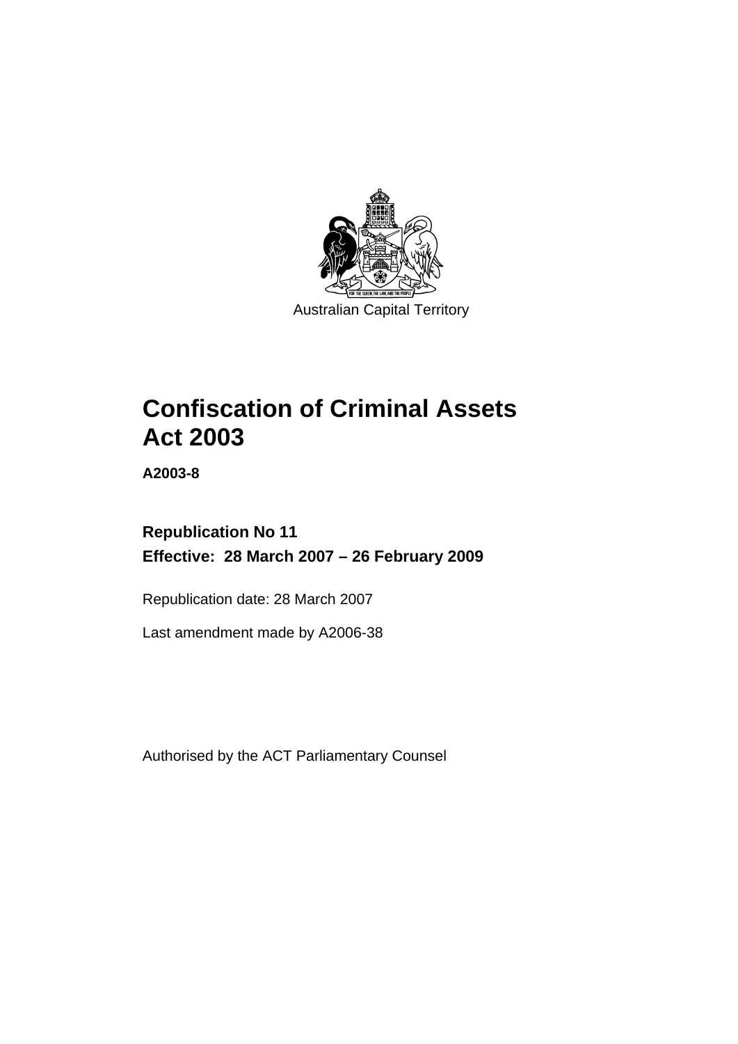Australian Capital Territory

# Confiscation of Criminal Assets Act 2003

**A2003-8**

**Republication No 11**

**Effective: 28 March 2007 – 26 February 2009**

Republication date: 28 March 2007

Last amendment made by A2006-38

Authorised by the ACT Parliamentary Counsel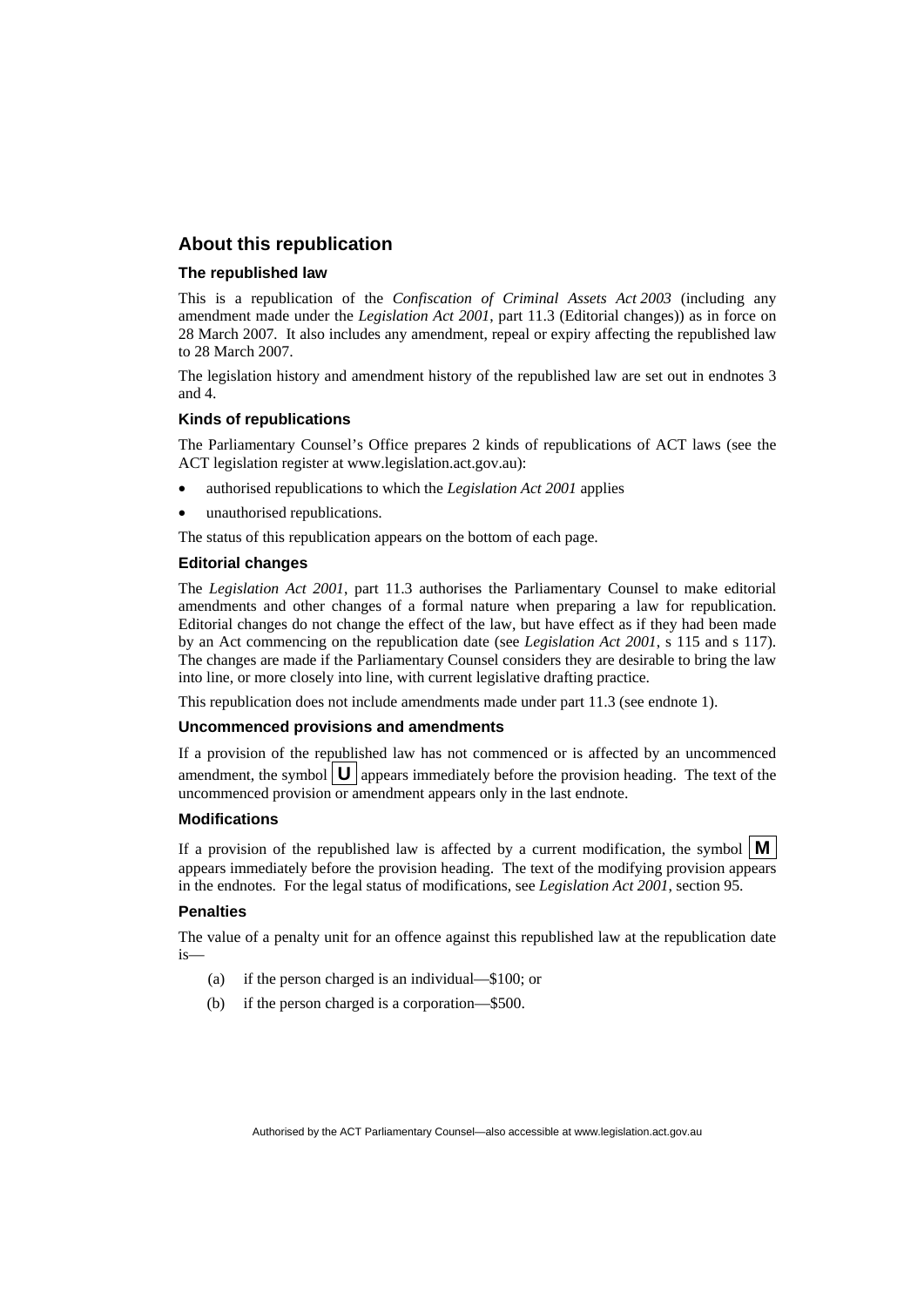## About this republication

### The republished law

This is a republication of the *Confiscation of Criminal Assets Act 2003* (including any amendment made under the *Legislation Act 2001*, part 11.3 (Editorial changes)) as in force on 28 March 2007. It also includes any amendment, repeal or expiry affecting the republished law to 28 March 2007.

The legislation history and amendment history of the republished law are set out in endnotes 3 and 4.

### Kinds of republications

The Parliamentary Counsel's Office prepares 2 kinds of republications of ACT laws (see the ACT legislation register at www.legislation.act.gov.au):

- authorised republications to which the *Legislation Act 2001* applies
- unauthorised republications.

The status of this republication appears on the bottom of each page.

### Editorial changes

The *Legislation Act 2001*, part 11.3 authorises the Parliamentary Counsel to make editorial amendments and other changes of a formal nature when preparing a law for republication. Editorial changes do not change the effect of the law, but have effect as if they had been made by an Act commencing on the republication date (see *Legislation Act 2001*, s 115 and s 117). The changes are made if the Parliamentary Counsel considers they are desirable to bring the law into line, or more closely into line, with current legislative drafting practice.

This republication does not include amendments made under part 11.3 (see endnote 1).

### Uncommenced provisions and amendments

If a provision of the republished law has not commenced or is affected by an uncommenced amendment, the symbol **U** appears immediately before the provision heading. The text of the uncommenced provision or amendment appears only in the last endnote.

### Modifications

If a provision of the republished law is affected by a current modification, the symbol **M** appears immediately before the provision heading. The text of the modifying provision appears in the endnotes. For the legal status of modifications, see *Legislation Act 2001*, section 95.

### Penalties

The value of a penalty unit for an offence against this republished law at the republication date is—

(a) if the person charged is an individual—$100; or

(b) if the person charged is a corporation—$500.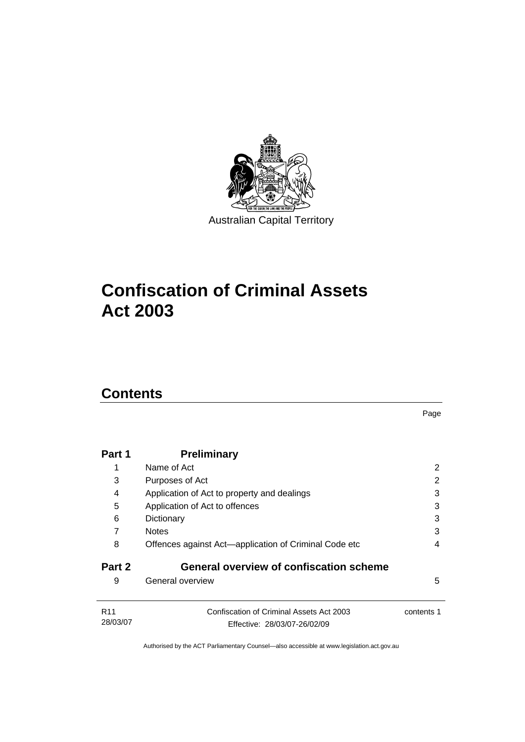Australian Capital Territory

# Confiscation of Criminal Assets Act 2003

## Contents

Page

| | | |
|---|---|---|
| **Part 1** | **Preliminary** | |
| 1 | Name of Act | 2 |
| 3 | Purposes of Act | 2 |
| 4 | Application of Act to property and dealings | 3 |
| 5 | Application of Act to offences | 3 |
| 6 | Dictionary | 3 |
| 7 | Notes | 3 |
| 8 | Offences against Act—application of Criminal Code etc | 4 |
| **Part 2** | **General overview of confiscation scheme** | |
| 9 | General overview | 5 |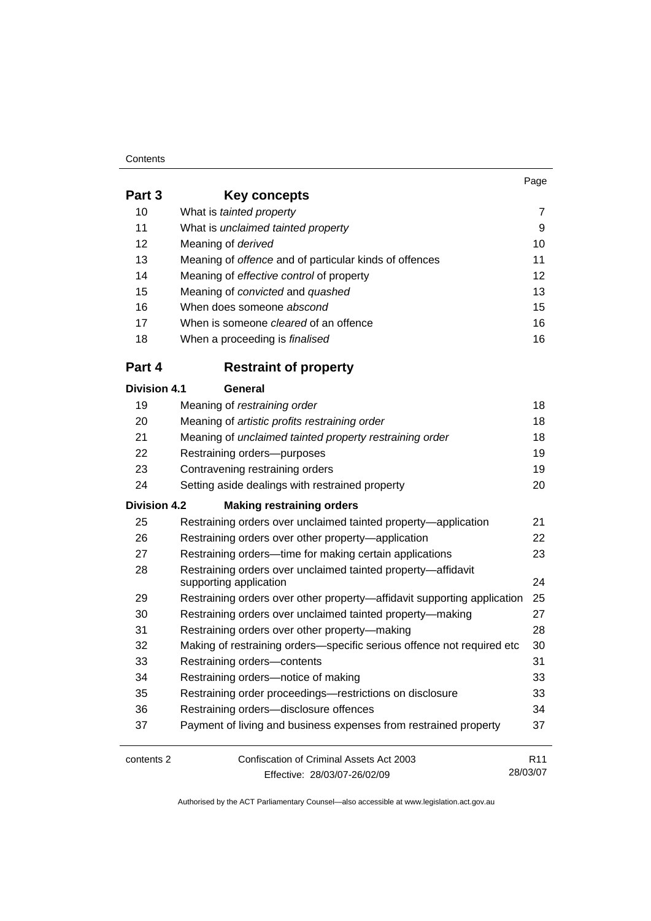| | | Page |
|---|---|---|
| **Part 3** | **Key concepts** | |
| 10 | What is *tainted property* | 7 |
| 11 | What is *unclaimed tainted property* | 9 |
| 12 | Meaning of *derived* | 10 |
| 13 | Meaning of *offence* and of particular kinds of offences | 11 |
| 14 | Meaning of *effective control* of property | 12 |
| 15 | Meaning of *convicted* and *quashed* | 13 |
| 16 | When does someone *abscond* | 15 |
| 17 | When is someone *cleared* of an offence | 16 |
| 18 | When a proceeding is *finalised* | 16 |
| **Part 4** | **Restraint of property** | |
| **Division 4.1** | **General** | |
| 19 | Meaning of *restraining order* | 18 |
| 20 | Meaning of *artistic profits restraining order* | 18 |
| 21 | Meaning of *unclaimed tainted property restraining order* | 18 |
| 22 | Restraining orders—purposes | 19 |
| 23 | Contravening restraining orders | 19 |
| 24 | Setting aside dealings with restrained property | 20 |
| **Division 4.2** | **Making restraining orders** | |
| 25 | Restraining orders over unclaimed tainted property—application | 21 |
| 26 | Restraining orders over other property—application | 22 |
| 27 | Restraining orders—time for making certain applications | 23 |
| 28 | Restraining orders over unclaimed tainted property—affidavit supporting application | 24 |
| 29 | Restraining orders over other property—affidavit supporting application | 25 |
| 30 | Restraining orders over unclaimed tainted property—making | 27 |
| 31 | Restraining orders over other property—making | 28 |
| 32 | Making of restraining orders—specific serious offence not required etc | 30 |
| 33 | Restraining orders—contents | 31 |
| 34 | Restraining orders—notice of making | 33 |
| 35 | Restraining order proceedings—restrictions on disclosure | 33 |
| 36 | Restraining orders—disclosure offences | 34 |
| 37 | Payment of living and business expenses from restrained property | 37 |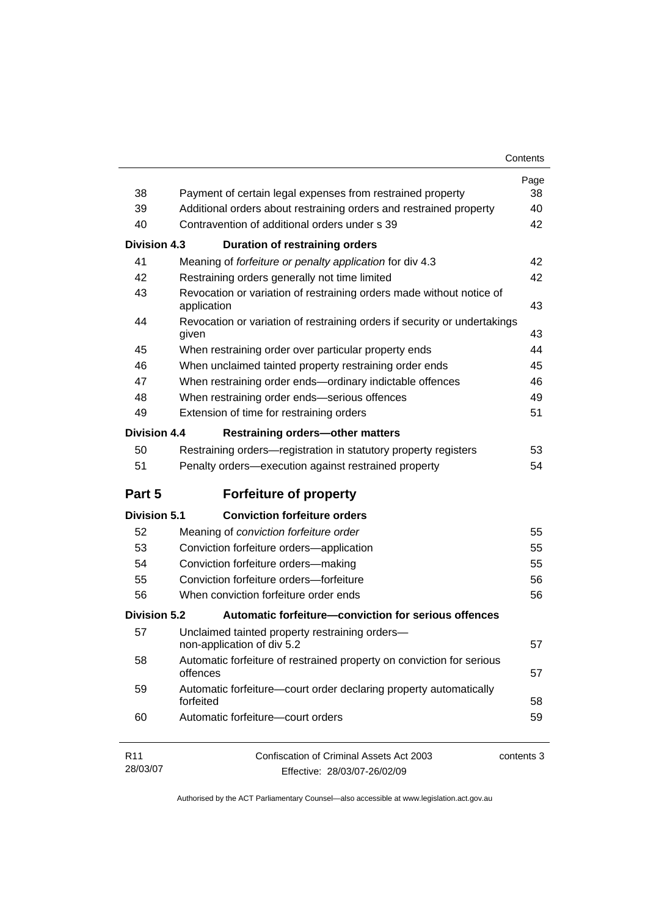| | | Page |
|---|---|---|
| 38 | Payment of certain legal expenses from restrained property | 38 |
| 39 | Additional orders about restraining orders and restrained property | 40 |
| 40 | Contravention of additional orders under s 39 | 42 |
| **Division 4.3** | **Duration of restraining orders** | |
| 41 | Meaning of *forfeiture or penalty application* for div 4.3 | 42 |
| 42 | Restraining orders generally not time limited | 42 |
| 43 | Revocation or variation of restraining orders made without notice of application | 43 |
| 44 | Revocation or variation of restraining orders if security or undertakings given | 43 |
| 45 | When restraining order over particular property ends | 44 |
| 46 | When unclaimed tainted property restraining order ends | 45 |
| 47 | When restraining order ends—ordinary indictable offences | 46 |
| 48 | When restraining order ends—serious offences | 49 |
| 49 | Extension of time for restraining orders | 51 |
| **Division 4.4** | **Restraining orders—other matters** | |
| 50 | Restraining orders—registration in statutory property registers | 53 |
| 51 | Penalty orders—execution against restrained property | 54 |
| **Part 5** | **Forfeiture of property** | |
| **Division 5.1** | **Conviction forfeiture orders** | |
| 52 | Meaning of *conviction forfeiture order* | 55 |
| 53 | Conviction forfeiture orders—application | 55 |
| 54 | Conviction forfeiture orders—making | 55 |
| 55 | Conviction forfeiture orders—forfeiture | 56 |
| 56 | When conviction forfeiture order ends | 56 |
| **Division 5.2** | **Automatic forfeiture—conviction for serious offences** | |
| 57 | Unclaimed tainted property restraining orders—non-application of div 5.2 | 57 |
| 58 | Automatic forfeiture of restrained property on conviction for serious offences | 57 |
| 59 | Automatic forfeiture—court order declaring property automatically forfeited | 58 |
| 60 | Automatic forfeiture—court orders | 59 |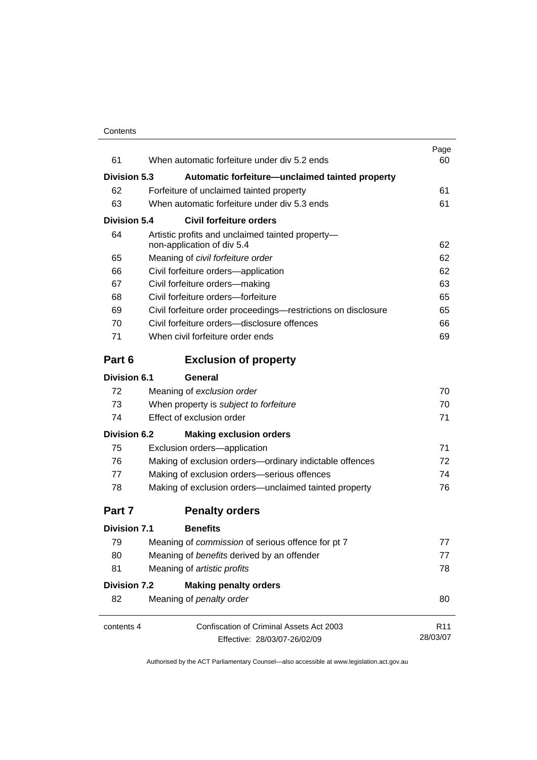| | | Page |
|---|---|---|
| 61 | When automatic forfeiture under div 5.2 ends | 60 |
| **Division 5.3** | **Automatic forfeiture—unclaimed tainted property** | |
| 62 | Forfeiture of unclaimed tainted property | 61 |
| 63 | When automatic forfeiture under div 5.3 ends | 61 |
| **Division 5.4** | **Civil forfeiture orders** | |
| 64 | Artistic profits and unclaimed tainted property—non-application of div 5.4 | 62 |
| 65 | Meaning of *civil forfeiture order* | 62 |
| 66 | Civil forfeiture orders—application | 62 |
| 67 | Civil forfeiture orders—making | 63 |
| 68 | Civil forfeiture orders—forfeiture | 65 |
| 69 | Civil forfeiture order proceedings—restrictions on disclosure | 65 |
| 70 | Civil forfeiture orders—disclosure offences | 66 |
| 71 | When civil forfeiture order ends | 69 |
| **Part 6** | **Exclusion of property** | |
| **Division 6.1** | **General** | |
| 72 | Meaning of *exclusion order* | 70 |
| 73 | When property is *subject to forfeiture* | 70 |
| 74 | Effect of exclusion order | 71 |
| **Division 6.2** | **Making exclusion orders** | |
| 75 | Exclusion orders—application | 71 |
| 76 | Making of exclusion orders—ordinary indictable offences | 72 |
| 77 | Making of exclusion orders—serious offences | 74 |
| 78 | Making of exclusion orders—unclaimed tainted property | 76 |
| **Part 7** | **Penalty orders** | |
| **Division 7.1** | **Benefits** | |
| 79 | Meaning of *commission* of serious offence for pt 7 | 77 |
| 80 | Meaning of *benefits* derived by an offender | 77 |
| 81 | Meaning of *artistic profits* | 78 |
| **Division 7.2** | **Making penalty orders** | |
| 82 | Meaning of *penalty order* | 80 |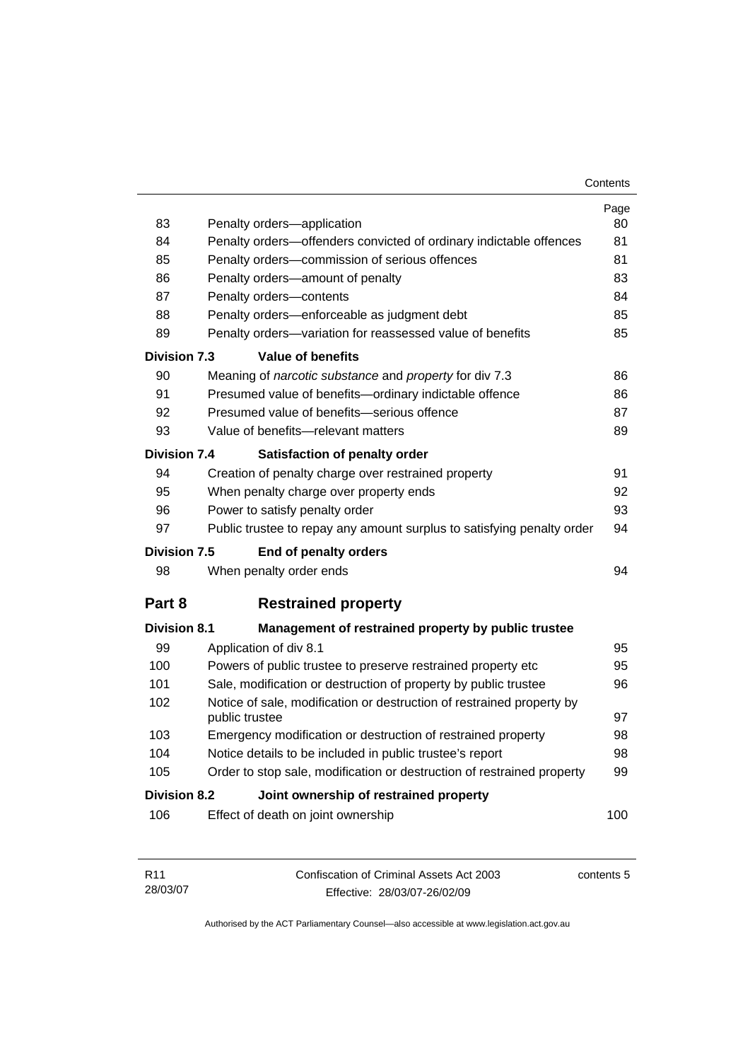| | | Page |
|---|---|---|
| 83 | Penalty orders—application | 80 |
| 84 | Penalty orders—offenders convicted of ordinary indictable offences | 81 |
| 85 | Penalty orders—commission of serious offences | 81 |
| 86 | Penalty orders—amount of penalty | 83 |
| 87 | Penalty orders—contents | 84 |
| 88 | Penalty orders—enforceable as judgment debt | 85 |
| 89 | Penalty orders—variation for reassessed value of benefits | 85 |
| **Division 7.3** | **Value of benefits** | |
| 90 | Meaning of *narcotic substance* and *property* for div 7.3 | 86 |
| 91 | Presumed value of benefits—ordinary indictable offence | 86 |
| 92 | Presumed value of benefits—serious offence | 87 |
| 93 | Value of benefits—relevant matters | 89 |
| **Division 7.4** | **Satisfaction of penalty order** | |
| 94 | Creation of penalty charge over restrained property | 91 |
| 95 | When penalty charge over property ends | 92 |
| 96 | Power to satisfy penalty order | 93 |
| 97 | Public trustee to repay any amount surplus to satisfying penalty order | 94 |
| **Division 7.5** | **End of penalty orders** | |
| 98 | When penalty order ends | 94 |

## Part 8 Restrained property

| | | |
|---|---|---|
| **Division 8.1** | **Management of restrained property by public trustee** | |
| 99 | Application of div 8.1 | 95 |
| 100 | Powers of public trustee to preserve restrained property etc | 95 |
| 101 | Sale, modification or destruction of property by public trustee | 96 |
| 102 | Notice of sale, modification or destruction of restrained property by public trustee | 97 |
| 103 | Emergency modification or destruction of restrained property | 98 |
| 104 | Notice details to be included in public trustee's report | 98 |
| 105 | Order to stop sale, modification or destruction of restrained property | 99 |
| **Division 8.2** | **Joint ownership of restrained property** | |
| 106 | Effect of death on joint ownership | 100 |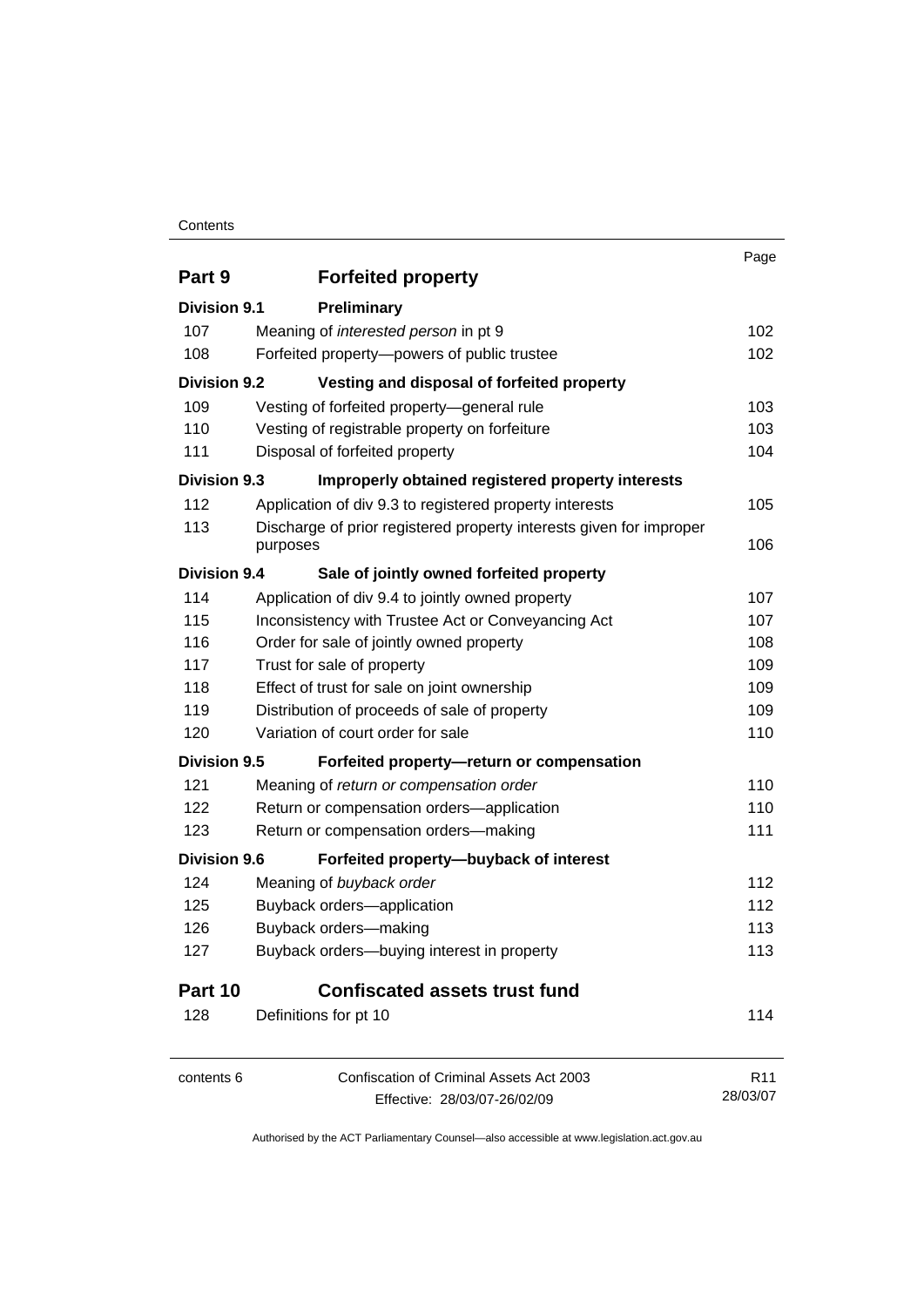| | | Page |
|---|---|---|
| **Part 9** | **Forfeited property** | |
| **Division 9.1** | **Preliminary** | |
| 107 | Meaning of *interested person* in pt 9 | 102 |
| 108 | Forfeited property—powers of public trustee | 102 |
| **Division 9.2** | **Vesting and disposal of forfeited property** | |
| 109 | Vesting of forfeited property—general rule | 103 |
| 110 | Vesting of registrable property on forfeiture | 103 |
| 111 | Disposal of forfeited property | 104 |
| **Division 9.3** | **Improperly obtained registered property interests** | |
| 112 | Application of div 9.3 to registered property interests | 105 |
| 113 | Discharge of prior registered property interests given for improper purposes | 106 |
| **Division 9.4** | **Sale of jointly owned forfeited property** | |
| 114 | Application of div 9.4 to jointly owned property | 107 |
| 115 | Inconsistency with Trustee Act or Conveyancing Act | 107 |
| 116 | Order for sale of jointly owned property | 108 |
| 117 | Trust for sale of property | 109 |
| 118 | Effect of trust for sale on joint ownership | 109 |
| 119 | Distribution of proceeds of sale of property | 109 |
| 120 | Variation of court order for sale | 110 |
| **Division 9.5** | **Forfeited property—return or compensation** | |
| 121 | Meaning of *return or compensation order* | 110 |
| 122 | Return or compensation orders—application | 110 |
| 123 | Return or compensation orders—making | 111 |
| **Division 9.6** | **Forfeited property—buyback of interest** | |
| 124 | Meaning of *buyback order* | 112 |
| 125 | Buyback orders—application | 112 |
| 126 | Buyback orders—making | 113 |
| 127 | Buyback orders—buying interest in property | 113 |
| **Part 10** | **Confiscated assets trust fund** | |
| 128 | Definitions for pt 10 | 114 |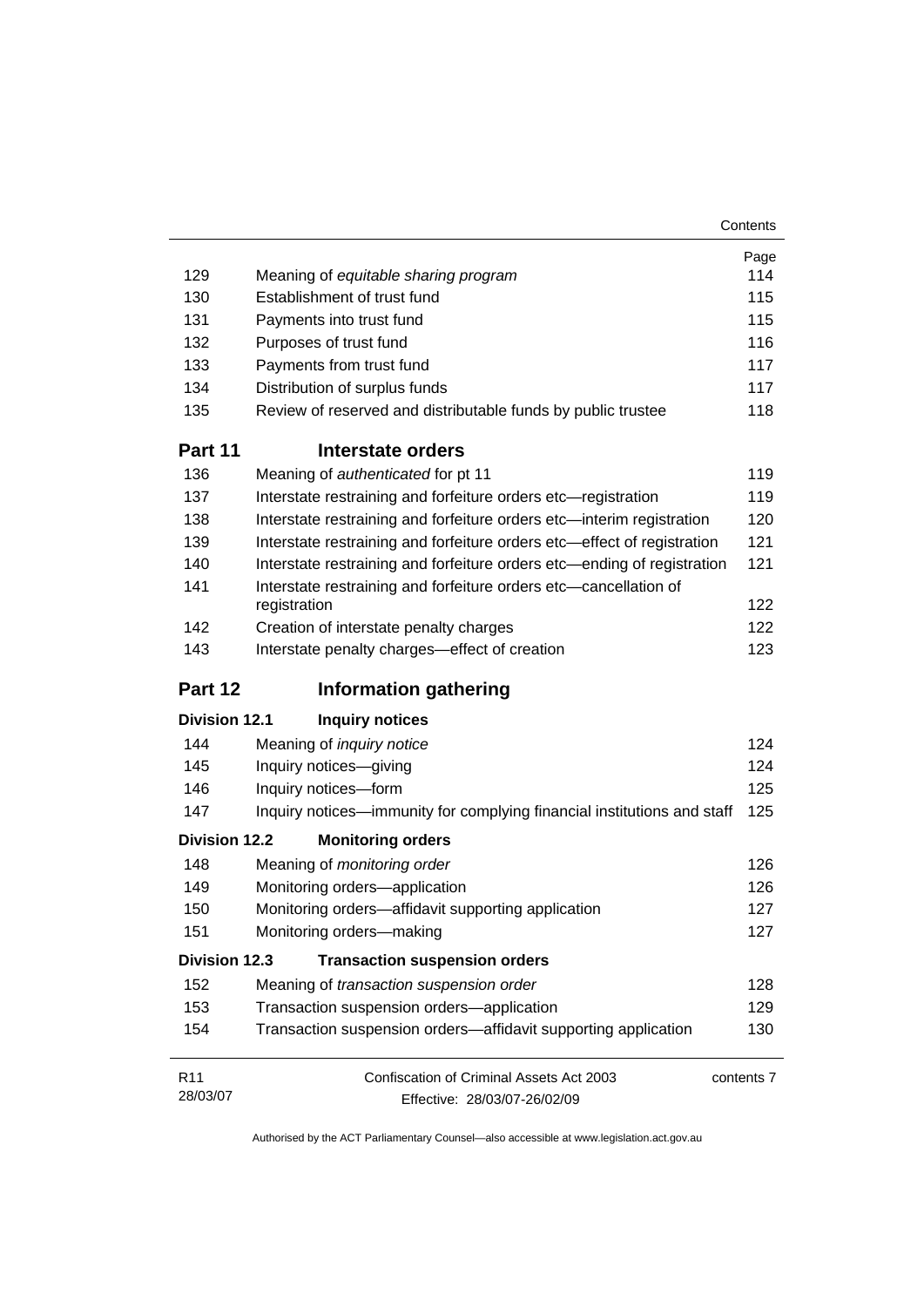| | | Page |
|---|---|---|
| 129 | Meaning of *equitable sharing program* | 114 |
| 130 | Establishment of trust fund | 115 |
| 131 | Payments into trust fund | 115 |
| 132 | Purposes of trust fund | 116 |
| 133 | Payments from trust fund | 117 |
| 134 | Distribution of surplus funds | 117 |
| 135 | Review of reserved and distributable funds by public trustee | 118 |
| **Part 11** | **Interstate orders** | |
| 136 | Meaning of *authenticated* for pt 11 | 119 |
| 137 | Interstate restraining and forfeiture orders etc—registration | 119 |
| 138 | Interstate restraining and forfeiture orders etc—interim registration | 120 |
| 139 | Interstate restraining and forfeiture orders etc—effect of registration | 121 |
| 140 | Interstate restraining and forfeiture orders etc—ending of registration | 121 |
| 141 | Interstate restraining and forfeiture orders etc—cancellation of registration | 122 |
| 142 | Creation of interstate penalty charges | 122 |
| 143 | Interstate penalty charges—effect of creation | 123 |
| **Part 12** | **Information gathering** | |
| **Division 12.1** | **Inquiry notices** | |
| 144 | Meaning of *inquiry notice* | 124 |
| 145 | Inquiry notices—giving | 124 |
| 146 | Inquiry notices—form | 125 |
| 147 | Inquiry notices—immunity for complying financial institutions and staff | 125 |
| **Division 12.2** | **Monitoring orders** | |
| 148 | Meaning of *monitoring order* | 126 |
| 149 | Monitoring orders—application | 126 |
| 150 | Monitoring orders—affidavit supporting application | 127 |
| 151 | Monitoring orders—making | 127 |
| **Division 12.3** | **Transaction suspension orders** | |
| 152 | Meaning of *transaction suspension order* | 128 |
| 153 | Transaction suspension orders—application | 129 |
| 154 | Transaction suspension orders—affidavit supporting application | 130 |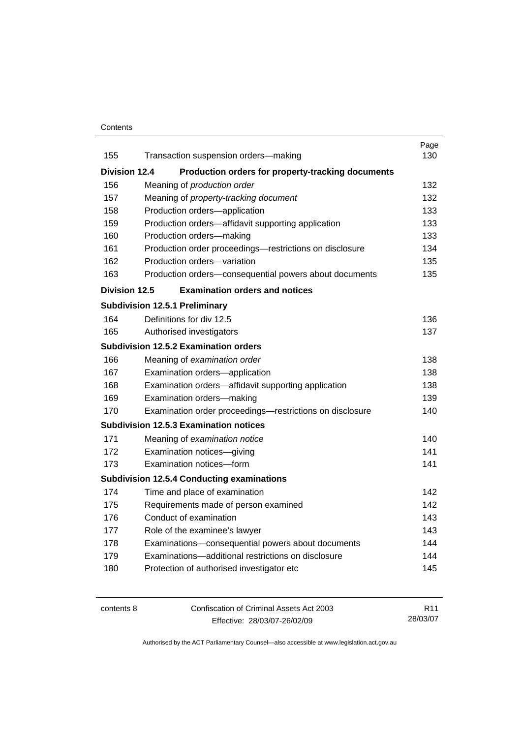| | | Page |
|---|---|---|
| 155 | Transaction suspension orders—making | 130 |
| **Division 12.4** | **Production orders for property-tracking documents** | |
| 156 | Meaning of *production order* | 132 |
| 157 | Meaning of *property-tracking document* | 132 |
| 158 | Production orders—application | 133 |
| 159 | Production orders—affidavit supporting application | 133 |
| 160 | Production orders—making | 133 |
| 161 | Production order proceedings—restrictions on disclosure | 134 |
| 162 | Production orders—variation | 135 |
| 163 | Production orders—consequential powers about documents | 135 |
| **Division 12.5** | **Examination orders and notices** | |
| **Subdivision 12.5.1 Preliminary** | | |
| 164 | Definitions for div 12.5 | 136 |
| 165 | Authorised investigators | 137 |
| **Subdivision 12.5.2 Examination orders** | | |
| 166 | Meaning of *examination order* | 138 |
| 167 | Examination orders—application | 138 |
| 168 | Examination orders—affidavit supporting application | 138 |
| 169 | Examination orders—making | 139 |
| 170 | Examination order proceedings—restrictions on disclosure | 140 |
| **Subdivision 12.5.3 Examination notices** | | |
| 171 | Meaning of *examination notice* | 140 |
| 172 | Examination notices—giving | 141 |
| 173 | Examination notices—form | 141 |
| **Subdivision 12.5.4 Conducting examinations** | | |
| 174 | Time and place of examination | 142 |
| 175 | Requirements made of person examined | 142 |
| 176 | Conduct of examination | 143 |
| 177 | Role of the examinee's lawyer | 143 |
| 178 | Examinations—consequential powers about documents | 144 |
| 179 | Examinations—additional restrictions on disclosure | 144 |
| 180 | Protection of authorised investigator etc | 145 |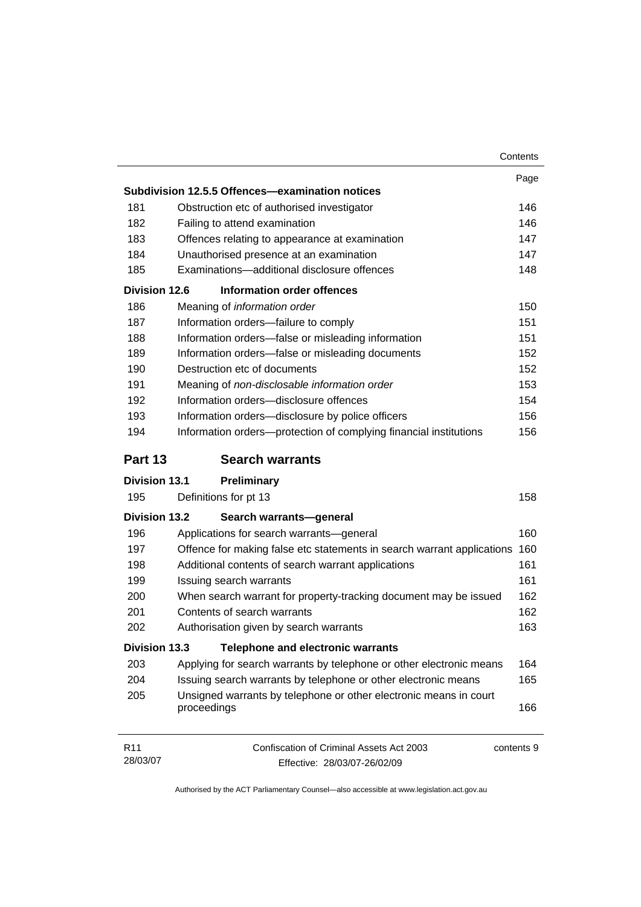| | | Page |
|---|---|---|
| **Subdivision 12.5.5 Offences—examination notices** | | |
| 181 | Obstruction etc of authorised investigator | 146 |
| 182 | Failing to attend examination | 146 |
| 183 | Offences relating to appearance at examination | 147 |
| 184 | Unauthorised presence at an examination | 147 |
| 185 | Examinations—additional disclosure offences | 148 |
| **Division 12.6** | **Information order offences** | |
| 186 | Meaning of *information order* | 150 |
| 187 | Information orders—failure to comply | 151 |
| 188 | Information orders—false or misleading information | 151 |
| 189 | Information orders—false or misleading documents | 152 |
| 190 | Destruction etc of documents | 152 |
| 191 | Meaning of *non-disclosable information order* | 153 |
| 192 | Information orders—disclosure offences | 154 |
| 193 | Information orders—disclosure by police officers | 156 |
| 194 | Information orders—protection of complying financial institutions | 156 |

## Part 13 Search warrants

| | | |
|---|---|---|
| **Division 13.1** | **Preliminary** | |
| 195 | Definitions for pt 13 | 158 |
| **Division 13.2** | **Search warrants—general** | |
| 196 | Applications for search warrants—general | 160 |
| 197 | Offence for making false etc statements in search warrant applications | 160 |
| 198 | Additional contents of search warrant applications | 161 |
| 199 | Issuing search warrants | 161 |
| 200 | When search warrant for property-tracking document may be issued | 162 |
| 201 | Contents of search warrants | 162 |
| 202 | Authorisation given by search warrants | 163 |
| **Division 13.3** | **Telephone and electronic warrants** | |
| 203 | Applying for search warrants by telephone or other electronic means | 164 |
| 204 | Issuing search warrants by telephone or other electronic means | 165 |
| 205 | Unsigned warrants by telephone or other electronic means in court proceedings | 166 |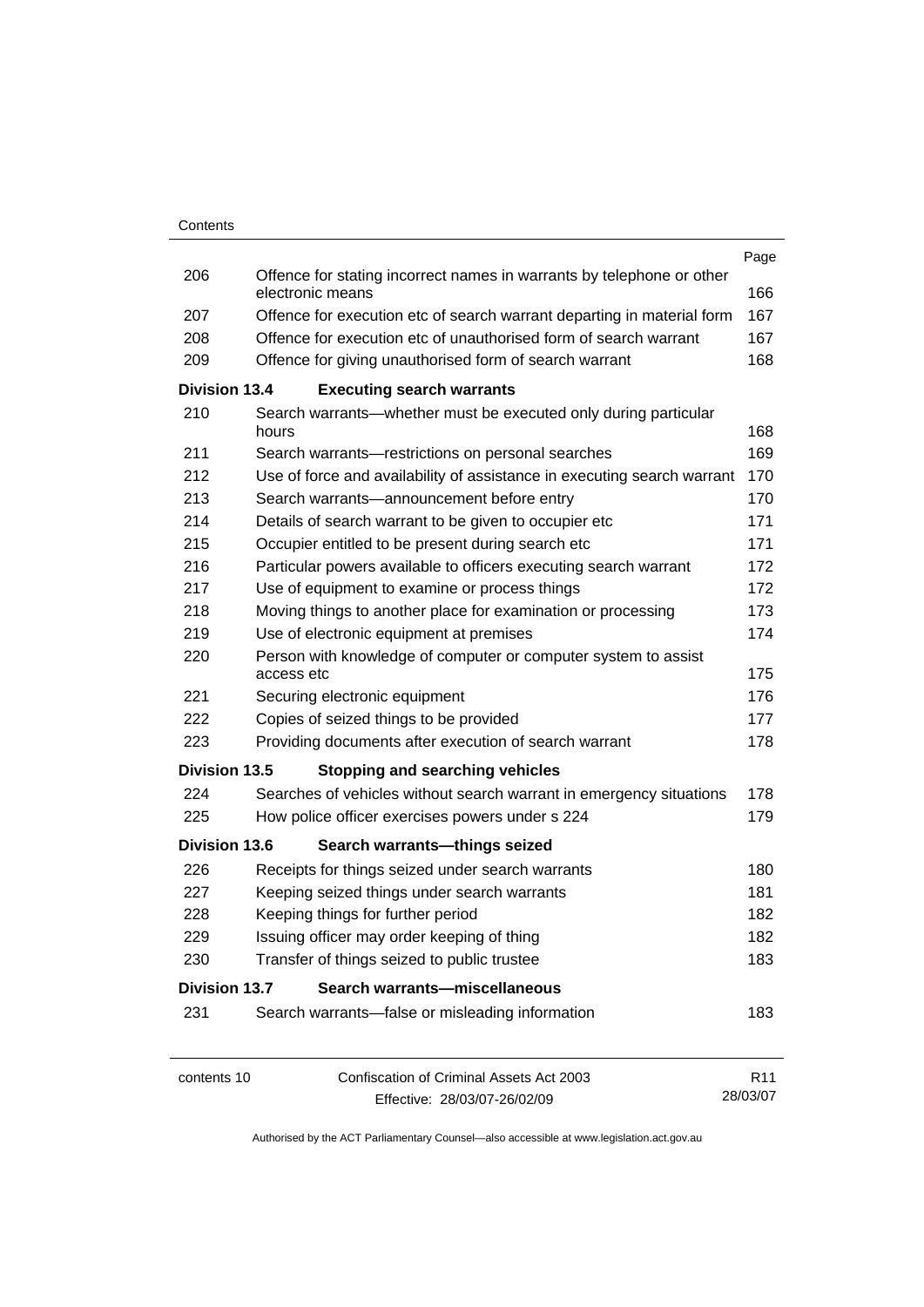| | | Page |
|---|---|---|
| 206 | Offence for stating incorrect names in warrants by telephone or other electronic means | 166 |
| 207 | Offence for execution etc of search warrant departing in material form | 167 |
| 208 | Offence for execution etc of unauthorised form of search warrant | 167 |
| 209 | Offence for giving unauthorised form of search warrant | 168 |
| **Division 13.4** | **Executing search warrants** | |
| 210 | Search warrants—whether must be executed only during particular hours | 168 |
| 211 | Search warrants—restrictions on personal searches | 169 |
| 212 | Use of force and availability of assistance in executing search warrant | 170 |
| 213 | Search warrants—announcement before entry | 170 |
| 214 | Details of search warrant to be given to occupier etc | 171 |
| 215 | Occupier entitled to be present during search etc | 171 |
| 216 | Particular powers available to officers executing search warrant | 172 |
| 217 | Use of equipment to examine or process things | 172 |
| 218 | Moving things to another place for examination or processing | 173 |
| 219 | Use of electronic equipment at premises | 174 |
| 220 | Person with knowledge of computer or computer system to assist access etc | 175 |
| 221 | Securing electronic equipment | 176 |
| 222 | Copies of seized things to be provided | 177 |
| 223 | Providing documents after execution of search warrant | 178 |
| **Division 13.5** | **Stopping and searching vehicles** | |
| 224 | Searches of vehicles without search warrant in emergency situations | 178 |
| 225 | How police officer exercises powers under s 224 | 179 |
| **Division 13.6** | **Search warrants—things seized** | |
| 226 | Receipts for things seized under search warrants | 180 |
| 227 | Keeping seized things under search warrants | 181 |
| 228 | Keeping things for further period | 182 |
| 229 | Issuing officer may order keeping of thing | 182 |
| 230 | Transfer of things seized to public trustee | 183 |
| **Division 13.7** | **Search warrants—miscellaneous** | |
| 231 | Search warrants—false or misleading information | 183 |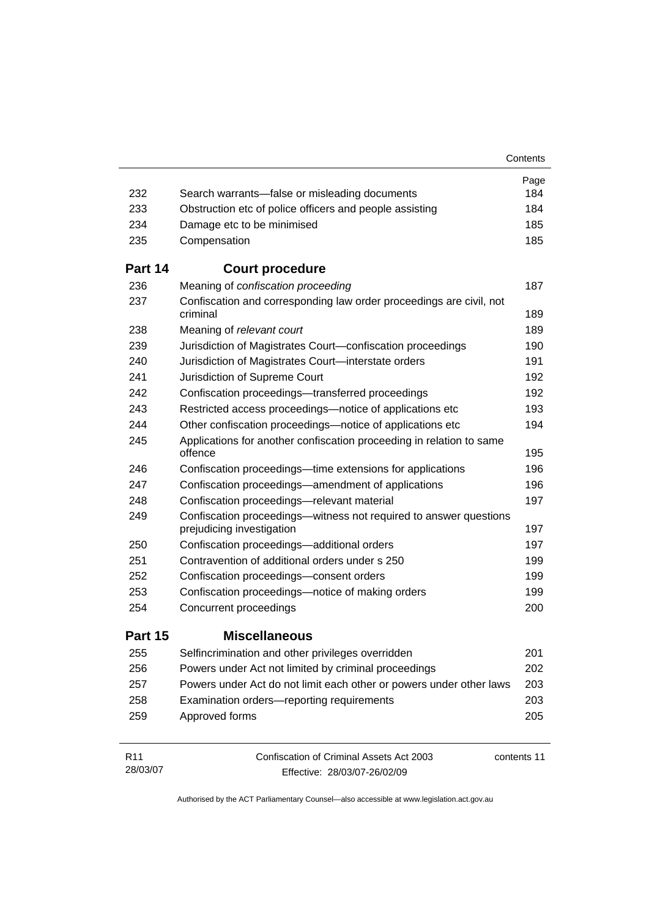| | | Page |
|---|---|---|
| 232 | Search warrants—false or misleading documents | 184 |
| 233 | Obstruction etc of police officers and people assisting | 184 |
| 234 | Damage etc to be minimised | 185 |
| 235 | Compensation | 185 |
| **Part 14** | **Court procedure** | |
| 236 | Meaning of *confiscation proceeding* | 187 |
| 237 | Confiscation and corresponding law order proceedings are civil, not criminal | 189 |
| 238 | Meaning of *relevant court* | 189 |
| 239 | Jurisdiction of Magistrates Court—confiscation proceedings | 190 |
| 240 | Jurisdiction of Magistrates Court—interstate orders | 191 |
| 241 | Jurisdiction of Supreme Court | 192 |
| 242 | Confiscation proceedings—transferred proceedings | 192 |
| 243 | Restricted access proceedings—notice of applications etc | 193 |
| 244 | Other confiscation proceedings—notice of applications etc | 194 |
| 245 | Applications for another confiscation proceeding in relation to same offence | 195 |
| 246 | Confiscation proceedings—time extensions for applications | 196 |
| 247 | Confiscation proceedings—amendment of applications | 196 |
| 248 | Confiscation proceedings—relevant material | 197 |
| 249 | Confiscation proceedings—witness not required to answer questions prejudicing investigation | 197 |
| 250 | Confiscation proceedings—additional orders | 197 |
| 251 | Contravention of additional orders under s 250 | 199 |
| 252 | Confiscation proceedings—consent orders | 199 |
| 253 | Confiscation proceedings—notice of making orders | 199 |
| 254 | Concurrent proceedings | 200 |
| **Part 15** | **Miscellaneous** | |
| 255 | Selfincrimination and other privileges overridden | 201 |
| 256 | Powers under Act not limited by criminal proceedings | 202 |
| 257 | Powers under Act do not limit each other or powers under other laws | 203 |
| 258 | Examination orders—reporting requirements | 203 |
| 259 | Approved forms | 205 |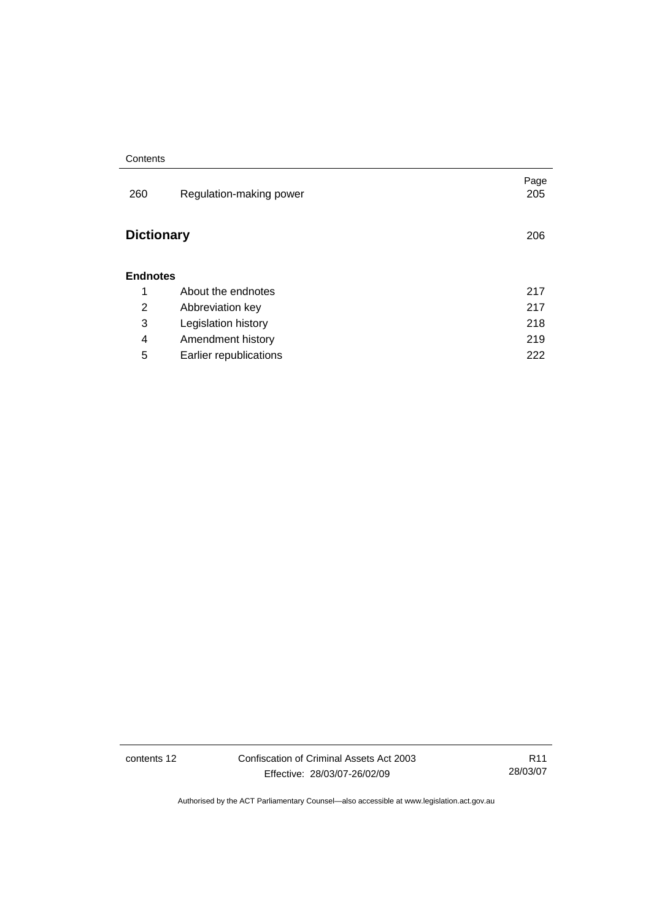| | | Page |
|---|---|---|
| 260 | Regulation-making power | 205 |

## Dictionary 206

**Endnotes**

| | | |
|---|---|---|
| 1 | About the endnotes | 217 |
| 2 | Abbreviation key | 217 |
| 3 | Legislation history | 218 |
| 4 | Amendment history | 219 |
| 5 | Earlier republications | 222 |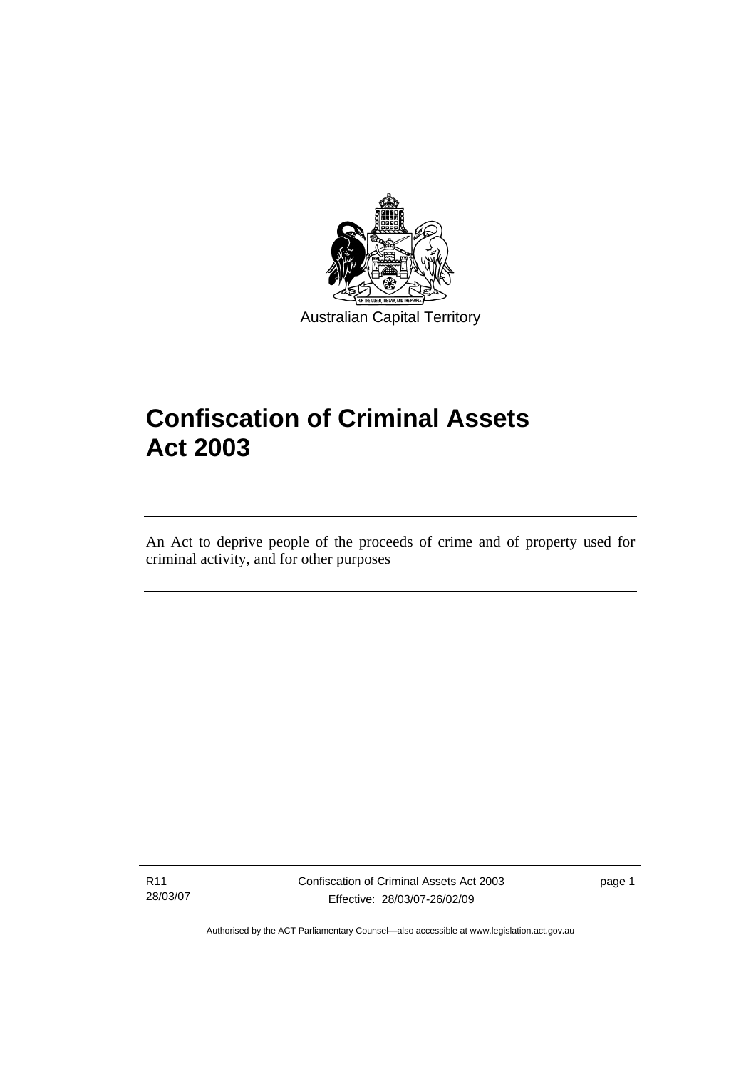Australian Capital Territory

# Confiscation of Criminal Assets Act 2003

An Act to deprive people of the proceeds of crime and of property used for criminal activity, and for other purposes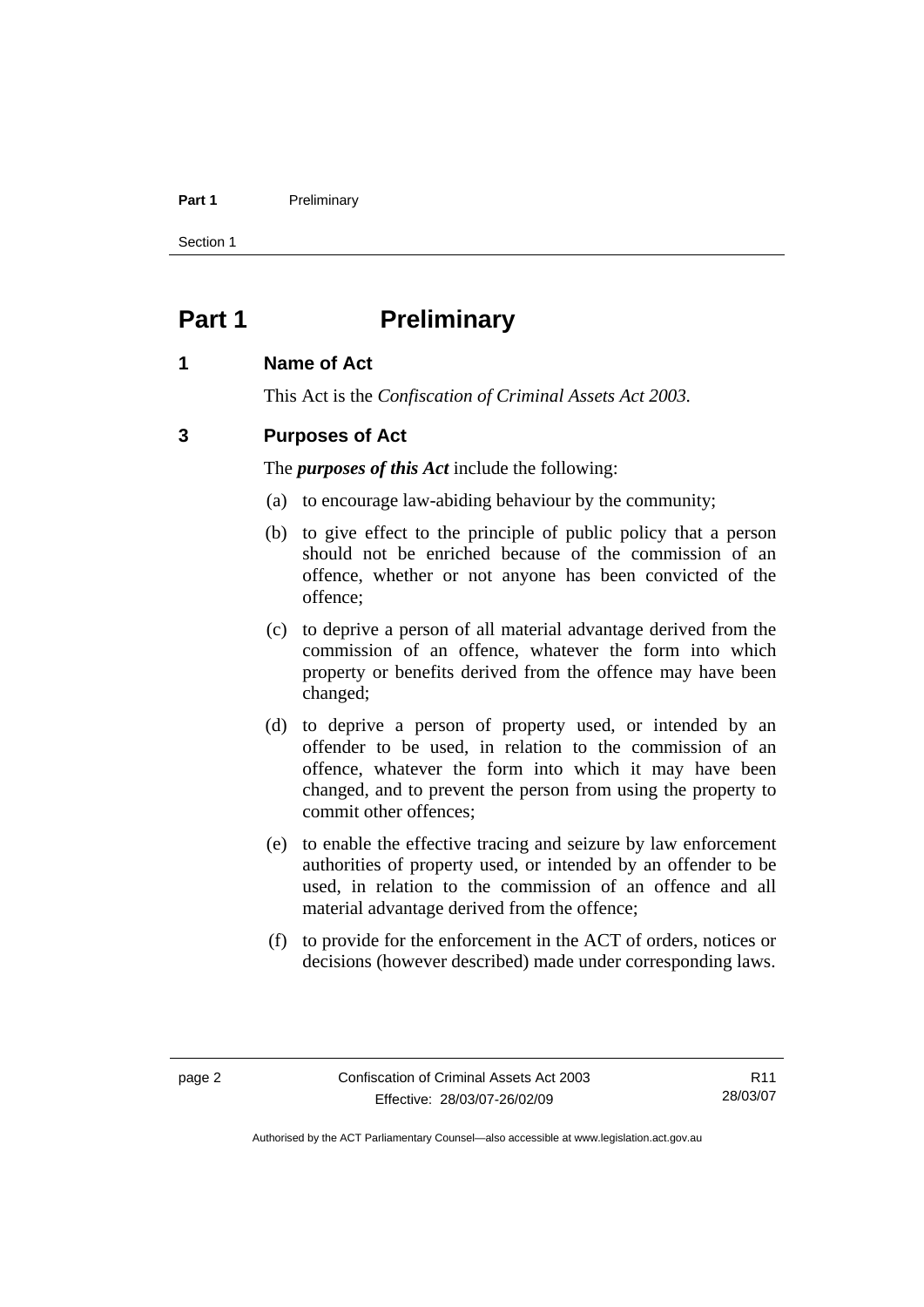# Part 1 Preliminary

## 1 Name of Act

This Act is the *Confiscation of Criminal Assets Act 2003*.

## 3 Purposes of Act

The ***purposes of this Act*** include the following:

(a) to encourage law-abiding behaviour by the community;

(b) to give effect to the principle of public policy that a person should not be enriched because of the commission of an offence, whether or not anyone has been convicted of the offence;

(c) to deprive a person of all material advantage derived from the commission of an offence, whatever the form into which property or benefits derived from the offence may have been changed;

(d) to deprive a person of property used, or intended by an offender to be used, in relation to the commission of an offence, whatever the form into which it may have been changed, and to prevent the person from using the property to commit other offences;

(e) to enable the effective tracing and seizure by law enforcement authorities of property used, or intended by an offender to be used, in relation to the commission of an offence and all material advantage derived from the offence;

(f) to provide for the enforcement in the ACT of orders, notices or decisions (however described) made under corresponding laws.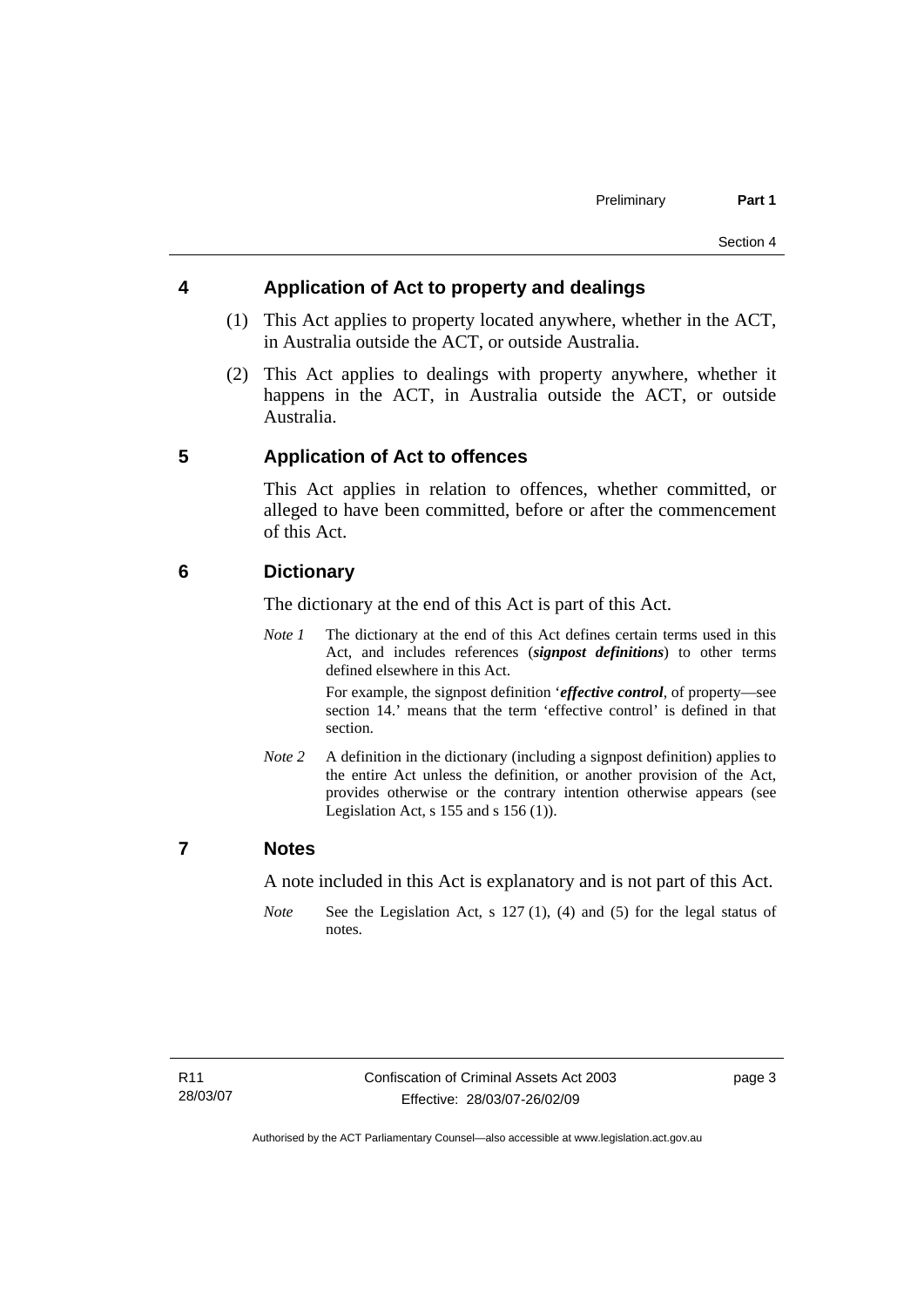## 4 Application of Act to property and dealings

(1) This Act applies to property located anywhere, whether in the ACT, in Australia outside the ACT, or outside Australia.

(2) This Act applies to dealings with property anywhere, whether it happens in the ACT, in Australia outside the ACT, or outside Australia.

## 5 Application of Act to offences

This Act applies in relation to offences, whether committed, or alleged to have been committed, before or after the commencement of this Act.

## 6 Dictionary

The dictionary at the end of this Act is part of this Act.

*Note 1* The dictionary at the end of this Act defines certain terms used in this Act, and includes references (***signpost definitions***) to other terms defined elsewhere in this Act.

For example, the signpost definition '***effective control***, of property—see section 14.' means that the term 'effective control' is defined in that section.

*Note 2* A definition in the dictionary (including a signpost definition) applies to the entire Act unless the definition, or another provision of the Act, provides otherwise or the contrary intention otherwise appears (see Legislation Act, s 155 and s 156 (1)).

## 7 Notes

A note included in this Act is explanatory and is not part of this Act.

*Note* See the Legislation Act, s 127 (1), (4) and (5) for the legal status of notes.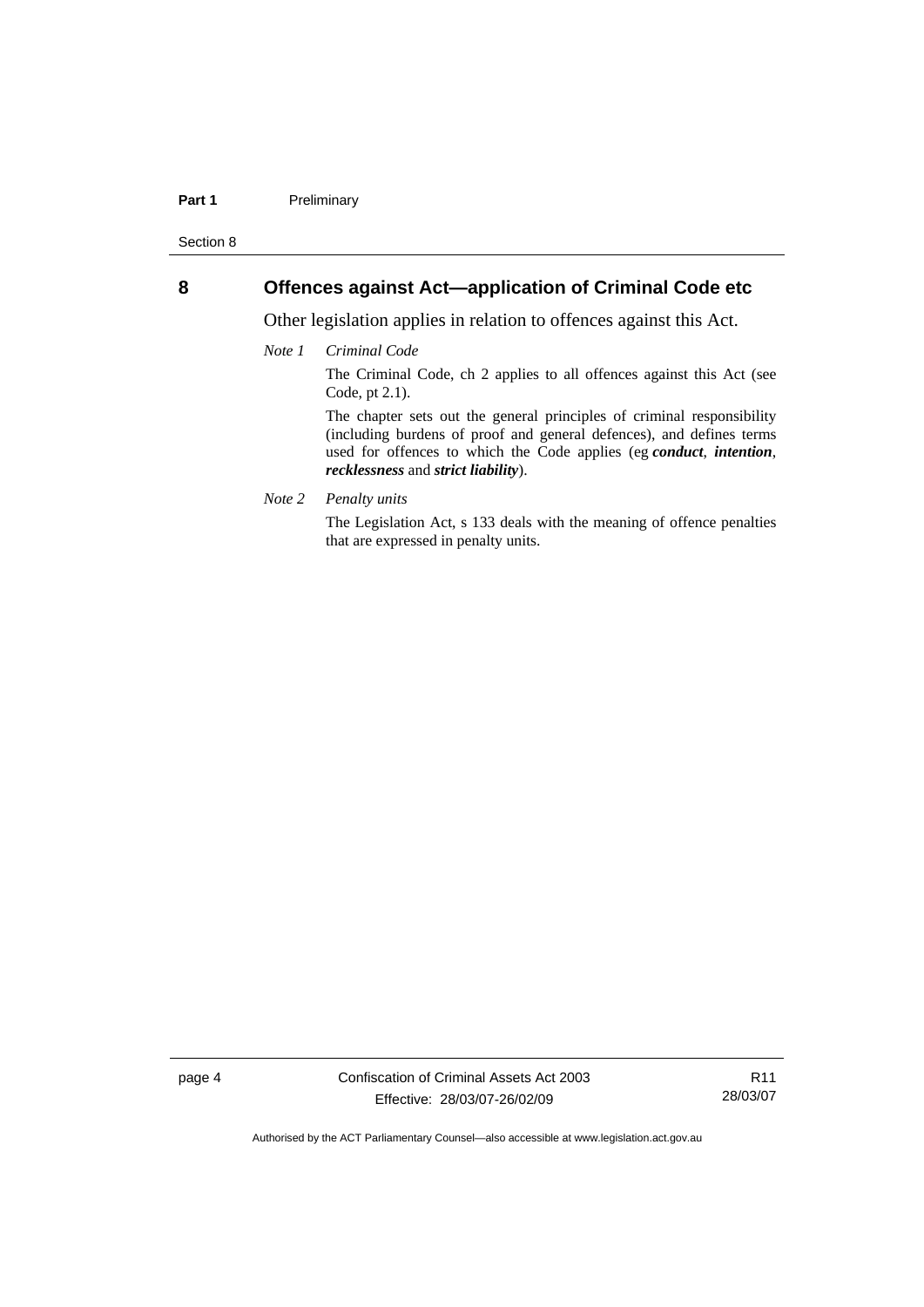## 8 Offences against Act—application of Criminal Code etc

Other legislation applies in relation to offences against this Act.

*Note 1 Criminal Code*

The Criminal Code, ch 2 applies to all offences against this Act (see Code, pt 2.1).

The chapter sets out the general principles of criminal responsibility (including burdens of proof and general defences), and defines terms used for offences to which the Code applies (eg ***conduct***, ***intention***, ***recklessness*** and ***strict liability***).

*Note 2 Penalty units*

The Legislation Act, s 133 deals with the meaning of offence penalties that are expressed in penalty units.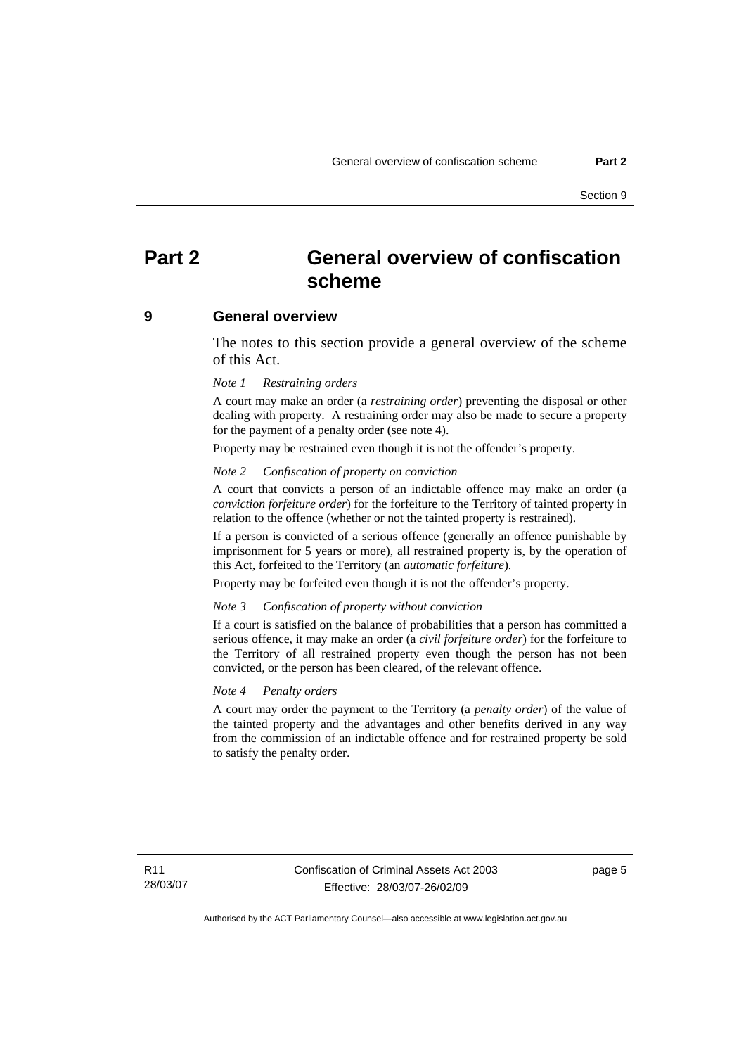# Part 2 General overview of confiscation scheme

## 9 General overview

The notes to this section provide a general overview of the scheme of this Act.

*Note 1 Restraining orders*

A court may make an order (a ***restraining order***) preventing the disposal or other dealing with property. A restraining order may also be made to secure a property for the payment of a penalty order (see note 4).

Property may be restrained even though it is not the offender's property.

*Note 2 Confiscation of property on conviction*

A court that convicts a person of an indictable offence may make an order (a ***conviction forfeiture order***) for the forfeiture to the Territory of tainted property in relation to the offence (whether or not the tainted property is restrained).

If a person is convicted of a serious offence (generally an offence punishable by imprisonment for 5 years or more), all restrained property is, by the operation of this Act, forfeited to the Territory (an ***automatic forfeiture***).

Property may be forfeited even though it is not the offender's property.

*Note 3 Confiscation of property without conviction*

If a court is satisfied on the balance of probabilities that a person has committed a serious offence, it may make an order (a ***civil forfeiture order***) for the forfeiture to the Territory of all restrained property even though the person has not been convicted, or the person has been cleared, of the relevant offence.

*Note 4 Penalty orders*

A court may order the payment to the Territory (a ***penalty order***) of the value of the tainted property and the advantages and other benefits derived in any way from the commission of an indictable offence and for restrained property be sold to satisfy the penalty order.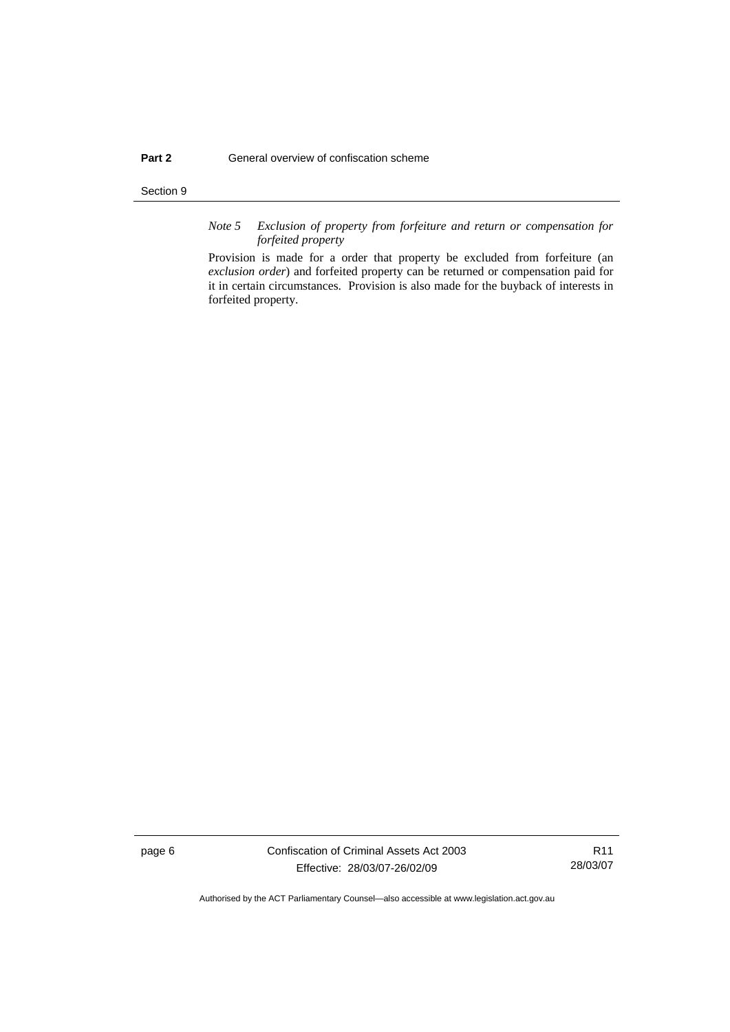*Note 5 Exclusion of property from forfeiture and return or compensation for forfeited property*

Provision is made for a order that property be excluded from forfeiture (an *exclusion order*) and forfeited property can be returned or compensation paid for it in certain circumstances. Provision is also made for the buyback of interests in forfeited property.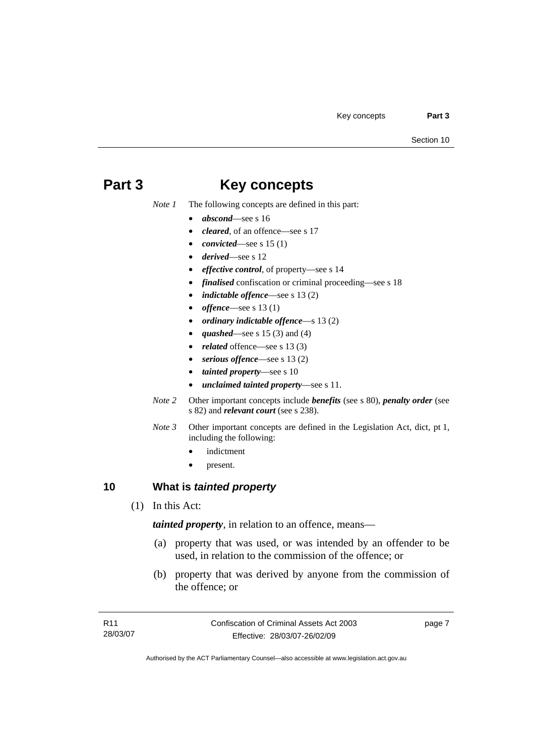# Part 3 Key concepts

*Note 1* The following concepts are defined in this part:

- ***abscond***—see s 16
- ***cleared***, of an offence—see s 17
- ***convicted***—see s 15 (1)
- ***derived***—see s 12
- ***effective control***, of property—see s 14
- ***finalised*** confiscation or criminal proceeding—see s 18
- ***indictable offence***—see s 13 (2)
- ***offence***—see s 13 (1)
- ***ordinary indictable offence***—s 13 (2)
- ***quashed***—see s 15 (3) and (4)
- ***related*** offence—see s 13 (3)
- ***serious offence***—see s 13 (2)
- ***tainted property***—see s 10
- ***unclaimed tainted property***—see s 11.

*Note 2* Other important concepts include ***benefits*** (see s 80), ***penalty order*** (see s 82) and ***relevant court*** (see s 238).

*Note 3* Other important concepts are defined in the Legislation Act, dict, pt 1, including the following:

- indictment
- present.

## 10 What is *tainted property*

(1) In this Act:

***tainted property***, in relation to an offence, means—

(a) property that was used, or was intended by an offender to be used, in relation to the commission of the offence; or

(b) property that was derived by anyone from the commission of the offence; or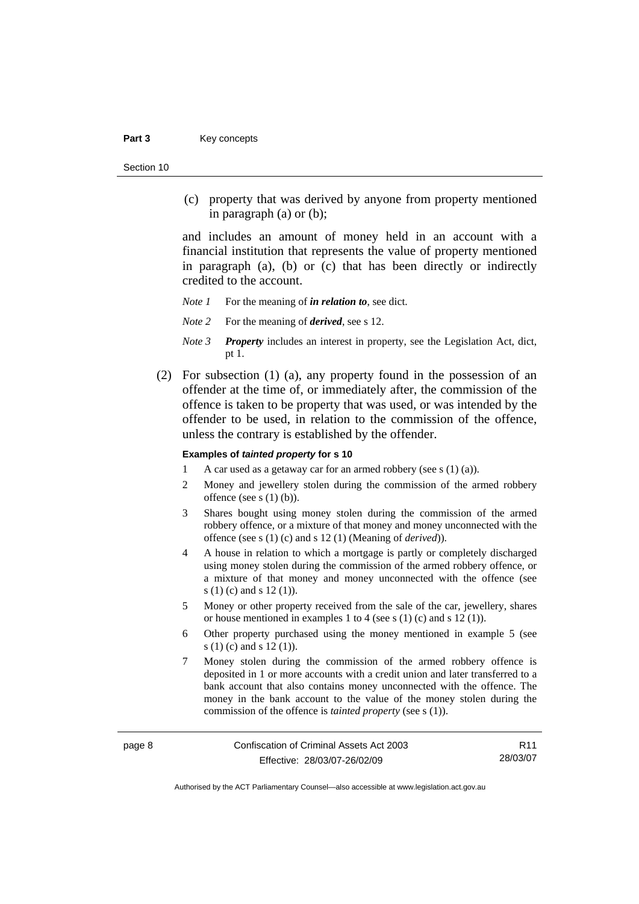(c) property that was derived by anyone from property mentioned in paragraph (a) or (b);

and includes an amount of money held in an account with a financial institution that represents the value of property mentioned in paragraph (a), (b) or (c) that has been directly or indirectly credited to the account.

*Note 1* For the meaning of ***in relation to***, see dict.

*Note 2* For the meaning of ***derived***, see s 12.

*Note 3* ***Property*** includes an interest in property, see the Legislation Act, dict, pt 1.

(2) For subsection (1) (a), any property found in the possession of an offender at the time of, or immediately after, the commission of the offence is taken to be property that was used, or was intended by the offender to be used, in relation to the commission of the offence, unless the contrary is established by the offender.

**Examples of *tainted property* for s 10**

1 A car used as a getaway car for an armed robbery (see s (1) (a)).

2 Money and jewellery stolen during the commission of the armed robbery offence (see s (1) (b)).

3 Shares bought using money stolen during the commission of the armed robbery offence, or a mixture of that money and money unconnected with the offence (see s (1) (c) and s 12 (1) (Meaning of *derived*)).

4 A house in relation to which a mortgage is partly or completely discharged using money stolen during the commission of the armed robbery offence, or a mixture of that money and money unconnected with the offence (see s (1) (c) and s 12 (1)).

5 Money or other property received from the sale of the car, jewellery, shares or house mentioned in examples 1 to 4 (see s (1) (c) and s 12 (1)).

6 Other property purchased using the money mentioned in example 5 (see s (1) (c) and s 12 (1)).

7 Money stolen during the commission of the armed robbery offence is deposited in 1 or more accounts with a credit union and later transferred to a bank account that also contains money unconnected with the offence. The money in the bank account to the value of the money stolen during the commission of the offence is *tainted property* (see s (1)).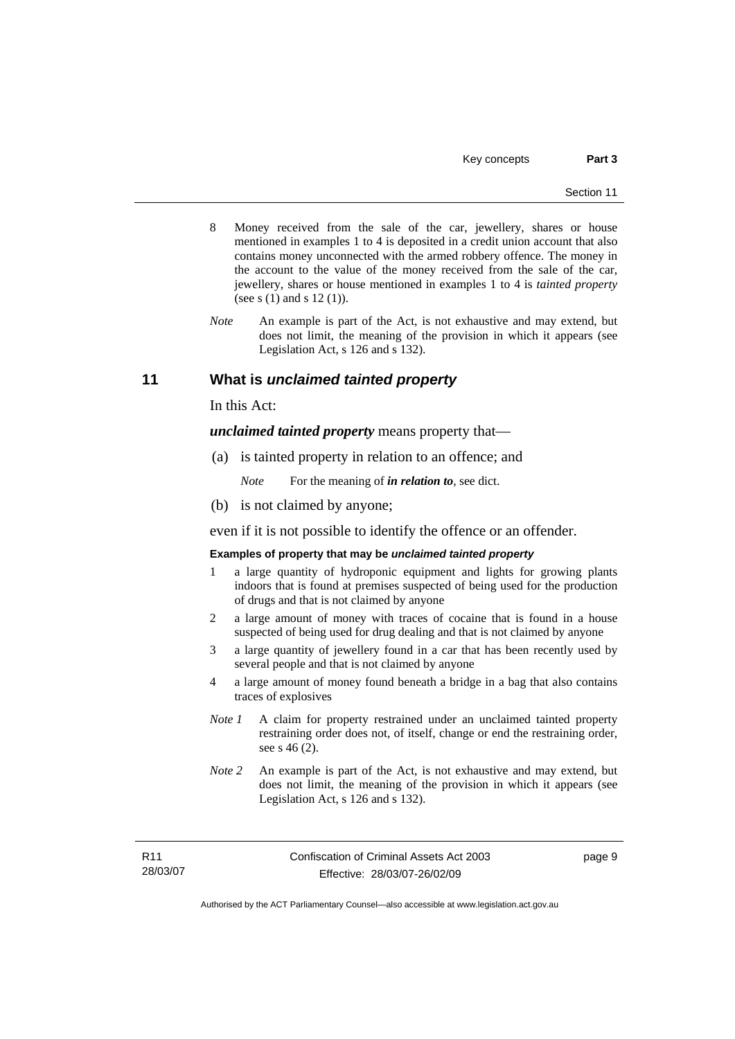8 Money received from the sale of the car, jewellery, shares or house mentioned in examples 1 to 4 is deposited in a credit union account that also contains money unconnected with the armed robbery offence. The money in the account to the value of the money received from the sale of the car, jewellery, shares or house mentioned in examples 1 to 4 is *tainted property* (see s (1) and s 12 (1)).

*Note* An example is part of the Act, is not exhaustive and may extend, but does not limit, the meaning of the provision in which it appears (see Legislation Act, s 126 and s 132).

## 11 What is *unclaimed tainted property*

In this Act:

***unclaimed tainted property*** means property that—

(a) is tainted property in relation to an offence; and

*Note* For the meaning of ***in relation to***, see dict.

(b) is not claimed by anyone;

even if it is not possible to identify the offence or an offender.

**Examples of property that may be *unclaimed tainted property***

1 a large quantity of hydroponic equipment and lights for growing plants indoors that is found at premises suspected of being used for the production of drugs and that is not claimed by anyone

2 a large amount of money with traces of cocaine that is found in a house suspected of being used for drug dealing and that is not claimed by anyone

3 a large quantity of jewellery found in a car that has been recently used by several people and that is not claimed by anyone

4 a large amount of money found beneath a bridge in a bag that also contains traces of explosives

*Note 1* A claim for property restrained under an unclaimed tainted property restraining order does not, of itself, change or end the restraining order, see s 46 (2).

*Note 2* An example is part of the Act, is not exhaustive and may extend, but does not limit, the meaning of the provision in which it appears (see Legislation Act, s 126 and s 132).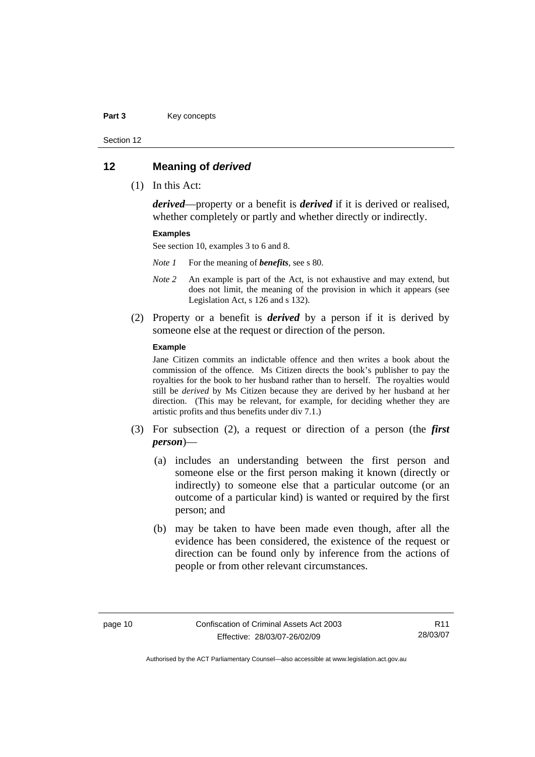## 12 Meaning of *derived*

(1) In this Act:

***derived***—property or a benefit is ***derived*** if it is derived or realised, whether completely or partly and whether directly or indirectly.

**Examples**

See section 10, examples 3 to 6 and 8.

*Note 1* For the meaning of ***benefits***, see s 80.

*Note 2* An example is part of the Act, is not exhaustive and may extend, but does not limit, the meaning of the provision in which it appears (see Legislation Act, s 126 and s 132).

(2) Property or a benefit is ***derived*** by a person if it is derived by someone else at the request or direction of the person.

**Example**

Jane Citizen commits an indictable offence and then writes a book about the commission of the offence. Ms Citizen directs the book's publisher to pay the royalties for the book to her husband rather than to herself. The royalties would still be *derived* by Ms Citizen because they are derived by her husband at her direction. (This may be relevant, for example, for deciding whether they are artistic profits and thus benefits under div 7.1.)

(3) For subsection (2), a request or direction of a person (the ***first person***)—

(a) includes an understanding between the first person and someone else or the first person making it known (directly or indirectly) to someone else that a particular outcome (or an outcome of a particular kind) is wanted or required by the first person; and

(b) may be taken to have been made even though, after all the evidence has been considered, the existence of the request or direction can be found only by inference from the actions of people or from other relevant circumstances.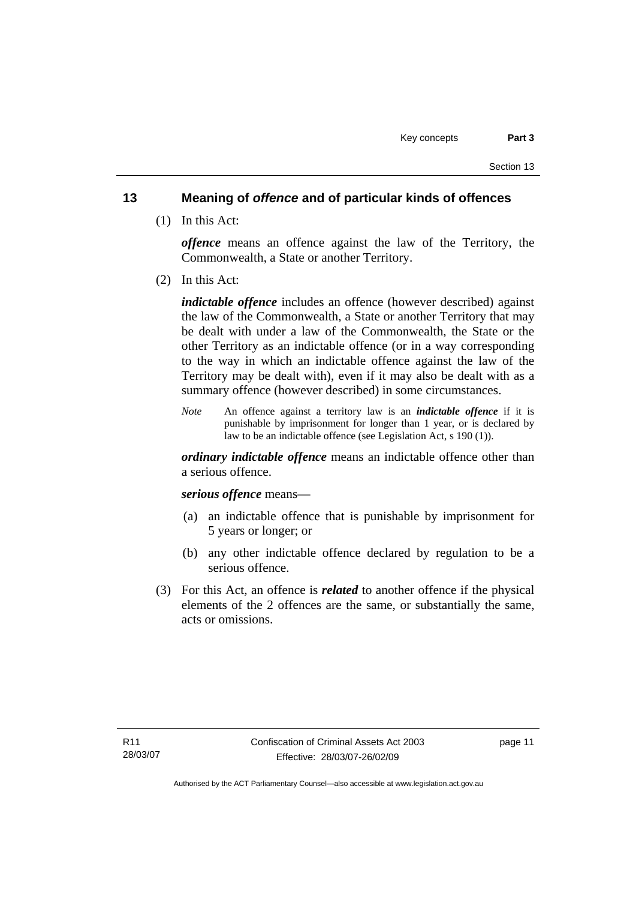## 13 Meaning of *offence* and of particular kinds of offences

(1) In this Act:

***offence*** means an offence against the law of the Territory, the Commonwealth, a State or another Territory.

(2) In this Act:

***indictable offence*** includes an offence (however described) against the law of the Commonwealth, a State or another Territory that may be dealt with under a law of the Commonwealth, the State or the other Territory as an indictable offence (or in a way corresponding to the way in which an indictable offence against the law of the Territory may be dealt with), even if it may also be dealt with as a summary offence (however described) in some circumstances.

*Note* An offence against a territory law is an ***indictable offence*** if it is punishable by imprisonment for longer than 1 year, or is declared by law to be an indictable offence (see Legislation Act, s 190 (1)).

***ordinary indictable offence*** means an indictable offence other than a serious offence.

***serious offence*** means—

(a) an indictable offence that is punishable by imprisonment for 5 years or longer; or

(b) any other indictable offence declared by regulation to be a serious offence.

(3) For this Act, an offence is ***related*** to another offence if the physical elements of the 2 offences are the same, or substantially the same, acts or omissions.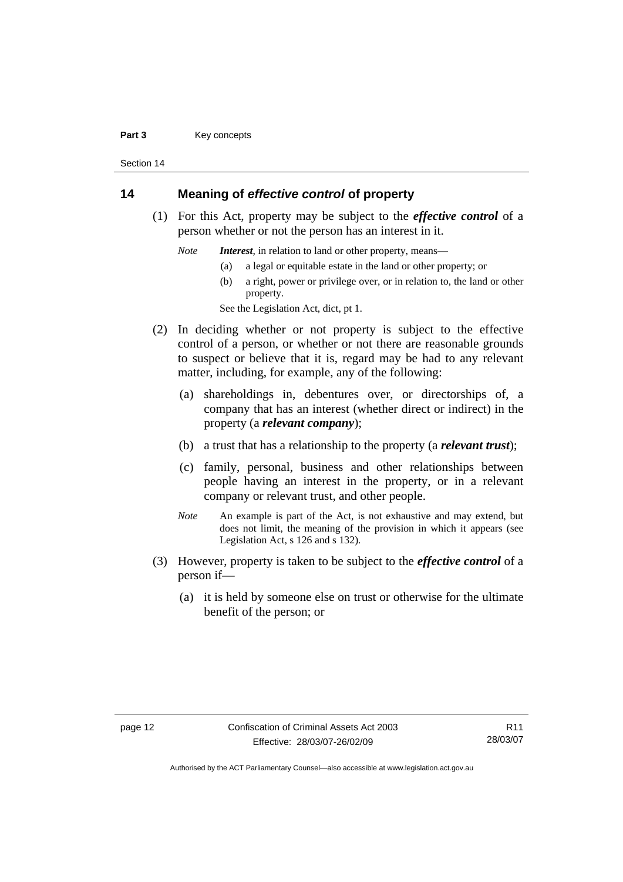## 14 Meaning of ***effective control*** of property

(1) For this Act, property may be subject to the ***effective control*** of a person whether or not the person has an interest in it.

*Note* ***Interest***, in relation to land or other property, means—

(a) a legal or equitable estate in the land or other property; or

(b) a right, power or privilege over, or in relation to, the land or other property.

See the Legislation Act, dict, pt 1.

(2) In deciding whether or not property is subject to the effective control of a person, or whether or not there are reasonable grounds to suspect or believe that it is, regard may be had to any relevant matter, including, for example, any of the following:

(a) shareholdings in, debentures over, or directorships of, a company that has an interest (whether direct or indirect) in the property (a ***relevant company***);

(b) a trust that has a relationship to the property (a ***relevant trust***);

(c) family, personal, business and other relationships between people having an interest in the property, or in a relevant company or relevant trust, and other people.

*Note* An example is part of the Act, is not exhaustive and may extend, but does not limit, the meaning of the provision in which it appears (see Legislation Act, s 126 and s 132).

(3) However, property is taken to be subject to the ***effective control*** of a person if—

(a) it is held by someone else on trust or otherwise for the ultimate benefit of the person; or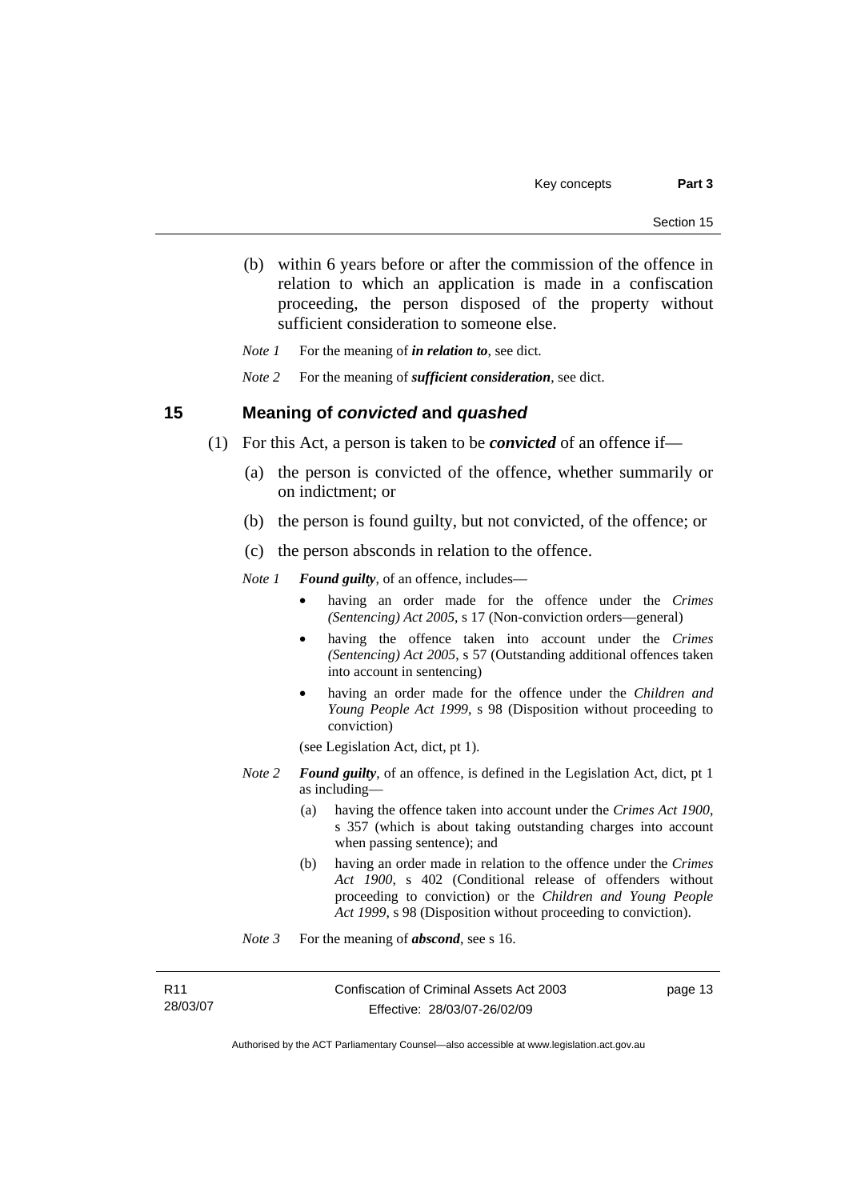(b) within 6 years before or after the commission of the offence in relation to which an application is made in a confiscation proceeding, the person disposed of the property without sufficient consideration to someone else.

*Note 1* For the meaning of ***in relation to***, see dict.

*Note 2* For the meaning of ***sufficient consideration***, see dict.

## 15 Meaning of *convicted* and *quashed*

(1) For this Act, a person is taken to be ***convicted*** of an offence if—

(a) the person is convicted of the offence, whether summarily or on indictment; or

(b) the person is found guilty, but not convicted, of the offence; or

(c) the person absconds in relation to the offence.

*Note 1* ***Found guilty***, of an offence, includes—

- having an order made for the offence under the *Crimes (Sentencing) Act 2005*, s 17 (Non-conviction orders—general)
- having the offence taken into account under the *Crimes (Sentencing) Act 2005*, s 57 (Outstanding additional offences taken into account in sentencing)
- having an order made for the offence under the *Children and Young People Act 1999*, s 98 (Disposition without proceeding to conviction)

(see Legislation Act, dict, pt 1).

*Note 2* ***Found guilty***, of an offence, is defined in the Legislation Act, dict, pt 1 as including—

(a) having the offence taken into account under the *Crimes Act 1900*, s 357 (which is about taking outstanding charges into account when passing sentence); and

(b) having an order made in relation to the offence under the *Crimes Act 1900*, s 402 (Conditional release of offenders without proceeding to conviction) or the *Children and Young People Act 1999*, s 98 (Disposition without proceeding to conviction).

*Note 3* For the meaning of ***abscond***, see s 16.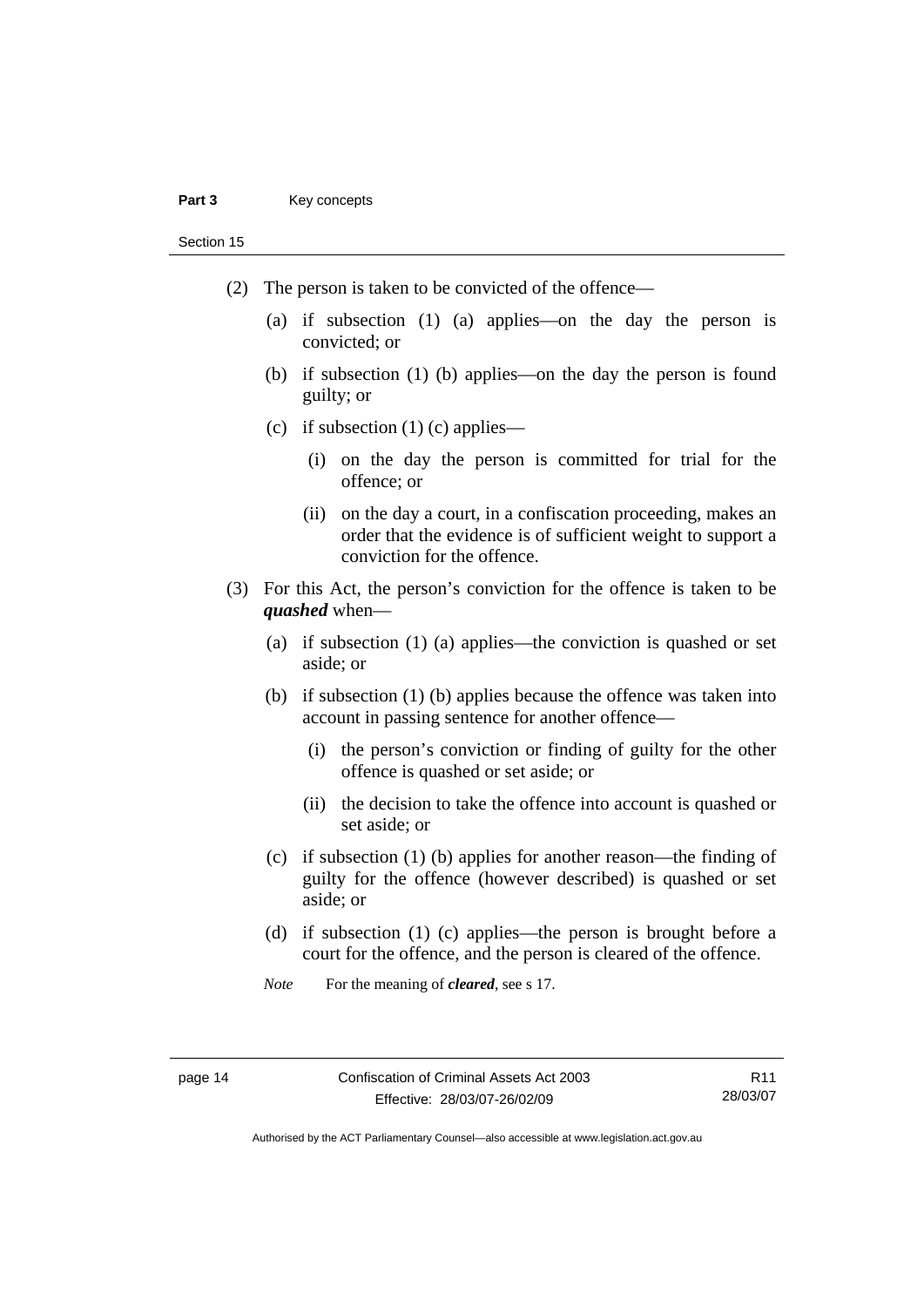(2) The person is taken to be convicted of the offence—

(a) if subsection (1) (a) applies—on the day the person is convicted; or

(b) if subsection (1) (b) applies—on the day the person is found guilty; or

(c) if subsection (1) (c) applies—

(i) on the day the person is committed for trial for the offence; or

(ii) on the day a court, in a confiscation proceeding, makes an order that the evidence is of sufficient weight to support a conviction for the offence.

(3) For this Act, the person's conviction for the offence is taken to be ***quashed*** when—

(a) if subsection (1) (a) applies—the conviction is quashed or set aside; or

(b) if subsection (1) (b) applies because the offence was taken into account in passing sentence for another offence—

(i) the person's conviction or finding of guilty for the other offence is quashed or set aside; or

(ii) the decision to take the offence into account is quashed or set aside; or

(c) if subsection (1) (b) applies for another reason—the finding of guilty for the offence (however described) is quashed or set aside; or

(d) if subsection (1) (c) applies—the person is brought before a court for the offence, and the person is cleared of the offence.

*Note* For the meaning of ***cleared***, see s 17.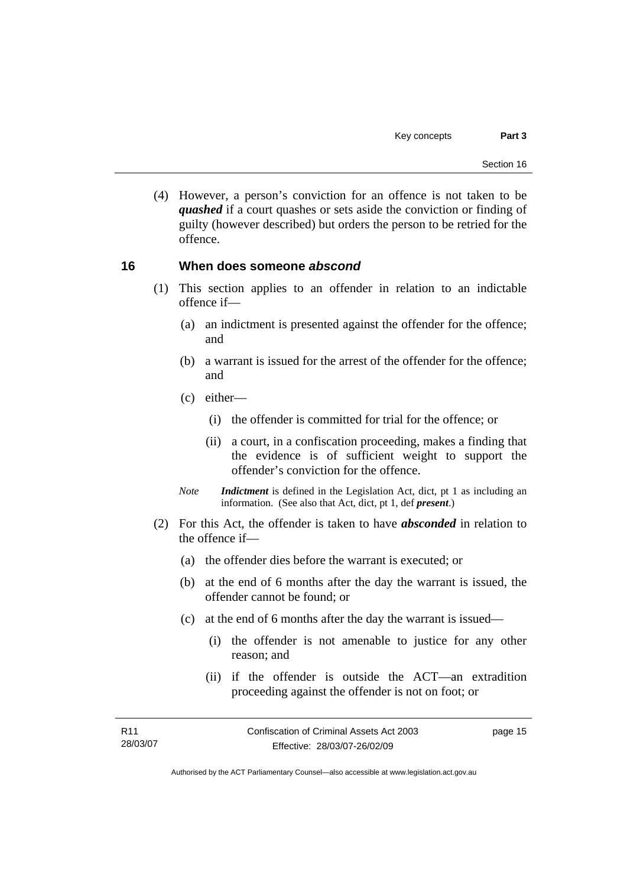(4) However, a person's conviction for an offence is not taken to be ***quashed*** if a court quashes or sets aside the conviction or finding of guilty (however described) but orders the person to be retried for the offence.

## 16 When does someone *abscond*

(1) This section applies to an offender in relation to an indictable offence if—

(a) an indictment is presented against the offender for the offence; and

(b) a warrant is issued for the arrest of the offender for the offence; and

(c) either—

(i) the offender is committed for trial for the offence; or

(ii) a court, in a confiscation proceeding, makes a finding that the evidence is of sufficient weight to support the offender's conviction for the offence.

*Note* ***Indictment*** is defined in the Legislation Act, dict, pt 1 as including an information. (See also that Act, dict, pt 1, def ***present***.)

(2) For this Act, the offender is taken to have ***absconded*** in relation to the offence if—

(a) the offender dies before the warrant is executed; or

(b) at the end of 6 months after the day the warrant is issued, the offender cannot be found; or

(c) at the end of 6 months after the day the warrant is issued—

(i) the offender is not amenable to justice for any other reason; and

(ii) if the offender is outside the ACT—an extradition proceeding against the offender is not on foot; or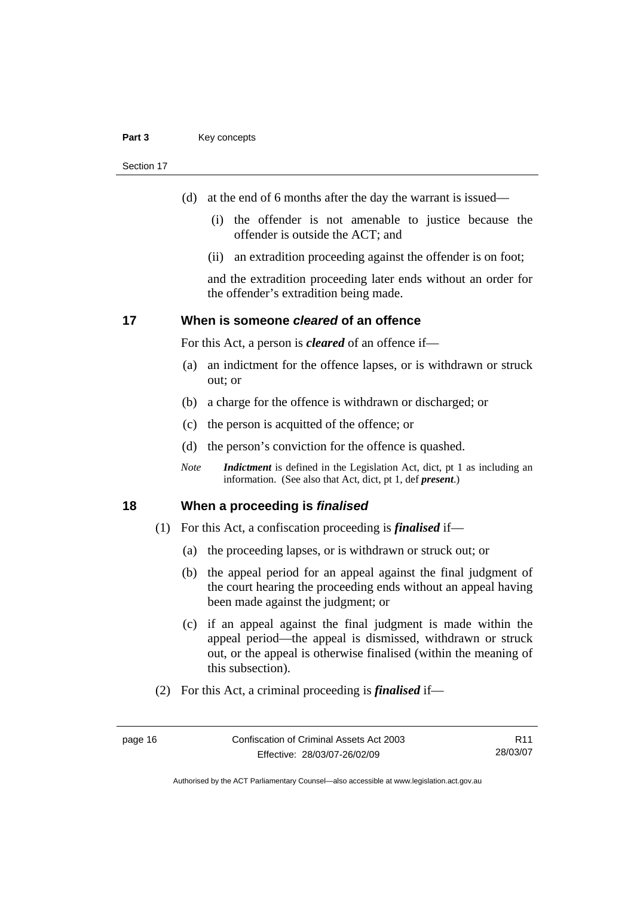(d) at the end of 6 months after the day the warrant is issued—

(i) the offender is not amenable to justice because the offender is outside the ACT; and

(ii) an extradition proceeding against the offender is on foot;

and the extradition proceeding later ends without an order for the offender's extradition being made.

## 17 When is someone *cleared* of an offence

For this Act, a person is ***cleared*** of an offence if—

(a) an indictment for the offence lapses, or is withdrawn or struck out; or

(b) a charge for the offence is withdrawn or discharged; or

(c) the person is acquitted of the offence; or

(d) the person's conviction for the offence is quashed.

*Note* ***Indictment*** is defined in the Legislation Act, dict, pt 1 as including an information. (See also that Act, dict, pt 1, def ***present***.)

## 18 When a proceeding is *finalised*

(1) For this Act, a confiscation proceeding is ***finalised*** if—

(a) the proceeding lapses, or is withdrawn or struck out; or

(b) the appeal period for an appeal against the final judgment of the court hearing the proceeding ends without an appeal having been made against the judgment; or

(c) if an appeal against the final judgment is made within the appeal period—the appeal is dismissed, withdrawn or struck out, or the appeal is otherwise finalised (within the meaning of this subsection).

(2) For this Act, a criminal proceeding is ***finalised*** if—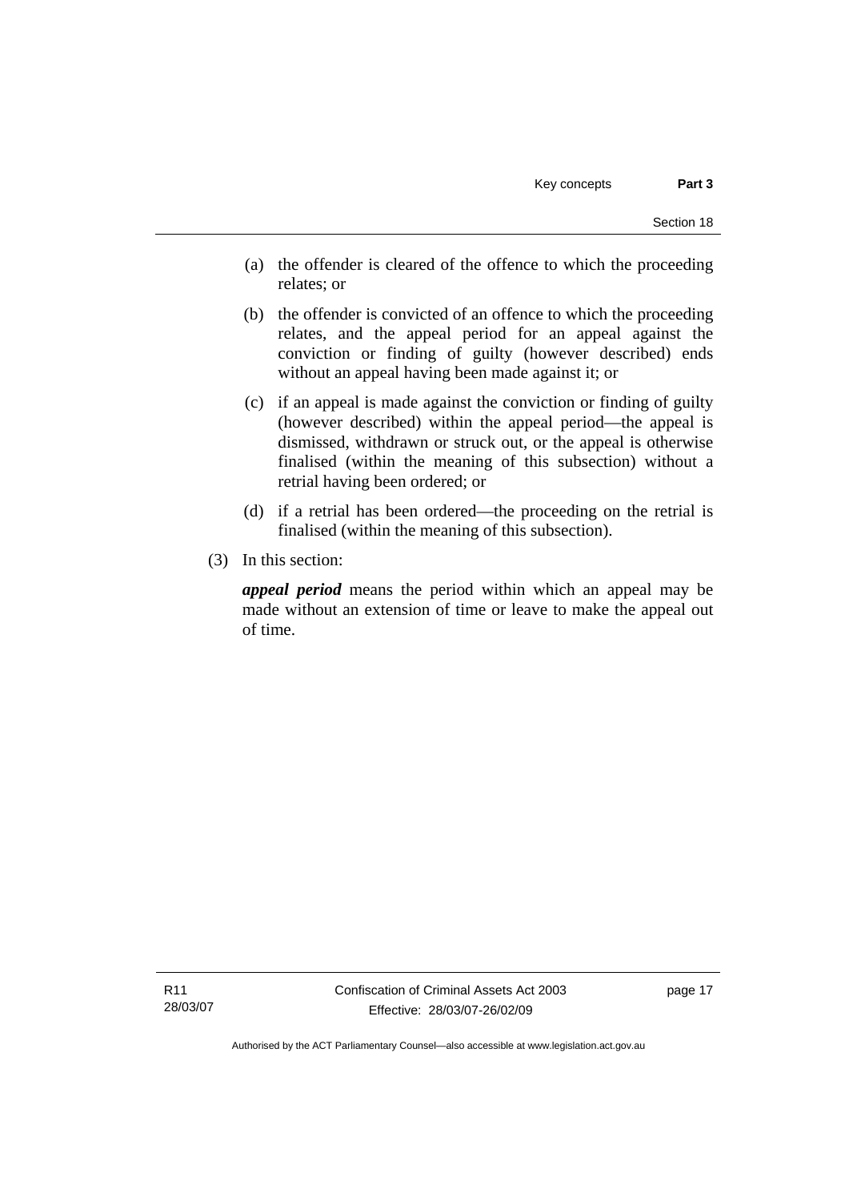(a) the offender is cleared of the offence to which the proceeding relates; or

(b) the offender is convicted of an offence to which the proceeding relates, and the appeal period for an appeal against the conviction or finding of guilty (however described) ends without an appeal having been made against it; or

(c) if an appeal is made against the conviction or finding of guilty (however described) within the appeal period—the appeal is dismissed, withdrawn or struck out, or the appeal is otherwise finalised (within the meaning of this subsection) without a retrial having been ordered; or

(d) if a retrial has been ordered—the proceeding on the retrial is finalised (within the meaning of this subsection).

(3) In this section:

***appeal period*** means the period within which an appeal may be made without an extension of time or leave to make the appeal out of time.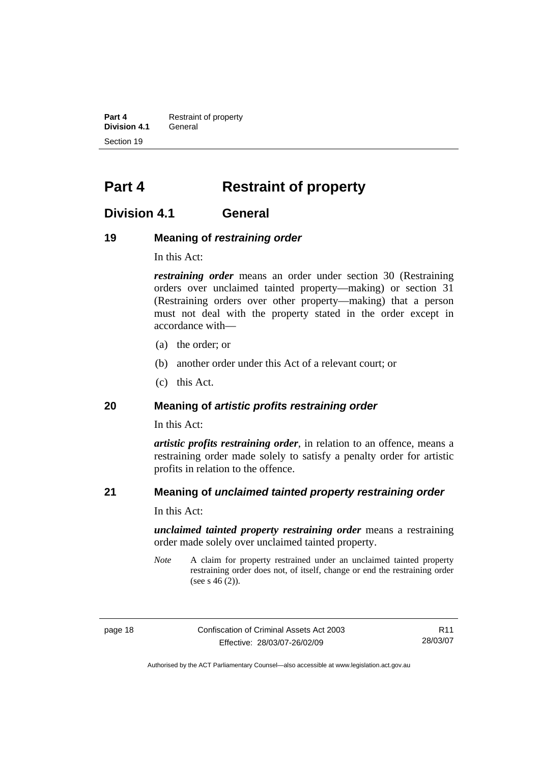# Part 4 Restraint of property

## Division 4.1 General

### 19 Meaning of *restraining order*

In this Act:

***restraining order*** means an order under section 30 (Restraining orders over unclaimed tainted property—making) or section 31 (Restraining orders over other property—making) that a person must not deal with the property stated in the order except in accordance with—

(a) the order; or

(b) another order under this Act of a relevant court; or

(c) this Act.

### 20 Meaning of *artistic profits restraining order*

In this Act:

***artistic profits restraining order***, in relation to an offence, means a restraining order made solely to satisfy a penalty order for artistic profits in relation to the offence.

### 21 Meaning of *unclaimed tainted property restraining order*

In this Act:

***unclaimed tainted property restraining order*** means a restraining order made solely over unclaimed tainted property.

*Note* A claim for property restrained under an unclaimed tainted property restraining order does not, of itself, change or end the restraining order (see s 46 (2)).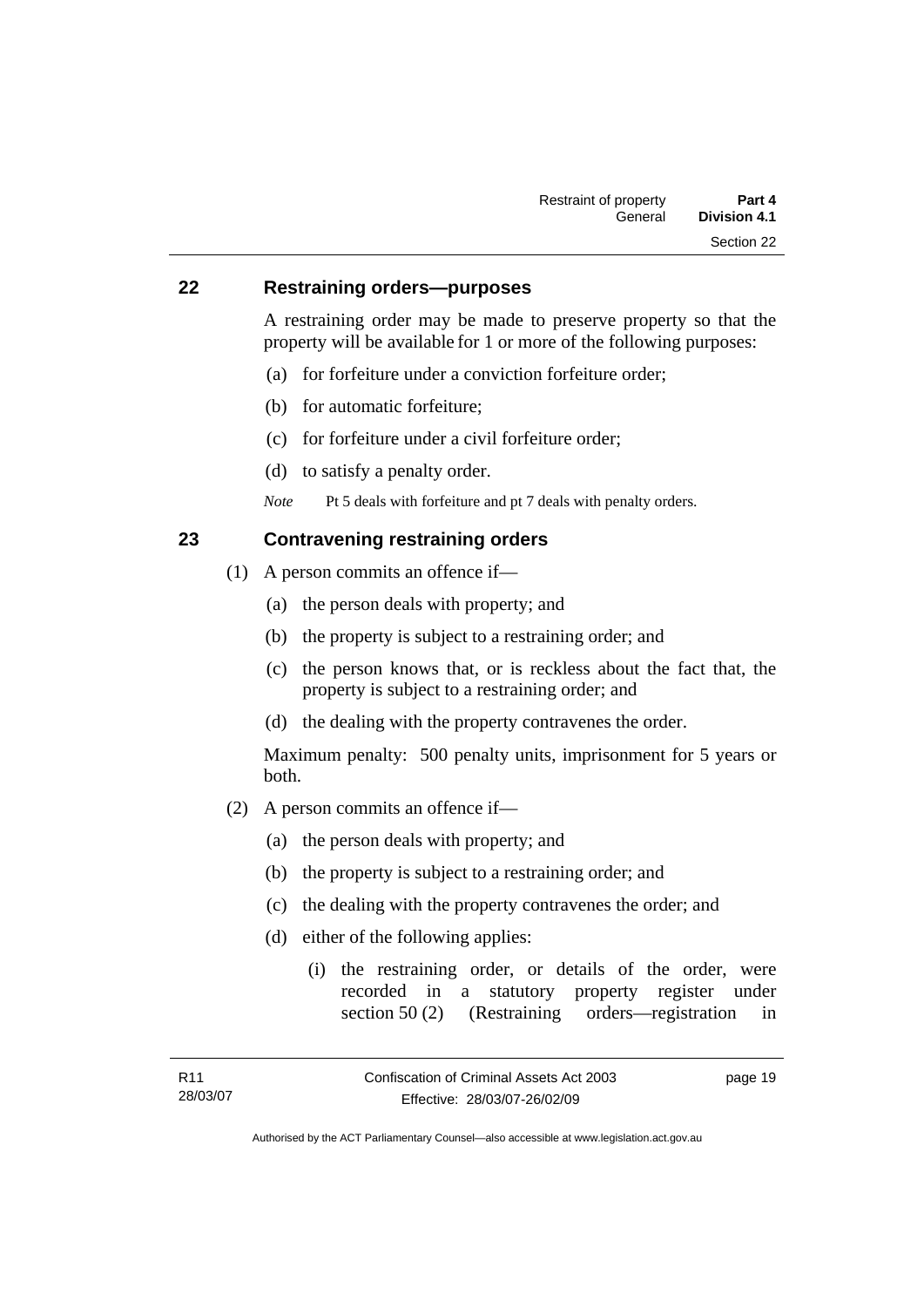## 22 Restraining orders—purposes

A restraining order may be made to preserve property so that the property will be available for 1 or more of the following purposes:

(a) for forfeiture under a conviction forfeiture order;

(b) for automatic forfeiture;

(c) for forfeiture under a civil forfeiture order;

(d) to satisfy a penalty order.

*Note* Pt 5 deals with forfeiture and pt 7 deals with penalty orders.

## 23 Contravening restraining orders

(1) A person commits an offence if—

(a) the person deals with property; and

(b) the property is subject to a restraining order; and

(c) the person knows that, or is reckless about the fact that, the property is subject to a restraining order; and

(d) the dealing with the property contravenes the order.

Maximum penalty: 500 penalty units, imprisonment for 5 years or both.

(2) A person commits an offence if—

(a) the person deals with property; and

(b) the property is subject to a restraining order; and

(c) the dealing with the property contravenes the order; and

(d) either of the following applies:

(i) the restraining order, or details of the order, were recorded in a statutory property register under section 50 (2) (Restraining orders—registration in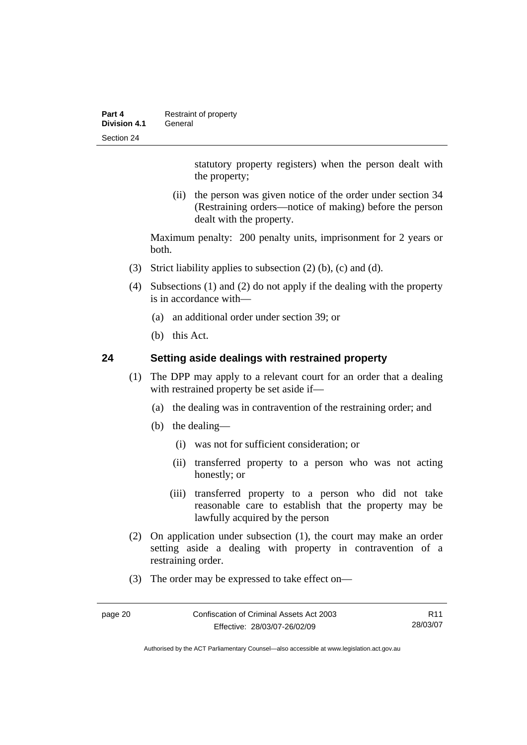statutory property registers) when the person dealt with the property;

(ii) the person was given notice of the order under section 34 (Restraining orders—notice of making) before the person dealt with the property.

Maximum penalty: 200 penalty units, imprisonment for 2 years or both.

(3) Strict liability applies to subsection (2) (b), (c) and (d).

(4) Subsections (1) and (2) do not apply if the dealing with the property is in accordance with—

(a) an additional order under section 39; or

(b) this Act.

## 24 Setting aside dealings with restrained property

(1) The DPP may apply to a relevant court for an order that a dealing with restrained property be set aside if—

(a) the dealing was in contravention of the restraining order; and

(b) the dealing—

(i) was not for sufficient consideration; or

(ii) transferred property to a person who was not acting honestly; or

(iii) transferred property to a person who did not take reasonable care to establish that the property may be lawfully acquired by the person

(2) On application under subsection (1), the court may make an order setting aside a dealing with property in contravention of a restraining order.

(3) The order may be expressed to take effect on—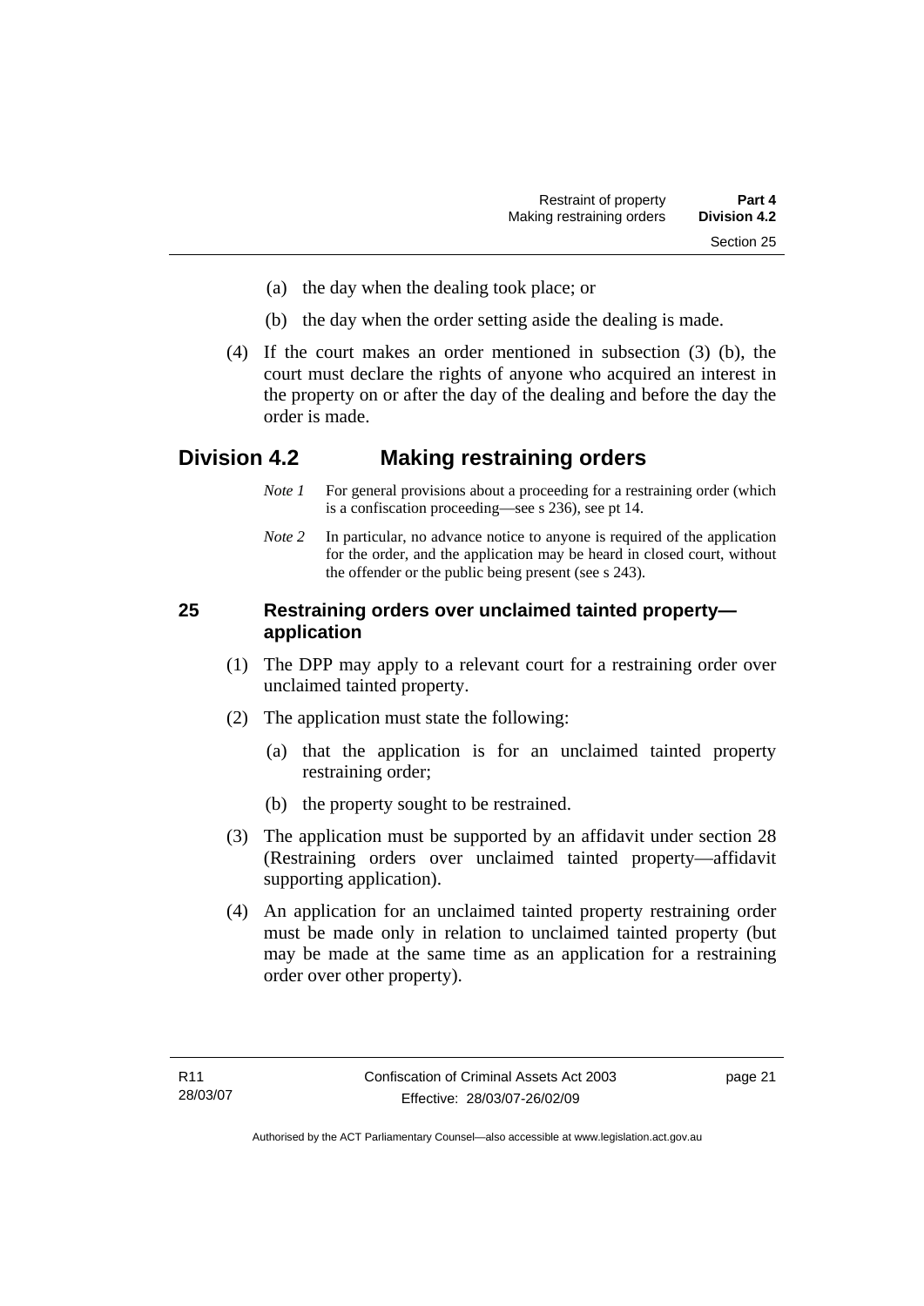(a) the day when the dealing took place; or

(b) the day when the order setting aside the dealing is made.

(4) If the court makes an order mentioned in subsection (3) (b), the court must declare the rights of anyone who acquired an interest in the property on or after the day of the dealing and before the day the order is made.

## Division 4.2 Making restraining orders

*Note 1* For general provisions about a proceeding for a restraining order (which is a confiscation proceeding—see s 236), see pt 14.

*Note 2* In particular, no advance notice to anyone is required of the application for the order, and the application may be heard in closed court, without the offender or the public being present (see s 243).

### 25 Restraining orders over unclaimed tainted property—application

(1) The DPP may apply to a relevant court for a restraining order over unclaimed tainted property.

(2) The application must state the following:

(a) that the application is for an unclaimed tainted property restraining order;

(b) the property sought to be restrained.

(3) The application must be supported by an affidavit under section 28 (Restraining orders over unclaimed tainted property—affidavit supporting application).

(4) An application for an unclaimed tainted property restraining order must be made only in relation to unclaimed tainted property (but may be made at the same time as an application for a restraining order over other property).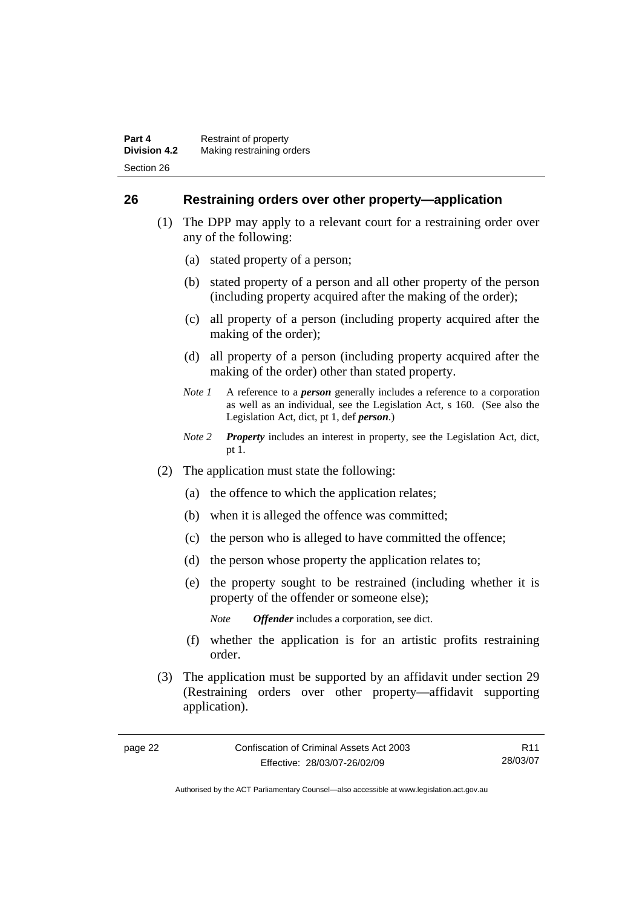## 26 Restraining orders over other property—application

(1) The DPP may apply to a relevant court for a restraining order over any of the following:

- (a) stated property of a person;
- (b) stated property of a person and all other property of the person (including property acquired after the making of the order);
- (c) all property of a person (including property acquired after the making of the order);
- (d) all property of a person (including property acquired after the making of the order) other than stated property.

*Note 1* A reference to a ***person*** generally includes a reference to a corporation as well as an individual, see the Legislation Act, s 160. (See also the Legislation Act, dict, pt 1, def ***person***.)

*Note 2* ***Property*** includes an interest in property, see the Legislation Act, dict, pt 1.

(2) The application must state the following:

- (a) the offence to which the application relates;
- (b) when it is alleged the offence was committed;
- (c) the person who is alleged to have committed the offence;
- (d) the person whose property the application relates to;
- (e) the property sought to be restrained (including whether it is property of the offender or someone else);

  *Note* ***Offender*** includes a corporation, see dict.

- (f) whether the application is for an artistic profits restraining order.

(3) The application must be supported by an affidavit under section 29 (Restraining orders over other property—affidavit supporting application).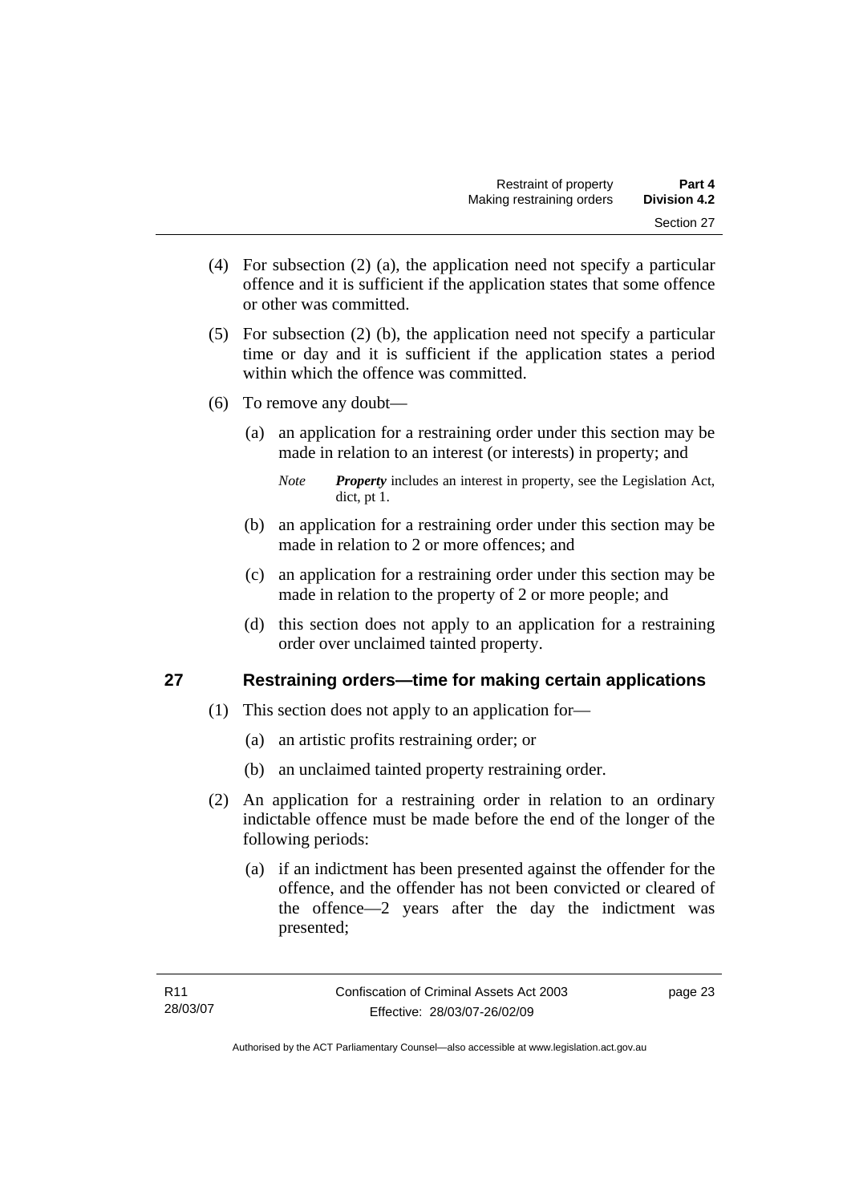(4) For subsection (2) (a), the application need not specify a particular offence and it is sufficient if the application states that some offence or other was committed.

(5) For subsection (2) (b), the application need not specify a particular time or day and it is sufficient if the application states a period within which the offence was committed.

(6) To remove any doubt—

(a) an application for a restraining order under this section may be made in relation to an interest (or interests) in property; and

*Note* ***Property*** includes an interest in property, see the Legislation Act, dict, pt 1.

(b) an application for a restraining order under this section may be made in relation to 2 or more offences; and

(c) an application for a restraining order under this section may be made in relation to the property of 2 or more people; and

(d) this section does not apply to an application for a restraining order over unclaimed tainted property.

## 27 Restraining orders—time for making certain applications

(1) This section does not apply to an application for—

(a) an artistic profits restraining order; or

(b) an unclaimed tainted property restraining order.

(2) An application for a restraining order in relation to an ordinary indictable offence must be made before the end of the longer of the following periods:

(a) if an indictment has been presented against the offender for the offence, and the offender has not been convicted or cleared of the offence—2 years after the day the indictment was presented;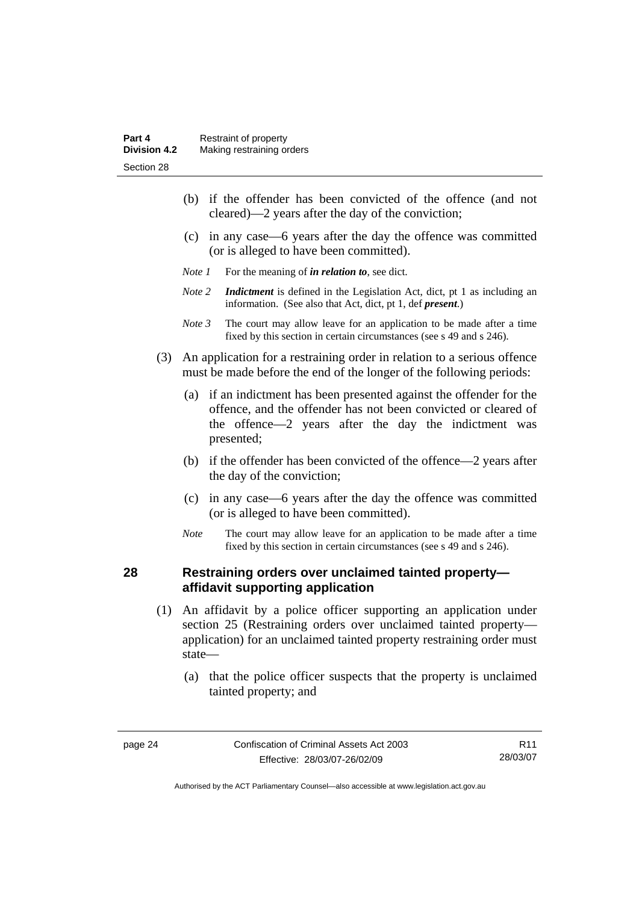(b) if the offender has been convicted of the offence (and not cleared)—2 years after the day of the conviction;

(c) in any case—6 years after the day the offence was committed (or is alleged to have been committed).

*Note 1* For the meaning of ***in relation to***, see dict.

*Note 2* ***Indictment*** is defined in the Legislation Act, dict, pt 1 as including an information. (See also that Act, dict, pt 1, def ***present***.)

*Note 3* The court may allow leave for an application to be made after a time fixed by this section in certain circumstances (see s 49 and s 246).

(3) An application for a restraining order in relation to a serious offence must be made before the end of the longer of the following periods:

(a) if an indictment has been presented against the offender for the offence, and the offender has not been convicted or cleared of the offence—2 years after the day the indictment was presented;

(b) if the offender has been convicted of the offence—2 years after the day of the conviction;

(c) in any case—6 years after the day the offence was committed (or is alleged to have been committed).

*Note* The court may allow leave for an application to be made after a time fixed by this section in certain circumstances (see s 49 and s 246).

## 28 Restraining orders over unclaimed tainted property—affidavit supporting application

(1) An affidavit by a police officer supporting an application under section 25 (Restraining orders over unclaimed tainted property—application) for an unclaimed tainted property restraining order must state—

(a) that the police officer suspects that the property is unclaimed tainted property; and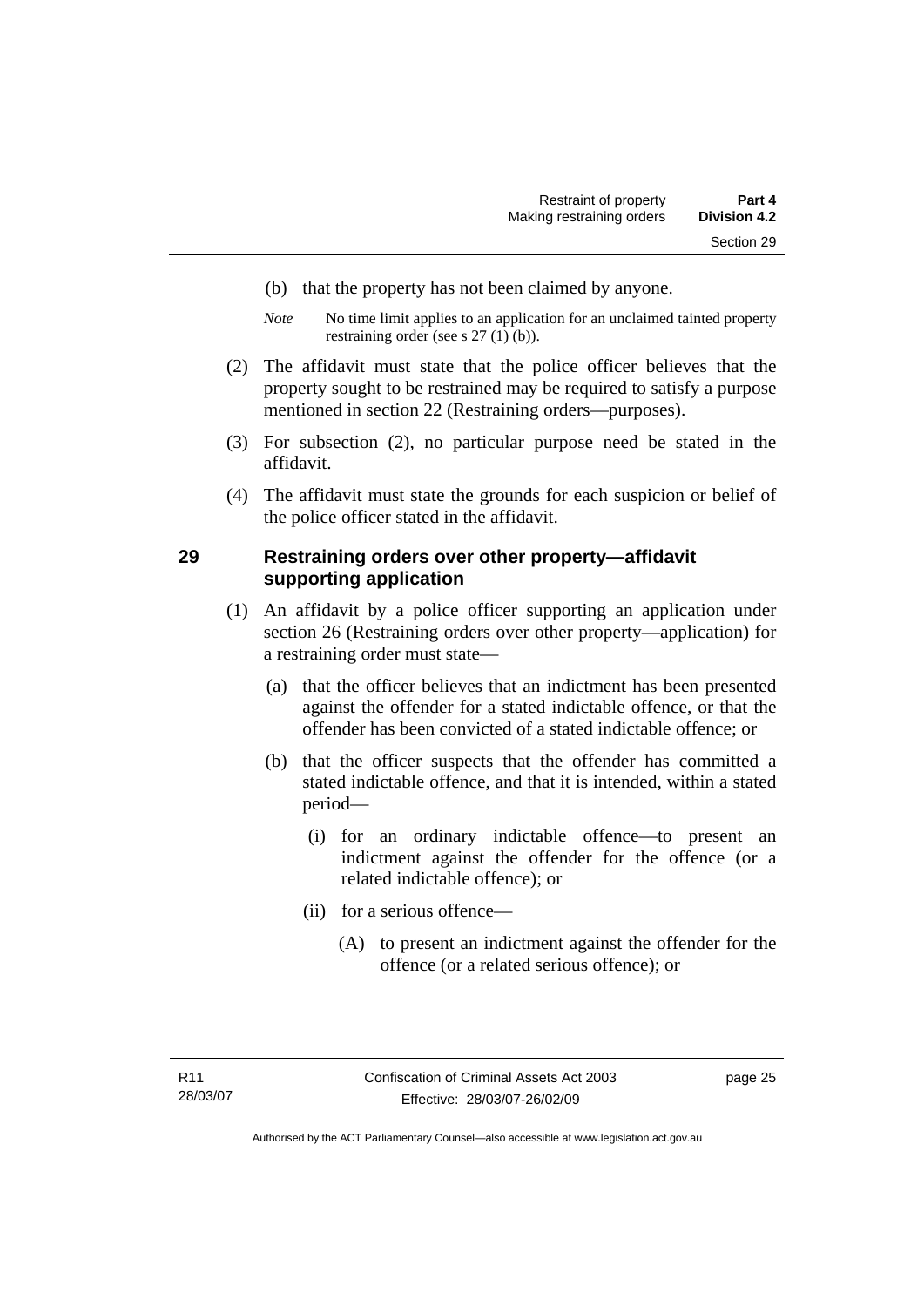(b) that the property has not been claimed by anyone.

*Note* No time limit applies to an application for an unclaimed tainted property restraining order (see s 27 (1) (b)).

(2) The affidavit must state that the police officer believes that the property sought to be restrained may be required to satisfy a purpose mentioned in section 22 (Restraining orders—purposes).

(3) For subsection (2), no particular purpose need be stated in the affidavit.

(4) The affidavit must state the grounds for each suspicion or belief of the police officer stated in the affidavit.

## 29 Restraining orders over other property—affidavit supporting application

(1) An affidavit by a police officer supporting an application under section 26 (Restraining orders over other property—application) for a restraining order must state—

(a) that the officer believes that an indictment has been presented against the offender for a stated indictable offence, or that the offender has been convicted of a stated indictable offence; or

(b) that the officer suspects that the offender has committed a stated indictable offence, and that it is intended, within a stated period—

(i) for an ordinary indictable offence—to present an indictment against the offender for the offence (or a related indictable offence); or

(ii) for a serious offence—

(A) to present an indictment against the offender for the offence (or a related serious offence); or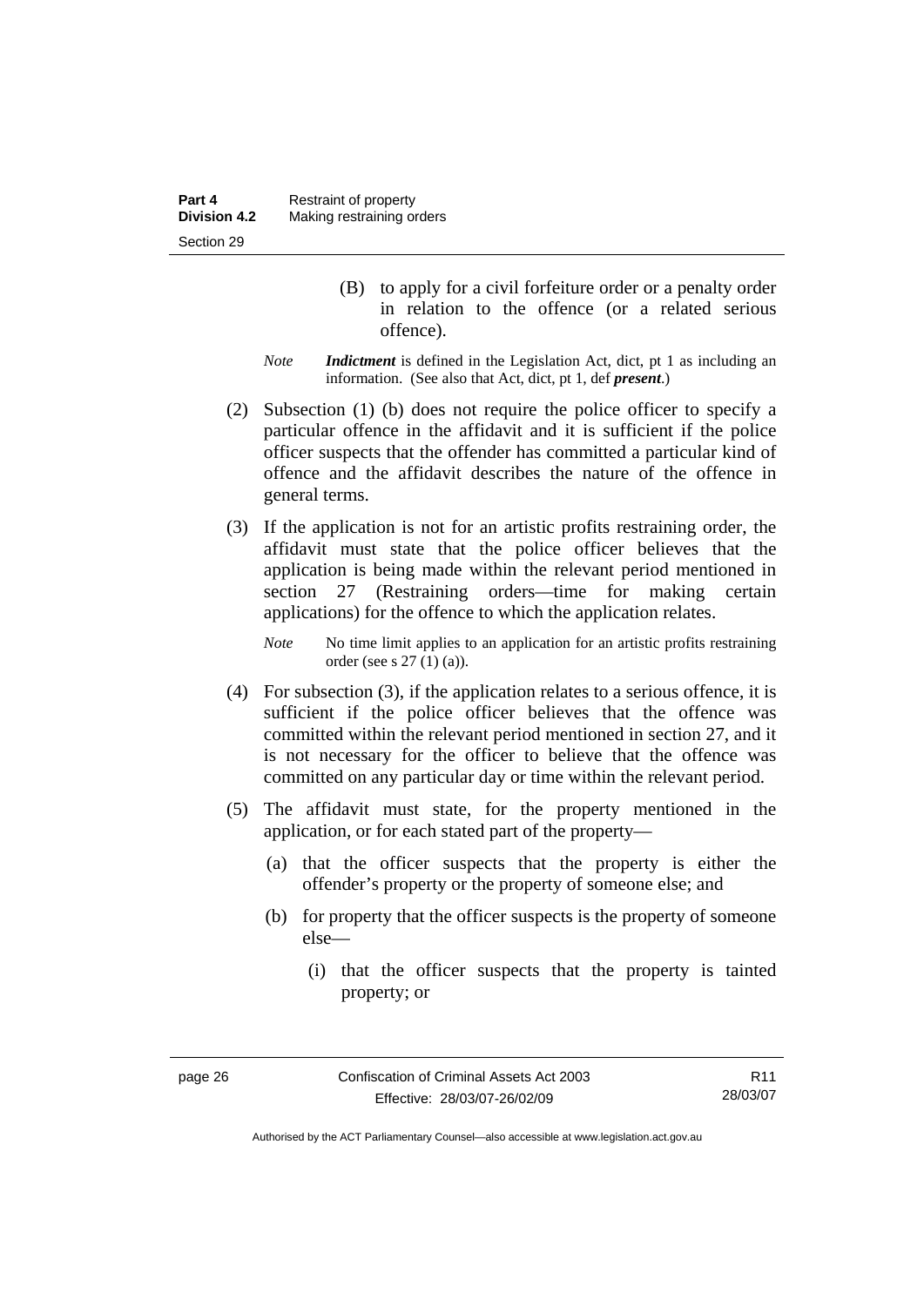(B) to apply for a civil forfeiture order or a penalty order in relation to the offence (or a related serious offence).

*Note* ***Indictment*** is defined in the Legislation Act, dict, pt 1 as including an information. (See also that Act, dict, pt 1, def ***present***.)

(2) Subsection (1) (b) does not require the police officer to specify a particular offence in the affidavit and it is sufficient if the police officer suspects that the offender has committed a particular kind of offence and the affidavit describes the nature of the offence in general terms.

(3) If the application is not for an artistic profits restraining order, the affidavit must state that the police officer believes that the application is being made within the relevant period mentioned in section 27 (Restraining orders—time for making certain applications) for the offence to which the application relates.

*Note* No time limit applies to an application for an artistic profits restraining order (see s 27 (1) (a)).

(4) For subsection (3), if the application relates to a serious offence, it is sufficient if the police officer believes that the offence was committed within the relevant period mentioned in section 27, and it is not necessary for the officer to believe that the offence was committed on any particular day or time within the relevant period.

(5) The affidavit must state, for the property mentioned in the application, or for each stated part of the property—

(a) that the officer suspects that the property is either the offender's property or the property of someone else; and

(b) for property that the officer suspects is the property of someone else—

(i) that the officer suspects that the property is tainted property; or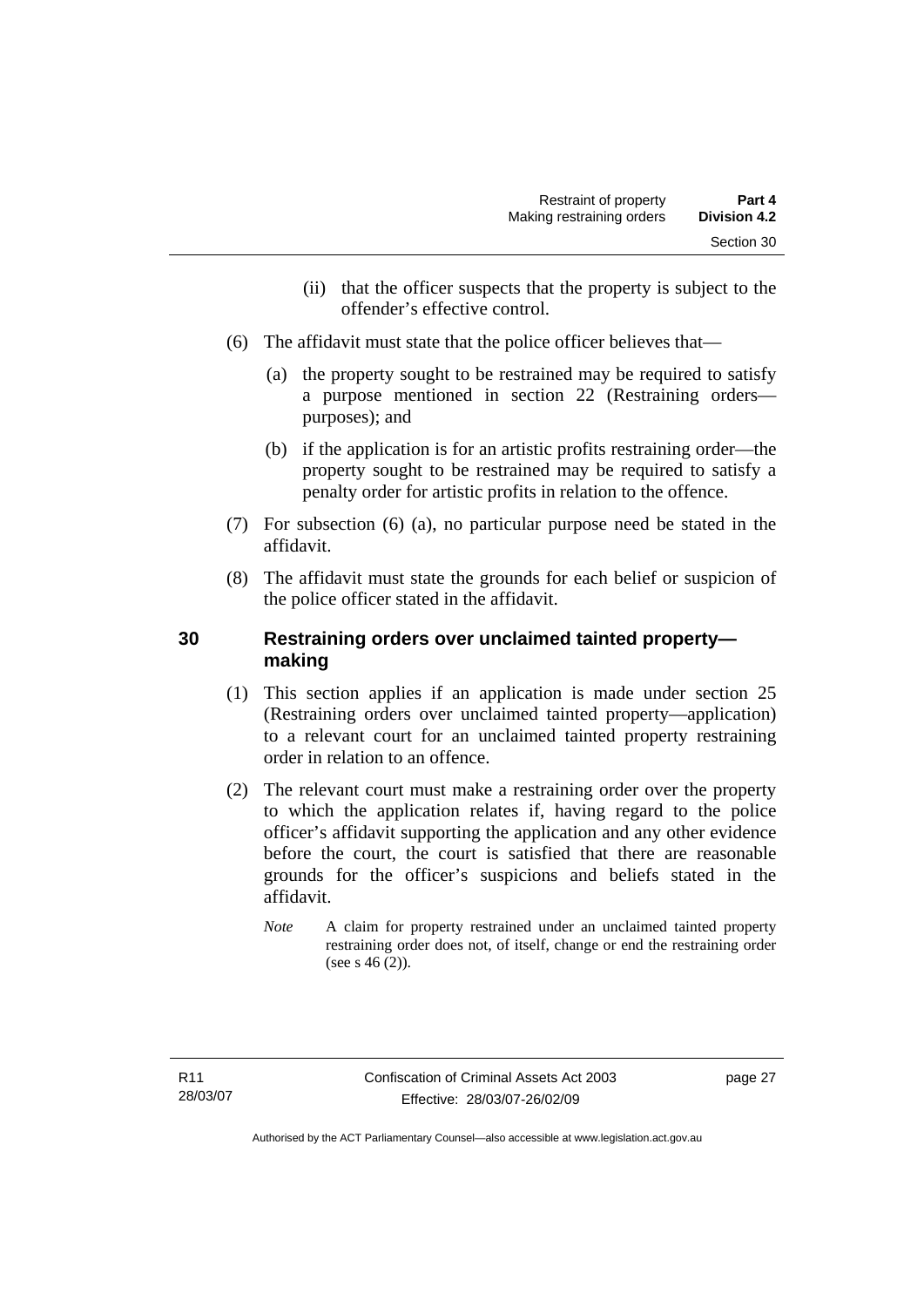(ii) that the officer suspects that the property is subject to the offender's effective control.

(6) The affidavit must state that the police officer believes that—

(a) the property sought to be restrained may be required to satisfy a purpose mentioned in section 22 (Restraining orders—purposes); and

(b) if the application is for an artistic profits restraining order—the property sought to be restrained may be required to satisfy a penalty order for artistic profits in relation to the offence.

(7) For subsection (6) (a), no particular purpose need be stated in the affidavit.

(8) The affidavit must state the grounds for each belief or suspicion of the police officer stated in the affidavit.

## 30 Restraining orders over unclaimed tainted property—making

(1) This section applies if an application is made under section 25 (Restraining orders over unclaimed tainted property—application) to a relevant court for an unclaimed tainted property restraining order in relation to an offence.

(2) The relevant court must make a restraining order over the property to which the application relates if, having regard to the police officer's affidavit supporting the application and any other evidence before the court, the court is satisfied that there are reasonable grounds for the officer's suspicions and beliefs stated in the affidavit.

*Note* A claim for property restrained under an unclaimed tainted property restraining order does not, of itself, change or end the restraining order (see s 46 (2)).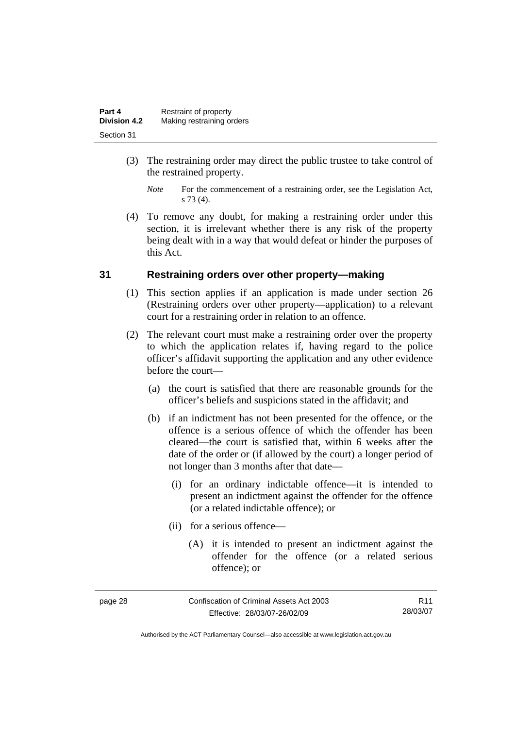(3) The restraining order may direct the public trustee to take control of the restrained property.

*Note* For the commencement of a restraining order, see the Legislation Act, s 73 (4).

(4) To remove any doubt, for making a restraining order under this section, it is irrelevant whether there is any risk of the property being dealt with in a way that would defeat or hinder the purposes of this Act.

### 31 Restraining orders over other property—making

(1) This section applies if an application is made under section 26 (Restraining orders over other property—application) to a relevant court for a restraining order in relation to an offence.

(2) The relevant court must make a restraining order over the property to which the application relates if, having regard to the police officer's affidavit supporting the application and any other evidence before the court—

(a) the court is satisfied that there are reasonable grounds for the officer's beliefs and suspicions stated in the affidavit; and

(b) if an indictment has not been presented for the offence, or the offence is a serious offence of which the offender has been cleared—the court is satisfied that, within 6 weeks after the date of the order or (if allowed by the court) a longer period of not longer than 3 months after that date—

(i) for an ordinary indictable offence—it is intended to present an indictment against the offender for the offence (or a related indictable offence); or

(ii) for a serious offence—

(A) it is intended to present an indictment against the offender for the offence (or a related serious offence); or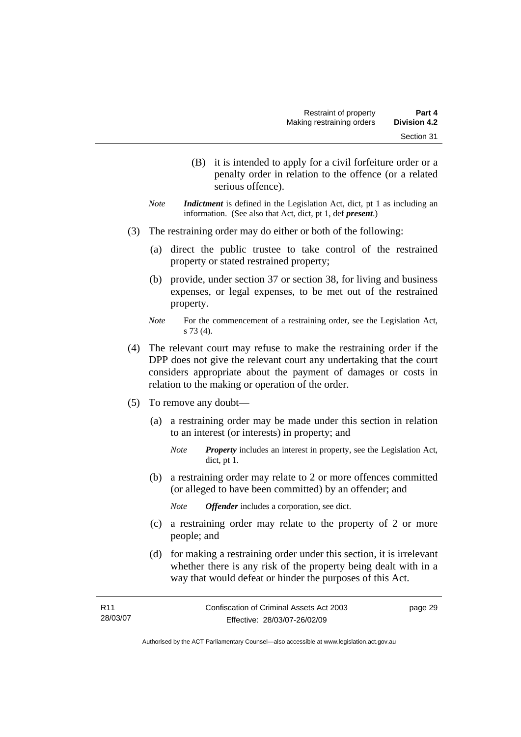(B) it is intended to apply for a civil forfeiture order or a penalty order in relation to the offence (or a related serious offence).

*Note* ***Indictment*** is defined in the Legislation Act, dict, pt 1 as including an information. (See also that Act, dict, pt 1, def ***present***.)

(3) The restraining order may do either or both of the following:

(a) direct the public trustee to take control of the restrained property or stated restrained property;

(b) provide, under section 37 or section 38, for living and business expenses, or legal expenses, to be met out of the restrained property.

*Note* For the commencement of a restraining order, see the Legislation Act, s 73 (4).

(4) The relevant court may refuse to make the restraining order if the DPP does not give the relevant court any undertaking that the court considers appropriate about the payment of damages or costs in relation to the making or operation of the order.

(5) To remove any doubt—

(a) a restraining order may be made under this section in relation to an interest (or interests) in property; and

*Note* ***Property*** includes an interest in property, see the Legislation Act, dict, pt 1.

(b) a restraining order may relate to 2 or more offences committed (or alleged to have been committed) by an offender; and

*Note* ***Offender*** includes a corporation, see dict.

(c) a restraining order may relate to the property of 2 or more people; and

(d) for making a restraining order under this section, it is irrelevant whether there is any risk of the property being dealt with in a way that would defeat or hinder the purposes of this Act.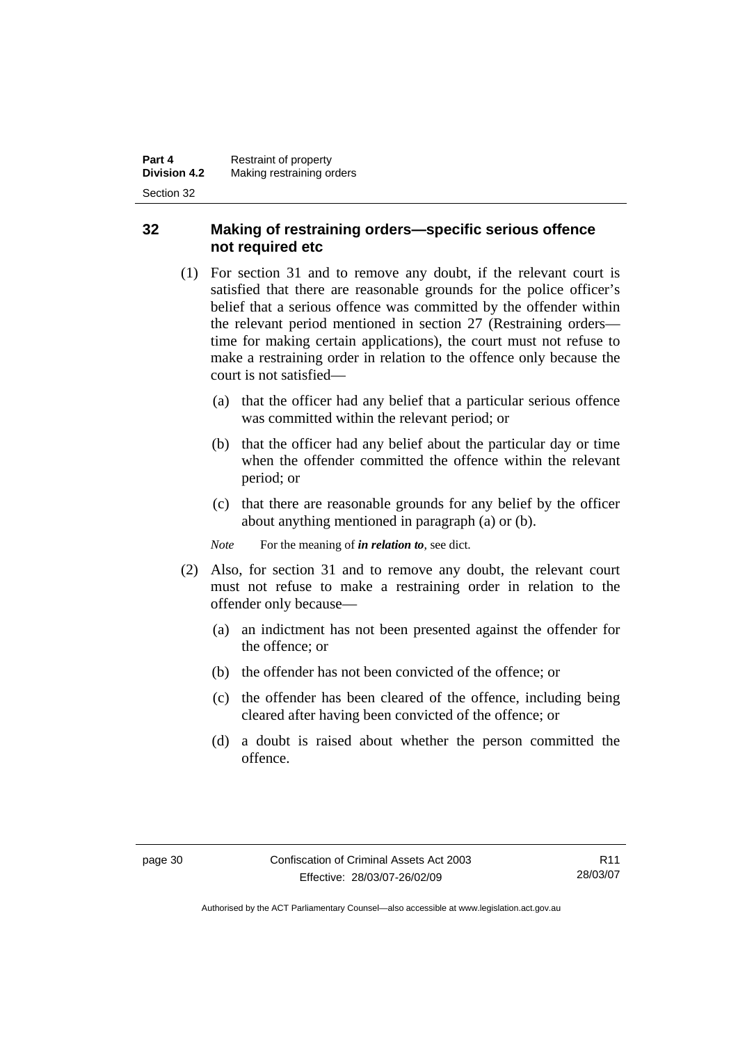## 32 Making of restraining orders—specific serious offence not required etc

(1) For section 31 and to remove any doubt, if the relevant court is satisfied that there are reasonable grounds for the police officer's belief that a serious offence was committed by the offender within the relevant period mentioned in section 27 (Restraining orders—time for making certain applications), the court must not refuse to make a restraining order in relation to the offence only because the court is not satisfied—

(a) that the officer had any belief that a particular serious offence was committed within the relevant period; or

(b) that the officer had any belief about the particular day or time when the offender committed the offence within the relevant period; or

(c) that there are reasonable grounds for any belief by the officer about anything mentioned in paragraph (a) or (b).

*Note* For the meaning of ***in relation to***, see dict.

(2) Also, for section 31 and to remove any doubt, the relevant court must not refuse to make a restraining order in relation to the offender only because—

(a) an indictment has not been presented against the offender for the offence; or

(b) the offender has not been convicted of the offence; or

(c) the offender has been cleared of the offence, including being cleared after having been convicted of the offence; or

(d) a doubt is raised about whether the person committed the offence.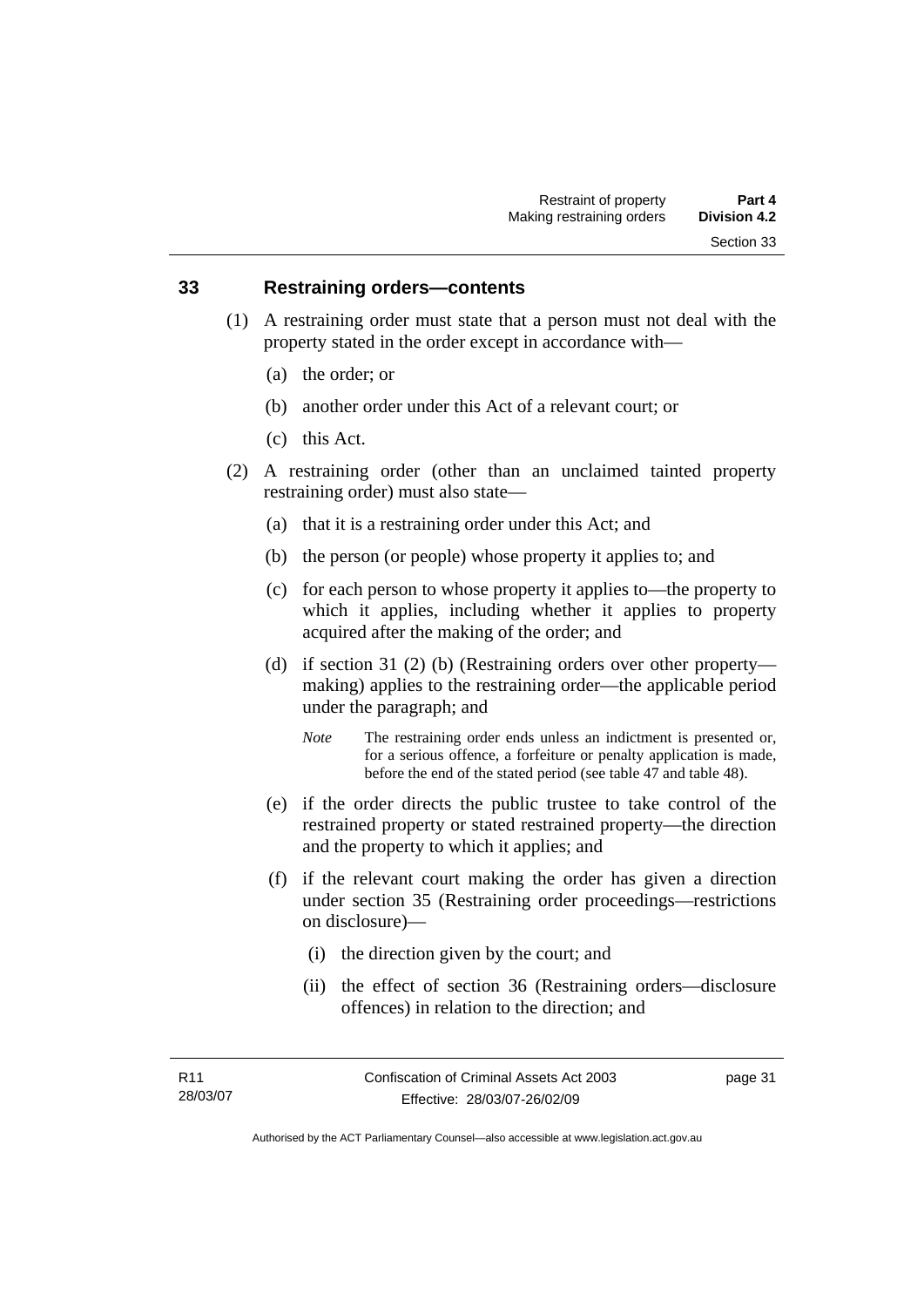## 33 Restraining orders—contents

(1) A restraining order must state that a person must not deal with the property stated in the order except in accordance with—

(a) the order; or

(b) another order under this Act of a relevant court; or

(c) this Act.

(2) A restraining order (other than an unclaimed tainted property restraining order) must also state—

(a) that it is a restraining order under this Act; and

(b) the person (or people) whose property it applies to; and

(c) for each person to whose property it applies to—the property to which it applies, including whether it applies to property acquired after the making of the order; and

(d) if section 31 (2) (b) (Restraining orders over other property—making) applies to the restraining order—the applicable period under the paragraph; and

*Note* The restraining order ends unless an indictment is presented or, for a serious offence, a forfeiture or penalty application is made, before the end of the stated period (see table 47 and table 48).

(e) if the order directs the public trustee to take control of the restrained property or stated restrained property—the direction and the property to which it applies; and

(f) if the relevant court making the order has given a direction under section 35 (Restraining order proceedings—restrictions on disclosure)—

(i) the direction given by the court; and

(ii) the effect of section 36 (Restraining orders—disclosure offences) in relation to the direction; and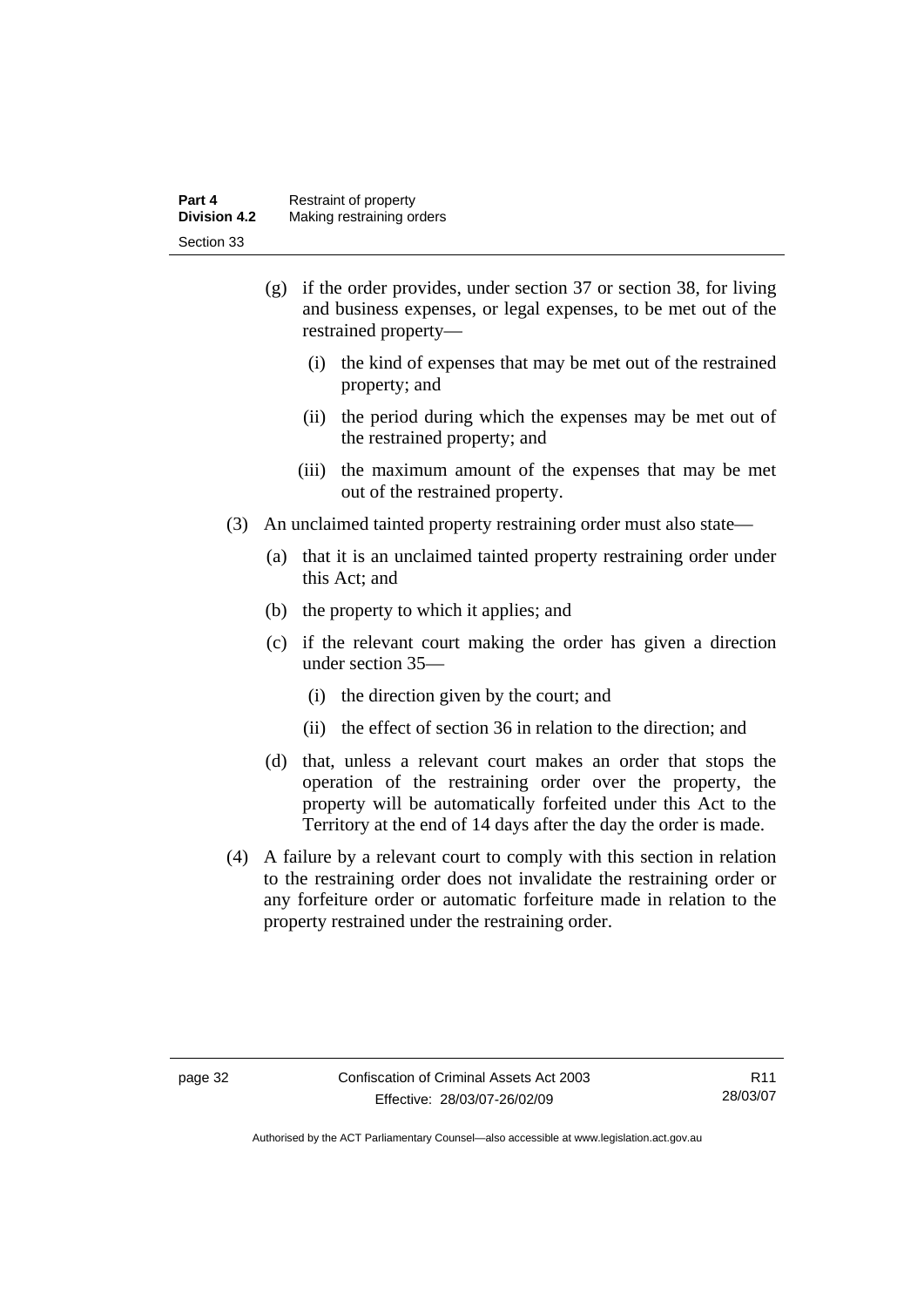(g) if the order provides, under section 37 or section 38, for living and business expenses, or legal expenses, to be met out of the restrained property—

   (i) the kind of expenses that may be met out of the restrained property; and

   (ii) the period during which the expenses may be met out of the restrained property; and

   (iii) the maximum amount of the expenses that may be met out of the restrained property.

(3) An unclaimed tainted property restraining order must also state—

   (a) that it is an unclaimed tainted property restraining order under this Act; and

   (b) the property to which it applies; and

   (c) if the relevant court making the order has given a direction under section 35—

      (i) the direction given by the court; and

      (ii) the effect of section 36 in relation to the direction; and

   (d) that, unless a relevant court makes an order that stops the operation of the restraining order over the property, the property will be automatically forfeited under this Act to the Territory at the end of 14 days after the day the order is made.

(4) A failure by a relevant court to comply with this section in relation to the restraining order does not invalidate the restraining order or any forfeiture order or automatic forfeiture made in relation to the property restrained under the restraining order.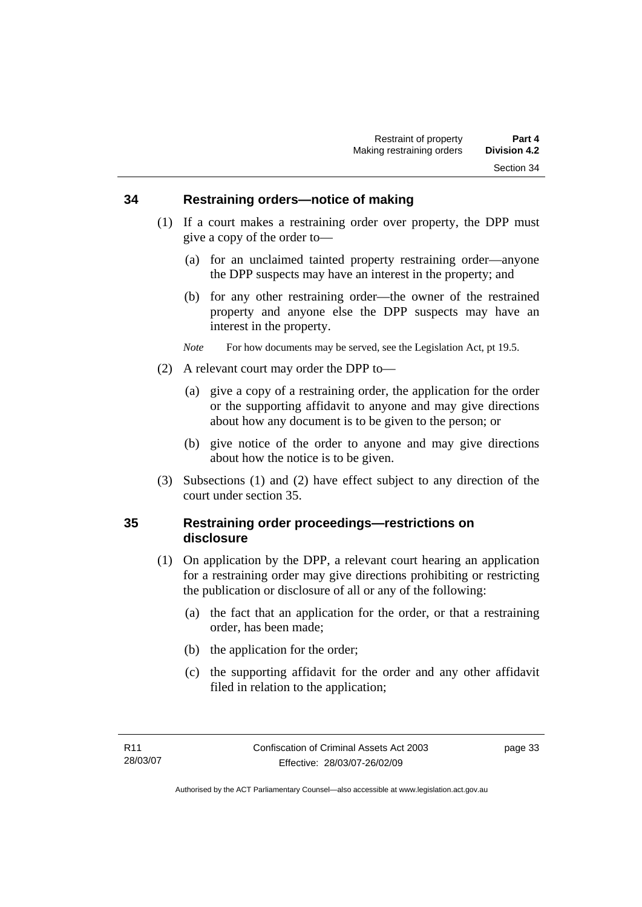## 34 Restraining orders—notice of making

(1) If a court makes a restraining order over property, the DPP must give a copy of the order to—

(a) for an unclaimed tainted property restraining order—anyone the DPP suspects may have an interest in the property; and

(b) for any other restraining order—the owner of the restrained property and anyone else the DPP suspects may have an interest in the property.

*Note* For how documents may be served, see the Legislation Act, pt 19.5.

(2) A relevant court may order the DPP to—

(a) give a copy of a restraining order, the application for the order or the supporting affidavit to anyone and may give directions about how any document is to be given to the person; or

(b) give notice of the order to anyone and may give directions about how the notice is to be given.

(3) Subsections (1) and (2) have effect subject to any direction of the court under section 35.

## 35 Restraining order proceedings—restrictions on disclosure

(1) On application by the DPP, a relevant court hearing an application for a restraining order may give directions prohibiting or restricting the publication or disclosure of all or any of the following:

(a) the fact that an application for the order, or that a restraining order, has been made;

(b) the application for the order;

(c) the supporting affidavit for the order and any other affidavit filed in relation to the application;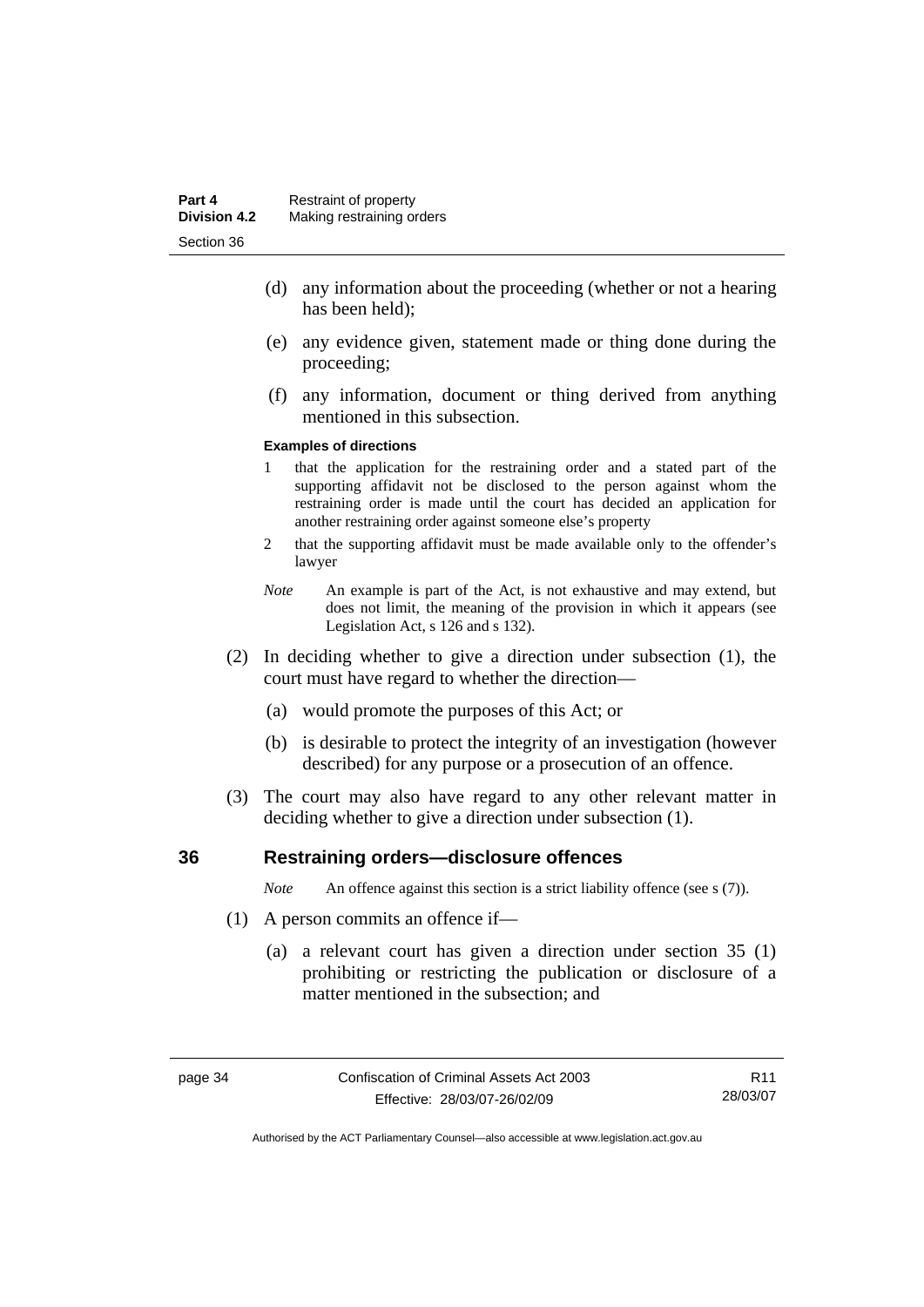(d) any information about the proceeding (whether or not a hearing has been held);

(e) any evidence given, statement made or thing done during the proceeding;

(f) any information, document or thing derived from anything mentioned in this subsection.

**Examples of directions**

1 that the application for the restraining order and a stated part of the supporting affidavit not be disclosed to the person against whom the restraining order is made until the court has decided an application for another restraining order against someone else's property

2 that the supporting affidavit must be made available only to the offender's lawyer

*Note* An example is part of the Act, is not exhaustive and may extend, but does not limit, the meaning of the provision in which it appears (see Legislation Act, s 126 and s 132).

(2) In deciding whether to give a direction under subsection (1), the court must have regard to whether the direction—

(a) would promote the purposes of this Act; or

(b) is desirable to protect the integrity of an investigation (however described) for any purpose or a prosecution of an offence.

(3) The court may also have regard to any other relevant matter in deciding whether to give a direction under subsection (1).

## 36 Restraining orders—disclosure offences

*Note* An offence against this section is a strict liability offence (see s (7)).

(1) A person commits an offence if—

(a) a relevant court has given a direction under section 35 (1) prohibiting or restricting the publication or disclosure of a matter mentioned in the subsection; and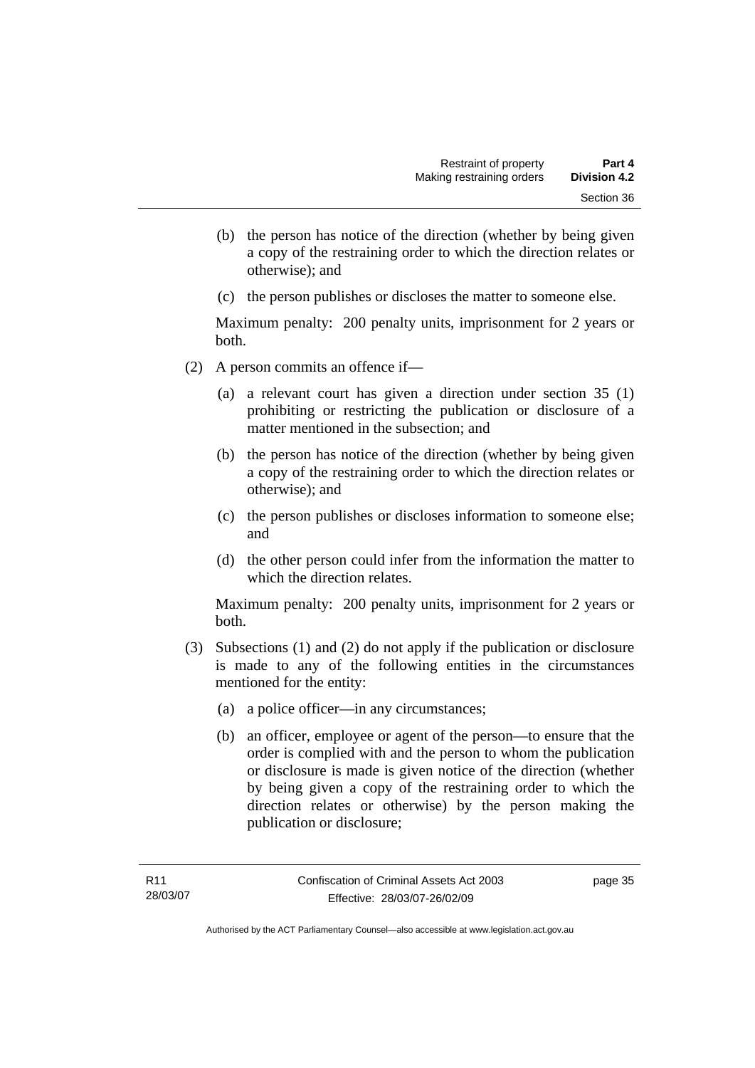(b) the person has notice of the direction (whether by being given a copy of the restraining order to which the direction relates or otherwise); and

(c) the person publishes or discloses the matter to someone else.

Maximum penalty: 200 penalty units, imprisonment for 2 years or both.

(2) A person commits an offence if—

(a) a relevant court has given a direction under section 35 (1) prohibiting or restricting the publication or disclosure of a matter mentioned in the subsection; and

(b) the person has notice of the direction (whether by being given a copy of the restraining order to which the direction relates or otherwise); and

(c) the person publishes or discloses information to someone else; and

(d) the other person could infer from the information the matter to which the direction relates.

Maximum penalty: 200 penalty units, imprisonment for 2 years or both.

(3) Subsections (1) and (2) do not apply if the publication or disclosure is made to any of the following entities in the circumstances mentioned for the entity:

(a) a police officer—in any circumstances;

(b) an officer, employee or agent of the person—to ensure that the order is complied with and the person to whom the publication or disclosure is made is given notice of the direction (whether by being given a copy of the restraining order to which the direction relates or otherwise) by the person making the publication or disclosure;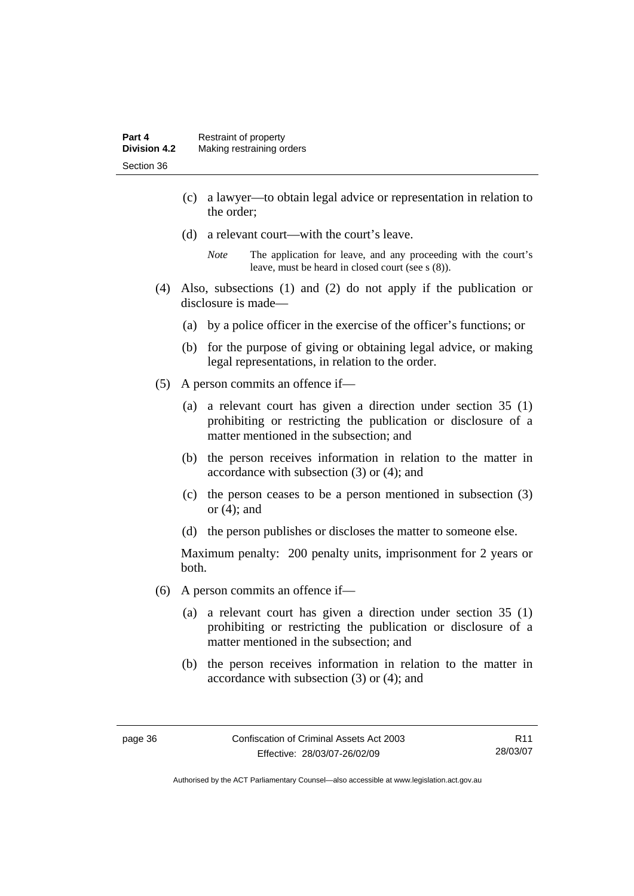(c) a lawyer—to obtain legal advice or representation in relation to the order;

(d) a relevant court—with the court's leave.

*Note* The application for leave, and any proceeding with the court's leave, must be heard in closed court (see s (8)).

(4) Also, subsections (1) and (2) do not apply if the publication or disclosure is made—

(a) by a police officer in the exercise of the officer's functions; or

(b) for the purpose of giving or obtaining legal advice, or making legal representations, in relation to the order.

(5) A person commits an offence if—

(a) a relevant court has given a direction under section 35 (1) prohibiting or restricting the publication or disclosure of a matter mentioned in the subsection; and

(b) the person receives information in relation to the matter in accordance with subsection (3) or (4); and

(c) the person ceases to be a person mentioned in subsection (3) or (4); and

(d) the person publishes or discloses the matter to someone else.

Maximum penalty: 200 penalty units, imprisonment for 2 years or both.

(6) A person commits an offence if—

(a) a relevant court has given a direction under section 35 (1) prohibiting or restricting the publication or disclosure of a matter mentioned in the subsection; and

(b) the person receives information in relation to the matter in accordance with subsection (3) or (4); and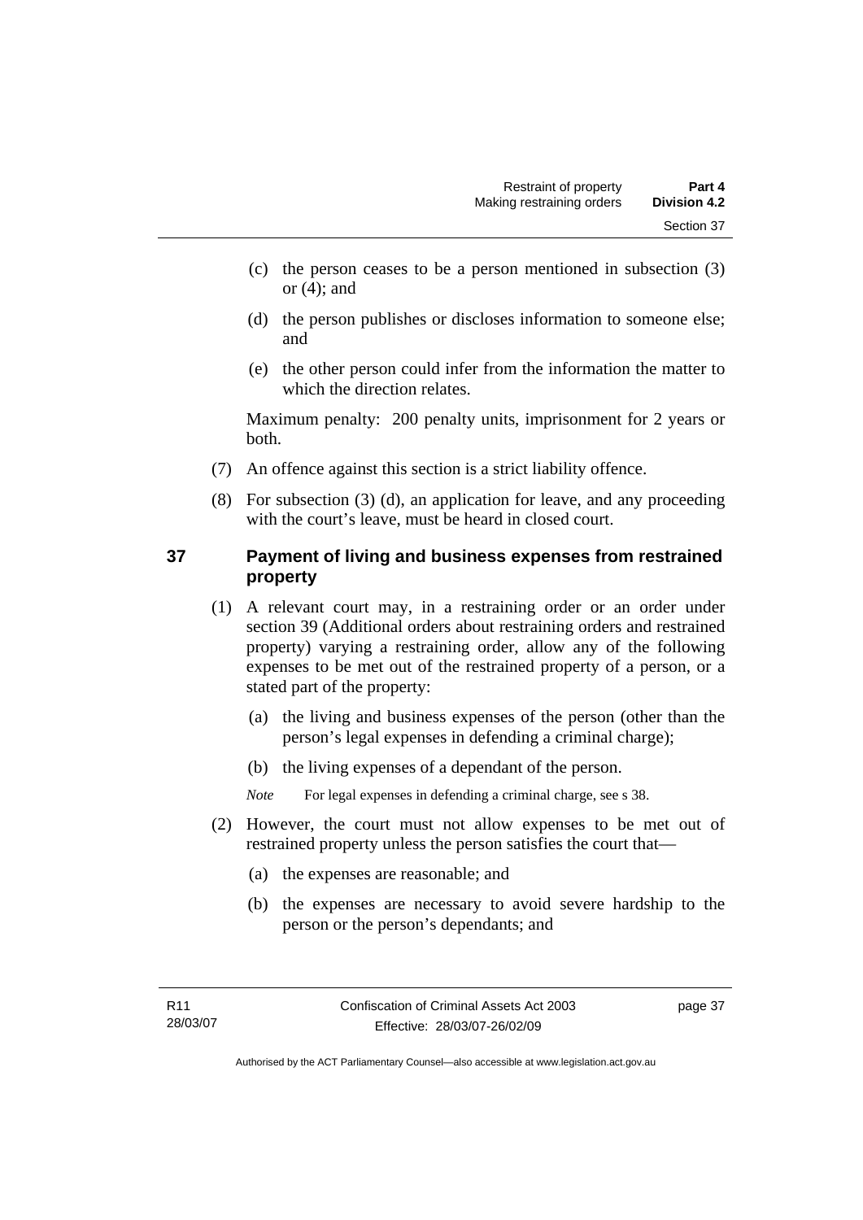(c) the person ceases to be a person mentioned in subsection (3) or (4); and

(d) the person publishes or discloses information to someone else; and

(e) the other person could infer from the information the matter to which the direction relates.

Maximum penalty: 200 penalty units, imprisonment for 2 years or both.

(7) An offence against this section is a strict liability offence.

(8) For subsection (3) (d), an application for leave, and any proceeding with the court's leave, must be heard in closed court.

## 37 Payment of living and business expenses from restrained property

(1) A relevant court may, in a restraining order or an order under section 39 (Additional orders about restraining orders and restrained property) varying a restraining order, allow any of the following expenses to be met out of the restrained property of a person, or a stated part of the property:

(a) the living and business expenses of the person (other than the person's legal expenses in defending a criminal charge);

(b) the living expenses of a dependant of the person.

*Note* For legal expenses in defending a criminal charge, see s 38.

(2) However, the court must not allow expenses to be met out of restrained property unless the person satisfies the court that—

(a) the expenses are reasonable; and

(b) the expenses are necessary to avoid severe hardship to the person or the person's dependants; and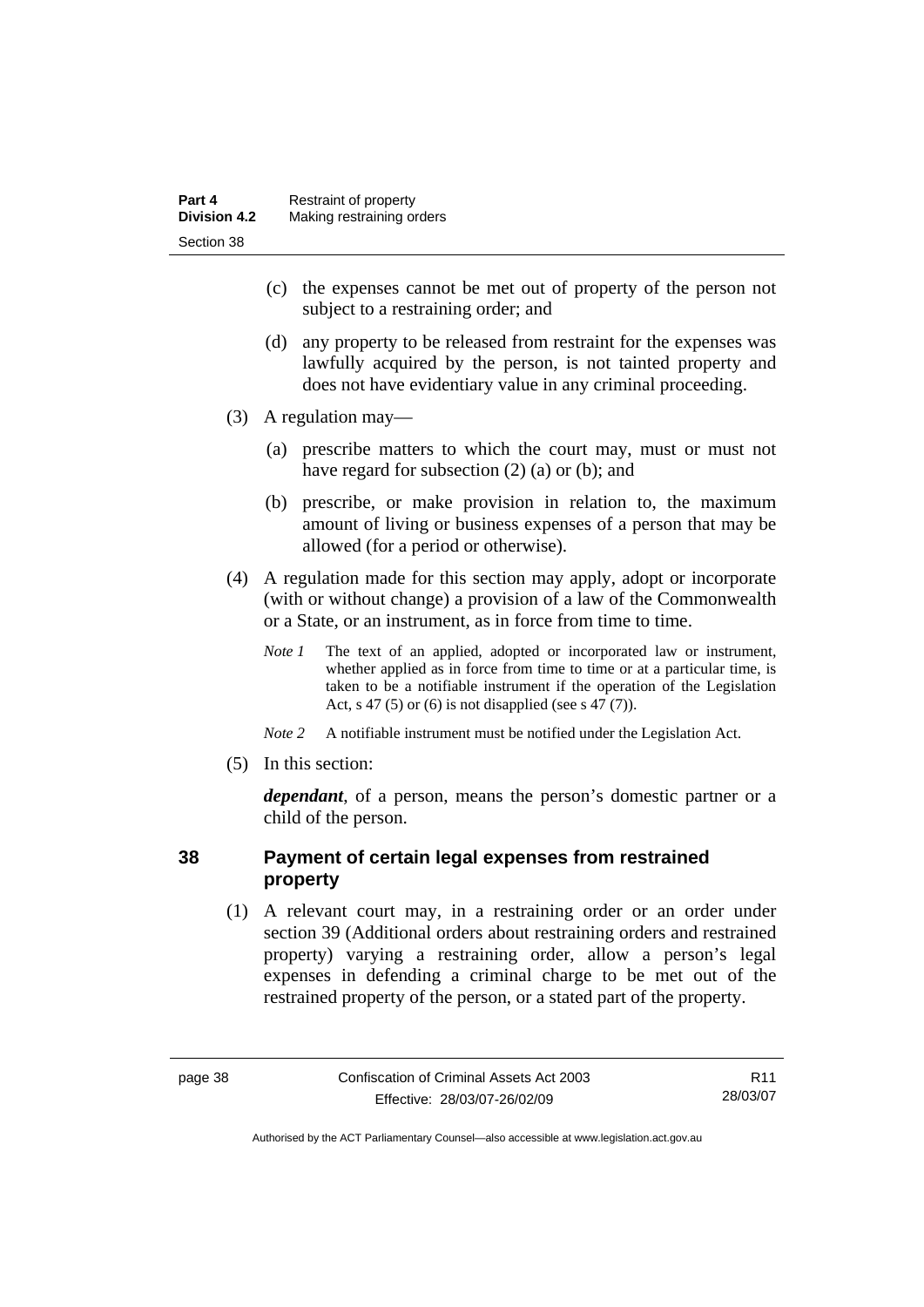(c) the expenses cannot be met out of property of the person not subject to a restraining order; and

(d) any property to be released from restraint for the expenses was lawfully acquired by the person, is not tainted property and does not have evidentiary value in any criminal proceeding.

(3) A regulation may—

(a) prescribe matters to which the court may, must or must not have regard for subsection (2) (a) or (b); and

(b) prescribe, or make provision in relation to, the maximum amount of living or business expenses of a person that may be allowed (for a period or otherwise).

(4) A regulation made for this section may apply, adopt or incorporate (with or without change) a provision of a law of the Commonwealth or a State, or an instrument, as in force from time to time.

*Note 1* The text of an applied, adopted or incorporated law or instrument, whether applied as in force from time to time or at a particular time, is taken to be a notifiable instrument if the operation of the Legislation Act, s 47 (5) or (6) is not disapplied (see s 47 (7)).

*Note 2* A notifiable instrument must be notified under the Legislation Act.

(5) In this section:

***dependant***, of a person, means the person's domestic partner or a child of the person.

## 38 Payment of certain legal expenses from restrained property

(1) A relevant court may, in a restraining order or an order under section 39 (Additional orders about restraining orders and restrained property) varying a restraining order, allow a person's legal expenses in defending a criminal charge to be met out of the restrained property of the person, or a stated part of the property.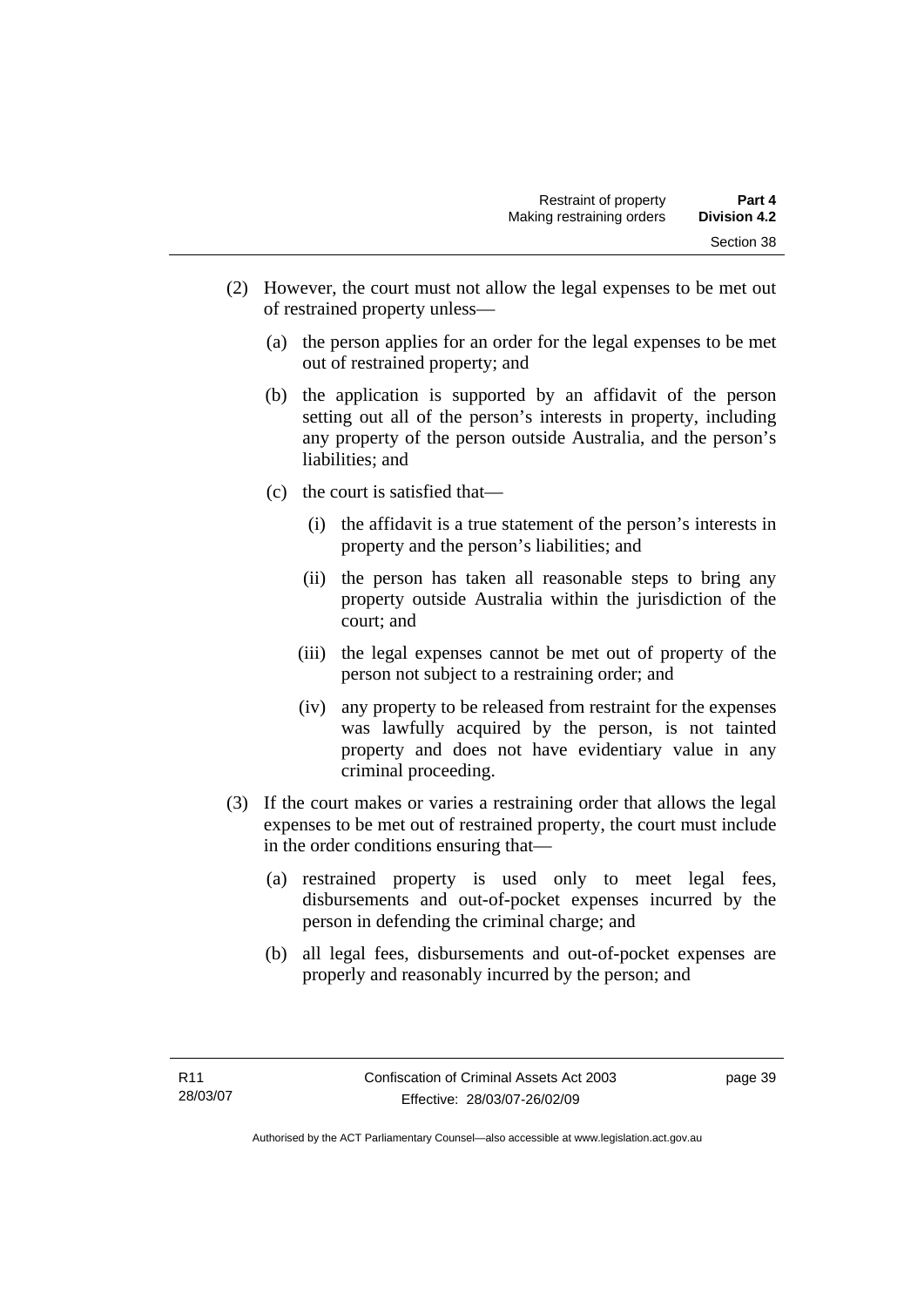(2) However, the court must not allow the legal expenses to be met out of restrained property unless—

(a) the person applies for an order for the legal expenses to be met out of restrained property; and

(b) the application is supported by an affidavit of the person setting out all of the person's interests in property, including any property of the person outside Australia, and the person's liabilities; and

(c) the court is satisfied that—

(i) the affidavit is a true statement of the person's interests in property and the person's liabilities; and

(ii) the person has taken all reasonable steps to bring any property outside Australia within the jurisdiction of the court; and

(iii) the legal expenses cannot be met out of property of the person not subject to a restraining order; and

(iv) any property to be released from restraint for the expenses was lawfully acquired by the person, is not tainted property and does not have evidentiary value in any criminal proceeding.

(3) If the court makes or varies a restraining order that allows the legal expenses to be met out of restrained property, the court must include in the order conditions ensuring that—

(a) restrained property is used only to meet legal fees, disbursements and out-of-pocket expenses incurred by the person in defending the criminal charge; and

(b) all legal fees, disbursements and out-of-pocket expenses are properly and reasonably incurred by the person; and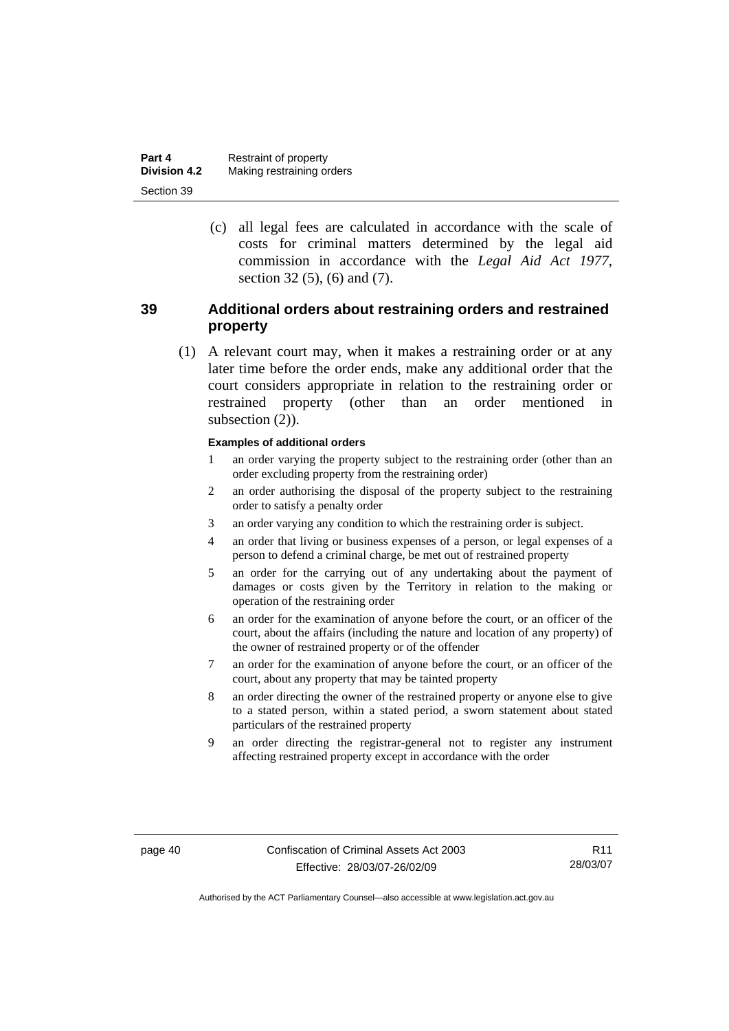(c) all legal fees are calculated in accordance with the scale of costs for criminal matters determined by the legal aid commission in accordance with the *Legal Aid Act 1977*, section 32 (5), (6) and (7).

## 39 Additional orders about restraining orders and restrained property

(1) A relevant court may, when it makes a restraining order or at any later time before the order ends, make any additional order that the court considers appropriate in relation to the restraining order or restrained property (other than an order mentioned in subsection (2)).

**Examples of additional orders**

1 an order varying the property subject to the restraining order (other than an order excluding property from the restraining order)

2 an order authorising the disposal of the property subject to the restraining order to satisfy a penalty order

3 an order varying any condition to which the restraining order is subject.

4 an order that living or business expenses of a person, or legal expenses of a person to defend a criminal charge, be met out of restrained property

5 an order for the carrying out of any undertaking about the payment of damages or costs given by the Territory in relation to the making or operation of the restraining order

6 an order for the examination of anyone before the court, or an officer of the court, about the affairs (including the nature and location of any property) of the owner of restrained property or of the offender

7 an order for the examination of anyone before the court, or an officer of the court, about any property that may be tainted property

8 an order directing the owner of the restrained property or anyone else to give to a stated person, within a stated period, a sworn statement about stated particulars of the restrained property

9 an order directing the registrar-general not to register any instrument affecting restrained property except in accordance with the order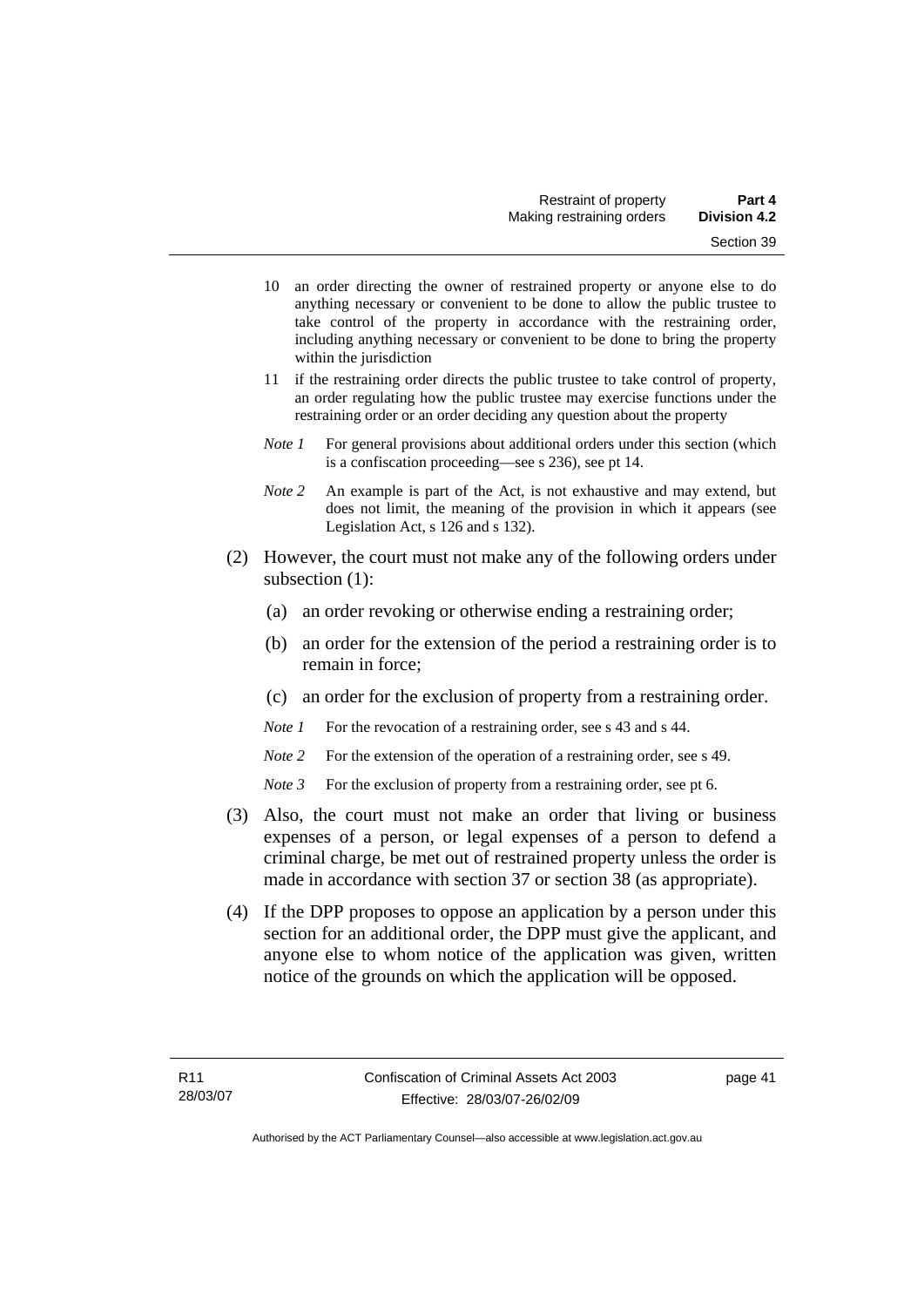10 an order directing the owner of restrained property or anyone else to do anything necessary or convenient to be done to allow the public trustee to take control of the property in accordance with the restraining order, including anything necessary or convenient to be done to bring the property within the jurisdiction

11 if the restraining order directs the public trustee to take control of property, an order regulating how the public trustee may exercise functions under the restraining order or an order deciding any question about the property

*Note 1* For general provisions about additional orders under this section (which is a confiscation proceeding—see s 236), see pt 14.

*Note 2* An example is part of the Act, is not exhaustive and may extend, but does not limit, the meaning of the provision in which it appears (see Legislation Act, s 126 and s 132).

(2) However, the court must not make any of the following orders under subsection (1):

(a) an order revoking or otherwise ending a restraining order;

(b) an order for the extension of the period a restraining order is to remain in force;

(c) an order for the exclusion of property from a restraining order.

*Note 1* For the revocation of a restraining order, see s 43 and s 44.

*Note 2* For the extension of the operation of a restraining order, see s 49.

*Note 3* For the exclusion of property from a restraining order, see pt 6.

(3) Also, the court must not make an order that living or business expenses of a person, or legal expenses of a person to defend a criminal charge, be met out of restrained property unless the order is made in accordance with section 37 or section 38 (as appropriate).

(4) If the DPP proposes to oppose an application by a person under this section for an additional order, the DPP must give the applicant, and anyone else to whom notice of the application was given, written notice of the grounds on which the application will be opposed.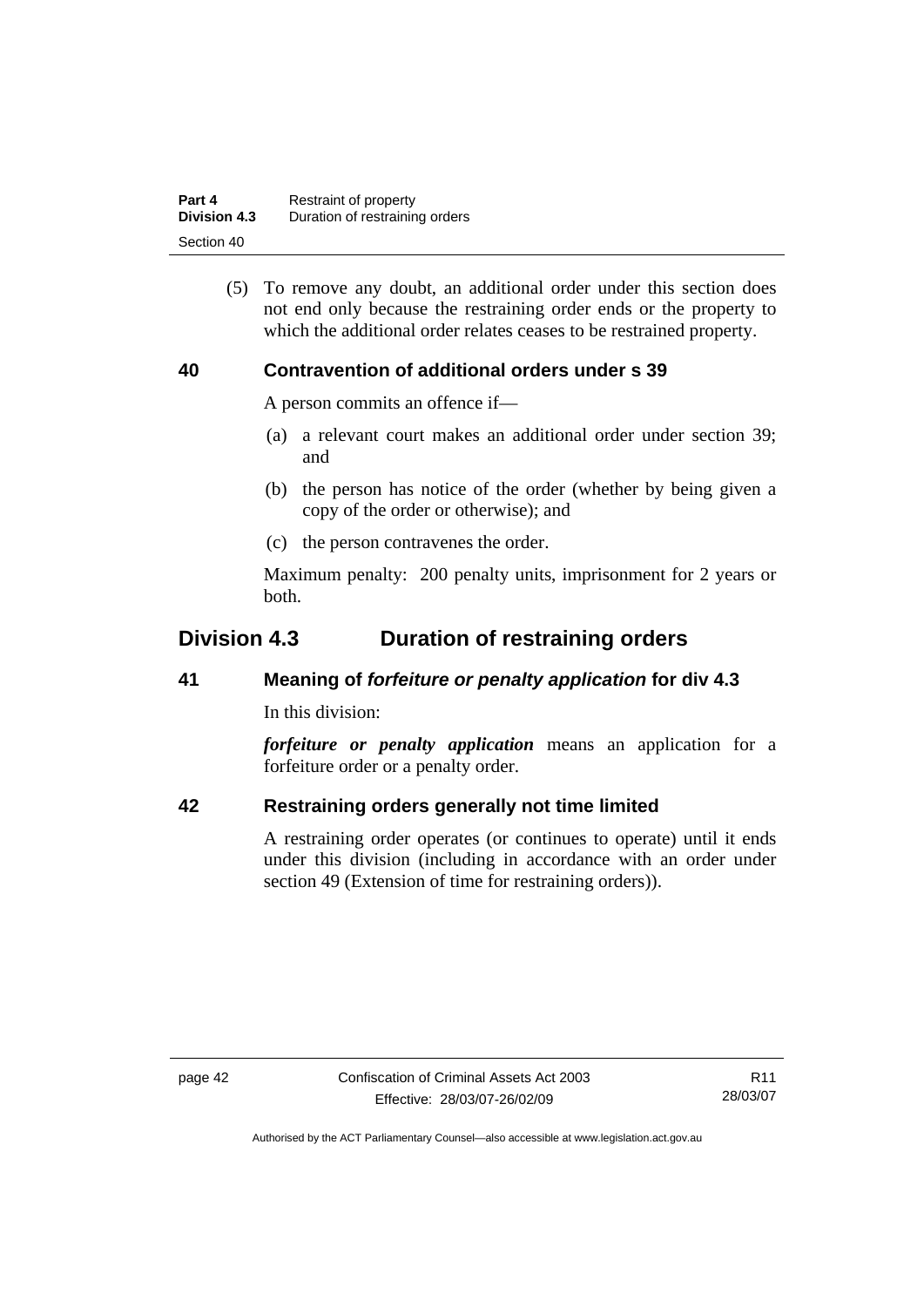(5) To remove any doubt, an additional order under this section does not end only because the restraining order ends or the property to which the additional order relates ceases to be restrained property.

### 40 Contravention of additional orders under s 39

A person commits an offence if—

(a) a relevant court makes an additional order under section 39; and

(b) the person has notice of the order (whether by being given a copy of the order or otherwise); and

(c) the person contravenes the order.

Maximum penalty: 200 penalty units, imprisonment for 2 years or both.

## Division 4.3 Duration of restraining orders

### 41 Meaning of *forfeiture or penalty application* for div 4.3

In this division:

***forfeiture or penalty application*** means an application for a forfeiture order or a penalty order.

### 42 Restraining orders generally not time limited

A restraining order operates (or continues to operate) until it ends under this division (including in accordance with an order under section 49 (Extension of time for restraining orders)).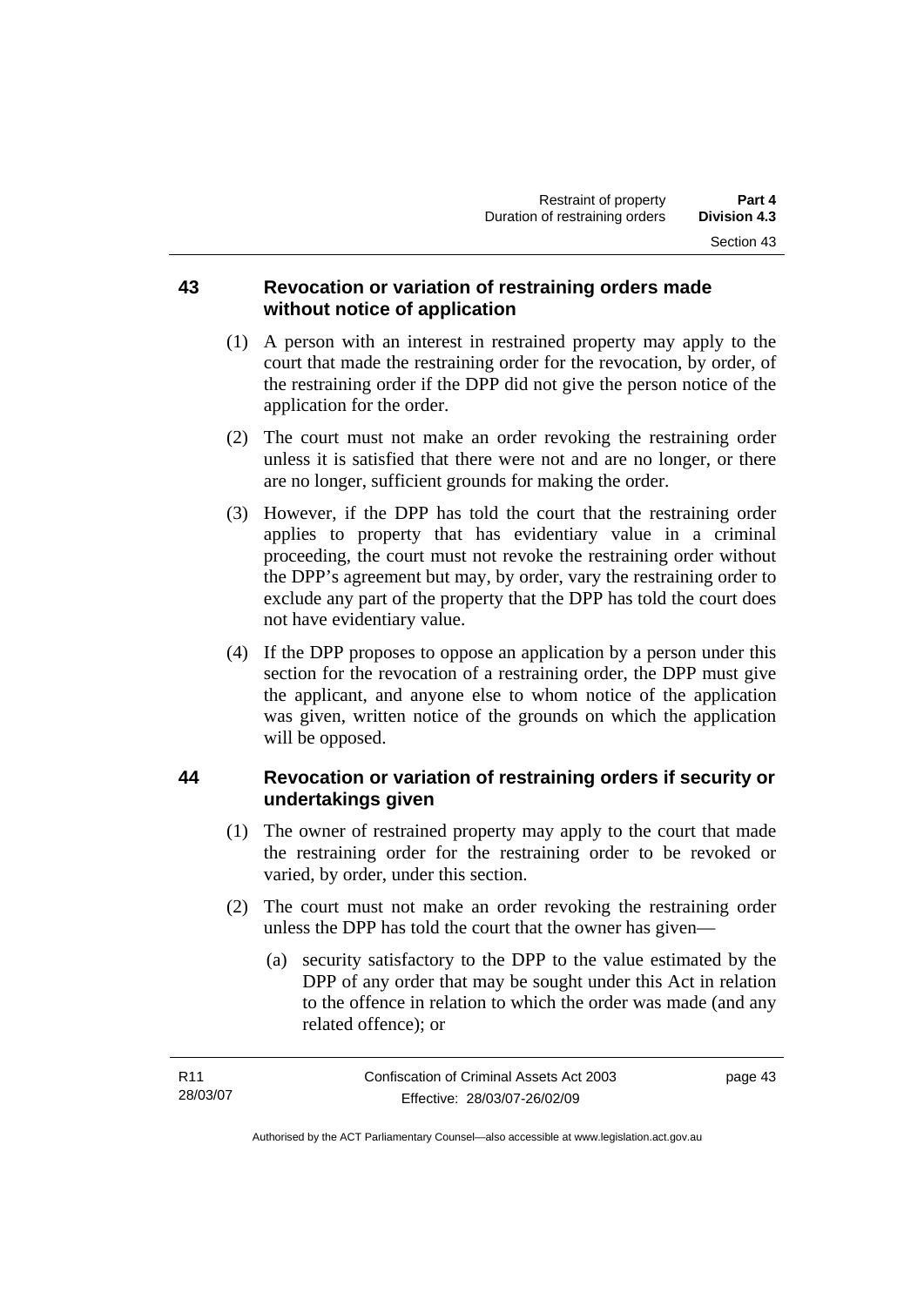## 43 Revocation or variation of restraining orders made without notice of application

(1) A person with an interest in restrained property may apply to the court that made the restraining order for the revocation, by order, of the restraining order if the DPP did not give the person notice of the application for the order.

(2) The court must not make an order revoking the restraining order unless it is satisfied that there were not and are no longer, or there are no longer, sufficient grounds for making the order.

(3) However, if the DPP has told the court that the restraining order applies to property that has evidentiary value in a criminal proceeding, the court must not revoke the restraining order without the DPP's agreement but may, by order, vary the restraining order to exclude any part of the property that the DPP has told the court does not have evidentiary value.

(4) If the DPP proposes to oppose an application by a person under this section for the revocation of a restraining order, the DPP must give the applicant, and anyone else to whom notice of the application was given, written notice of the grounds on which the application will be opposed.

## 44 Revocation or variation of restraining orders if security or undertakings given

(1) The owner of restrained property may apply to the court that made the restraining order for the restraining order to be revoked or varied, by order, under this section.

(2) The court must not make an order revoking the restraining order unless the DPP has told the court that the owner has given—

(a) security satisfactory to the DPP to the value estimated by the DPP of any order that may be sought under this Act in relation to the offence in relation to which the order was made (and any related offence); or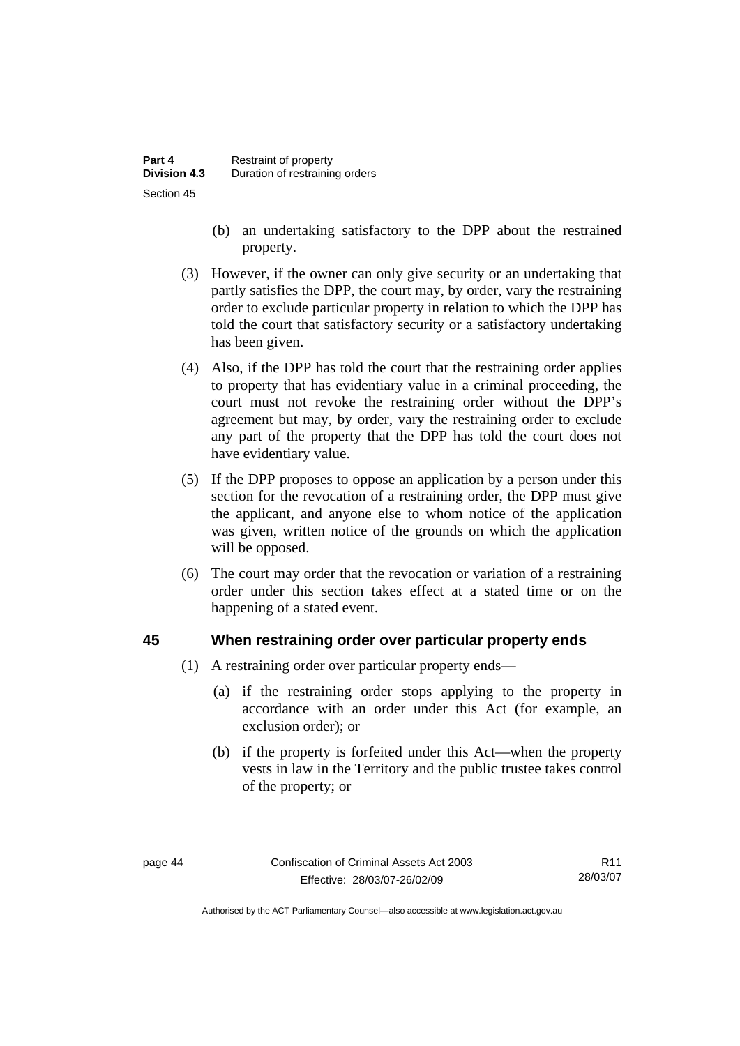(b) an undertaking satisfactory to the DPP about the restrained property.

(3) However, if the owner can only give security or an undertaking that partly satisfies the DPP, the court may, by order, vary the restraining order to exclude particular property in relation to which the DPP has told the court that satisfactory security or a satisfactory undertaking has been given.

(4) Also, if the DPP has told the court that the restraining order applies to property that has evidentiary value in a criminal proceeding, the court must not revoke the restraining order without the DPP's agreement but may, by order, vary the restraining order to exclude any part of the property that the DPP has told the court does not have evidentiary value.

(5) If the DPP proposes to oppose an application by a person under this section for the revocation of a restraining order, the DPP must give the applicant, and anyone else to whom notice of the application was given, written notice of the grounds on which the application will be opposed.

(6) The court may order that the revocation or variation of a restraining order under this section takes effect at a stated time or on the happening of a stated event.

## 45 When restraining order over particular property ends

(1) A restraining order over particular property ends—

(a) if the restraining order stops applying to the property in accordance with an order under this Act (for example, an exclusion order); or

(b) if the property is forfeited under this Act—when the property vests in law in the Territory and the public trustee takes control of the property; or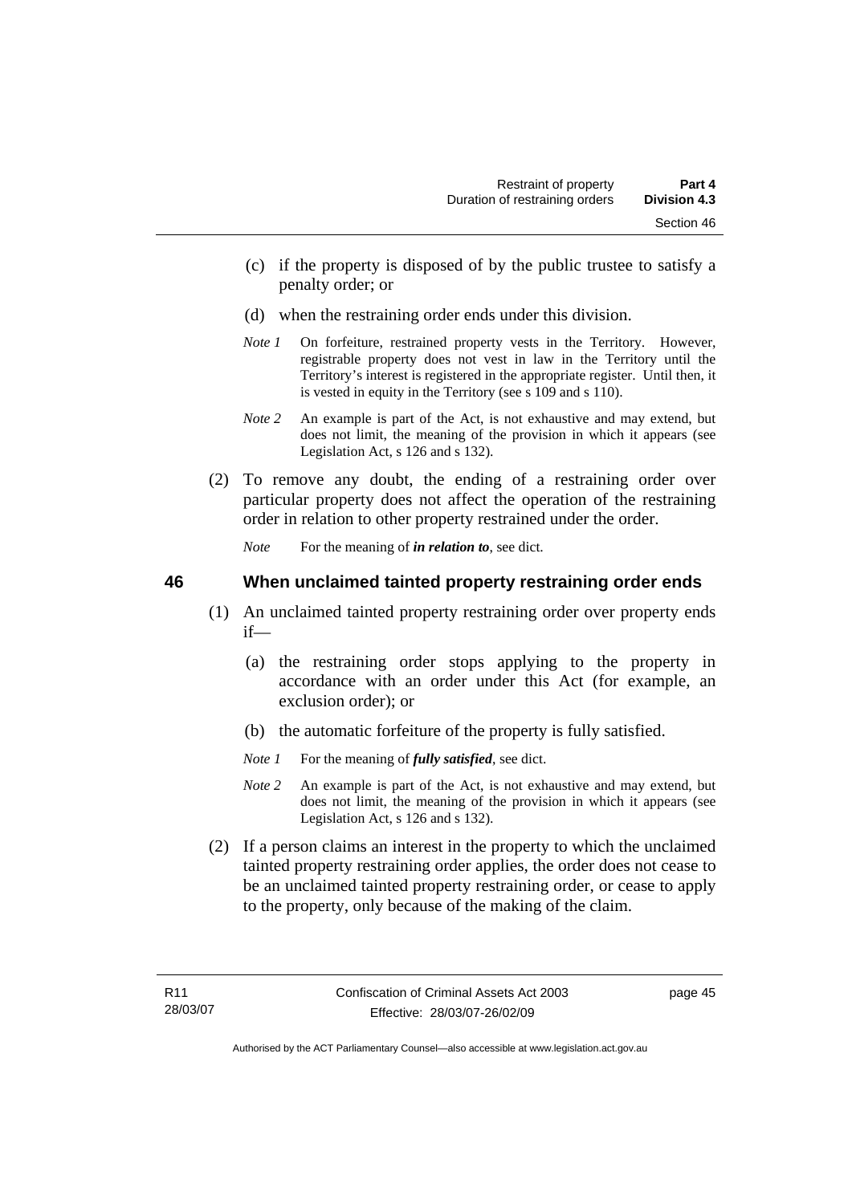(c) if the property is disposed of by the public trustee to satisfy a penalty order; or

(d) when the restraining order ends under this division.

*Note 1* On forfeiture, restrained property vests in the Territory. However, registrable property does not vest in law in the Territory until the Territory's interest is registered in the appropriate register. Until then, it is vested in equity in the Territory (see s 109 and s 110).

*Note 2* An example is part of the Act, is not exhaustive and may extend, but does not limit, the meaning of the provision in which it appears (see Legislation Act, s 126 and s 132).

(2) To remove any doubt, the ending of a restraining order over particular property does not affect the operation of the restraining order in relation to other property restrained under the order.

*Note* For the meaning of ***in relation to***, see dict.

## 46 When unclaimed tainted property restraining order ends

(1) An unclaimed tainted property restraining order over property ends if—

(a) the restraining order stops applying to the property in accordance with an order under this Act (for example, an exclusion order); or

(b) the automatic forfeiture of the property is fully satisfied.

*Note 1* For the meaning of ***fully satisfied***, see dict.

*Note 2* An example is part of the Act, is not exhaustive and may extend, but does not limit, the meaning of the provision in which it appears (see Legislation Act, s 126 and s 132).

(2) If a person claims an interest in the property to which the unclaimed tainted property restraining order applies, the order does not cease to be an unclaimed tainted property restraining order, or cease to apply to the property, only because of the making of the claim.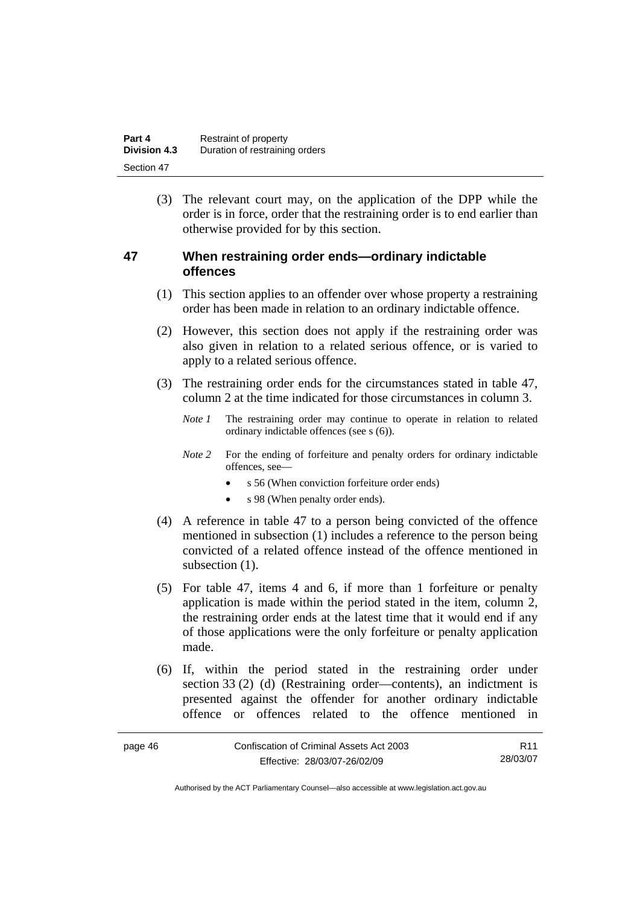(3) The relevant court may, on the application of the DPP while the order is in force, order that the restraining order is to end earlier than otherwise provided for by this section.

## 47 When restraining order ends—ordinary indictable offences

(1) This section applies to an offender over whose property a restraining order has been made in relation to an ordinary indictable offence.

(2) However, this section does not apply if the restraining order was also given in relation to a related serious offence, or is varied to apply to a related serious offence.

(3) The restraining order ends for the circumstances stated in table 47, column 2 at the time indicated for those circumstances in column 3.

*Note 1* The restraining order may continue to operate in relation to related ordinary indictable offences (see s (6)).

*Note 2* For the ending of forfeiture and penalty orders for ordinary indictable offences, see—

- s 56 (When conviction forfeiture order ends)
- s 98 (When penalty order ends).

(4) A reference in table 47 to a person being convicted of the offence mentioned in subsection (1) includes a reference to the person being convicted of a related offence instead of the offence mentioned in subsection (1).

(5) For table 47, items 4 and 6, if more than 1 forfeiture or penalty application is made within the period stated in the item, column 2, the restraining order ends at the latest time that it would end if any of those applications were the only forfeiture or penalty application made.

(6) If, within the period stated in the restraining order under section 33 (2) (d) (Restraining order—contents), an indictment is presented against the offender for another ordinary indictable offence or offences related to the offence mentioned in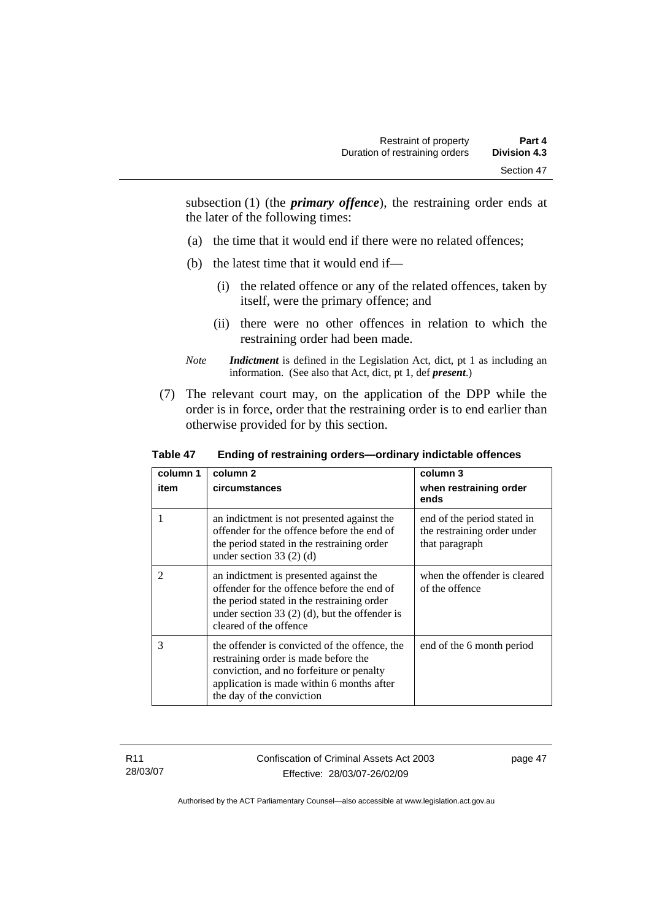subsection (1) (the ***primary offence***), the restraining order ends at the later of the following times:

(a) the time that it would end if there were no related offences;

(b) the latest time that it would end if—

(i) the related offence or any of the related offences, taken by itself, were the primary offence; and

(ii) there were no other offences in relation to which the restraining order had been made.

*Note* ***Indictment*** is defined in the Legislation Act, dict, pt 1 as including an information. (See also that Act, dict, pt 1, def ***present***.)

(7) The relevant court may, on the application of the DPP while the order is in force, order that the restraining order is to end earlier than otherwise provided for by this section.

**Table 47 Ending of restraining orders—ordinary indictable offences**

| column 1<br>item | column 2<br>circumstances | column 3<br>when restraining order ends |
|---|---|---|
| 1 | an indictment is not presented against the offender for the offence before the end of the period stated in the restraining order under section 33 (2) (d) | end of the period stated in the restraining order under that paragraph |
| 2 | an indictment is presented against the offender for the offence before the end of the period stated in the restraining order under section 33 (2) (d), but the offender is cleared of the offence | when the offender is cleared of the offence |
| 3 | the offender is convicted of the offence, the restraining order is made before the conviction, and no forfeiture or penalty application is made within 6 months after the day of the conviction | end of the 6 month period |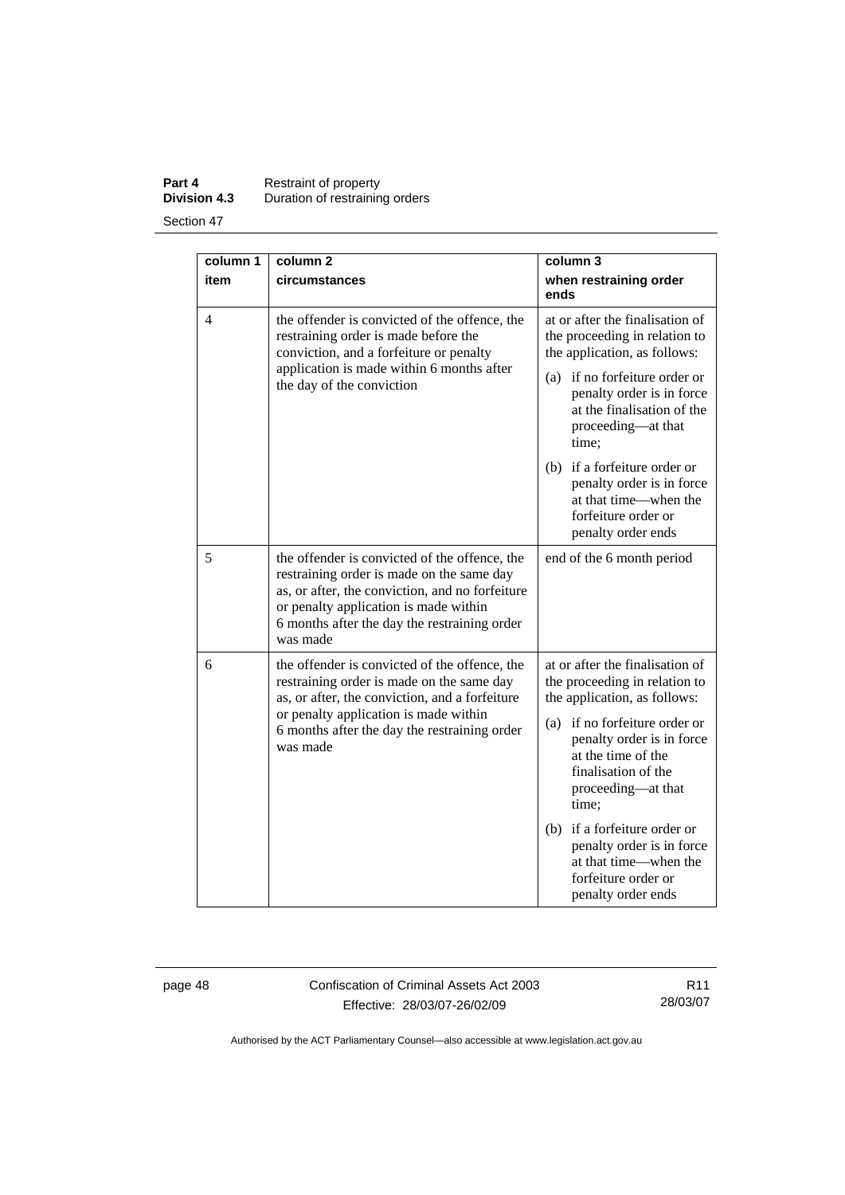| column 1<br>item | column 2<br>circumstances | column 3<br>when restraining order ends |
|---|---|---|
| 4 | the offender is convicted of the offence, the restraining order is made before the conviction, and a forfeiture or penalty application is made within 6 months after the day of the conviction | at or after the finalisation of the proceeding in relation to the application, as follows:<br>(a) if no forfeiture order or penalty order is in force at the finalisation of the proceeding—at that time;<br>(b) if a forfeiture order or penalty order is in force at that time—when the forfeiture order or penalty order ends |
| 5 | the offender is convicted of the offence, the restraining order is made on the same day as, or after, the conviction, and no forfeiture or penalty application is made within 6 months after the day the restraining order was made | end of the 6 month period |
| 6 | the offender is convicted of the offence, the restraining order is made on the same day as, or after, the conviction, and a forfeiture or penalty application is made within 6 months after the day the restraining order was made | at or after the finalisation of the proceeding in relation to the application, as follows:<br>(a) if no forfeiture order or penalty order is in force at the time of the finalisation of the proceeding—at that time;<br>(b) if a forfeiture order or penalty order is in force at that time—when the forfeiture order or penalty order ends |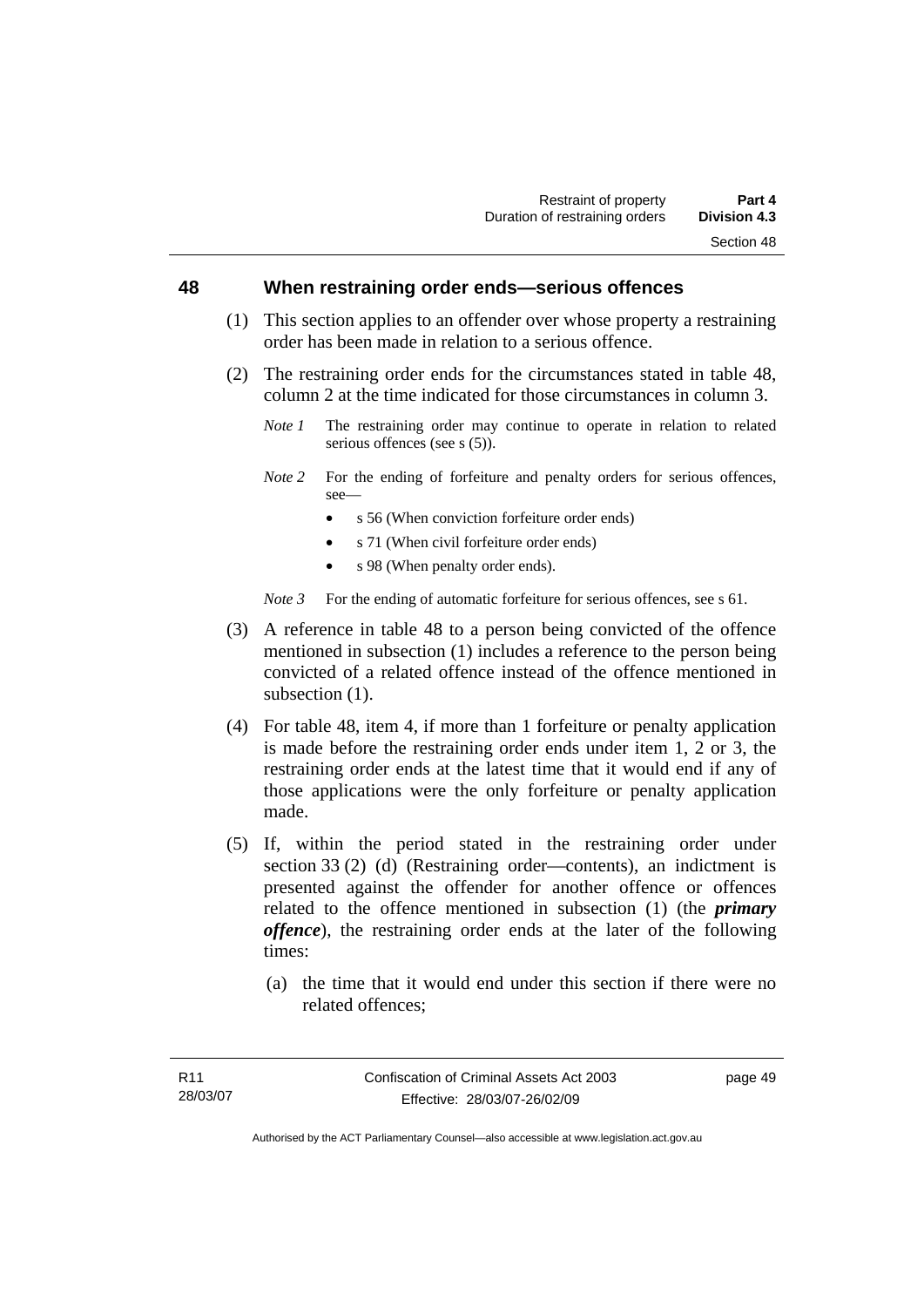## 48 When restraining order ends—serious offences

(1) This section applies to an offender over whose property a restraining order has been made in relation to a serious offence.

(2) The restraining order ends for the circumstances stated in table 48, column 2 at the time indicated for those circumstances in column 3.

*Note 1* The restraining order may continue to operate in relation to related serious offences (see s (5)).

*Note 2* For the ending of forfeiture and penalty orders for serious offences, see—

- s 56 (When conviction forfeiture order ends)
- s 71 (When civil forfeiture order ends)
- s 98 (When penalty order ends).

*Note 3* For the ending of automatic forfeiture for serious offences, see s 61.

(3) A reference in table 48 to a person being convicted of the offence mentioned in subsection (1) includes a reference to the person being convicted of a related offence instead of the offence mentioned in subsection (1).

(4) For table 48, item 4, if more than 1 forfeiture or penalty application is made before the restraining order ends under item 1, 2 or 3, the restraining order ends at the latest time that it would end if any of those applications were the only forfeiture or penalty application made.

(5) If, within the period stated in the restraining order under section 33 (2) (d) (Restraining order—contents), an indictment is presented against the offender for another offence or offences related to the offence mentioned in subsection (1) (the ***primary offence***), the restraining order ends at the later of the following times:

(a) the time that it would end under this section if there were no related offences;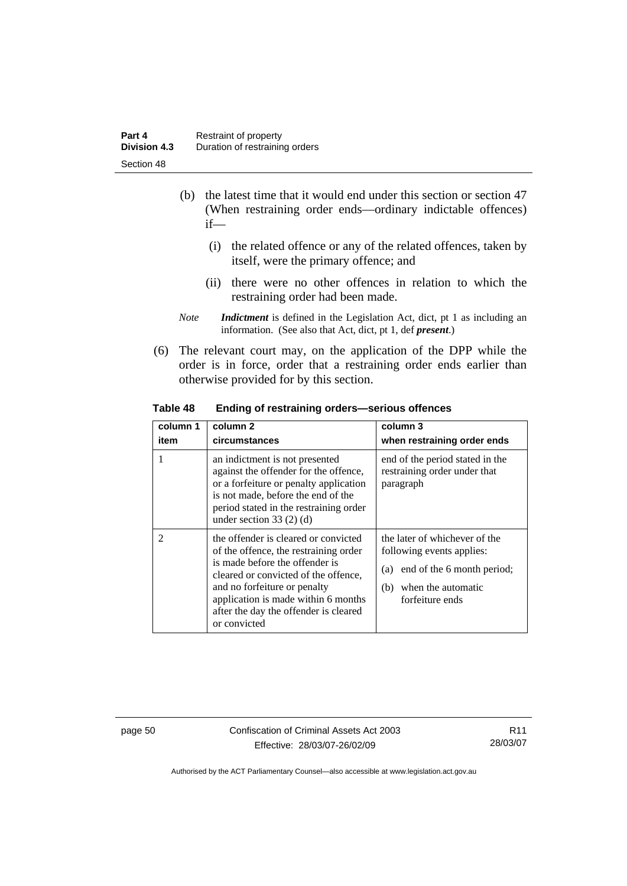(b) the latest time that it would end under this section or section 47 (When restraining order ends—ordinary indictable offences) if—

  (i) the related offence or any of the related offences, taken by itself, were the primary offence; and

  (ii) there were no other offences in relation to which the restraining order had been made.

*Note* ***Indictment*** is defined in the Legislation Act, dict, pt 1 as including an information. (See also that Act, dict, pt 1, def ***present***.)

(6) The relevant court may, on the application of the DPP while the order is in force, order that a restraining order ends earlier than otherwise provided for by this section.

**Table 48 Ending of restraining orders—serious offences**

| column 1<br>item | column 2<br>circumstances | column 3<br>when restraining order ends |
|---|---|---|
| 1 | an indictment is not presented against the offender for the offence, or a forfeiture or penalty application is not made, before the end of the period stated in the restraining order under section 33 (2) (d) | end of the period stated in the restraining order under that paragraph |
| 2 | the offender is cleared or convicted of the offence, the restraining order is made before the offender is cleared or convicted of the offence, and no forfeiture or penalty application is made within 6 months after the day the offender is cleared or convicted | the later of whichever of the following events applies:<br>(a) end of the 6 month period;<br>(b) when the automatic forfeiture ends |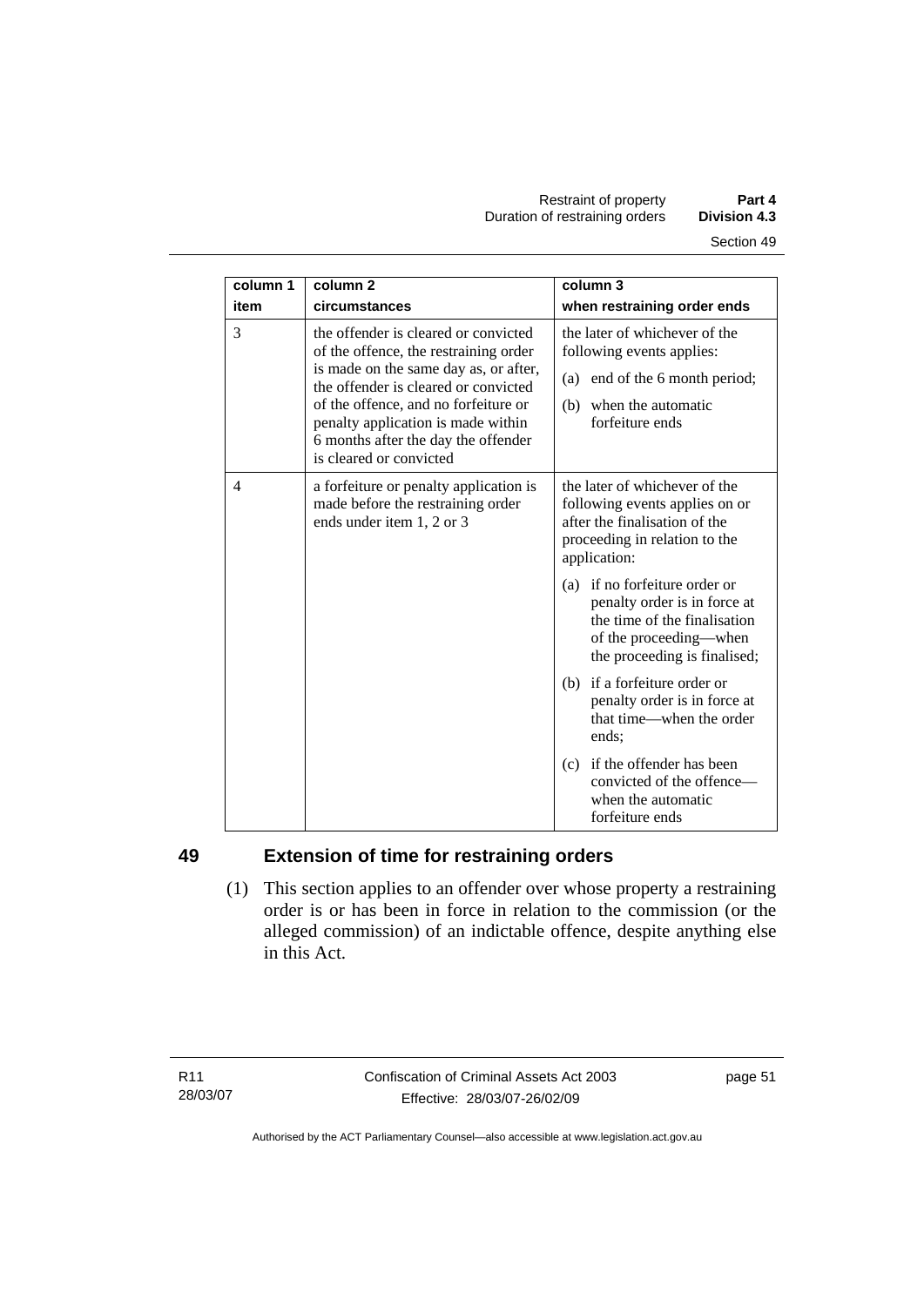| column 1 item | column 2 circumstances | column 3 when restraining order ends |
|---|---|---|
| 3 | the offender is cleared or convicted of the offence, the restraining order is made on the same day as, or after, the offender is cleared or convicted of the offence, and no forfeiture or penalty application is made within 6 months after the day the offender is cleared or convicted | the later of whichever of the following events applies:<br>(a) end of the 6 month period;<br>(b) when the automatic forfeiture ends |
| 4 | a forfeiture or penalty application is made before the restraining order ends under item 1, 2 or 3 | the later of whichever of the following events applies on or after the finalisation of the proceeding in relation to the application:<br>(a) if no forfeiture order or penalty order is in force at the time of the finalisation of the proceeding—when the proceeding is finalised;<br>(b) if a forfeiture order or penalty order is in force at that time—when the order ends;<br>(c) if the offender has been convicted of the offence—when the automatic forfeiture ends |

## 49 Extension of time for restraining orders

(1) This section applies to an offender over whose property a restraining order is or has been in force in relation to the commission (or the alleged commission) of an indictable offence, despite anything else in this Act.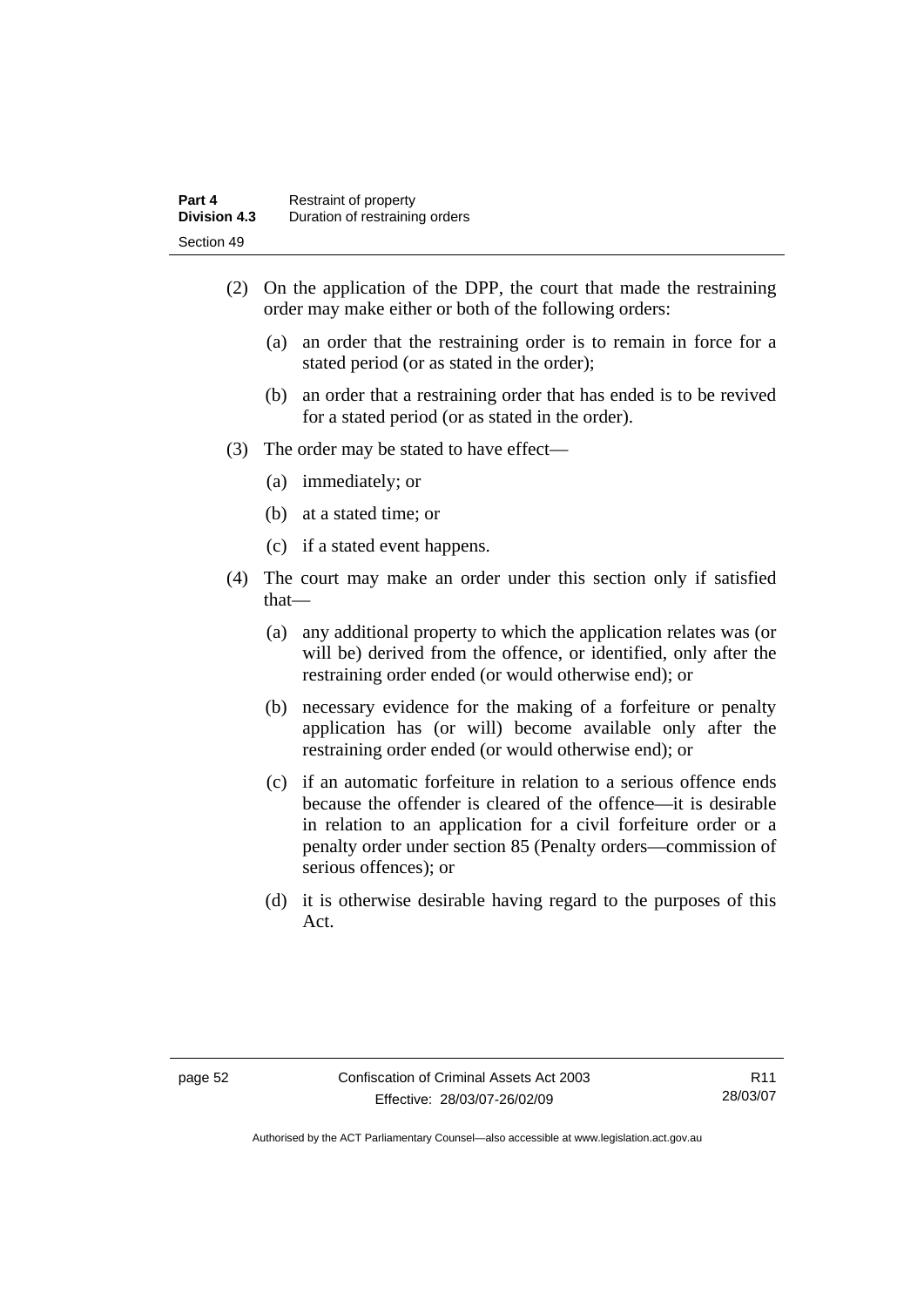(2) On the application of the DPP, the court that made the restraining order may make either or both of the following orders:

(a) an order that the restraining order is to remain in force for a stated period (or as stated in the order);

(b) an order that a restraining order that has ended is to be revived for a stated period (or as stated in the order).

(3) The order may be stated to have effect—

(a) immediately; or

(b) at a stated time; or

(c) if a stated event happens.

(4) The court may make an order under this section only if satisfied that—

(a) any additional property to which the application relates was (or will be) derived from the offence, or identified, only after the restraining order ended (or would otherwise end); or

(b) necessary evidence for the making of a forfeiture or penalty application has (or will) become available only after the restraining order ended (or would otherwise end); or

(c) if an automatic forfeiture in relation to a serious offence ends because the offender is cleared of the offence—it is desirable in relation to an application for a civil forfeiture order or a penalty order under section 85 (Penalty orders—commission of serious offences); or

(d) it is otherwise desirable having regard to the purposes of this Act.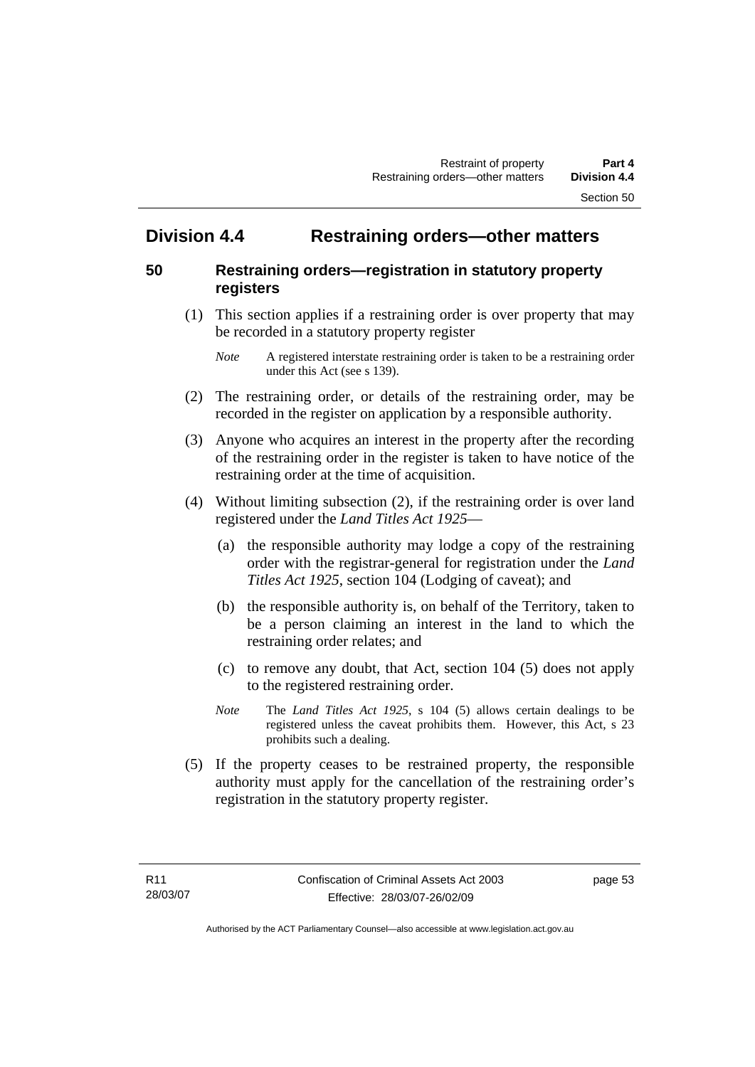## Division 4.4 Restraining orders—other matters

### 50 Restraining orders—registration in statutory property registers

(1) This section applies if a restraining order is over property that may be recorded in a statutory property register

*Note* A registered interstate restraining order is taken to be a restraining order under this Act (see s 139).

(2) The restraining order, or details of the restraining order, may be recorded in the register on application by a responsible authority.

(3) Anyone who acquires an interest in the property after the recording of the restraining order in the register is taken to have notice of the restraining order at the time of acquisition.

(4) Without limiting subsection (2), if the restraining order is over land registered under the *Land Titles Act 1925*—

(a) the responsible authority may lodge a copy of the restraining order with the registrar-general for registration under the *Land Titles Act 1925*, section 104 (Lodging of caveat); and

(b) the responsible authority is, on behalf of the Territory, taken to be a person claiming an interest in the land to which the restraining order relates; and

(c) to remove any doubt, that Act, section 104 (5) does not apply to the registered restraining order.

*Note* The *Land Titles Act 1925*, s 104 (5) allows certain dealings to be registered unless the caveat prohibits them. However, this Act, s 23 prohibits such a dealing.

(5) If the property ceases to be restrained property, the responsible authority must apply for the cancellation of the restraining order's registration in the statutory property register.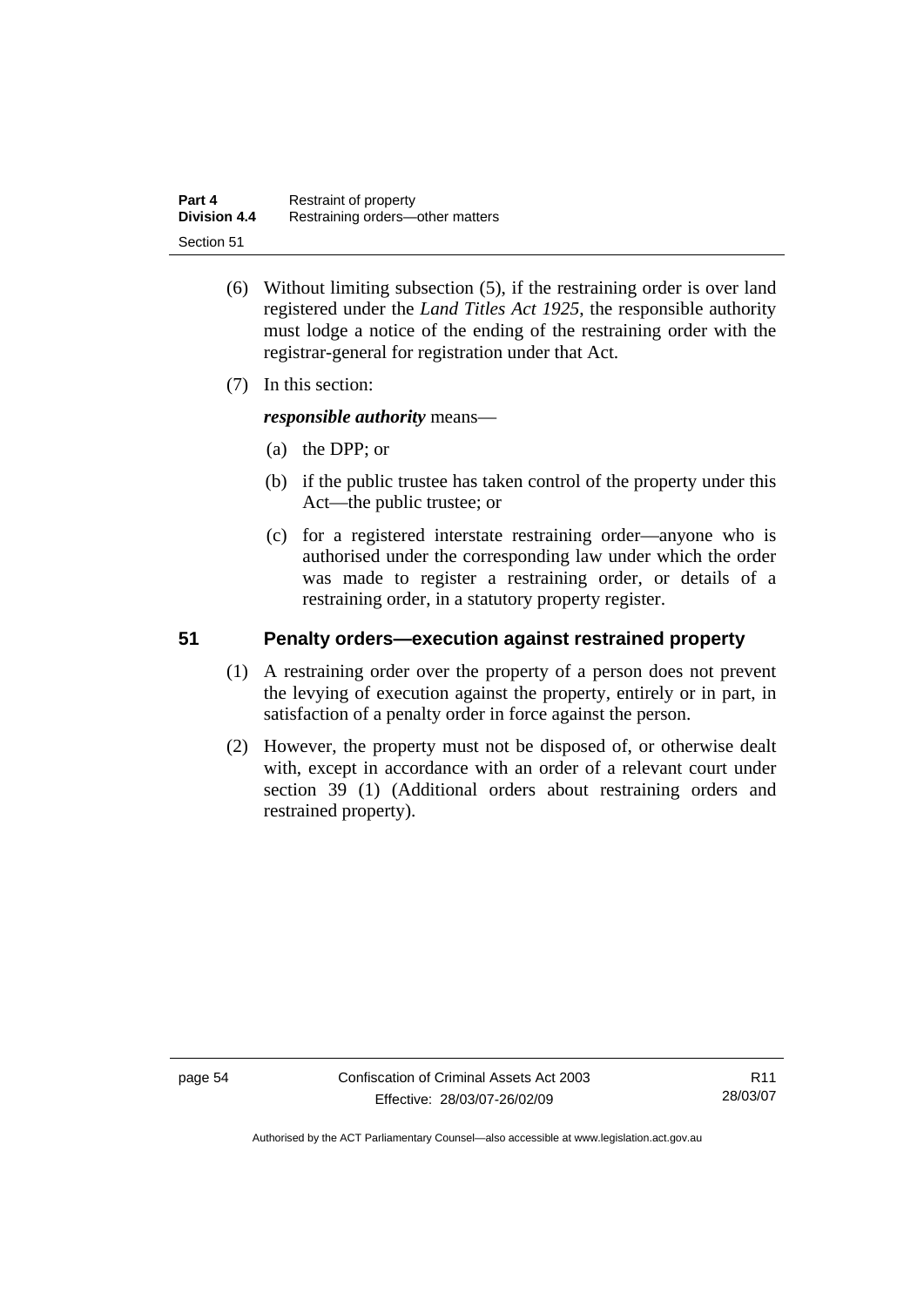(6) Without limiting subsection (5), if the restraining order is over land registered under the *Land Titles Act 1925*, the responsible authority must lodge a notice of the ending of the restraining order with the registrar-general for registration under that Act.

(7) In this section:

***responsible authority*** means—

(a) the DPP; or

(b) if the public trustee has taken control of the property under this Act—the public trustee; or

(c) for a registered interstate restraining order—anyone who is authorised under the corresponding law under which the order was made to register a restraining order, or details of a restraining order, in a statutory property register.

## 51 Penalty orders—execution against restrained property

(1) A restraining order over the property of a person does not prevent the levying of execution against the property, entirely or in part, in satisfaction of a penalty order in force against the person.

(2) However, the property must not be disposed of, or otherwise dealt with, except in accordance with an order of a relevant court under section 39 (1) (Additional orders about restraining orders and restrained property).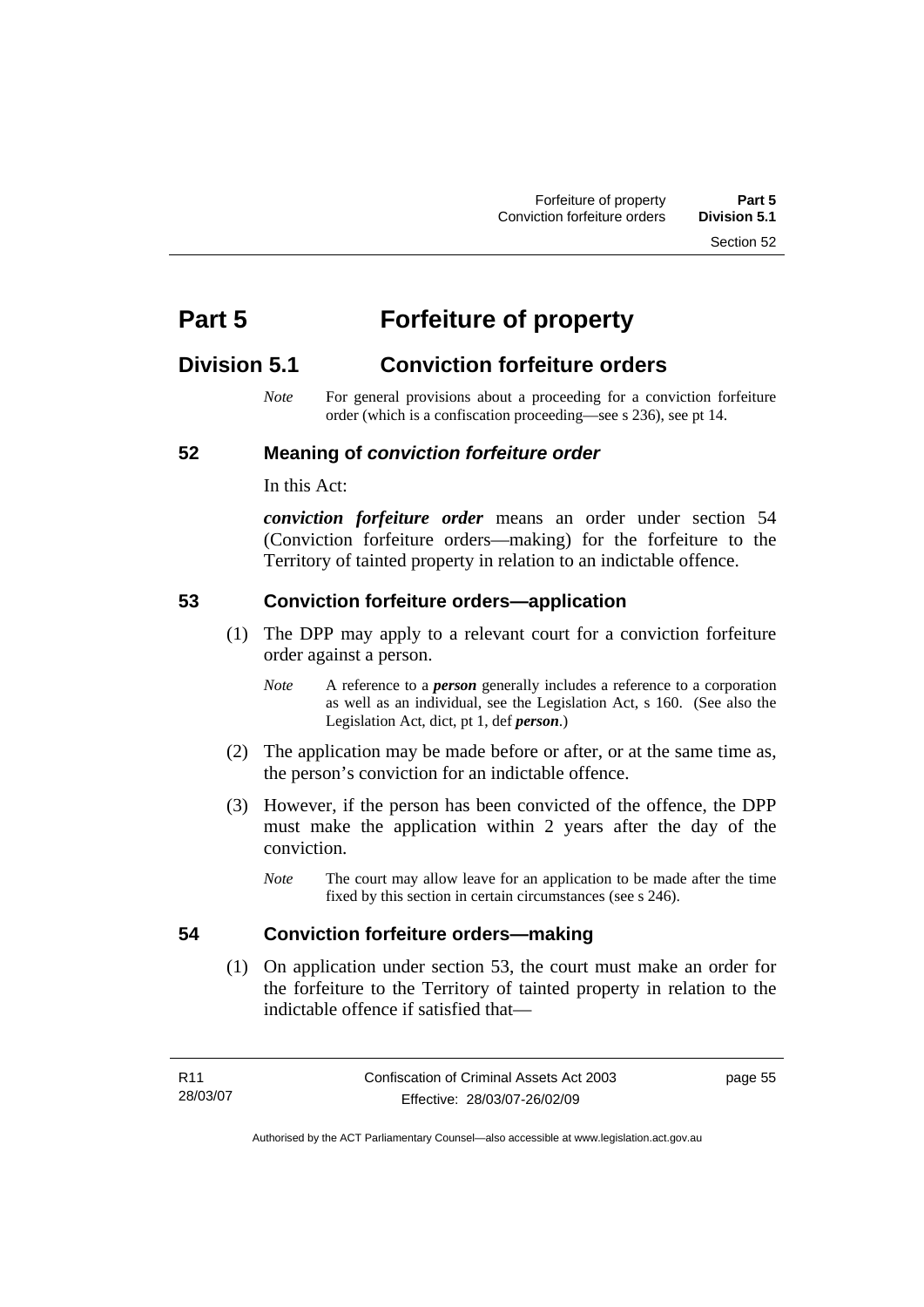# Part 5 Forfeiture of property

## Division 5.1 Conviction forfeiture orders

*Note* For general provisions about a proceeding for a conviction forfeiture order (which is a confiscation proceeding—see s 236), see pt 14.

### 52 Meaning of *conviction forfeiture order*

In this Act:

***conviction forfeiture order*** means an order under section 54 (Conviction forfeiture orders—making) for the forfeiture to the Territory of tainted property in relation to an indictable offence.

### 53 Conviction forfeiture orders—application

(1) The DPP may apply to a relevant court for a conviction forfeiture order against a person.

*Note* A reference to a ***person*** generally includes a reference to a corporation as well as an individual, see the Legislation Act, s 160. (See also the Legislation Act, dict, pt 1, def ***person***.)

(2) The application may be made before or after, or at the same time as, the person's conviction for an indictable offence.

(3) However, if the person has been convicted of the offence, the DPP must make the application within 2 years after the day of the conviction.

*Note* The court may allow leave for an application to be made after the time fixed by this section in certain circumstances (see s 246).

### 54 Conviction forfeiture orders—making

(1) On application under section 53, the court must make an order for the forfeiture to the Territory of tainted property in relation to the indictable offence if satisfied that—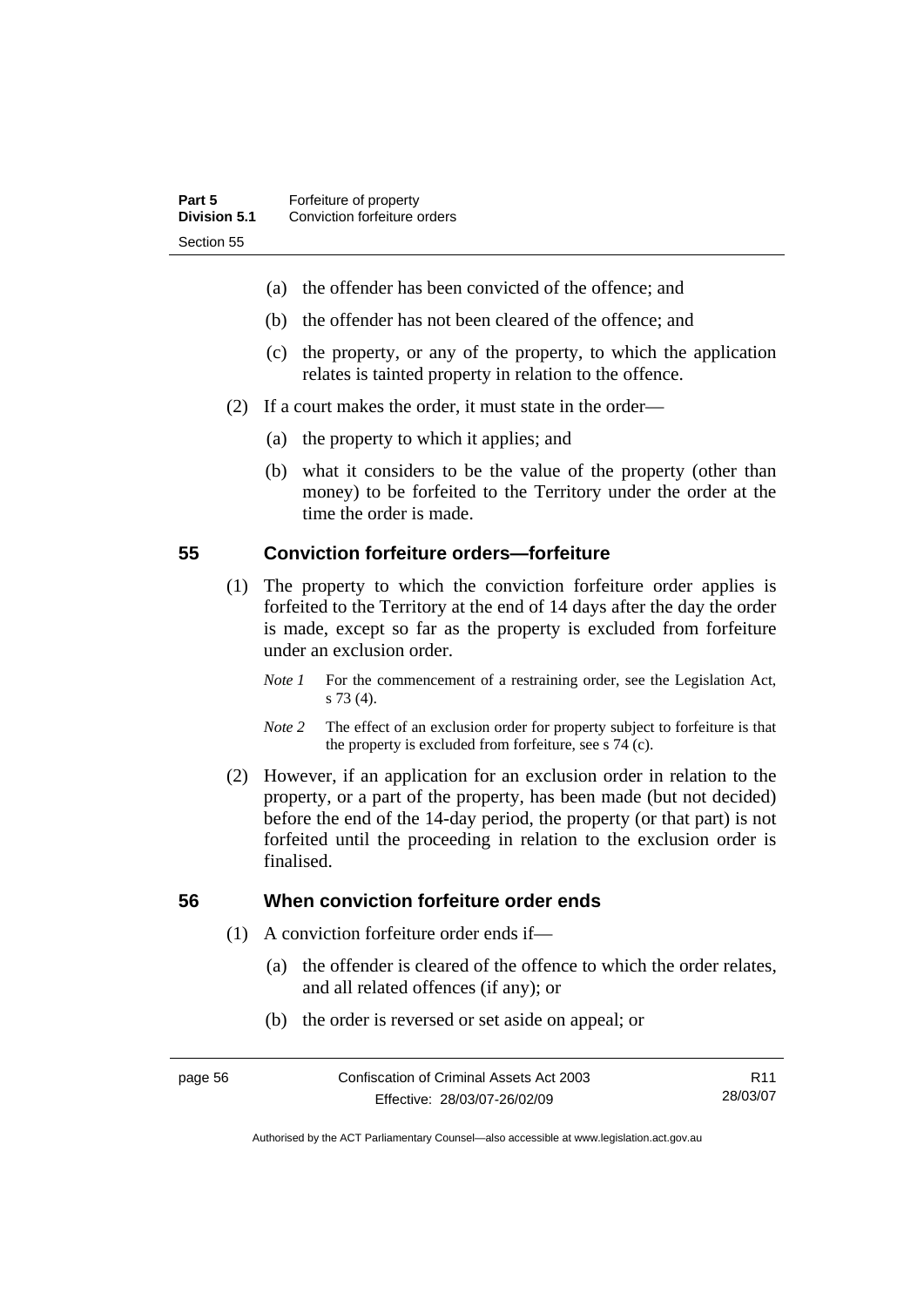(a) the offender has been convicted of the offence; and

(b) the offender has not been cleared of the offence; and

(c) the property, or any of the property, to which the application relates is tainted property in relation to the offence.

(2) If a court makes the order, it must state in the order—

(a) the property to which it applies; and

(b) what it considers to be the value of the property (other than money) to be forfeited to the Territory under the order at the time the order is made.

## 55 Conviction forfeiture orders—forfeiture

(1) The property to which the conviction forfeiture order applies is forfeited to the Territory at the end of 14 days after the day the order is made, except so far as the property is excluded from forfeiture under an exclusion order.

*Note 1* For the commencement of a restraining order, see the Legislation Act, s 73 (4).

*Note 2* The effect of an exclusion order for property subject to forfeiture is that the property is excluded from forfeiture, see s 74 (c).

(2) However, if an application for an exclusion order in relation to the property, or a part of the property, has been made (but not decided) before the end of the 14-day period, the property (or that part) is not forfeited until the proceeding in relation to the exclusion order is finalised.

## 56 When conviction forfeiture order ends

(1) A conviction forfeiture order ends if—

(a) the offender is cleared of the offence to which the order relates, and all related offences (if any); or

(b) the order is reversed or set aside on appeal; or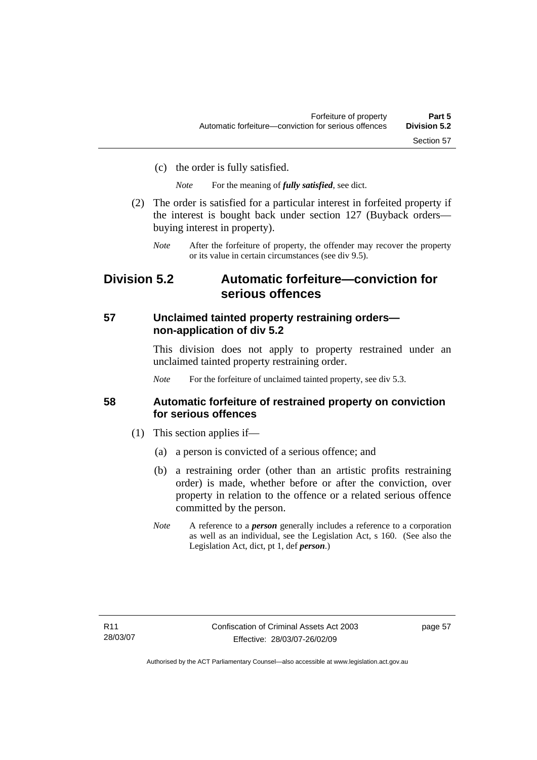(c) the order is fully satisfied.

*Note* For the meaning of ***fully satisfied***, see dict.

(2) The order is satisfied for a particular interest in forfeited property if the interest is bought back under section 127 (Buyback orders—buying interest in property).

*Note* After the forfeiture of property, the offender may recover the property or its value in certain circumstances (see div 9.5).

## Division 5.2 Automatic forfeiture—conviction for serious offences

### 57 Unclaimed tainted property restraining orders—non-application of div 5.2

This division does not apply to property restrained under an unclaimed tainted property restraining order.

*Note* For the forfeiture of unclaimed tainted property, see div 5.3.

### 58 Automatic forfeiture of restrained property on conviction for serious offences

(1) This section applies if—

(a) a person is convicted of a serious offence; and

(b) a restraining order (other than an artistic profits restraining order) is made, whether before or after the conviction, over property in relation to the offence or a related serious offence committed by the person.

*Note* A reference to a ***person*** generally includes a reference to a corporation as well as an individual, see the Legislation Act, s 160. (See also the Legislation Act, dict, pt 1, def ***person***.)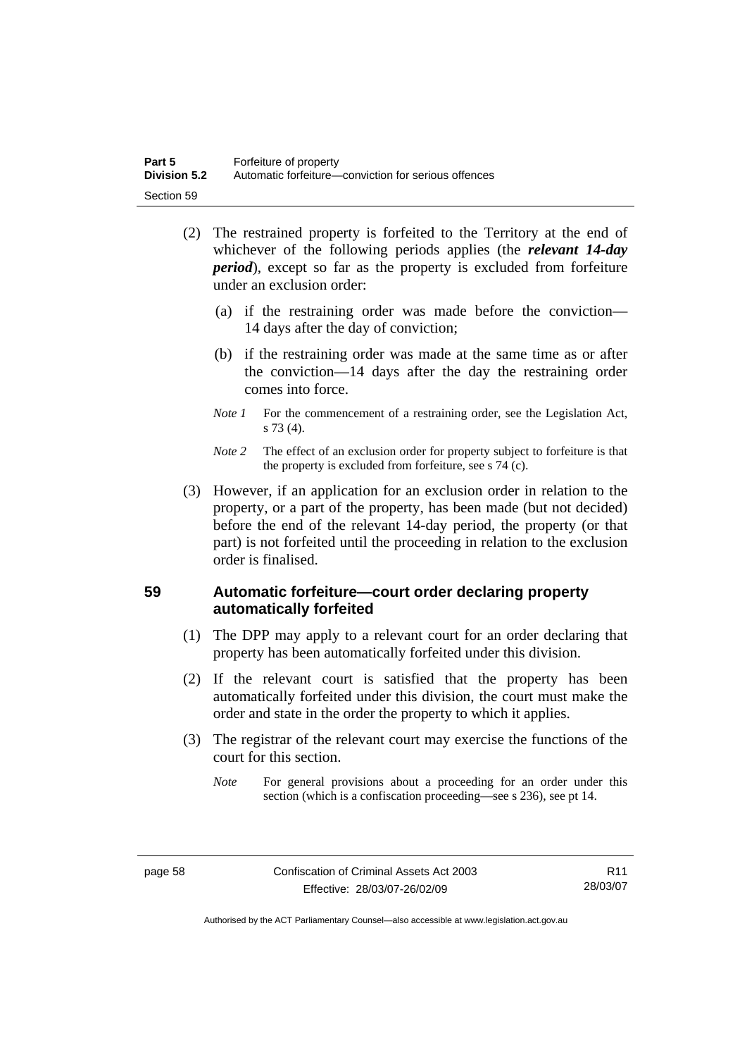(2) The restrained property is forfeited to the Territory at the end of whichever of the following periods applies (the ***relevant 14-day period***), except so far as the property is excluded from forfeiture under an exclusion order:

(a) if the restraining order was made before the conviction—14 days after the day of conviction;

(b) if the restraining order was made at the same time as or after the conviction—14 days after the day the restraining order comes into force.

*Note 1* For the commencement of a restraining order, see the Legislation Act, s 73 (4).

*Note 2* The effect of an exclusion order for property subject to forfeiture is that the property is excluded from forfeiture, see s 74 (c).

(3) However, if an application for an exclusion order in relation to the property, or a part of the property, has been made (but not decided) before the end of the relevant 14-day period, the property (or that part) is not forfeited until the proceeding in relation to the exclusion order is finalised.

## 59 Automatic forfeiture—court order declaring property automatically forfeited

(1) The DPP may apply to a relevant court for an order declaring that property has been automatically forfeited under this division.

(2) If the relevant court is satisfied that the property has been automatically forfeited under this division, the court must make the order and state in the order the property to which it applies.

(3) The registrar of the relevant court may exercise the functions of the court for this section.

*Note* For general provisions about a proceeding for an order under this section (which is a confiscation proceeding—see s 236), see pt 14.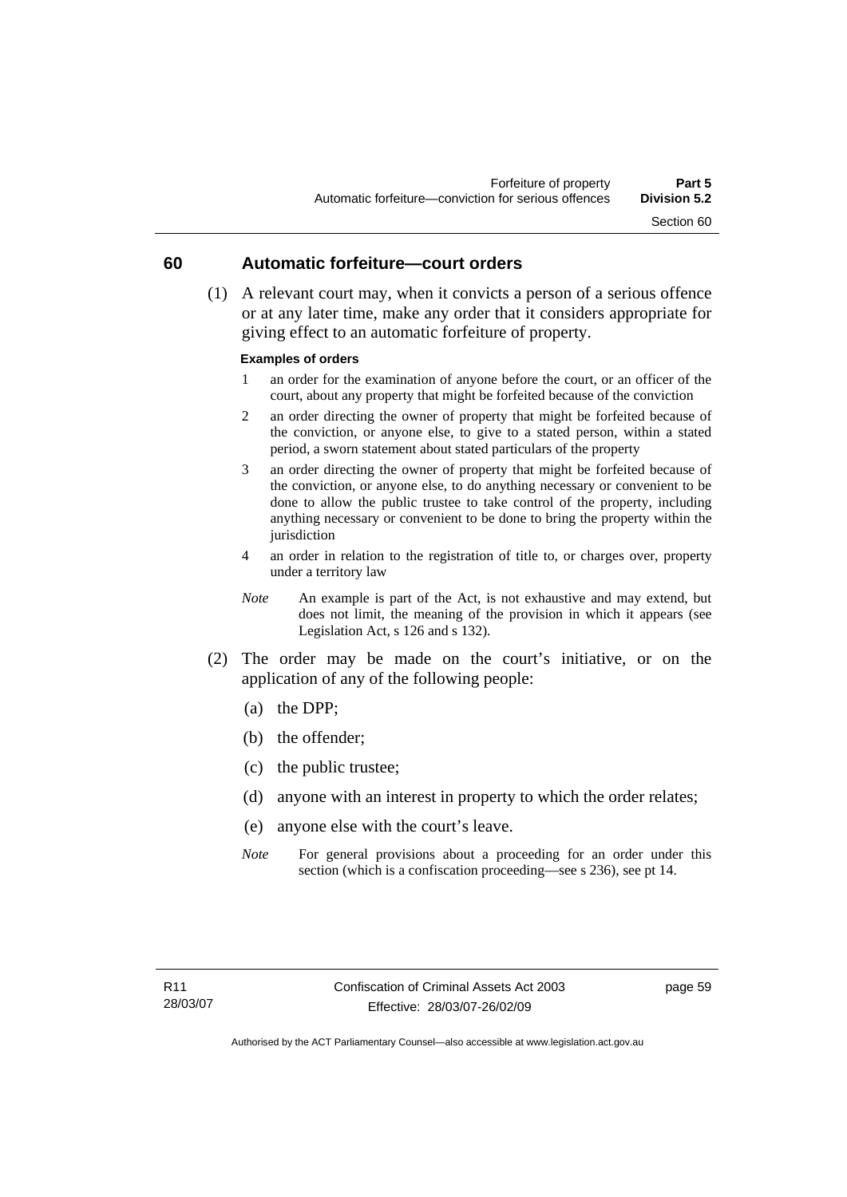## 60 Automatic forfeiture—court orders

(1) A relevant court may, when it convicts a person of a serious offence or at any later time, make any order that it considers appropriate for giving effect to an automatic forfeiture of property.

**Examples of orders**

1 an order for the examination of anyone before the court, or an officer of the court, about any property that might be forfeited because of the conviction

2 an order directing the owner of property that might be forfeited because of the conviction, or anyone else, to give to a stated person, within a stated period, a sworn statement about stated particulars of the property

3 an order directing the owner of property that might be forfeited because of the conviction, or anyone else, to do anything necessary or convenient to be done to allow the public trustee to take control of the property, including anything necessary or convenient to be done to bring the property within the jurisdiction

4 an order in relation to the registration of title to, or charges over, property under a territory law

*Note* An example is part of the Act, is not exhaustive and may extend, but does not limit, the meaning of the provision in which it appears (see Legislation Act, s 126 and s 132).

(2) The order may be made on the court's initiative, or on the application of any of the following people:

(a) the DPP;

(b) the offender;

(c) the public trustee;

(d) anyone with an interest in property to which the order relates;

(e) anyone else with the court's leave.

*Note* For general provisions about a proceeding for an order under this section (which is a confiscation proceeding—see s 236), see pt 14.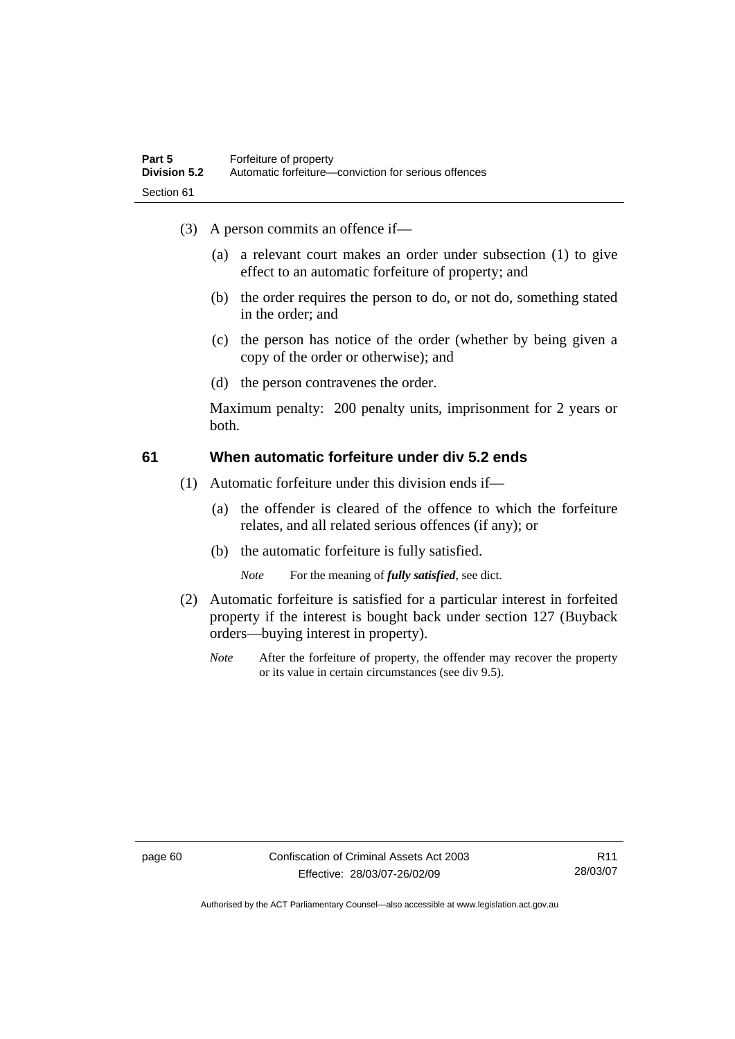(3) A person commits an offence if—

(a) a relevant court makes an order under subsection (1) to give effect to an automatic forfeiture of property; and

(b) the order requires the person to do, or not do, something stated in the order; and

(c) the person has notice of the order (whether by being given a copy of the order or otherwise); and

(d) the person contravenes the order.

Maximum penalty: 200 penalty units, imprisonment for 2 years or both.

## 61 When automatic forfeiture under div 5.2 ends

(1) Automatic forfeiture under this division ends if—

(a) the offender is cleared of the offence to which the forfeiture relates, and all related serious offences (if any); or

(b) the automatic forfeiture is fully satisfied.

*Note* For the meaning of ***fully satisfied***, see dict.

(2) Automatic forfeiture is satisfied for a particular interest in forfeited property if the interest is bought back under section 127 (Buyback orders—buying interest in property).

*Note* After the forfeiture of property, the offender may recover the property or its value in certain circumstances (see div 9.5).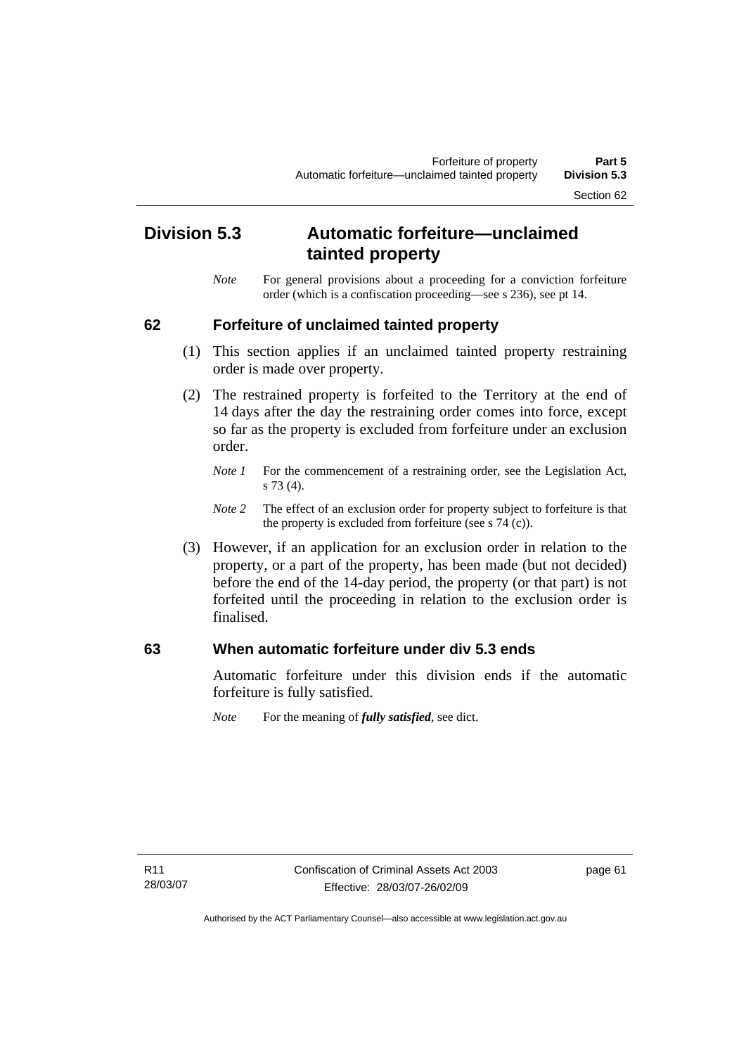## Division 5.3 Automatic forfeiture—unclaimed tainted property

*Note* For general provisions about a proceeding for a conviction forfeiture order (which is a confiscation proceeding—see s 236), see pt 14.

### 62 Forfeiture of unclaimed tainted property

(1) This section applies if an unclaimed tainted property restraining order is made over property.

(2) The restrained property is forfeited to the Territory at the end of 14 days after the day the restraining order comes into force, except so far as the property is excluded from forfeiture under an exclusion order.

*Note 1* For the commencement of a restraining order, see the Legislation Act, s 73 (4).

*Note 2* The effect of an exclusion order for property subject to forfeiture is that the property is excluded from forfeiture (see s 74 (c)).

(3) However, if an application for an exclusion order in relation to the property, or a part of the property, has been made (but not decided) before the end of the 14-day period, the property (or that part) is not forfeited until the proceeding in relation to the exclusion order is finalised.

### 63 When automatic forfeiture under div 5.3 ends

Automatic forfeiture under this division ends if the automatic forfeiture is fully satisfied.

*Note* For the meaning of ***fully satisfied***, see dict.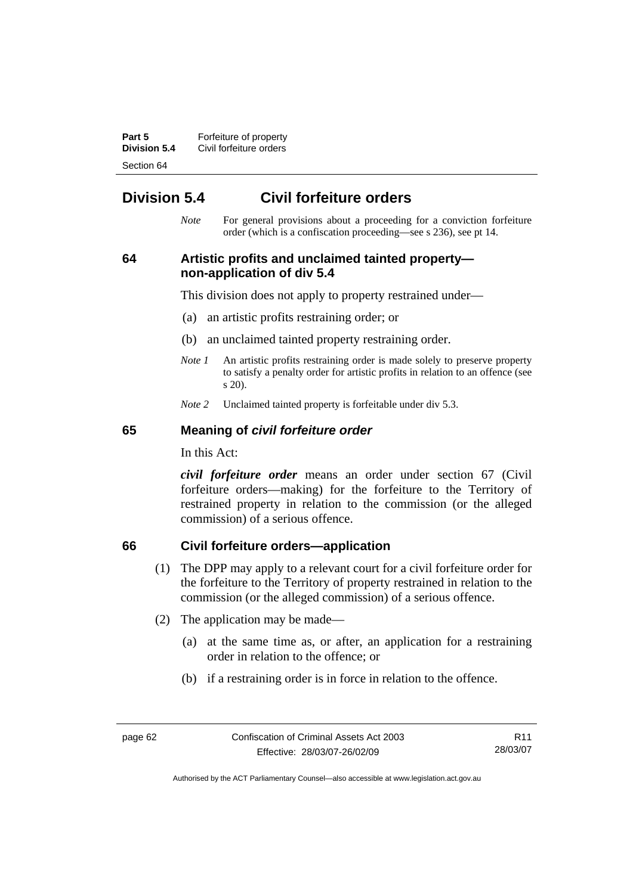## Division 5.4 Civil forfeiture orders

*Note* For general provisions about a proceeding for a conviction forfeiture order (which is a confiscation proceeding—see s 236), see pt 14.

### 64 Artistic profits and unclaimed tainted property—non-application of div 5.4

This division does not apply to property restrained under—

(a) an artistic profits restraining order; or

(b) an unclaimed tainted property restraining order.

*Note 1* An artistic profits restraining order is made solely to preserve property to satisfy a penalty order for artistic profits in relation to an offence (see s 20).

*Note 2* Unclaimed tainted property is forfeitable under div 5.3.

### 65 Meaning of *civil forfeiture order*

In this Act:

***civil forfeiture order*** means an order under section 67 (Civil forfeiture orders—making) for the forfeiture to the Territory of restrained property in relation to the commission (or the alleged commission) of a serious offence.

### 66 Civil forfeiture orders—application

(1) The DPP may apply to a relevant court for a civil forfeiture order for the forfeiture to the Territory of property restrained in relation to the commission (or the alleged commission) of a serious offence.

(2) The application may be made—

(a) at the same time as, or after, an application for a restraining order in relation to the offence; or

(b) if a restraining order is in force in relation to the offence.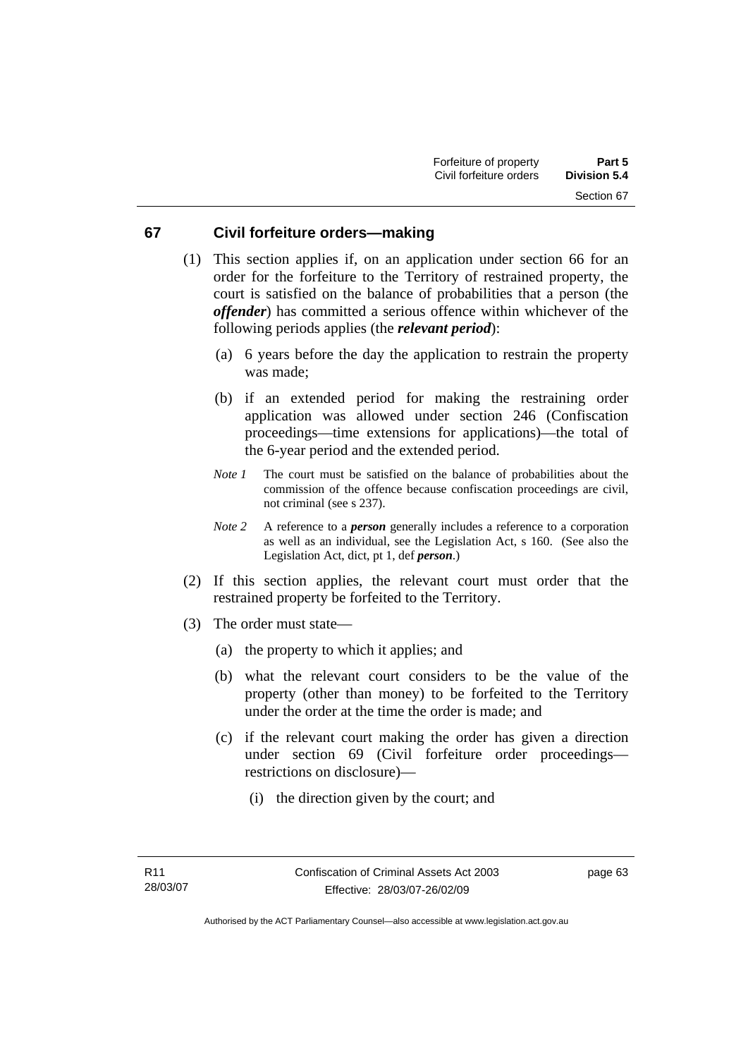## 67 Civil forfeiture orders—making

(1) This section applies if, on an application under section 66 for an order for the forfeiture to the Territory of restrained property, the court is satisfied on the balance of probabilities that a person (the ***offender***) has committed a serious offence within whichever of the following periods applies (the ***relevant period***):

(a) 6 years before the day the application to restrain the property was made;

(b) if an extended period for making the restraining order application was allowed under section 246 (Confiscation proceedings—time extensions for applications)—the total of the 6-year period and the extended period.

*Note 1* The court must be satisfied on the balance of probabilities about the commission of the offence because confiscation proceedings are civil, not criminal (see s 237).

*Note 2* A reference to a ***person*** generally includes a reference to a corporation as well as an individual, see the Legislation Act, s 160. (See also the Legislation Act, dict, pt 1, def ***person***.)

(2) If this section applies, the relevant court must order that the restrained property be forfeited to the Territory.

(3) The order must state—

(a) the property to which it applies; and

(b) what the relevant court considers to be the value of the property (other than money) to be forfeited to the Territory under the order at the time the order is made; and

(c) if the relevant court making the order has given a direction under section 69 (Civil forfeiture order proceedings—restrictions on disclosure)—

(i) the direction given by the court; and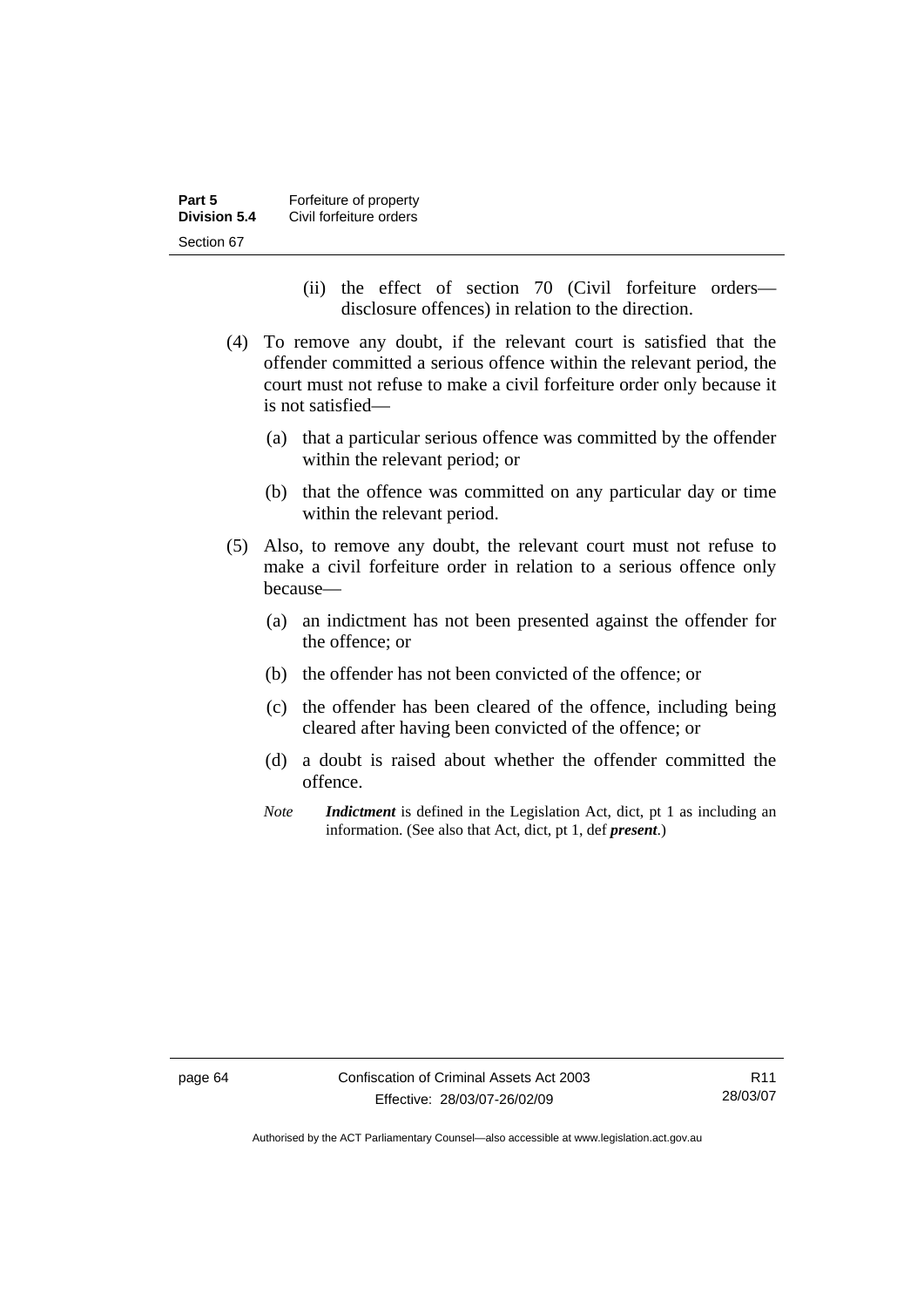(ii) the effect of section 70 (Civil forfeiture orders—disclosure offences) in relation to the direction.

(4) To remove any doubt, if the relevant court is satisfied that the offender committed a serious offence within the relevant period, the court must not refuse to make a civil forfeiture order only because it is not satisfied—

(a) that a particular serious offence was committed by the offender within the relevant period; or

(b) that the offence was committed on any particular day or time within the relevant period.

(5) Also, to remove any doubt, the relevant court must not refuse to make a civil forfeiture order in relation to a serious offence only because—

(a) an indictment has not been presented against the offender for the offence; or

(b) the offender has not been convicted of the offence; or

(c) the offender has been cleared of the offence, including being cleared after having been convicted of the offence; or

(d) a doubt is raised about whether the offender committed the offence.

*Note* ***Indictment*** is defined in the Legislation Act, dict, pt 1 as including an information. (See also that Act, dict, pt 1, def ***present***.)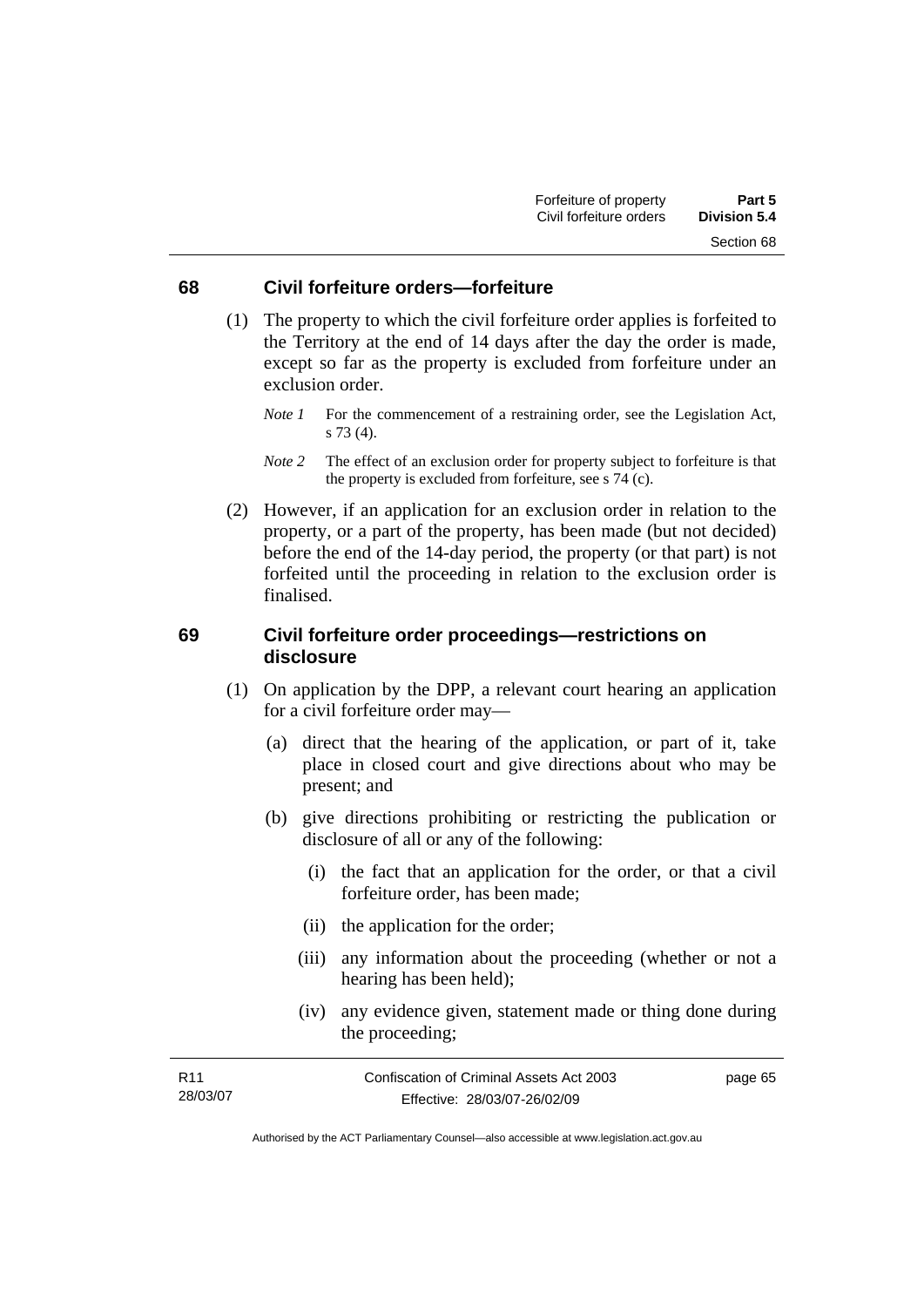### 68 Civil forfeiture orders—forfeiture

(1) The property to which the civil forfeiture order applies is forfeited to the Territory at the end of 14 days after the day the order is made, except so far as the property is excluded from forfeiture under an exclusion order.

*Note 1* For the commencement of a restraining order, see the Legislation Act, s 73 (4).

*Note 2* The effect of an exclusion order for property subject to forfeiture is that the property is excluded from forfeiture, see s 74 (c).

(2) However, if an application for an exclusion order in relation to the property, or a part of the property, has been made (but not decided) before the end of the 14-day period, the property (or that part) is not forfeited until the proceeding in relation to the exclusion order is finalised.

### 69 Civil forfeiture order proceedings—restrictions on disclosure

(1) On application by the DPP, a relevant court hearing an application for a civil forfeiture order may—

(a) direct that the hearing of the application, or part of it, take place in closed court and give directions about who may be present; and

(b) give directions prohibiting or restricting the publication or disclosure of all or any of the following:

(i) the fact that an application for the order, or that a civil forfeiture order, has been made;

(ii) the application for the order;

(iii) any information about the proceeding (whether or not a hearing has been held);

(iv) any evidence given, statement made or thing done during the proceeding;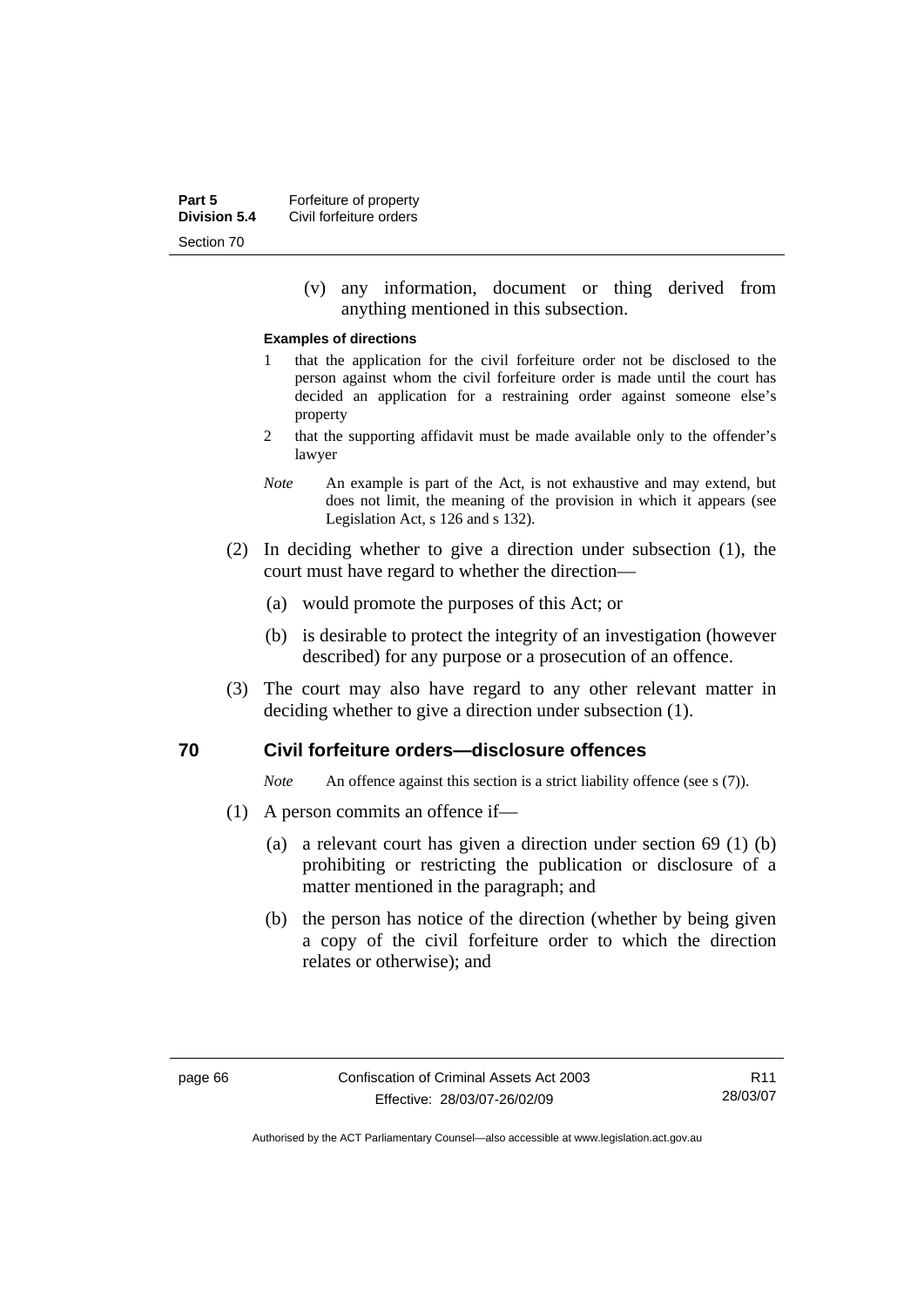(v) any information, document or thing derived from anything mentioned in this subsection.

**Examples of directions**

1 that the application for the civil forfeiture order not be disclosed to the person against whom the civil forfeiture order is made until the court has decided an application for a restraining order against someone else's property

2 that the supporting affidavit must be made available only to the offender's lawyer

*Note* An example is part of the Act, is not exhaustive and may extend, but does not limit, the meaning of the provision in which it appears (see Legislation Act, s 126 and s 132).

(2) In deciding whether to give a direction under subsection (1), the court must have regard to whether the direction—

(a) would promote the purposes of this Act; or

(b) is desirable to protect the integrity of an investigation (however described) for any purpose or a prosecution of an offence.

(3) The court may also have regard to any other relevant matter in deciding whether to give a direction under subsection (1).

## 70 Civil forfeiture orders—disclosure offences

*Note* An offence against this section is a strict liability offence (see s (7)).

(1) A person commits an offence if—

(a) a relevant court has given a direction under section 69 (1) (b) prohibiting or restricting the publication or disclosure of a matter mentioned in the paragraph; and

(b) the person has notice of the direction (whether by being given a copy of the civil forfeiture order to which the direction relates or otherwise); and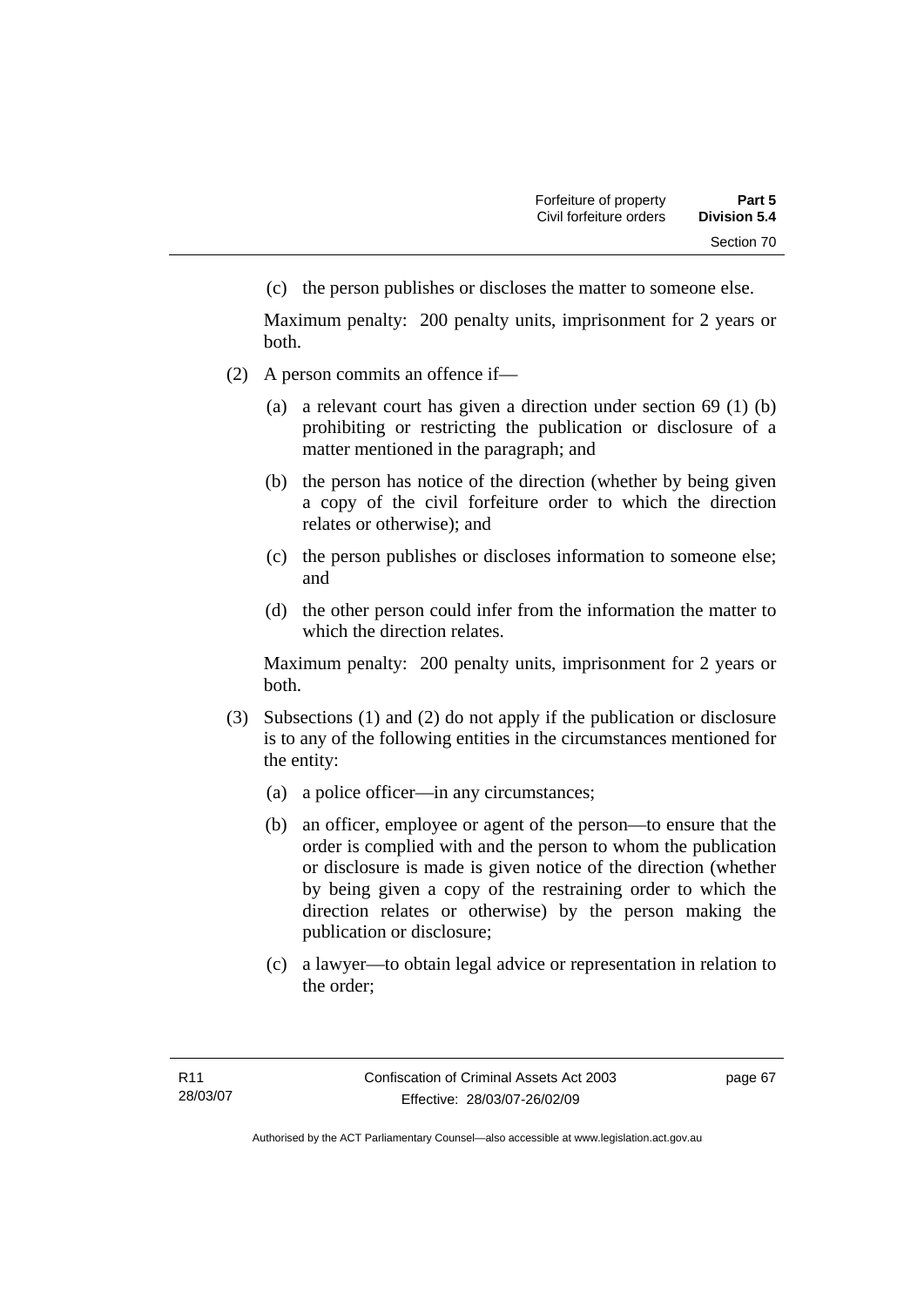(c) the person publishes or discloses the matter to someone else.

Maximum penalty: 200 penalty units, imprisonment for 2 years or both.

(2) A person commits an offence if—

(a) a relevant court has given a direction under section 69 (1) (b) prohibiting or restricting the publication or disclosure of a matter mentioned in the paragraph; and

(b) the person has notice of the direction (whether by being given a copy of the civil forfeiture order to which the direction relates or otherwise); and

(c) the person publishes or discloses information to someone else; and

(d) the other person could infer from the information the matter to which the direction relates.

Maximum penalty: 200 penalty units, imprisonment for 2 years or both.

(3) Subsections (1) and (2) do not apply if the publication or disclosure is to any of the following entities in the circumstances mentioned for the entity:

(a) a police officer—in any circumstances;

(b) an officer, employee or agent of the person—to ensure that the order is complied with and the person to whom the publication or disclosure is made is given notice of the direction (whether by being given a copy of the restraining order to which the direction relates or otherwise) by the person making the publication or disclosure;

(c) a lawyer—to obtain legal advice or representation in relation to the order;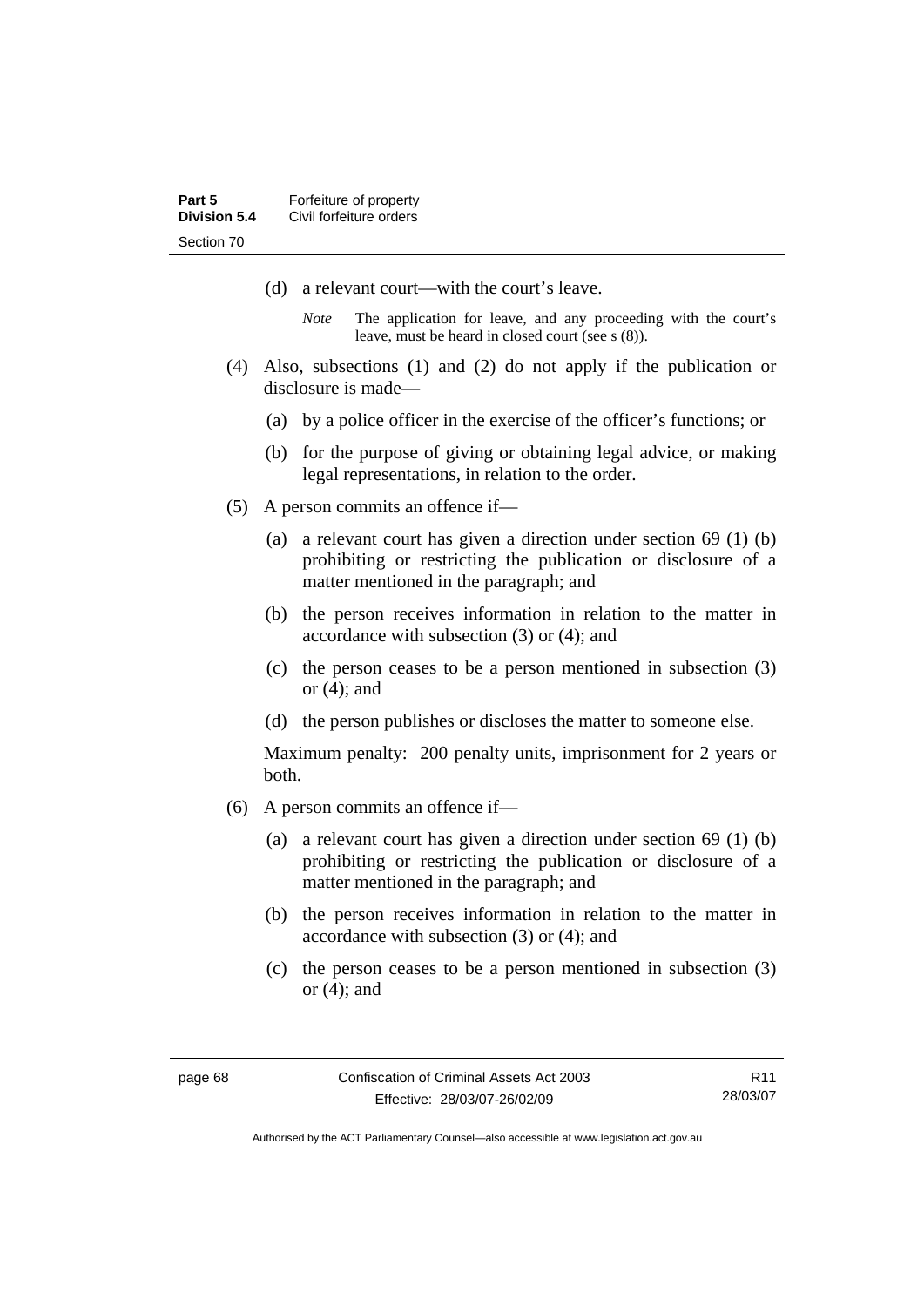(d) a relevant court—with the court's leave.

*Note* The application for leave, and any proceeding with the court's leave, must be heard in closed court (see s (8)).

(4) Also, subsections (1) and (2) do not apply if the publication or disclosure is made—

(a) by a police officer in the exercise of the officer's functions; or

(b) for the purpose of giving or obtaining legal advice, or making legal representations, in relation to the order.

(5) A person commits an offence if—

(a) a relevant court has given a direction under section 69 (1) (b) prohibiting or restricting the publication or disclosure of a matter mentioned in the paragraph; and

(b) the person receives information in relation to the matter in accordance with subsection (3) or (4); and

(c) the person ceases to be a person mentioned in subsection (3) or (4); and

(d) the person publishes or discloses the matter to someone else.

Maximum penalty: 200 penalty units, imprisonment for 2 years or both.

(6) A person commits an offence if—

(a) a relevant court has given a direction under section 69 (1) (b) prohibiting or restricting the publication or disclosure of a matter mentioned in the paragraph; and

(b) the person receives information in relation to the matter in accordance with subsection (3) or (4); and

(c) the person ceases to be a person mentioned in subsection (3) or (4); and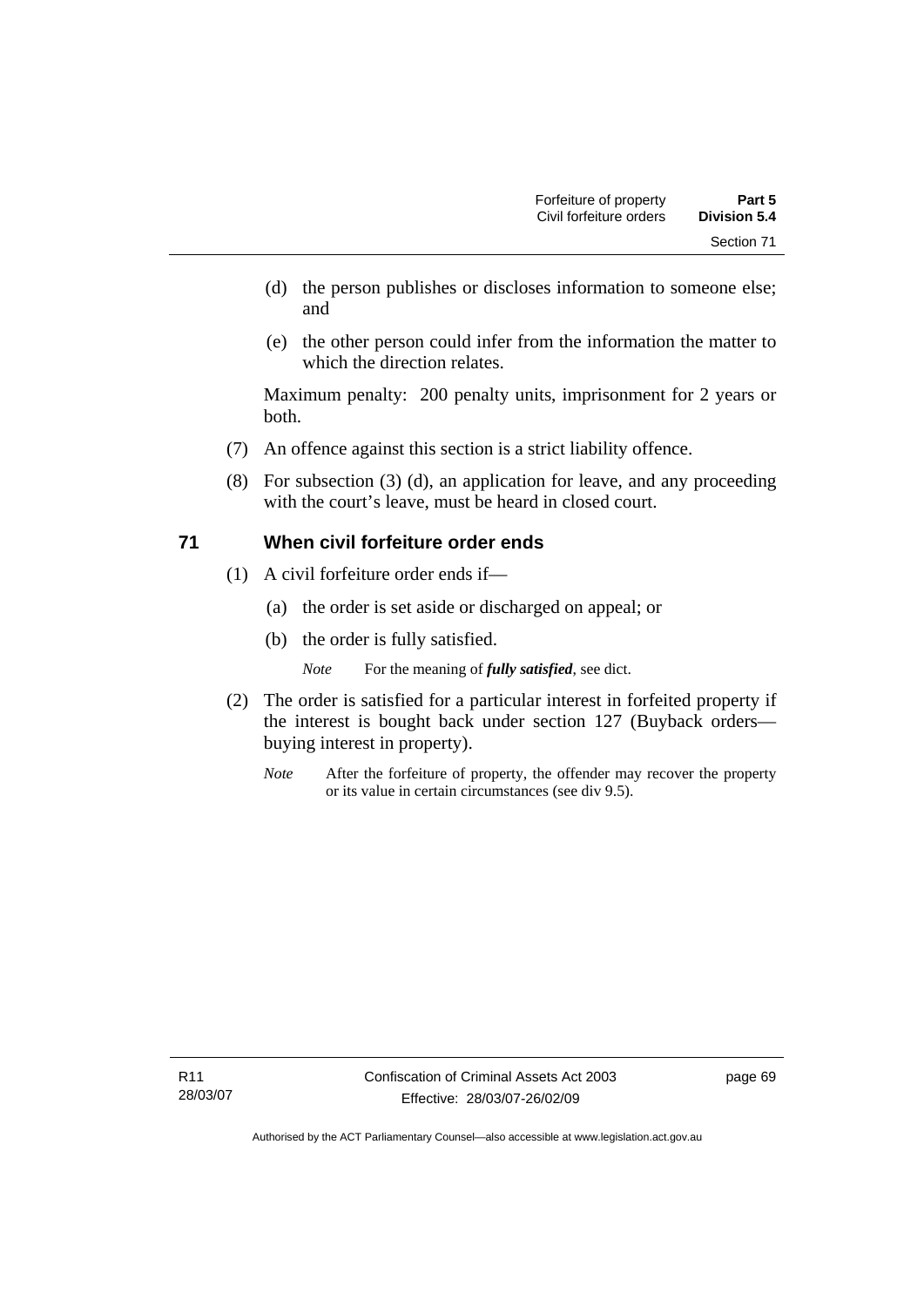(d) the person publishes or discloses information to someone else; and

(e) the other person could infer from the information the matter to which the direction relates.

Maximum penalty: 200 penalty units, imprisonment for 2 years or both.

(7) An offence against this section is a strict liability offence.

(8) For subsection (3) (d), an application for leave, and any proceeding with the court's leave, must be heard in closed court.

## 71 When civil forfeiture order ends

(1) A civil forfeiture order ends if—

(a) the order is set aside or discharged on appeal; or

(b) the order is fully satisfied.

*Note* For the meaning of ***fully satisfied***, see dict.

(2) The order is satisfied for a particular interest in forfeited property if the interest is bought back under section 127 (Buyback orders—buying interest in property).

*Note* After the forfeiture of property, the offender may recover the property or its value in certain circumstances (see div 9.5).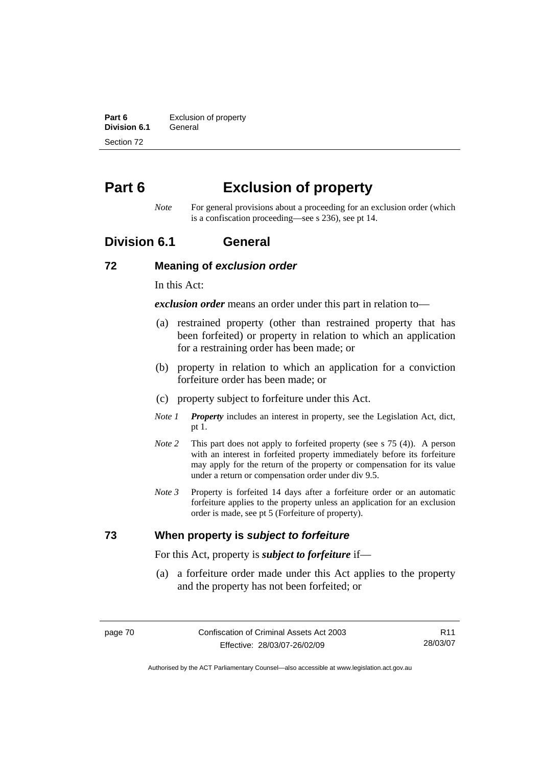# Part 6 Exclusion of property

*Note* For general provisions about a proceeding for an exclusion order (which is a confiscation proceeding—see s 236), see pt 14.

## Division 6.1 General

### 72 Meaning of *exclusion order*

In this Act:

***exclusion order*** means an order under this part in relation to—

(a) restrained property (other than restrained property that has been forfeited) or property in relation to which an application for a restraining order has been made; or

(b) property in relation to which an application for a conviction forfeiture order has been made; or

(c) property subject to forfeiture under this Act.

*Note 1* ***Property*** includes an interest in property, see the Legislation Act, dict, pt 1.

*Note 2* This part does not apply to forfeited property (see s 75 (4)). A person with an interest in forfeited property immediately before its forfeiture may apply for the return of the property or compensation for its value under a return or compensation order under div 9.5.

*Note 3* Property is forfeited 14 days after a forfeiture order or an automatic forfeiture applies to the property unless an application for an exclusion order is made, see pt 5 (Forfeiture of property).

### 73 When property is *subject to forfeiture*

For this Act, property is ***subject to forfeiture*** if—

(a) a forfeiture order made under this Act applies to the property and the property has not been forfeited; or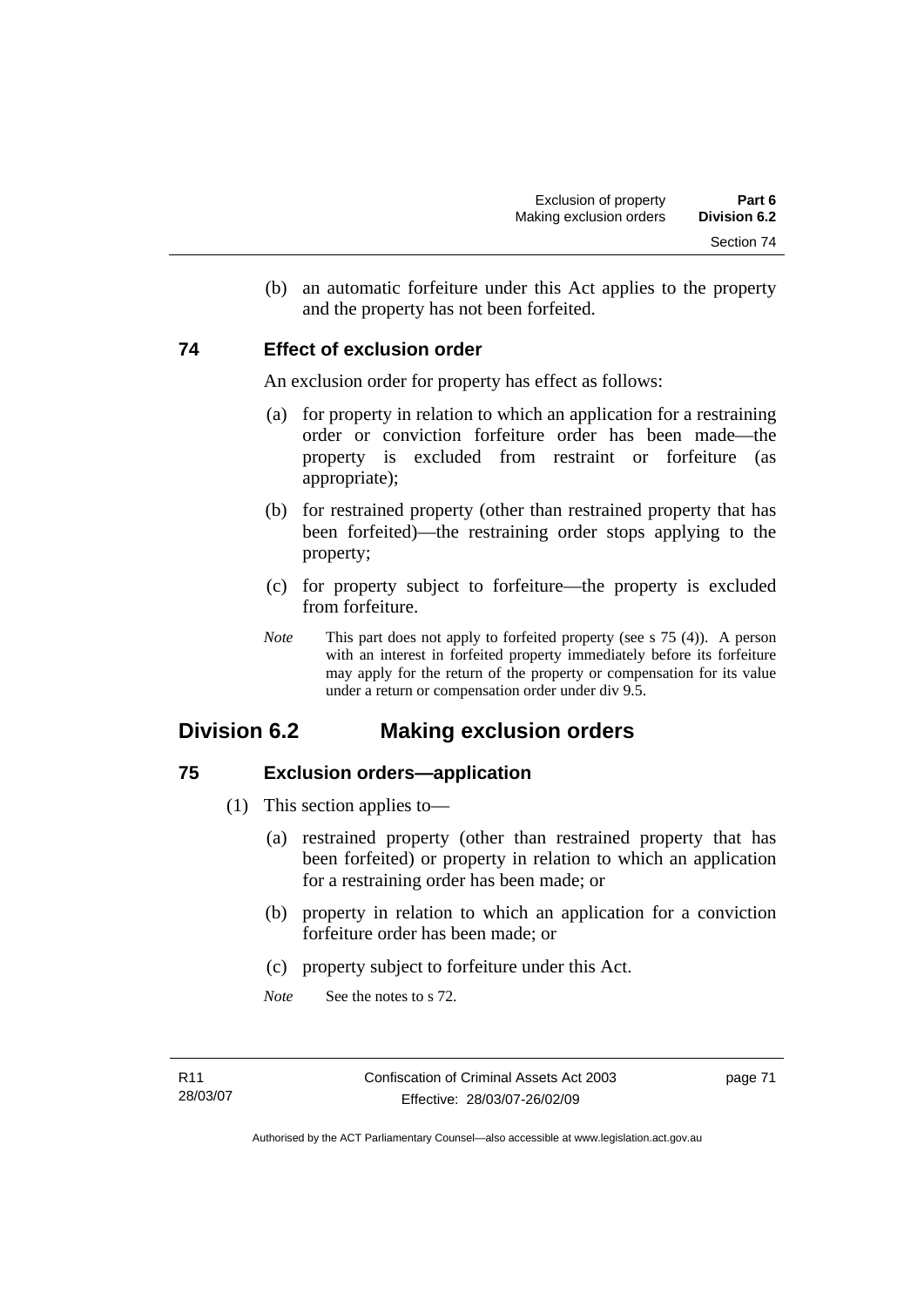(b) an automatic forfeiture under this Act applies to the property and the property has not been forfeited.

### 74 Effect of exclusion order

An exclusion order for property has effect as follows:

(a) for property in relation to which an application for a restraining order or conviction forfeiture order has been made—the property is excluded from restraint or forfeiture (as appropriate);

(b) for restrained property (other than restrained property that has been forfeited)—the restraining order stops applying to the property;

(c) for property subject to forfeiture—the property is excluded from forfeiture.

*Note* This part does not apply to forfeited property (see s 75 (4)). A person with an interest in forfeited property immediately before its forfeiture may apply for the return of the property or compensation for its value under a return or compensation order under div 9.5.

## Division 6.2 Making exclusion orders

### 75 Exclusion orders—application

(1) This section applies to—

(a) restrained property (other than restrained property that has been forfeited) or property in relation to which an application for a restraining order has been made; or

(b) property in relation to which an application for a conviction forfeiture order has been made; or

(c) property subject to forfeiture under this Act.

*Note* See the notes to s 72.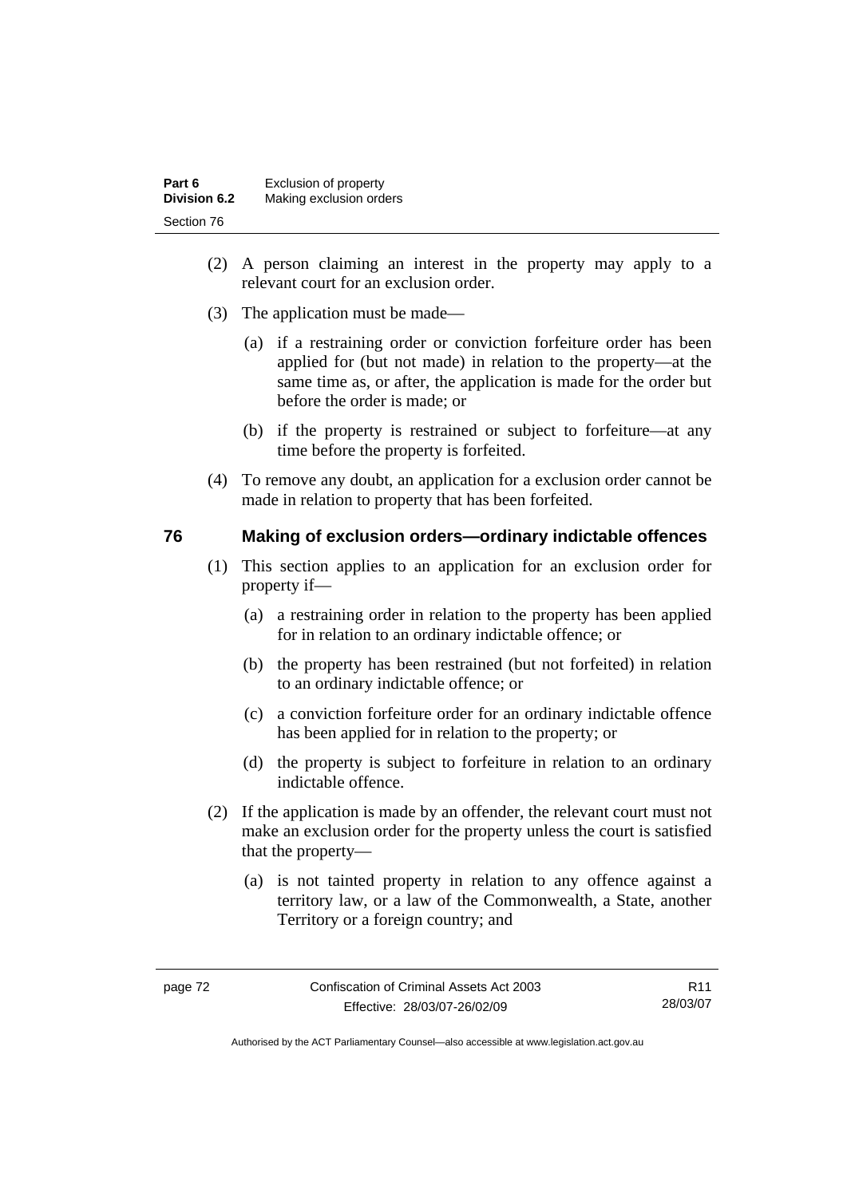(2) A person claiming an interest in the property may apply to a relevant court for an exclusion order.

(3) The application must be made—

(a) if a restraining order or conviction forfeiture order has been applied for (but not made) in relation to the property—at the same time as, or after, the application is made for the order but before the order is made; or

(b) if the property is restrained or subject to forfeiture—at any time before the property is forfeited.

(4) To remove any doubt, an application for a exclusion order cannot be made in relation to property that has been forfeited.

## 76 Making of exclusion orders—ordinary indictable offences

(1) This section applies to an application for an exclusion order for property if—

(a) a restraining order in relation to the property has been applied for in relation to an ordinary indictable offence; or

(b) the property has been restrained (but not forfeited) in relation to an ordinary indictable offence; or

(c) a conviction forfeiture order for an ordinary indictable offence has been applied for in relation to the property; or

(d) the property is subject to forfeiture in relation to an ordinary indictable offence.

(2) If the application is made by an offender, the relevant court must not make an exclusion order for the property unless the court is satisfied that the property—

(a) is not tainted property in relation to any offence against a territory law, or a law of the Commonwealth, a State, another Territory or a foreign country; and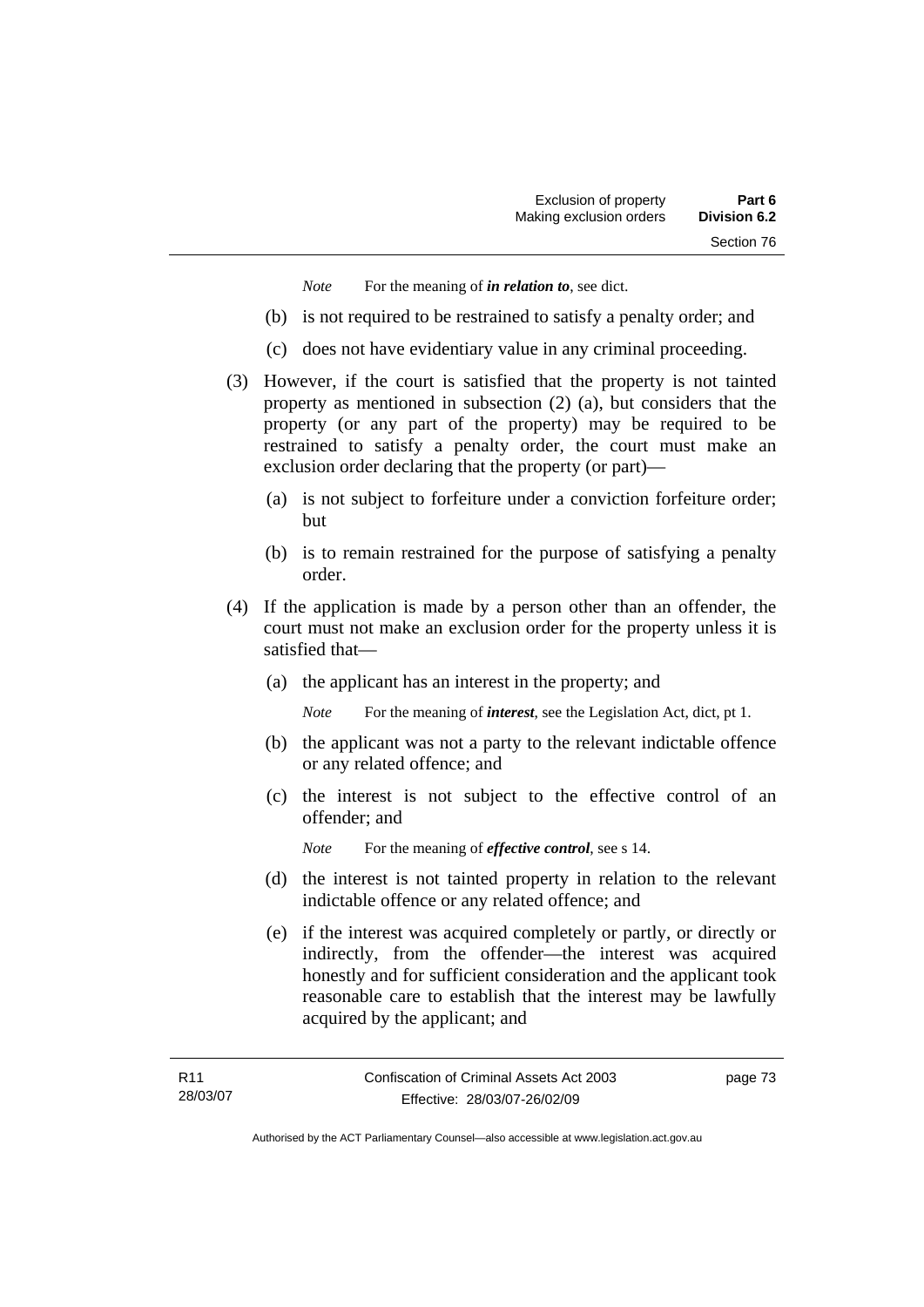*Note* For the meaning of ***in relation to***, see dict.

(b) is not required to be restrained to satisfy a penalty order; and

(c) does not have evidentiary value in any criminal proceeding.

(3) However, if the court is satisfied that the property is not tainted property as mentioned in subsection (2) (a), but considers that the property (or any part of the property) may be required to be restrained to satisfy a penalty order, the court must make an exclusion order declaring that the property (or part)—

(a) is not subject to forfeiture under a conviction forfeiture order; but

(b) is to remain restrained for the purpose of satisfying a penalty order.

(4) If the application is made by a person other than an offender, the court must not make an exclusion order for the property unless it is satisfied that—

(a) the applicant has an interest in the property; and

*Note* For the meaning of ***interest***, see the Legislation Act, dict, pt 1.

(b) the applicant was not a party to the relevant indictable offence or any related offence; and

(c) the interest is not subject to the effective control of an offender; and

*Note* For the meaning of ***effective control***, see s 14.

(d) the interest is not tainted property in relation to the relevant indictable offence or any related offence; and

(e) if the interest was acquired completely or partly, or directly or indirectly, from the offender—the interest was acquired honestly and for sufficient consideration and the applicant took reasonable care to establish that the interest may be lawfully acquired by the applicant; and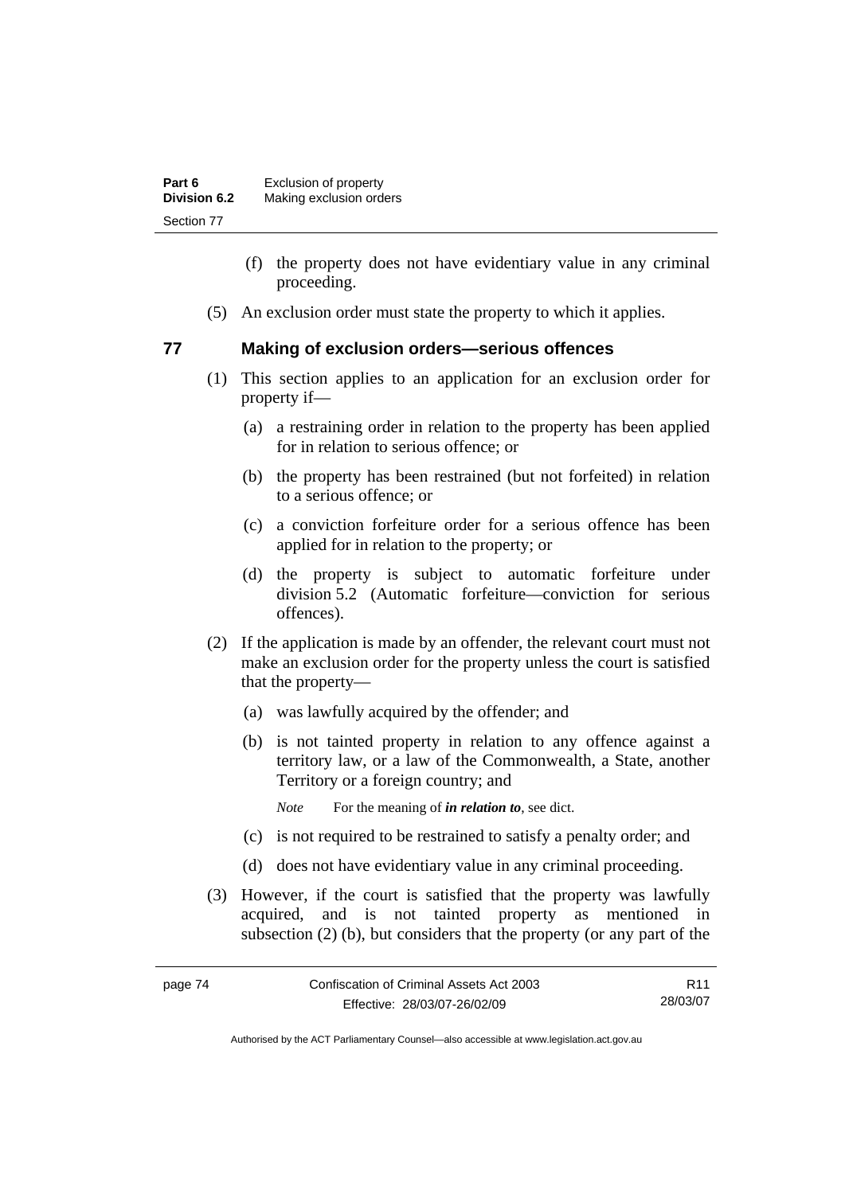(f) the property does not have evidentiary value in any criminal proceeding.

(5) An exclusion order must state the property to which it applies.

## 77 Making of exclusion orders—serious offences

(1) This section applies to an application for an exclusion order for property if—

(a) a restraining order in relation to the property has been applied for in relation to serious offence; or

(b) the property has been restrained (but not forfeited) in relation to a serious offence; or

(c) a conviction forfeiture order for a serious offence has been applied for in relation to the property; or

(d) the property is subject to automatic forfeiture under division 5.2 (Automatic forfeiture—conviction for serious offences).

(2) If the application is made by an offender, the relevant court must not make an exclusion order for the property unless the court is satisfied that the property—

(a) was lawfully acquired by the offender; and

(b) is not tainted property in relation to any offence against a territory law, or a law of the Commonwealth, a State, another Territory or a foreign country; and

*Note* For the meaning of ***in relation to***, see dict.

(c) is not required to be restrained to satisfy a penalty order; and

(d) does not have evidentiary value in any criminal proceeding.

(3) However, if the court is satisfied that the property was lawfully acquired, and is not tainted property as mentioned in subsection (2) (b), but considers that the property (or any part of the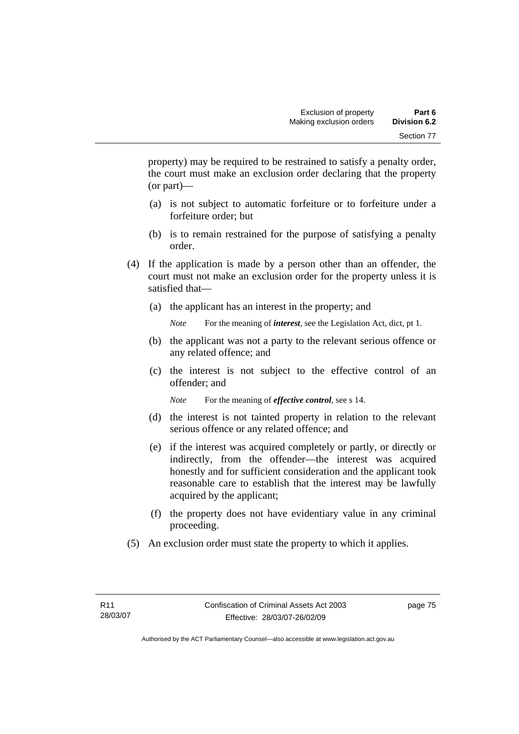property) may be required to be restrained to satisfy a penalty order, the court must make an exclusion order declaring that the property (or part)—

(a) is not subject to automatic forfeiture or to forfeiture under a forfeiture order; but

(b) is to remain restrained for the purpose of satisfying a penalty order.

(4) If the application is made by a person other than an offender, the court must not make an exclusion order for the property unless it is satisfied that—

(a) the applicant has an interest in the property; and

*Note* For the meaning of ***interest***, see the Legislation Act, dict, pt 1.

(b) the applicant was not a party to the relevant serious offence or any related offence; and

(c) the interest is not subject to the effective control of an offender; and

*Note* For the meaning of ***effective control***, see s 14.

(d) the interest is not tainted property in relation to the relevant serious offence or any related offence; and

(e) if the interest was acquired completely or partly, or directly or indirectly, from the offender—the interest was acquired honestly and for sufficient consideration and the applicant took reasonable care to establish that the interest may be lawfully acquired by the applicant;

(f) the property does not have evidentiary value in any criminal proceeding.

(5) An exclusion order must state the property to which it applies.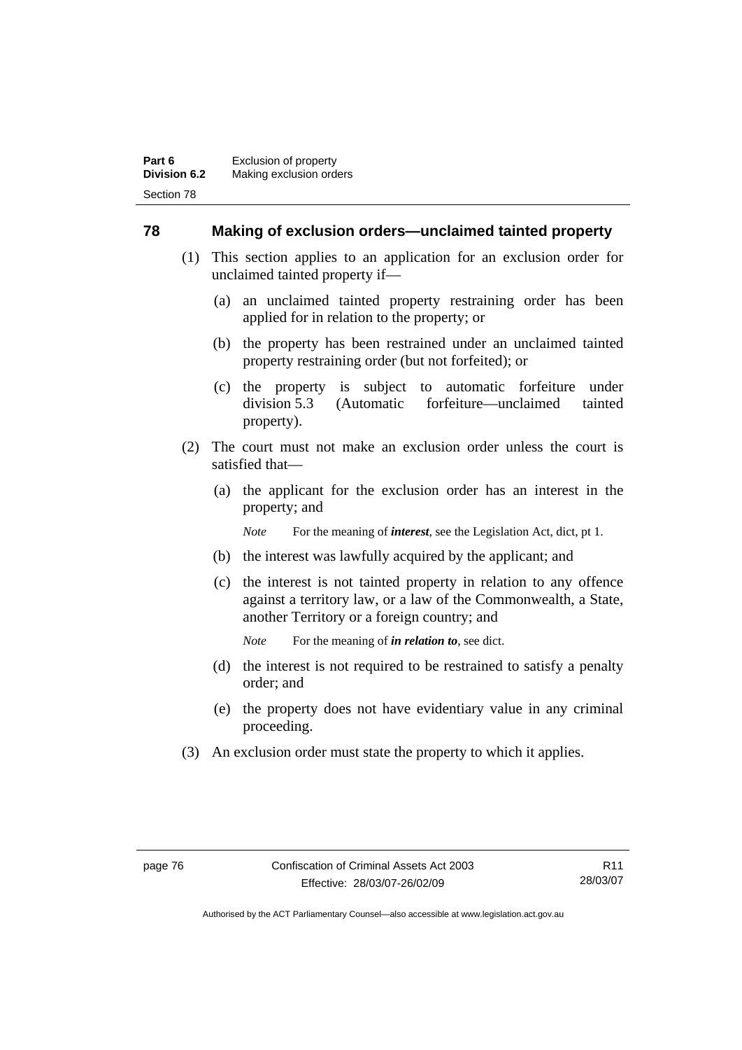## 78 Making of exclusion orders—unclaimed tainted property

(1) This section applies to an application for an exclusion order for unclaimed tainted property if—

(a) an unclaimed tainted property restraining order has been applied for in relation to the property; or

(b) the property has been restrained under an unclaimed tainted property restraining order (but not forfeited); or

(c) the property is subject to automatic forfeiture under division 5.3 (Automatic forfeiture—unclaimed tainted property).

(2) The court must not make an exclusion order unless the court is satisfied that—

(a) the applicant for the exclusion order has an interest in the property; and

*Note* For the meaning of ***interest***, see the Legislation Act, dict, pt 1.

(b) the interest was lawfully acquired by the applicant; and

(c) the interest is not tainted property in relation to any offence against a territory law, or a law of the Commonwealth, a State, another Territory or a foreign country; and

*Note* For the meaning of ***in relation to***, see dict.

(d) the interest is not required to be restrained to satisfy a penalty order; and

(e) the property does not have evidentiary value in any criminal proceeding.

(3) An exclusion order must state the property to which it applies.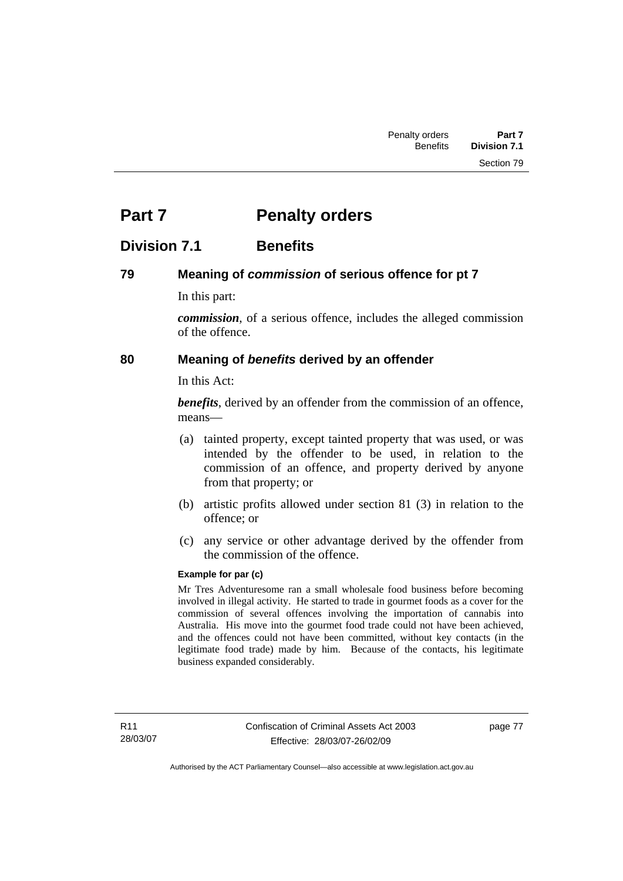# Part 7 Penalty orders

## Division 7.1 Benefits

### 79 Meaning of *commission* of serious offence for pt 7

In this part:

***commission***, of a serious offence, includes the alleged commission of the offence.

### 80 Meaning of *benefits* derived by an offender

In this Act:

***benefits***, derived by an offender from the commission of an offence, means—

(a) tainted property, except tainted property that was used, or was intended by the offender to be used, in relation to the commission of an offence, and property derived by anyone from that property; or

(b) artistic profits allowed under section 81 (3) in relation to the offence; or

(c) any service or other advantage derived by the offender from the commission of the offence.

**Example for par (c)**

Mr Tres Adventuresome ran a small wholesale food business before becoming involved in illegal activity. He started to trade in gourmet foods as a cover for the commission of several offences involving the importation of cannabis into Australia. His move into the gourmet food trade could not have been achieved, and the offences could not have been committed, without key contacts (in the legitimate food trade) made by him. Because of the contacts, his legitimate business expanded considerably.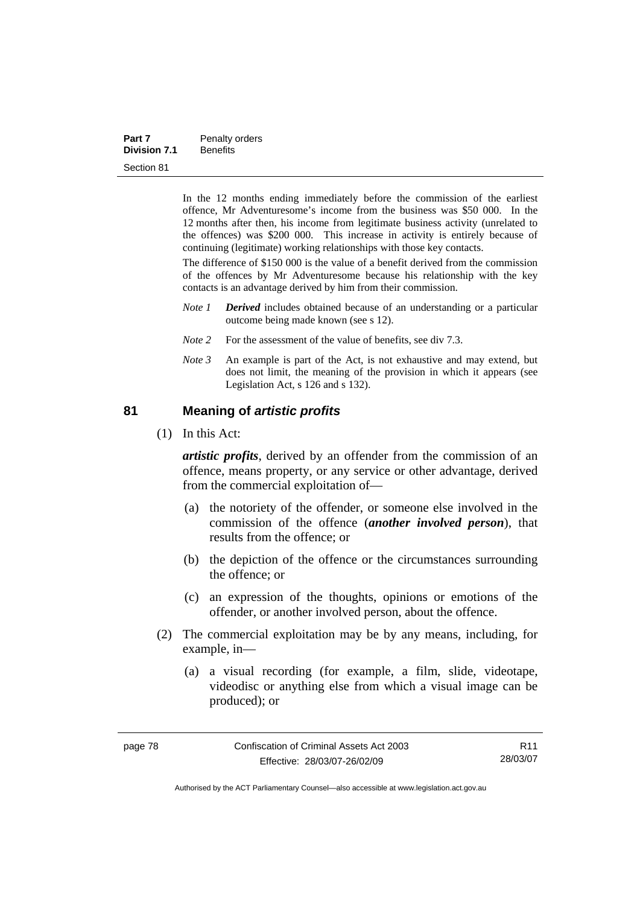In the 12 months ending immediately before the commission of the earliest offence, Mr Adventuresome's income from the business was $50 000. In the 12 months after then, his income from legitimate business activity (unrelated to the offences) was $200 000. This increase in activity is entirely because of continuing (legitimate) working relationships with those key contacts.

The difference of $150 000 is the value of a benefit derived from the commission of the offences by Mr Adventuresome because his relationship with the key contacts is an advantage derived by him from their commission.

*Note 1* ***Derived*** includes obtained because of an understanding or a particular outcome being made known (see s 12).

*Note 2* For the assessment of the value of benefits, see div 7.3.

*Note 3* An example is part of the Act, is not exhaustive and may extend, but does not limit, the meaning of the provision in which it appears (see Legislation Act, s 126 and s 132).

## 81 Meaning of *artistic profits*

(1) In this Act:

***artistic profits***, derived by an offender from the commission of an offence, means property, or any service or other advantage, derived from the commercial exploitation of—

(a) the notoriety of the offender, or someone else involved in the commission of the offence (***another involved person***), that results from the offence; or

(b) the depiction of the offence or the circumstances surrounding the offence; or

(c) an expression of the thoughts, opinions or emotions of the offender, or another involved person, about the offence.

(2) The commercial exploitation may be by any means, including, for example, in—

(a) a visual recording (for example, a film, slide, videotape, videodisc or anything else from which a visual image can be produced); or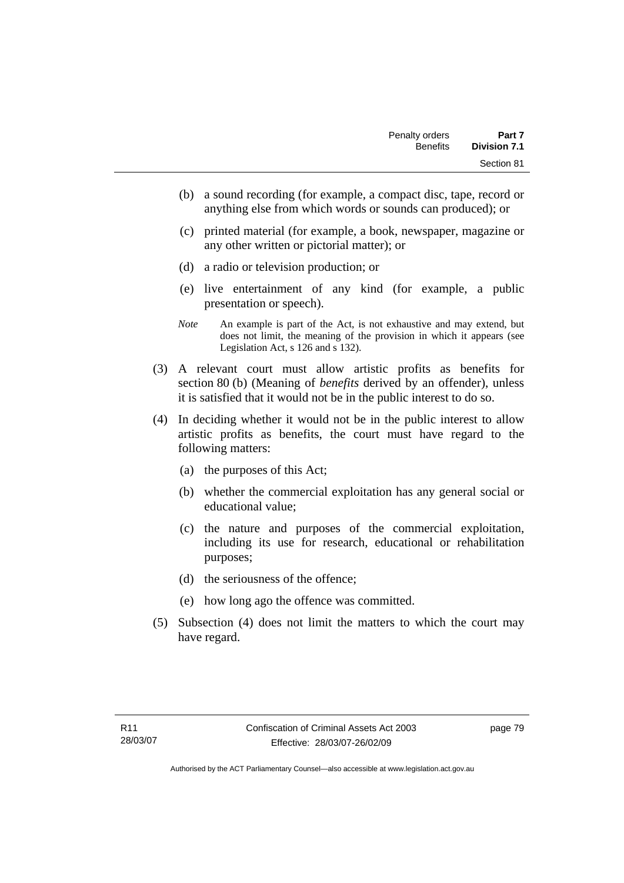(b) a sound recording (for example, a compact disc, tape, record or anything else from which words or sounds can produced); or

(c) printed material (for example, a book, newspaper, magazine or any other written or pictorial matter); or

(d) a radio or television production; or

(e) live entertainment of any kind (for example, a public presentation or speech).

*Note* An example is part of the Act, is not exhaustive and may extend, but does not limit, the meaning of the provision in which it appears (see Legislation Act, s 126 and s 132).

(3) A relevant court must allow artistic profits as benefits for section 80 (b) (Meaning of *benefits* derived by an offender), unless it is satisfied that it would not be in the public interest to do so.

(4) In deciding whether it would not be in the public interest to allow artistic profits as benefits, the court must have regard to the following matters:

(a) the purposes of this Act;

(b) whether the commercial exploitation has any general social or educational value;

(c) the nature and purposes of the commercial exploitation, including its use for research, educational or rehabilitation purposes;

(d) the seriousness of the offence;

(e) how long ago the offence was committed.

(5) Subsection (4) does not limit the matters to which the court may have regard.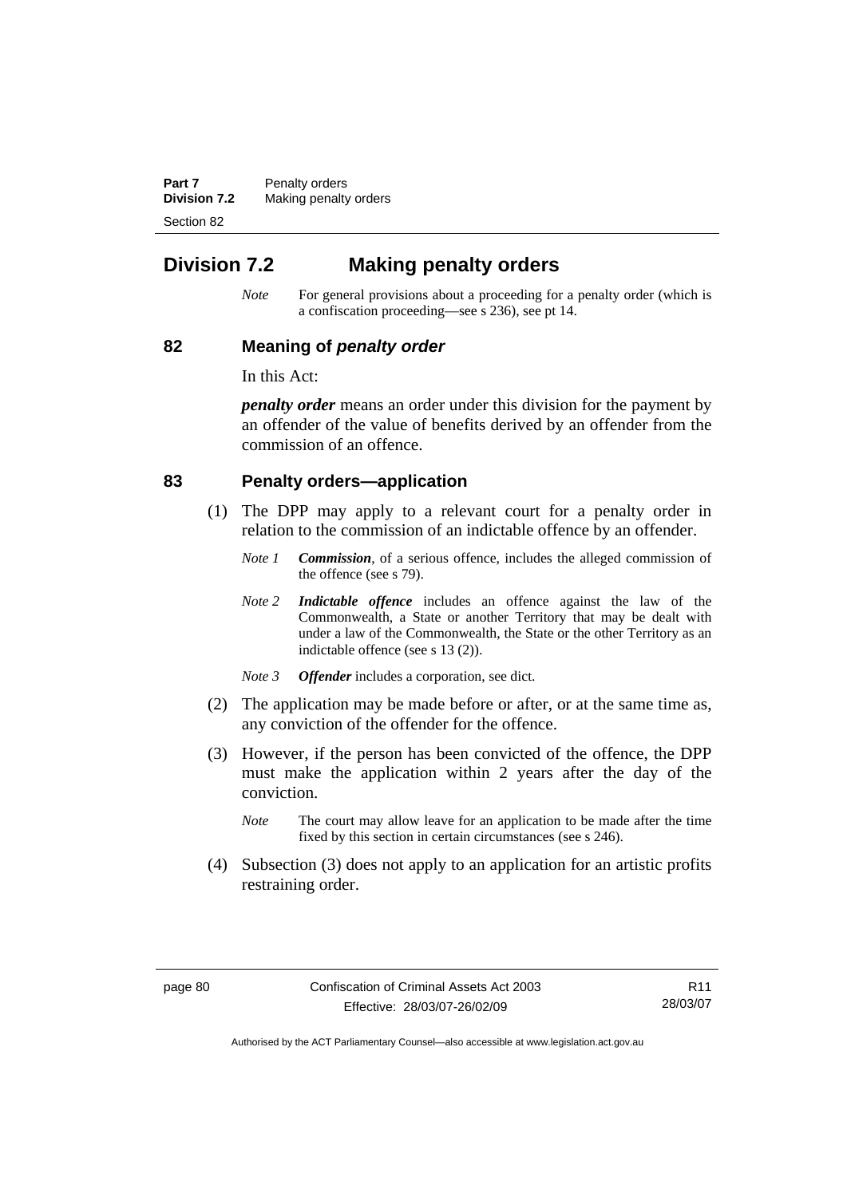## Division 7.2 Making penalty orders

*Note* For general provisions about a proceeding for a penalty order (which is a confiscation proceeding—see s 236), see pt 14.

### 82 Meaning of *penalty order*

In this Act:

***penalty order*** means an order under this division for the payment by an offender of the value of benefits derived by an offender from the commission of an offence.

### 83 Penalty orders—application

(1) The DPP may apply to a relevant court for a penalty order in relation to the commission of an indictable offence by an offender.

*Note 1* ***Commission***, of a serious offence, includes the alleged commission of the offence (see s 79).

*Note 2* ***Indictable offence*** includes an offence against the law of the Commonwealth, a State or another Territory that may be dealt with under a law of the Commonwealth, the State or the other Territory as an indictable offence (see s 13 (2)).

*Note 3* ***Offender*** includes a corporation, see dict.

(2) The application may be made before or after, or at the same time as, any conviction of the offender for the offence.

(3) However, if the person has been convicted of the offence, the DPP must make the application within 2 years after the day of the conviction.

*Note* The court may allow leave for an application to be made after the time fixed by this section in certain circumstances (see s 246).

(4) Subsection (3) does not apply to an application for an artistic profits restraining order.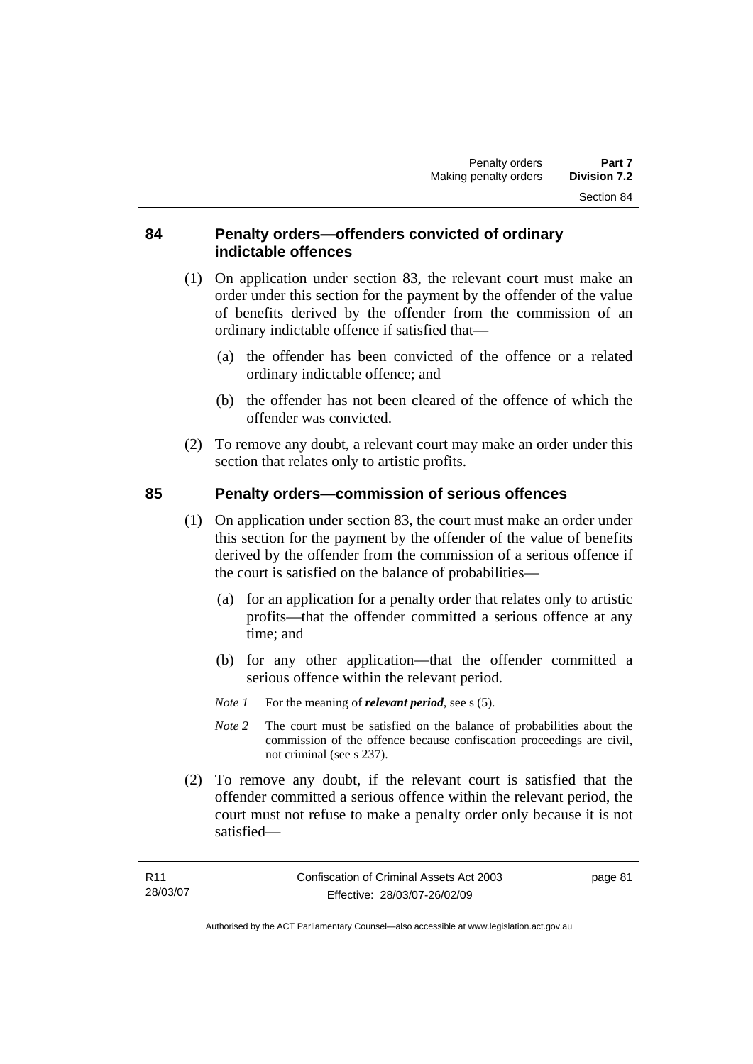## 84 Penalty orders—offenders convicted of ordinary indictable offences

(1) On application under section 83, the relevant court must make an order under this section for the payment by the offender of the value of benefits derived by the offender from the commission of an ordinary indictable offence if satisfied that—

(a) the offender has been convicted of the offence or a related ordinary indictable offence; and

(b) the offender has not been cleared of the offence of which the offender was convicted.

(2) To remove any doubt, a relevant court may make an order under this section that relates only to artistic profits.

## 85 Penalty orders—commission of serious offences

(1) On application under section 83, the court must make an order under this section for the payment by the offender of the value of benefits derived by the offender from the commission of a serious offence if the court is satisfied on the balance of probabilities—

(a) for an application for a penalty order that relates only to artistic profits—that the offender committed a serious offence at any time; and

(b) for any other application—that the offender committed a serious offence within the relevant period.

*Note 1* For the meaning of ***relevant period***, see s (5).

*Note 2* The court must be satisfied on the balance of probabilities about the commission of the offence because confiscation proceedings are civil, not criminal (see s 237).

(2) To remove any doubt, if the relevant court is satisfied that the offender committed a serious offence within the relevant period, the court must not refuse to make a penalty order only because it is not satisfied—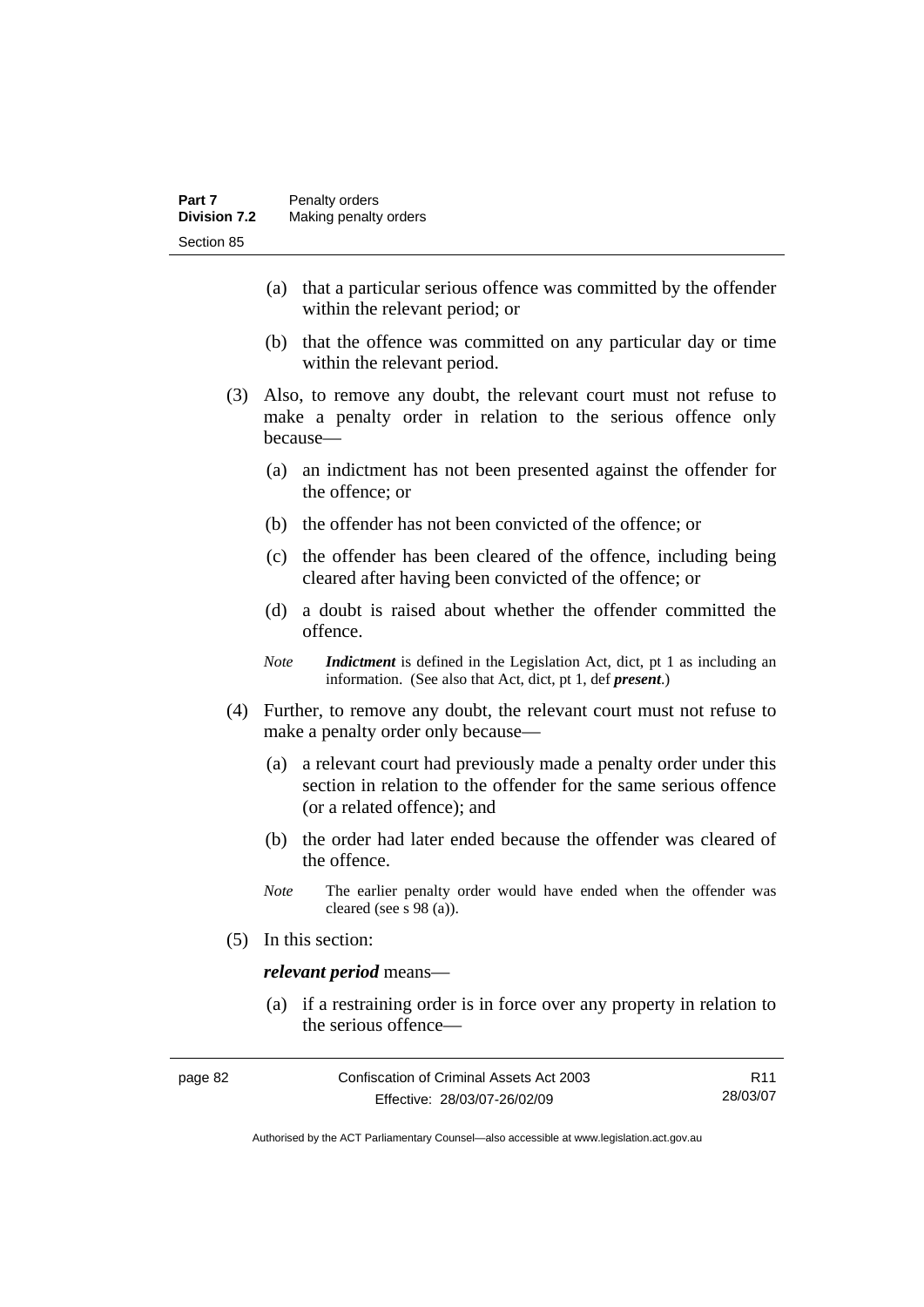(a) that a particular serious offence was committed by the offender within the relevant period; or

(b) that the offence was committed on any particular day or time within the relevant period.

(3) Also, to remove any doubt, the relevant court must not refuse to make a penalty order in relation to the serious offence only because—

(a) an indictment has not been presented against the offender for the offence; or

(b) the offender has not been convicted of the offence; or

(c) the offender has been cleared of the offence, including being cleared after having been convicted of the offence; or

(d) a doubt is raised about whether the offender committed the offence.

*Note* ***Indictment*** is defined in the Legislation Act, dict, pt 1 as including an information. (See also that Act, dict, pt 1, def ***present***.)

(4) Further, to remove any doubt, the relevant court must not refuse to make a penalty order only because—

(a) a relevant court had previously made a penalty order under this section in relation to the offender for the same serious offence (or a related offence); and

(b) the order had later ended because the offender was cleared of the offence.

*Note* The earlier penalty order would have ended when the offender was cleared (see s 98 (a)).

(5) In this section:

***relevant period*** means—

(a) if a restraining order is in force over any property in relation to the serious offence—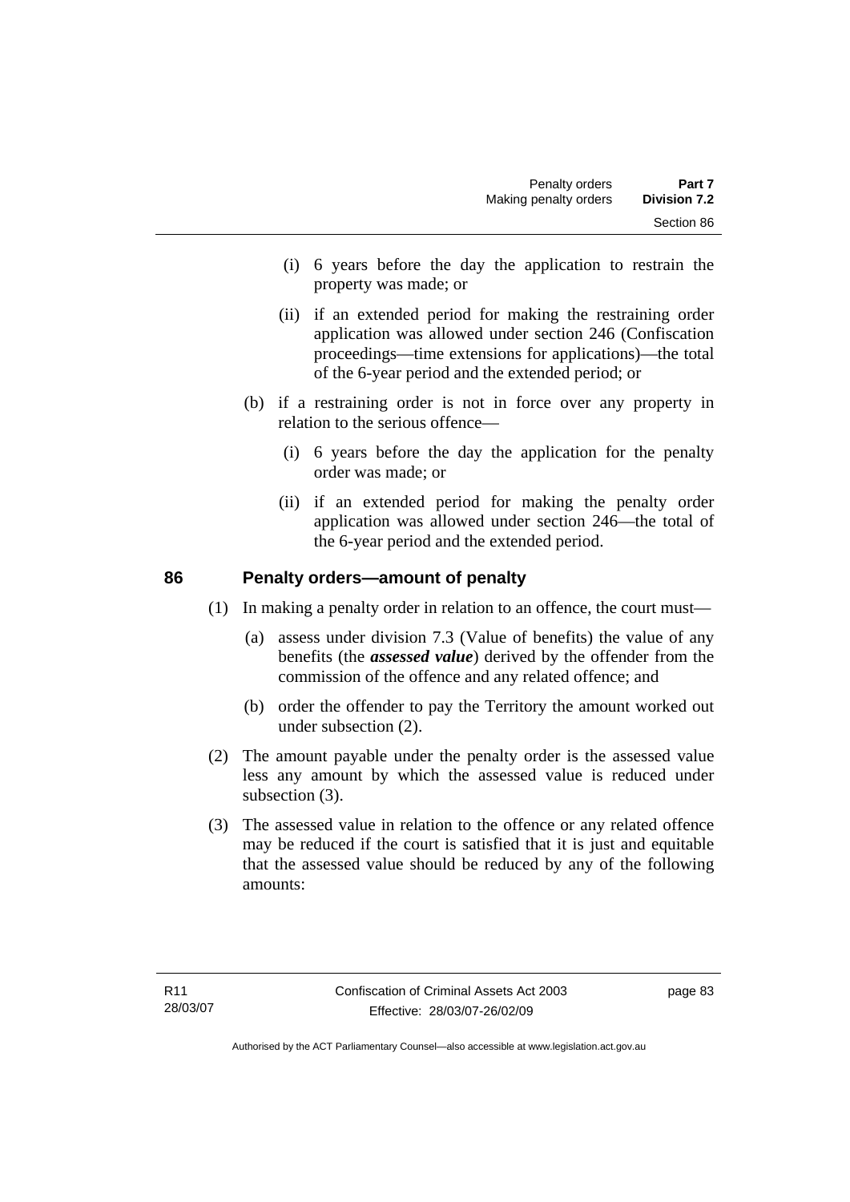(i) 6 years before the day the application to restrain the property was made; or

(ii) if an extended period for making the restraining order application was allowed under section 246 (Confiscation proceedings—time extensions for applications)—the total of the 6-year period and the extended period; or

(b) if a restraining order is not in force over any property in relation to the serious offence—

(i) 6 years before the day the application for the penalty order was made; or

(ii) if an extended period for making the penalty order application was allowed under section 246—the total of the 6-year period and the extended period.

## 86 Penalty orders—amount of penalty

(1) In making a penalty order in relation to an offence, the court must—

(a) assess under division 7.3 (Value of benefits) the value of any benefits (the ***assessed value***) derived by the offender from the commission of the offence and any related offence; and

(b) order the offender to pay the Territory the amount worked out under subsection (2).

(2) The amount payable under the penalty order is the assessed value less any amount by which the assessed value is reduced under subsection (3).

(3) The assessed value in relation to the offence or any related offence may be reduced if the court is satisfied that it is just and equitable that the assessed value should be reduced by any of the following amounts: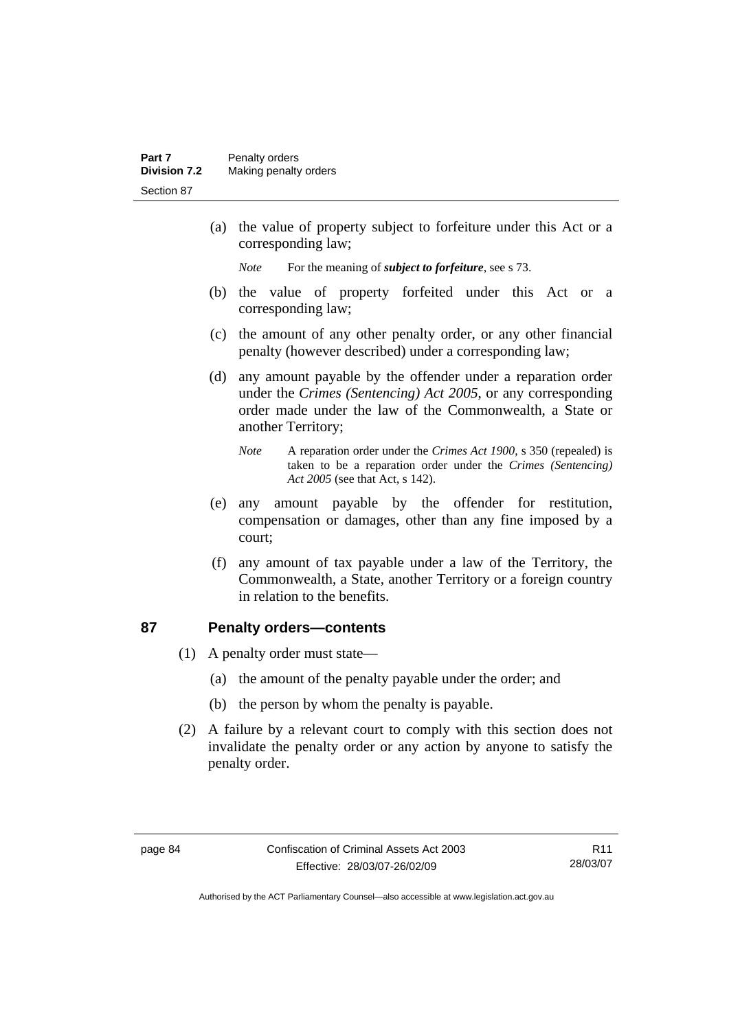(a) the value of property subject to forfeiture under this Act or a corresponding law;

*Note* For the meaning of ***subject to forfeiture***, see s 73.

(b) the value of property forfeited under this Act or a corresponding law;

(c) the amount of any other penalty order, or any other financial penalty (however described) under a corresponding law;

(d) any amount payable by the offender under a reparation order under the *Crimes (Sentencing) Act 2005*, or any corresponding order made under the law of the Commonwealth, a State or another Territory;

*Note* A reparation order under the *Crimes Act 1900*, s 350 (repealed) is taken to be a reparation order under the *Crimes (Sentencing) Act 2005* (see that Act, s 142).

(e) any amount payable by the offender for restitution, compensation or damages, other than any fine imposed by a court;

(f) any amount of tax payable under a law of the Territory, the Commonwealth, a State, another Territory or a foreign country in relation to the benefits.

## 87 Penalty orders—contents

(1) A penalty order must state—

(a) the amount of the penalty payable under the order; and

(b) the person by whom the penalty is payable.

(2) A failure by a relevant court to comply with this section does not invalidate the penalty order or any action by anyone to satisfy the penalty order.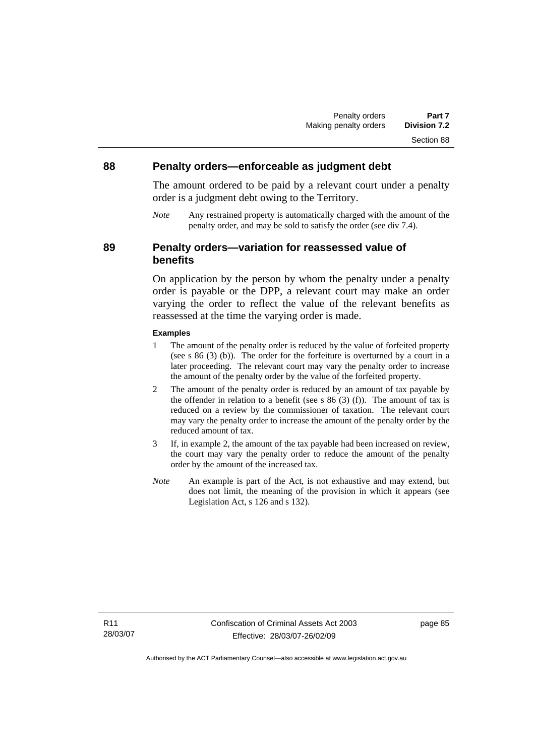## 88 Penalty orders—enforceable as judgment debt

The amount ordered to be paid by a relevant court under a penalty order is a judgment debt owing to the Territory.

*Note* Any restrained property is automatically charged with the amount of the penalty order, and may be sold to satisfy the order (see div 7.4).

## 89 Penalty orders—variation for reassessed value of benefits

On application by the person by whom the penalty under a penalty order is payable or the DPP, a relevant court may make an order varying the order to reflect the value of the relevant benefits as reassessed at the time the varying order is made.

**Examples**

1 The amount of the penalty order is reduced by the value of forfeited property (see s 86 (3) (b)). The order for the forfeiture is overturned by a court in a later proceeding. The relevant court may vary the penalty order to increase the amount of the penalty order by the value of the forfeited property.

2 The amount of the penalty order is reduced by an amount of tax payable by the offender in relation to a benefit (see s 86 (3) (f)). The amount of tax is reduced on a review by the commissioner of taxation. The relevant court may vary the penalty order to increase the amount of the penalty order by the reduced amount of tax.

3 If, in example 2, the amount of the tax payable had been increased on review, the court may vary the penalty order to reduce the amount of the penalty order by the amount of the increased tax.

*Note* An example is part of the Act, is not exhaustive and may extend, but does not limit, the meaning of the provision in which it appears (see Legislation Act, s 126 and s 132).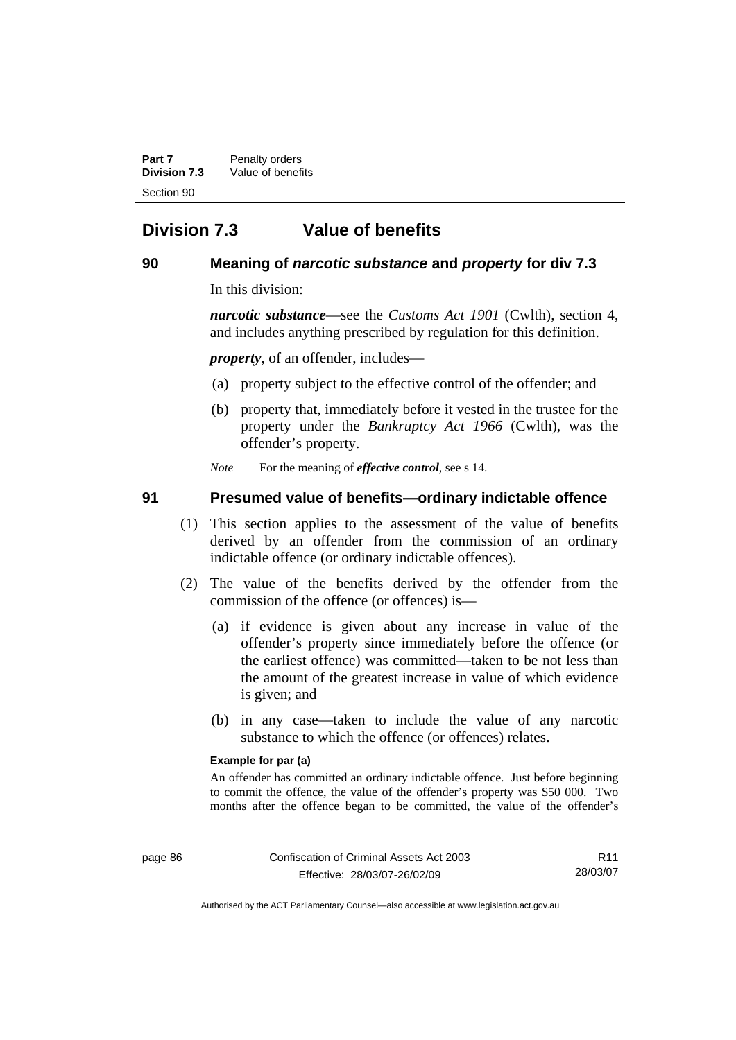## Division 7.3 Value of benefits

### 90 Meaning of *narcotic substance* and *property* for div 7.3

In this division:

***narcotic substance***—see the *Customs Act 1901* (Cwlth), section 4, and includes anything prescribed by regulation for this definition.

***property***, of an offender, includes—

(a) property subject to the effective control of the offender; and

(b) property that, immediately before it vested in the trustee for the property under the *Bankruptcy Act 1966* (Cwlth), was the offender's property.

*Note* For the meaning of ***effective control***, see s 14.

### 91 Presumed value of benefits—ordinary indictable offence

(1) This section applies to the assessment of the value of benefits derived by an offender from the commission of an ordinary indictable offence (or ordinary indictable offences).

(2) The value of the benefits derived by the offender from the commission of the offence (or offences) is—

(a) if evidence is given about any increase in value of the offender's property since immediately before the offence (or the earliest offence) was committed—taken to be not less than the amount of the greatest increase in value of which evidence is given; and

(b) in any case—taken to include the value of any narcotic substance to which the offence (or offences) relates.

**Example for par (a)**

An offender has committed an ordinary indictable offence. Just before beginning to commit the offence, the value of the offender's property was $50 000. Two months after the offence began to be committed, the value of the offender's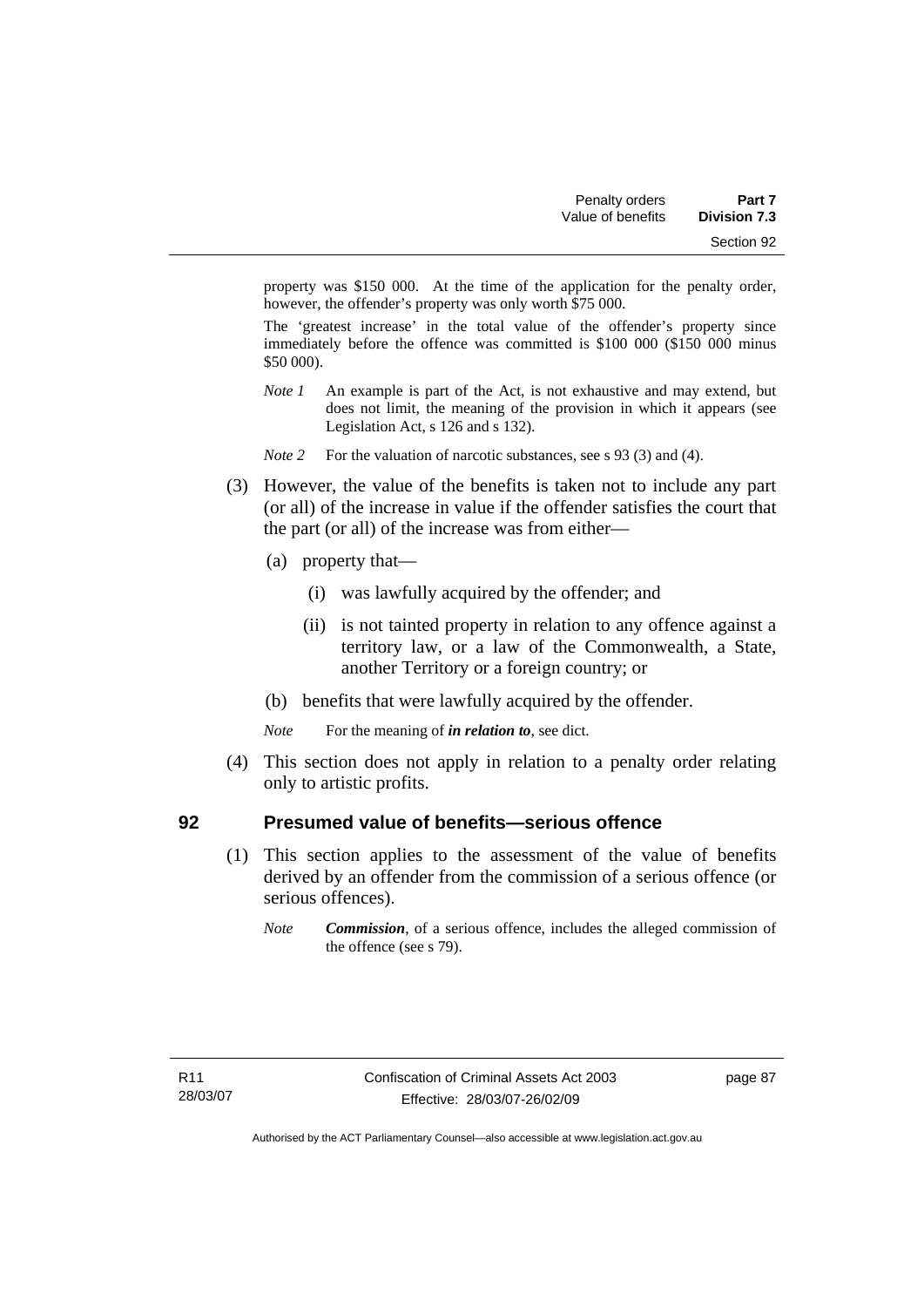property was $150 000. At the time of the application for the penalty order, however, the offender's property was only worth $75 000.

The 'greatest increase' in the total value of the offender's property since immediately before the offence was committed is $100 000 ($150 000 minus $50 000).

*Note 1* An example is part of the Act, is not exhaustive and may extend, but does not limit, the meaning of the provision in which it appears (see Legislation Act, s 126 and s 132).

*Note 2* For the valuation of narcotic substances, see s 93 (3) and (4).

(3) However, the value of the benefits is taken not to include any part (or all) of the increase in value if the offender satisfies the court that the part (or all) of the increase was from either—

(a) property that—

(i) was lawfully acquired by the offender; and

(ii) is not tainted property in relation to any offence against a territory law, or a law of the Commonwealth, a State, another Territory or a foreign country; or

(b) benefits that were lawfully acquired by the offender.

*Note* For the meaning of ***in relation to***, see dict.

(4) This section does not apply in relation to a penalty order relating only to artistic profits.

## 92 Presumed value of benefits—serious offence

(1) This section applies to the assessment of the value of benefits derived by an offender from the commission of a serious offence (or serious offences).

*Note* ***Commission***, of a serious offence, includes the alleged commission of the offence (see s 79).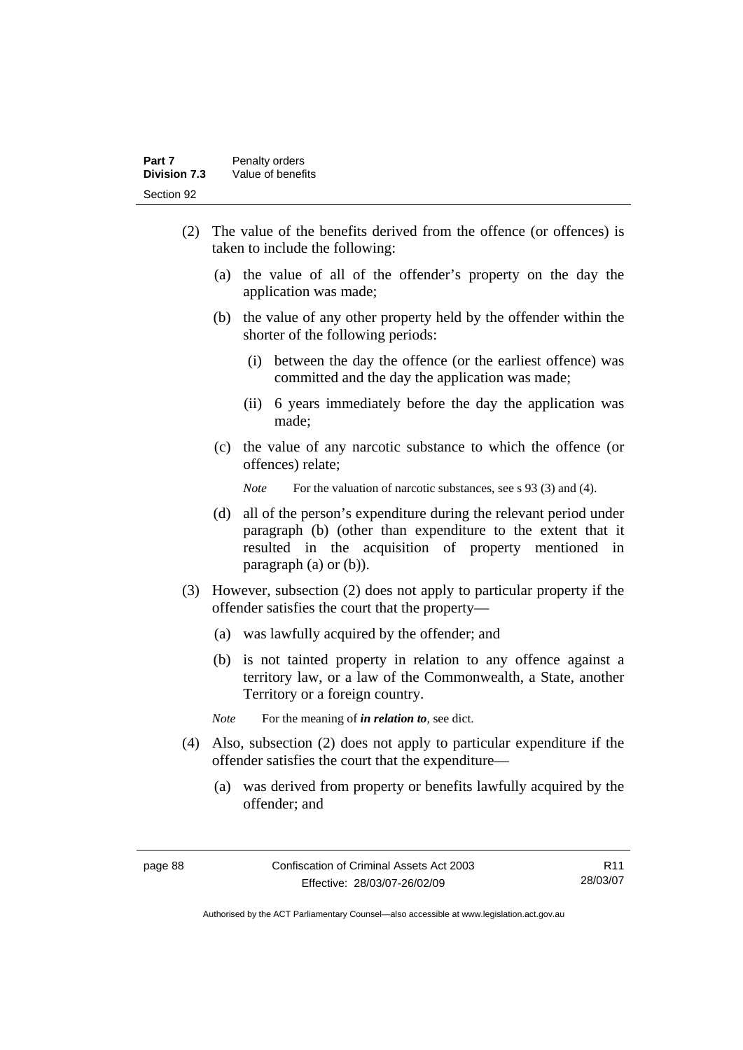(2) The value of the benefits derived from the offence (or offences) is taken to include the following:

(a) the value of all of the offender's property on the day the application was made;

(b) the value of any other property held by the offender within the shorter of the following periods:

(i) between the day the offence (or the earliest offence) was committed and the day the application was made;

(ii) 6 years immediately before the day the application was made;

(c) the value of any narcotic substance to which the offence (or offences) relate;

*Note* For the valuation of narcotic substances, see s 93 (3) and (4).

(d) all of the person's expenditure during the relevant period under paragraph (b) (other than expenditure to the extent that it resulted in the acquisition of property mentioned in paragraph (a) or (b)).

(3) However, subsection (2) does not apply to particular property if the offender satisfies the court that the property—

(a) was lawfully acquired by the offender; and

(b) is not tainted property in relation to any offence against a territory law, or a law of the Commonwealth, a State, another Territory or a foreign country.

*Note* For the meaning of ***in relation to***, see dict.

(4) Also, subsection (2) does not apply to particular expenditure if the offender satisfies the court that the expenditure—

(a) was derived from property or benefits lawfully acquired by the offender; and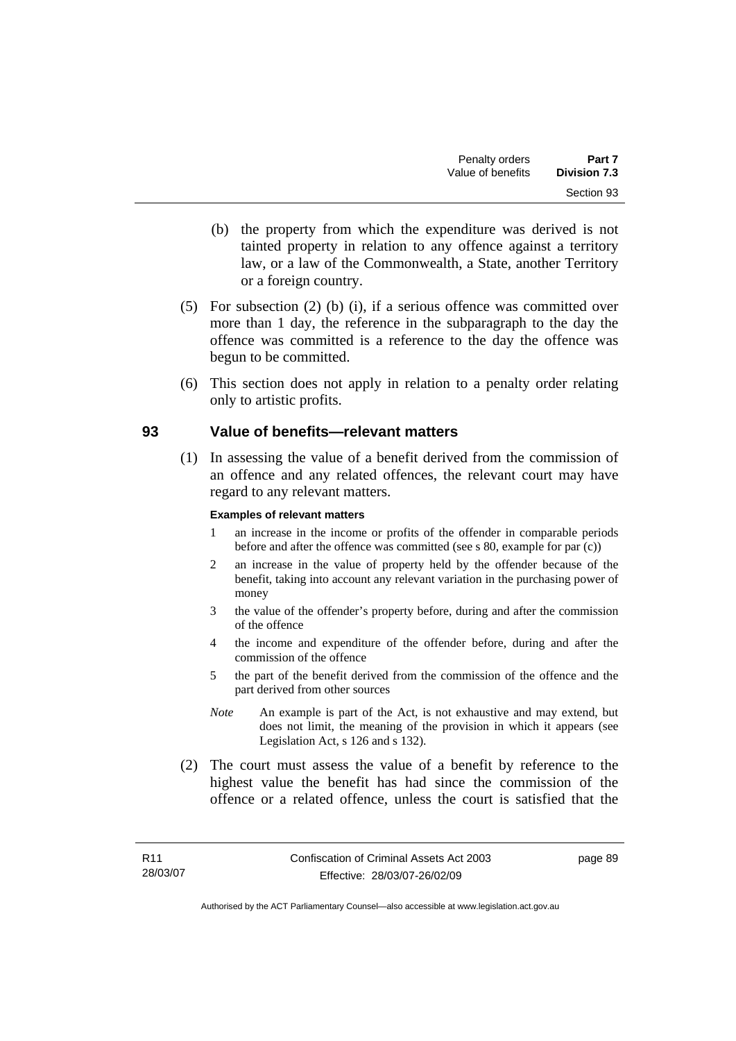(b) the property from which the expenditure was derived is not tainted property in relation to any offence against a territory law, or a law of the Commonwealth, a State, another Territory or a foreign country.

(5) For subsection (2) (b) (i), if a serious offence was committed over more than 1 day, the reference in the subparagraph to the day the offence was committed is a reference to the day the offence was begun to be committed.

(6) This section does not apply in relation to a penalty order relating only to artistic profits.

## 93 Value of benefits—relevant matters

(1) In assessing the value of a benefit derived from the commission of an offence and any related offences, the relevant court may have regard to any relevant matters.

**Examples of relevant matters**

1 an increase in the income or profits of the offender in comparable periods before and after the offence was committed (see s 80, example for par (c))

2 an increase in the value of property held by the offender because of the benefit, taking into account any relevant variation in the purchasing power of money

3 the value of the offender's property before, during and after the commission of the offence

4 the income and expenditure of the offender before, during and after the commission of the offence

5 the part of the benefit derived from the commission of the offence and the part derived from other sources

*Note* An example is part of the Act, is not exhaustive and may extend, but does not limit, the meaning of the provision in which it appears (see Legislation Act, s 126 and s 132).

(2) The court must assess the value of a benefit by reference to the highest value the benefit has had since the commission of the offence or a related offence, unless the court is satisfied that the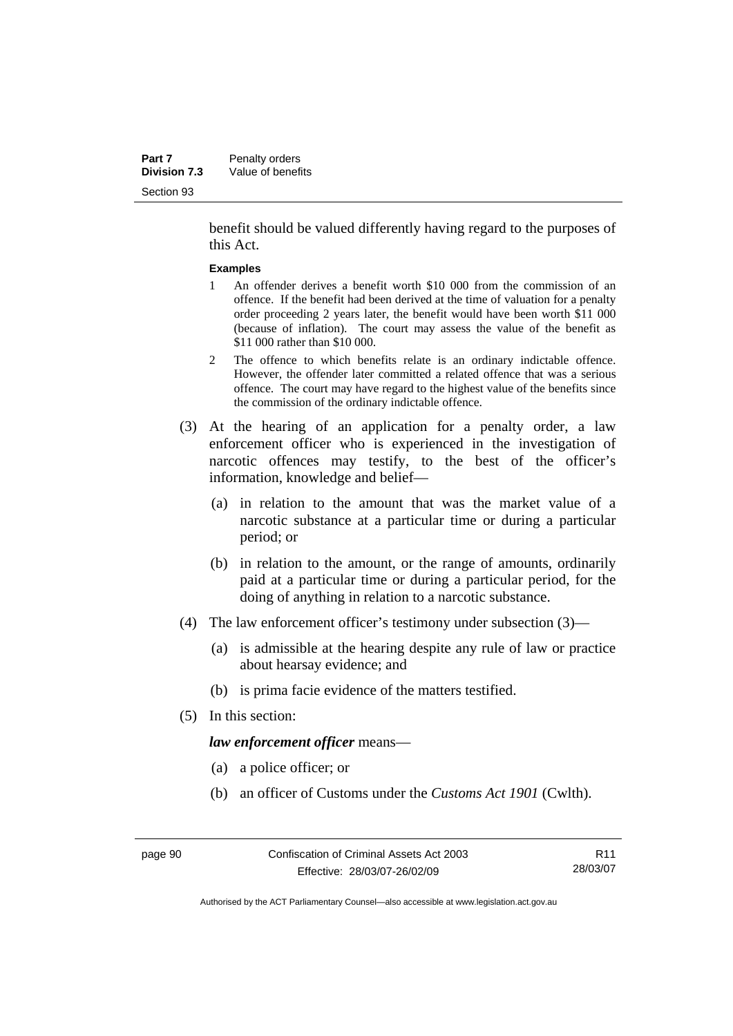benefit should be valued differently having regard to the purposes of this Act.

**Examples**

1 An offender derives a benefit worth $10 000 from the commission of an offence. If the benefit had been derived at the time of valuation for a penalty order proceeding 2 years later, the benefit would have been worth $11 000 (because of inflation). The court may assess the value of the benefit as $11 000 rather than $10 000.

2 The offence to which benefits relate is an ordinary indictable offence. However, the offender later committed a related offence that was a serious offence. The court may have regard to the highest value of the benefits since the commission of the ordinary indictable offence.

(3) At the hearing of an application for a penalty order, a law enforcement officer who is experienced in the investigation of narcotic offences may testify, to the best of the officer's information, knowledge and belief—

(a) in relation to the amount that was the market value of a narcotic substance at a particular time or during a particular period; or

(b) in relation to the amount, or the range of amounts, ordinarily paid at a particular time or during a particular period, for the doing of anything in relation to a narcotic substance.

(4) The law enforcement officer's testimony under subsection (3)—

(a) is admissible at the hearing despite any rule of law or practice about hearsay evidence; and

(b) is prima facie evidence of the matters testified.

(5) In this section:

***law enforcement officer*** means—

(a) a police officer; or

(b) an officer of Customs under the *Customs Act 1901* (Cwlth).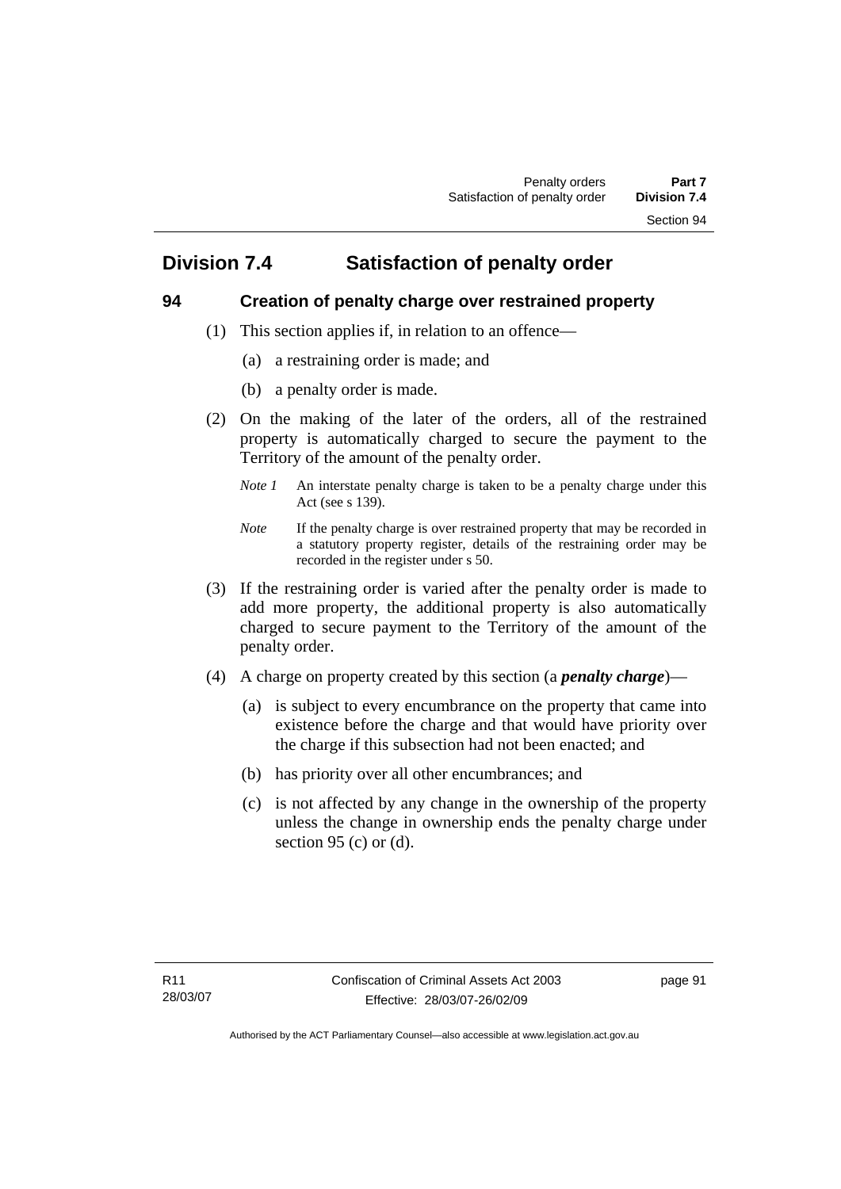## Division 7.4 Satisfaction of penalty order

### 94 Creation of penalty charge over restrained property

(1) This section applies if, in relation to an offence—

(a) a restraining order is made; and

(b) a penalty order is made.

(2) On the making of the later of the orders, all of the restrained property is automatically charged to secure the payment to the Territory of the amount of the penalty order.

*Note 1* An interstate penalty charge is taken to be a penalty charge under this Act (see s 139).

*Note* If the penalty charge is over restrained property that may be recorded in a statutory property register, details of the restraining order may be recorded in the register under s 50.

(3) If the restraining order is varied after the penalty order is made to add more property, the additional property is also automatically charged to secure payment to the Territory of the amount of the penalty order.

(4) A charge on property created by this section (a ***penalty charge***)—

(a) is subject to every encumbrance on the property that came into existence before the charge and that would have priority over the charge if this subsection had not been enacted; and

(b) has priority over all other encumbrances; and

(c) is not affected by any change in the ownership of the property unless the change in ownership ends the penalty charge under section 95 (c) or (d).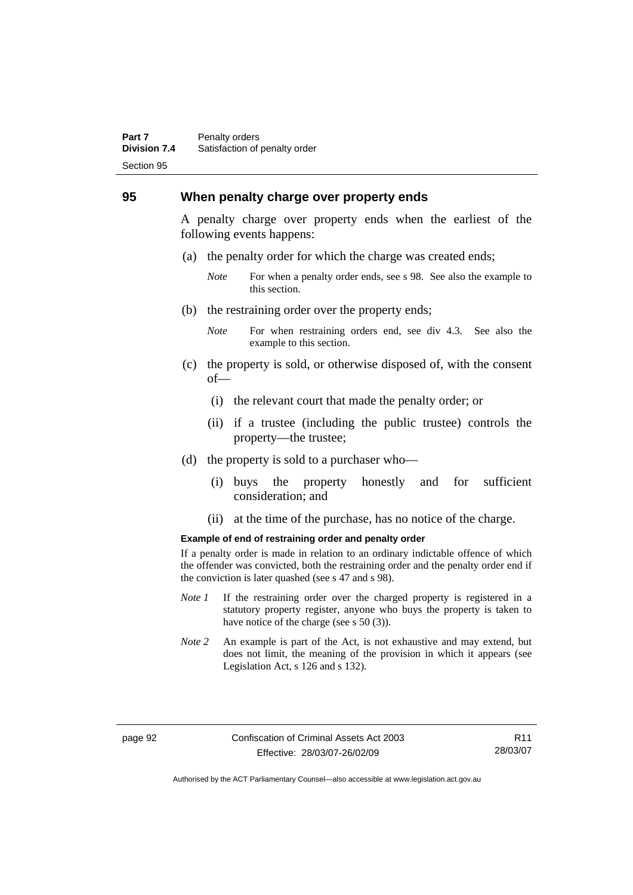## 95 When penalty charge over property ends

A penalty charge over property ends when the earliest of the following events happens:

(a) the penalty order for which the charge was created ends;

*Note* For when a penalty order ends, see s 98. See also the example to this section.

(b) the restraining order over the property ends;

*Note* For when restraining orders end, see div 4.3. See also the example to this section.

(c) the property is sold, or otherwise disposed of, with the consent of—

(i) the relevant court that made the penalty order; or

(ii) if a trustee (including the public trustee) controls the property—the trustee;

(d) the property is sold to a purchaser who—

(i) buys the property honestly and for sufficient consideration; and

(ii) at the time of the purchase, has no notice of the charge.

**Example of end of restraining order and penalty order**

If a penalty order is made in relation to an ordinary indictable offence of which the offender was convicted, both the restraining order and the penalty order end if the conviction is later quashed (see s 47 and s 98).

*Note 1* If the restraining order over the charged property is registered in a statutory property register, anyone who buys the property is taken to have notice of the charge (see s 50 (3)).

*Note 2* An example is part of the Act, is not exhaustive and may extend, but does not limit, the meaning of the provision in which it appears (see Legislation Act, s 126 and s 132).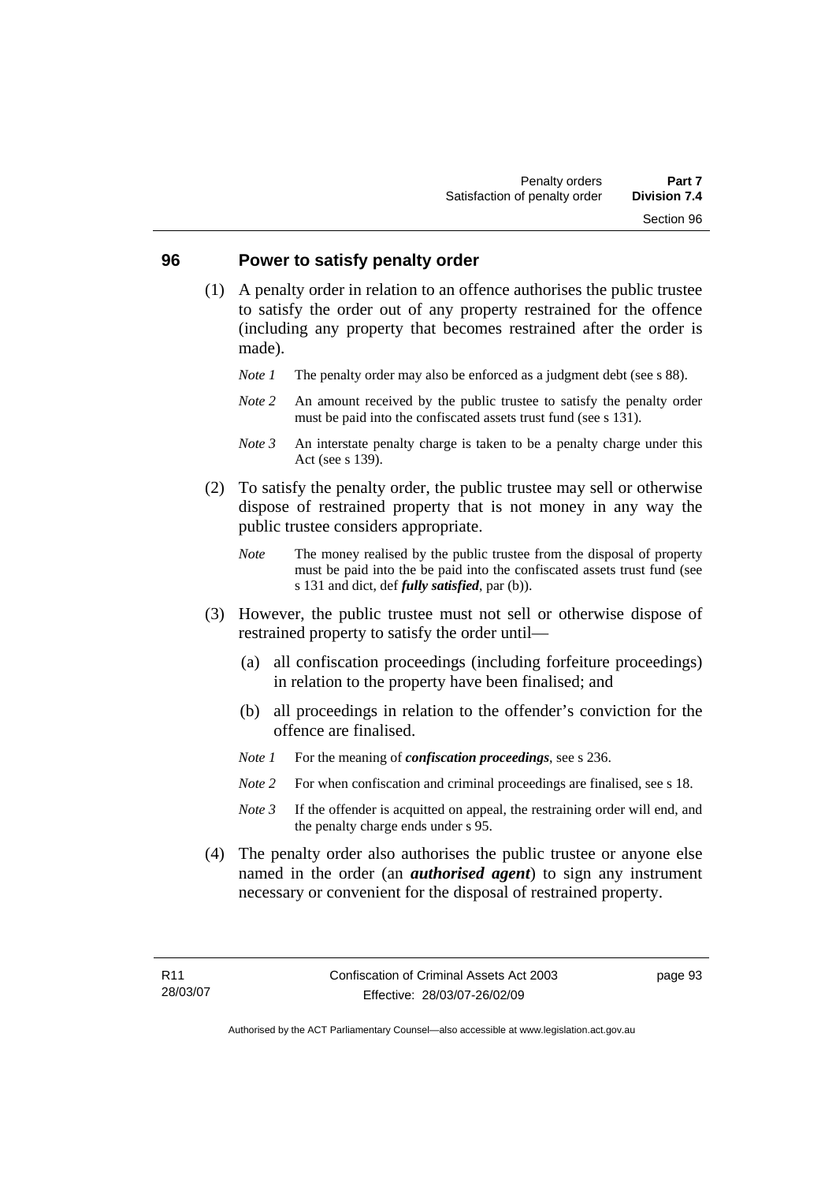## 96 Power to satisfy penalty order

(1) A penalty order in relation to an offence authorises the public trustee to satisfy the order out of any property restrained for the offence (including any property that becomes restrained after the order is made).

*Note 1* The penalty order may also be enforced as a judgment debt (see s 88).

*Note 2* An amount received by the public trustee to satisfy the penalty order must be paid into the confiscated assets trust fund (see s 131).

*Note 3* An interstate penalty charge is taken to be a penalty charge under this Act (see s 139).

(2) To satisfy the penalty order, the public trustee may sell or otherwise dispose of restrained property that is not money in any way the public trustee considers appropriate.

*Note* The money realised by the public trustee from the disposal of property must be paid into the be paid into the confiscated assets trust fund (see s 131 and dict, def ***fully satisfied***, par (b)).

(3) However, the public trustee must not sell or otherwise dispose of restrained property to satisfy the order until—

(a) all confiscation proceedings (including forfeiture proceedings) in relation to the property have been finalised; and

(b) all proceedings in relation to the offender's conviction for the offence are finalised.

*Note 1* For the meaning of ***confiscation proceedings***, see s 236.

*Note 2* For when confiscation and criminal proceedings are finalised, see s 18.

*Note 3* If the offender is acquitted on appeal, the restraining order will end, and the penalty charge ends under s 95.

(4) The penalty order also authorises the public trustee or anyone else named in the order (an ***authorised agent***) to sign any instrument necessary or convenient for the disposal of restrained property.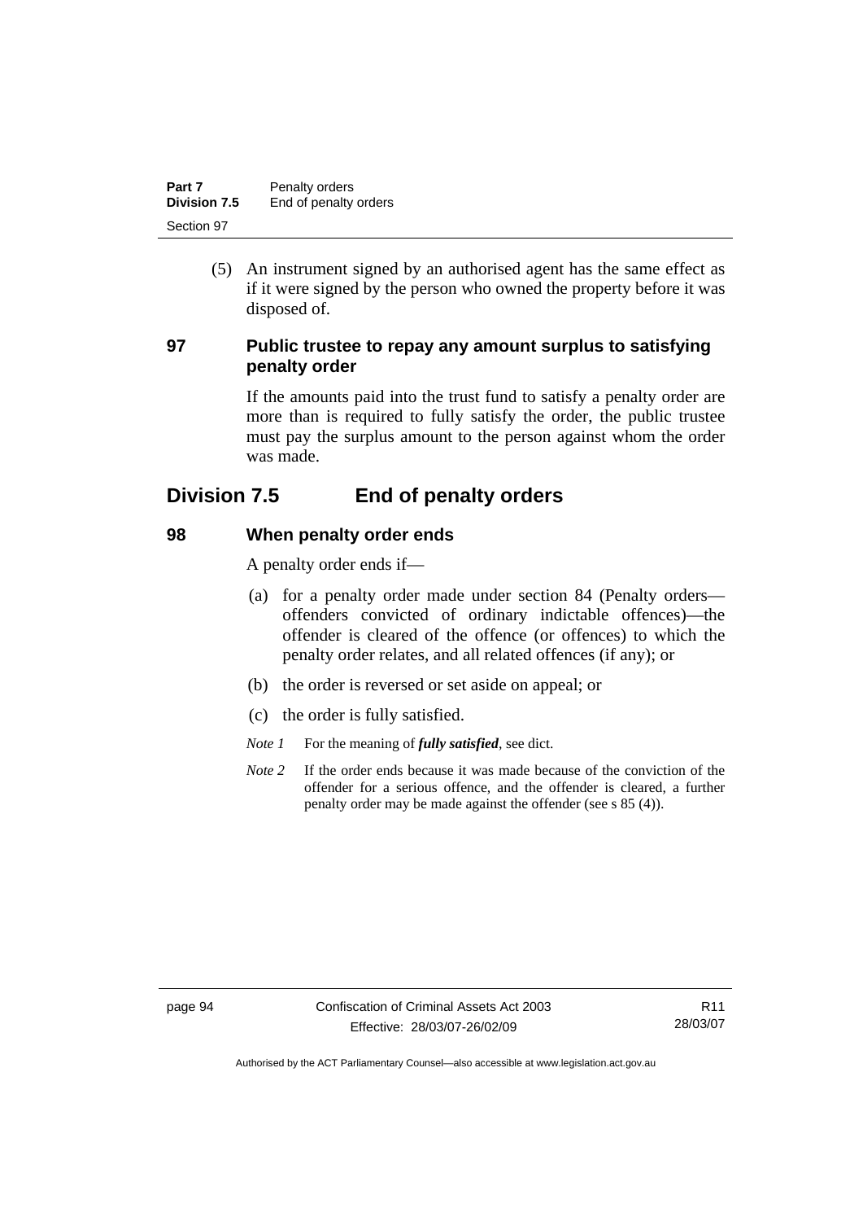(5) An instrument signed by an authorised agent has the same effect as if it were signed by the person who owned the property before it was disposed of.

### 97 Public trustee to repay any amount surplus to satisfying penalty order

If the amounts paid into the trust fund to satisfy a penalty order are more than is required to fully satisfy the order, the public trustee must pay the surplus amount to the person against whom the order was made.

## Division 7.5 End of penalty orders

### 98 When penalty order ends

A penalty order ends if—

(a) for a penalty order made under section 84 (Penalty orders—offenders convicted of ordinary indictable offences)—the offender is cleared of the offence (or offences) to which the penalty order relates, and all related offences (if any); or

(b) the order is reversed or set aside on appeal; or

(c) the order is fully satisfied.

*Note 1* For the meaning of ***fully satisfied***, see dict.

*Note 2* If the order ends because it was made because of the conviction of the offender for a serious offence, and the offender is cleared, a further penalty order may be made against the offender (see s 85 (4)).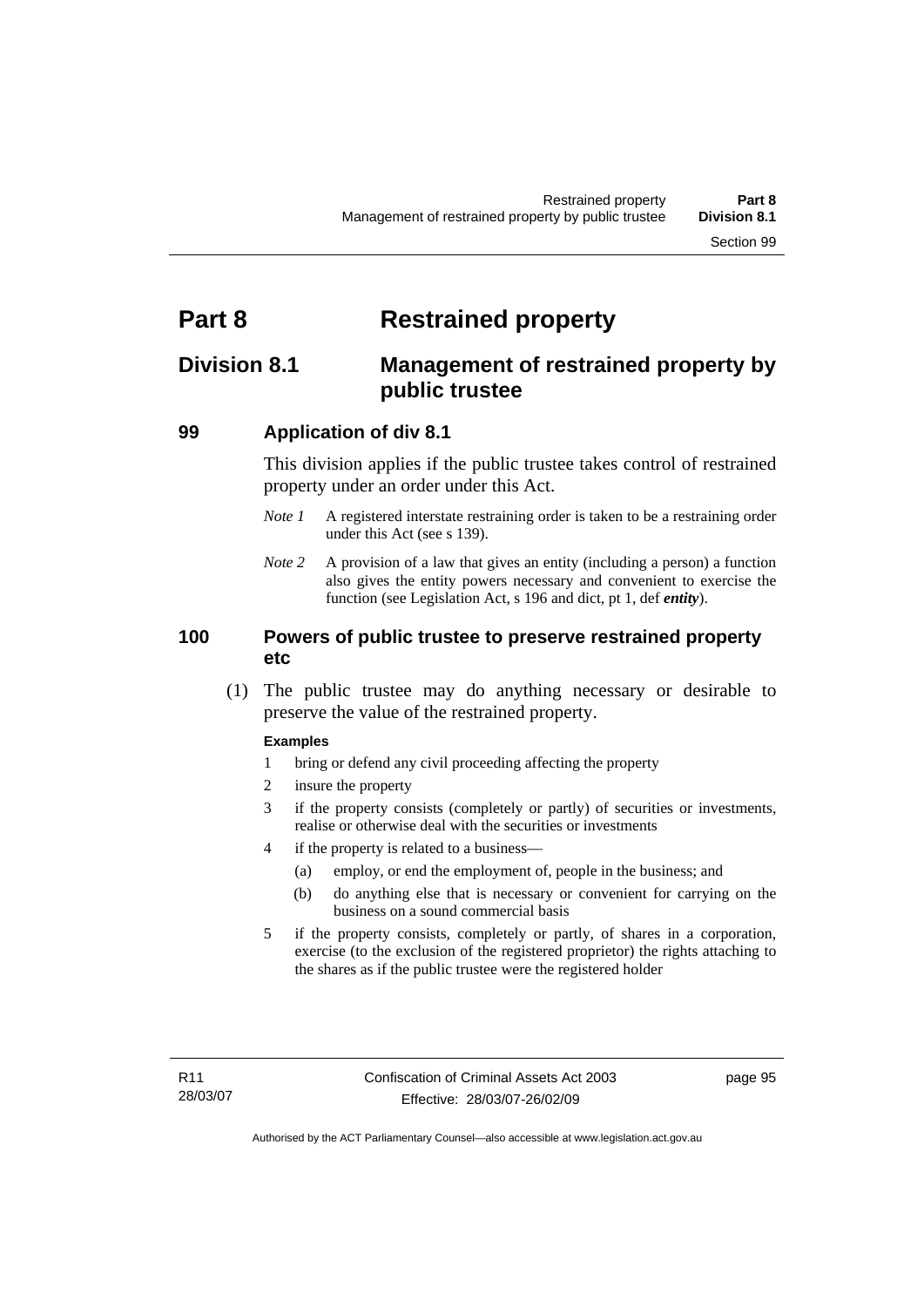# Part 8 Restrained property

## Division 8.1 Management of restrained property by public trustee

### 99 Application of div 8.1

This division applies if the public trustee takes control of restrained property under an order under this Act.

*Note 1* A registered interstate restraining order is taken to be a restraining order under this Act (see s 139).

*Note 2* A provision of a law that gives an entity (including a person) a function also gives the entity powers necessary and convenient to exercise the function (see Legislation Act, s 196 and dict, pt 1, def ***entity***).

### 100 Powers of public trustee to preserve restrained property etc

(1) The public trustee may do anything necessary or desirable to preserve the value of the restrained property.

**Examples**

1 bring or defend any civil proceeding affecting the property

2 insure the property

3 if the property consists (completely or partly) of securities or investments, realise or otherwise deal with the securities or investments

4 if the property is related to a business—

   (a) employ, or end the employment of, people in the business; and

   (b) do anything else that is necessary or convenient for carrying on the business on a sound commercial basis

5 if the property consists, completely or partly, of shares in a corporation, exercise (to the exclusion of the registered proprietor) the rights attaching to the shares as if the public trustee were the registered holder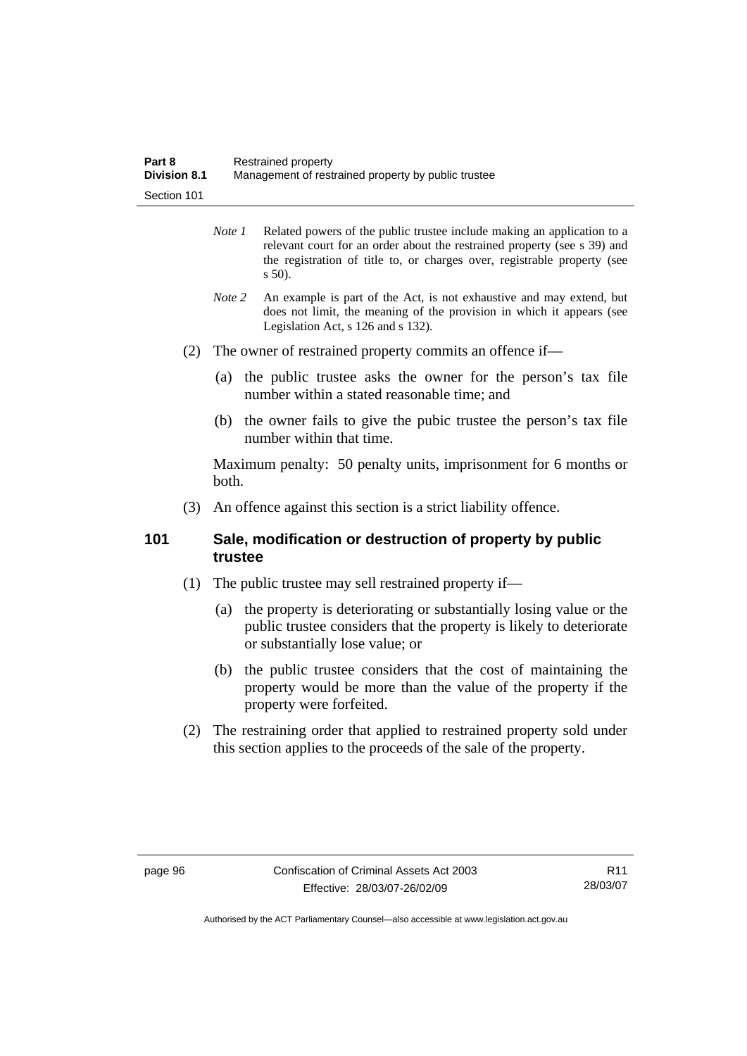*Note 1* Related powers of the public trustee include making an application to a relevant court for an order about the restrained property (see s 39) and the registration of title to, or charges over, registrable property (see s 50).

*Note 2* An example is part of the Act, is not exhaustive and may extend, but does not limit, the meaning of the provision in which it appears (see Legislation Act, s 126 and s 132).

(2) The owner of restrained property commits an offence if—

(a) the public trustee asks the owner for the person's tax file number within a stated reasonable time; and

(b) the owner fails to give the pubic trustee the person's tax file number within that time.

Maximum penalty: 50 penalty units, imprisonment for 6 months or both.

(3) An offence against this section is a strict liability offence.

## 101 Sale, modification or destruction of property by public trustee

(1) The public trustee may sell restrained property if—

(a) the property is deteriorating or substantially losing value or the public trustee considers that the property is likely to deteriorate or substantially lose value; or

(b) the public trustee considers that the cost of maintaining the property would be more than the value of the property if the property were forfeited.

(2) The restraining order that applied to restrained property sold under this section applies to the proceeds of the sale of the property.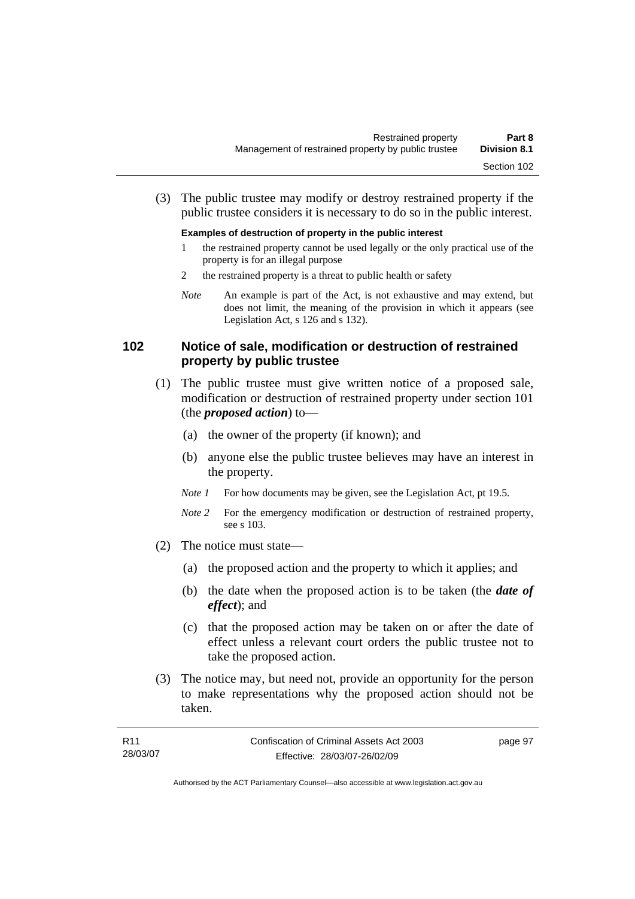(3) The public trustee may modify or destroy restrained property if the public trustee considers it is necessary to do so in the public interest.

**Examples of destruction of property in the public interest**

1. the restrained property cannot be used legally or the only practical use of the property is for an illegal purpose
2. the restrained property is a threat to public health or safety

*Note* An example is part of the Act, is not exhaustive and may extend, but does not limit, the meaning of the provision in which it appears (see Legislation Act, s 126 and s 132).

## 102 Notice of sale, modification or destruction of restrained property by public trustee

(1) The public trustee must give written notice of a proposed sale, modification or destruction of restrained property under section 101 (the ***proposed action***) to—

(a) the owner of the property (if known); and

(b) anyone else the public trustee believes may have an interest in the property.

*Note 1* For how documents may be given, see the Legislation Act, pt 19.5.

*Note 2* For the emergency modification or destruction of restrained property, see s 103.

(2) The notice must state—

(a) the proposed action and the property to which it applies; and

(b) the date when the proposed action is to be taken (the ***date of effect***); and

(c) that the proposed action may be taken on or after the date of effect unless a relevant court orders the public trustee not to take the proposed action.

(3) The notice may, but need not, provide an opportunity for the person to make representations why the proposed action should not be taken.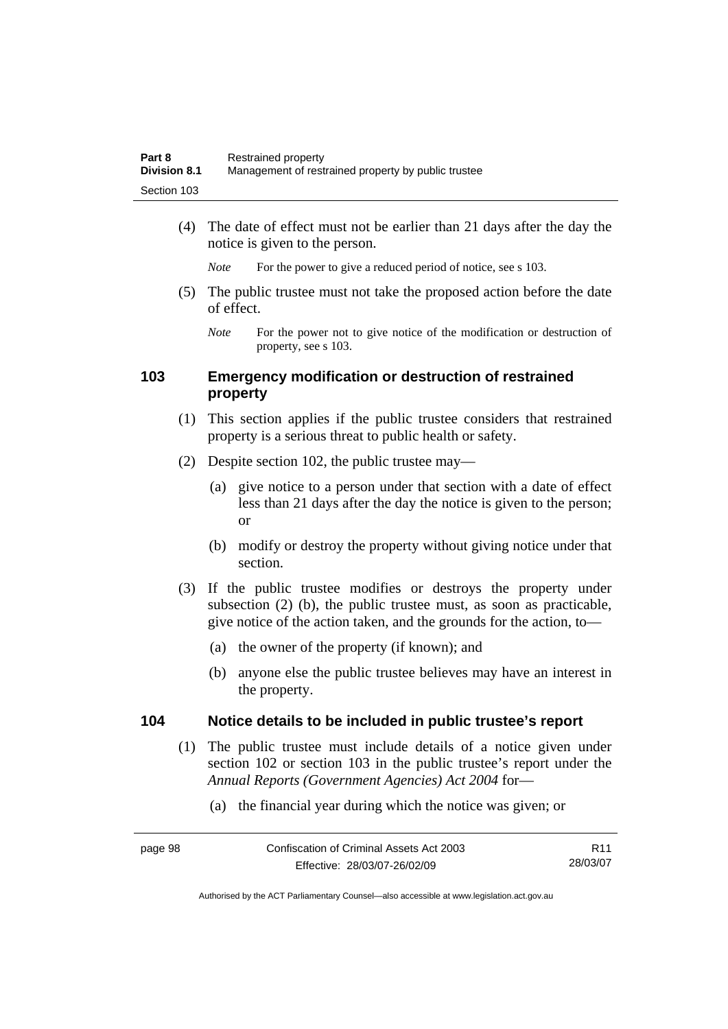(4) The date of effect must not be earlier than 21 days after the day the notice is given to the person.

*Note* For the power to give a reduced period of notice, see s 103.

(5) The public trustee must not take the proposed action before the date of effect.

*Note* For the power not to give notice of the modification or destruction of property, see s 103.

## 103 Emergency modification or destruction of restrained property

(1) This section applies if the public trustee considers that restrained property is a serious threat to public health or safety.

(2) Despite section 102, the public trustee may—

(a) give notice to a person under that section with a date of effect less than 21 days after the day the notice is given to the person; or

(b) modify or destroy the property without giving notice under that section.

(3) If the public trustee modifies or destroys the property under subsection (2) (b), the public trustee must, as soon as practicable, give notice of the action taken, and the grounds for the action, to—

(a) the owner of the property (if known); and

(b) anyone else the public trustee believes may have an interest in the property.

## 104 Notice details to be included in public trustee's report

(1) The public trustee must include details of a notice given under section 102 or section 103 in the public trustee's report under the *Annual Reports (Government Agencies) Act 2004* for—

(a) the financial year during which the notice was given; or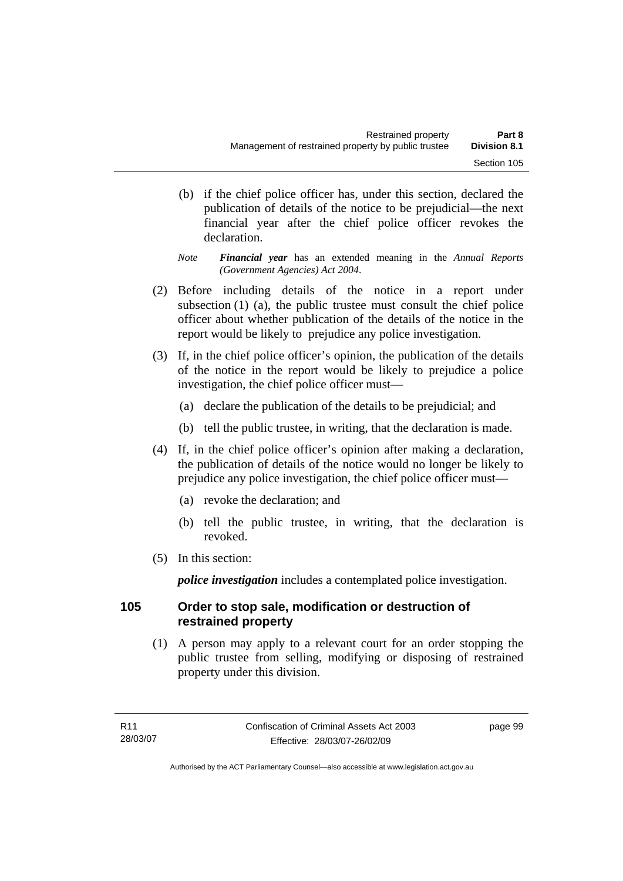(b) if the chief police officer has, under this section, declared the publication of details of the notice to be prejudicial—the next financial year after the chief police officer revokes the declaration.

*Note* ***Financial year*** has an extended meaning in the *Annual Reports (Government Agencies) Act 2004*.

(2) Before including details of the notice in a report under subsection (1) (a), the public trustee must consult the chief police officer about whether publication of the details of the notice in the report would be likely to prejudice any police investigation.

(3) If, in the chief police officer's opinion, the publication of the details of the notice in the report would be likely to prejudice a police investigation, the chief police officer must—

(a) declare the publication of the details to be prejudicial; and

(b) tell the public trustee, in writing, that the declaration is made.

(4) If, in the chief police officer's opinion after making a declaration, the publication of details of the notice would no longer be likely to prejudice any police investigation, the chief police officer must—

(a) revoke the declaration; and

(b) tell the public trustee, in writing, that the declaration is revoked.

(5) In this section:

***police investigation*** includes a contemplated police investigation.

## 105 Order to stop sale, modification or destruction of restrained property

(1) A person may apply to a relevant court for an order stopping the public trustee from selling, modifying or disposing of restrained property under this division.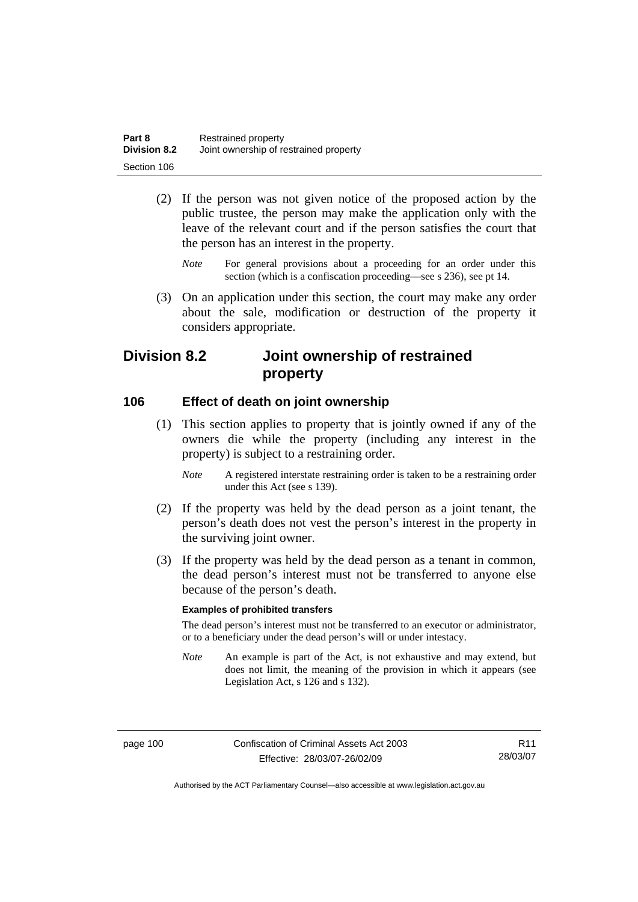(2) If the person was not given notice of the proposed action by the public trustee, the person may make the application only with the leave of the relevant court and if the person satisfies the court that the person has an interest in the property.

*Note* For general provisions about a proceeding for an order under this section (which is a confiscation proceeding—see s 236), see pt 14.

(3) On an application under this section, the court may make any order about the sale, modification or destruction of the property it considers appropriate.

## Division 8.2 Joint ownership of restrained property

### 106 Effect of death on joint ownership

(1) This section applies to property that is jointly owned if any of the owners die while the property (including any interest in the property) is subject to a restraining order.

*Note* A registered interstate restraining order is taken to be a restraining order under this Act (see s 139).

(2) If the property was held by the dead person as a joint tenant, the person's death does not vest the person's interest in the property in the surviving joint owner.

(3) If the property was held by the dead person as a tenant in common, the dead person's interest must not be transferred to anyone else because of the person's death.

**Examples of prohibited transfers**

The dead person's interest must not be transferred to an executor or administrator, or to a beneficiary under the dead person's will or under intestacy.

*Note* An example is part of the Act, is not exhaustive and may extend, but does not limit, the meaning of the provision in which it appears (see Legislation Act, s 126 and s 132).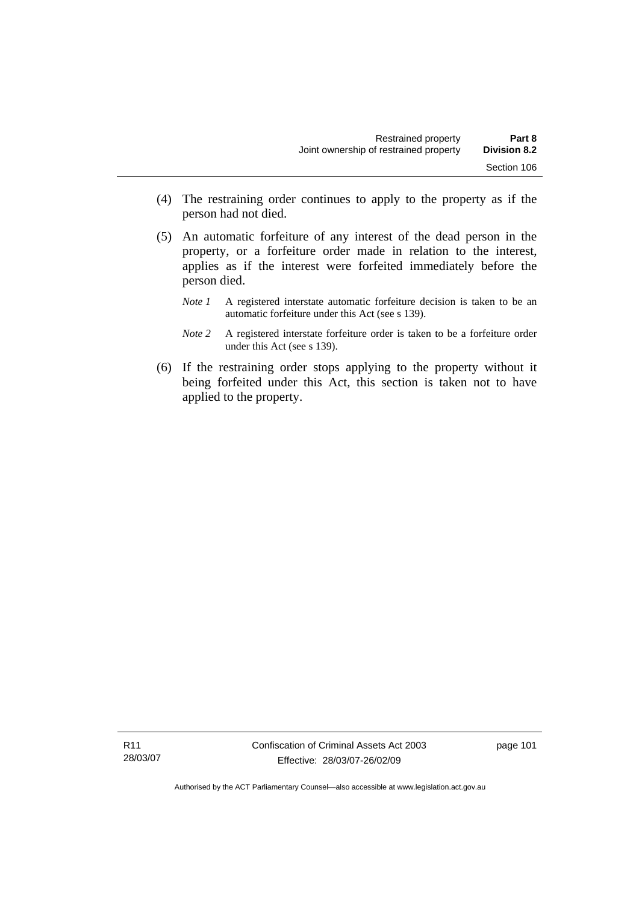(4) The restraining order continues to apply to the property as if the person had not died.

(5) An automatic forfeiture of any interest of the dead person in the property, or a forfeiture order made in relation to the interest, applies as if the interest were forfeited immediately before the person died.

*Note 1* A registered interstate automatic forfeiture decision is taken to be an automatic forfeiture under this Act (see s 139).

*Note 2* A registered interstate forfeiture order is taken to be a forfeiture order under this Act (see s 139).

(6) If the restraining order stops applying to the property without it being forfeited under this Act, this section is taken not to have applied to the property.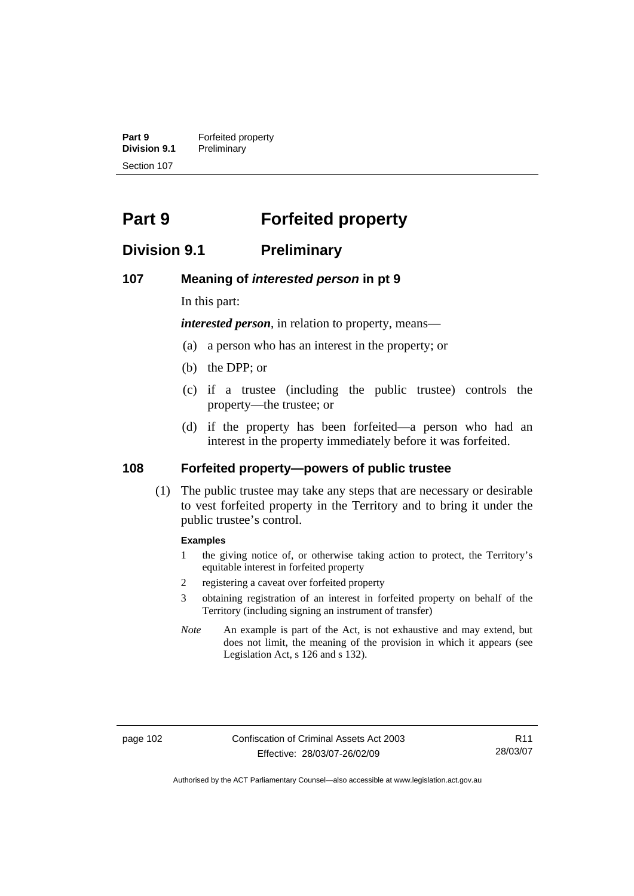# Part 9 Forfeited property

## Division 9.1 Preliminary

### 107 Meaning of *interested person* in pt 9

In this part:

***interested person***, in relation to property, means—

(a) a person who has an interest in the property; or

(b) the DPP; or

(c) if a trustee (including the public trustee) controls the property—the trustee; or

(d) if the property has been forfeited—a person who had an interest in the property immediately before it was forfeited.

### 108 Forfeited property—powers of public trustee

(1) The public trustee may take any steps that are necessary or desirable to vest forfeited property in the Territory and to bring it under the public trustee's control.

**Examples**

1 the giving notice of, or otherwise taking action to protect, the Territory's equitable interest in forfeited property

2 registering a caveat over forfeited property

3 obtaining registration of an interest in forfeited property on behalf of the Territory (including signing an instrument of transfer)

*Note* An example is part of the Act, is not exhaustive and may extend, but does not limit, the meaning of the provision in which it appears (see Legislation Act, s 126 and s 132).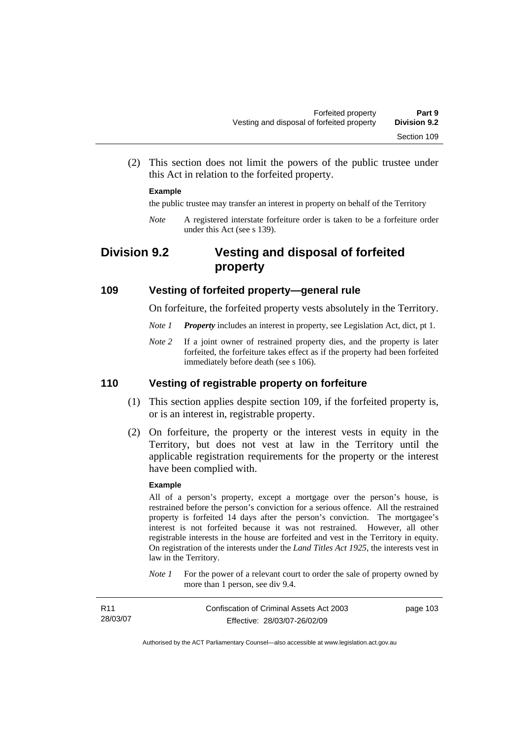(2) This section does not limit the powers of the public trustee under this Act in relation to the forfeited property.

**Example**

the public trustee may transfer an interest in property on behalf of the Territory

*Note* A registered interstate forfeiture order is taken to be a forfeiture order under this Act (see s 139).

## Division 9.2 Vesting and disposal of forfeited property

### 109 Vesting of forfeited property—general rule

On forfeiture, the forfeited property vests absolutely in the Territory.

*Note 1* ***Property*** includes an interest in property, see Legislation Act, dict, pt 1.

*Note 2* If a joint owner of restrained property dies, and the property is later forfeited, the forfeiture takes effect as if the property had been forfeited immediately before death (see s 106).

### 110 Vesting of registrable property on forfeiture

(1) This section applies despite section 109, if the forfeited property is, or is an interest in, registrable property.

(2) On forfeiture, the property or the interest vests in equity in the Territory, but does not vest at law in the Territory until the applicable registration requirements for the property or the interest have been complied with.

**Example**

All of a person's property, except a mortgage over the person's house, is restrained before the person's conviction for a serious offence. All the restrained property is forfeited 14 days after the person's conviction. The mortgagee's interest is not forfeited because it was not restrained. However, all other registrable interests in the house are forfeited and vest in the Territory in equity. On registration of the interests under the *Land Titles Act 1925*, the interests vest in law in the Territory.

*Note 1* For the power of a relevant court to order the sale of property owned by more than 1 person, see div 9.4.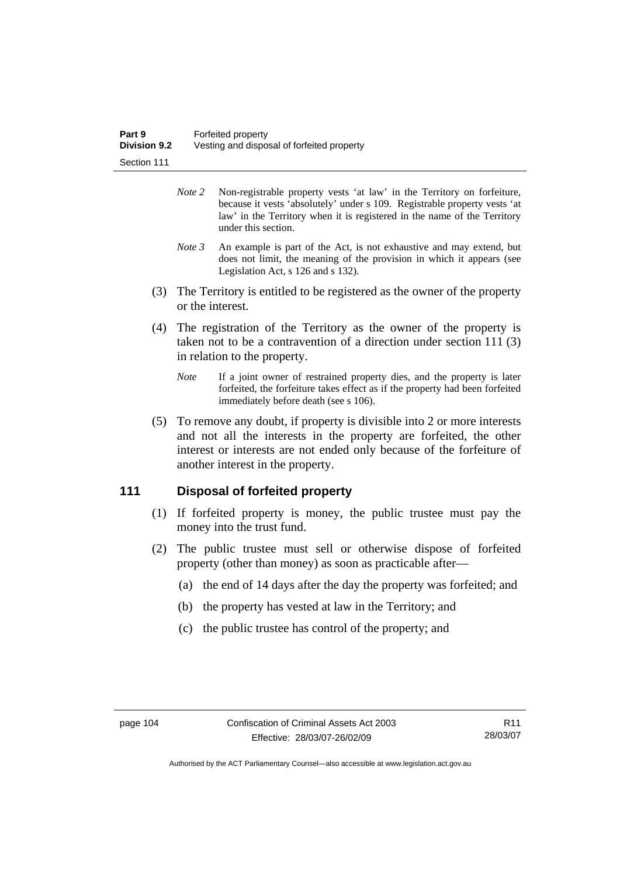*Note 2* Non-registrable property vests 'at law' in the Territory on forfeiture, because it vests 'absolutely' under s 109. Registrable property vests 'at law' in the Territory when it is registered in the name of the Territory under this section.

*Note 3* An example is part of the Act, is not exhaustive and may extend, but does not limit, the meaning of the provision in which it appears (see Legislation Act, s 126 and s 132).

(3) The Territory is entitled to be registered as the owner of the property or the interest.

(4) The registration of the Territory as the owner of the property is taken not to be a contravention of a direction under section 111 (3) in relation to the property.

*Note* If a joint owner of restrained property dies, and the property is later forfeited, the forfeiture takes effect as if the property had been forfeited immediately before death (see s 106).

(5) To remove any doubt, if property is divisible into 2 or more interests and not all the interests in the property are forfeited, the other interest or interests are not ended only because of the forfeiture of another interest in the property.

## 111 Disposal of forfeited property

(1) If forfeited property is money, the public trustee must pay the money into the trust fund.

(2) The public trustee must sell or otherwise dispose of forfeited property (other than money) as soon as practicable after—

(a) the end of 14 days after the day the property was forfeited; and

(b) the property has vested at law in the Territory; and

(c) the public trustee has control of the property; and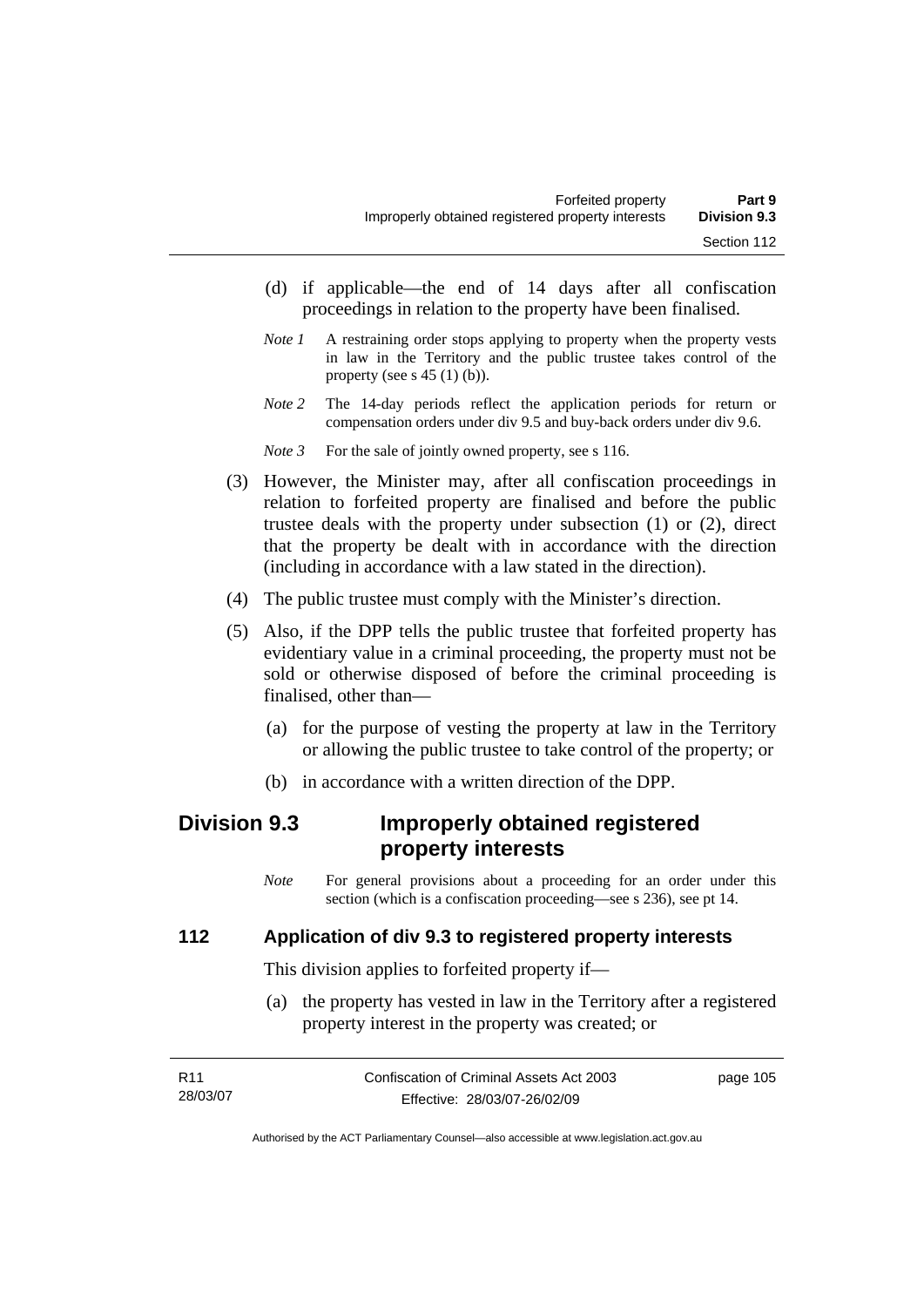(d) if applicable—the end of 14 days after all confiscation proceedings in relation to the property have been finalised.

*Note 1* A restraining order stops applying to property when the property vests in law in the Territory and the public trustee takes control of the property (see s 45 (1) (b)).

*Note 2* The 14-day periods reflect the application periods for return or compensation orders under div 9.5 and buy-back orders under div 9.6.

*Note 3* For the sale of jointly owned property, see s 116.

(3) However, the Minister may, after all confiscation proceedings in relation to forfeited property are finalised and before the public trustee deals with the property under subsection (1) or (2), direct that the property be dealt with in accordance with the direction (including in accordance with a law stated in the direction).

(4) The public trustee must comply with the Minister's direction.

(5) Also, if the DPP tells the public trustee that forfeited property has evidentiary value in a criminal proceeding, the property must not be sold or otherwise disposed of before the criminal proceeding is finalised, other than—

(a) for the purpose of vesting the property at law in the Territory or allowing the public trustee to take control of the property; or

(b) in accordance with a written direction of the DPP.

## Division 9.3 Improperly obtained registered property interests

*Note* For general provisions about a proceeding for an order under this section (which is a confiscation proceeding—see s 236), see pt 14.

### 112 Application of div 9.3 to registered property interests

This division applies to forfeited property if—

(a) the property has vested in law in the Territory after a registered property interest in the property was created; or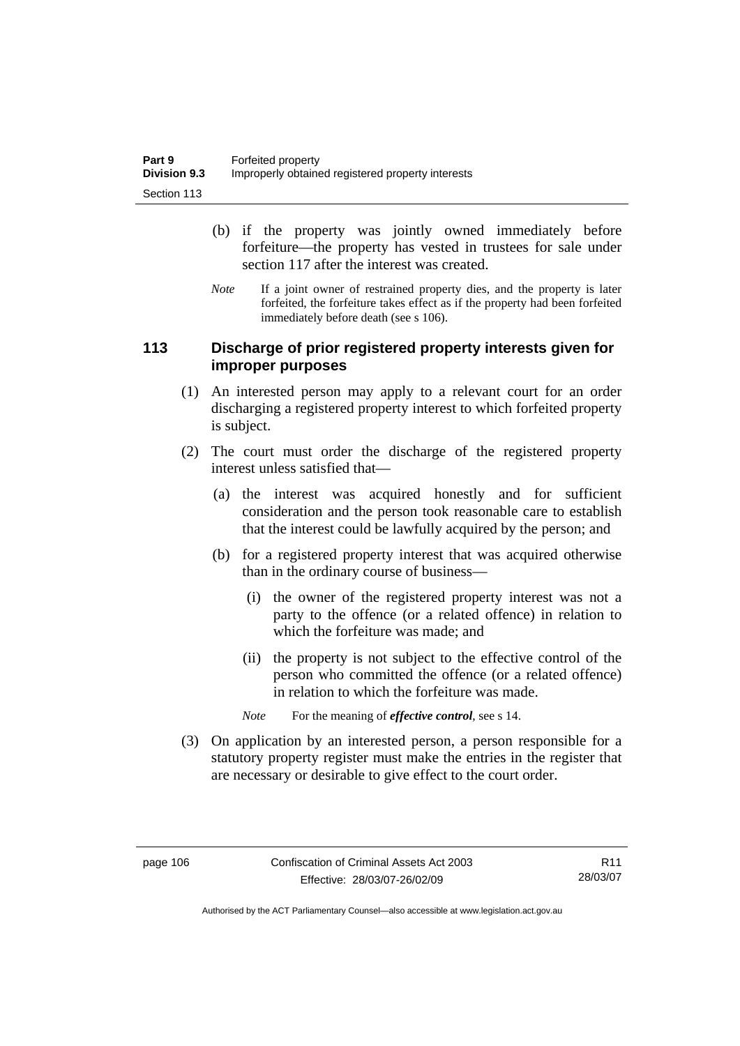(b) if the property was jointly owned immediately before forfeiture—the property has vested in trustees for sale under section 117 after the interest was created.

*Note* If a joint owner of restrained property dies, and the property is later forfeited, the forfeiture takes effect as if the property had been forfeited immediately before death (see s 106).

## 113 Discharge of prior registered property interests given for improper purposes

(1) An interested person may apply to a relevant court for an order discharging a registered property interest to which forfeited property is subject.

(2) The court must order the discharge of the registered property interest unless satisfied that—

(a) the interest was acquired honestly and for sufficient consideration and the person took reasonable care to establish that the interest could be lawfully acquired by the person; and

(b) for a registered property interest that was acquired otherwise than in the ordinary course of business—

(i) the owner of the registered property interest was not a party to the offence (or a related offence) in relation to which the forfeiture was made; and

(ii) the property is not subject to the effective control of the person who committed the offence (or a related offence) in relation to which the forfeiture was made.

*Note* For the meaning of ***effective control***, see s 14.

(3) On application by an interested person, a person responsible for a statutory property register must make the entries in the register that are necessary or desirable to give effect to the court order.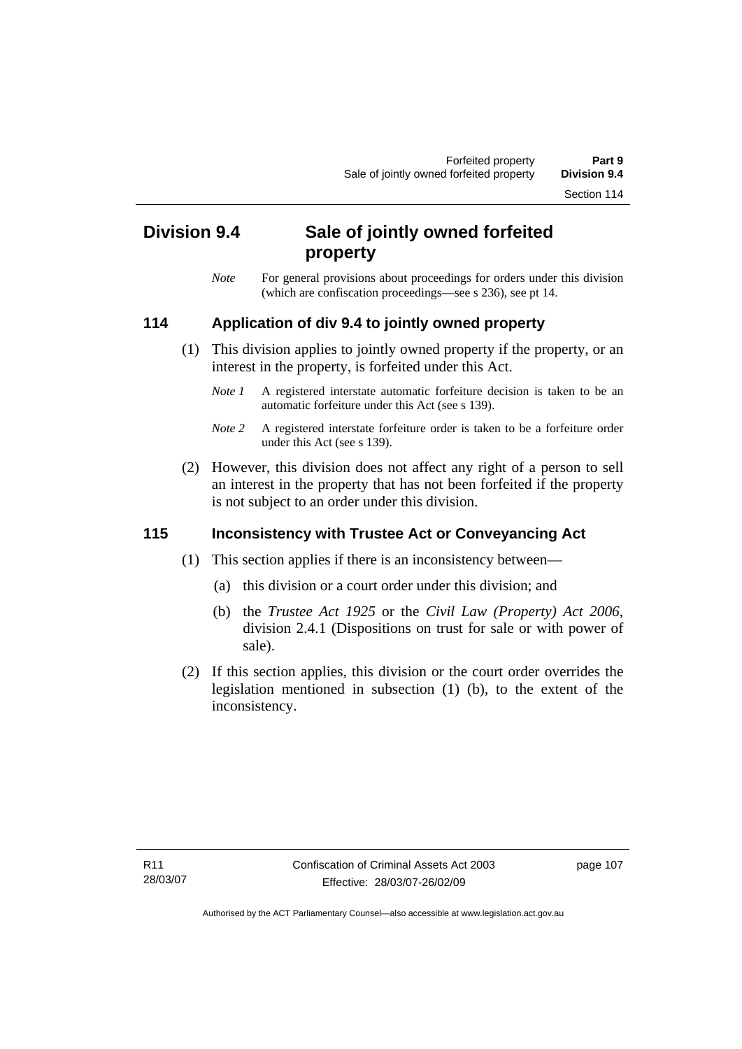## Division 9.4 Sale of jointly owned forfeited property

*Note* For general provisions about proceedings for orders under this division (which are confiscation proceedings—see s 236), see pt 14.

### 114 Application of div 9.4 to jointly owned property

(1) This division applies to jointly owned property if the property, or an interest in the property, is forfeited under this Act.

*Note 1* A registered interstate automatic forfeiture decision is taken to be an automatic forfeiture under this Act (see s 139).

*Note 2* A registered interstate forfeiture order is taken to be a forfeiture order under this Act (see s 139).

(2) However, this division does not affect any right of a person to sell an interest in the property that has not been forfeited if the property is not subject to an order under this division.

### 115 Inconsistency with Trustee Act or Conveyancing Act

(1) This section applies if there is an inconsistency between—

(a) this division or a court order under this division; and

(b) the *Trustee Act 1925* or the *Civil Law (Property) Act 2006*, division 2.4.1 (Dispositions on trust for sale or with power of sale).

(2) If this section applies, this division or the court order overrides the legislation mentioned in subsection (1) (b), to the extent of the inconsistency.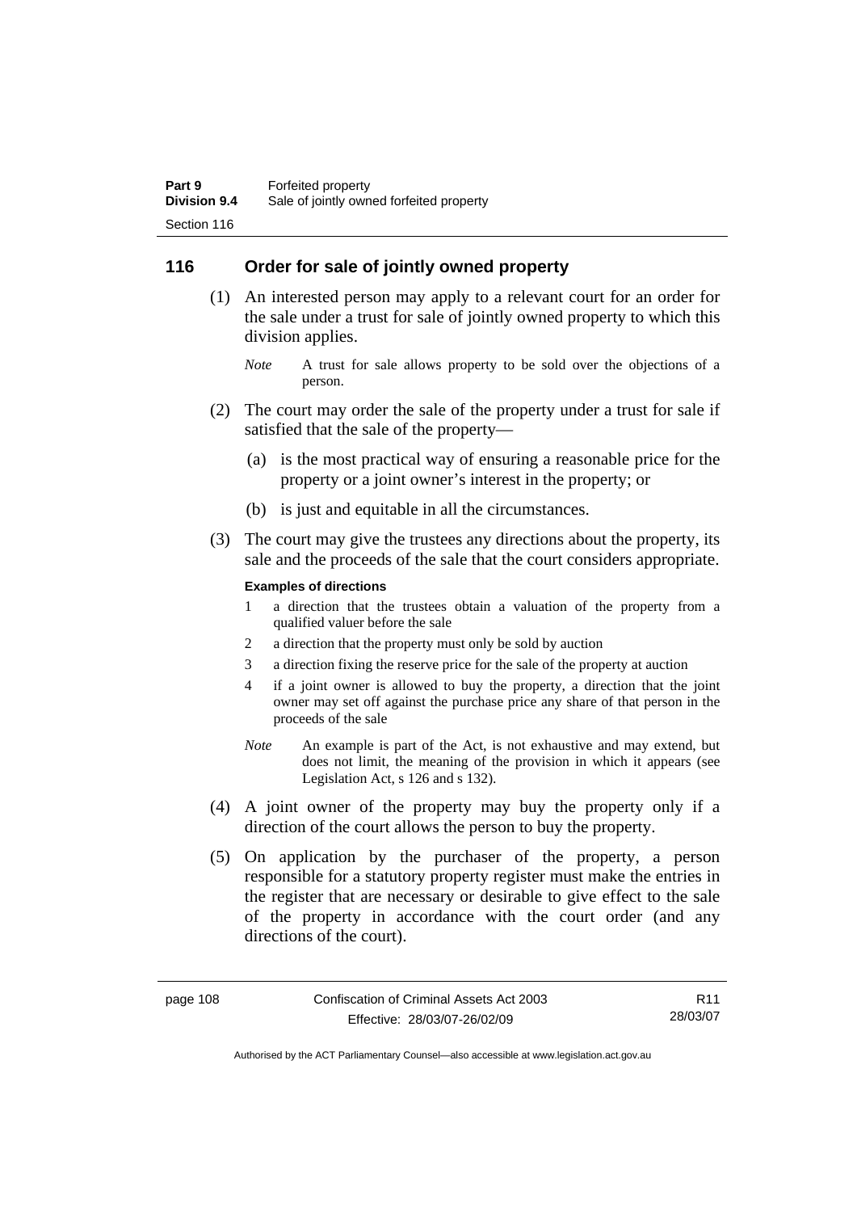## 116 Order for sale of jointly owned property

(1) An interested person may apply to a relevant court for an order for the sale under a trust for sale of jointly owned property to which this division applies.

*Note* A trust for sale allows property to be sold over the objections of a person.

(2) The court may order the sale of the property under a trust for sale if satisfied that the sale of the property—

(a) is the most practical way of ensuring a reasonable price for the property or a joint owner's interest in the property; or

(b) is just and equitable in all the circumstances.

(3) The court may give the trustees any directions about the property, its sale and the proceeds of the sale that the court considers appropriate.

**Examples of directions**

1 a direction that the trustees obtain a valuation of the property from a qualified valuer before the sale

2 a direction that the property must only be sold by auction

3 a direction fixing the reserve price for the sale of the property at auction

4 if a joint owner is allowed to buy the property, a direction that the joint owner may set off against the purchase price any share of that person in the proceeds of the sale

*Note* An example is part of the Act, is not exhaustive and may extend, but does not limit, the meaning of the provision in which it appears (see Legislation Act, s 126 and s 132).

(4) A joint owner of the property may buy the property only if a direction of the court allows the person to buy the property.

(5) On application by the purchaser of the property, a person responsible for a statutory property register must make the entries in the register that are necessary or desirable to give effect to the sale of the property in accordance with the court order (and any directions of the court).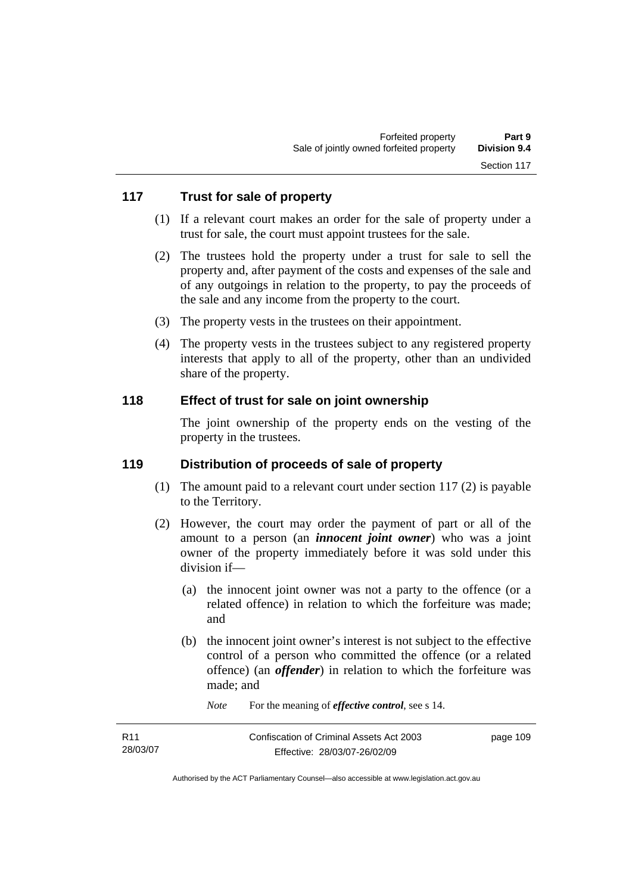## 117 Trust for sale of property

(1) If a relevant court makes an order for the sale of property under a trust for sale, the court must appoint trustees for the sale.

(2) The trustees hold the property under a trust for sale to sell the property and, after payment of the costs and expenses of the sale and of any outgoings in relation to the property, to pay the proceeds of the sale and any income from the property to the court.

(3) The property vests in the trustees on their appointment.

(4) The property vests in the trustees subject to any registered property interests that apply to all of the property, other than an undivided share of the property.

## 118 Effect of trust for sale on joint ownership

The joint ownership of the property ends on the vesting of the property in the trustees.

## 119 Distribution of proceeds of sale of property

(1) The amount paid to a relevant court under section 117 (2) is payable to the Territory.

(2) However, the court may order the payment of part or all of the amount to a person (an ***innocent joint owner***) who was a joint owner of the property immediately before it was sold under this division if—

(a) the innocent joint owner was not a party to the offence (or a related offence) in relation to which the forfeiture was made; and

(b) the innocent joint owner's interest is not subject to the effective control of a person who committed the offence (or a related offence) (an ***offender***) in relation to which the forfeiture was made; and

*Note* For the meaning of ***effective control***, see s 14.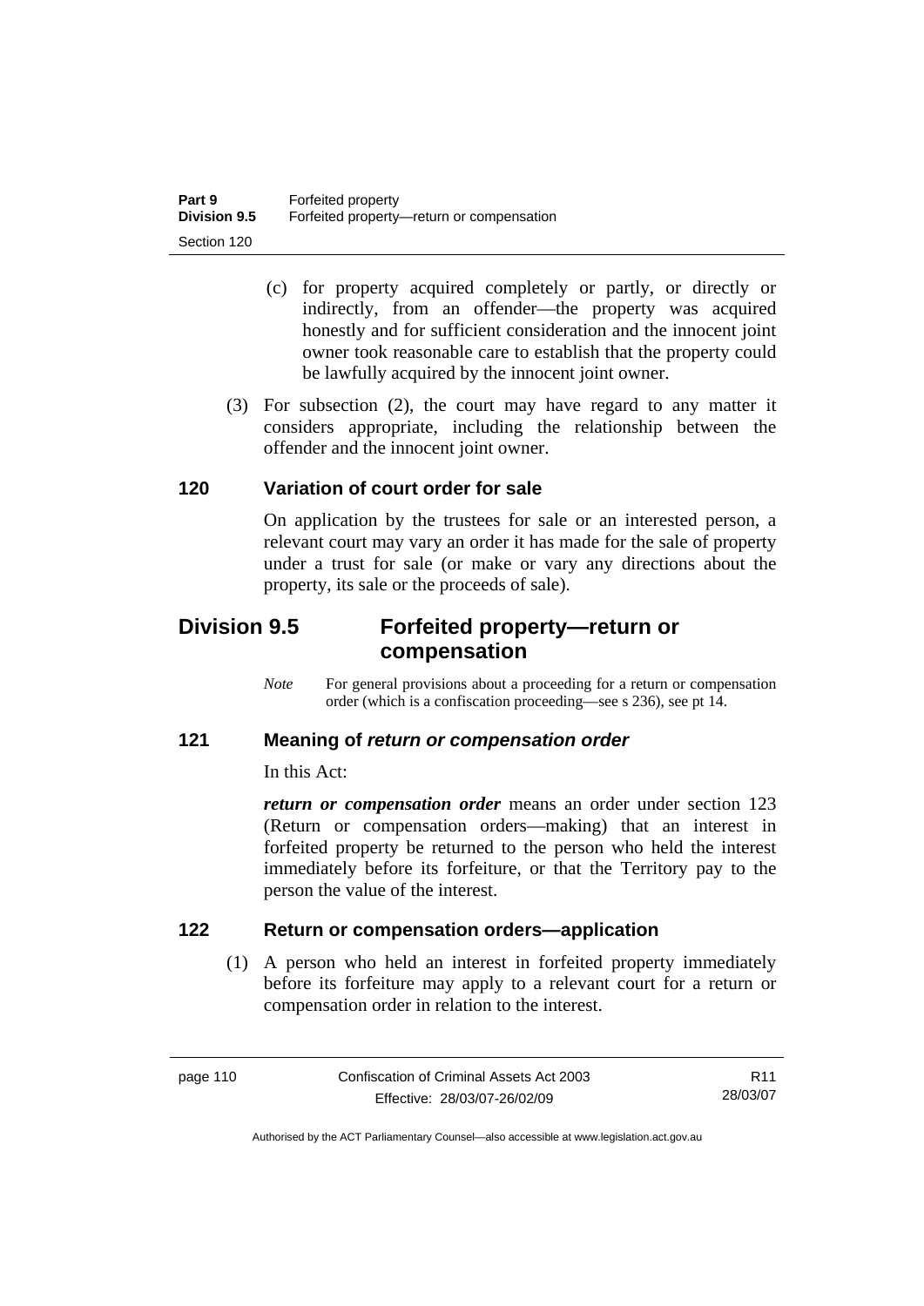(c) for property acquired completely or partly, or directly or indirectly, from an offender—the property was acquired honestly and for sufficient consideration and the innocent joint owner took reasonable care to establish that the property could be lawfully acquired by the innocent joint owner.

(3) For subsection (2), the court may have regard to any matter it considers appropriate, including the relationship between the offender and the innocent joint owner.

### 120 Variation of court order for sale

On application by the trustees for sale or an interested person, a relevant court may vary an order it has made for the sale of property under a trust for sale (or make or vary any directions about the property, its sale or the proceeds of sale).

## Division 9.5 Forfeited property—return or compensation

*Note* For general provisions about a proceeding for a return or compensation order (which is a confiscation proceeding—see s 236), see pt 14.

### 121 Meaning of *return or compensation order*

In this Act:

***return or compensation order*** means an order under section 123 (Return or compensation orders—making) that an interest in forfeited property be returned to the person who held the interest immediately before its forfeiture, or that the Territory pay to the person the value of the interest.

### 122 Return or compensation orders—application

(1) A person who held an interest in forfeited property immediately before its forfeiture may apply to a relevant court for a return or compensation order in relation to the interest.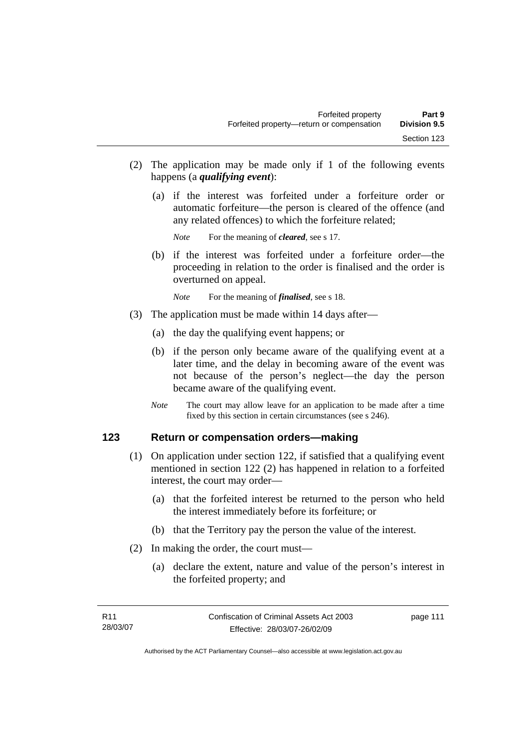(2) The application may be made only if 1 of the following events happens (a ***qualifying event***):

(a) if the interest was forfeited under a forfeiture order or automatic forfeiture—the person is cleared of the offence (and any related offences) to which the forfeiture related;

*Note* For the meaning of ***cleared***, see s 17.

(b) if the interest was forfeited under a forfeiture order—the proceeding in relation to the order is finalised and the order is overturned on appeal.

*Note* For the meaning of ***finalised***, see s 18.

(3) The application must be made within 14 days after—

(a) the day the qualifying event happens; or

(b) if the person only became aware of the qualifying event at a later time, and the delay in becoming aware of the event was not because of the person's neglect—the day the person became aware of the qualifying event.

*Note* The court may allow leave for an application to be made after a time fixed by this section in certain circumstances (see s 246).

## 123 Return or compensation orders—making

(1) On application under section 122, if satisfied that a qualifying event mentioned in section 122 (2) has happened in relation to a forfeited interest, the court may order—

(a) that the forfeited interest be returned to the person who held the interest immediately before its forfeiture; or

(b) that the Territory pay the person the value of the interest.

(2) In making the order, the court must—

(a) declare the extent, nature and value of the person's interest in the forfeited property; and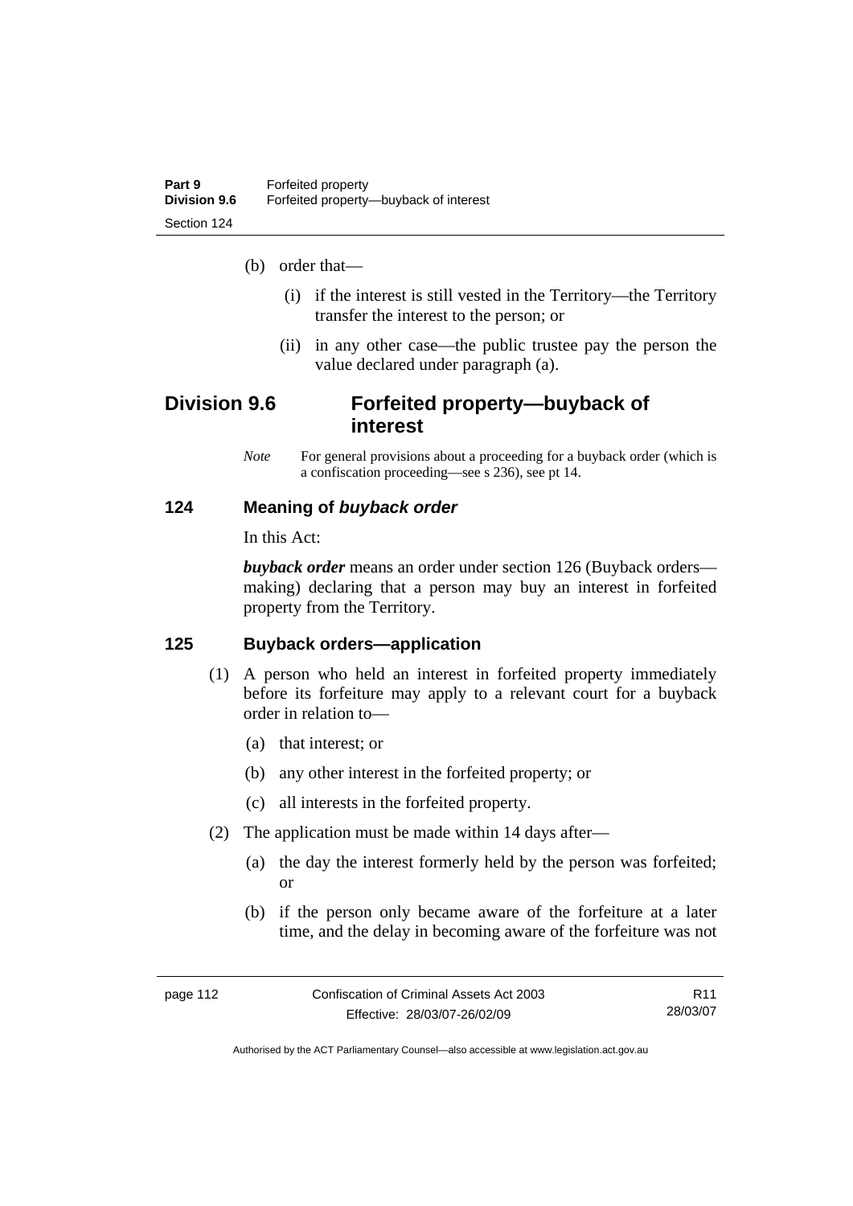(b) order that—

  (i) if the interest is still vested in the Territory—the Territory transfer the interest to the person; or

  (ii) in any other case—the public trustee pay the person the value declared under paragraph (a).

## Division 9.6 Forfeited property—buyback of interest

*Note* For general provisions about a proceeding for a buyback order (which is a confiscation proceeding—see s 236), see pt 14.

### 124 Meaning of *buyback order*

In this Act:

***buyback order*** means an order under section 126 (Buyback orders—making) declaring that a person may buy an interest in forfeited property from the Territory.

### 125 Buyback orders—application

(1) A person who held an interest in forfeited property immediately before its forfeiture may apply to a relevant court for a buyback order in relation to—

  (a) that interest; or

  (b) any other interest in the forfeited property; or

  (c) all interests in the forfeited property.

(2) The application must be made within 14 days after—

  (a) the day the interest formerly held by the person was forfeited; or

  (b) if the person only became aware of the forfeiture at a later time, and the delay in becoming aware of the forfeiture was not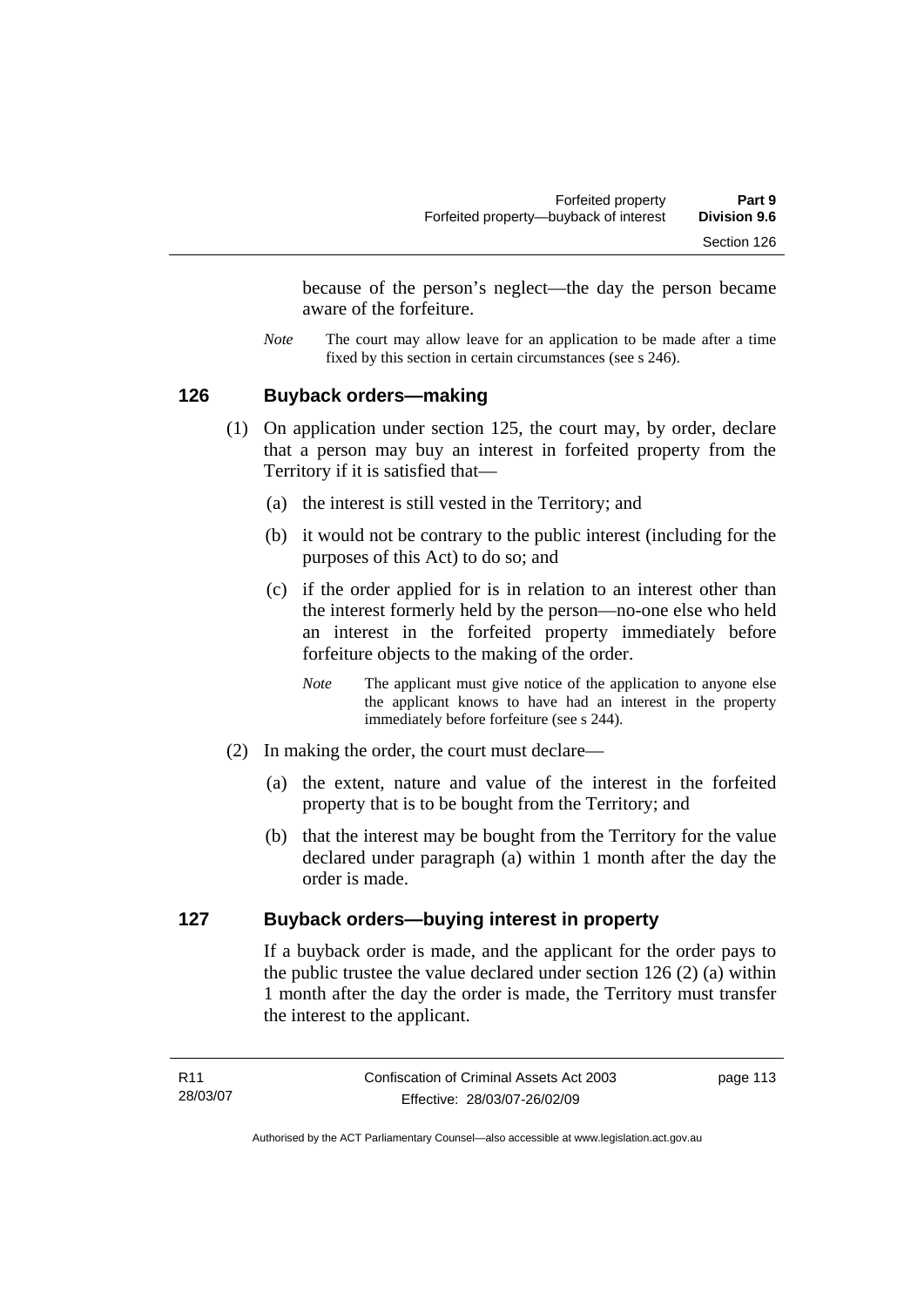because of the person's neglect—the day the person became aware of the forfeiture.

*Note* The court may allow leave for an application to be made after a time fixed by this section in certain circumstances (see s 246).

## 126 Buyback orders—making

(1) On application under section 125, the court may, by order, declare that a person may buy an interest in forfeited property from the Territory if it is satisfied that—

(a) the interest is still vested in the Territory; and

(b) it would not be contrary to the public interest (including for the purposes of this Act) to do so; and

(c) if the order applied for is in relation to an interest other than the interest formerly held by the person—no-one else who held an interest in the forfeited property immediately before forfeiture objects to the making of the order.

*Note* The applicant must give notice of the application to anyone else the applicant knows to have had an interest in the property immediately before forfeiture (see s 244).

(2) In making the order, the court must declare—

(a) the extent, nature and value of the interest in the forfeited property that is to be bought from the Territory; and

(b) that the interest may be bought from the Territory for the value declared under paragraph (a) within 1 month after the day the order is made.

## 127 Buyback orders—buying interest in property

If a buyback order is made, and the applicant for the order pays to the public trustee the value declared under section 126 (2) (a) within 1 month after the day the order is made, the Territory must transfer the interest to the applicant.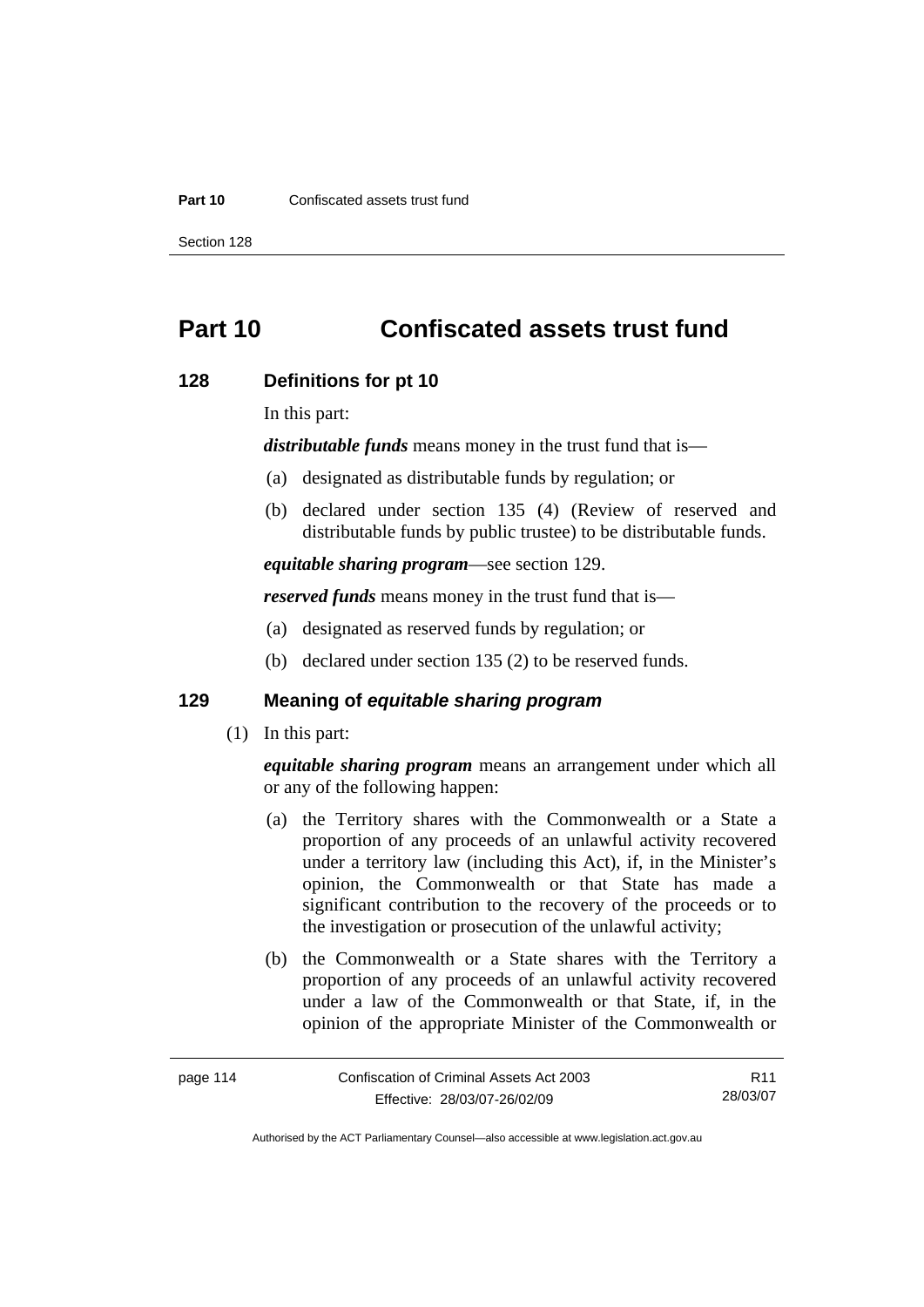# Part 10 Confiscated assets trust fund

## 128 Definitions for pt 10

In this part:

***distributable funds*** means money in the trust fund that is—

(a) designated as distributable funds by regulation; or

(b) declared under section 135 (4) (Review of reserved and distributable funds by public trustee) to be distributable funds.

***equitable sharing program***—see section 129.

***reserved funds*** means money in the trust fund that is—

(a) designated as reserved funds by regulation; or

(b) declared under section 135 (2) to be reserved funds.

## 129 Meaning of *equitable sharing program*

(1) In this part:

***equitable sharing program*** means an arrangement under which all or any of the following happen:

(a) the Territory shares with the Commonwealth or a State a proportion of any proceeds of an unlawful activity recovered under a territory law (including this Act), if, in the Minister's opinion, the Commonwealth or that State has made a significant contribution to the recovery of the proceeds or to the investigation or prosecution of the unlawful activity;

(b) the Commonwealth or a State shares with the Territory a proportion of any proceeds of an unlawful activity recovered under a law of the Commonwealth or that State, if, in the opinion of the appropriate Minister of the Commonwealth or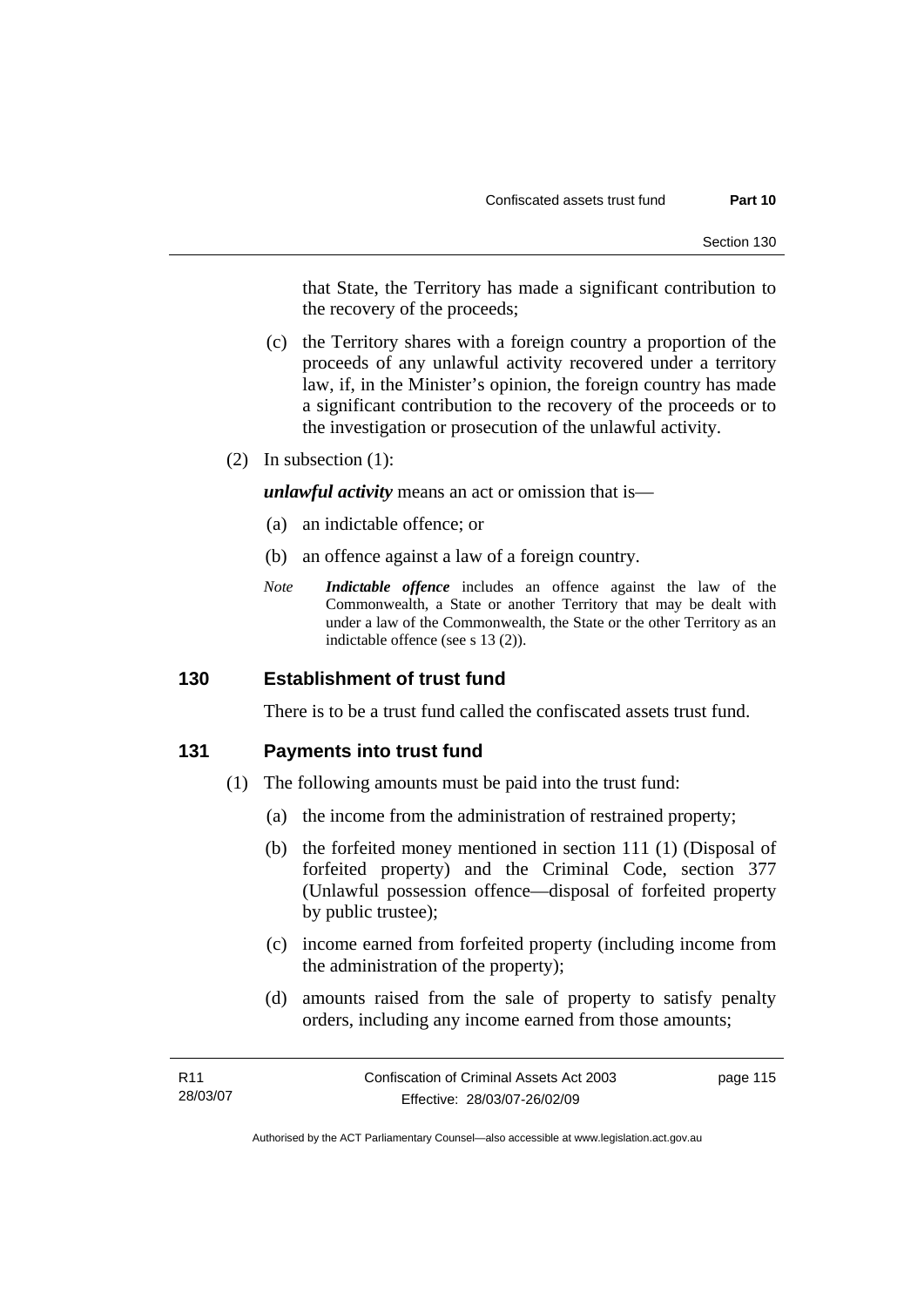that State, the Territory has made a significant contribution to the recovery of the proceeds;

(c) the Territory shares with a foreign country a proportion of the proceeds of any unlawful activity recovered under a territory law, if, in the Minister's opinion, the foreign country has made a significant contribution to the recovery of the proceeds or to the investigation or prosecution of the unlawful activity.

(2) In subsection (1):

***unlawful activity*** means an act or omission that is—

(a) an indictable offence; or

(b) an offence against a law of a foreign country.

*Note* ***Indictable offence*** includes an offence against the law of the Commonwealth, a State or another Territory that may be dealt with under a law of the Commonwealth, the State or the other Territory as an indictable offence (see s 13 (2)).

## 130 Establishment of trust fund

There is to be a trust fund called the confiscated assets trust fund.

## 131 Payments into trust fund

(1) The following amounts must be paid into the trust fund:

(a) the income from the administration of restrained property;

(b) the forfeited money mentioned in section 111 (1) (Disposal of forfeited property) and the Criminal Code, section 377 (Unlawful possession offence—disposal of forfeited property by public trustee);

(c) income earned from forfeited property (including income from the administration of the property);

(d) amounts raised from the sale of property to satisfy penalty orders, including any income earned from those amounts;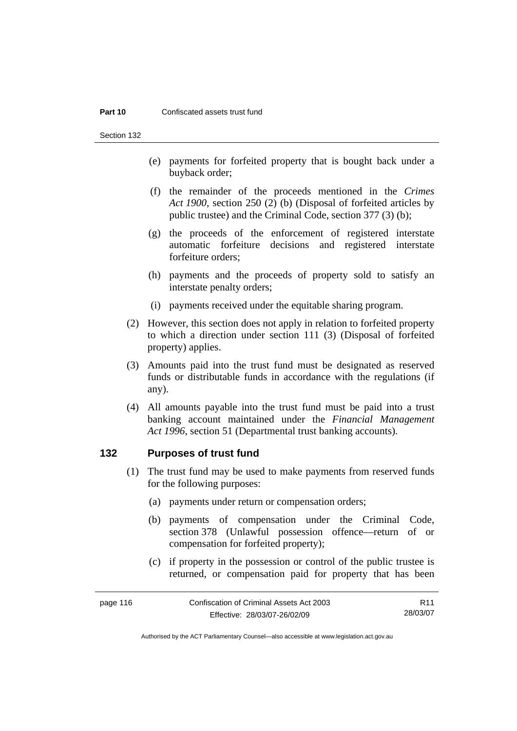(e) payments for forfeited property that is bought back under a buyback order;

(f) the remainder of the proceeds mentioned in the *Crimes Act 1900*, section 250 (2) (b) (Disposal of forfeited articles by public trustee) and the Criminal Code, section 377 (3) (b);

(g) the proceeds of the enforcement of registered interstate automatic forfeiture decisions and registered interstate forfeiture orders;

(h) payments and the proceeds of property sold to satisfy an interstate penalty orders;

(i) payments received under the equitable sharing program.

(2) However, this section does not apply in relation to forfeited property to which a direction under section 111 (3) (Disposal of forfeited property) applies.

(3) Amounts paid into the trust fund must be designated as reserved funds or distributable funds in accordance with the regulations (if any).

(4) All amounts payable into the trust fund must be paid into a trust banking account maintained under the *Financial Management Act 1996*, section 51 (Departmental trust banking accounts).

## 132 Purposes of trust fund

(1) The trust fund may be used to make payments from reserved funds for the following purposes:

(a) payments under return or compensation orders;

(b) payments of compensation under the Criminal Code, section 378 (Unlawful possession offence—return of or compensation for forfeited property);

(c) if property in the possession or control of the public trustee is returned, or compensation paid for property that has been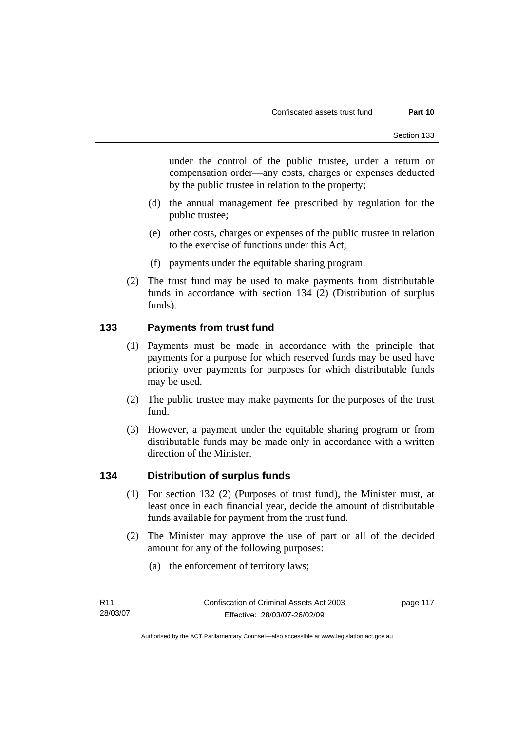under the control of the public trustee, under a return or compensation order—any costs, charges or expenses deducted by the public trustee in relation to the property;

(d) the annual management fee prescribed by regulation for the public trustee;

(e) other costs, charges or expenses of the public trustee in relation to the exercise of functions under this Act;

(f) payments under the equitable sharing program.

(2) The trust fund may be used to make payments from distributable funds in accordance with section 134 (2) (Distribution of surplus funds).

## 133 Payments from trust fund

(1) Payments must be made in accordance with the principle that payments for a purpose for which reserved funds may be used have priority over payments for purposes for which distributable funds may be used.

(2) The public trustee may make payments for the purposes of the trust fund.

(3) However, a payment under the equitable sharing program or from distributable funds may be made only in accordance with a written direction of the Minister.

## 134 Distribution of surplus funds

(1) For section 132 (2) (Purposes of trust fund), the Minister must, at least once in each financial year, decide the amount of distributable funds available for payment from the trust fund.

(2) The Minister may approve the use of part or all of the decided amount for any of the following purposes:

(a) the enforcement of territory laws;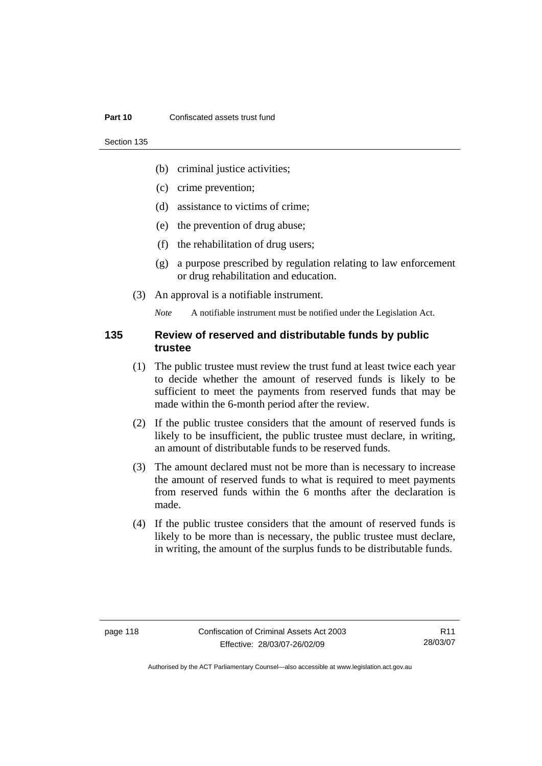- (b) criminal justice activities;
- (c) crime prevention;
- (d) assistance to victims of crime;
- (e) the prevention of drug abuse;
- (f) the rehabilitation of drug users;
- (g) a purpose prescribed by regulation relating to law enforcement or drug rehabilitation and education.

(3) An approval is a notifiable instrument.

*Note* A notifiable instrument must be notified under the Legislation Act.

### 135 Review of reserved and distributable funds by public trustee

(1) The public trustee must review the trust fund at least twice each year to decide whether the amount of reserved funds is likely to be sufficient to meet the payments from reserved funds that may be made within the 6-month period after the review.

(2) If the public trustee considers that the amount of reserved funds is likely to be insufficient, the public trustee must declare, in writing, an amount of distributable funds to be reserved funds.

(3) The amount declared must not be more than is necessary to increase the amount of reserved funds to what is required to meet payments from reserved funds within the 6 months after the declaration is made.

(4) If the public trustee considers that the amount of reserved funds is likely to be more than is necessary, the public trustee must declare, in writing, the amount of the surplus funds to be distributable funds.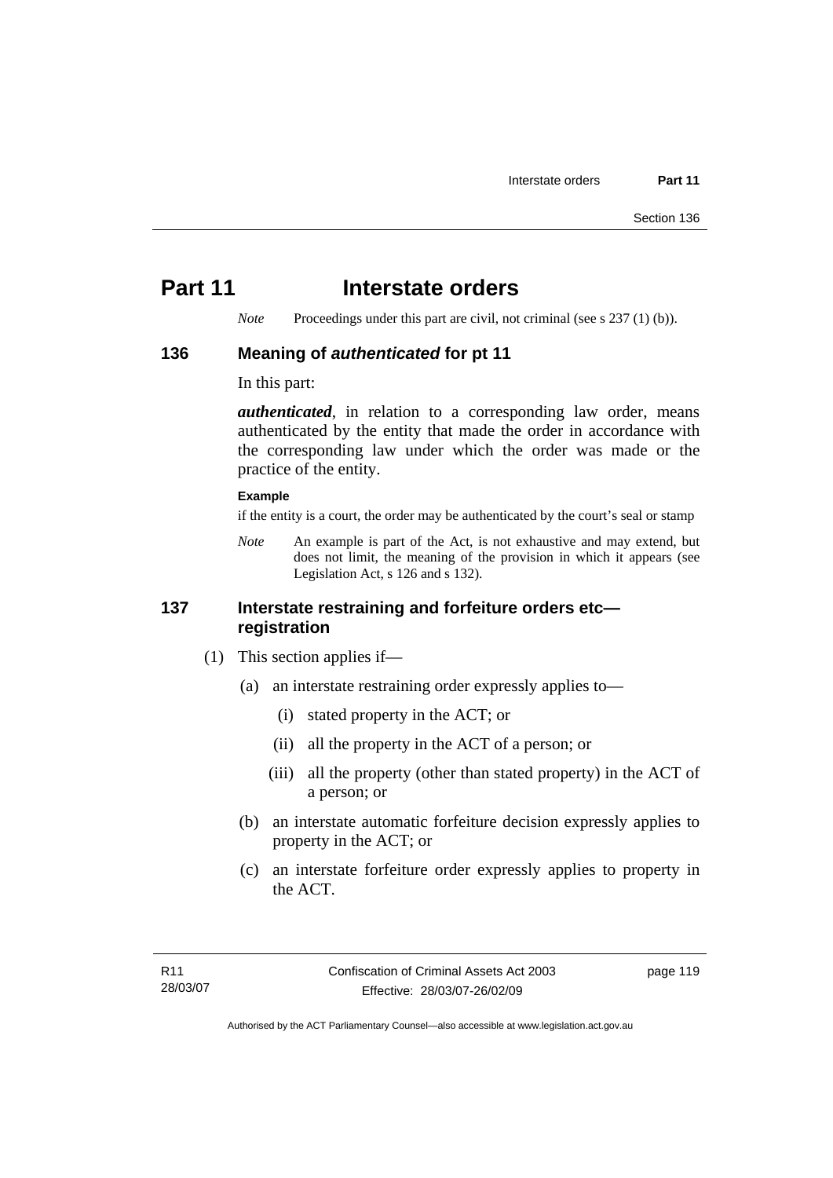# Part 11 Interstate orders

*Note* Proceedings under this part are civil, not criminal (see s 237 (1) (b)).

## 136 Meaning of *authenticated* for pt 11

In this part:

***authenticated***, in relation to a corresponding law order, means authenticated by the entity that made the order in accordance with the corresponding law under which the order was made or the practice of the entity.

**Example**

if the entity is a court, the order may be authenticated by the court's seal or stamp

*Note* An example is part of the Act, is not exhaustive and may extend, but does not limit, the meaning of the provision in which it appears (see Legislation Act, s 126 and s 132).

## 137 Interstate restraining and forfeiture orders etc—registration

(1) This section applies if—

(a) an interstate restraining order expressly applies to—

(i) stated property in the ACT; or

(ii) all the property in the ACT of a person; or

(iii) all the property (other than stated property) in the ACT of a person; or

(b) an interstate automatic forfeiture decision expressly applies to property in the ACT; or

(c) an interstate forfeiture order expressly applies to property in the ACT.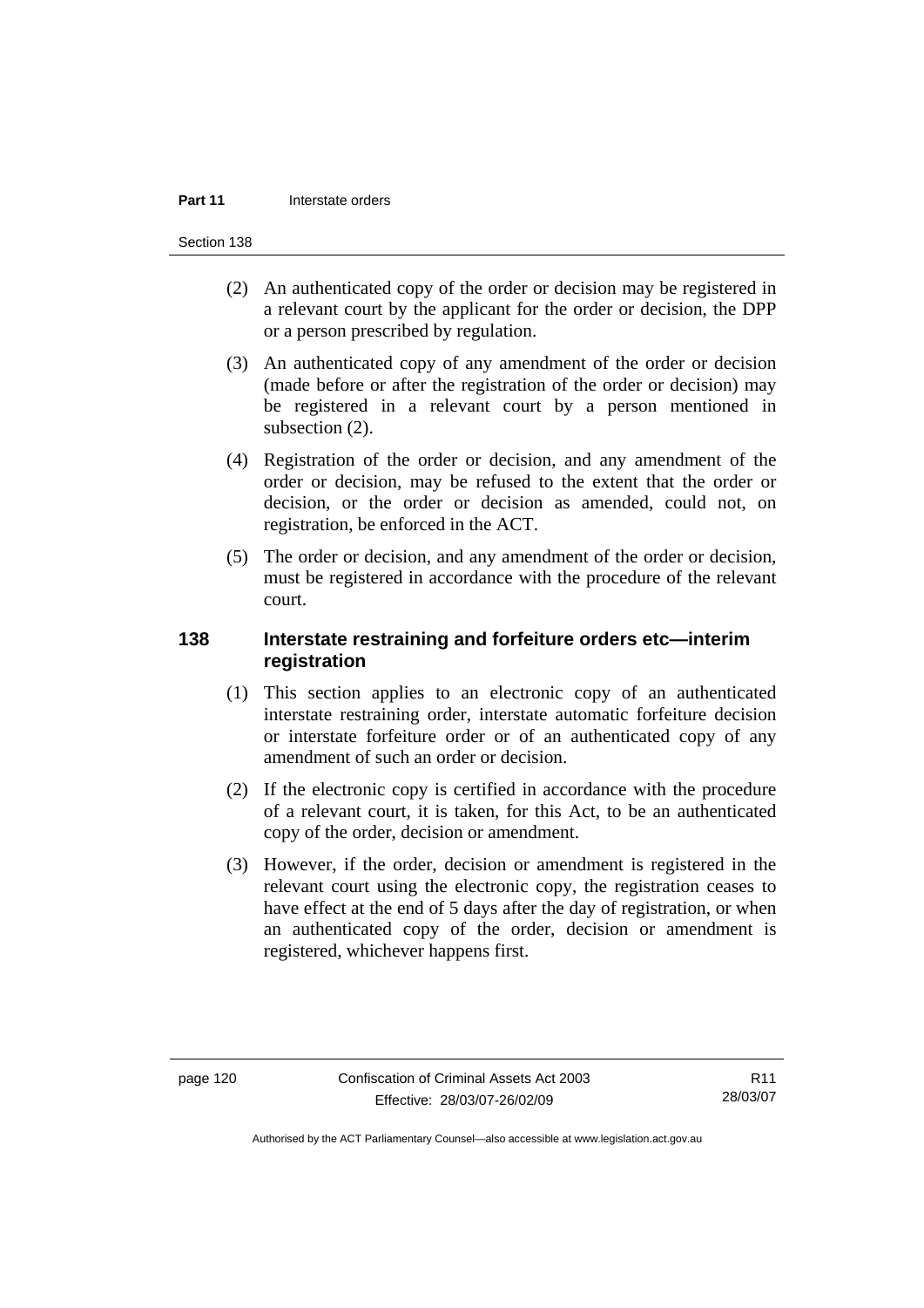(2) An authenticated copy of the order or decision may be registered in a relevant court by the applicant for the order or decision, the DPP or a person prescribed by regulation.

(3) An authenticated copy of any amendment of the order or decision (made before or after the registration of the order or decision) may be registered in a relevant court by a person mentioned in subsection (2).

(4) Registration of the order or decision, and any amendment of the order or decision, may be refused to the extent that the order or decision, or the order or decision as amended, could not, on registration, be enforced in the ACT.

(5) The order or decision, and any amendment of the order or decision, must be registered in accordance with the procedure of the relevant court.

## 138 Interstate restraining and forfeiture orders etc—interim registration

(1) This section applies to an electronic copy of an authenticated interstate restraining order, interstate automatic forfeiture decision or interstate forfeiture order or of an authenticated copy of any amendment of such an order or decision.

(2) If the electronic copy is certified in accordance with the procedure of a relevant court, it is taken, for this Act, to be an authenticated copy of the order, decision or amendment.

(3) However, if the order, decision or amendment is registered in the relevant court using the electronic copy, the registration ceases to have effect at the end of 5 days after the day of registration, or when an authenticated copy of the order, decision or amendment is registered, whichever happens first.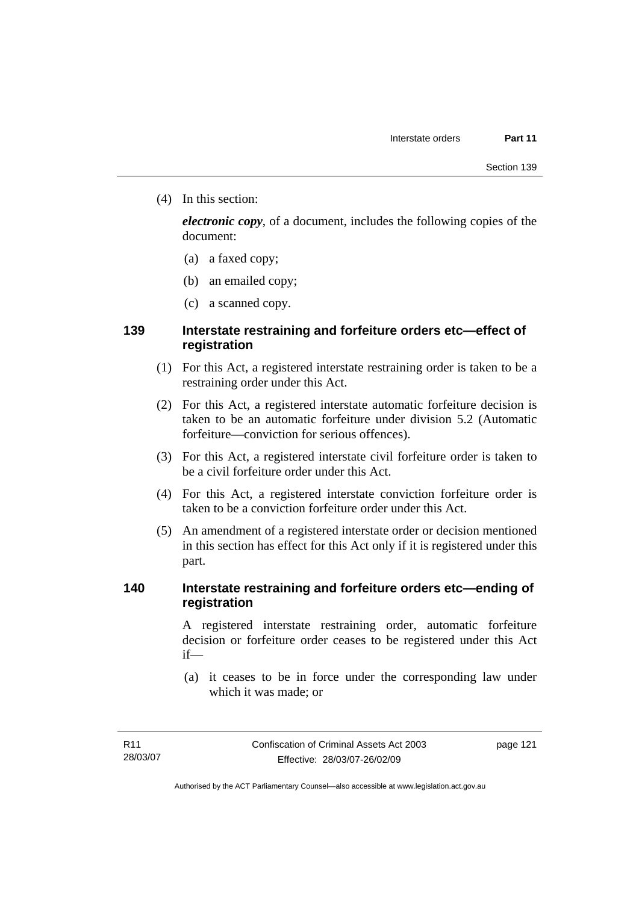(4) In this section:

***electronic copy***, of a document, includes the following copies of the document:

(a) a faxed copy;

(b) an emailed copy;

(c) a scanned copy.

### 139 Interstate restraining and forfeiture orders etc—effect of registration

(1) For this Act, a registered interstate restraining order is taken to be a restraining order under this Act.

(2) For this Act, a registered interstate automatic forfeiture decision is taken to be an automatic forfeiture under division 5.2 (Automatic forfeiture—conviction for serious offences).

(3) For this Act, a registered interstate civil forfeiture order is taken to be a civil forfeiture order under this Act.

(4) For this Act, a registered interstate conviction forfeiture order is taken to be a conviction forfeiture order under this Act.

(5) An amendment of a registered interstate order or decision mentioned in this section has effect for this Act only if it is registered under this part.

### 140 Interstate restraining and forfeiture orders etc—ending of registration

A registered interstate restraining order, automatic forfeiture decision or forfeiture order ceases to be registered under this Act if—

(a) it ceases to be in force under the corresponding law under which it was made; or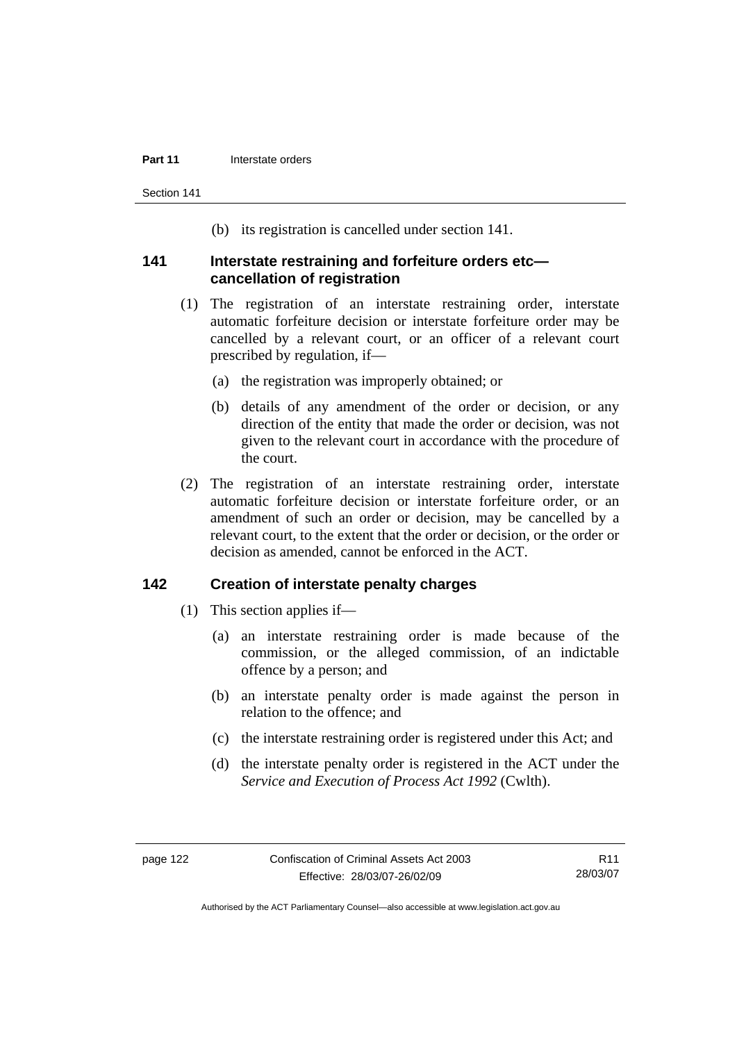(b) its registration is cancelled under section 141.

### 141 Interstate restraining and forfeiture orders etc—cancellation of registration

(1) The registration of an interstate restraining order, interstate automatic forfeiture decision or interstate forfeiture order may be cancelled by a relevant court, or an officer of a relevant court prescribed by regulation, if—

(a) the registration was improperly obtained; or

(b) details of any amendment of the order or decision, or any direction of the entity that made the order or decision, was not given to the relevant court in accordance with the procedure of the court.

(2) The registration of an interstate restraining order, interstate automatic forfeiture decision or interstate forfeiture order, or an amendment of such an order or decision, may be cancelled by a relevant court, to the extent that the order or decision, or the order or decision as amended, cannot be enforced in the ACT.

### 142 Creation of interstate penalty charges

(1) This section applies if—

(a) an interstate restraining order is made because of the commission, or the alleged commission, of an indictable offence by a person; and

(b) an interstate penalty order is made against the person in relation to the offence; and

(c) the interstate restraining order is registered under this Act; and

(d) the interstate penalty order is registered in the ACT under the *Service and Execution of Process Act 1992* (Cwlth).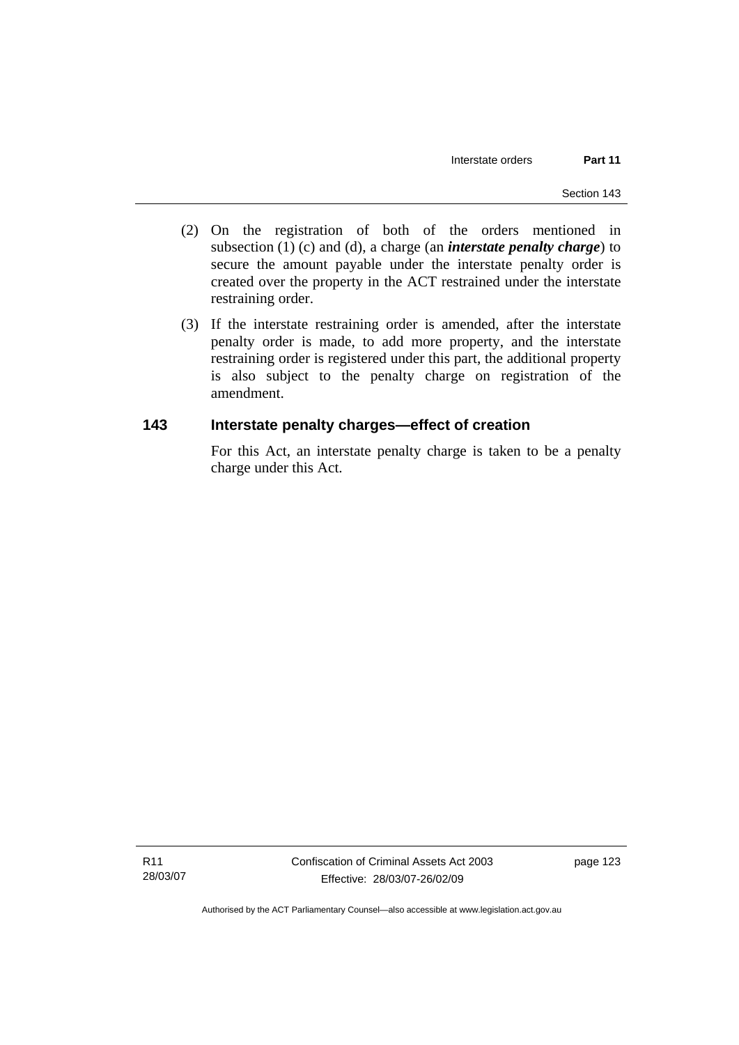(2) On the registration of both of the orders mentioned in subsection (1) (c) and (d), a charge (an ***interstate penalty charge***) to secure the amount payable under the interstate penalty order is created over the property in the ACT restrained under the interstate restraining order.

(3) If the interstate restraining order is amended, after the interstate penalty order is made, to add more property, and the interstate restraining order is registered under this part, the additional property is also subject to the penalty charge on registration of the amendment.

### 143 Interstate penalty charges—effect of creation

For this Act, an interstate penalty charge is taken to be a penalty charge under this Act.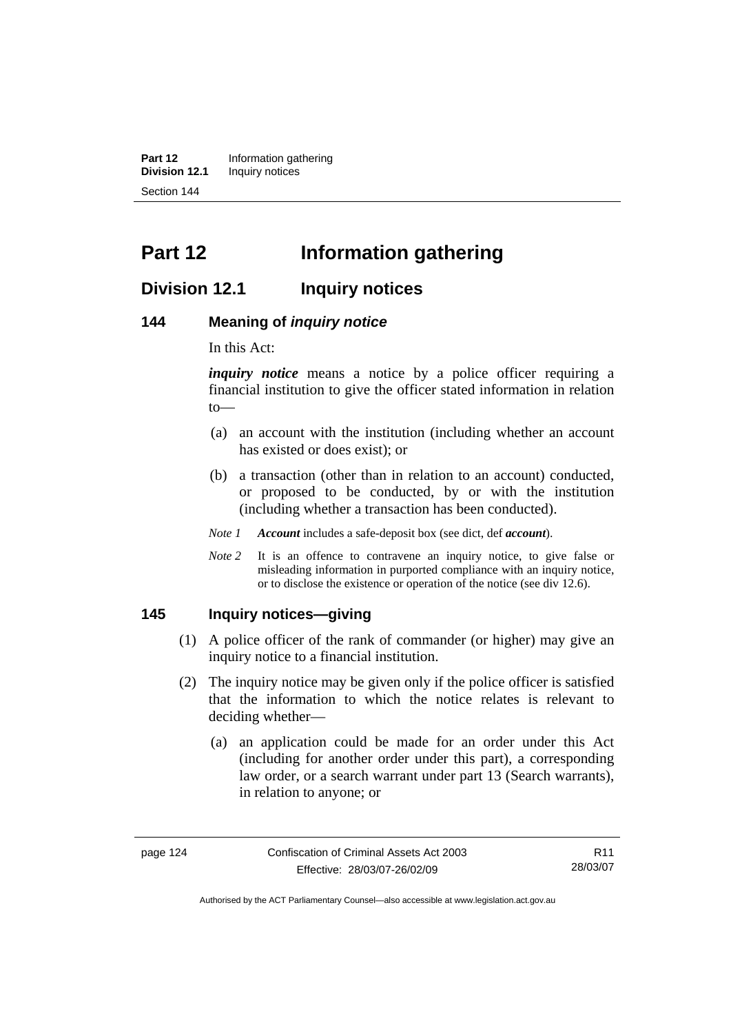# Part 12 Information gathering

## Division 12.1 Inquiry notices

### 144 Meaning of *inquiry notice*

In this Act:

***inquiry notice*** means a notice by a police officer requiring a financial institution to give the officer stated information in relation to—

(a) an account with the institution (including whether an account has existed or does exist); or

(b) a transaction (other than in relation to an account) conducted, or proposed to be conducted, by or with the institution (including whether a transaction has been conducted).

*Note 1* ***Account*** includes a safe-deposit box (see dict, def ***account***).

*Note 2* It is an offence to contravene an inquiry notice, to give false or misleading information in purported compliance with an inquiry notice, or to disclose the existence or operation of the notice (see div 12.6).

### 145 Inquiry notices—giving

(1) A police officer of the rank of commander (or higher) may give an inquiry notice to a financial institution.

(2) The inquiry notice may be given only if the police officer is satisfied that the information to which the notice relates is relevant to deciding whether—

(a) an application could be made for an order under this Act (including for another order under this part), a corresponding law order, or a search warrant under part 13 (Search warrants), in relation to anyone; or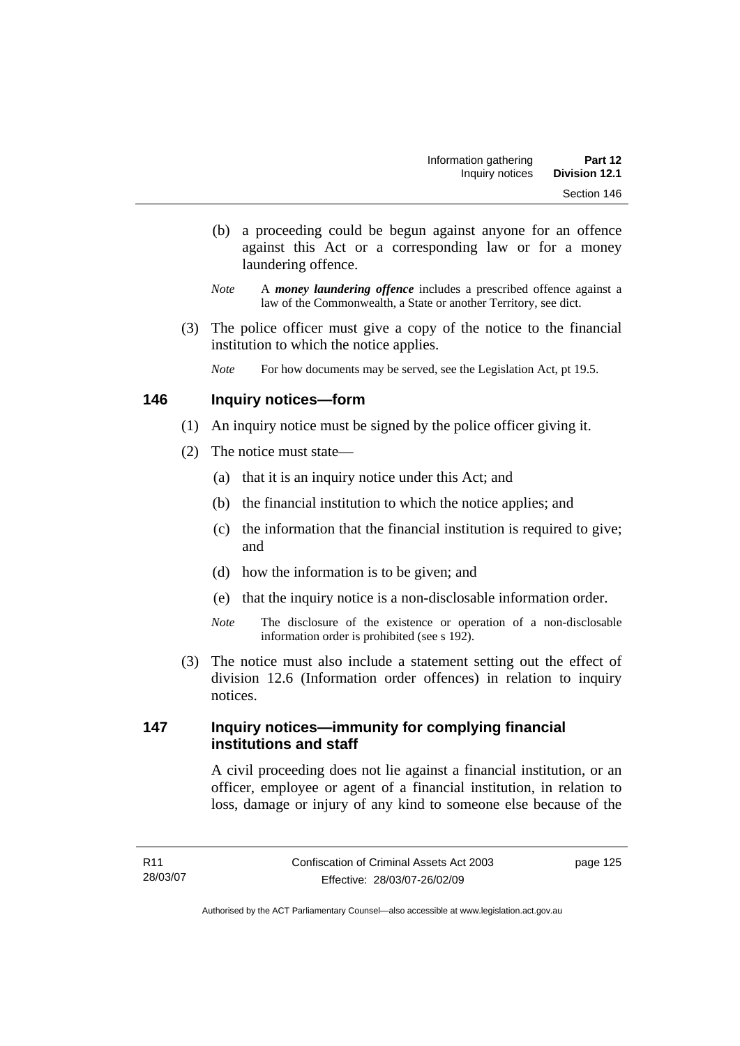(b) a proceeding could be begun against anyone for an offence against this Act or a corresponding law or for a money laundering offence.

*Note* A ***money laundering offence*** includes a prescribed offence against a law of the Commonwealth, a State or another Territory, see dict.

(3) The police officer must give a copy of the notice to the financial institution to which the notice applies.

*Note* For how documents may be served, see the Legislation Act, pt 19.5.

## 146 Inquiry notices—form

(1) An inquiry notice must be signed by the police officer giving it.

(2) The notice must state—

(a) that it is an inquiry notice under this Act; and

(b) the financial institution to which the notice applies; and

(c) the information that the financial institution is required to give; and

(d) how the information is to be given; and

(e) that the inquiry notice is a non-disclosable information order.

*Note* The disclosure of the existence or operation of a non-disclosable information order is prohibited (see s 192).

(3) The notice must also include a statement setting out the effect of division 12.6 (Information order offences) in relation to inquiry notices.

## 147 Inquiry notices—immunity for complying financial institutions and staff

A civil proceeding does not lie against a financial institution, or an officer, employee or agent of a financial institution, in relation to loss, damage or injury of any kind to someone else because of the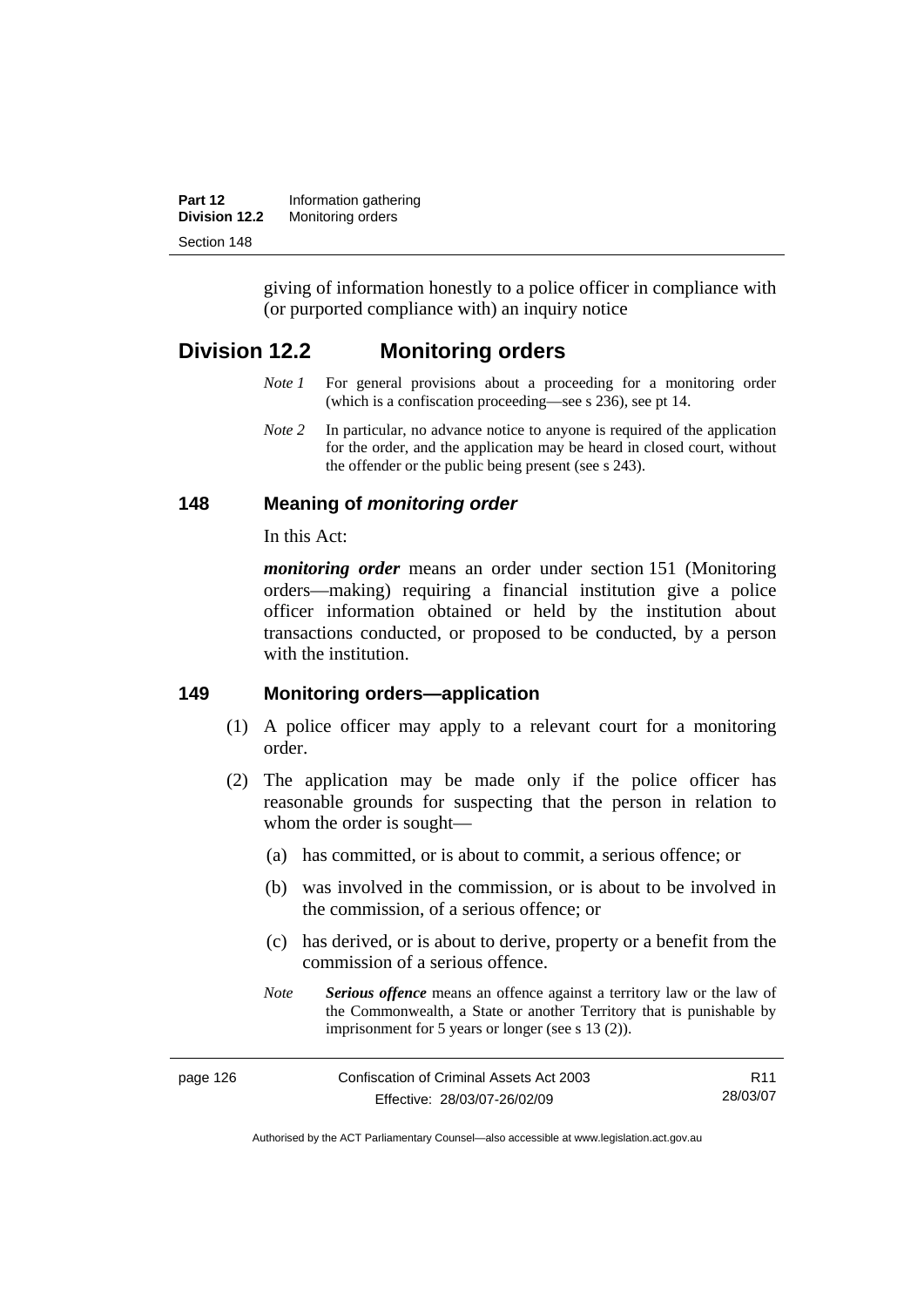giving of information honestly to a police officer in compliance with (or purported compliance with) an inquiry notice

## Division 12.2 Monitoring orders

*Note 1* For general provisions about a proceeding for a monitoring order (which is a confiscation proceeding—see s 236), see pt 14.

*Note 2* In particular, no advance notice to anyone is required of the application for the order, and the application may be heard in closed court, without the offender or the public being present (see s 243).

### 148 Meaning of *monitoring order*

In this Act:

***monitoring order*** means an order under section 151 (Monitoring orders—making) requiring a financial institution give a police officer information obtained or held by the institution about transactions conducted, or proposed to be conducted, by a person with the institution.

### 149 Monitoring orders—application

(1) A police officer may apply to a relevant court for a monitoring order.

(2) The application may be made only if the police officer has reasonable grounds for suspecting that the person in relation to whom the order is sought—

(a) has committed, or is about to commit, a serious offence; or

(b) was involved in the commission, or is about to be involved in the commission, of a serious offence; or

(c) has derived, or is about to derive, property or a benefit from the commission of a serious offence.

*Note* ***Serious offence*** means an offence against a territory law or the law of the Commonwealth, a State or another Territory that is punishable by imprisonment for 5 years or longer (see s 13 (2)).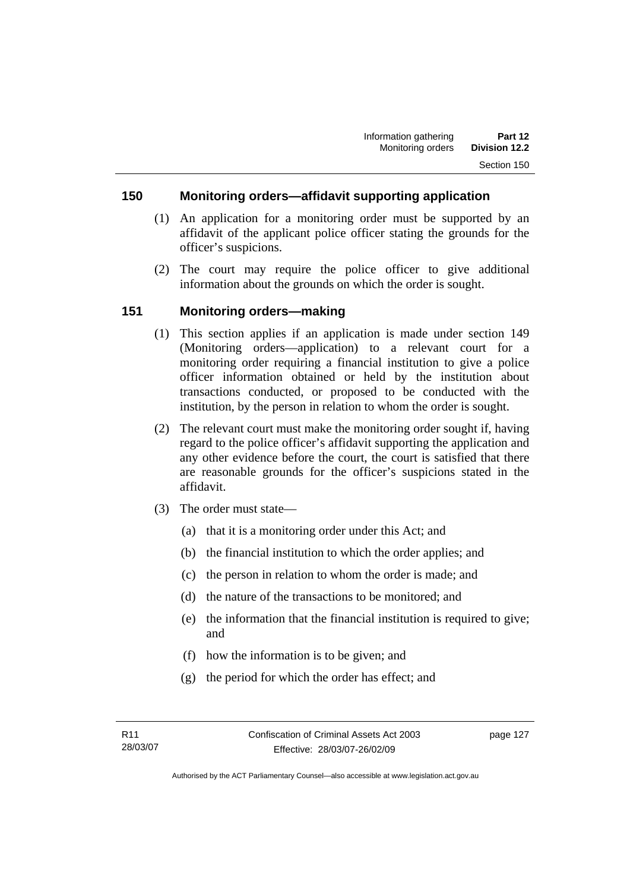## 150 Monitoring orders—affidavit supporting application

(1) An application for a monitoring order must be supported by an affidavit of the applicant police officer stating the grounds for the officer's suspicions.

(2) The court may require the police officer to give additional information about the grounds on which the order is sought.

## 151 Monitoring orders—making

(1) This section applies if an application is made under section 149 (Monitoring orders—application) to a relevant court for a monitoring order requiring a financial institution to give a police officer information obtained or held by the institution about transactions conducted, or proposed to be conducted with the institution, by the person in relation to whom the order is sought.

(2) The relevant court must make the monitoring order sought if, having regard to the police officer's affidavit supporting the application and any other evidence before the court, the court is satisfied that there are reasonable grounds for the officer's suspicions stated in the affidavit.

(3) The order must state—

(a) that it is a monitoring order under this Act; and

(b) the financial institution to which the order applies; and

(c) the person in relation to whom the order is made; and

(d) the nature of the transactions to be monitored; and

(e) the information that the financial institution is required to give; and

(f) how the information is to be given; and

(g) the period for which the order has effect; and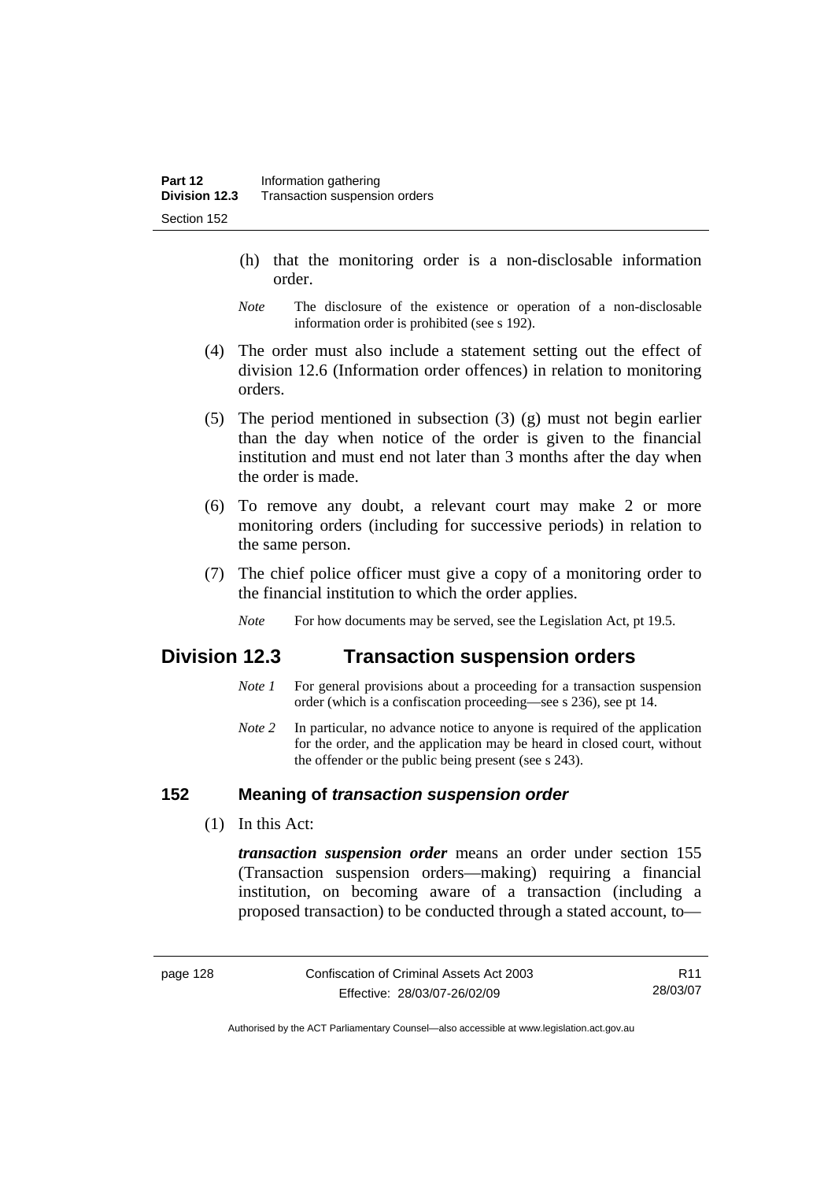(h) that the monitoring order is a non-disclosable information order.

*Note* The disclosure of the existence or operation of a non-disclosable information order is prohibited (see s 192).

(4) The order must also include a statement setting out the effect of division 12.6 (Information order offences) in relation to monitoring orders.

(5) The period mentioned in subsection (3) (g) must not begin earlier than the day when notice of the order is given to the financial institution and must end not later than 3 months after the day when the order is made.

(6) To remove any doubt, a relevant court may make 2 or more monitoring orders (including for successive periods) in relation to the same person.

(7) The chief police officer must give a copy of a monitoring order to the financial institution to which the order applies.

*Note* For how documents may be served, see the Legislation Act, pt 19.5.

## Division 12.3 Transaction suspension orders

*Note 1* For general provisions about a proceeding for a transaction suspension order (which is a confiscation proceeding—see s 236), see pt 14.

*Note 2* In particular, no advance notice to anyone is required of the application for the order, and the application may be heard in closed court, without the offender or the public being present (see s 243).

### 152 Meaning of *transaction suspension order*

(1) In this Act:

***transaction suspension order*** means an order under section 155 (Transaction suspension orders—making) requiring a financial institution, on becoming aware of a transaction (including a proposed transaction) to be conducted through a stated account, to—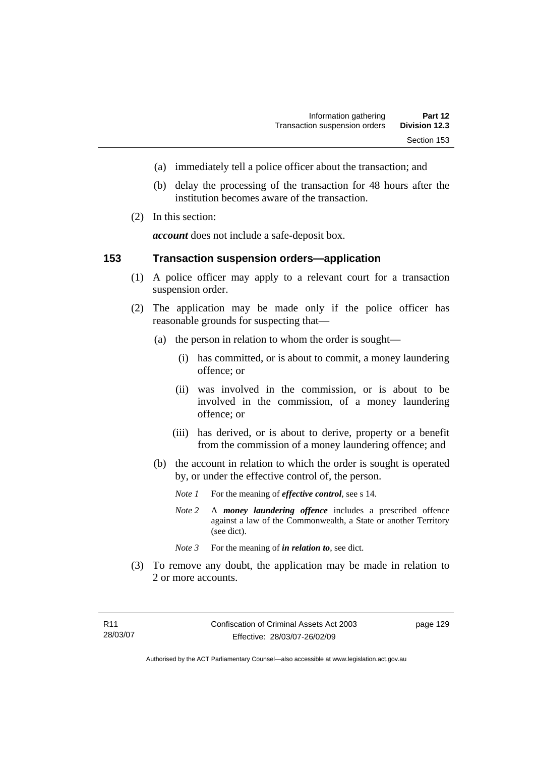(a) immediately tell a police officer about the transaction; and

(b) delay the processing of the transaction for 48 hours after the institution becomes aware of the transaction.

(2) In this section:

***account*** does not include a safe-deposit box.

## 153 Transaction suspension orders—application

(1) A police officer may apply to a relevant court for a transaction suspension order.

(2) The application may be made only if the police officer has reasonable grounds for suspecting that—

(a) the person in relation to whom the order is sought—

(i) has committed, or is about to commit, a money laundering offence; or

(ii) was involved in the commission, or is about to be involved in the commission, of a money laundering offence; or

(iii) has derived, or is about to derive, property or a benefit from the commission of a money laundering offence; and

(b) the account in relation to which the order is sought is operated by, or under the effective control of, the person.

*Note 1* For the meaning of ***effective control***, see s 14.

*Note 2* A ***money laundering offence*** includes a prescribed offence against a law of the Commonwealth, a State or another Territory (see dict).

*Note 3* For the meaning of ***in relation to***, see dict.

(3) To remove any doubt, the application may be made in relation to 2 or more accounts.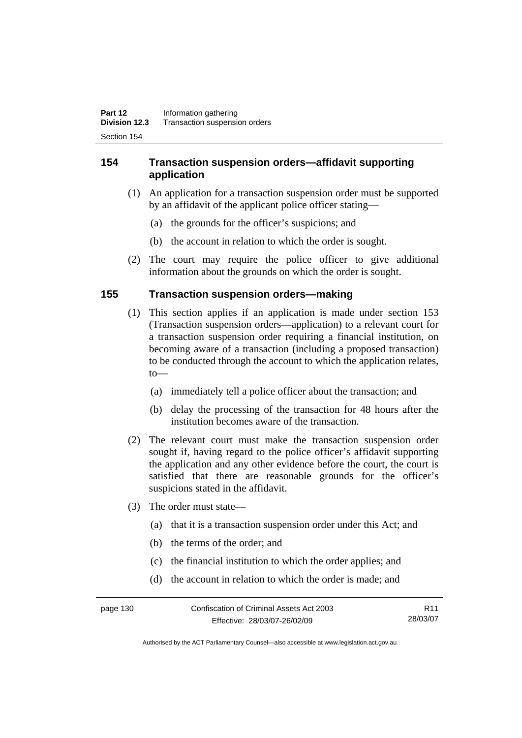## 154 Transaction suspension orders—affidavit supporting application

(1) An application for a transaction suspension order must be supported by an affidavit of the applicant police officer stating—

(a) the grounds for the officer's suspicions; and

(b) the account in relation to which the order is sought.

(2) The court may require the police officer to give additional information about the grounds on which the order is sought.

## 155 Transaction suspension orders—making

(1) This section applies if an application is made under section 153 (Transaction suspension orders—application) to a relevant court for a transaction suspension order requiring a financial institution, on becoming aware of a transaction (including a proposed transaction) to be conducted through the account to which the application relates, to—

(a) immediately tell a police officer about the transaction; and

(b) delay the processing of the transaction for 48 hours after the institution becomes aware of the transaction.

(2) The relevant court must make the transaction suspension order sought if, having regard to the police officer's affidavit supporting the application and any other evidence before the court, the court is satisfied that there are reasonable grounds for the officer's suspicions stated in the affidavit.

(3) The order must state—

(a) that it is a transaction suspension order under this Act; and

(b) the terms of the order; and

(c) the financial institution to which the order applies; and

(d) the account in relation to which the order is made; and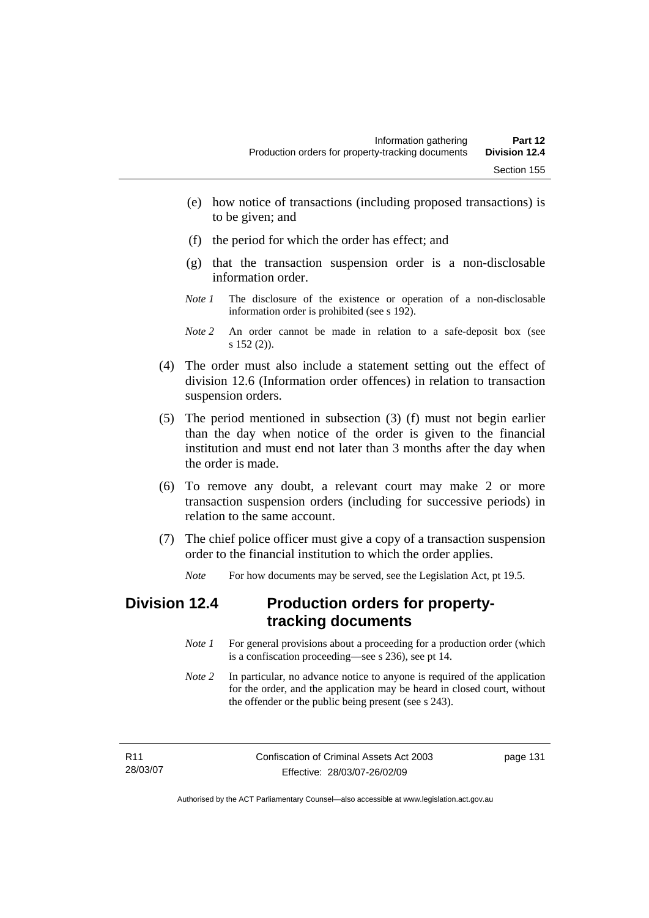(e) how notice of transactions (including proposed transactions) is to be given; and

(f) the period for which the order has effect; and

(g) that the transaction suspension order is a non-disclosable information order.

*Note 1* The disclosure of the existence or operation of a non-disclosable information order is prohibited (see s 192).

*Note 2* An order cannot be made in relation to a safe-deposit box (see s 152 (2)).

(4) The order must also include a statement setting out the effect of division 12.6 (Information order offences) in relation to transaction suspension orders.

(5) The period mentioned in subsection (3) (f) must not begin earlier than the day when notice of the order is given to the financial institution and must end not later than 3 months after the day when the order is made.

(6) To remove any doubt, a relevant court may make 2 or more transaction suspension orders (including for successive periods) in relation to the same account.

(7) The chief police officer must give a copy of a transaction suspension order to the financial institution to which the order applies.

*Note* For how documents may be served, see the Legislation Act, pt 19.5.

## Division 12.4 Production orders for property-tracking documents

*Note 1* For general provisions about a proceeding for a production order (which is a confiscation proceeding—see s 236), see pt 14.

*Note 2* In particular, no advance notice to anyone is required of the application for the order, and the application may be heard in closed court, without the offender or the public being present (see s 243).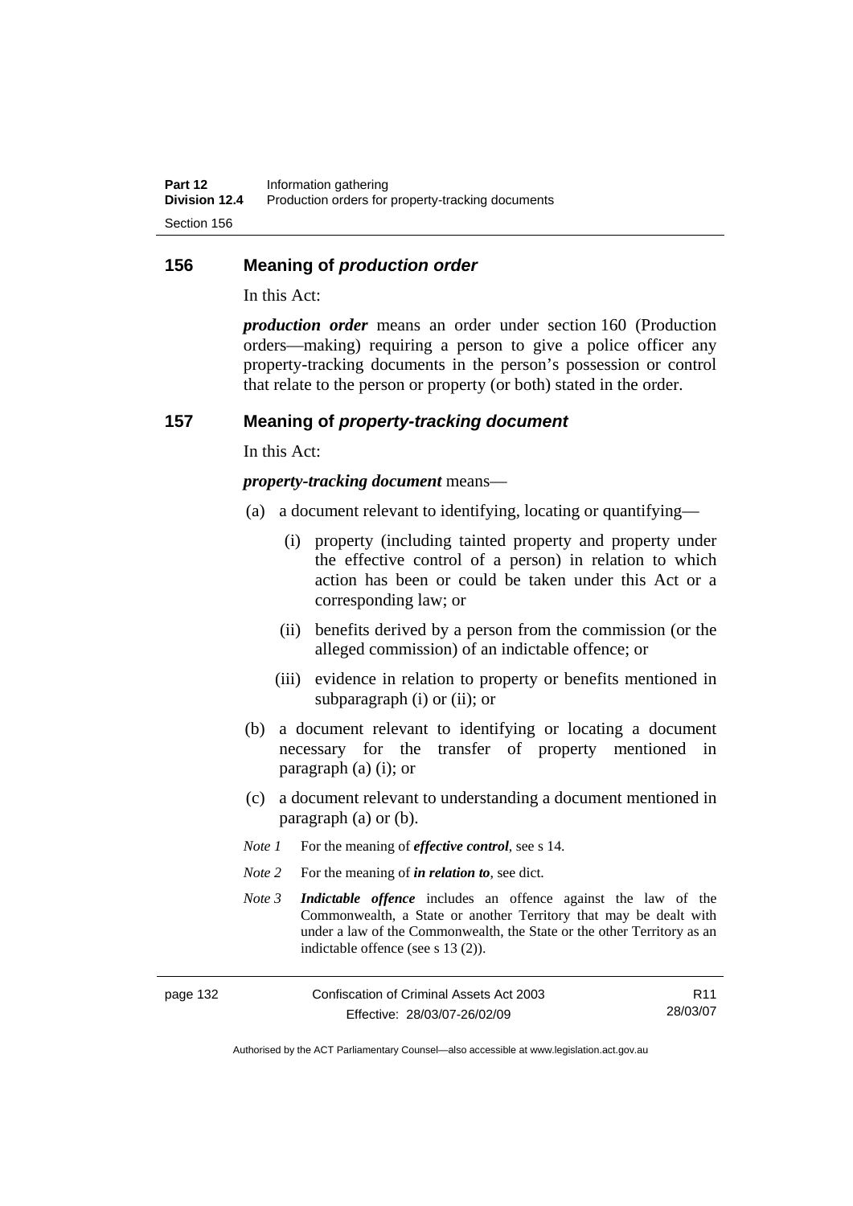## 156 Meaning of *production order*

In this Act:

***production order*** means an order under section 160 (Production orders—making) requiring a person to give a police officer any property-tracking documents in the person's possession or control that relate to the person or property (or both) stated in the order.

## 157 Meaning of *property-tracking document*

In this Act:

***property-tracking document*** means—

(a) a document relevant to identifying, locating or quantifying—

 (i) property (including tainted property and property under the effective control of a person) in relation to which action has been or could be taken under this Act or a corresponding law; or

 (ii) benefits derived by a person from the commission (or the alleged commission) of an indictable offence; or

 (iii) evidence in relation to property or benefits mentioned in subparagraph (i) or (ii); or

(b) a document relevant to identifying or locating a document necessary for the transfer of property mentioned in paragraph (a) (i); or

(c) a document relevant to understanding a document mentioned in paragraph (a) or (b).

*Note 1* For the meaning of ***effective control***, see s 14.

*Note 2* For the meaning of ***in relation to***, see dict.

*Note 3* ***Indictable offence*** includes an offence against the law of the Commonwealth, a State or another Territory that may be dealt with under a law of the Commonwealth, the State or the other Territory as an indictable offence (see s 13 (2)).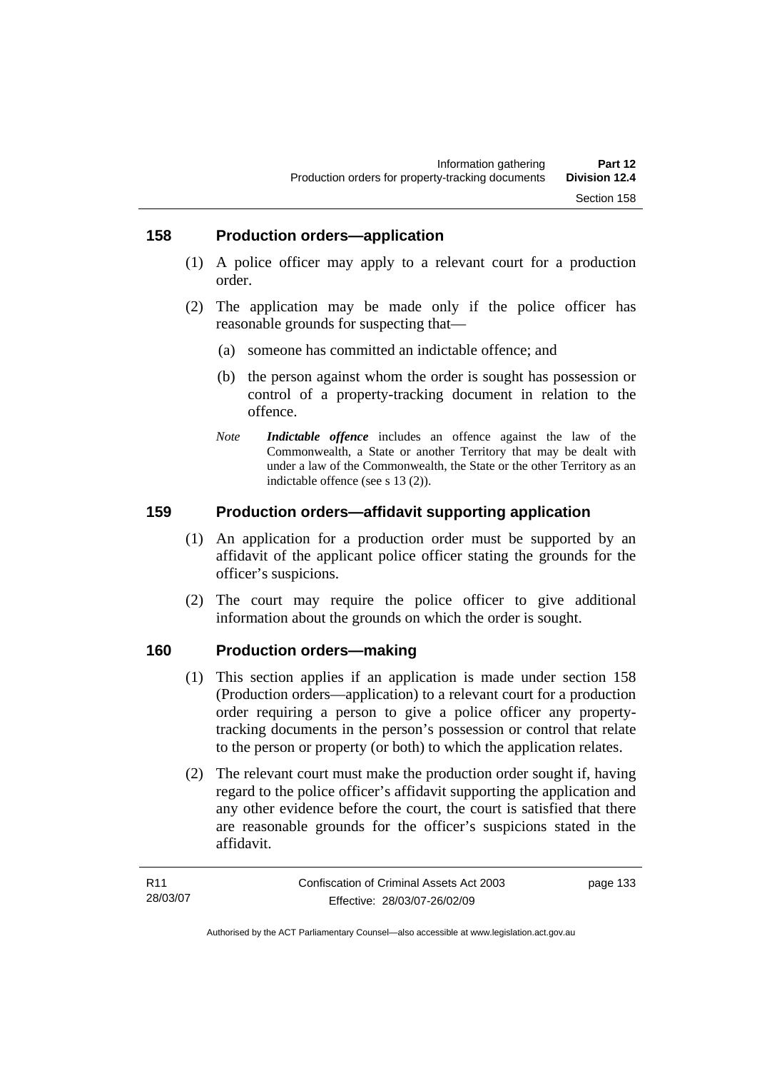## 158 Production orders—application

(1) A police officer may apply to a relevant court for a production order.

(2) The application may be made only if the police officer has reasonable grounds for suspecting that—

(a) someone has committed an indictable offence; and

(b) the person against whom the order is sought has possession or control of a property-tracking document in relation to the offence.

*Note* ***Indictable offence*** includes an offence against the law of the Commonwealth, a State or another Territory that may be dealt with under a law of the Commonwealth, the State or the other Territory as an indictable offence (see s 13 (2)).

## 159 Production orders—affidavit supporting application

(1) An application for a production order must be supported by an affidavit of the applicant police officer stating the grounds for the officer's suspicions.

(2) The court may require the police officer to give additional information about the grounds on which the order is sought.

## 160 Production orders—making

(1) This section applies if an application is made under section 158 (Production orders—application) to a relevant court for a production order requiring a person to give a police officer any property-tracking documents in the person's possession or control that relate to the person or property (or both) to which the application relates.

(2) The relevant court must make the production order sought if, having regard to the police officer's affidavit supporting the application and any other evidence before the court, the court is satisfied that there are reasonable grounds for the officer's suspicions stated in the affidavit.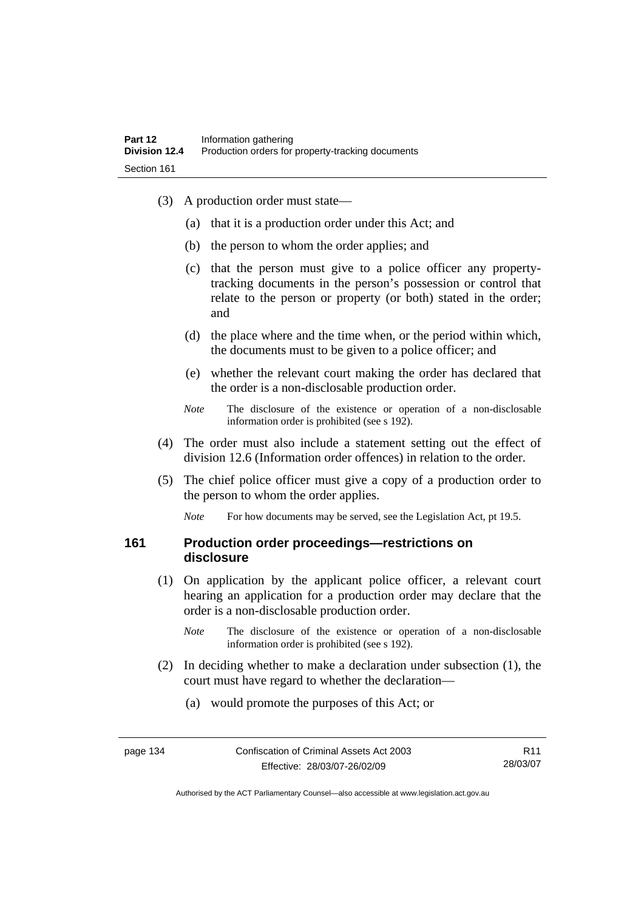(3) A production order must state—

(a) that it is a production order under this Act; and

(b) the person to whom the order applies; and

(c) that the person must give to a police officer any property-tracking documents in the person's possession or control that relate to the person or property (or both) stated in the order; and

(d) the place where and the time when, or the period within which, the documents must to be given to a police officer; and

(e) whether the relevant court making the order has declared that the order is a non-disclosable production order.

*Note* The disclosure of the existence or operation of a non-disclosable information order is prohibited (see s 192).

(4) The order must also include a statement setting out the effect of division 12.6 (Information order offences) in relation to the order.

(5) The chief police officer must give a copy of a production order to the person to whom the order applies.

*Note* For how documents may be served, see the Legislation Act, pt 19.5.

### 161 Production order proceedings—restrictions on disclosure

(1) On application by the applicant police officer, a relevant court hearing an application for a production order may declare that the order is a non-disclosable production order.

*Note* The disclosure of the existence or operation of a non-disclosable information order is prohibited (see s 192).

(2) In deciding whether to make a declaration under subsection (1), the court must have regard to whether the declaration—

(a) would promote the purposes of this Act; or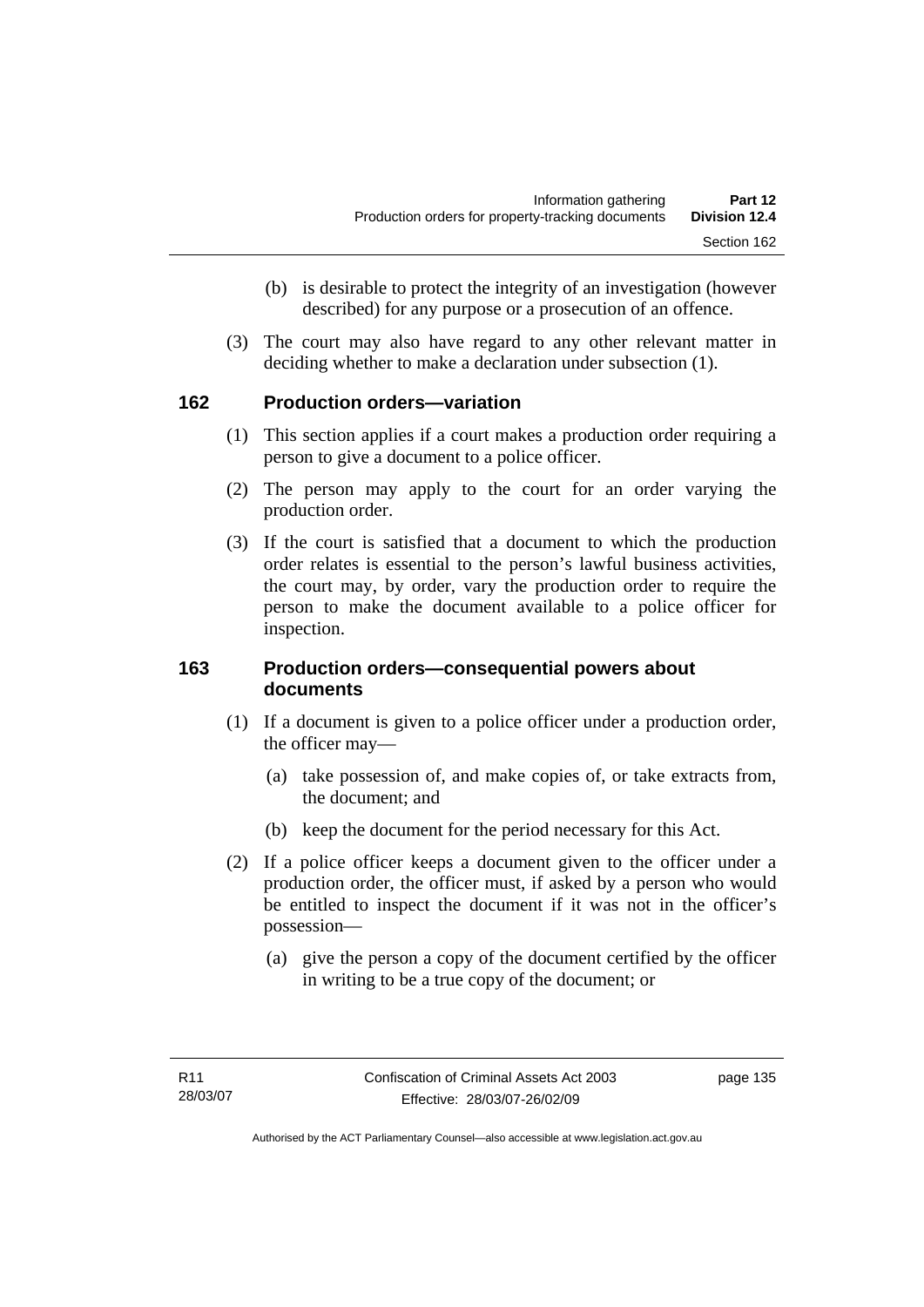(b) is desirable to protect the integrity of an investigation (however described) for any purpose or a prosecution of an offence.

(3) The court may also have regard to any other relevant matter in deciding whether to make a declaration under subsection (1).

### 162 Production orders—variation

(1) This section applies if a court makes a production order requiring a person to give a document to a police officer.

(2) The person may apply to the court for an order varying the production order.

(3) If the court is satisfied that a document to which the production order relates is essential to the person's lawful business activities, the court may, by order, vary the production order to require the person to make the document available to a police officer for inspection.

### 163 Production orders—consequential powers about documents

(1) If a document is given to a police officer under a production order, the officer may—

(a) take possession of, and make copies of, or take extracts from, the document; and

(b) keep the document for the period necessary for this Act.

(2) If a police officer keeps a document given to the officer under a production order, the officer must, if asked by a person who would be entitled to inspect the document if it was not in the officer's possession—

(a) give the person a copy of the document certified by the officer in writing to be a true copy of the document; or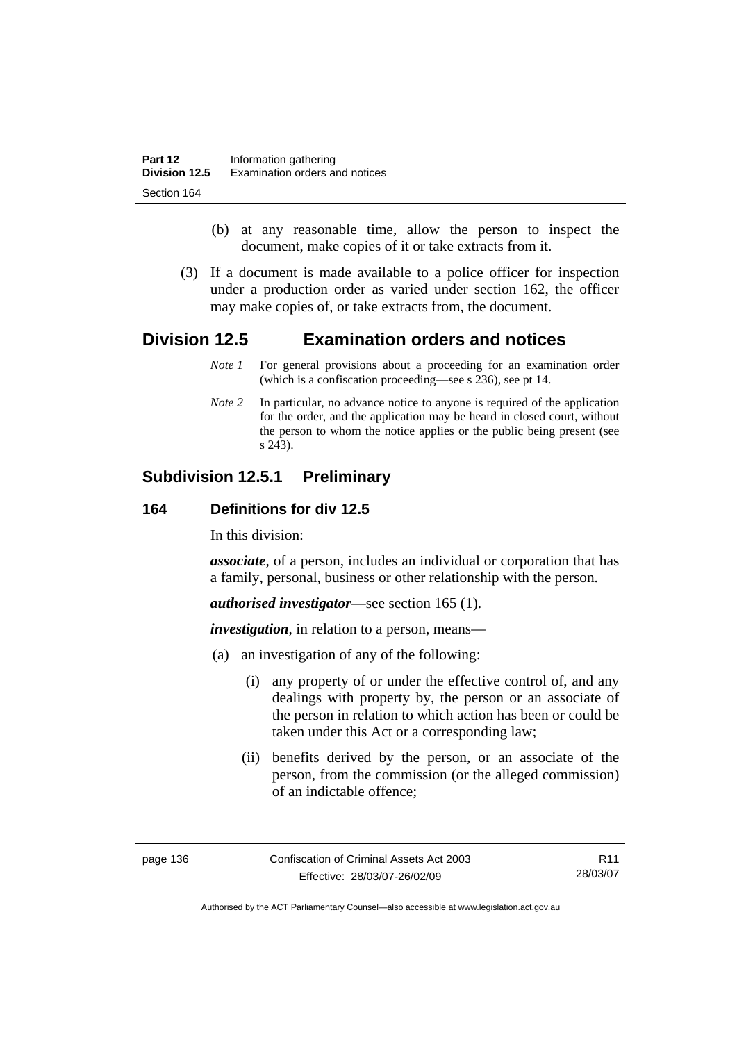(b) at any reasonable time, allow the person to inspect the document, make copies of it or take extracts from it.

(3) If a document is made available to a police officer for inspection under a production order as varied under section 162, the officer may make copies of, or take extracts from, the document.

## Division 12.5 Examination orders and notices

*Note 1* For general provisions about a proceeding for an examination order (which is a confiscation proceeding—see s 236), see pt 14.

*Note 2* In particular, no advance notice to anyone is required of the application for the order, and the application may be heard in closed court, without the person to whom the notice applies or the public being present (see s 243).

### Subdivision 12.5.1 Preliminary

#### 164 Definitions for div 12.5

In this division:

***associate***, of a person, includes an individual or corporation that has a family, personal, business or other relationship with the person.

***authorised investigator***—see section 165 (1).

***investigation***, in relation to a person, means—

(a) an investigation of any of the following:

(i) any property of or under the effective control of, and any dealings with property by, the person or an associate of the person in relation to which action has been or could be taken under this Act or a corresponding law;

(ii) benefits derived by the person, or an associate of the person, from the commission (or the alleged commission) of an indictable offence;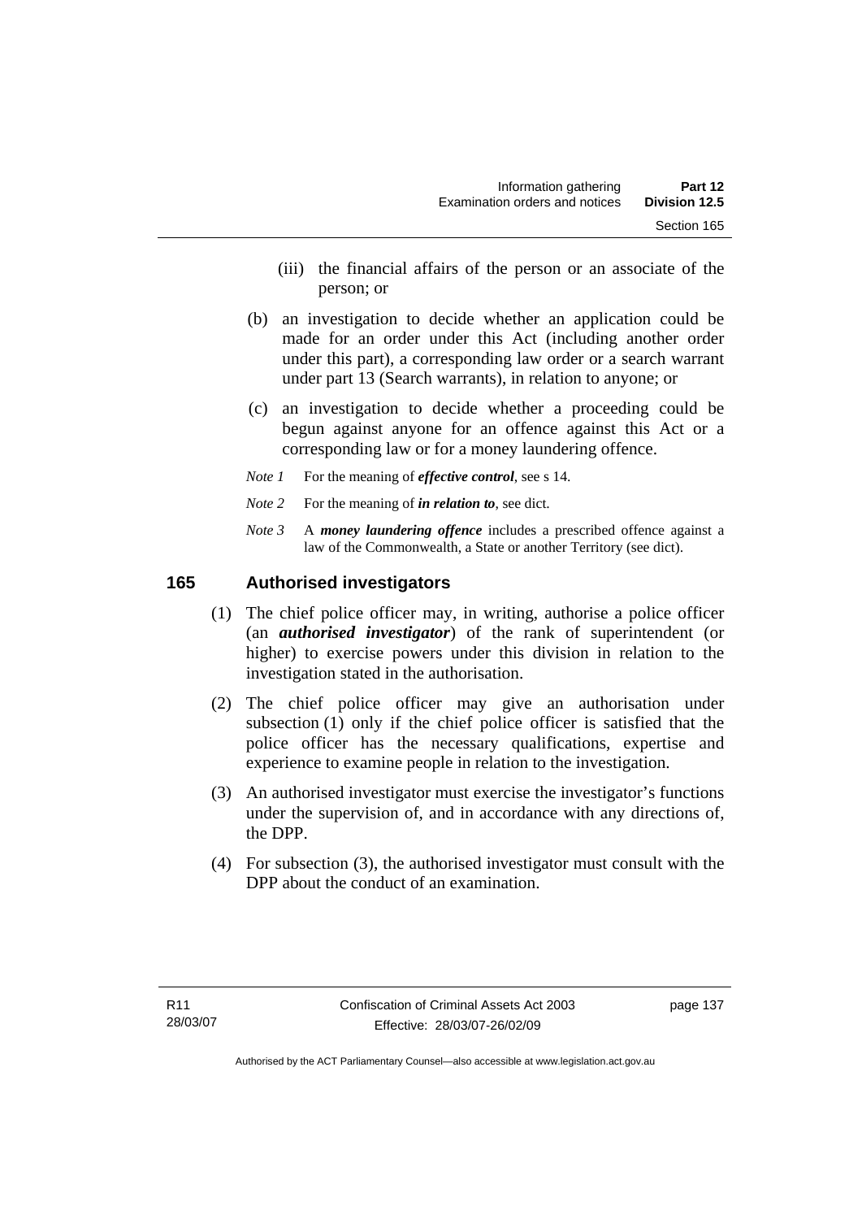(iii) the financial affairs of the person or an associate of the person; or

(b) an investigation to decide whether an application could be made for an order under this Act (including another order under this part), a corresponding law order or a search warrant under part 13 (Search warrants), in relation to anyone; or

(c) an investigation to decide whether a proceeding could be begun against anyone for an offence against this Act or a corresponding law or for a money laundering offence.

*Note 1* For the meaning of ***effective control***, see s 14.

*Note 2* For the meaning of ***in relation to***, see dict.

*Note 3* A ***money laundering offence*** includes a prescribed offence against a law of the Commonwealth, a State or another Territory (see dict).

## 165 Authorised investigators

(1) The chief police officer may, in writing, authorise a police officer (an ***authorised investigator***) of the rank of superintendent (or higher) to exercise powers under this division in relation to the investigation stated in the authorisation.

(2) The chief police officer may give an authorisation under subsection (1) only if the chief police officer is satisfied that the police officer has the necessary qualifications, expertise and experience to examine people in relation to the investigation.

(3) An authorised investigator must exercise the investigator's functions under the supervision of, and in accordance with any directions of, the DPP.

(4) For subsection (3), the authorised investigator must consult with the DPP about the conduct of an examination.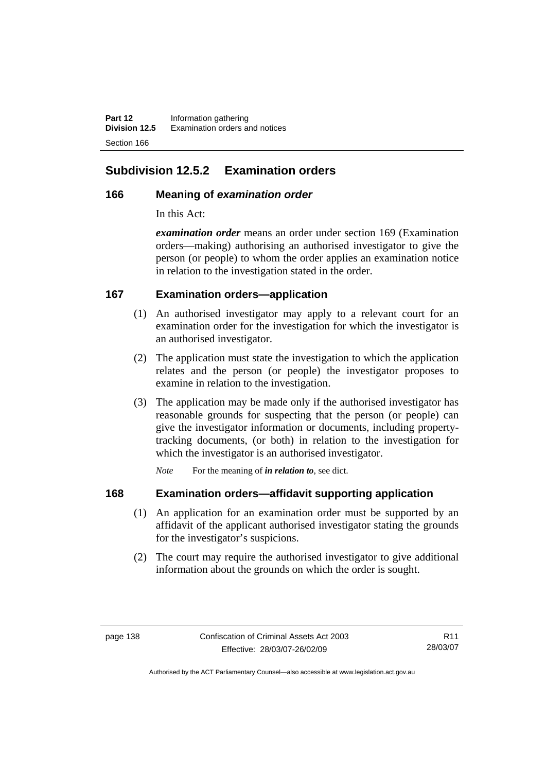## Subdivision 12.5.2 Examination orders

### 166 Meaning of *examination order*

In this Act:

***examination order*** means an order under section 169 (Examination orders—making) authorising an authorised investigator to give the person (or people) to whom the order applies an examination notice in relation to the investigation stated in the order.

### 167 Examinations orders—application

(1) An authorised investigator may apply to a relevant court for an examination order for the investigation for which the investigator is an authorised investigator.

(2) The application must state the investigation to which the application relates and the person (or people) the investigator proposes to examine in relation to the investigation.

(3) The application may be made only if the authorised investigator has reasonable grounds for suspecting that the person (or people) can give the investigator information or documents, including property-tracking documents, (or both) in relation to the investigation for which the investigator is an authorised investigator.

*Note* For the meaning of ***in relation to***, see dict.

### 168 Examination orders—affidavit supporting application

(1) An application for an examination order must be supported by an affidavit of the applicant authorised investigator stating the grounds for the investigator's suspicions.

(2) The court may require the authorised investigator to give additional information about the grounds on which the order is sought.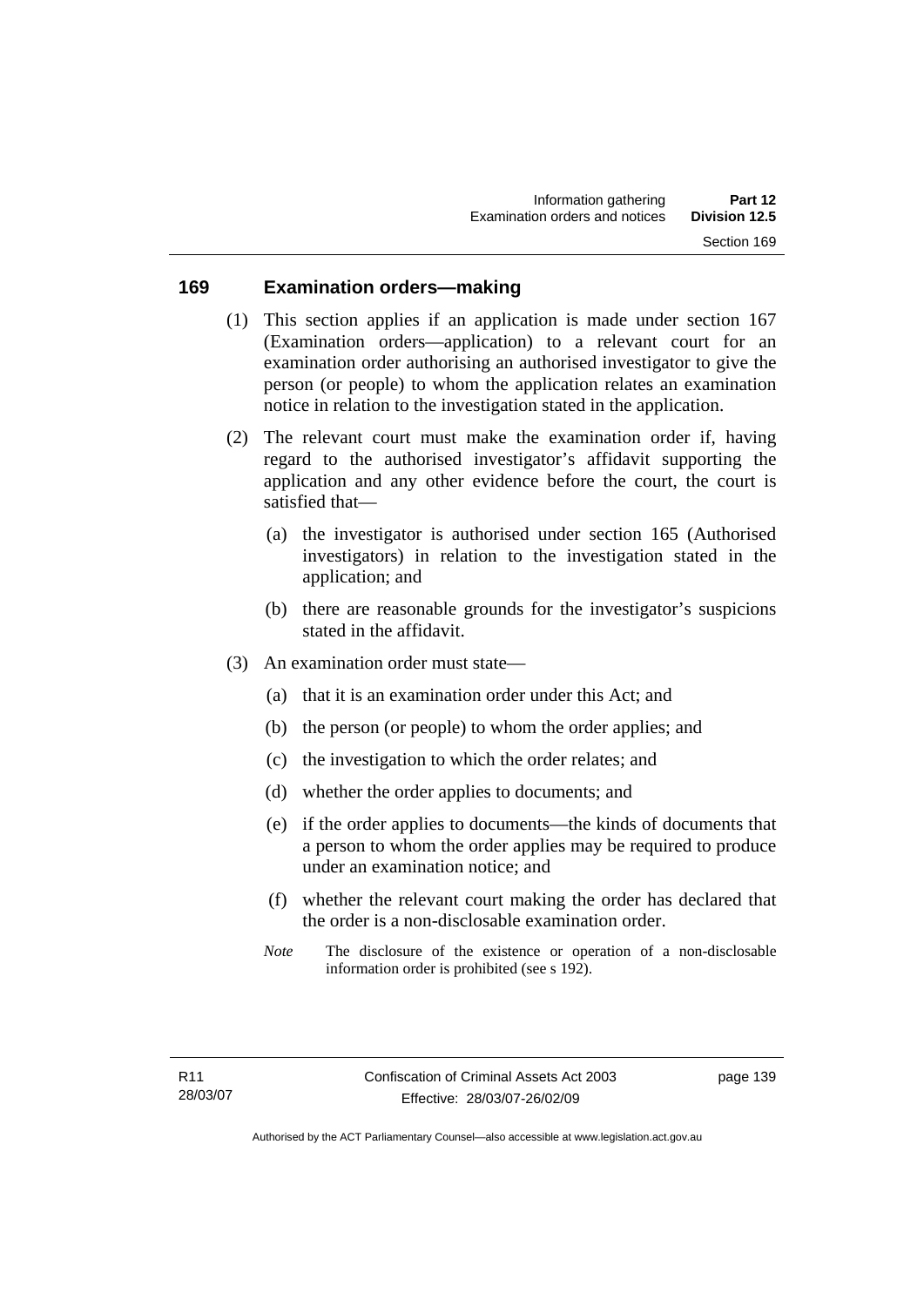## 169 Examination orders—making

(1) This section applies if an application is made under section 167 (Examination orders—application) to a relevant court for an examination order authorising an authorised investigator to give the person (or people) to whom the application relates an examination notice in relation to the investigation stated in the application.

(2) The relevant court must make the examination order if, having regard to the authorised investigator's affidavit supporting the application and any other evidence before the court, the court is satisfied that—

(a) the investigator is authorised under section 165 (Authorised investigators) in relation to the investigation stated in the application; and

(b) there are reasonable grounds for the investigator's suspicions stated in the affidavit.

(3) An examination order must state—

(a) that it is an examination order under this Act; and

(b) the person (or people) to whom the order applies; and

(c) the investigation to which the order relates; and

(d) whether the order applies to documents; and

(e) if the order applies to documents—the kinds of documents that a person to whom the order applies may be required to produce under an examination notice; and

(f) whether the relevant court making the order has declared that the order is a non-disclosable examination order.

*Note* The disclosure of the existence or operation of a non-disclosable information order is prohibited (see s 192).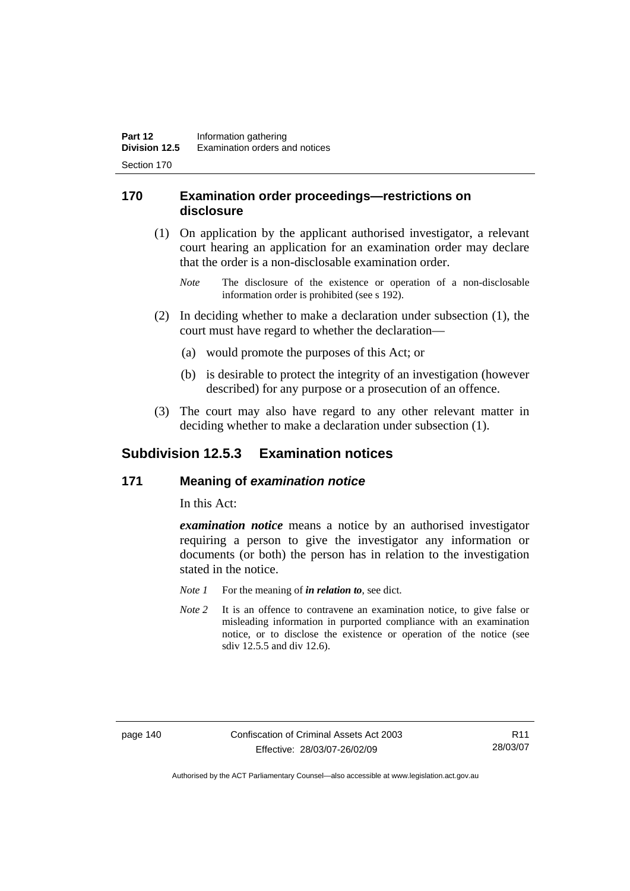## 170 Examination order proceedings—restrictions on disclosure

(1) On application by the applicant authorised investigator, a relevant court hearing an application for an examination order may declare that the order is a non-disclosable examination order.

*Note* The disclosure of the existence or operation of a non-disclosable information order is prohibited (see s 192).

(2) In deciding whether to make a declaration under subsection (1), the court must have regard to whether the declaration—

(a) would promote the purposes of this Act; or

(b) is desirable to protect the integrity of an investigation (however described) for any purpose or a prosecution of an offence.

(3) The court may also have regard to any other relevant matter in deciding whether to make a declaration under subsection (1).

# Subdivision 12.5.3 Examination notices

## 171 Meaning of *examination notice*

In this Act:

***examination notice*** means a notice by an authorised investigator requiring a person to give the investigator any information or documents (or both) the person has in relation to the investigation stated in the notice.

*Note 1* For the meaning of ***in relation to***, see dict.

*Note 2* It is an offence to contravene an examination notice, to give false or misleading information in purported compliance with an examination notice, or to disclose the existence or operation of the notice (see sdiv 12.5.5 and div 12.6).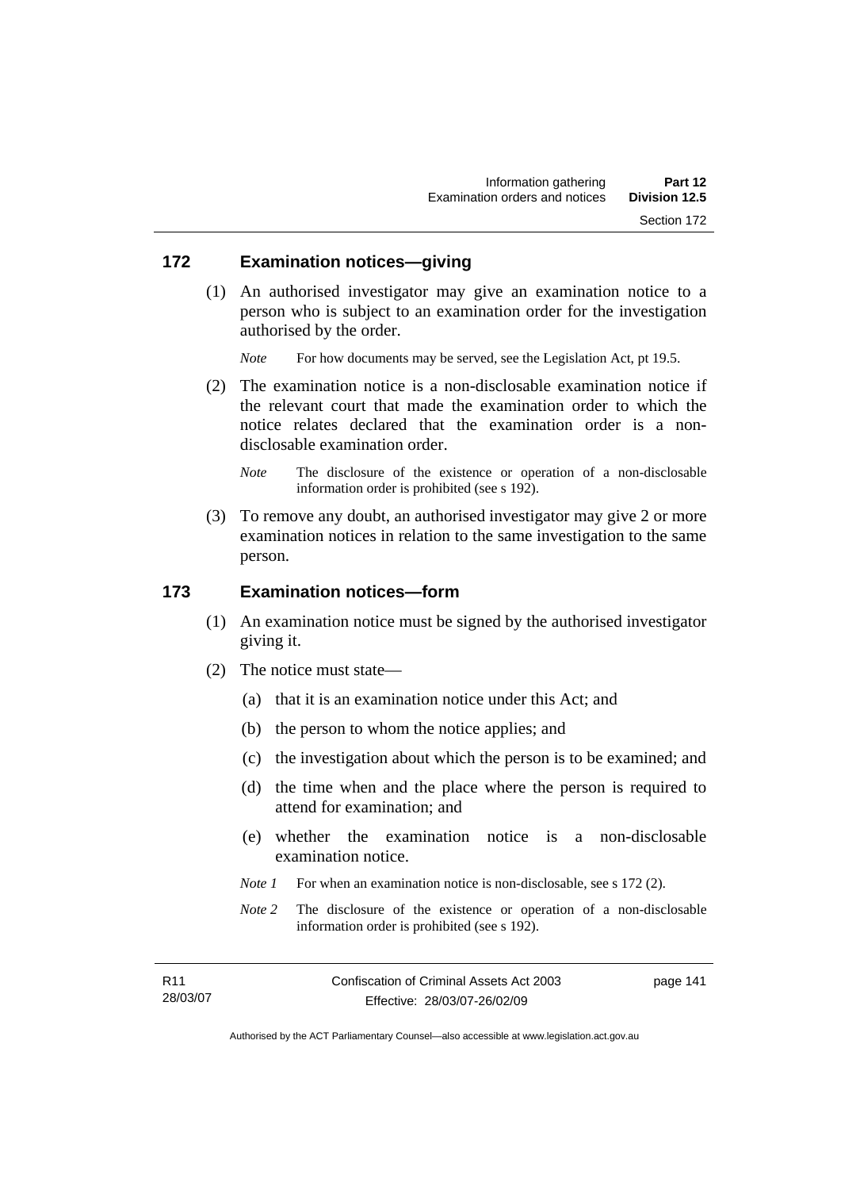## 172 Examination notices—giving

(1) An authorised investigator may give an examination notice to a person who is subject to an examination order for the investigation authorised by the order.

*Note* For how documents may be served, see the Legislation Act, pt 19.5.

(2) The examination notice is a non-disclosable examination notice if the relevant court that made the examination order to which the notice relates declared that the examination order is a non-disclosable examination order.

*Note* The disclosure of the existence or operation of a non-disclosable information order is prohibited (see s 192).

(3) To remove any doubt, an authorised investigator may give 2 or more examination notices in relation to the same investigation to the same person.

## 173 Examination notices—form

(1) An examination notice must be signed by the authorised investigator giving it.

(2) The notice must state—

(a) that it is an examination notice under this Act; and

(b) the person to whom the notice applies; and

(c) the investigation about which the person is to be examined; and

(d) the time when and the place where the person is required to attend for examination; and

(e) whether the examination notice is a non-disclosable examination notice.

*Note 1* For when an examination notice is non-disclosable, see s 172 (2).

*Note 2* The disclosure of the existence or operation of a non-disclosable information order is prohibited (see s 192).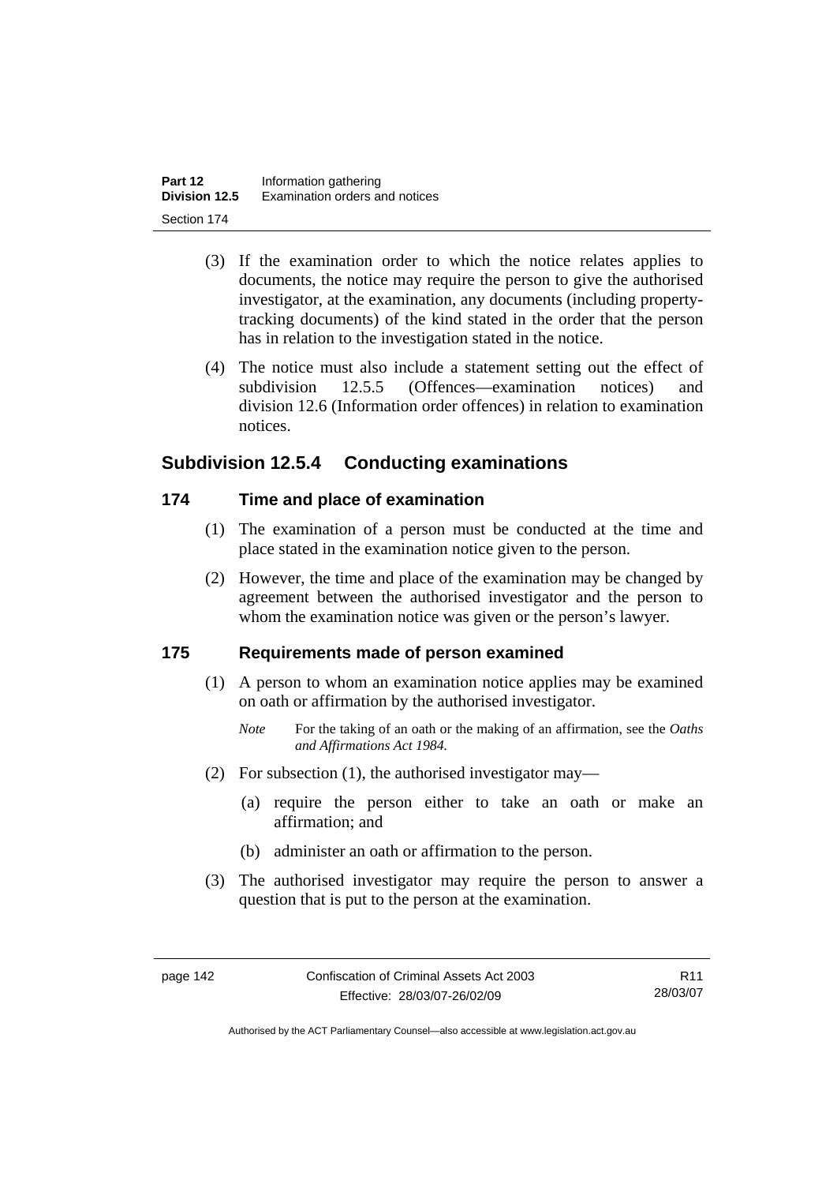(3) If the examination order to which the notice relates applies to documents, the notice may require the person to give the authorised investigator, at the examination, any documents (including property-tracking documents) of the kind stated in the order that the person has in relation to the investigation stated in the notice.

(4) The notice must also include a statement setting out the effect of subdivision 12.5.5 (Offences—examination notices) and division 12.6 (Information order offences) in relation to examination notices.

## Subdivision 12.5.4 Conducting examinations

### 174 Time and place of examination

(1) The examination of a person must be conducted at the time and place stated in the examination notice given to the person.

(2) However, the time and place of the examination may be changed by agreement between the authorised investigator and the person to whom the examination notice was given or the person's lawyer.

### 175 Requirements made of person examined

(1) A person to whom an examination notice applies may be examined on oath or affirmation by the authorised investigator.

*Note* For the taking of an oath or the making of an affirmation, see the *Oaths and Affirmations Act 1984.*

(2) For subsection (1), the authorised investigator may—

(a) require the person either to take an oath or make an affirmation; and

(b) administer an oath or affirmation to the person.

(3) The authorised investigator may require the person to answer a question that is put to the person at the examination.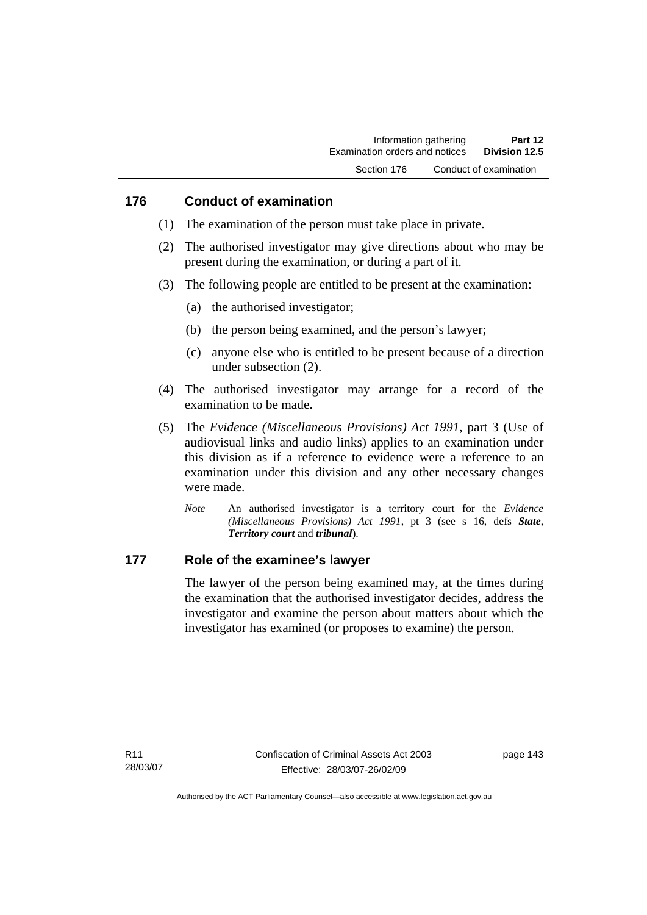## 176 Conduct of examination

(1) The examination of the person must take place in private.

(2) The authorised investigator may give directions about who may be present during the examination, or during a part of it.

(3) The following people are entitled to be present at the examination:

(a) the authorised investigator;

(b) the person being examined, and the person's lawyer;

(c) anyone else who is entitled to be present because of a direction under subsection (2).

(4) The authorised investigator may arrange for a record of the examination to be made.

(5) The *Evidence (Miscellaneous Provisions) Act 1991*, part 3 (Use of audiovisual links and audio links) applies to an examination under this division as if a reference to evidence were a reference to an examination under this division and any other necessary changes were made.

*Note* An authorised investigator is a territory court for the *Evidence (Miscellaneous Provisions) Act 1991*, pt 3 (see s 16, defs ***State***, ***Territory court*** and ***tribunal***).

## 177 Role of the examinee's lawyer

The lawyer of the person being examined may, at the times during the examination that the authorised investigator decides, address the investigator and examine the person about matters about which the investigator has examined (or proposes to examine) the person.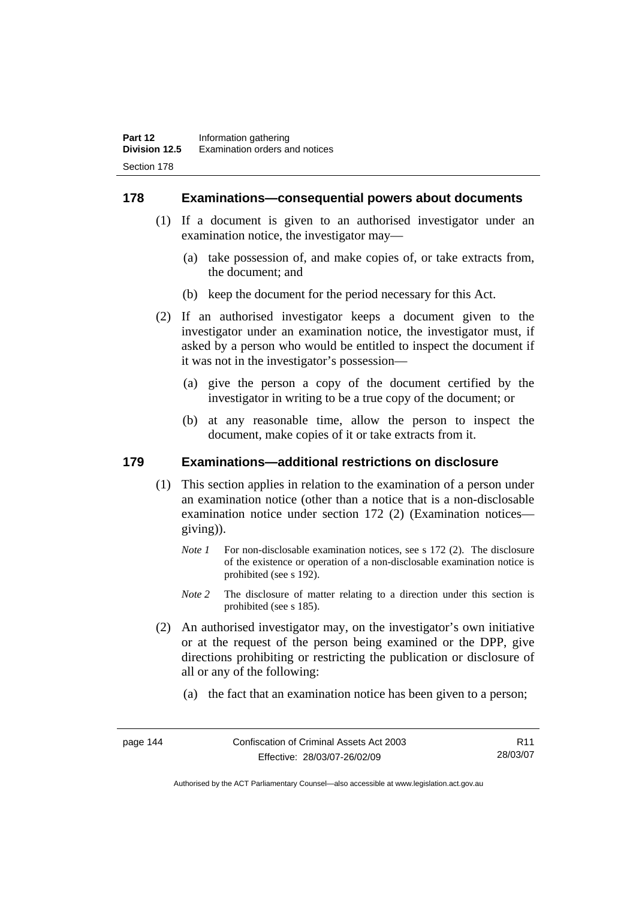## 178 Examinations—consequential powers about documents

(1) If a document is given to an authorised investigator under an examination notice, the investigator may—

(a) take possession of, and make copies of, or take extracts from, the document; and

(b) keep the document for the period necessary for this Act.

(2) If an authorised investigator keeps a document given to the investigator under an examination notice, the investigator must, if asked by a person who would be entitled to inspect the document if it was not in the investigator's possession—

(a) give the person a copy of the document certified by the investigator in writing to be a true copy of the document; or

(b) at any reasonable time, allow the person to inspect the document, make copies of it or take extracts from it.

## 179 Examinations—additional restrictions on disclosure

(1) This section applies in relation to the examination of a person under an examination notice (other than a notice that is a non-disclosable examination notice under section 172 (2) (Examination notices—giving)).

*Note 1* For non-disclosable examination notices, see s 172 (2). The disclosure of the existence or operation of a non-disclosable examination notice is prohibited (see s 192).

*Note 2* The disclosure of matter relating to a direction under this section is prohibited (see s 185).

(2) An authorised investigator may, on the investigator's own initiative or at the request of the person being examined or the DPP, give directions prohibiting or restricting the publication or disclosure of all or any of the following:

(a) the fact that an examination notice has been given to a person;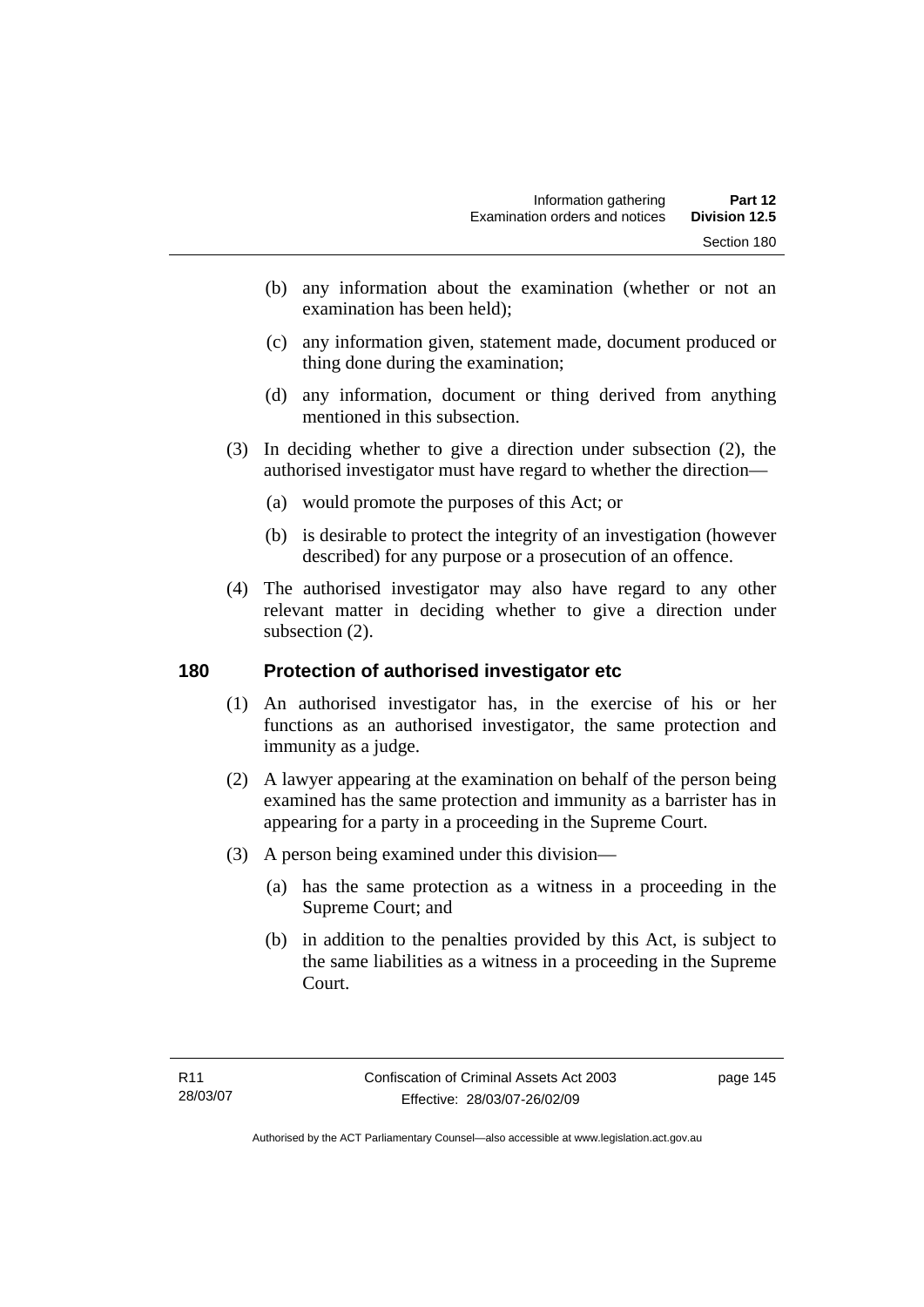(b) any information about the examination (whether or not an examination has been held);

(c) any information given, statement made, document produced or thing done during the examination;

(d) any information, document or thing derived from anything mentioned in this subsection.

(3) In deciding whether to give a direction under subsection (2), the authorised investigator must have regard to whether the direction—

(a) would promote the purposes of this Act; or

(b) is desirable to protect the integrity of an investigation (however described) for any purpose or a prosecution of an offence.

(4) The authorised investigator may also have regard to any other relevant matter in deciding whether to give a direction under subsection (2).

## 180 Protection of authorised investigator etc

(1) An authorised investigator has, in the exercise of his or her functions as an authorised investigator, the same protection and immunity as a judge.

(2) A lawyer appearing at the examination on behalf of the person being examined has the same protection and immunity as a barrister has in appearing for a party in a proceeding in the Supreme Court.

(3) A person being examined under this division—

(a) has the same protection as a witness in a proceeding in the Supreme Court; and

(b) in addition to the penalties provided by this Act, is subject to the same liabilities as a witness in a proceeding in the Supreme Court.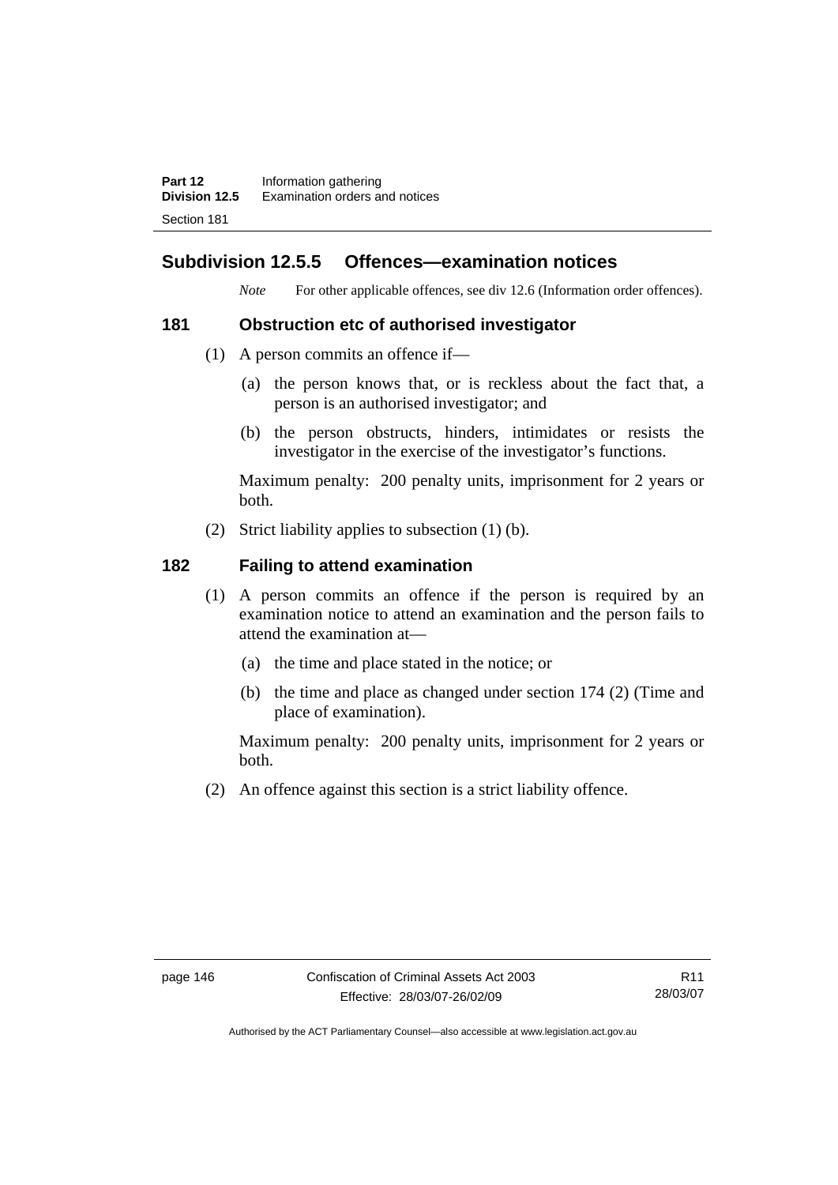## Subdivision 12.5.5 Offences—examination notices

*Note* For other applicable offences, see div 12.6 (Information order offences).

### 181 Obstruction etc of authorised investigator

(1) A person commits an offence if—

(a) the person knows that, or is reckless about the fact that, a person is an authorised investigator; and

(b) the person obstructs, hinders, intimidates or resists the investigator in the exercise of the investigator's functions.

Maximum penalty: 200 penalty units, imprisonment for 2 years or both.

(2) Strict liability applies to subsection (1) (b).

### 182 Failing to attend examination

(1) A person commits an offence if the person is required by an examination notice to attend an examination and the person fails to attend the examination at—

(a) the time and place stated in the notice; or

(b) the time and place as changed under section 174 (2) (Time and place of examination).

Maximum penalty: 200 penalty units, imprisonment for 2 years or both.

(2) An offence against this section is a strict liability offence.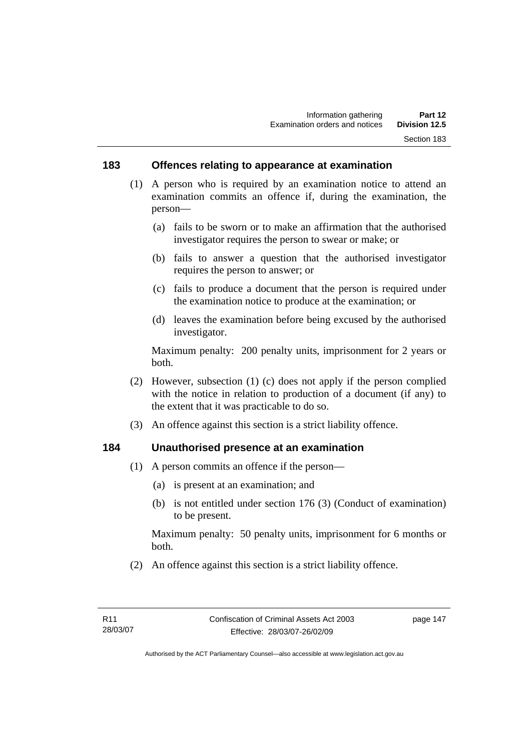## 183 Offences relating to appearance at examination

(1) A person who is required by an examination notice to attend an examination commits an offence if, during the examination, the person—

(a) fails to be sworn or to make an affirmation that the authorised investigator requires the person to swear or make; or

(b) fails to answer a question that the authorised investigator requires the person to answer; or

(c) fails to produce a document that the person is required under the examination notice to produce at the examination; or

(d) leaves the examination before being excused by the authorised investigator.

Maximum penalty: 200 penalty units, imprisonment for 2 years or both.

(2) However, subsection (1) (c) does not apply if the person complied with the notice in relation to production of a document (if any) to the extent that it was practicable to do so.

(3) An offence against this section is a strict liability offence.

## 184 Unauthorised presence at an examination

(1) A person commits an offence if the person—

(a) is present at an examination; and

(b) is not entitled under section 176 (3) (Conduct of examination) to be present.

Maximum penalty: 50 penalty units, imprisonment for 6 months or both.

(2) An offence against this section is a strict liability offence.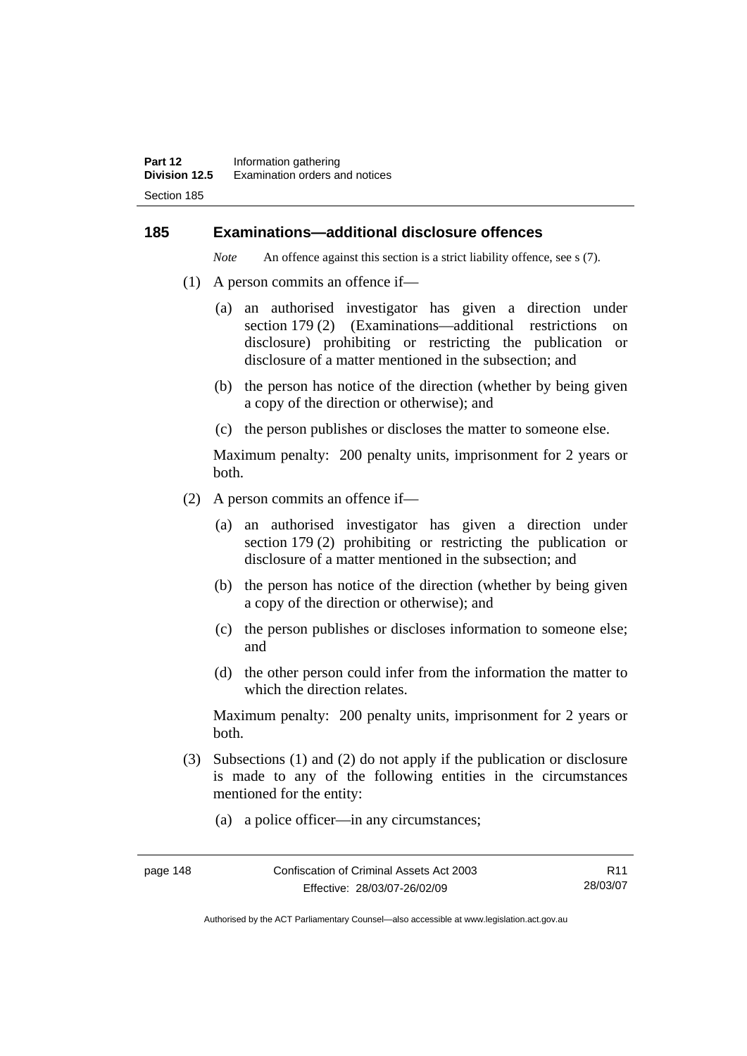## 185 Examinations—additional disclosure offences

*Note* An offence against this section is a strict liability offence, see s (7).

(1) A person commits an offence if—

(a) an authorised investigator has given a direction under section 179 (2) (Examinations—additional restrictions on disclosure) prohibiting or restricting the publication or disclosure of a matter mentioned in the subsection; and

(b) the person has notice of the direction (whether by being given a copy of the direction or otherwise); and

(c) the person publishes or discloses the matter to someone else.

Maximum penalty: 200 penalty units, imprisonment for 2 years or both.

(2) A person commits an offence if—

(a) an authorised investigator has given a direction under section 179 (2) prohibiting or restricting the publication or disclosure of a matter mentioned in the subsection; and

(b) the person has notice of the direction (whether by being given a copy of the direction or otherwise); and

(c) the person publishes or discloses information to someone else; and

(d) the other person could infer from the information the matter to which the direction relates.

Maximum penalty: 200 penalty units, imprisonment for 2 years or both.

(3) Subsections (1) and (2) do not apply if the publication or disclosure is made to any of the following entities in the circumstances mentioned for the entity:

(a) a police officer—in any circumstances;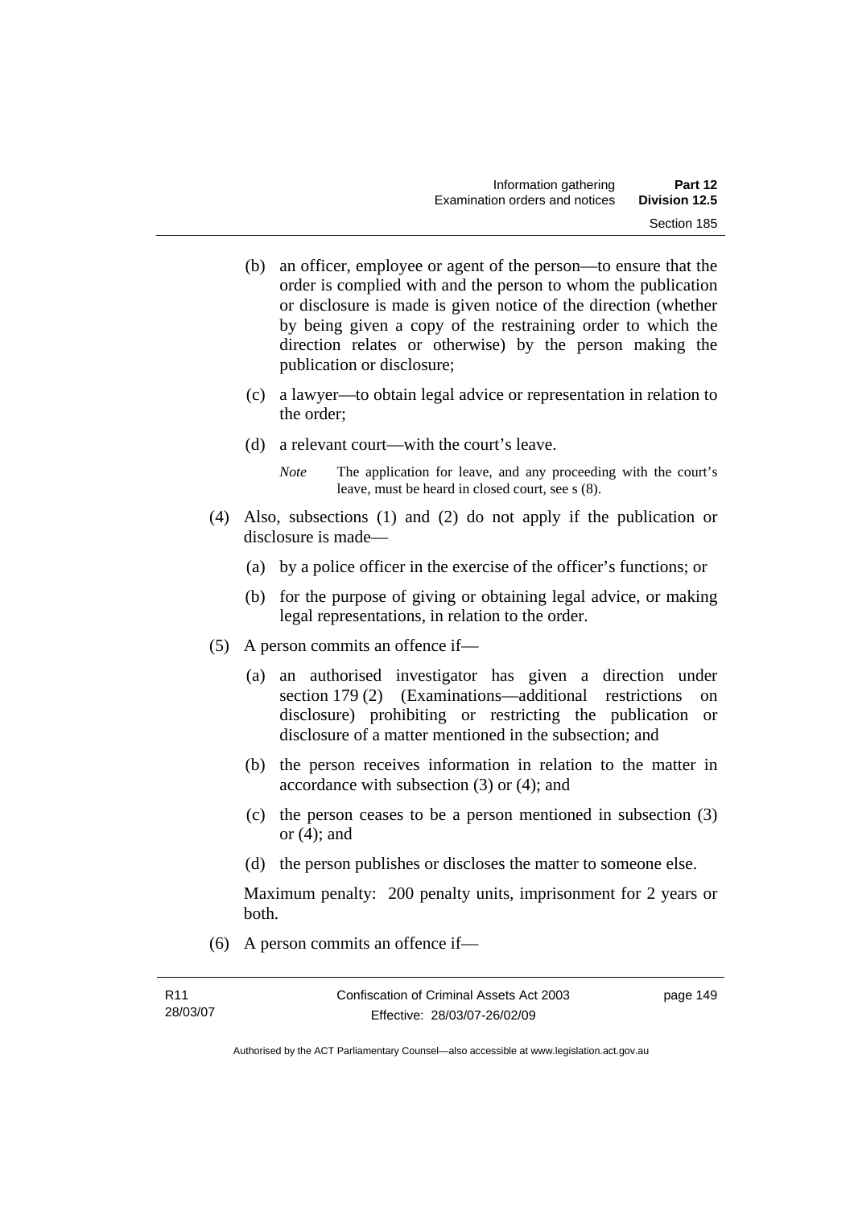(b) an officer, employee or agent of the person—to ensure that the order is complied with and the person to whom the publication or disclosure is made is given notice of the direction (whether by being given a copy of the restraining order to which the direction relates or otherwise) by the person making the publication or disclosure;

(c) a lawyer—to obtain legal advice or representation in relation to the order;

(d) a relevant court—with the court's leave.

*Note* The application for leave, and any proceeding with the court's leave, must be heard in closed court, see s (8).

(4) Also, subsections (1) and (2) do not apply if the publication or disclosure is made—

(a) by a police officer in the exercise of the officer's functions; or

(b) for the purpose of giving or obtaining legal advice, or making legal representations, in relation to the order.

(5) A person commits an offence if—

(a) an authorised investigator has given a direction under section 179 (2) (Examinations—additional restrictions on disclosure) prohibiting or restricting the publication or disclosure of a matter mentioned in the subsection; and

(b) the person receives information in relation to the matter in accordance with subsection (3) or (4); and

(c) the person ceases to be a person mentioned in subsection (3) or (4); and

(d) the person publishes or discloses the matter to someone else.

Maximum penalty: 200 penalty units, imprisonment for 2 years or both.

(6) A person commits an offence if—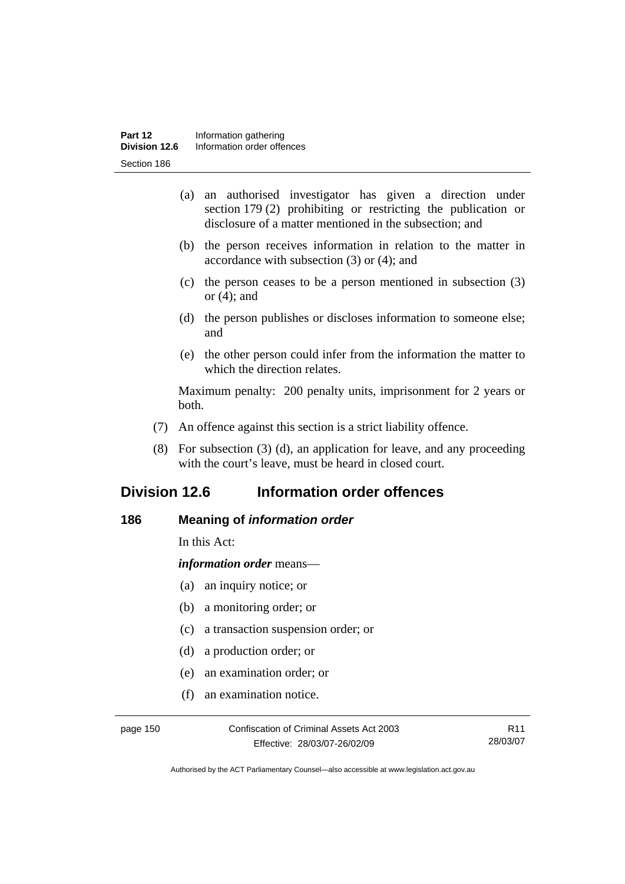(a) an authorised investigator has given a direction under section 179 (2) prohibiting or restricting the publication or disclosure of a matter mentioned in the subsection; and

(b) the person receives information in relation to the matter in accordance with subsection (3) or (4); and

(c) the person ceases to be a person mentioned in subsection (3) or (4); and

(d) the person publishes or discloses information to someone else; and

(e) the other person could infer from the information the matter to which the direction relates.

Maximum penalty: 200 penalty units, imprisonment for 2 years or both.

(7) An offence against this section is a strict liability offence.

(8) For subsection (3) (d), an application for leave, and any proceeding with the court's leave, must be heard in closed court.

## Division 12.6 Information order offences

### 186 Meaning of *information order*

In this Act:

***information order*** means—

(a) an inquiry notice; or

(b) a monitoring order; or

(c) a transaction suspension order; or

(d) a production order; or

(e) an examination order; or

(f) an examination notice.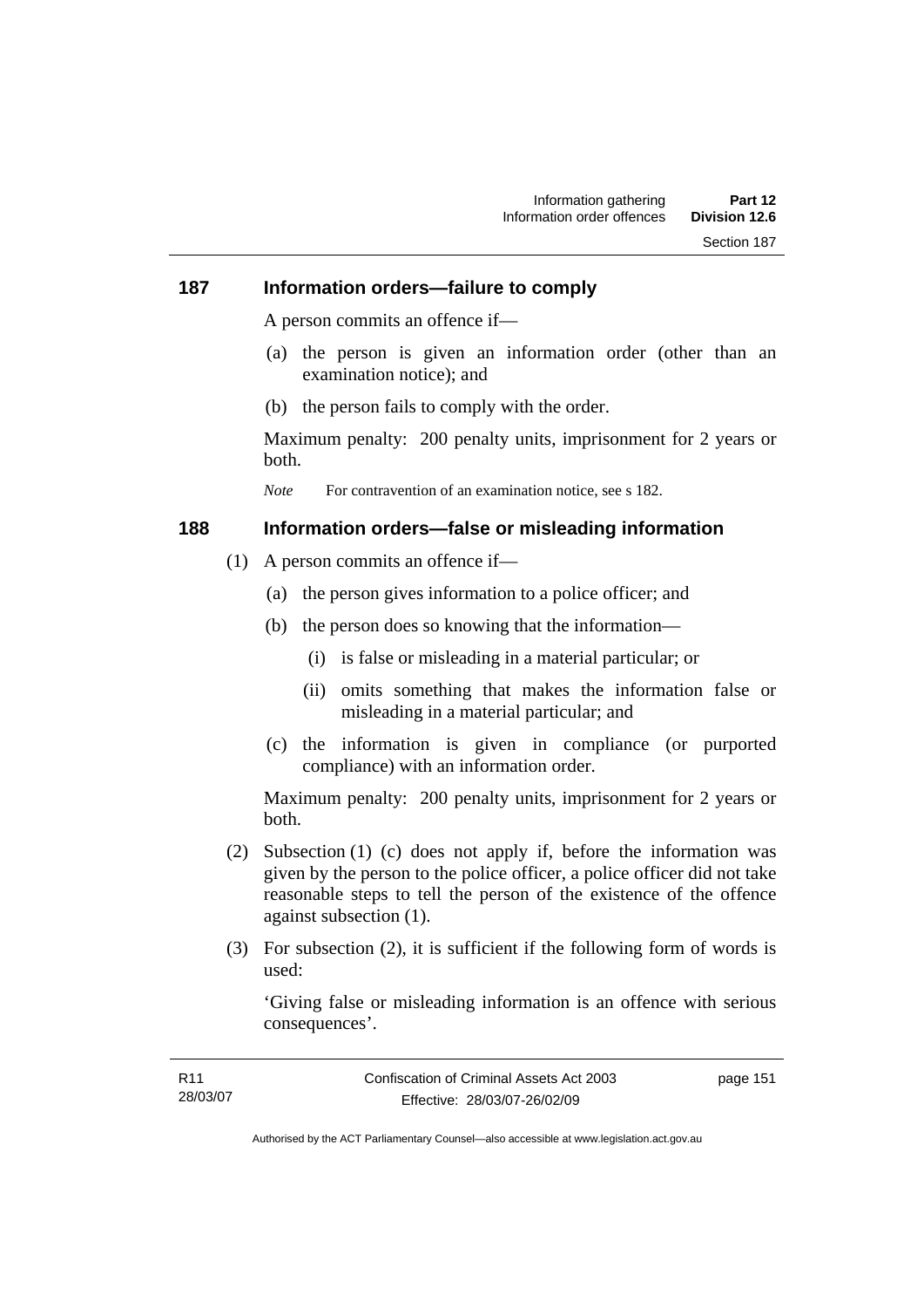## 187 Information orders—failure to comply

A person commits an offence if—

(a) the person is given an information order (other than an examination notice); and

(b) the person fails to comply with the order.

Maximum penalty: 200 penalty units, imprisonment for 2 years or both.

*Note* For contravention of an examination notice, see s 182.

## 188 Information orders—false or misleading information

(1) A person commits an offence if—

(a) the person gives information to a police officer; and

(b) the person does so knowing that the information—

(i) is false or misleading in a material particular; or

(ii) omits something that makes the information false or misleading in a material particular; and

(c) the information is given in compliance (or purported compliance) with an information order.

Maximum penalty: 200 penalty units, imprisonment for 2 years or both.

(2) Subsection (1) (c) does not apply if, before the information was given by the person to the police officer, a police officer did not take reasonable steps to tell the person of the existence of the offence against subsection (1).

(3) For subsection (2), it is sufficient if the following form of words is used:

'Giving false or misleading information is an offence with serious consequences'.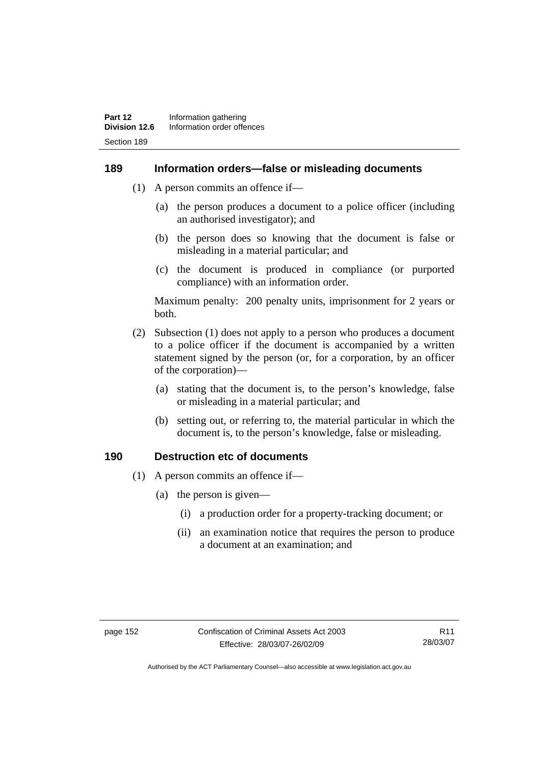## 189 Information orders—false or misleading documents

(1) A person commits an offence if—

(a) the person produces a document to a police officer (including an authorised investigator); and

(b) the person does so knowing that the document is false or misleading in a material particular; and

(c) the document is produced in compliance (or purported compliance) with an information order.

Maximum penalty: 200 penalty units, imprisonment for 2 years or both.

(2) Subsection (1) does not apply to a person who produces a document to a police officer if the document is accompanied by a written statement signed by the person (or, for a corporation, by an officer of the corporation)—

(a) stating that the document is, to the person's knowledge, false or misleading in a material particular; and

(b) setting out, or referring to, the material particular in which the document is, to the person's knowledge, false or misleading.

## 190 Destruction etc of documents

(1) A person commits an offence if—

(a) the person is given—

(i) a production order for a property-tracking document; or

(ii) an examination notice that requires the person to produce a document at an examination; and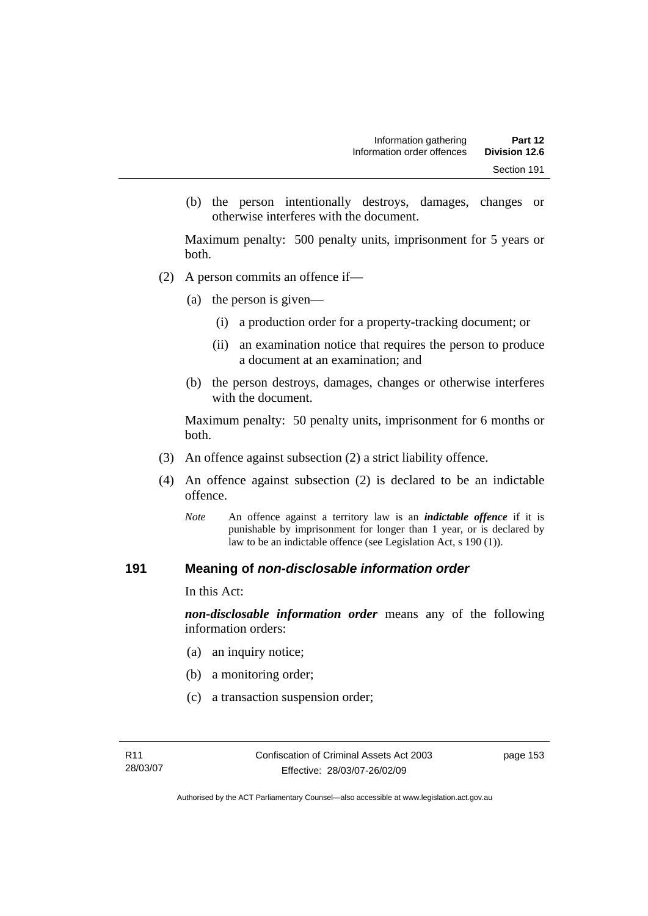(b) the person intentionally destroys, damages, changes or otherwise interferes with the document.

Maximum penalty: 500 penalty units, imprisonment for 5 years or both.

(2) A person commits an offence if—

(a) the person is given—

(i) a production order for a property-tracking document; or

(ii) an examination notice that requires the person to produce a document at an examination; and

(b) the person destroys, damages, changes or otherwise interferes with the document.

Maximum penalty: 50 penalty units, imprisonment for 6 months or both.

(3) An offence against subsection (2) a strict liability offence.

(4) An offence against subsection (2) is declared to be an indictable offence.

*Note* An offence against a territory law is an ***indictable offence*** if it is punishable by imprisonment for longer than 1 year, or is declared by law to be an indictable offence (see Legislation Act, s 190 (1)).

## 191 Meaning of *non-disclosable information order*

In this Act:

***non-disclosable information order*** means any of the following information orders:

(a) an inquiry notice;

(b) a monitoring order;

(c) a transaction suspension order;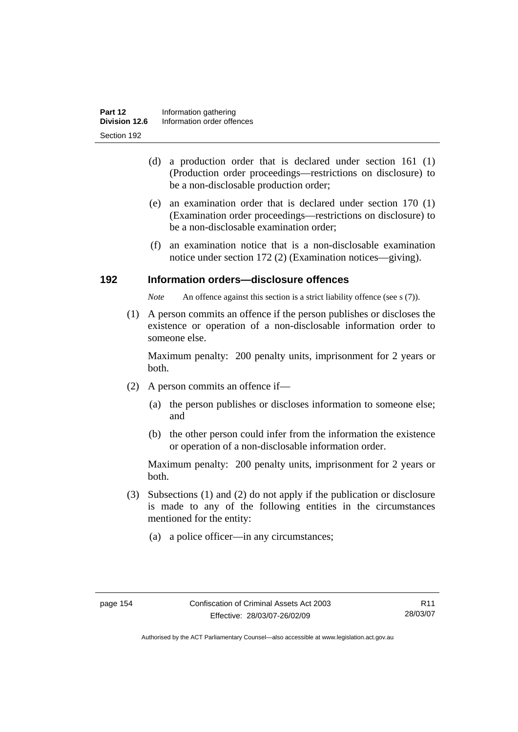(d) a production order that is declared under section 161 (1) (Production order proceedings—restrictions on disclosure) to be a non-disclosable production order;

(e) an examination order that is declared under section 170 (1) (Examination order proceedings—restrictions on disclosure) to be a non-disclosable examination order;

(f) an examination notice that is a non-disclosable examination notice under section 172 (2) (Examination notices—giving).

## 192 Information orders—disclosure offences

*Note* An offence against this section is a strict liability offence (see s (7)).

(1) A person commits an offence if the person publishes or discloses the existence or operation of a non-disclosable information order to someone else.

Maximum penalty: 200 penalty units, imprisonment for 2 years or both.

(2) A person commits an offence if—

(a) the person publishes or discloses information to someone else; and

(b) the other person could infer from the information the existence or operation of a non-disclosable information order.

Maximum penalty: 200 penalty units, imprisonment for 2 years or both.

(3) Subsections (1) and (2) do not apply if the publication or disclosure is made to any of the following entities in the circumstances mentioned for the entity:

(a) a police officer—in any circumstances;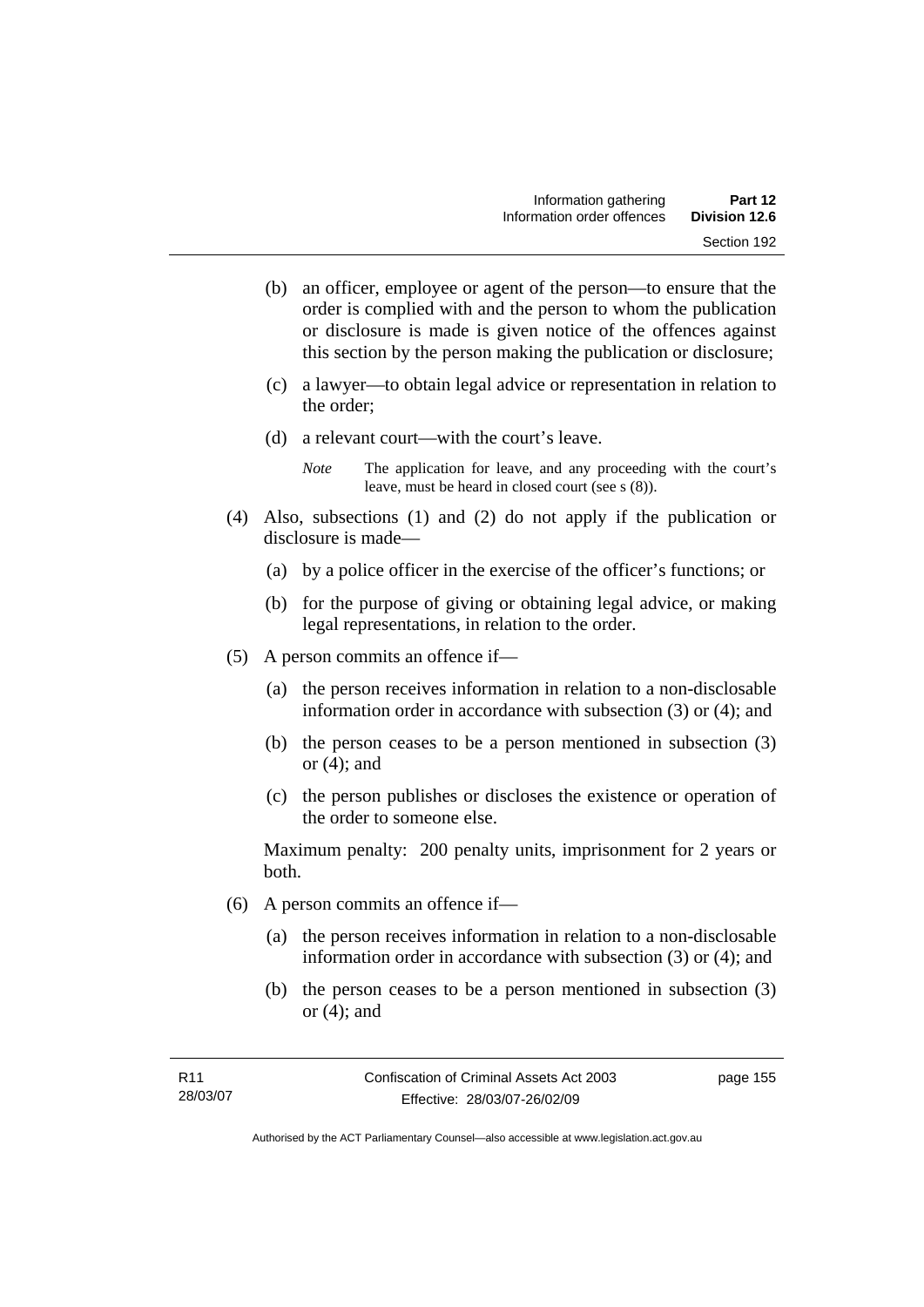(b) an officer, employee or agent of the person—to ensure that the order is complied with and the person to whom the publication or disclosure is made is given notice of the offences against this section by the person making the publication or disclosure;

(c) a lawyer—to obtain legal advice or representation in relation to the order;

(d) a relevant court—with the court's leave.

*Note* The application for leave, and any proceeding with the court's leave, must be heard in closed court (see s (8)).

(4) Also, subsections (1) and (2) do not apply if the publication or disclosure is made—

(a) by a police officer in the exercise of the officer's functions; or

(b) for the purpose of giving or obtaining legal advice, or making legal representations, in relation to the order.

(5) A person commits an offence if—

(a) the person receives information in relation to a non-disclosable information order in accordance with subsection (3) or (4); and

(b) the person ceases to be a person mentioned in subsection (3) or (4); and

(c) the person publishes or discloses the existence or operation of the order to someone else.

Maximum penalty: 200 penalty units, imprisonment for 2 years or both.

(6) A person commits an offence if—

(a) the person receives information in relation to a non-disclosable information order in accordance with subsection (3) or (4); and

(b) the person ceases to be a person mentioned in subsection (3) or (4); and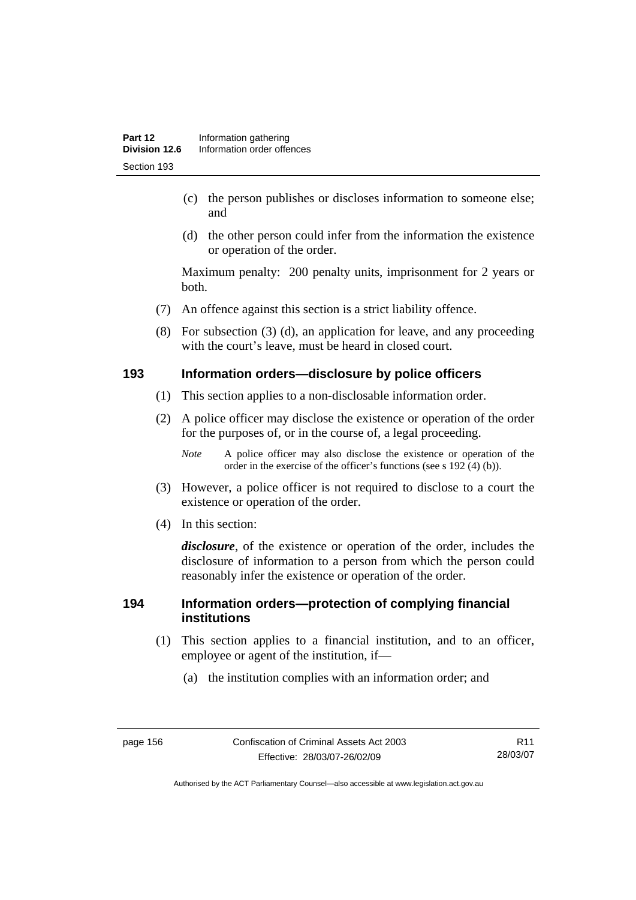(c) the person publishes or discloses information to someone else; and

(d) the other person could infer from the information the existence or operation of the order.

Maximum penalty: 200 penalty units, imprisonment for 2 years or both.

(7) An offence against this section is a strict liability offence.

(8) For subsection (3) (d), an application for leave, and any proceeding with the court's leave, must be heard in closed court.

## 193 Information orders—disclosure by police officers

(1) This section applies to a non-disclosable information order.

(2) A police officer may disclose the existence or operation of the order for the purposes of, or in the course of, a legal proceeding.

*Note* A police officer may also disclose the existence or operation of the order in the exercise of the officer's functions (see s 192 (4) (b)).

(3) However, a police officer is not required to disclose to a court the existence or operation of the order.

(4) In this section:

***disclosure***, of the existence or operation of the order, includes the disclosure of information to a person from which the person could reasonably infer the existence or operation of the order.

## 194 Information orders—protection of complying financial institutions

(1) This section applies to a financial institution, and to an officer, employee or agent of the institution, if—

(a) the institution complies with an information order; and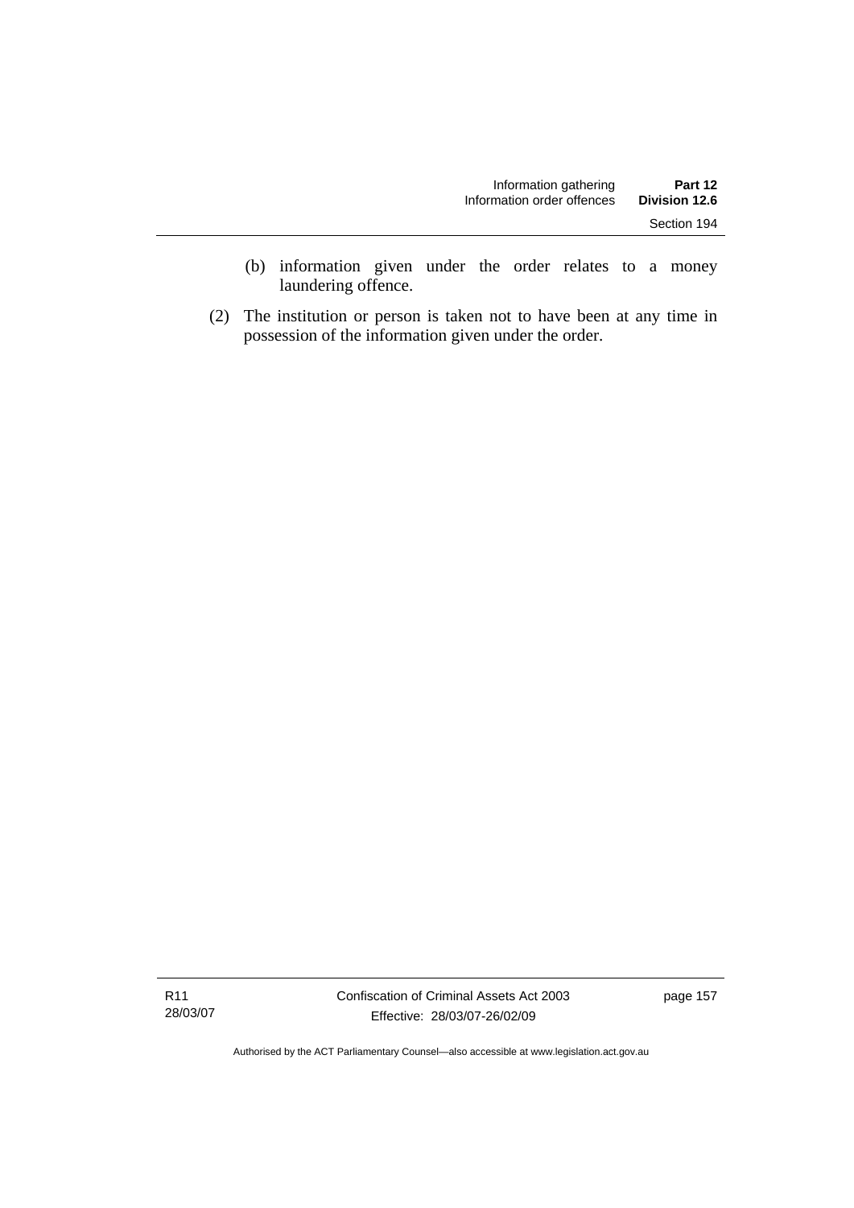(b) information given under the order relates to a money laundering offence.

(2) The institution or person is taken not to have been at any time in possession of the information given under the order.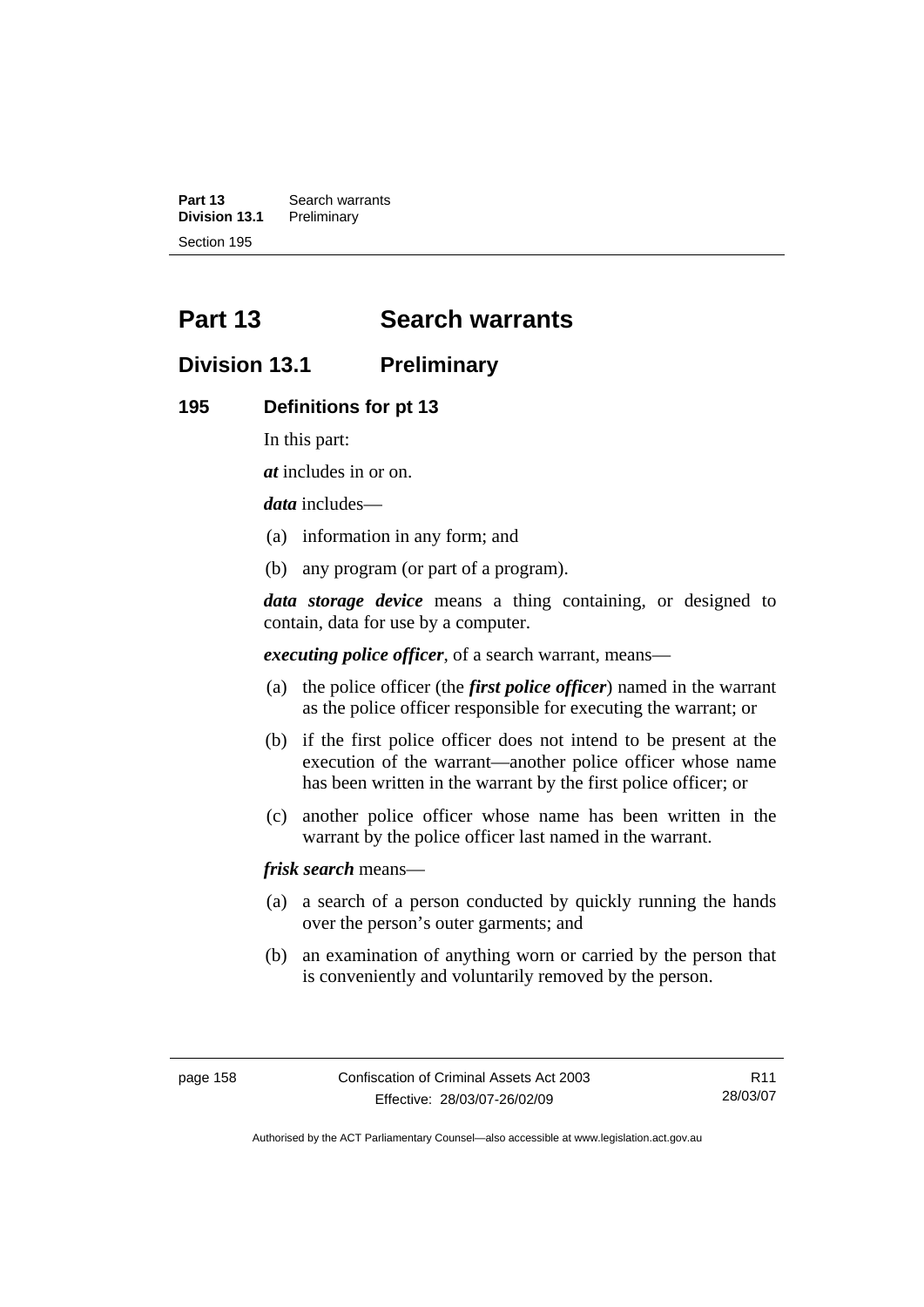# Part 13 Search warrants

## Division 13.1 Preliminary

### 195 Definitions for pt 13

In this part:

***at*** includes in or on.

***data*** includes—

(a) information in any form; and

(b) any program (or part of a program).

***data storage device*** means a thing containing, or designed to contain, data for use by a computer.

***executing police officer***, of a search warrant, means—

(a) the police officer (the ***first police officer***) named in the warrant as the police officer responsible for executing the warrant; or

(b) if the first police officer does not intend to be present at the execution of the warrant—another police officer whose name has been written in the warrant by the first police officer; or

(c) another police officer whose name has been written in the warrant by the police officer last named in the warrant.

***frisk search*** means—

(a) a search of a person conducted by quickly running the hands over the person's outer garments; and

(b) an examination of anything worn or carried by the person that is conveniently and voluntarily removed by the person.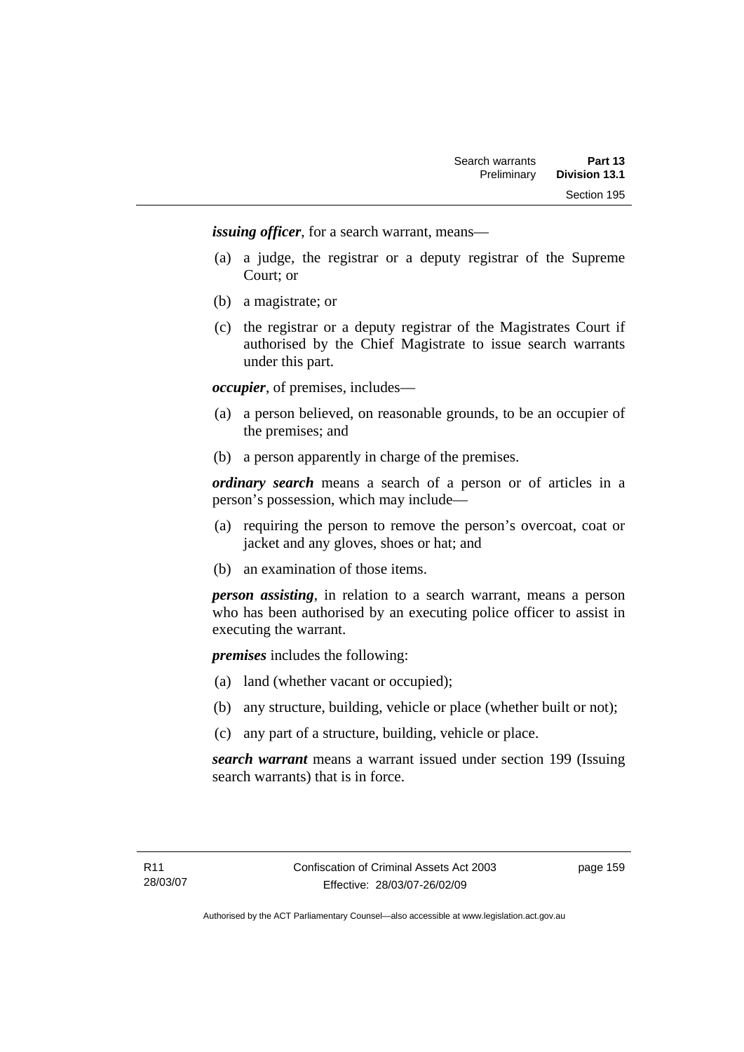***issuing officer***, for a search warrant, means—

(a) a judge, the registrar or a deputy registrar of the Supreme Court; or

(b) a magistrate; or

(c) the registrar or a deputy registrar of the Magistrates Court if authorised by the Chief Magistrate to issue search warrants under this part.

***occupier***, of premises, includes—

(a) a person believed, on reasonable grounds, to be an occupier of the premises; and

(b) a person apparently in charge of the premises.

***ordinary search*** means a search of a person or of articles in a person's possession, which may include—

(a) requiring the person to remove the person's overcoat, coat or jacket and any gloves, shoes or hat; and

(b) an examination of those items.

***person assisting***, in relation to a search warrant, means a person who has been authorised by an executing police officer to assist in executing the warrant.

***premises*** includes the following:

(a) land (whether vacant or occupied);

(b) any structure, building, vehicle or place (whether built or not);

(c) any part of a structure, building, vehicle or place.

***search warrant*** means a warrant issued under section 199 (Issuing search warrants) that is in force.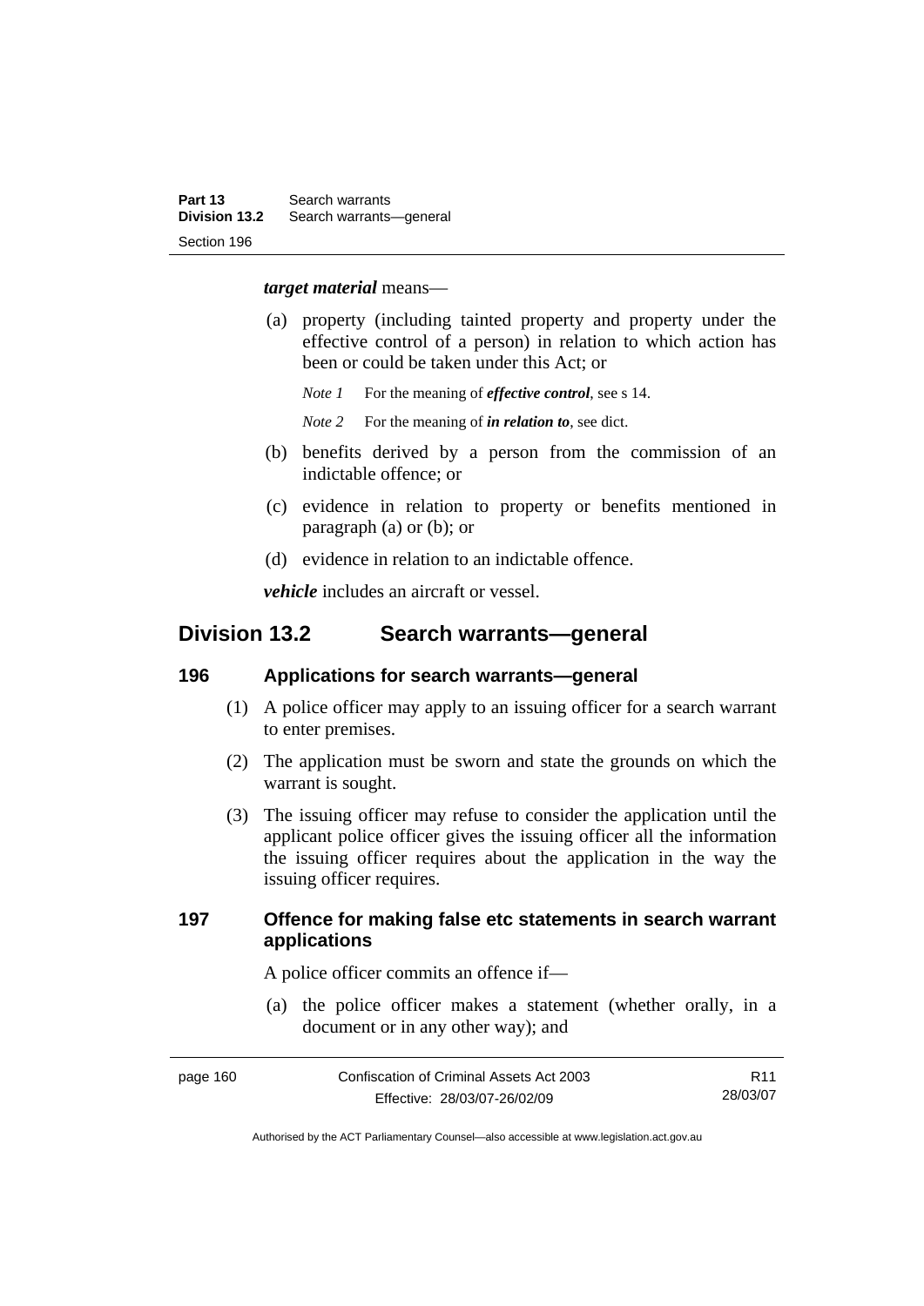***target material*** means—

(a) property (including tainted property and property under the effective control of a person) in relation to which action has been or could be taken under this Act; or

*Note 1* For the meaning of ***effective control***, see s 14.

*Note 2* For the meaning of ***in relation to***, see dict.

(b) benefits derived by a person from the commission of an indictable offence; or

(c) evidence in relation to property or benefits mentioned in paragraph (a) or (b); or

(d) evidence in relation to an indictable offence.

***vehicle*** includes an aircraft or vessel.

## Division 13.2 Search warrants—general

### 196 Applications for search warrants—general

(1) A police officer may apply to an issuing officer for a search warrant to enter premises.

(2) The application must be sworn and state the grounds on which the warrant is sought.

(3) The issuing officer may refuse to consider the application until the applicant police officer gives the issuing officer all the information the issuing officer requires about the application in the way the issuing officer requires.

### 197 Offence for making false etc statements in search warrant applications

A police officer commits an offence if—

(a) the police officer makes a statement (whether orally, in a document or in any other way); and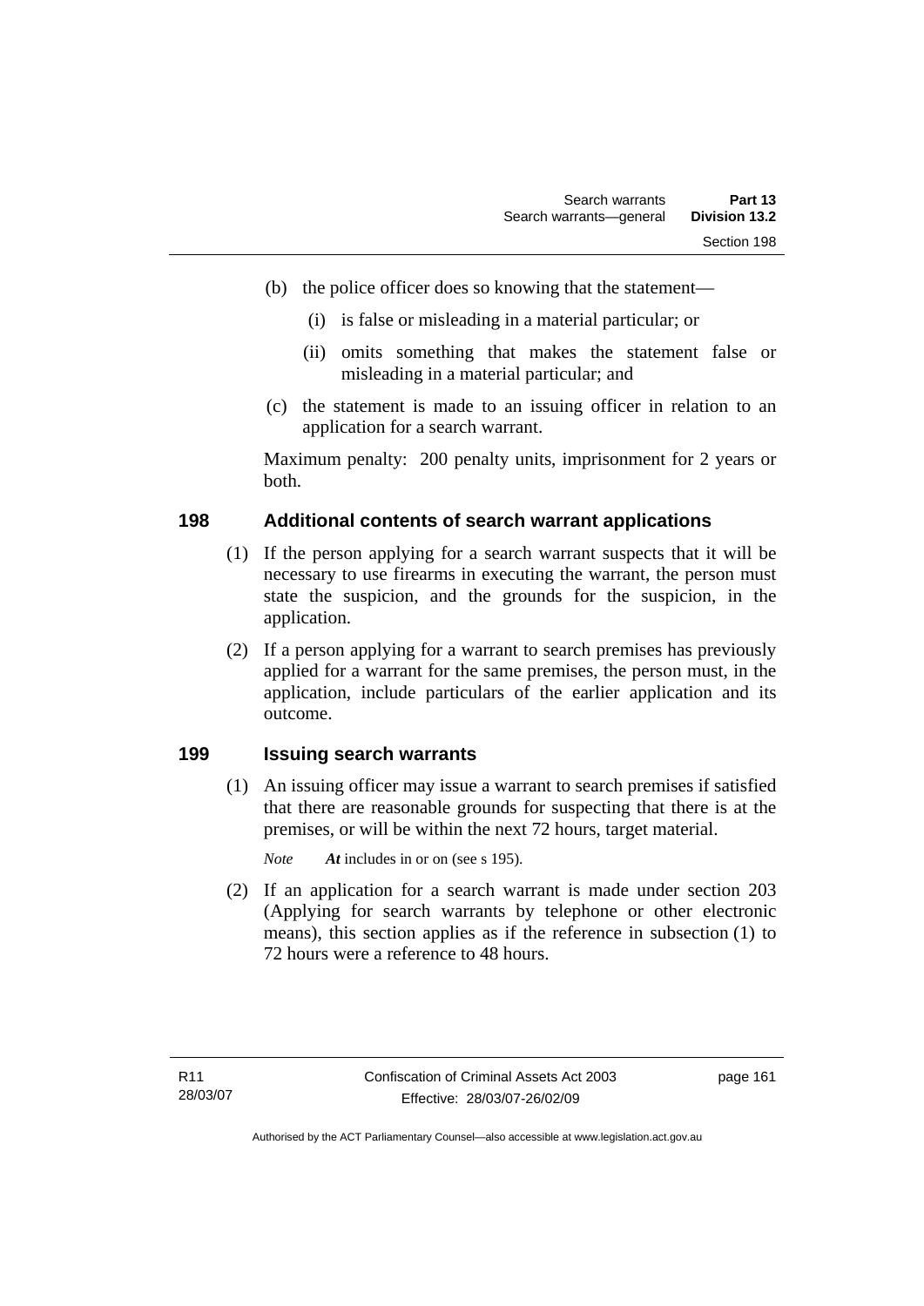(b) the police officer does so knowing that the statement—

  (i) is false or misleading in a material particular; or

  (ii) omits something that makes the statement false or misleading in a material particular; and

(c) the statement is made to an issuing officer in relation to an application for a search warrant.

Maximum penalty: 200 penalty units, imprisonment for 2 years or both.

## 198 Additional contents of search warrant applications

(1) If the person applying for a search warrant suspects that it will be necessary to use firearms in executing the warrant, the person must state the suspicion, and the grounds for the suspicion, in the application.

(2) If a person applying for a warrant to search premises has previously applied for a warrant for the same premises, the person must, in the application, include particulars of the earlier application and its outcome.

## 199 Issuing search warrants

(1) An issuing officer may issue a warrant to search premises if satisfied that there are reasonable grounds for suspecting that there is at the premises, or will be within the next 72 hours, target material.

*Note* ***At*** includes in or on (see s 195).

(2) If an application for a search warrant is made under section 203 (Applying for search warrants by telephone or other electronic means), this section applies as if the reference in subsection (1) to 72 hours were a reference to 48 hours.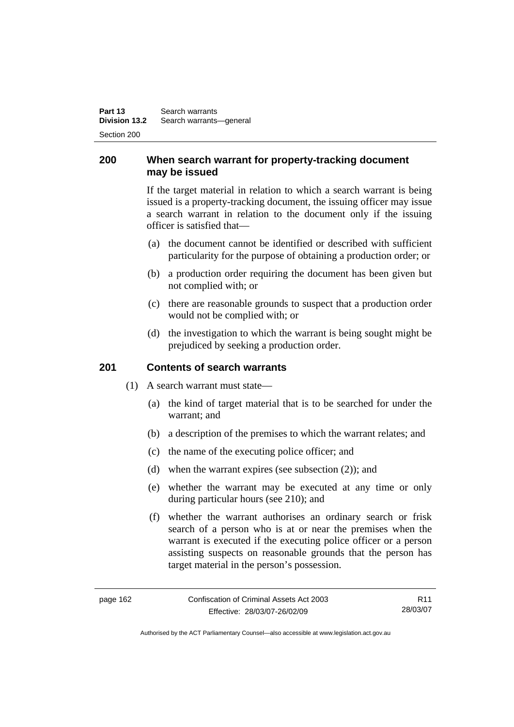## 200 When search warrant for property-tracking document may be issued

If the target material in relation to which a search warrant is being issued is a property-tracking document, the issuing officer may issue a search warrant in relation to the document only if the issuing officer is satisfied that—

(a) the document cannot be identified or described with sufficient particularity for the purpose of obtaining a production order; or

(b) a production order requiring the document has been given but not complied with; or

(c) there are reasonable grounds to suspect that a production order would not be complied with; or

(d) the investigation to which the warrant is being sought might be prejudiced by seeking a production order.

## 201 Contents of search warrants

(1) A search warrant must state—

(a) the kind of target material that is to be searched for under the warrant; and

(b) a description of the premises to which the warrant relates; and

(c) the name of the executing police officer; and

(d) when the warrant expires (see subsection (2)); and

(e) whether the warrant may be executed at any time or only during particular hours (see 210); and

(f) whether the warrant authorises an ordinary search or frisk search of a person who is at or near the premises when the warrant is executed if the executing police officer or a person assisting suspects on reasonable grounds that the person has target material in the person's possession.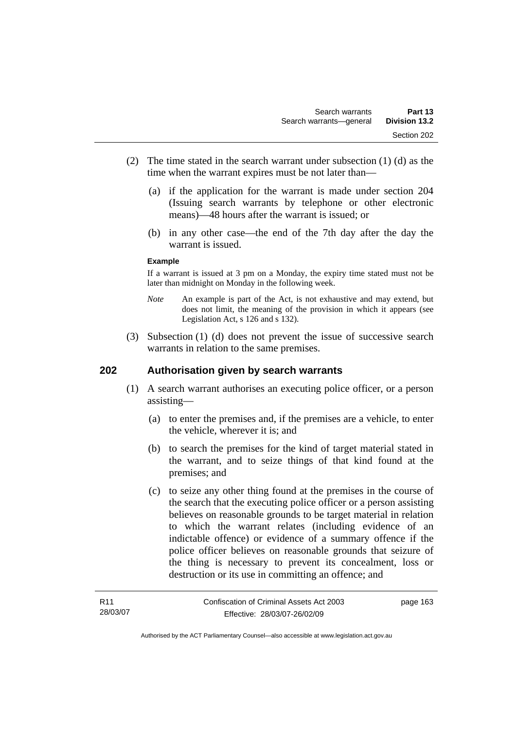(2) The time stated in the search warrant under subsection (1) (d) as the time when the warrant expires must be not later than—

(a) if the application for the warrant is made under section 204 (Issuing search warrants by telephone or other electronic means)—48 hours after the warrant is issued; or

(b) in any other case—the end of the 7th day after the day the warrant is issued.

**Example**

If a warrant is issued at 3 pm on a Monday, the expiry time stated must not be later than midnight on Monday in the following week.

*Note* An example is part of the Act, is not exhaustive and may extend, but does not limit, the meaning of the provision in which it appears (see Legislation Act, s 126 and s 132).

(3) Subsection (1) (d) does not prevent the issue of successive search warrants in relation to the same premises.

## 202 Authorisation given by search warrants

(1) A search warrant authorises an executing police officer, or a person assisting—

(a) to enter the premises and, if the premises are a vehicle, to enter the vehicle, wherever it is; and

(b) to search the premises for the kind of target material stated in the warrant, and to seize things of that kind found at the premises; and

(c) to seize any other thing found at the premises in the course of the search that the executing police officer or a person assisting believes on reasonable grounds to be target material in relation to which the warrant relates (including evidence of an indictable offence) or evidence of a summary offence if the police officer believes on reasonable grounds that seizure of the thing is necessary to prevent its concealment, loss or destruction or its use in committing an offence; and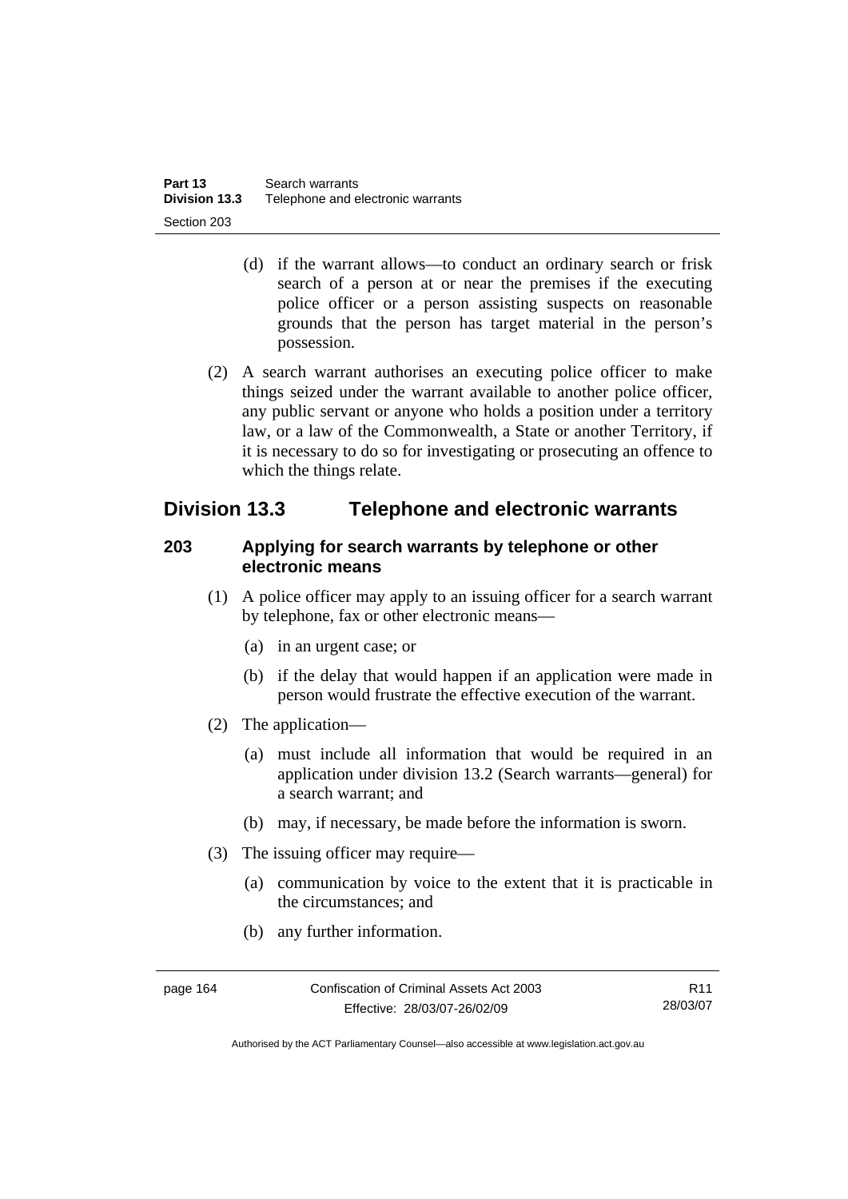(d) if the warrant allows—to conduct an ordinary search or frisk search of a person at or near the premises if the executing police officer or a person assisting suspects on reasonable grounds that the person has target material in the person's possession.

(2) A search warrant authorises an executing police officer to make things seized under the warrant available to another police officer, any public servant or anyone who holds a position under a territory law, or a law of the Commonwealth, a State or another Territory, if it is necessary to do so for investigating or prosecuting an offence to which the things relate.

## Division 13.3 Telephone and electronic warrants

### 203 Applying for search warrants by telephone or other electronic means

(1) A police officer may apply to an issuing officer for a search warrant by telephone, fax or other electronic means—

(a) in an urgent case; or

(b) if the delay that would happen if an application were made in person would frustrate the effective execution of the warrant.

(2) The application—

(a) must include all information that would be required in an application under division 13.2 (Search warrants—general) for a search warrant; and

(b) may, if necessary, be made before the information is sworn.

(3) The issuing officer may require—

(a) communication by voice to the extent that it is practicable in the circumstances; and

(b) any further information.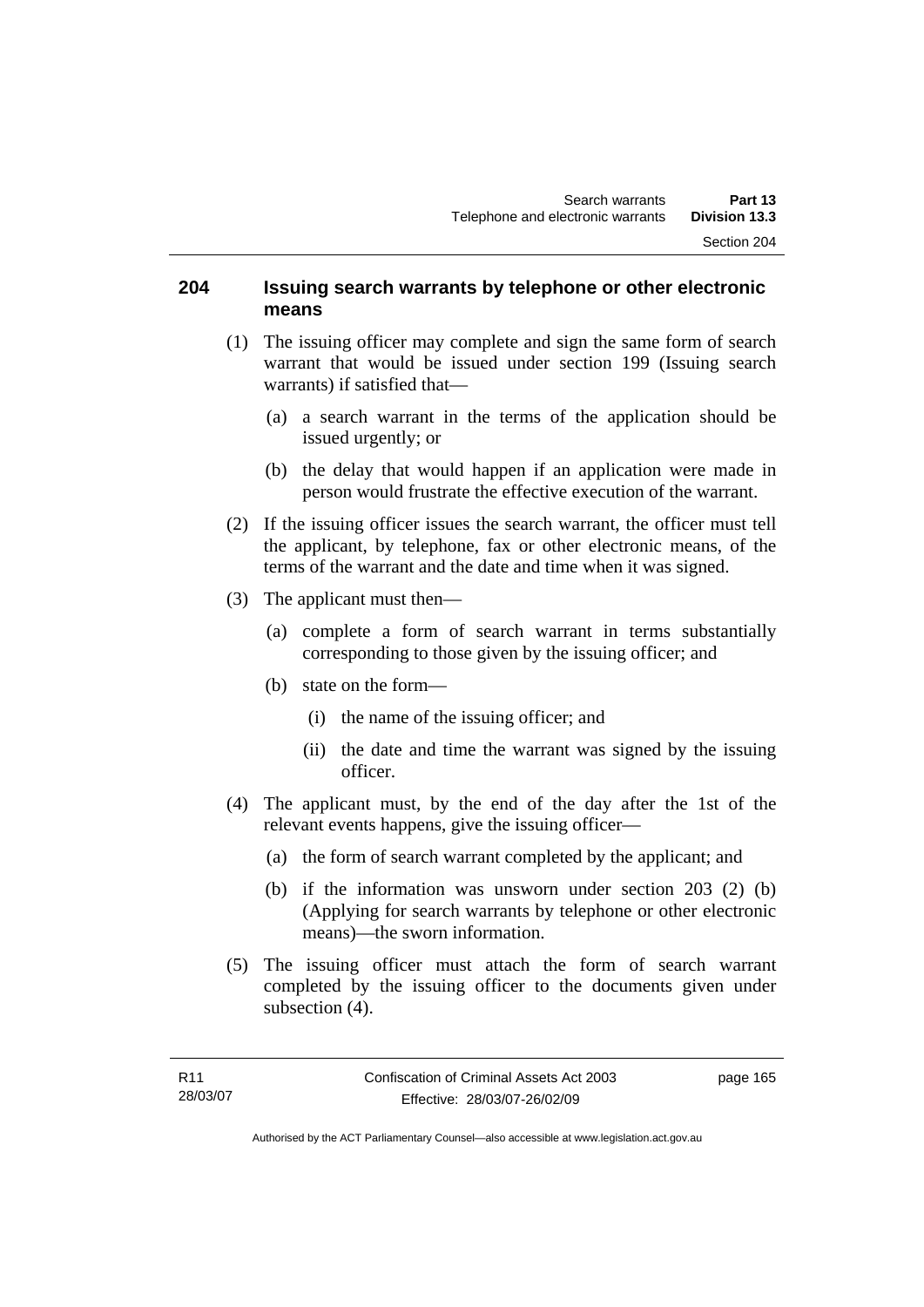## 204 Issuing search warrants by telephone or other electronic means

(1) The issuing officer may complete and sign the same form of search warrant that would be issued under section 199 (Issuing search warrants) if satisfied that—

(a) a search warrant in the terms of the application should be issued urgently; or

(b) the delay that would happen if an application were made in person would frustrate the effective execution of the warrant.

(2) If the issuing officer issues the search warrant, the officer must tell the applicant, by telephone, fax or other electronic means, of the terms of the warrant and the date and time when it was signed.

(3) The applicant must then—

(a) complete a form of search warrant in terms substantially corresponding to those given by the issuing officer; and

(b) state on the form—

(i) the name of the issuing officer; and

(ii) the date and time the warrant was signed by the issuing officer.

(4) The applicant must, by the end of the day after the 1st of the relevant events happens, give the issuing officer—

(a) the form of search warrant completed by the applicant; and

(b) if the information was unsworn under section 203 (2) (b) (Applying for search warrants by telephone or other electronic means)—the sworn information.

(5) The issuing officer must attach the form of search warrant completed by the issuing officer to the documents given under subsection (4).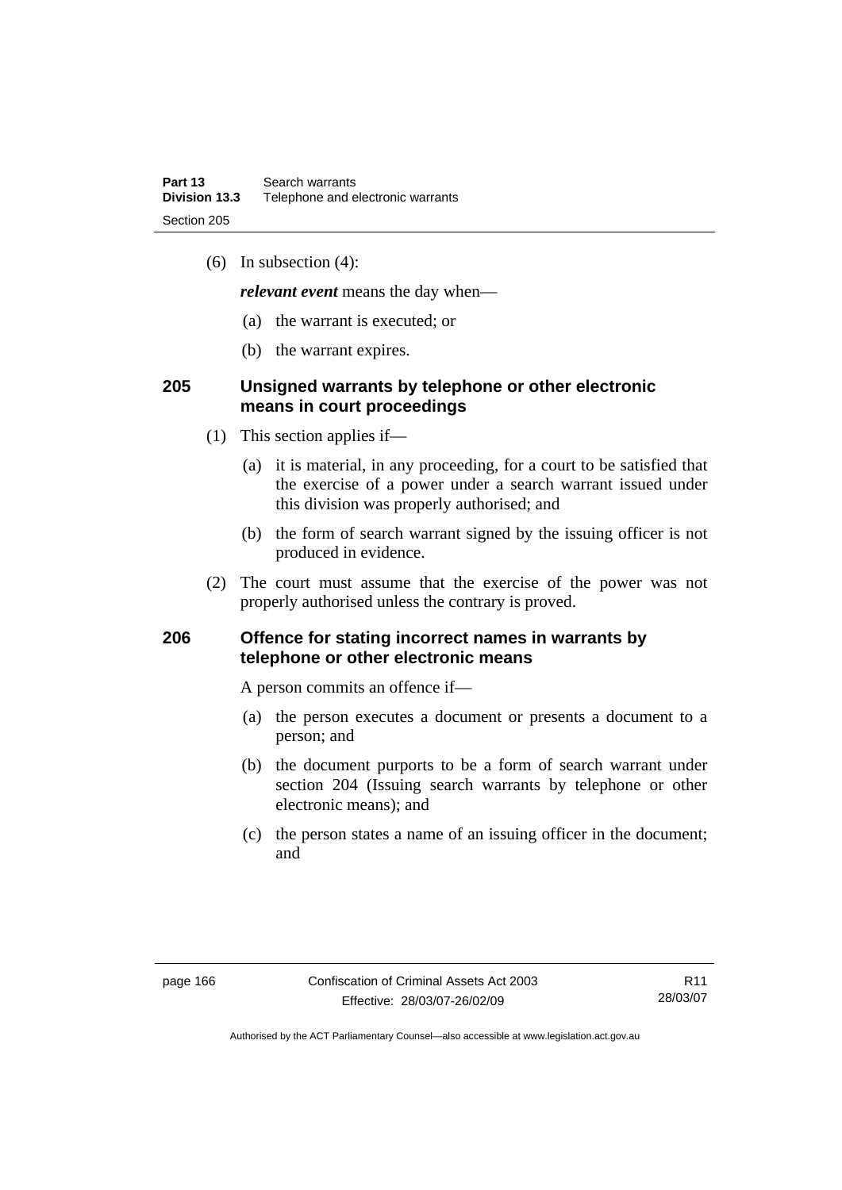(6) In subsection (4):

***relevant event*** means the day when—

(a) the warrant is executed; or

(b) the warrant expires.

### 205 Unsigned warrants by telephone or other electronic means in court proceedings

(1) This section applies if—

(a) it is material, in any proceeding, for a court to be satisfied that the exercise of a power under a search warrant issued under this division was properly authorised; and

(b) the form of search warrant signed by the issuing officer is not produced in evidence.

(2) The court must assume that the exercise of the power was not properly authorised unless the contrary is proved.

### 206 Offence for stating incorrect names in warrants by telephone or other electronic means

A person commits an offence if—

(a) the person executes a document or presents a document to a person; and

(b) the document purports to be a form of search warrant under section 204 (Issuing search warrants by telephone or other electronic means); and

(c) the person states a name of an issuing officer in the document; and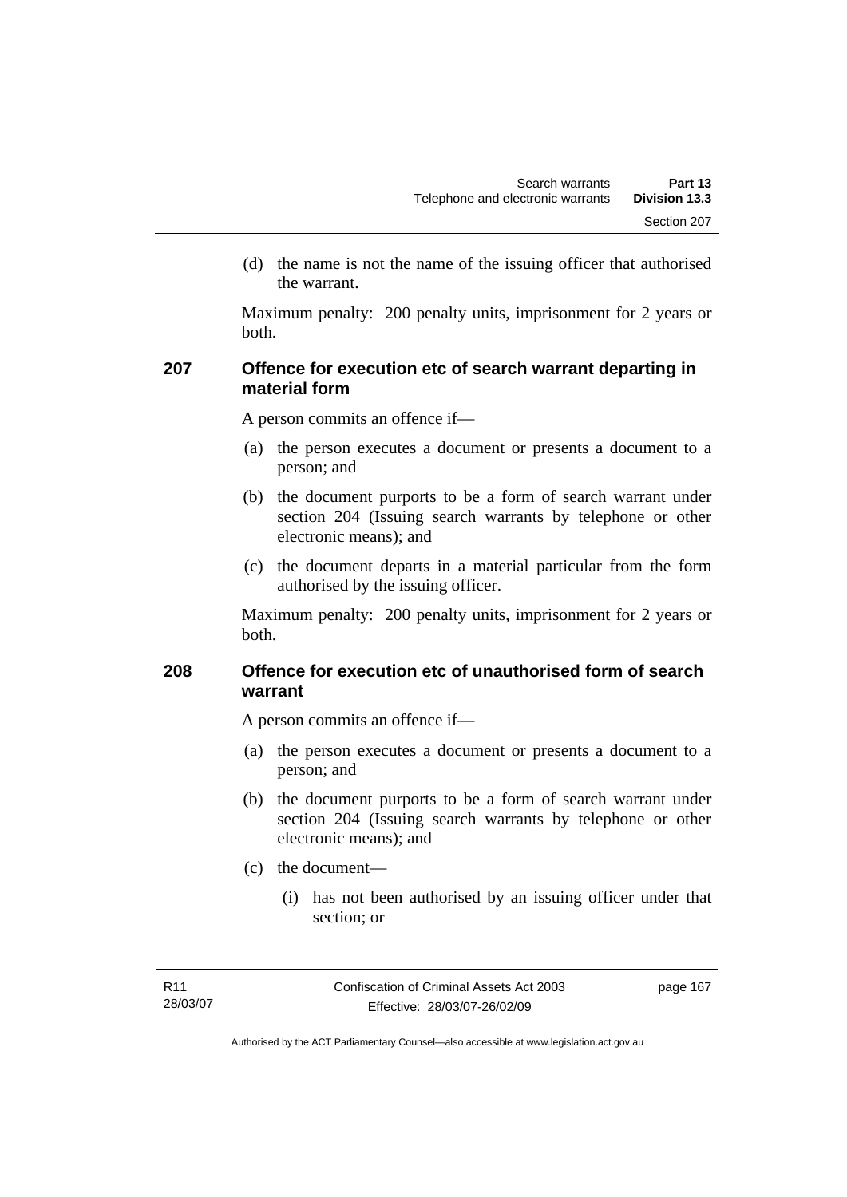(d) the name is not the name of the issuing officer that authorised the warrant.

Maximum penalty: 200 penalty units, imprisonment for 2 years or both.

## 207 Offence for execution etc of search warrant departing in material form

A person commits an offence if—

(a) the person executes a document or presents a document to a person; and

(b) the document purports to be a form of search warrant under section 204 (Issuing search warrants by telephone or other electronic means); and

(c) the document departs in a material particular from the form authorised by the issuing officer.

Maximum penalty: 200 penalty units, imprisonment for 2 years or both.

## 208 Offence for execution etc of unauthorised form of search warrant

A person commits an offence if—

(a) the person executes a document or presents a document to a person; and

(b) the document purports to be a form of search warrant under section 204 (Issuing search warrants by telephone or other electronic means); and

(c) the document—

(i) has not been authorised by an issuing officer under that section; or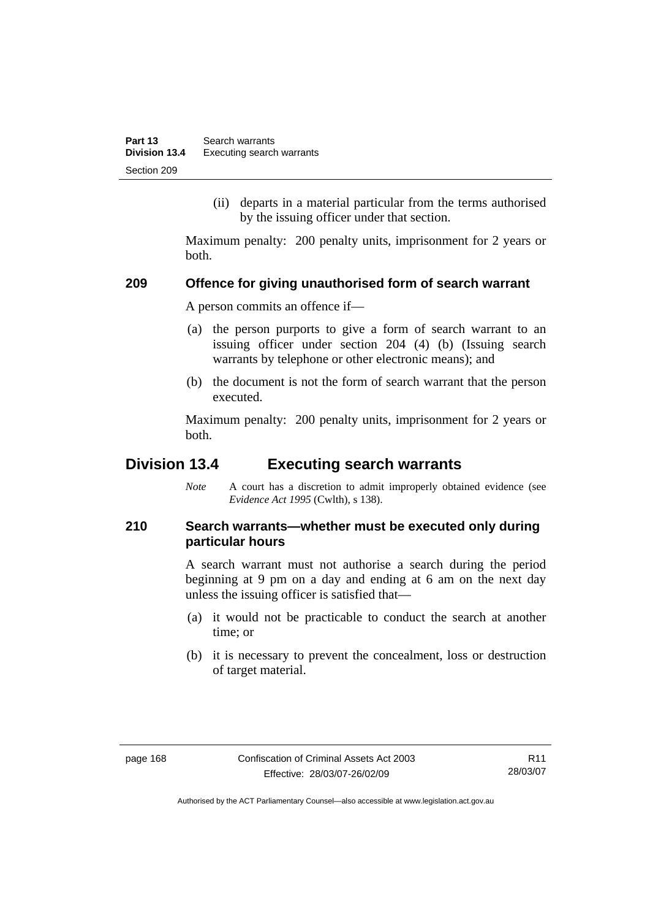(ii) departs in a material particular from the terms authorised by the issuing officer under that section.

Maximum penalty: 200 penalty units, imprisonment for 2 years or both.

### 209 Offence for giving unauthorised form of search warrant

A person commits an offence if—

(a) the person purports to give a form of search warrant to an issuing officer under section 204 (4) (b) (Issuing search warrants by telephone or other electronic means); and

(b) the document is not the form of search warrant that the person executed.

Maximum penalty: 200 penalty units, imprisonment for 2 years or both.

## Division 13.4 Executing search warrants

*Note* A court has a discretion to admit improperly obtained evidence (see *Evidence Act 1995* (Cwlth), s 138).

### 210 Search warrants—whether must be executed only during particular hours

A search warrant must not authorise a search during the period beginning at 9 pm on a day and ending at 6 am on the next day unless the issuing officer is satisfied that—

(a) it would not be practicable to conduct the search at another time; or

(b) it is necessary to prevent the concealment, loss or destruction of target material.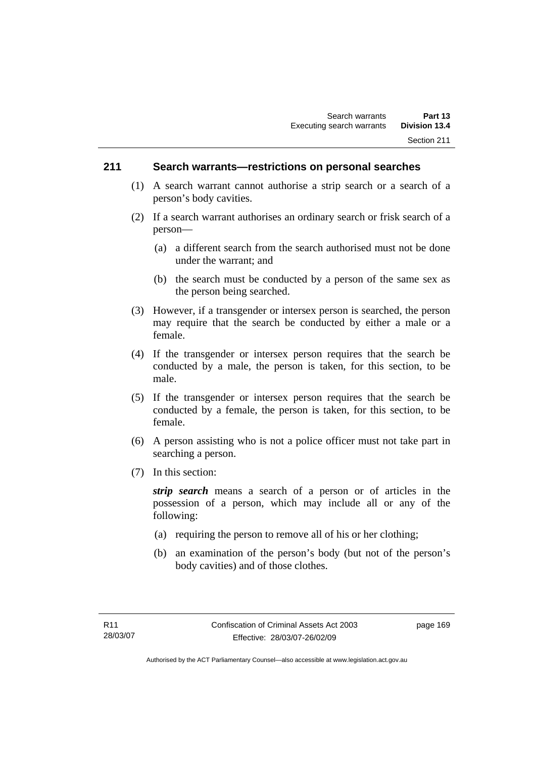## 211 Search warrants—restrictions on personal searches

(1) A search warrant cannot authorise a strip search or a search of a person's body cavities.

(2) If a search warrant authorises an ordinary search or frisk search of a person—

(a) a different search from the search authorised must not be done under the warrant; and

(b) the search must be conducted by a person of the same sex as the person being searched.

(3) However, if a transgender or intersex person is searched, the person may require that the search be conducted by either a male or a female.

(4) If the transgender or intersex person requires that the search be conducted by a male, the person is taken, for this section, to be male.

(5) If the transgender or intersex person requires that the search be conducted by a female, the person is taken, for this section, to be female.

(6) A person assisting who is not a police officer must not take part in searching a person.

(7) In this section:

***strip search*** means a search of a person or of articles in the possession of a person, which may include all or any of the following:

(a) requiring the person to remove all of his or her clothing;

(b) an examination of the person's body (but not of the person's body cavities) and of those clothes.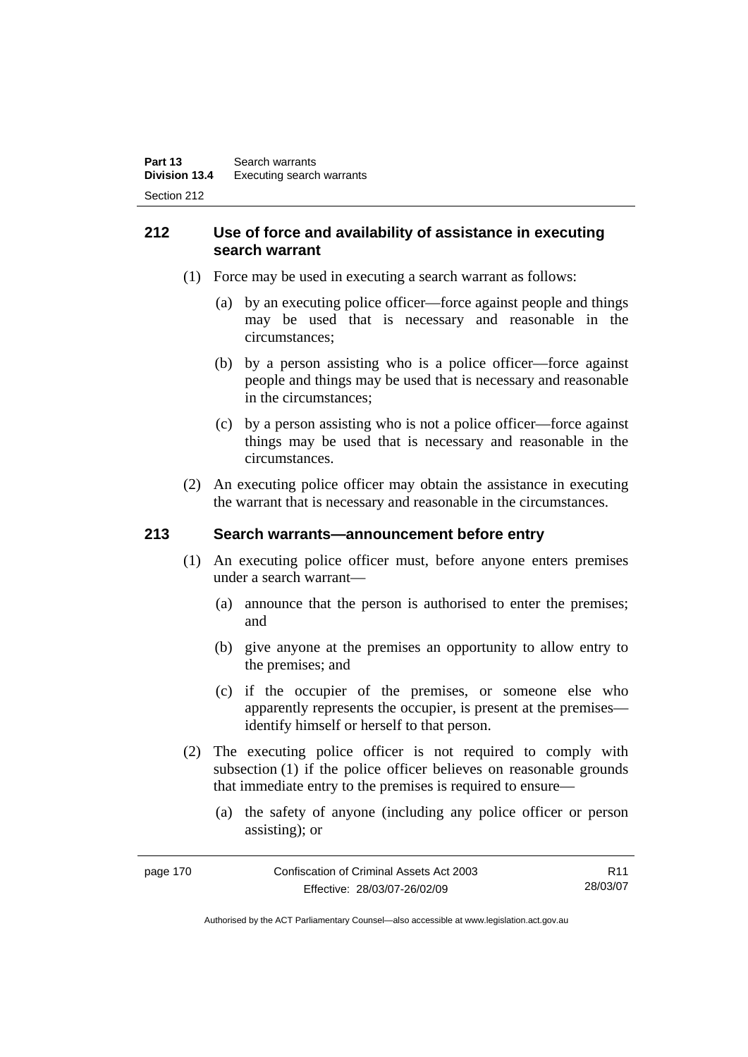## 212 Use of force and availability of assistance in executing search warrant

(1) Force may be used in executing a search warrant as follows:

(a) by an executing police officer—force against people and things may be used that is necessary and reasonable in the circumstances;

(b) by a person assisting who is a police officer—force against people and things may be used that is necessary and reasonable in the circumstances;

(c) by a person assisting who is not a police officer—force against things may be used that is necessary and reasonable in the circumstances.

(2) An executing police officer may obtain the assistance in executing the warrant that is necessary and reasonable in the circumstances.

## 213 Search warrants—announcement before entry

(1) An executing police officer must, before anyone enters premises under a search warrant—

(a) announce that the person is authorised to enter the premises; and

(b) give anyone at the premises an opportunity to allow entry to the premises; and

(c) if the occupier of the premises, or someone else who apparently represents the occupier, is present at the premises—identify himself or herself to that person.

(2) The executing police officer is not required to comply with subsection (1) if the police officer believes on reasonable grounds that immediate entry to the premises is required to ensure—

(a) the safety of anyone (including any police officer or person assisting); or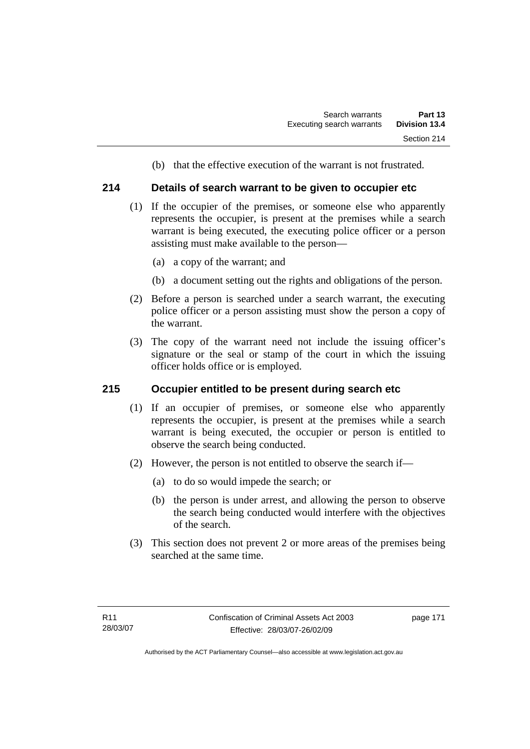(b) that the effective execution of the warrant is not frustrated.

## 214 Details of search warrant to be given to occupier etc

(1) If the occupier of the premises, or someone else who apparently represents the occupier, is present at the premises while a search warrant is being executed, the executing police officer or a person assisting must make available to the person—

(a) a copy of the warrant; and

(b) a document setting out the rights and obligations of the person.

(2) Before a person is searched under a search warrant, the executing police officer or a person assisting must show the person a copy of the warrant.

(3) The copy of the warrant need not include the issuing officer's signature or the seal or stamp of the court in which the issuing officer holds office or is employed.

## 215 Occupier entitled to be present during search etc

(1) If an occupier of premises, or someone else who apparently represents the occupier, is present at the premises while a search warrant is being executed, the occupier or person is entitled to observe the search being conducted.

(2) However, the person is not entitled to observe the search if—

(a) to do so would impede the search; or

(b) the person is under arrest, and allowing the person to observe the search being conducted would interfere with the objectives of the search.

(3) This section does not prevent 2 or more areas of the premises being searched at the same time.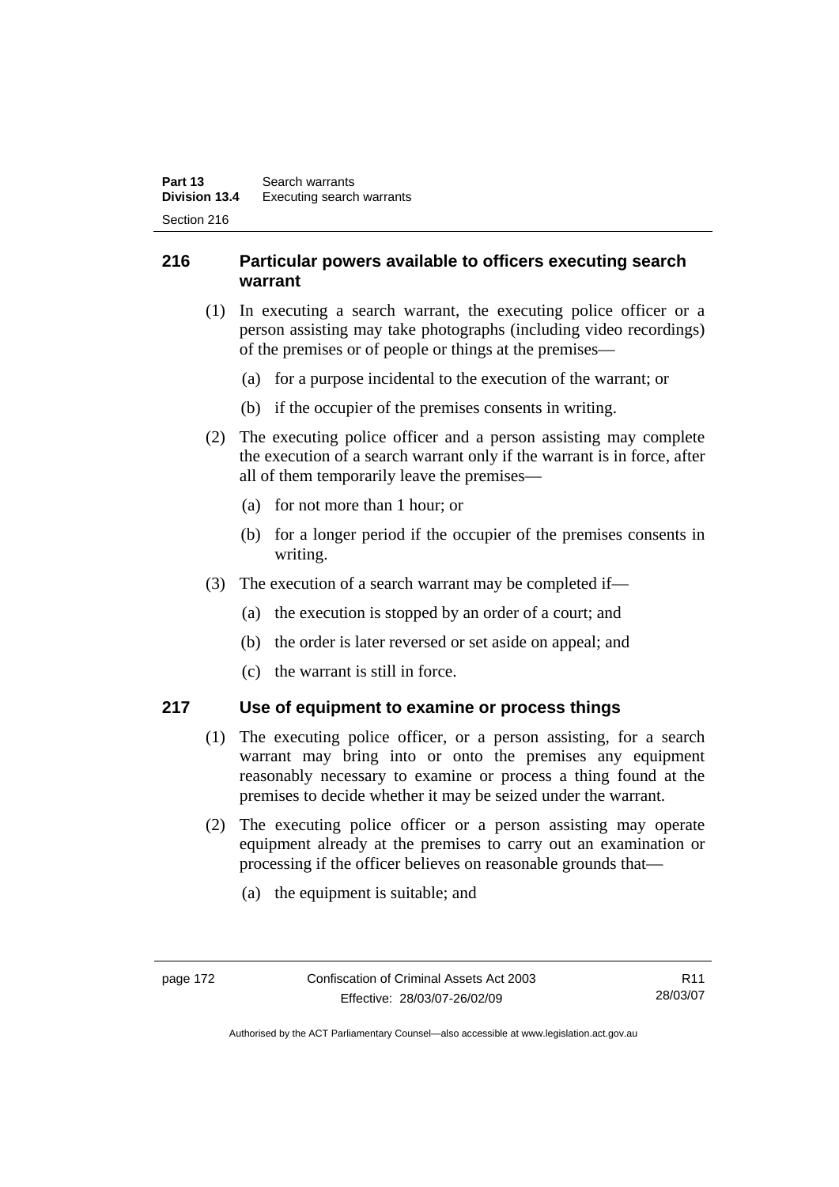## 216 Particular powers available to officers executing search warrant

(1) In executing a search warrant, the executing police officer or a person assisting may take photographs (including video recordings) of the premises or of people or things at the premises—

(a) for a purpose incidental to the execution of the warrant; or

(b) if the occupier of the premises consents in writing.

(2) The executing police officer and a person assisting may complete the execution of a search warrant only if the warrant is in force, after all of them temporarily leave the premises—

(a) for not more than 1 hour; or

(b) for a longer period if the occupier of the premises consents in writing.

(3) The execution of a search warrant may be completed if—

(a) the execution is stopped by an order of a court; and

(b) the order is later reversed or set aside on appeal; and

(c) the warrant is still in force.

## 217 Use of equipment to examine or process things

(1) The executing police officer, or a person assisting, for a search warrant may bring into or onto the premises any equipment reasonably necessary to examine or process a thing found at the premises to decide whether it may be seized under the warrant.

(2) The executing police officer or a person assisting may operate equipment already at the premises to carry out an examination or processing if the officer believes on reasonable grounds that—

(a) the equipment is suitable; and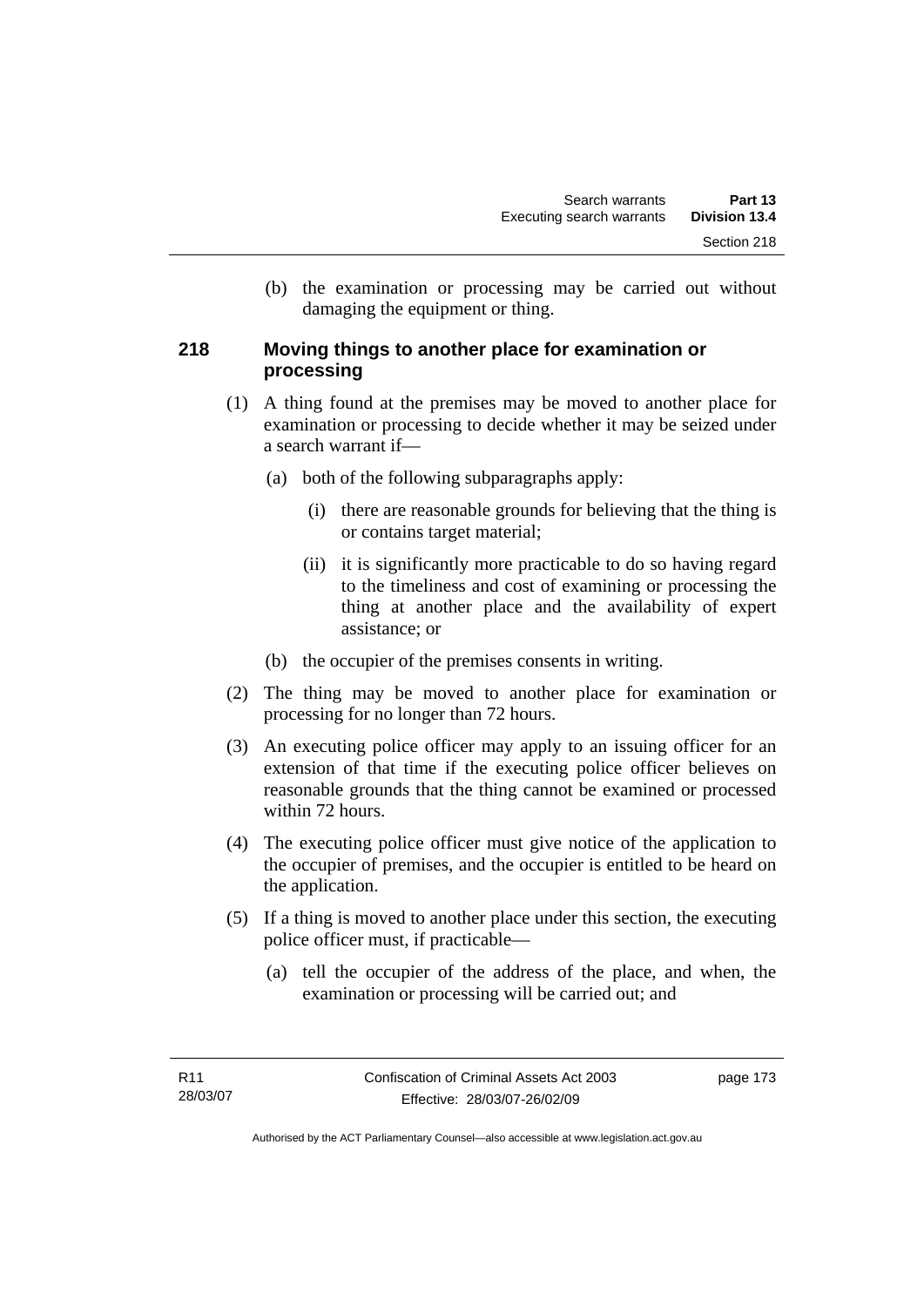(b) the examination or processing may be carried out without damaging the equipment or thing.

### 218 Moving things to another place for examination or processing

(1) A thing found at the premises may be moved to another place for examination or processing to decide whether it may be seized under a search warrant if—

(a) both of the following subparagraphs apply:

(i) there are reasonable grounds for believing that the thing is or contains target material;

(ii) it is significantly more practicable to do so having regard to the timeliness and cost of examining or processing the thing at another place and the availability of expert assistance; or

(b) the occupier of the premises consents in writing.

(2) The thing may be moved to another place for examination or processing for no longer than 72 hours.

(3) An executing police officer may apply to an issuing officer for an extension of that time if the executing police officer believes on reasonable grounds that the thing cannot be examined or processed within 72 hours.

(4) The executing police officer must give notice of the application to the occupier of premises, and the occupier is entitled to be heard on the application.

(5) If a thing is moved to another place under this section, the executing police officer must, if practicable—

(a) tell the occupier of the address of the place, and when, the examination or processing will be carried out; and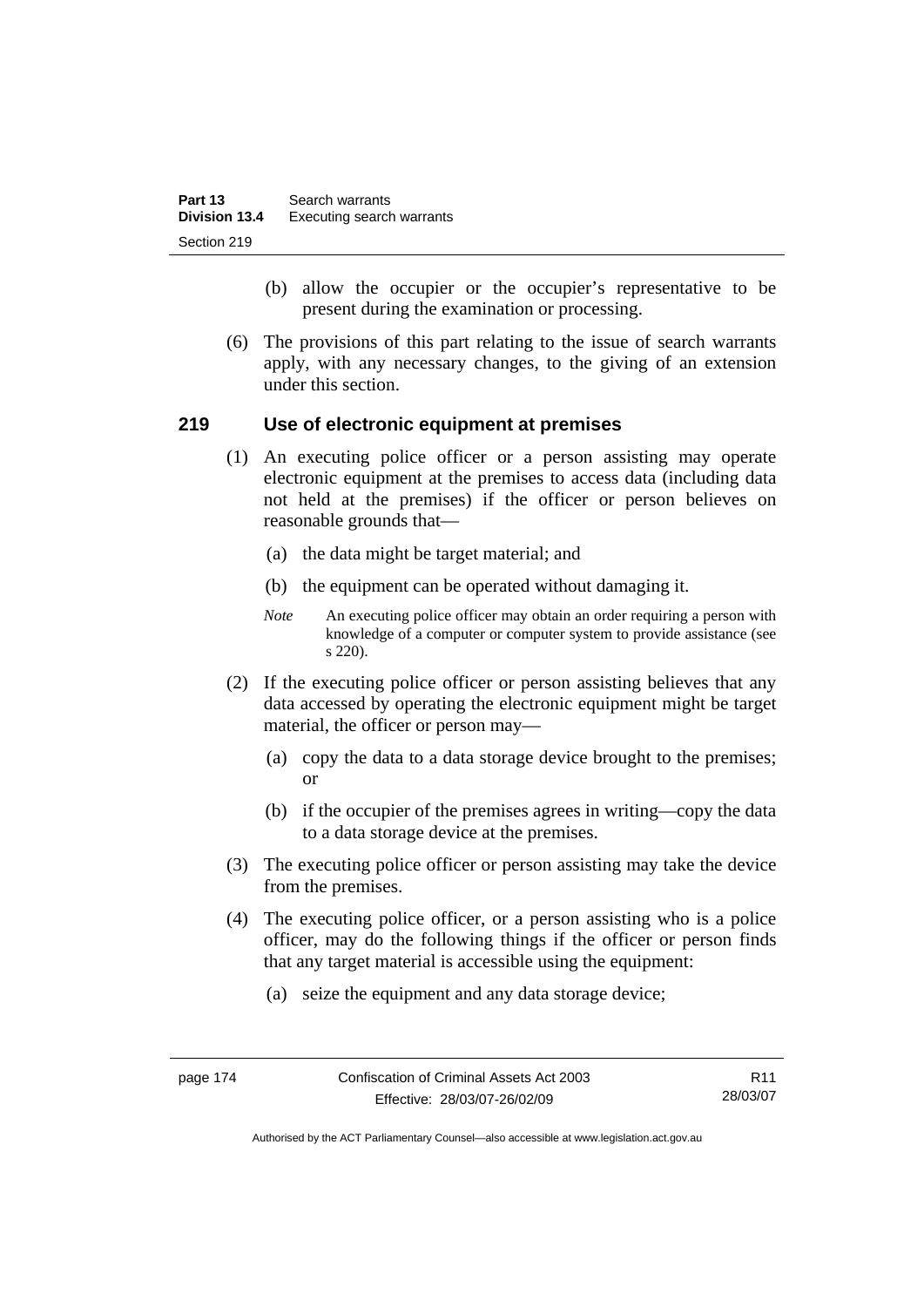(b) allow the occupier or the occupier's representative to be present during the examination or processing.

(6) The provisions of this part relating to the issue of search warrants apply, with any necessary changes, to the giving of an extension under this section.

## 219 Use of electronic equipment at premises

(1) An executing police officer or a person assisting may operate electronic equipment at the premises to access data (including data not held at the premises) if the officer or person believes on reasonable grounds that—

(a) the data might be target material; and

(b) the equipment can be operated without damaging it.

*Note* An executing police officer may obtain an order requiring a person with knowledge of a computer or computer system to provide assistance (see s 220).

(2) If the executing police officer or person assisting believes that any data accessed by operating the electronic equipment might be target material, the officer or person may—

(a) copy the data to a data storage device brought to the premises; or

(b) if the occupier of the premises agrees in writing—copy the data to a data storage device at the premises.

(3) The executing police officer or person assisting may take the device from the premises.

(4) The executing police officer, or a person assisting who is a police officer, may do the following things if the officer or person finds that any target material is accessible using the equipment:

(a) seize the equipment and any data storage device;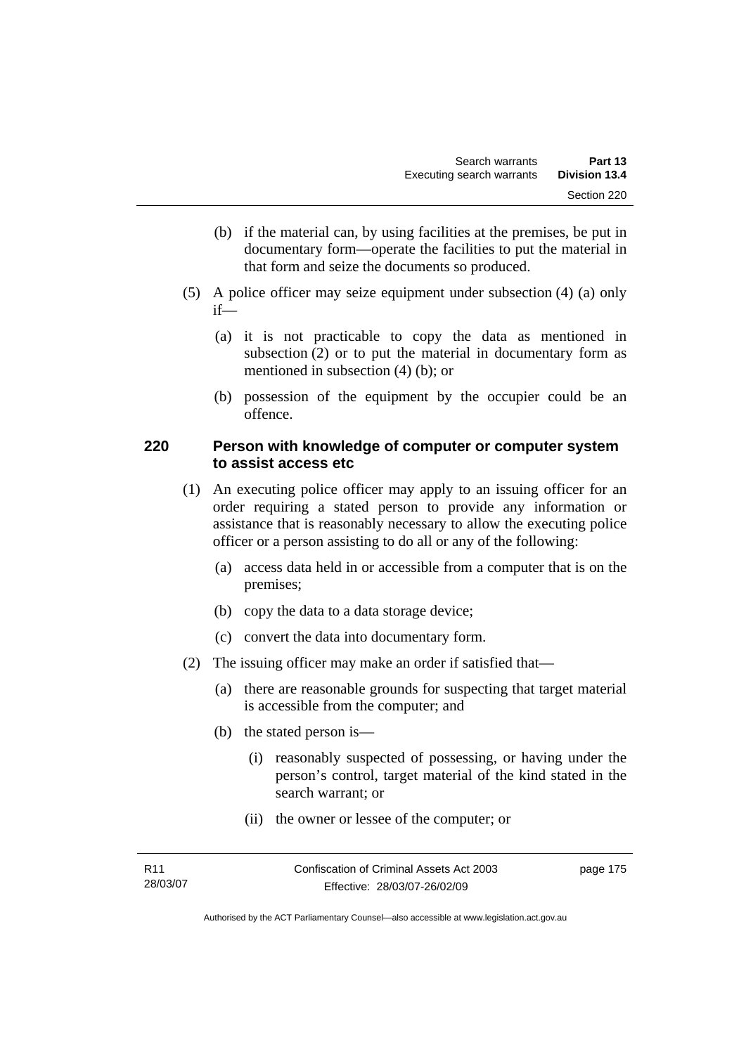(b) if the material can, by using facilities at the premises, be put in documentary form—operate the facilities to put the material in that form and seize the documents so produced.

(5) A police officer may seize equipment under subsection (4) (a) only if—

(a) it is not practicable to copy the data as mentioned in subsection (2) or to put the material in documentary form as mentioned in subsection (4) (b); or

(b) possession of the equipment by the occupier could be an offence.

### 220 Person with knowledge of computer or computer system to assist access etc

(1) An executing police officer may apply to an issuing officer for an order requiring a stated person to provide any information or assistance that is reasonably necessary to allow the executing police officer or a person assisting to do all or any of the following:

(a) access data held in or accessible from a computer that is on the premises;

(b) copy the data to a data storage device;

(c) convert the data into documentary form.

(2) The issuing officer may make an order if satisfied that—

(a) there are reasonable grounds for suspecting that target material is accessible from the computer; and

(b) the stated person is—

(i) reasonably suspected of possessing, or having under the person's control, target material of the kind stated in the search warrant; or

(ii) the owner or lessee of the computer; or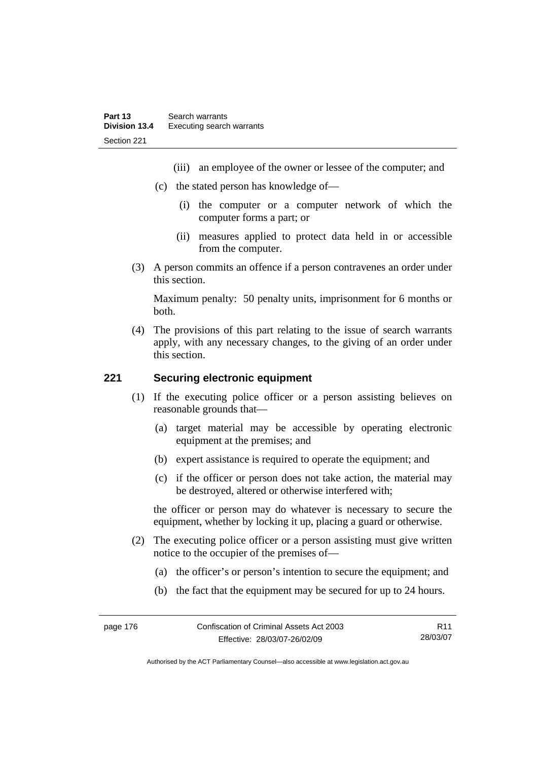(iii) an employee of the owner or lessee of the computer; and

(c) the stated person has knowledge of—

(i) the computer or a computer network of which the computer forms a part; or

(ii) measures applied to protect data held in or accessible from the computer.

(3) A person commits an offence if a person contravenes an order under this section.

Maximum penalty: 50 penalty units, imprisonment for 6 months or both.

(4) The provisions of this part relating to the issue of search warrants apply, with any necessary changes, to the giving of an order under this section.

## 221 Securing electronic equipment

(1) If the executing police officer or a person assisting believes on reasonable grounds that—

(a) target material may be accessible by operating electronic equipment at the premises; and

(b) expert assistance is required to operate the equipment; and

(c) if the officer or person does not take action, the material may be destroyed, altered or otherwise interfered with;

the officer or person may do whatever is necessary to secure the equipment, whether by locking it up, placing a guard or otherwise.

(2) The executing police officer or a person assisting must give written notice to the occupier of the premises of—

(a) the officer's or person's intention to secure the equipment; and

(b) the fact that the equipment may be secured for up to 24 hours.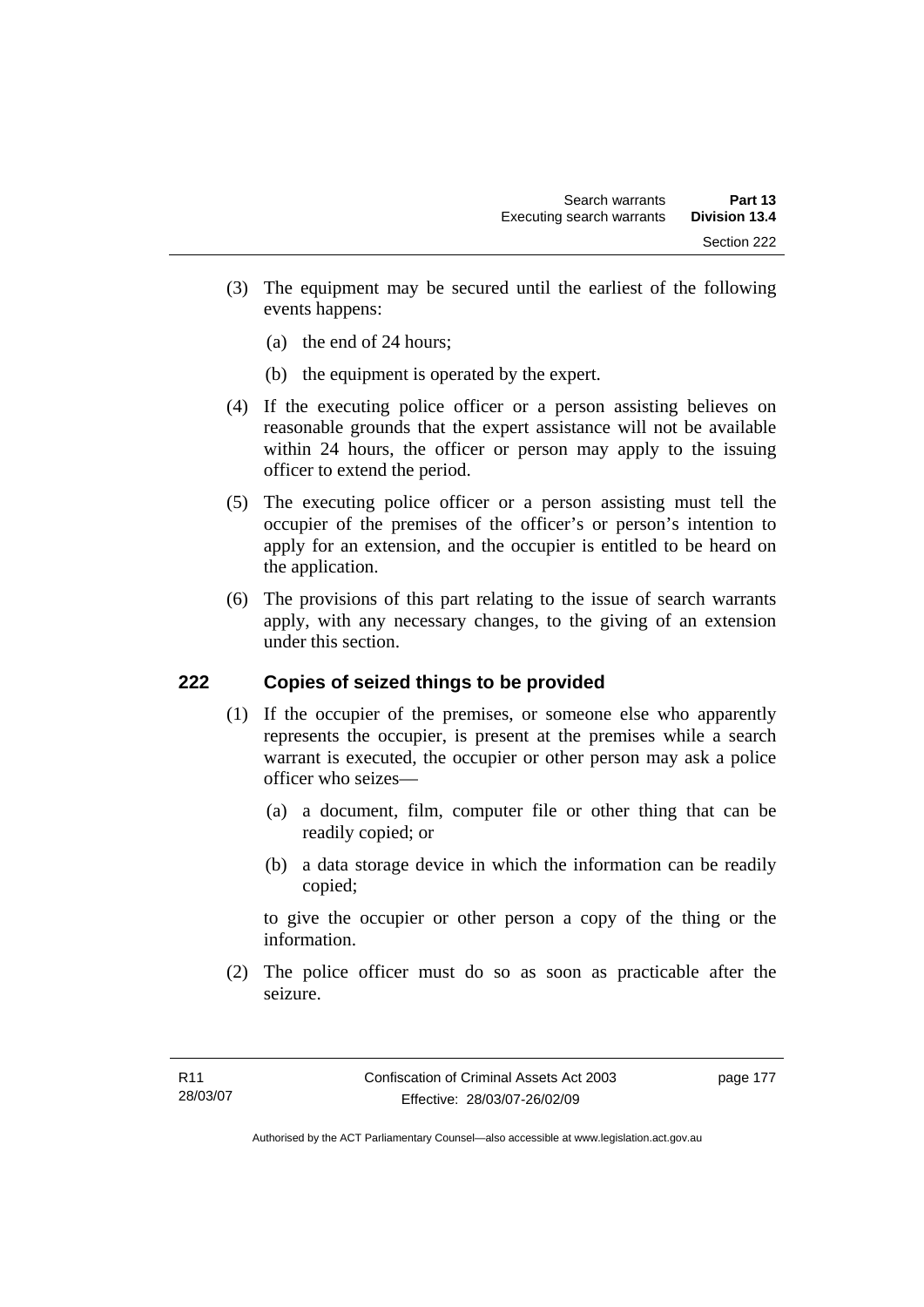(3) The equipment may be secured until the earliest of the following events happens:

(a) the end of 24 hours;

(b) the equipment is operated by the expert.

(4) If the executing police officer or a person assisting believes on reasonable grounds that the expert assistance will not be available within 24 hours, the officer or person may apply to the issuing officer to extend the period.

(5) The executing police officer or a person assisting must tell the occupier of the premises of the officer's or person's intention to apply for an extension, and the occupier is entitled to be heard on the application.

(6) The provisions of this part relating to the issue of search warrants apply, with any necessary changes, to the giving of an extension under this section.

## 222 Copies of seized things to be provided

(1) If the occupier of the premises, or someone else who apparently represents the occupier, is present at the premises while a search warrant is executed, the occupier or other person may ask a police officer who seizes—

(a) a document, film, computer file or other thing that can be readily copied; or

(b) a data storage device in which the information can be readily copied;

to give the occupier or other person a copy of the thing or the information.

(2) The police officer must do so as soon as practicable after the seizure.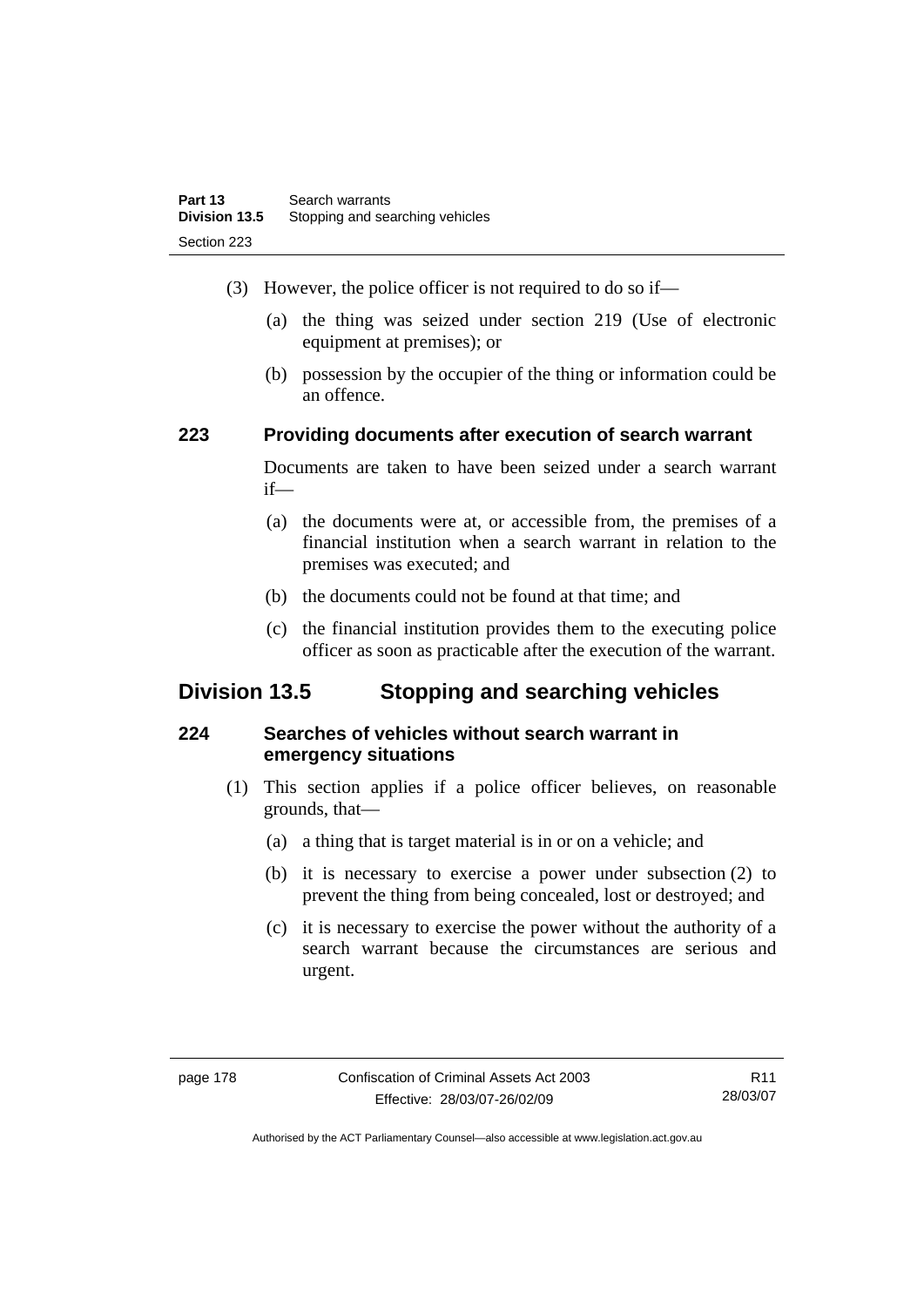(3) However, the police officer is not required to do so if—

(a) the thing was seized under section 219 (Use of electronic equipment at premises); or

(b) possession by the occupier of the thing or information could be an offence.

### 223 Providing documents after execution of search warrant

Documents are taken to have been seized under a search warrant if—

(a) the documents were at, or accessible from, the premises of a financial institution when a search warrant in relation to the premises was executed; and

(b) the documents could not be found at that time; and

(c) the financial institution provides them to the executing police officer as soon as practicable after the execution of the warrant.

## Division 13.5 Stopping and searching vehicles

### 224 Searches of vehicles without search warrant in emergency situations

(1) This section applies if a police officer believes, on reasonable grounds, that—

(a) a thing that is target material is in or on a vehicle; and

(b) it is necessary to exercise a power under subsection (2) to prevent the thing from being concealed, lost or destroyed; and

(c) it is necessary to exercise the power without the authority of a search warrant because the circumstances are serious and urgent.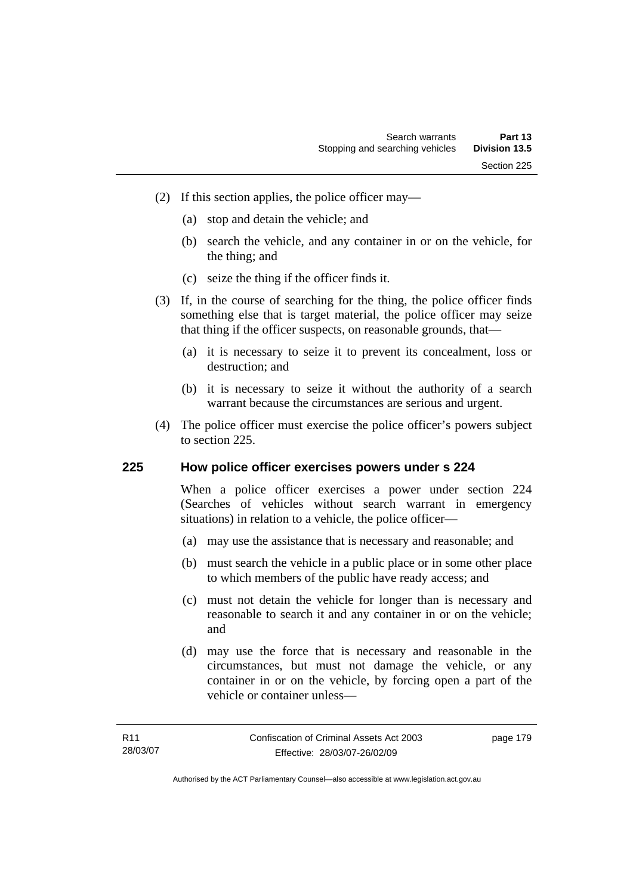(2) If this section applies, the police officer may—

(a) stop and detain the vehicle; and

(b) search the vehicle, and any container in or on the vehicle, for the thing; and

(c) seize the thing if the officer finds it.

(3) If, in the course of searching for the thing, the police officer finds something else that is target material, the police officer may seize that thing if the officer suspects, on reasonable grounds, that—

(a) it is necessary to seize it to prevent its concealment, loss or destruction; and

(b) it is necessary to seize it without the authority of a search warrant because the circumstances are serious and urgent.

(4) The police officer must exercise the police officer's powers subject to section 225.

## 225 How police officer exercises powers under s 224

When a police officer exercises a power under section 224 (Searches of vehicles without search warrant in emergency situations) in relation to a vehicle, the police officer—

(a) may use the assistance that is necessary and reasonable; and

(b) must search the vehicle in a public place or in some other place to which members of the public have ready access; and

(c) must not detain the vehicle for longer than is necessary and reasonable to search it and any container in or on the vehicle; and

(d) may use the force that is necessary and reasonable in the circumstances, but must not damage the vehicle, or any container in or on the vehicle, by forcing open a part of the vehicle or container unless—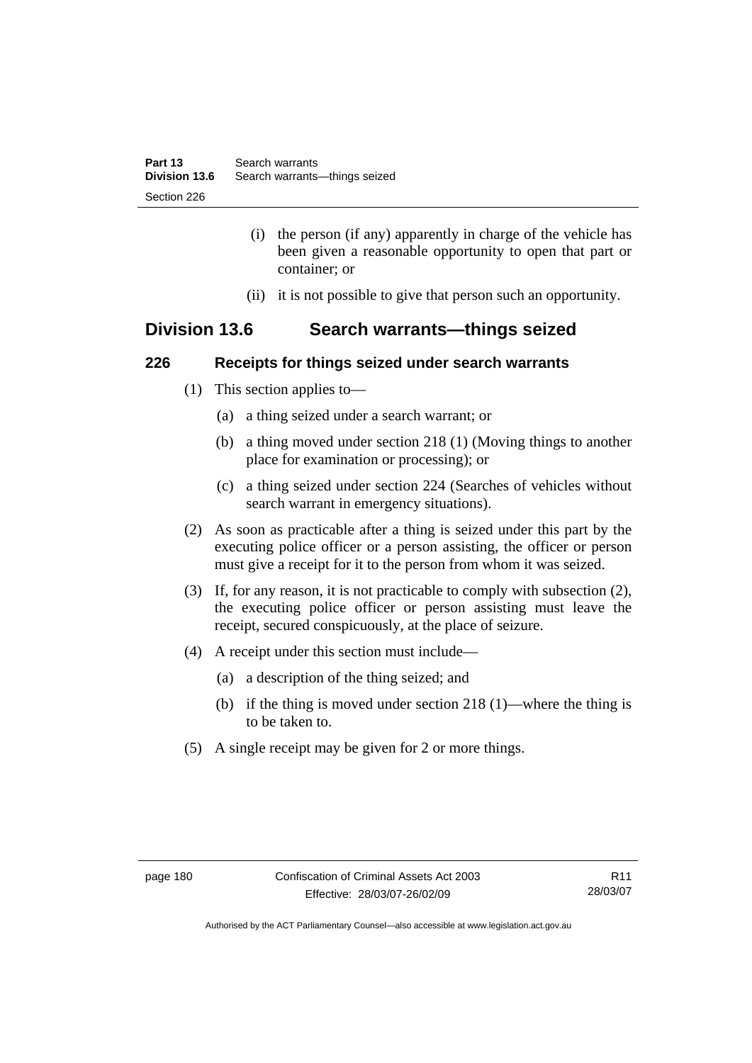(i) the person (if any) apparently in charge of the vehicle has been given a reasonable opportunity to open that part or container; or

(ii) it is not possible to give that person such an opportunity.

## Division 13.6 Search warrants—things seized

### 226 Receipts for things seized under search warrants

(1) This section applies to—

(a) a thing seized under a search warrant; or

(b) a thing moved under section 218 (1) (Moving things to another place for examination or processing); or

(c) a thing seized under section 224 (Searches of vehicles without search warrant in emergency situations).

(2) As soon as practicable after a thing is seized under this part by the executing police officer or a person assisting, the officer or person must give a receipt for it to the person from whom it was seized.

(3) If, for any reason, it is not practicable to comply with subsection (2), the executing police officer or person assisting must leave the receipt, secured conspicuously, at the place of seizure.

(4) A receipt under this section must include—

(a) a description of the thing seized; and

(b) if the thing is moved under section 218 (1)—where the thing is to be taken to.

(5) A single receipt may be given for 2 or more things.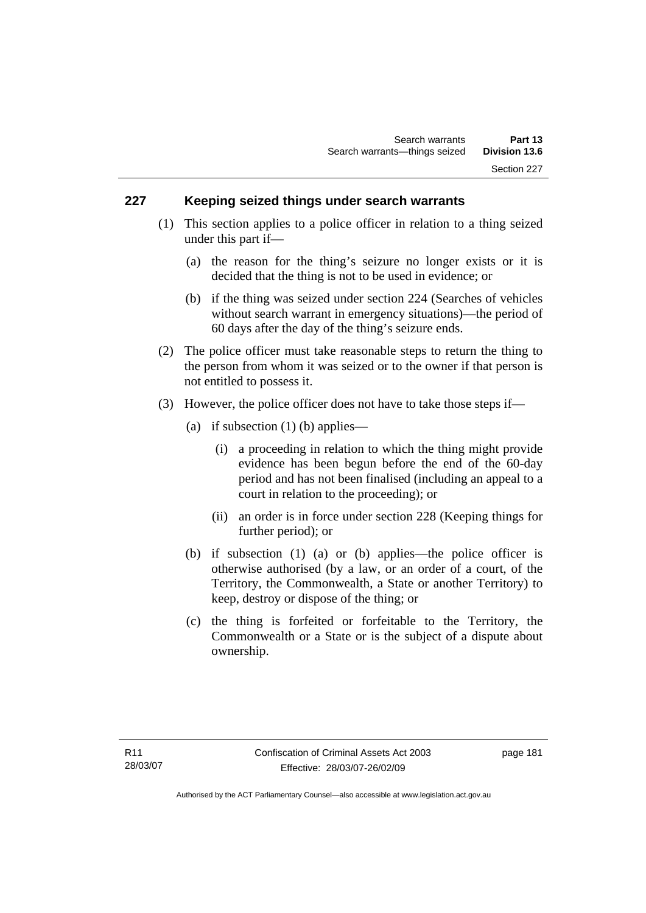## 227 Keeping seized things under search warrants

(1) This section applies to a police officer in relation to a thing seized under this part if—

(a) the reason for the thing's seizure no longer exists or it is decided that the thing is not to be used in evidence; or

(b) if the thing was seized under section 224 (Searches of vehicles without search warrant in emergency situations)—the period of 60 days after the day of the thing's seizure ends.

(2) The police officer must take reasonable steps to return the thing to the person from whom it was seized or to the owner if that person is not entitled to possess it.

(3) However, the police officer does not have to take those steps if—

(a) if subsection (1) (b) applies—

(i) a proceeding in relation to which the thing might provide evidence has been begun before the end of the 60-day period and has not been finalised (including an appeal to a court in relation to the proceeding); or

(ii) an order is in force under section 228 (Keeping things for further period); or

(b) if subsection (1) (a) or (b) applies—the police officer is otherwise authorised (by a law, or an order of a court, of the Territory, the Commonwealth, a State or another Territory) to keep, destroy or dispose of the thing; or

(c) the thing is forfeited or forfeitable to the Territory, the Commonwealth or a State or is the subject of a dispute about ownership.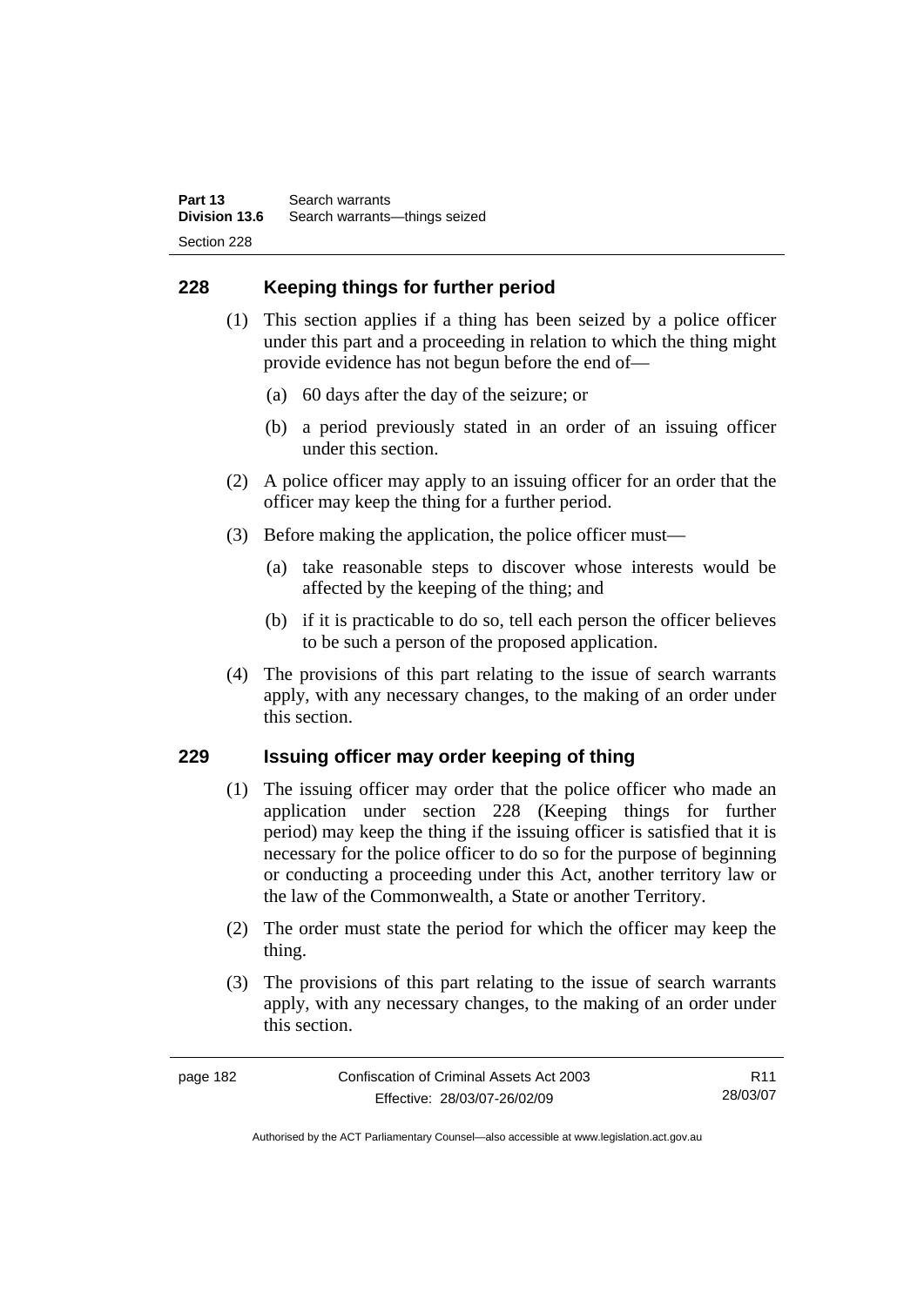## 228 Keeping things for further period

(1) This section applies if a thing has been seized by a police officer under this part and a proceeding in relation to which the thing might provide evidence has not begun before the end of—

(a) 60 days after the day of the seizure; or

(b) a period previously stated in an order of an issuing officer under this section.

(2) A police officer may apply to an issuing officer for an order that the officer may keep the thing for a further period.

(3) Before making the application, the police officer must—

(a) take reasonable steps to discover whose interests would be affected by the keeping of the thing; and

(b) if it is practicable to do so, tell each person the officer believes to be such a person of the proposed application.

(4) The provisions of this part relating to the issue of search warrants apply, with any necessary changes, to the making of an order under this section.

## 229 Issuing officer may order keeping of thing

(1) The issuing officer may order that the police officer who made an application under section 228 (Keeping things for further period) may keep the thing if the issuing officer is satisfied that it is necessary for the police officer to do so for the purpose of beginning or conducting a proceeding under this Act, another territory law or the law of the Commonwealth, a State or another Territory.

(2) The order must state the period for which the officer may keep the thing.

(3) The provisions of this part relating to the issue of search warrants apply, with any necessary changes, to the making of an order under this section.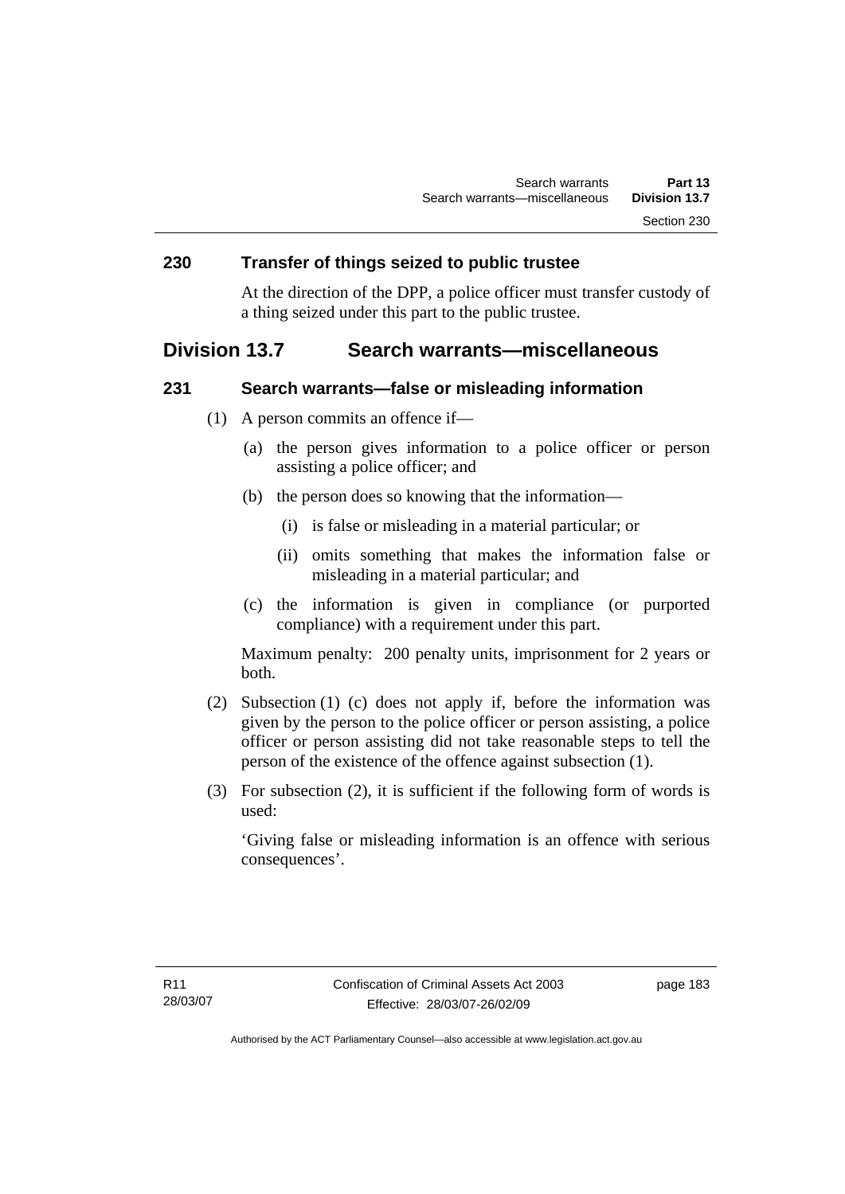### 230 Transfer of things seized to public trustee

At the direction of the DPP, a police officer must transfer custody of a thing seized under this part to the public trustee.

## Division 13.7 Search warrants—miscellaneous

### 231 Search warrants—false or misleading information

(1) A person commits an offence if—

(a) the person gives information to a police officer or person assisting a police officer; and

(b) the person does so knowing that the information—

(i) is false or misleading in a material particular; or

(ii) omits something that makes the information false or misleading in a material particular; and

(c) the information is given in compliance (or purported compliance) with a requirement under this part.

Maximum penalty: 200 penalty units, imprisonment for 2 years or both.

(2) Subsection (1) (c) does not apply if, before the information was given by the person to the police officer or person assisting, a police officer or person assisting did not take reasonable steps to tell the person of the existence of the offence against subsection (1).

(3) For subsection (2), it is sufficient if the following form of words is used:

'Giving false or misleading information is an offence with serious consequences'.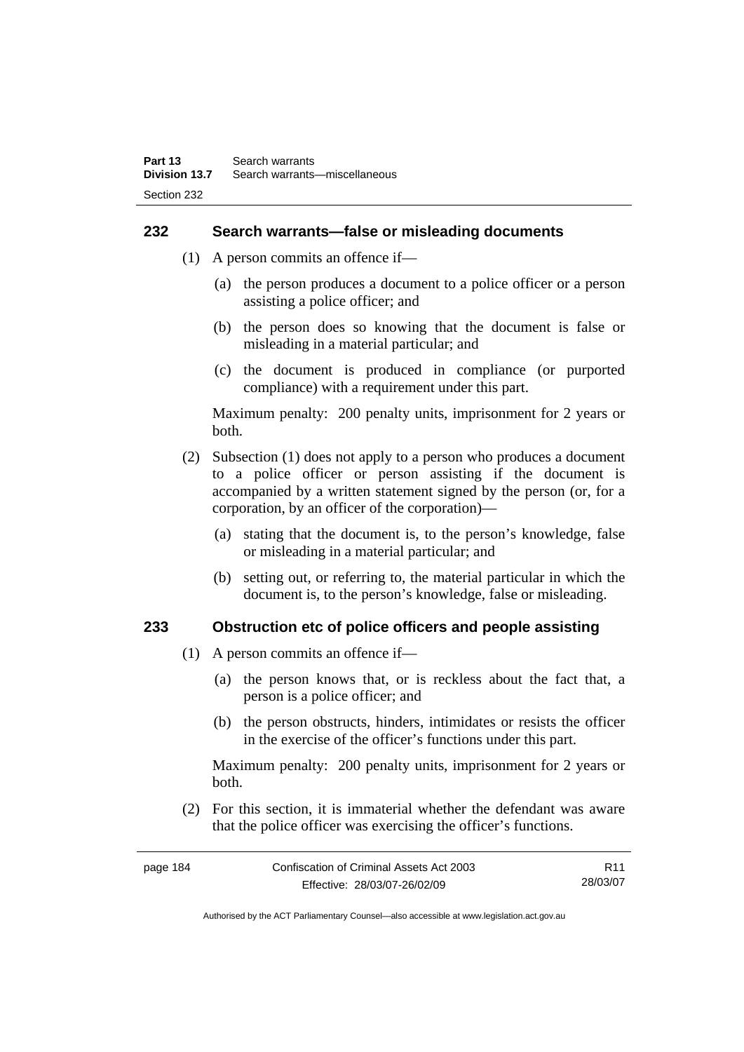## 232 Search warrants—false or misleading documents

(1) A person commits an offence if—

(a) the person produces a document to a police officer or a person assisting a police officer; and

(b) the person does so knowing that the document is false or misleading in a material particular; and

(c) the document is produced in compliance (or purported compliance) with a requirement under this part.

Maximum penalty: 200 penalty units, imprisonment for 2 years or both.

(2) Subsection (1) does not apply to a person who produces a document to a police officer or person assisting if the document is accompanied by a written statement signed by the person (or, for a corporation, by an officer of the corporation)—

(a) stating that the document is, to the person's knowledge, false or misleading in a material particular; and

(b) setting out, or referring to, the material particular in which the document is, to the person's knowledge, false or misleading.

## 233 Obstruction etc of police officers and people assisting

(1) A person commits an offence if—

(a) the person knows that, or is reckless about the fact that, a person is a police officer; and

(b) the person obstructs, hinders, intimidates or resists the officer in the exercise of the officer's functions under this part.

Maximum penalty: 200 penalty units, imprisonment for 2 years or both.

(2) For this section, it is immaterial whether the defendant was aware that the police officer was exercising the officer's functions.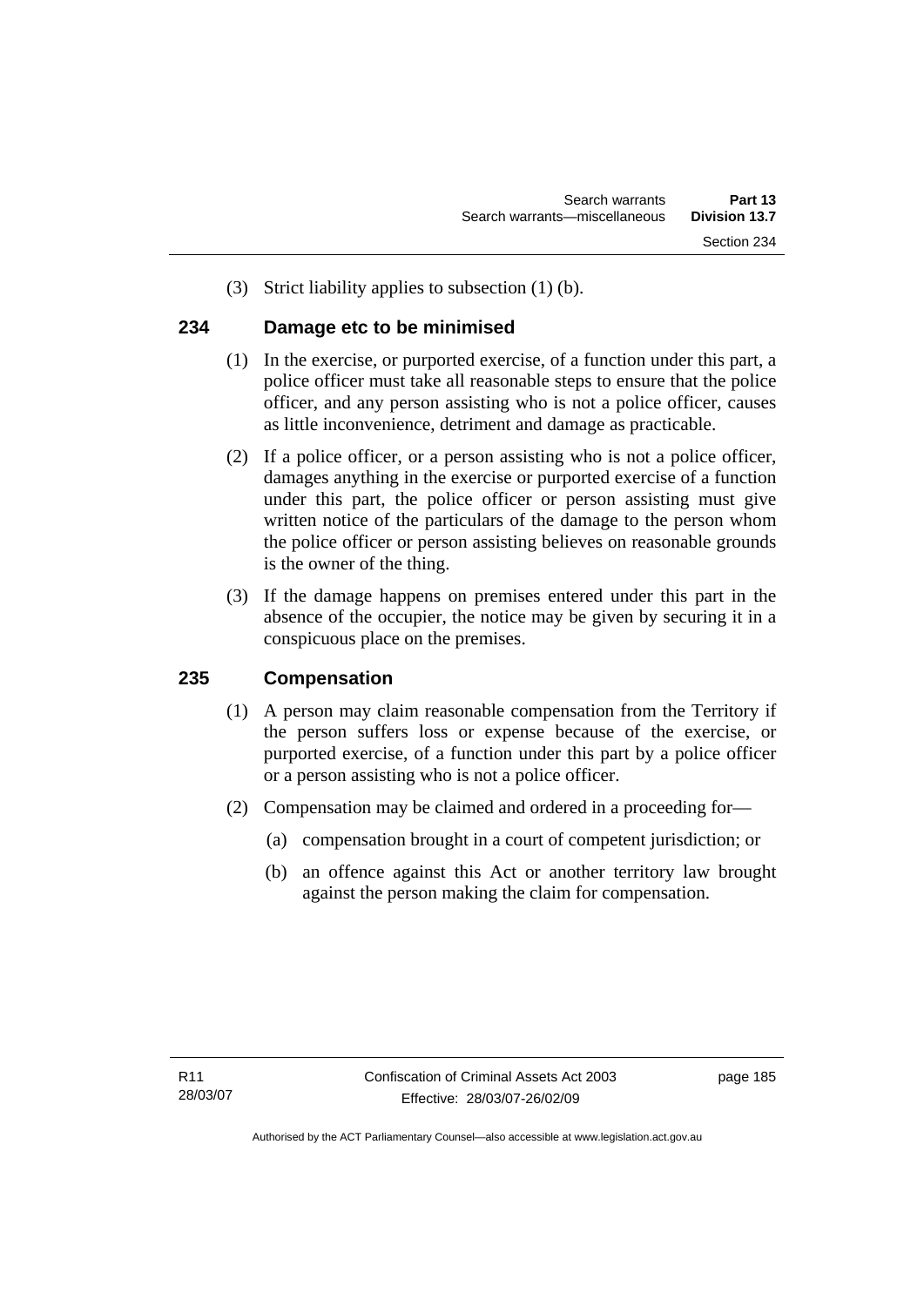(3) Strict liability applies to subsection (1) (b).

## 234 Damage etc to be minimised

(1) In the exercise, or purported exercise, of a function under this part, a police officer must take all reasonable steps to ensure that the police officer, and any person assisting who is not a police officer, causes as little inconvenience, detriment and damage as practicable.

(2) If a police officer, or a person assisting who is not a police officer, damages anything in the exercise or purported exercise of a function under this part, the police officer or person assisting must give written notice of the particulars of the damage to the person whom the police officer or person assisting believes on reasonable grounds is the owner of the thing.

(3) If the damage happens on premises entered under this part in the absence of the occupier, the notice may be given by securing it in a conspicuous place on the premises.

## 235 Compensation

(1) A person may claim reasonable compensation from the Territory if the person suffers loss or expense because of the exercise, or purported exercise, of a function under this part by a police officer or a person assisting who is not a police officer.

(2) Compensation may be claimed and ordered in a proceeding for—

(a) compensation brought in a court of competent jurisdiction; or

(b) an offence against this Act or another territory law brought against the person making the claim for compensation.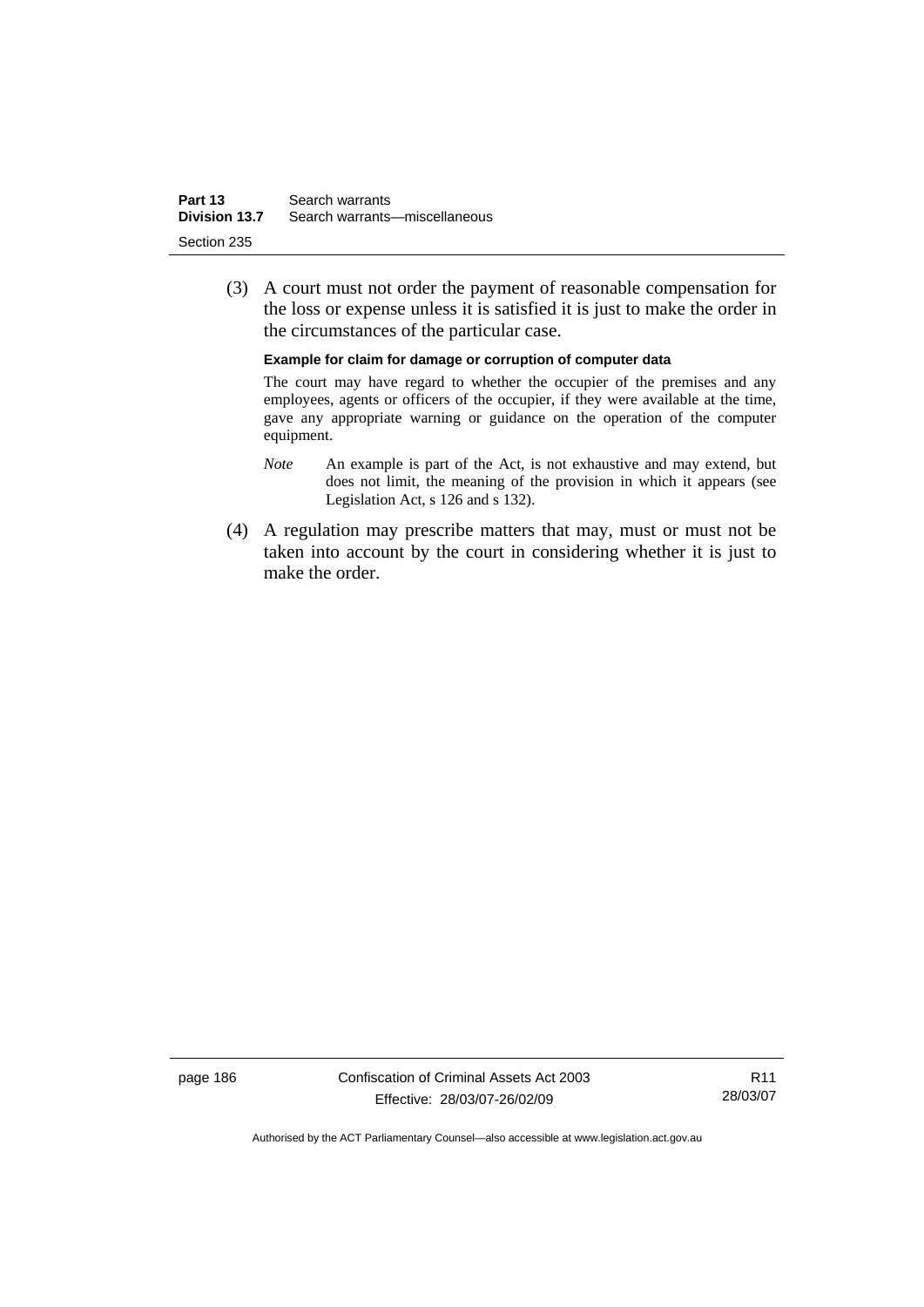(3) A court must not order the payment of reasonable compensation for the loss or expense unless it is satisfied it is just to make the order in the circumstances of the particular case.

**Example for claim for damage or corruption of computer data**

The court may have regard to whether the occupier of the premises and any employees, agents or officers of the occupier, if they were available at the time, gave any appropriate warning or guidance on the operation of the computer equipment.

*Note* An example is part of the Act, is not exhaustive and may extend, but does not limit, the meaning of the provision in which it appears (see Legislation Act, s 126 and s 132).

(4) A regulation may prescribe matters that may, must or must not be taken into account by the court in considering whether it is just to make the order.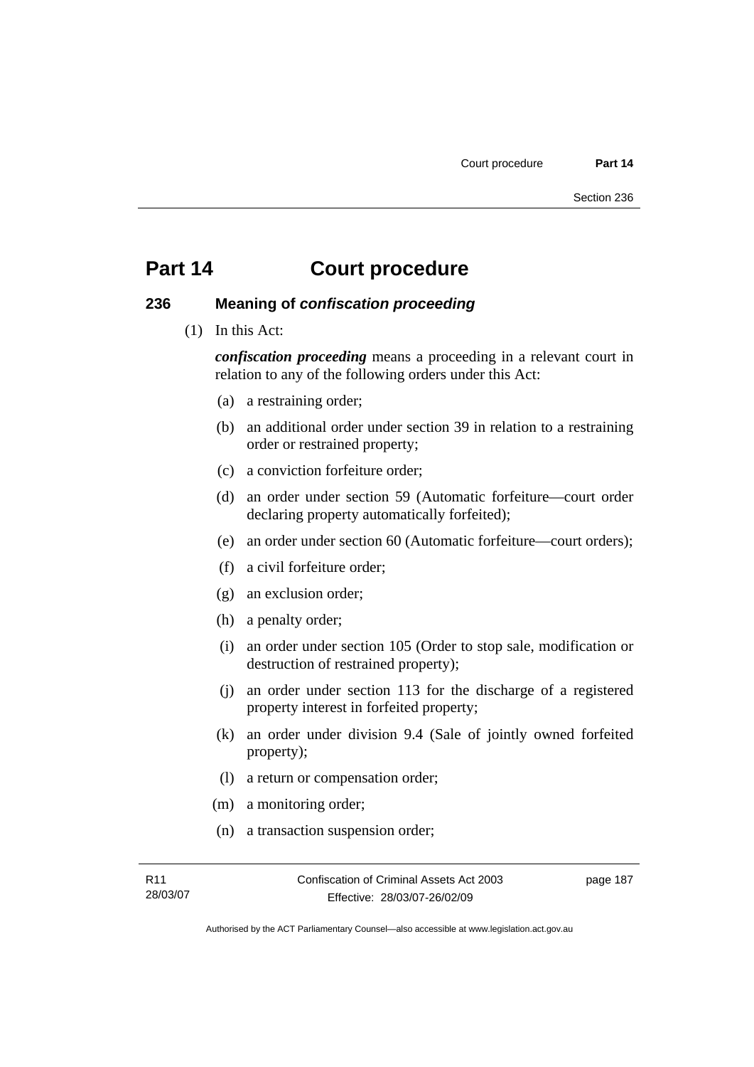# Part 14 Court procedure

## 236 Meaning of *confiscation proceeding*

(1) In this Act:

***confiscation proceeding*** means a proceeding in a relevant court in relation to any of the following orders under this Act:

(a) a restraining order;

(b) an additional order under section 39 in relation to a restraining order or restrained property;

(c) a conviction forfeiture order;

(d) an order under section 59 (Automatic forfeiture—court order declaring property automatically forfeited);

(e) an order under section 60 (Automatic forfeiture—court orders);

(f) a civil forfeiture order;

(g) an exclusion order;

(h) a penalty order;

(i) an order under section 105 (Order to stop sale, modification or destruction of restrained property);

(j) an order under section 113 for the discharge of a registered property interest in forfeited property;

(k) an order under division 9.4 (Sale of jointly owned forfeited property);

(l) a return or compensation order;

(m) a monitoring order;

(n) a transaction suspension order;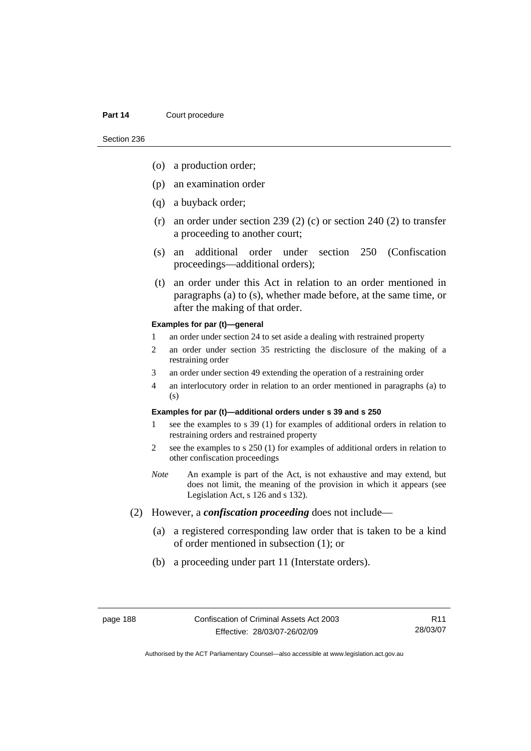(o) a production order;

(p) an examination order

(q) a buyback order;

(r) an order under section 239 (2) (c) or section 240 (2) to transfer a proceeding to another court;

(s) an additional order under section 250 (Confiscation proceedings—additional orders);

(t) an order under this Act in relation to an order mentioned in paragraphs (a) to (s), whether made before, at the same time, or after the making of that order.

**Examples for par (t)—general**

1 an order under section 24 to set aside a dealing with restrained property

2 an order under section 35 restricting the disclosure of the making of a restraining order

3 an order under section 49 extending the operation of a restraining order

4 an interlocutory order in relation to an order mentioned in paragraphs (a) to (s)

**Examples for par (t)—additional orders under s 39 and s 250**

1 see the examples to s 39 (1) for examples of additional orders in relation to restraining orders and restrained property

2 see the examples to s 250 (1) for examples of additional orders in relation to other confiscation proceedings

*Note* An example is part of the Act, is not exhaustive and may extend, but does not limit, the meaning of the provision in which it appears (see Legislation Act, s 126 and s 132).

(2) However, a ***confiscation proceeding*** does not include—

(a) a registered corresponding law order that is taken to be a kind of order mentioned in subsection (1); or

(b) a proceeding under part 11 (Interstate orders).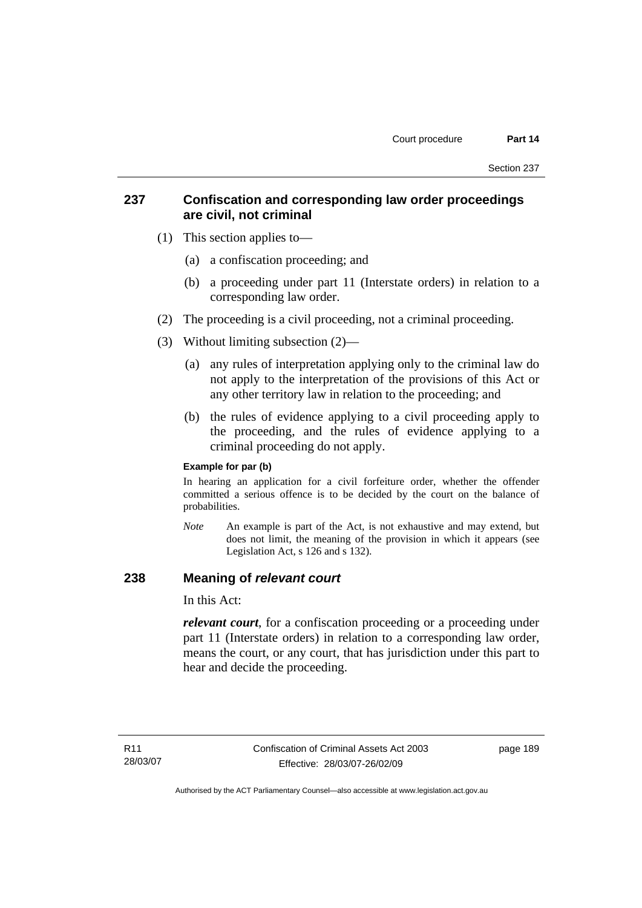## 237 Confiscation and corresponding law order proceedings are civil, not criminal

(1) This section applies to—

(a) a confiscation proceeding; and

(b) a proceeding under part 11 (Interstate orders) in relation to a corresponding law order.

(2) The proceeding is a civil proceeding, not a criminal proceeding.

(3) Without limiting subsection (2)—

(a) any rules of interpretation applying only to the criminal law do not apply to the interpretation of the provisions of this Act or any other territory law in relation to the proceeding; and

(b) the rules of evidence applying to a civil proceeding apply to the proceeding, and the rules of evidence applying to a criminal proceeding do not apply.

**Example for par (b)**

In hearing an application for a civil forfeiture order, whether the offender committed a serious offence is to be decided by the court on the balance of probabilities.

*Note* An example is part of the Act, is not exhaustive and may extend, but does not limit, the meaning of the provision in which it appears (see Legislation Act, s 126 and s 132).

## 238 Meaning of *relevant court*

In this Act:

***relevant court***, for a confiscation proceeding or a proceeding under part 11 (Interstate orders) in relation to a corresponding law order, means the court, or any court, that has jurisdiction under this part to hear and decide the proceeding.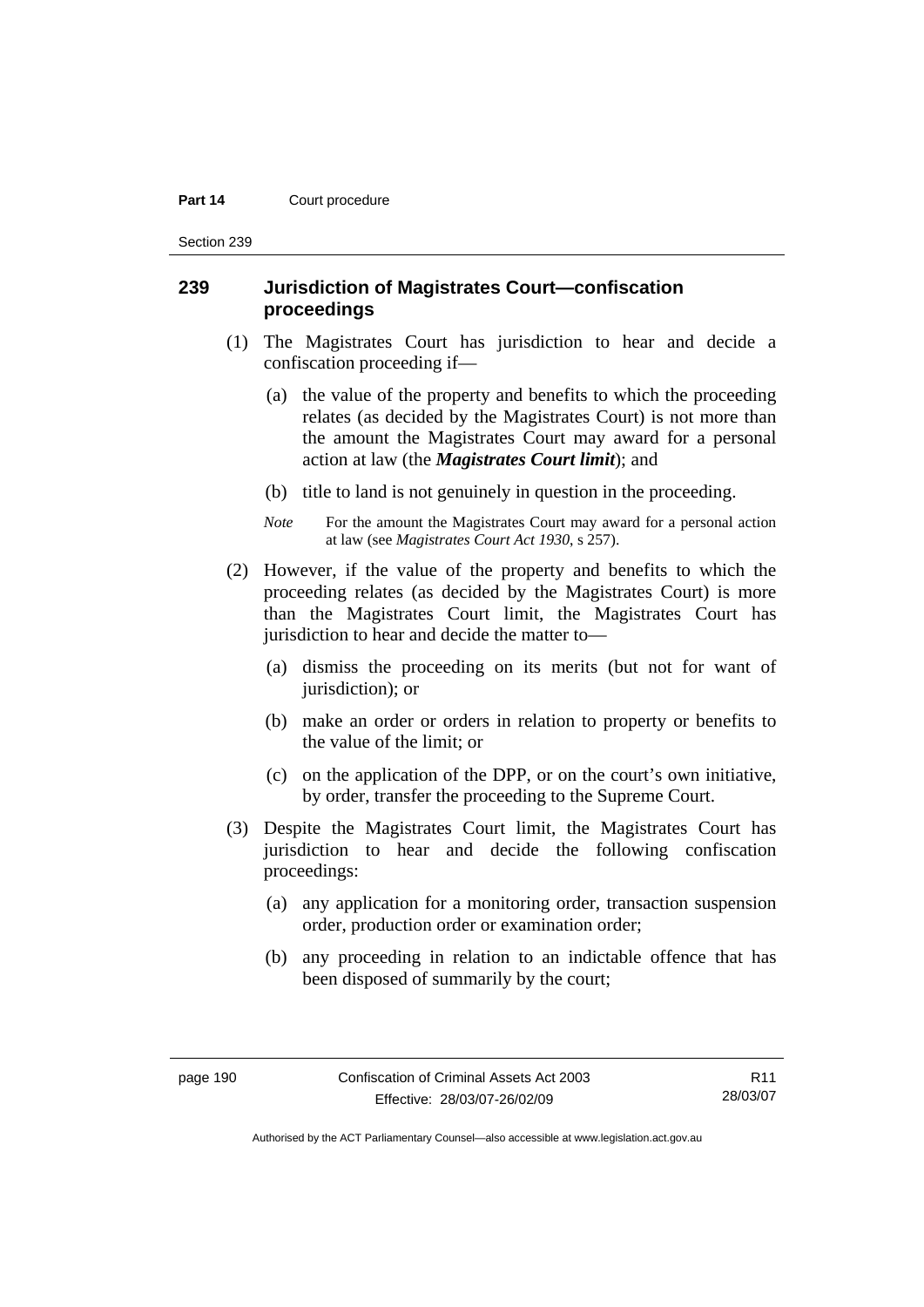## 239 Jurisdiction of Magistrates Court—confiscation proceedings

(1) The Magistrates Court has jurisdiction to hear and decide a confiscation proceeding if—

(a) the value of the property and benefits to which the proceeding relates (as decided by the Magistrates Court) is not more than the amount the Magistrates Court may award for a personal action at law (the ***Magistrates Court limit***); and

(b) title to land is not genuinely in question in the proceeding.

*Note* For the amount the Magistrates Court may award for a personal action at law (see *Magistrates Court Act 1930*, s 257).

(2) However, if the value of the property and benefits to which the proceeding relates (as decided by the Magistrates Court) is more than the Magistrates Court limit, the Magistrates Court has jurisdiction to hear and decide the matter to—

(a) dismiss the proceeding on its merits (but not for want of jurisdiction); or

(b) make an order or orders in relation to property or benefits to the value of the limit; or

(c) on the application of the DPP, or on the court's own initiative, by order, transfer the proceeding to the Supreme Court.

(3) Despite the Magistrates Court limit, the Magistrates Court has jurisdiction to hear and decide the following confiscation proceedings:

(a) any application for a monitoring order, transaction suspension order, production order or examination order;

(b) any proceeding in relation to an indictable offence that has been disposed of summarily by the court;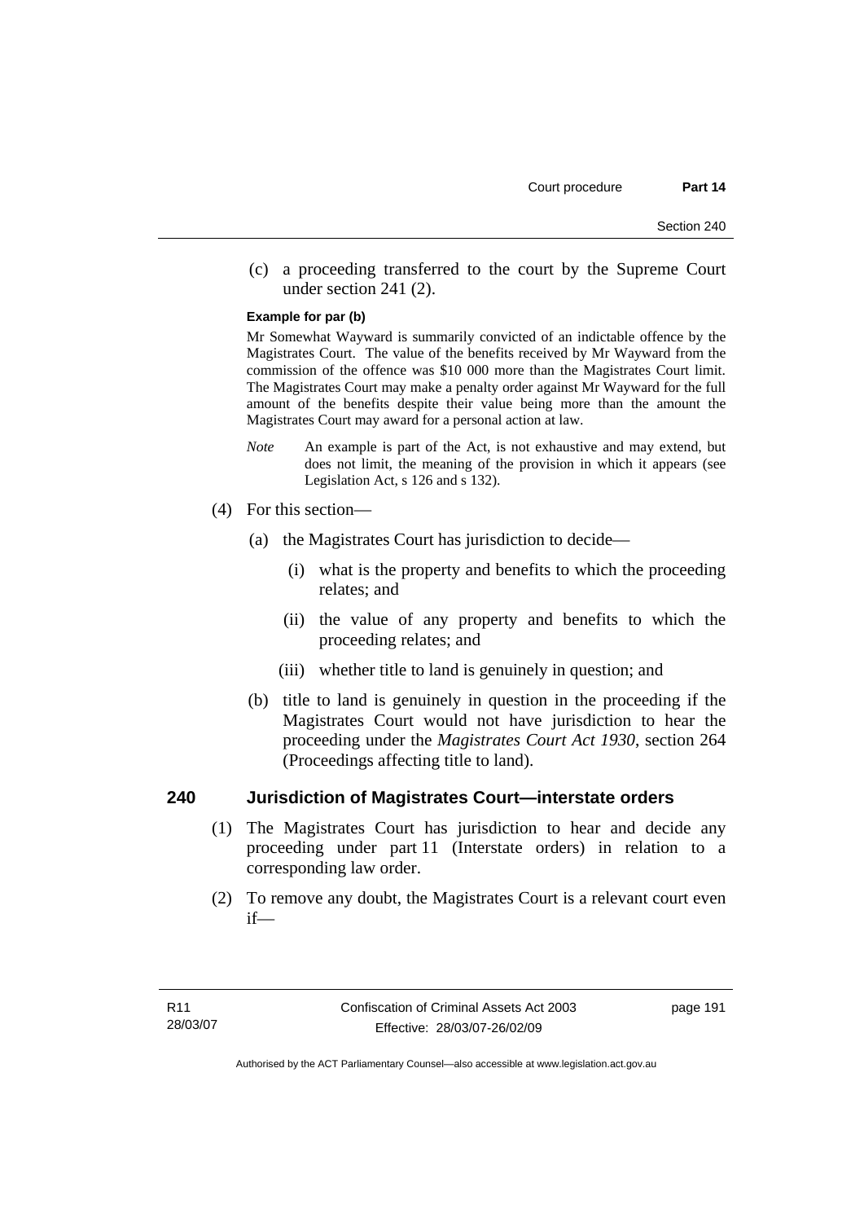(c) a proceeding transferred to the court by the Supreme Court under section 241 (2).

**Example for par (b)**

Mr Somewhat Wayward is summarily convicted of an indictable offence by the Magistrates Court. The value of the benefits received by Mr Wayward from the commission of the offence was $10 000 more than the Magistrates Court limit. The Magistrates Court may make a penalty order against Mr Wayward for the full amount of the benefits despite their value being more than the amount the Magistrates Court may award for a personal action at law.

*Note* An example is part of the Act, is not exhaustive and may extend, but does not limit, the meaning of the provision in which it appears (see Legislation Act, s 126 and s 132).

(4) For this section—

(a) the Magistrates Court has jurisdiction to decide—

(i) what is the property and benefits to which the proceeding relates; and

(ii) the value of any property and benefits to which the proceeding relates; and

(iii) whether title to land is genuinely in question; and

(b) title to land is genuinely in question in the proceeding if the Magistrates Court would not have jurisdiction to hear the proceeding under the *Magistrates Court Act 1930*, section 264 (Proceedings affecting title to land).

## 240 Jurisdiction of Magistrates Court—interstate orders

(1) The Magistrates Court has jurisdiction to hear and decide any proceeding under part 11 (Interstate orders) in relation to a corresponding law order.

(2) To remove any doubt, the Magistrates Court is a relevant court even if—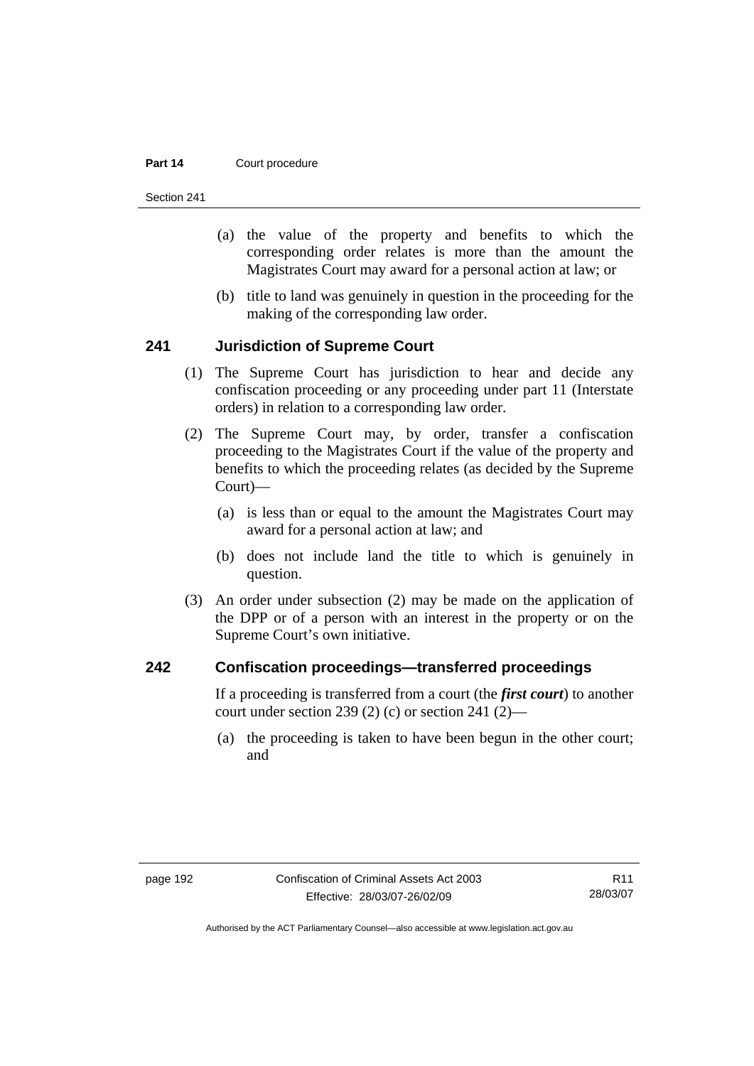(a) the value of the property and benefits to which the corresponding order relates is more than the amount the Magistrates Court may award for a personal action at law; or

(b) title to land was genuinely in question in the proceeding for the making of the corresponding law order.

## 241 Jurisdiction of Supreme Court

(1) The Supreme Court has jurisdiction to hear and decide any confiscation proceeding or any proceeding under part 11 (Interstate orders) in relation to a corresponding law order.

(2) The Supreme Court may, by order, transfer a confiscation proceeding to the Magistrates Court if the value of the property and benefits to which the proceeding relates (as decided by the Supreme Court)—

(a) is less than or equal to the amount the Magistrates Court may award for a personal action at law; and

(b) does not include land the title to which is genuinely in question.

(3) An order under subsection (2) may be made on the application of the DPP or of a person with an interest in the property or on the Supreme Court's own initiative.

## 242 Confiscation proceedings—transferred proceedings

If a proceeding is transferred from a court (the ***first court***) to another court under section 239 (2) (c) or section 241 (2)—

(a) the proceeding is taken to have been begun in the other court; and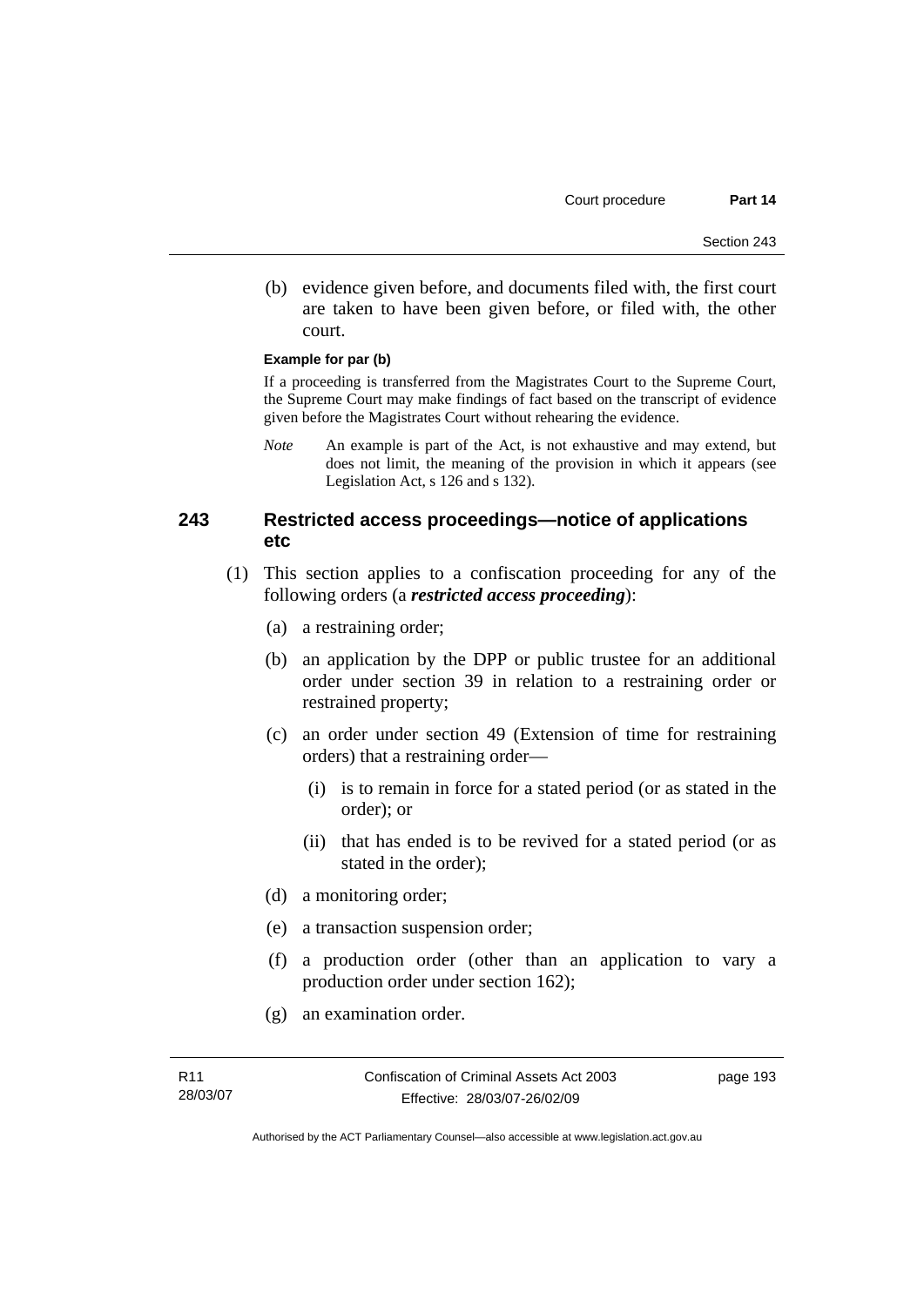(b) evidence given before, and documents filed with, the first court are taken to have been given before, or filed with, the other court.

**Example for par (b)**

If a proceeding is transferred from the Magistrates Court to the Supreme Court, the Supreme Court may make findings of fact based on the transcript of evidence given before the Magistrates Court without rehearing the evidence.

*Note* An example is part of the Act, is not exhaustive and may extend, but does not limit, the meaning of the provision in which it appears (see Legislation Act, s 126 and s 132).

### 243 Restricted access proceedings—notice of applications etc

(1) This section applies to a confiscation proceeding for any of the following orders (a ***restricted access proceeding***):

(a) a restraining order;

(b) an application by the DPP or public trustee for an additional order under section 39 in relation to a restraining order or restrained property;

(c) an order under section 49 (Extension of time for restraining orders) that a restraining order—

(i) is to remain in force for a stated period (or as stated in the order); or

(ii) that has ended is to be revived for a stated period (or as stated in the order);

(d) a monitoring order;

(e) a transaction suspension order;

(f) a production order (other than an application to vary a production order under section 162);

(g) an examination order.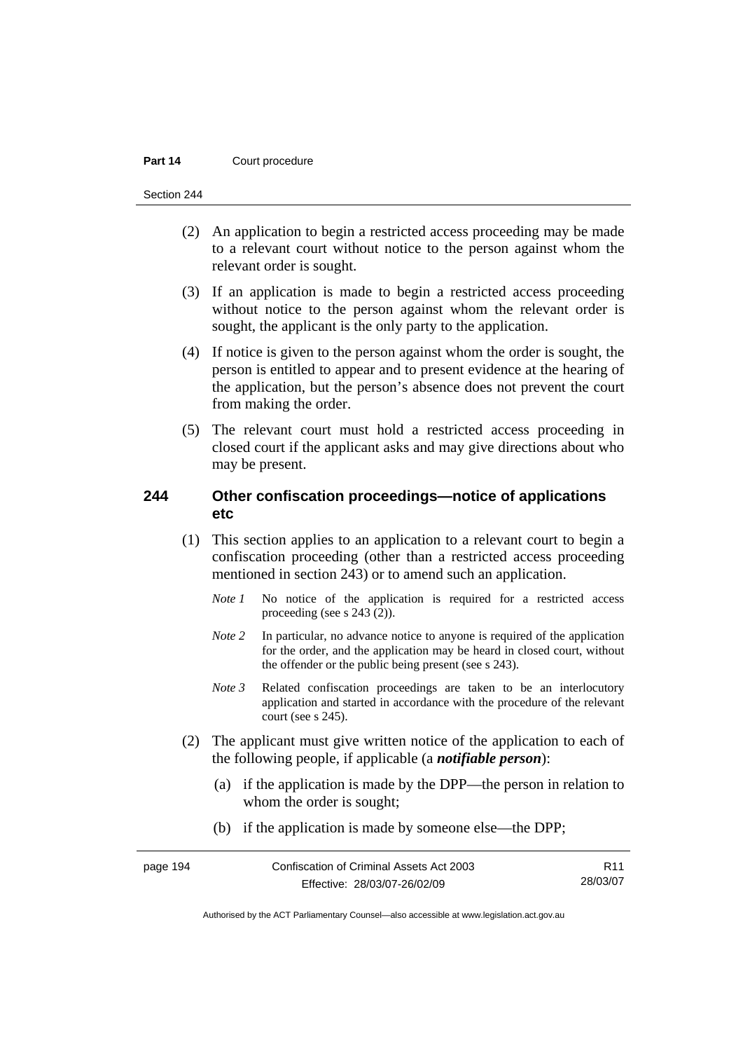(2) An application to begin a restricted access proceeding may be made to a relevant court without notice to the person against whom the relevant order is sought.

(3) If an application is made to begin a restricted access proceeding without notice to the person against whom the relevant order is sought, the applicant is the only party to the application.

(4) If notice is given to the person against whom the order is sought, the person is entitled to appear and to present evidence at the hearing of the application, but the person's absence does not prevent the court from making the order.

(5) The relevant court must hold a restricted access proceeding in closed court if the applicant asks and may give directions about who may be present.

### 244 Other confiscation proceedings—notice of applications etc

(1) This section applies to an application to a relevant court to begin a confiscation proceeding (other than a restricted access proceeding mentioned in section 243) or to amend such an application.

*Note 1* No notice of the application is required for a restricted access proceeding (see s 243 (2)).

*Note 2* In particular, no advance notice to anyone is required of the application for the order, and the application may be heard in closed court, without the offender or the public being present (see s 243).

*Note 3* Related confiscation proceedings are taken to be an interlocutory application and started in accordance with the procedure of the relevant court (see s 245).

(2) The applicant must give written notice of the application to each of the following people, if applicable (a ***notifiable person***):

(a) if the application is made by the DPP—the person in relation to whom the order is sought;

(b) if the application is made by someone else—the DPP;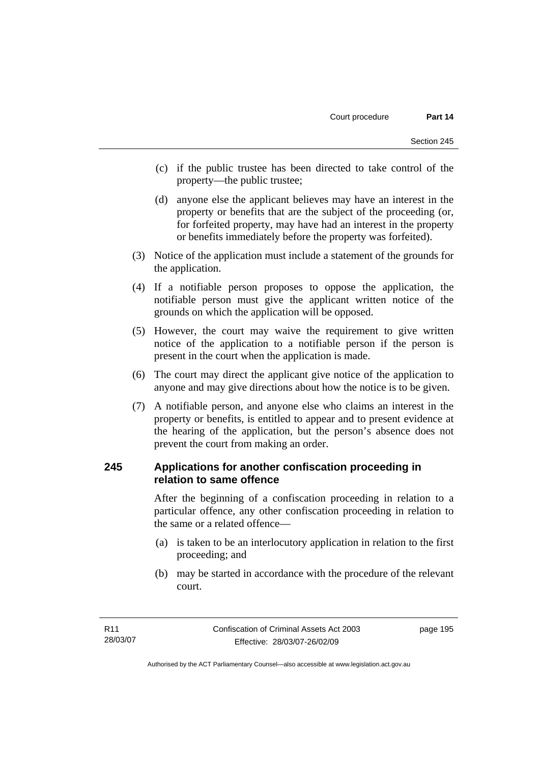(c) if the public trustee has been directed to take control of the property—the public trustee;

(d) anyone else the applicant believes may have an interest in the property or benefits that are the subject of the proceeding (or, for forfeited property, may have had an interest in the property or benefits immediately before the property was forfeited).

(3) Notice of the application must include a statement of the grounds for the application.

(4) If a notifiable person proposes to oppose the application, the notifiable person must give the applicant written notice of the grounds on which the application will be opposed.

(5) However, the court may waive the requirement to give written notice of the application to a notifiable person if the person is present in the court when the application is made.

(6) The court may direct the applicant give notice of the application to anyone and may give directions about how the notice is to be given.

(7) A notifiable person, and anyone else who claims an interest in the property or benefits, is entitled to appear and to present evidence at the hearing of the application, but the person's absence does not prevent the court from making an order.

## 245 Applications for another confiscation proceeding in relation to same offence

After the beginning of a confiscation proceeding in relation to a particular offence, any other confiscation proceeding in relation to the same or a related offence—

(a) is taken to be an interlocutory application in relation to the first proceeding; and

(b) may be started in accordance with the procedure of the relevant court.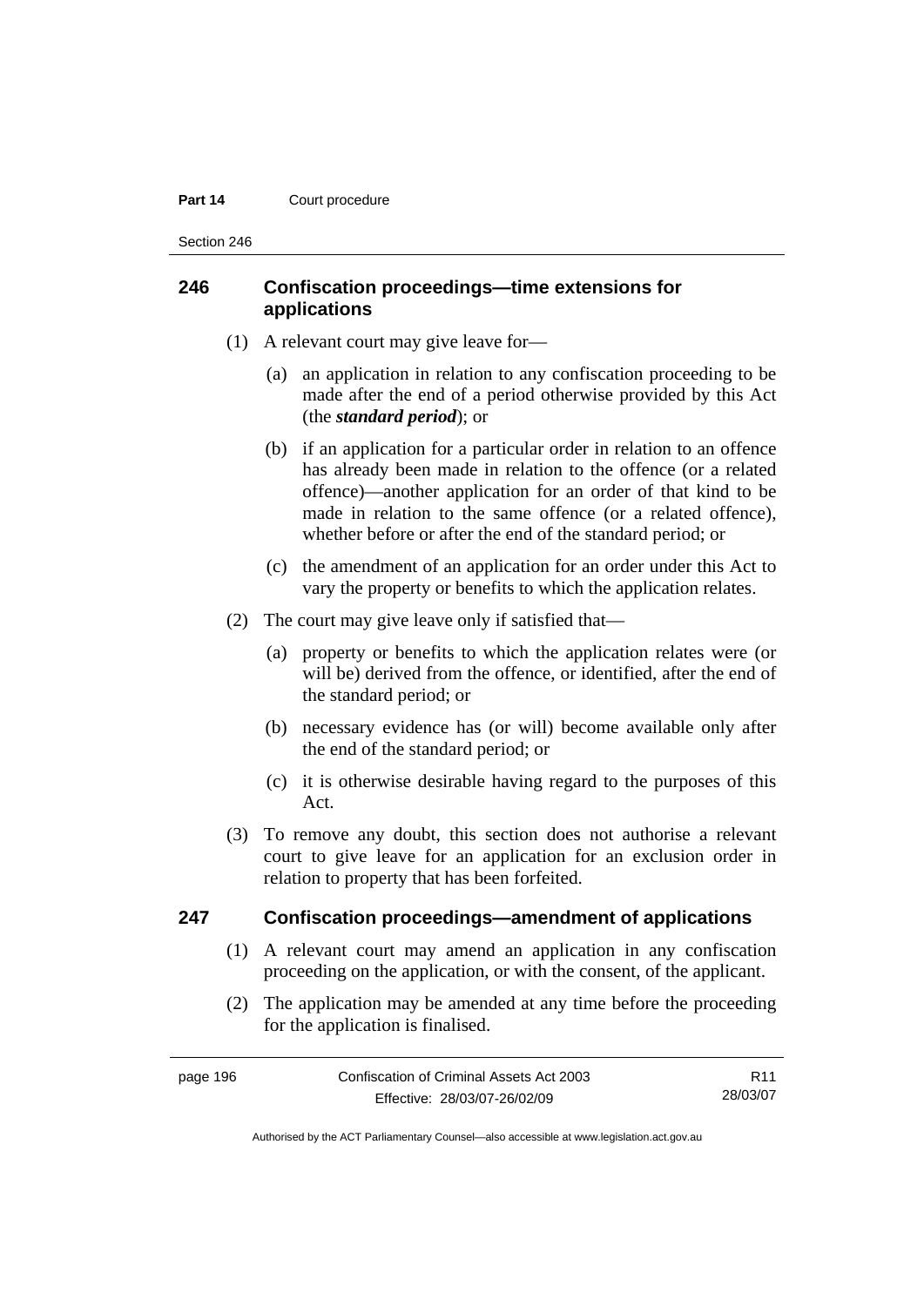## 246 Confiscation proceedings—time extensions for applications

(1) A relevant court may give leave for—

(a) an application in relation to any confiscation proceeding to be made after the end of a period otherwise provided by this Act (the ***standard period***); or

(b) if an application for a particular order in relation to an offence has already been made in relation to the offence (or a related offence)—another application for an order of that kind to be made in relation to the same offence (or a related offence), whether before or after the end of the standard period; or

(c) the amendment of an application for an order under this Act to vary the property or benefits to which the application relates.

(2) The court may give leave only if satisfied that—

(a) property or benefits to which the application relates were (or will be) derived from the offence, or identified, after the end of the standard period; or

(b) necessary evidence has (or will) become available only after the end of the standard period; or

(c) it is otherwise desirable having regard to the purposes of this Act.

(3) To remove any doubt, this section does not authorise a relevant court to give leave for an application for an exclusion order in relation to property that has been forfeited.

## 247 Confiscation proceedings—amendment of applications

(1) A relevant court may amend an application in any confiscation proceeding on the application, or with the consent, of the applicant.

(2) The application may be amended at any time before the proceeding for the application is finalised.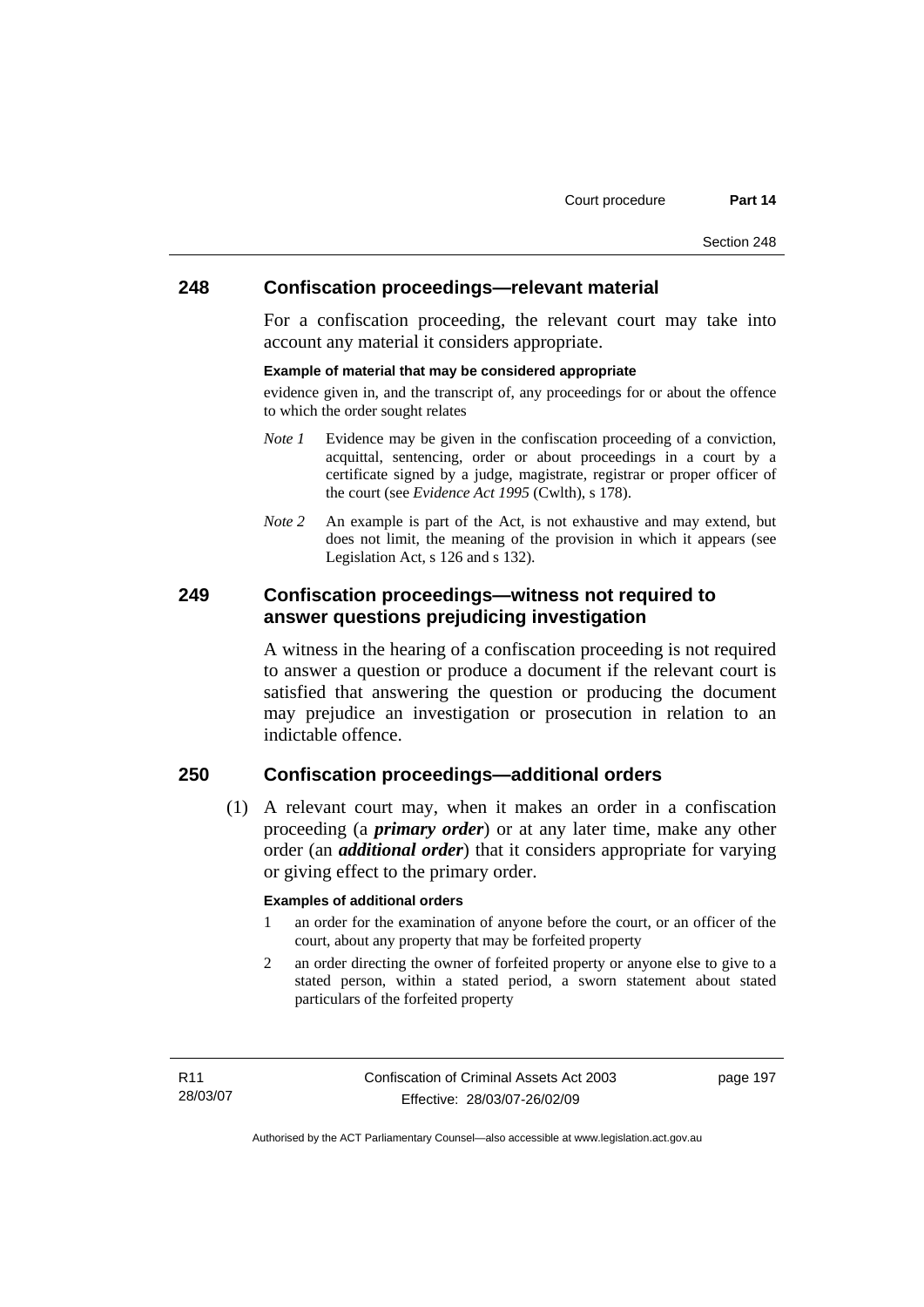## 248 Confiscation proceedings—relevant material

For a confiscation proceeding, the relevant court may take into account any material it considers appropriate.

**Example of material that may be considered appropriate**

evidence given in, and the transcript of, any proceedings for or about the offence to which the order sought relates

*Note 1* Evidence may be given in the confiscation proceeding of a conviction, acquittal, sentencing, order or about proceedings in a court by a certificate signed by a judge, magistrate, registrar or proper officer of the court (see *Evidence Act 1995* (Cwlth), s 178).

*Note 2* An example is part of the Act, is not exhaustive and may extend, but does not limit, the meaning of the provision in which it appears (see Legislation Act, s 126 and s 132).

## 249 Confiscation proceedings—witness not required to answer questions prejudicing investigation

A witness in the hearing of a confiscation proceeding is not required to answer a question or produce a document if the relevant court is satisfied that answering the question or producing the document may prejudice an investigation or prosecution in relation to an indictable offence.

## 250 Confiscation proceedings—additional orders

(1) A relevant court may, when it makes an order in a confiscation proceeding (a ***primary order***) or at any later time, make any other order (an ***additional order***) that it considers appropriate for varying or giving effect to the primary order.

**Examples of additional orders**

1 an order for the examination of anyone before the court, or an officer of the court, about any property that may be forfeited property

2 an order directing the owner of forfeited property or anyone else to give to a stated person, within a stated period, a sworn statement about stated particulars of the forfeited property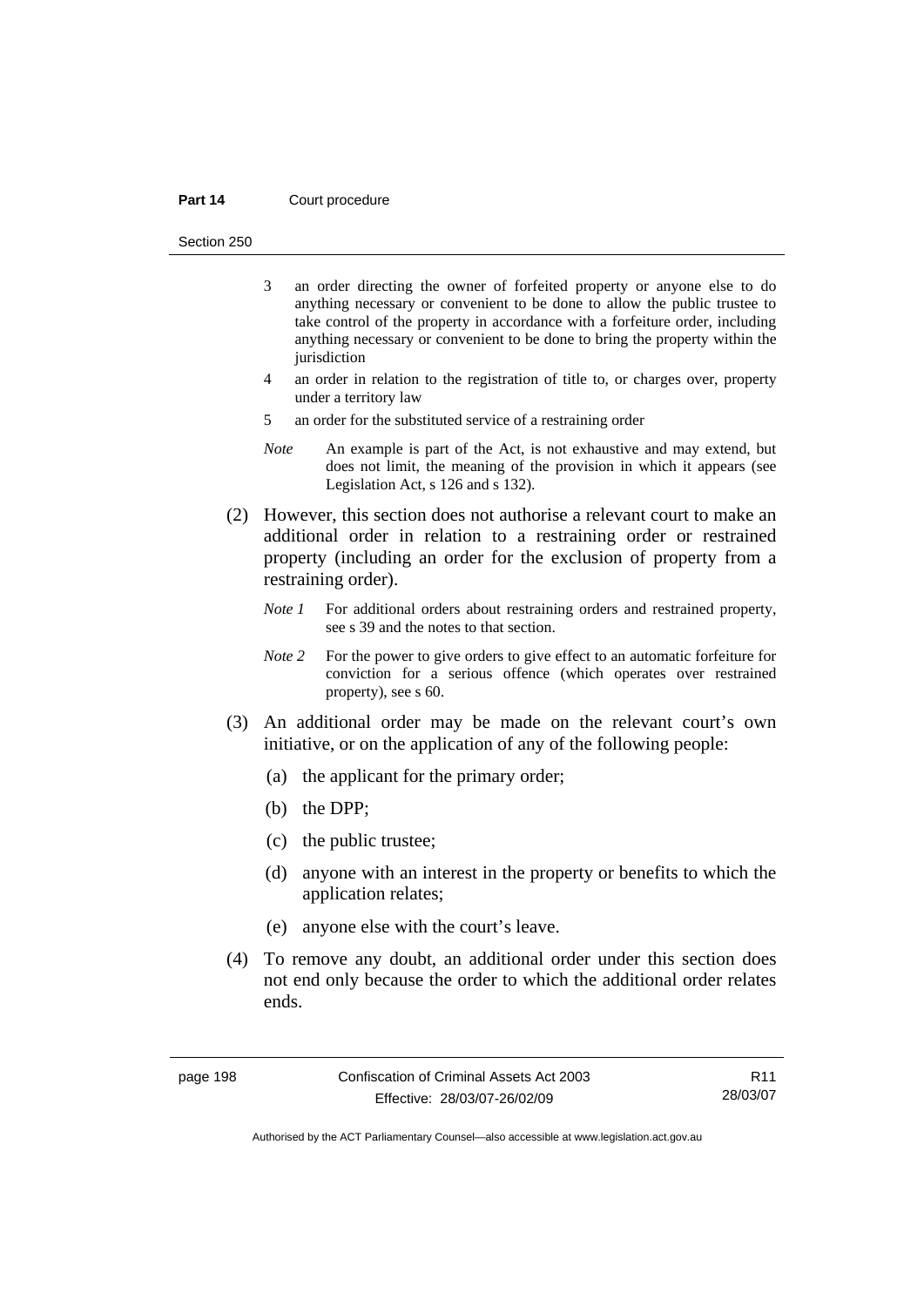3 an order directing the owner of forfeited property or anyone else to do anything necessary or convenient to be done to allow the public trustee to take control of the property in accordance with a forfeiture order, including anything necessary or convenient to be done to bring the property within the jurisdiction

4 an order in relation to the registration of title to, or charges over, property under a territory law

5 an order for the substituted service of a restraining order

*Note* An example is part of the Act, is not exhaustive and may extend, but does not limit, the meaning of the provision in which it appears (see Legislation Act, s 126 and s 132).

(2) However, this section does not authorise a relevant court to make an additional order in relation to a restraining order or restrained property (including an order for the exclusion of property from a restraining order).

*Note 1* For additional orders about restraining orders and restrained property, see s 39 and the notes to that section.

*Note 2* For the power to give orders to give effect to an automatic forfeiture for conviction for a serious offence (which operates over restrained property), see s 60.

(3) An additional order may be made on the relevant court's own initiative, or on the application of any of the following people:

(a) the applicant for the primary order;

(b) the DPP;

(c) the public trustee;

(d) anyone with an interest in the property or benefits to which the application relates;

(e) anyone else with the court's leave.

(4) To remove any doubt, an additional order under this section does not end only because the order to which the additional order relates ends.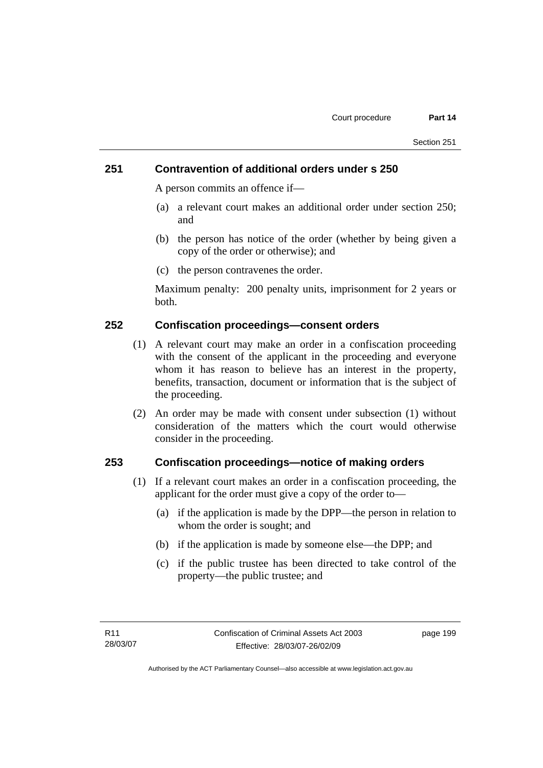## 251 Contravention of additional orders under s 250

A person commits an offence if—

(a) a relevant court makes an additional order under section 250; and

(b) the person has notice of the order (whether by being given a copy of the order or otherwise); and

(c) the person contravenes the order.

Maximum penalty: 200 penalty units, imprisonment for 2 years or both.

## 252 Confiscation proceedings—consent orders

(1) A relevant court may make an order in a confiscation proceeding with the consent of the applicant in the proceeding and everyone whom it has reason to believe has an interest in the property, benefits, transaction, document or information that is the subject of the proceeding.

(2) An order may be made with consent under subsection (1) without consideration of the matters which the court would otherwise consider in the proceeding.

## 253 Confiscation proceedings—notice of making orders

(1) If a relevant court makes an order in a confiscation proceeding, the applicant for the order must give a copy of the order to—

(a) if the application is made by the DPP—the person in relation to whom the order is sought; and

(b) if the application is made by someone else—the DPP; and

(c) if the public trustee has been directed to take control of the property—the public trustee; and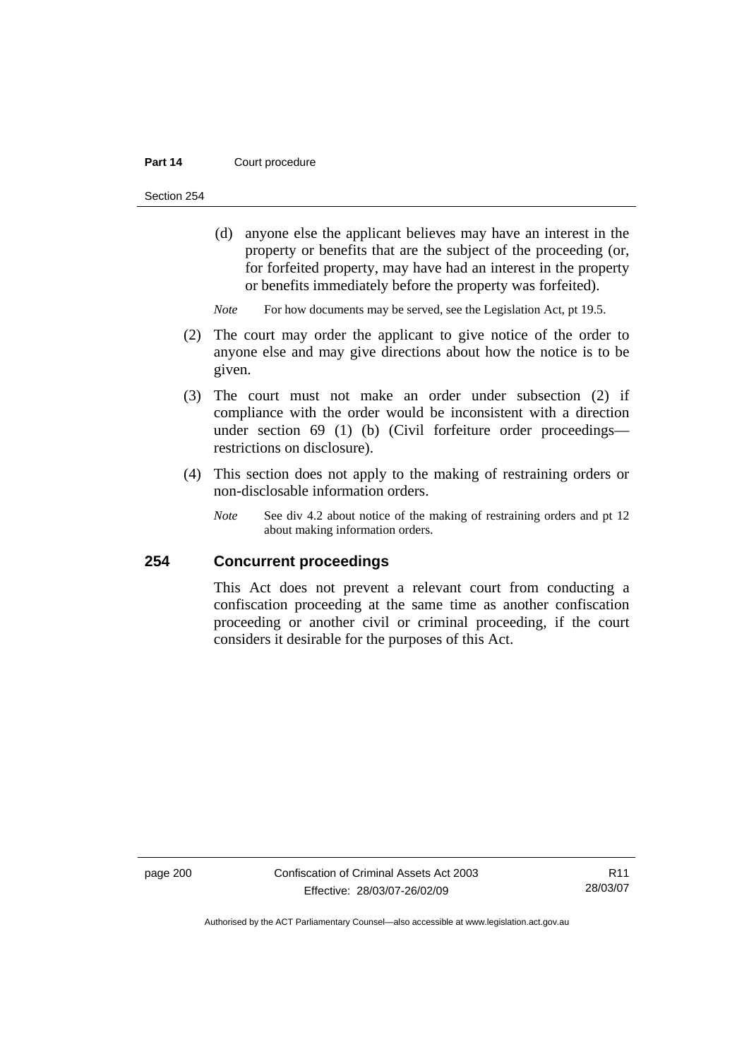(d) anyone else the applicant believes may have an interest in the property or benefits that are the subject of the proceeding (or, for forfeited property, may have had an interest in the property or benefits immediately before the property was forfeited).

*Note* For how documents may be served, see the Legislation Act, pt 19.5.

(2) The court may order the applicant to give notice of the order to anyone else and may give directions about how the notice is to be given.

(3) The court must not make an order under subsection (2) if compliance with the order would be inconsistent with a direction under section 69 (1) (b) (Civil forfeiture order proceedings—restrictions on disclosure).

(4) This section does not apply to the making of restraining orders or non-disclosable information orders.

*Note* See div 4.2 about notice of the making of restraining orders and pt 12 about making information orders.

## 254 Concurrent proceedings

This Act does not prevent a relevant court from conducting a confiscation proceeding at the same time as another confiscation proceeding or another civil or criminal proceeding, if the court considers it desirable for the purposes of this Act.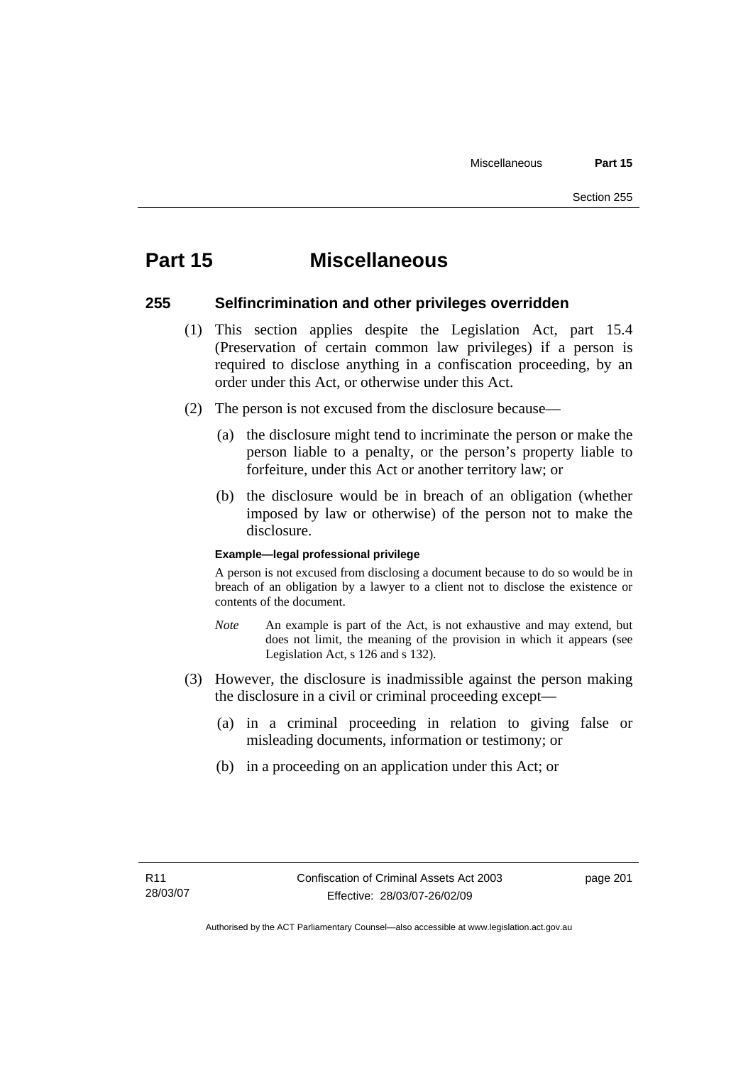# Part 15 Miscellaneous

## 255 Selfincrimination and other privileges overridden

(1) This section applies despite the Legislation Act, part 15.4 (Preservation of certain common law privileges) if a person is required to disclose anything in a confiscation proceeding, by an order under this Act, or otherwise under this Act.

(2) The person is not excused from the disclosure because—

(a) the disclosure might tend to incriminate the person or make the person liable to a penalty, or the person's property liable to forfeiture, under this Act or another territory law; or

(b) the disclosure would be in breach of an obligation (whether imposed by law or otherwise) of the person not to make the disclosure.

**Example—legal professional privilege**

A person is not excused from disclosing a document because to do so would be in breach of an obligation by a lawyer to a client not to disclose the existence or contents of the document.

*Note* An example is part of the Act, is not exhaustive and may extend, but does not limit, the meaning of the provision in which it appears (see Legislation Act, s 126 and s 132).

(3) However, the disclosure is inadmissible against the person making the disclosure in a civil or criminal proceeding except—

(a) in a criminal proceeding in relation to giving false or misleading documents, information or testimony; or

(b) in a proceeding on an application under this Act; or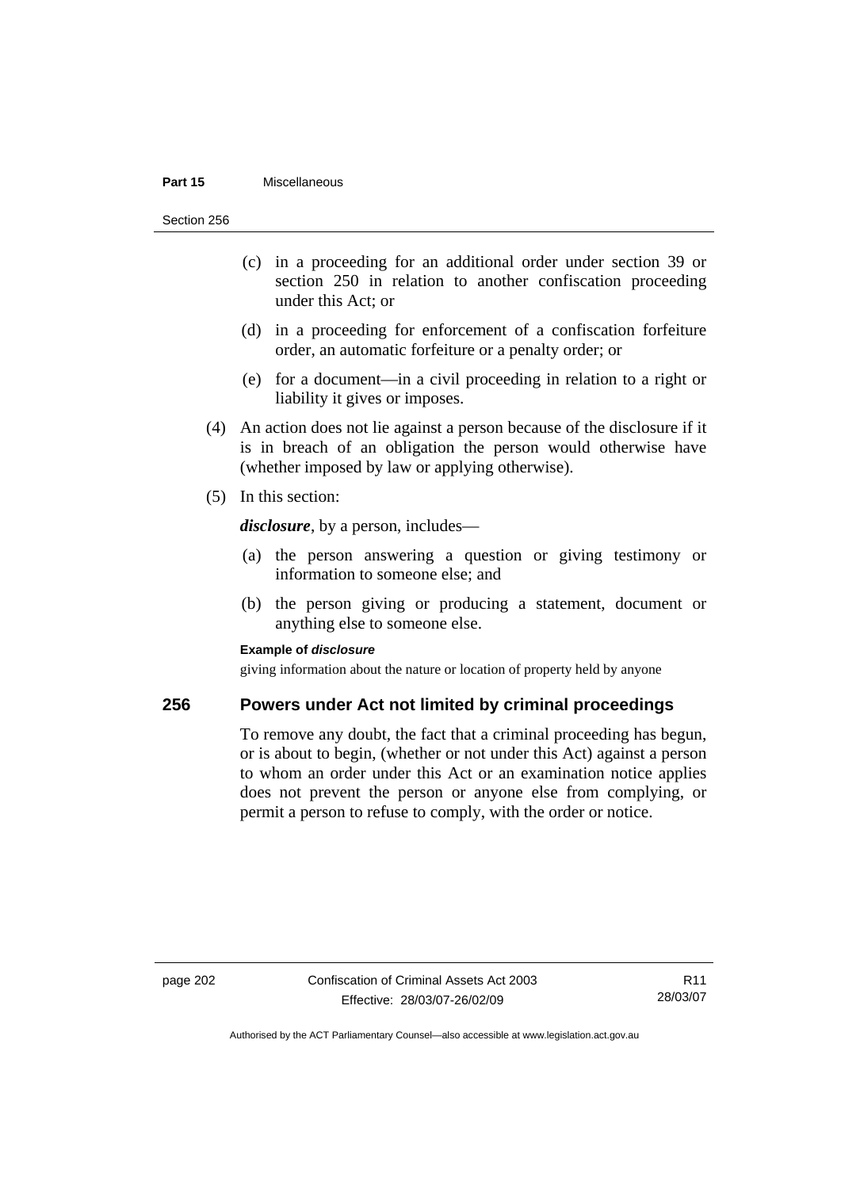(c) in a proceeding for an additional order under section 39 or section 250 in relation to another confiscation proceeding under this Act; or

(d) in a proceeding for enforcement of a confiscation forfeiture order, an automatic forfeiture or a penalty order; or

(e) for a document—in a civil proceeding in relation to a right or liability it gives or imposes.

(4) An action does not lie against a person because of the disclosure if it is in breach of an obligation the person would otherwise have (whether imposed by law or applying otherwise).

(5) In this section:

***disclosure***, by a person, includes—

(a) the person answering a question or giving testimony or information to someone else; and

(b) the person giving or producing a statement, document or anything else to someone else.

**Example of *disclosure***

giving information about the nature or location of property held by anyone

## 256 Powers under Act not limited by criminal proceedings

To remove any doubt, the fact that a criminal proceeding has begun, or is about to begin, (whether or not under this Act) against a person to whom an order under this Act or an examination notice applies does not prevent the person or anyone else from complying, or permit a person to refuse to comply, with the order or notice.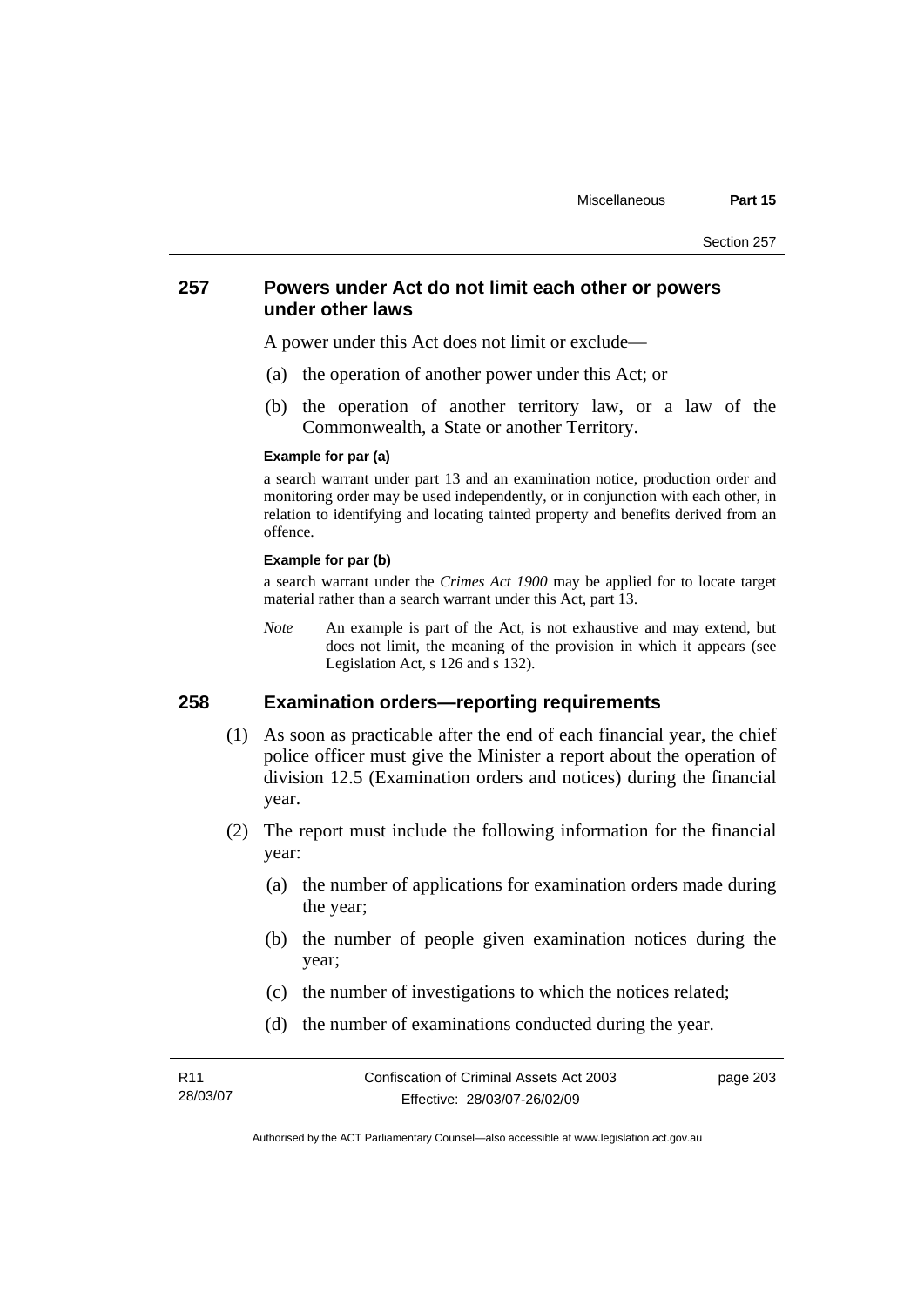## 257 Powers under Act do not limit each other or powers under other laws

A power under this Act does not limit or exclude—

(a) the operation of another power under this Act; or

(b) the operation of another territory law, or a law of the Commonwealth, a State or another Territory.

**Example for par (a)**

a search warrant under part 13 and an examination notice, production order and monitoring order may be used independently, or in conjunction with each other, in relation to identifying and locating tainted property and benefits derived from an offence.

**Example for par (b)**

a search warrant under the *Crimes Act 1900* may be applied for to locate target material rather than a search warrant under this Act, part 13.

*Note* An example is part of the Act, is not exhaustive and may extend, but does not limit, the meaning of the provision in which it appears (see Legislation Act, s 126 and s 132).

## 258 Examination orders—reporting requirements

(1) As soon as practicable after the end of each financial year, the chief police officer must give the Minister a report about the operation of division 12.5 (Examination orders and notices) during the financial year.

(2) The report must include the following information for the financial year:

(a) the number of applications for examination orders made during the year;

(b) the number of people given examination notices during the year;

(c) the number of investigations to which the notices related;

(d) the number of examinations conducted during the year.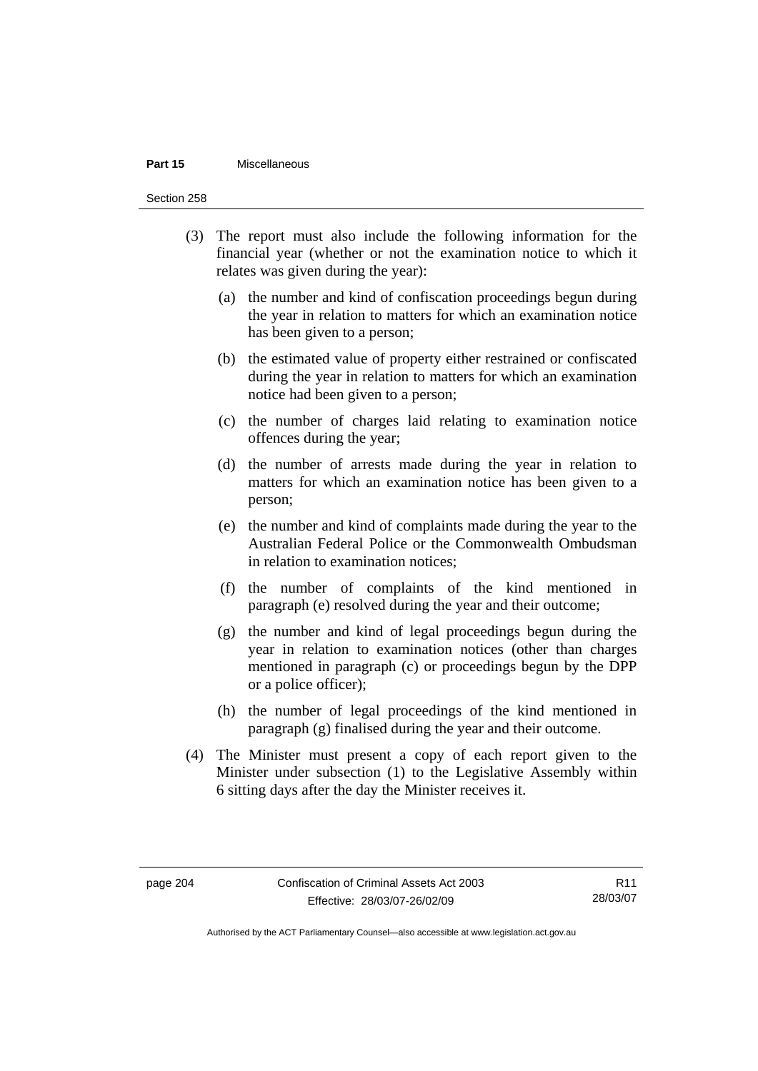(3) The report must also include the following information for the financial year (whether or not the examination notice to which it relates was given during the year):

  (a) the number and kind of confiscation proceedings begun during the year in relation to matters for which an examination notice has been given to a person;

  (b) the estimated value of property either restrained or confiscated during the year in relation to matters for which an examination notice had been given to a person;

  (c) the number of charges laid relating to examination notice offences during the year;

  (d) the number of arrests made during the year in relation to matters for which an examination notice has been given to a person;

  (e) the number and kind of complaints made during the year to the Australian Federal Police or the Commonwealth Ombudsman in relation to examination notices;

  (f) the number of complaints of the kind mentioned in paragraph (e) resolved during the year and their outcome;

  (g) the number and kind of legal proceedings begun during the year in relation to examination notices (other than charges mentioned in paragraph (c) or proceedings begun by the DPP or a police officer);

  (h) the number of legal proceedings of the kind mentioned in paragraph (g) finalised during the year and their outcome.

(4) The Minister must present a copy of each report given to the Minister under subsection (1) to the Legislative Assembly within 6 sitting days after the day the Minister receives it.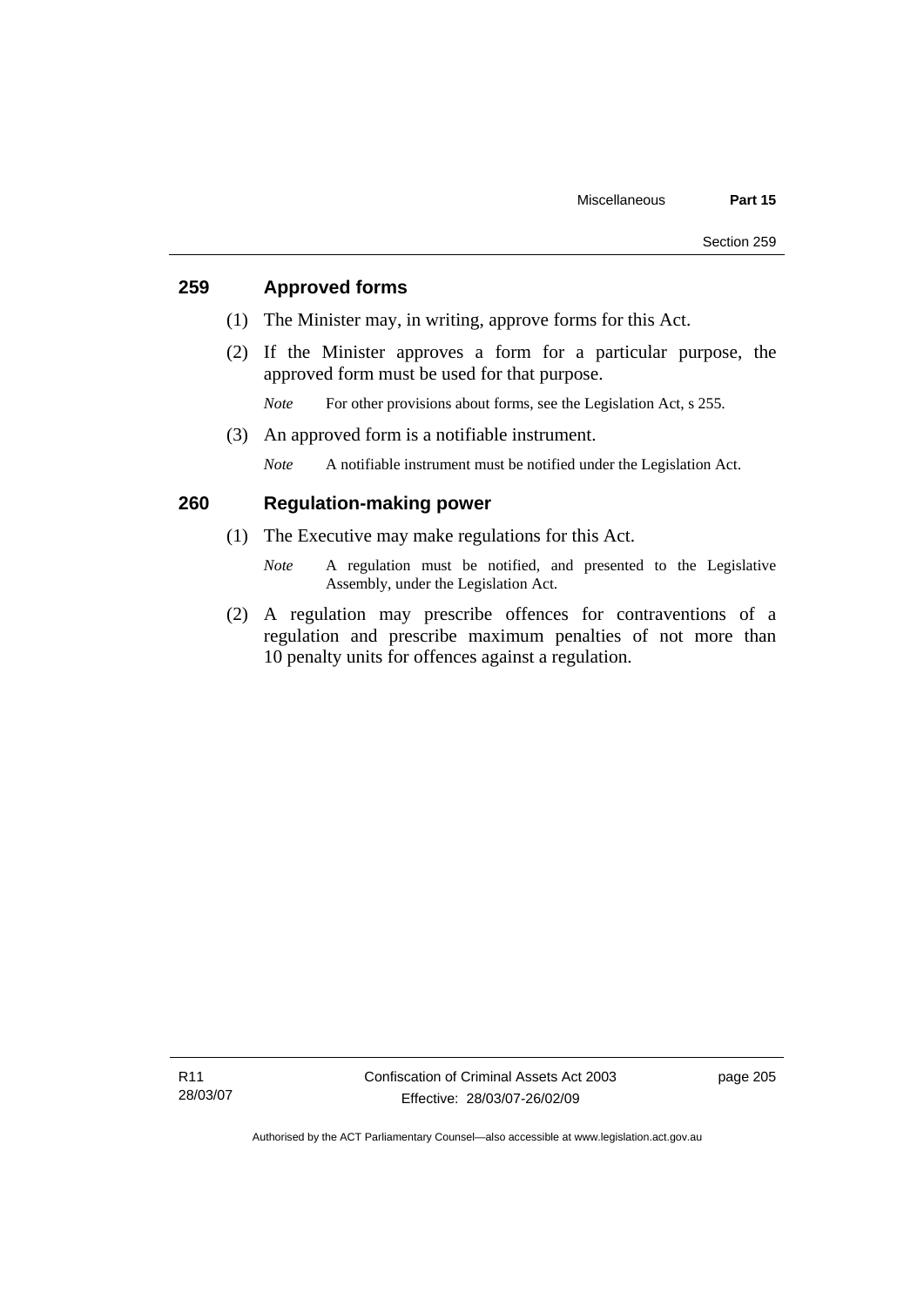## 259 Approved forms

(1) The Minister may, in writing, approve forms for this Act.

(2) If the Minister approves a form for a particular purpose, the approved form must be used for that purpose.

*Note* For other provisions about forms, see the Legislation Act, s 255.

(3) An approved form is a notifiable instrument.

*Note* A notifiable instrument must be notified under the Legislation Act.

## 260 Regulation-making power

(1) The Executive may make regulations for this Act.

*Note* A regulation must be notified, and presented to the Legislative Assembly, under the Legislation Act.

(2) A regulation may prescribe offences for contraventions of a regulation and prescribe maximum penalties of not more than 10 penalty units for offences against a regulation.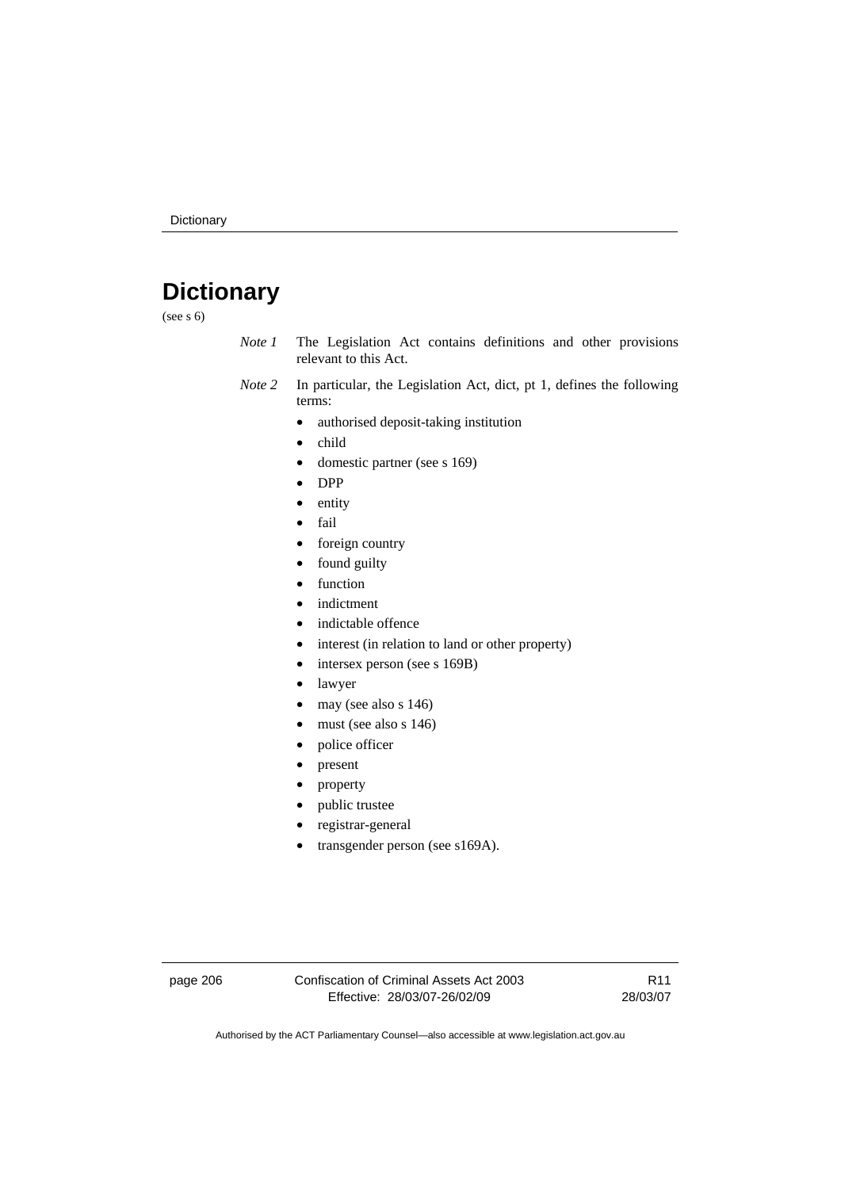# Dictionary

(see s 6)

*Note 1* The Legislation Act contains definitions and other provisions relevant to this Act.

*Note 2* In particular, the Legislation Act, dict, pt 1, defines the following terms:

- authorised deposit-taking institution
- child
- domestic partner (see s 169)
- DPP
- entity
- fail
- foreign country
- found guilty
- function
- indictment
- indictable offence
- interest (in relation to land or other property)
- intersex person (see s 169B)
- lawyer
- may (see also s 146)
- must (see also s 146)
- police officer
- present
- property
- public trustee
- registrar-general
- transgender person (see s169A).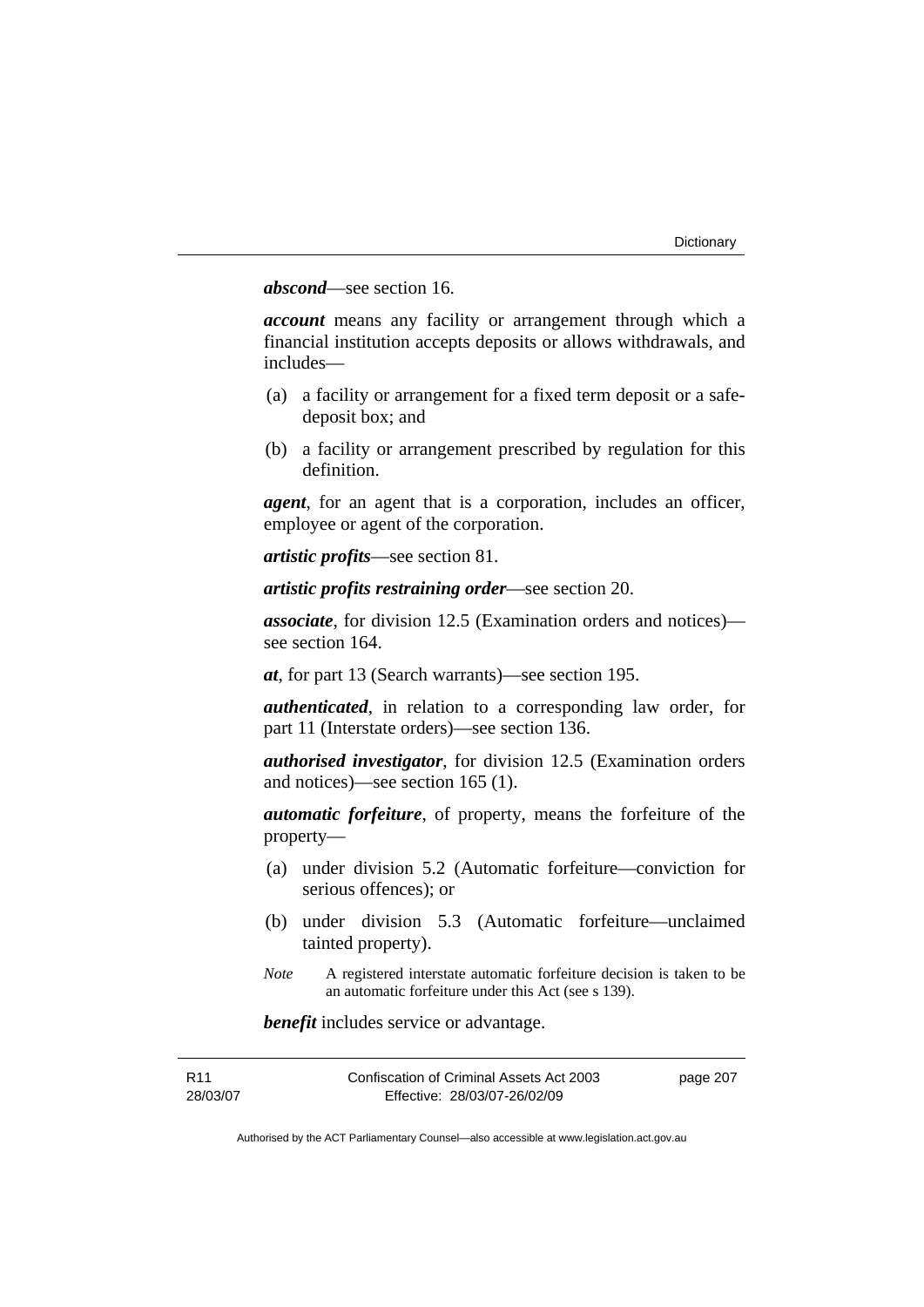***abscond***—see section 16.

***account*** means any facility or arrangement through which a financial institution accepts deposits or allows withdrawals, and includes—

(a) a facility or arrangement for a fixed term deposit or a safe-deposit box; and

(b) a facility or arrangement prescribed by regulation for this definition.

***agent***, for an agent that is a corporation, includes an officer, employee or agent of the corporation.

***artistic profits***—see section 81.

***artistic profits restraining order***—see section 20.

***associate***, for division 12.5 (Examination orders and notices)—see section 164.

***at***, for part 13 (Search warrants)—see section 195.

***authenticated***, in relation to a corresponding law order, for part 11 (Interstate orders)—see section 136.

***authorised investigator***, for division 12.5 (Examination orders and notices)—see section 165 (1).

***automatic forfeiture***, of property, means the forfeiture of the property—

(a) under division 5.2 (Automatic forfeiture—conviction for serious offences); or

(b) under division 5.3 (Automatic forfeiture—unclaimed tainted property).

*Note* A registered interstate automatic forfeiture decision is taken to be an automatic forfeiture under this Act (see s 139).

***benefit*** includes service or advantage.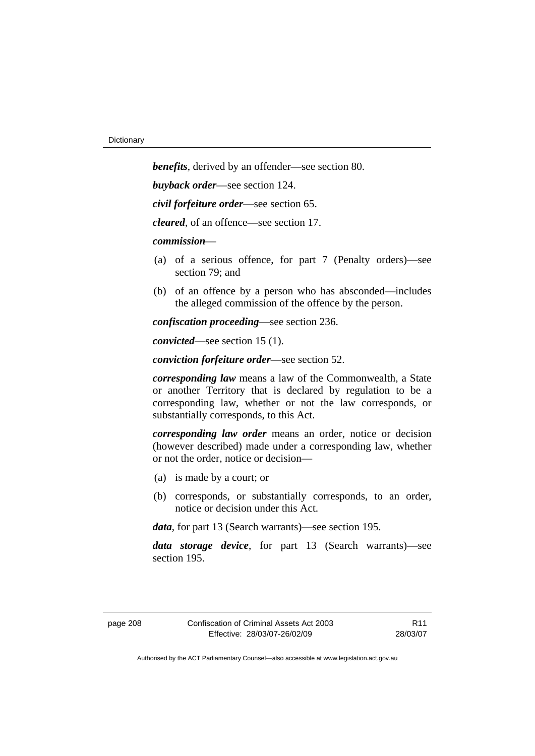***benefits***, derived by an offender—see section 80.

***buyback order***—see section 124.

***civil forfeiture order***—see section 65.

***cleared***, of an offence—see section 17.

***commission***—

(a) of a serious offence, for part 7 (Penalty orders)—see section 79; and

(b) of an offence by a person who has absconded—includes the alleged commission of the offence by the person.

***confiscation proceeding***—see section 236.

***convicted***—see section 15 (1).

***conviction forfeiture order***—see section 52.

***corresponding law*** means a law of the Commonwealth, a State or another Territory that is declared by regulation to be a corresponding law, whether or not the law corresponds, or substantially corresponds, to this Act.

***corresponding law order*** means an order, notice or decision (however described) made under a corresponding law, whether or not the order, notice or decision—

(a) is made by a court; or

(b) corresponds, or substantially corresponds, to an order, notice or decision under this Act.

***data***, for part 13 (Search warrants)—see section 195.

***data storage device***, for part 13 (Search warrants)—see section 195.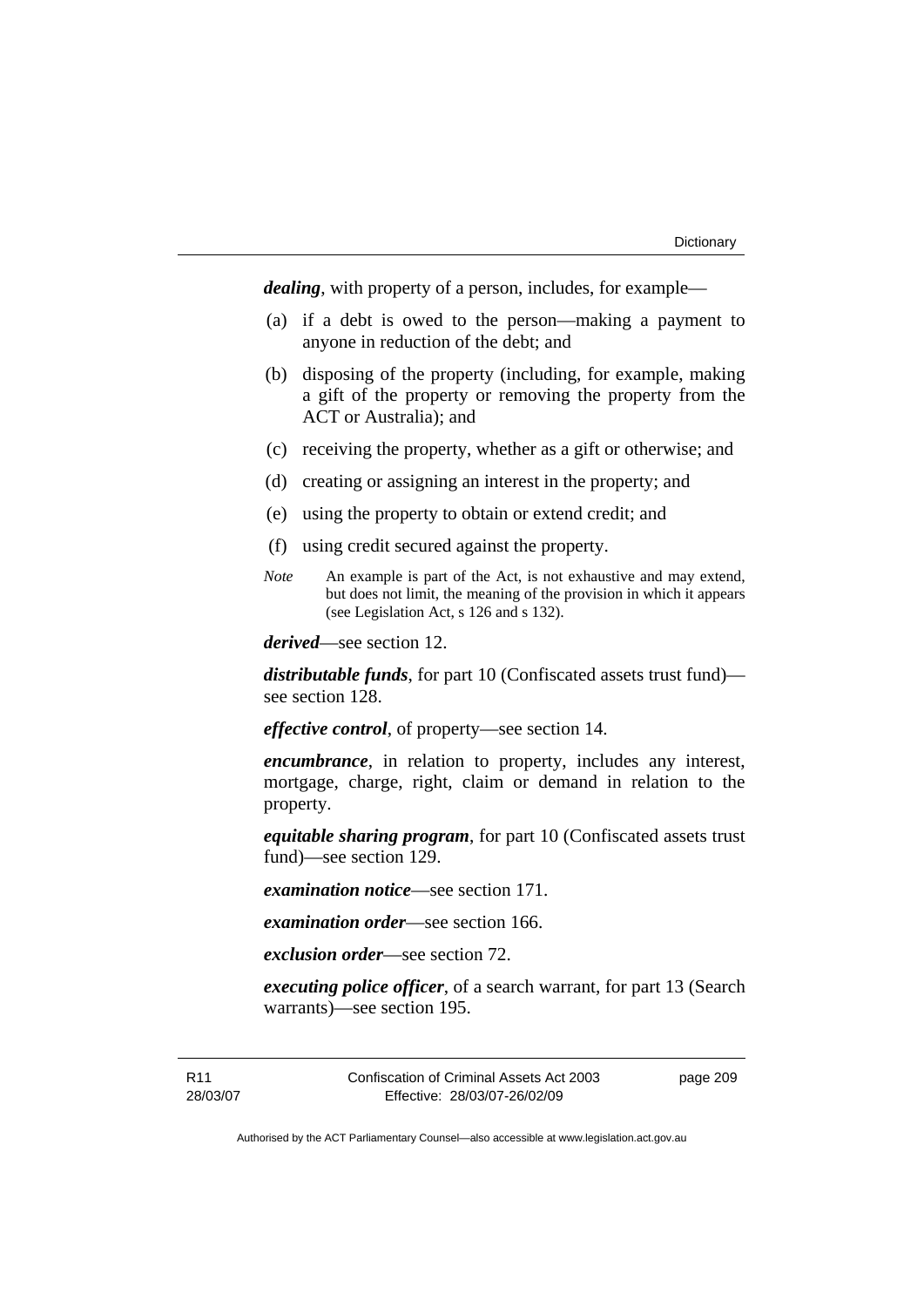***dealing***, with property of a person, includes, for example—

(a) if a debt is owed to the person—making a payment to anyone in reduction of the debt; and

(b) disposing of the property (including, for example, making a gift of the property or removing the property from the ACT or Australia); and

(c) receiving the property, whether as a gift or otherwise; and

(d) creating or assigning an interest in the property; and

(e) using the property to obtain or extend credit; and

(f) using credit secured against the property.

*Note* An example is part of the Act, is not exhaustive and may extend, but does not limit, the meaning of the provision in which it appears (see Legislation Act, s 126 and s 132).

***derived***—see section 12.

***distributable funds***, for part 10 (Confiscated assets trust fund)—see section 128.

***effective control***, of property—see section 14.

***encumbrance***, in relation to property, includes any interest, mortgage, charge, right, claim or demand in relation to the property.

***equitable sharing program***, for part 10 (Confiscated assets trust fund)—see section 129.

***examination notice***—see section 171.

***examination order***—see section 166.

***exclusion order***—see section 72.

***executing police officer***, of a search warrant, for part 13 (Search warrants)—see section 195.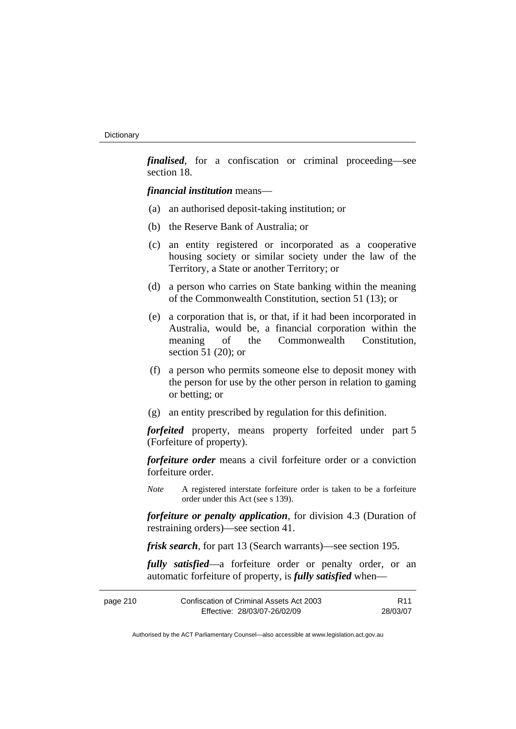***finalised***, for a confiscation or criminal proceeding—see section 18.

***financial institution*** means—

(a) an authorised deposit-taking institution; or

(b) the Reserve Bank of Australia; or

(c) an entity registered or incorporated as a cooperative housing society or similar society under the law of the Territory, a State or another Territory; or

(d) a person who carries on State banking within the meaning of the Commonwealth Constitution, section 51 (13); or

(e) a corporation that is, or that, if it had been incorporated in Australia, would be, a financial corporation within the meaning of the Commonwealth Constitution, section 51 (20); or

(f) a person who permits someone else to deposit money with the person for use by the other person in relation to gaming or betting; or

(g) an entity prescribed by regulation for this definition.

***forfeited*** property, means property forfeited under part 5 (Forfeiture of property).

***forfeiture order*** means a civil forfeiture order or a conviction forfeiture order.

*Note* A registered interstate forfeiture order is taken to be a forfeiture order under this Act (see s 139).

***forfeiture or penalty application***, for division 4.3 (Duration of restraining orders)—see section 41.

***frisk search***, for part 13 (Search warrants)—see section 195.

***fully satisfied***—a forfeiture order or penalty order, or an automatic forfeiture of property, is ***fully satisfied*** when—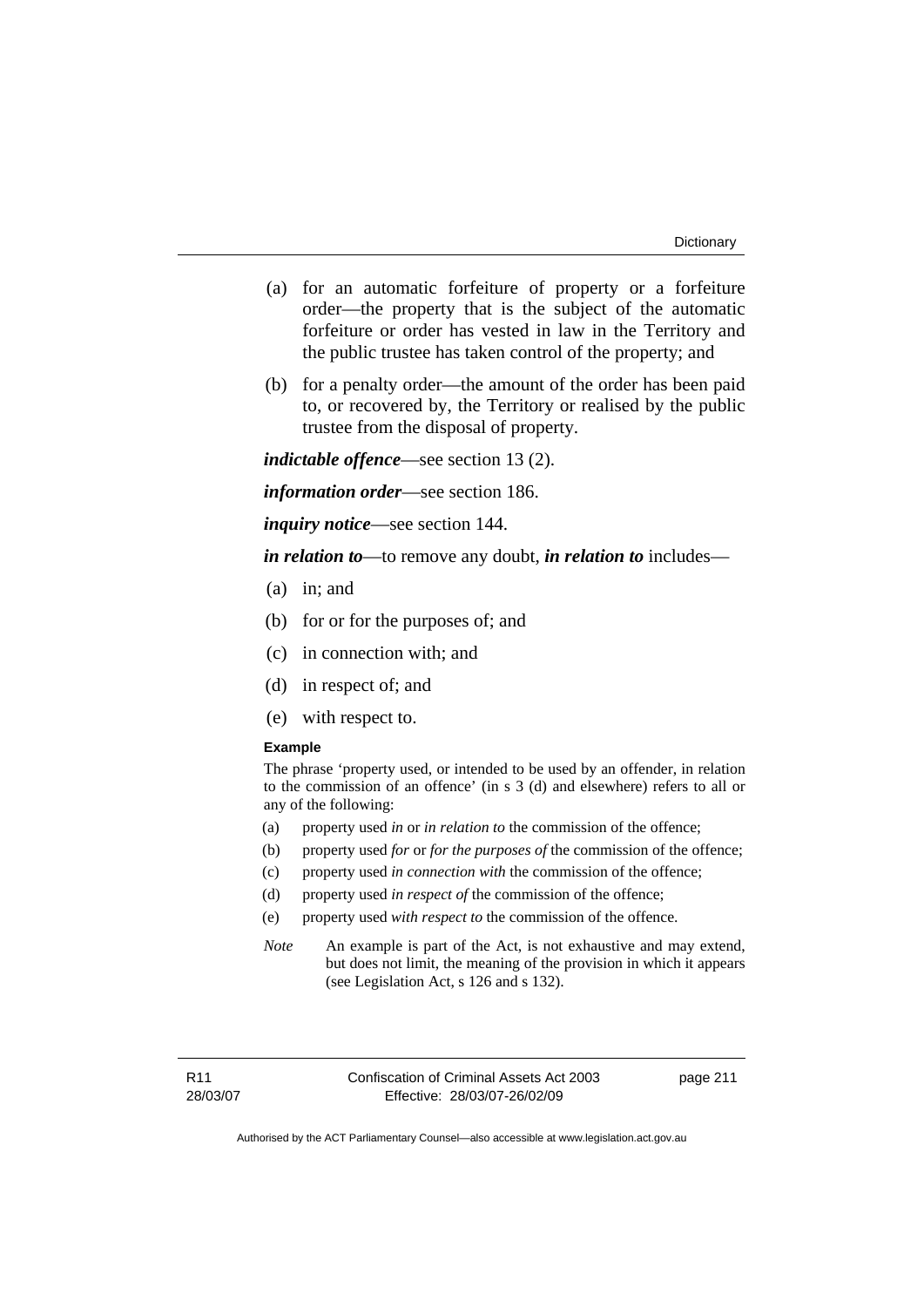(a) for an automatic forfeiture of property or a forfeiture order—the property that is the subject of the automatic forfeiture or order has vested in law in the Territory and the public trustee has taken control of the property; and

(b) for a penalty order—the amount of the order has been paid to, or recovered by, the Territory or realised by the public trustee from the disposal of property.

***indictable offence***—see section 13 (2).

***information order***—see section 186.

***inquiry notice***—see section 144.

***in relation to***—to remove any doubt, ***in relation to*** includes—

(a) in; and

(b) for or for the purposes of; and

(c) in connection with; and

(d) in respect of; and

(e) with respect to.

**Example**

The phrase 'property used, or intended to be used by an offender, in relation to the commission of an offence' (in s 3 (d) and elsewhere) refers to all or any of the following:

(a) property used *in* or *in relation to* the commission of the offence;

(b) property used *for* or *for the purposes of* the commission of the offence;

(c) property used *in connection with* the commission of the offence;

(d) property used *in respect of* the commission of the offence;

(e) property used *with respect to* the commission of the offence.

*Note* An example is part of the Act, is not exhaustive and may extend, but does not limit, the meaning of the provision in which it appears (see Legislation Act, s 126 and s 132).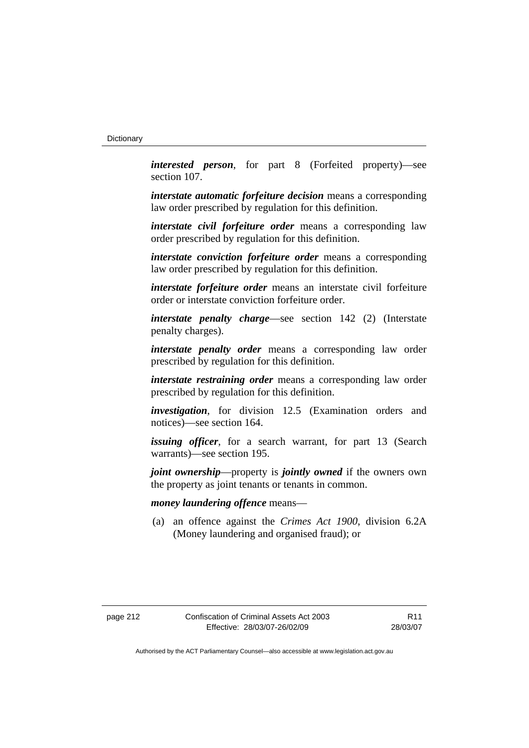***interested person***, for part 8 (Forfeited property)—see section 107.

***interstate automatic forfeiture decision*** means a corresponding law order prescribed by regulation for this definition.

***interstate civil forfeiture order*** means a corresponding law order prescribed by regulation for this definition.

***interstate conviction forfeiture order*** means a corresponding law order prescribed by regulation for this definition.

***interstate forfeiture order*** means an interstate civil forfeiture order or interstate conviction forfeiture order.

***interstate penalty charge***—see section 142 (2) (Interstate penalty charges).

***interstate penalty order*** means a corresponding law order prescribed by regulation for this definition.

***interstate restraining order*** means a corresponding law order prescribed by regulation for this definition.

***investigation***, for division 12.5 (Examination orders and notices)—see section 164.

***issuing officer***, for a search warrant, for part 13 (Search warrants)—see section 195.

***joint ownership***—property is ***jointly owned*** if the owners own the property as joint tenants or tenants in common.

***money laundering offence*** means—

(a) an offence against the *Crimes Act 1900*, division 6.2A (Money laundering and organised fraud); or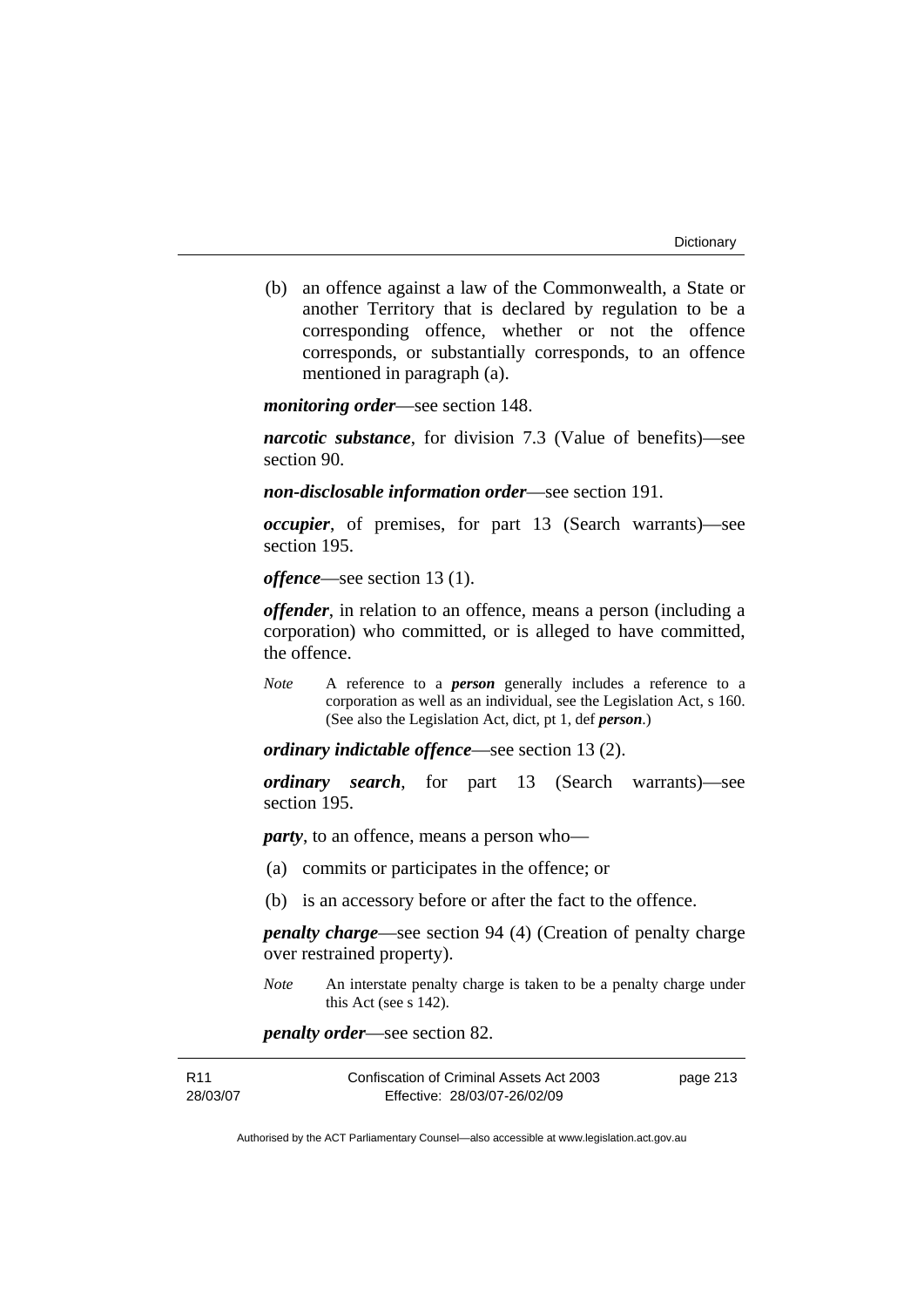(b) an offence against a law of the Commonwealth, a State or another Territory that is declared by regulation to be a corresponding offence, whether or not the offence corresponds, or substantially corresponds, to an offence mentioned in paragraph (a).

***monitoring order***—see section 148.

***narcotic substance***, for division 7.3 (Value of benefits)—see section 90.

***non-disclosable information order***—see section 191.

***occupier***, of premises, for part 13 (Search warrants)—see section 195.

***offence***—see section 13 (1).

***offender***, in relation to an offence, means a person (including a corporation) who committed, or is alleged to have committed, the offence.

*Note* A reference to a ***person*** generally includes a reference to a corporation as well as an individual, see the Legislation Act, s 160. (See also the Legislation Act, dict, pt 1, def ***person***.)

***ordinary indictable offence***—see section 13 (2).

***ordinary search***, for part 13 (Search warrants)—see section 195.

***party***, to an offence, means a person who—

(a) commits or participates in the offence; or

(b) is an accessory before or after the fact to the offence.

***penalty charge***—see section 94 (4) (Creation of penalty charge over restrained property).

*Note* An interstate penalty charge is taken to be a penalty charge under this Act (see s 142).

***penalty order***—see section 82.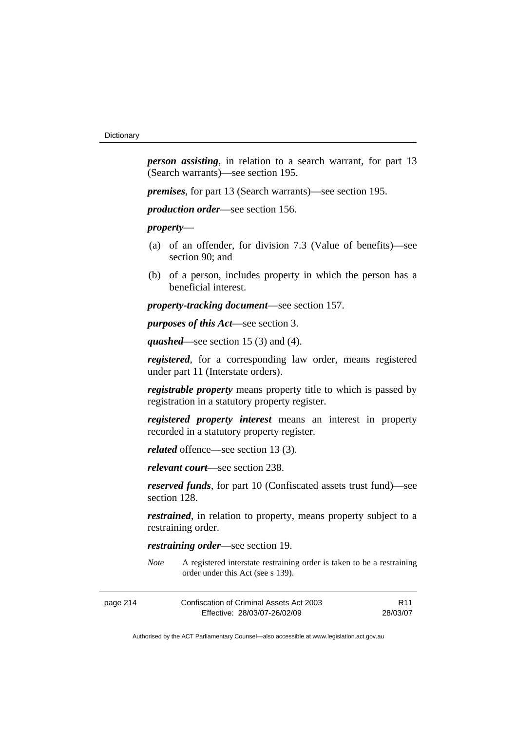***person assisting***, in relation to a search warrant, for part 13 (Search warrants)—see section 195.

***premises***, for part 13 (Search warrants)—see section 195.

***production order***—see section 156.

***property***—

(a) of an offender, for division 7.3 (Value of benefits)—see section 90; and

(b) of a person, includes property in which the person has a beneficial interest.

***property-tracking document***—see section 157.

***purposes of this Act***—see section 3.

***quashed***—see section 15 (3) and (4).

***registered***, for a corresponding law order, means registered under part 11 (Interstate orders).

***registrable property*** means property title to which is passed by registration in a statutory property register.

***registered property interest*** means an interest in property recorded in a statutory property register.

***related*** offence—see section 13 (3).

***relevant court***—see section 238.

***reserved funds***, for part 10 (Confiscated assets trust fund)—see section 128.

***restrained***, in relation to property, means property subject to a restraining order.

***restraining order***—see section 19.

*Note* A registered interstate restraining order is taken to be a restraining order under this Act (see s 139).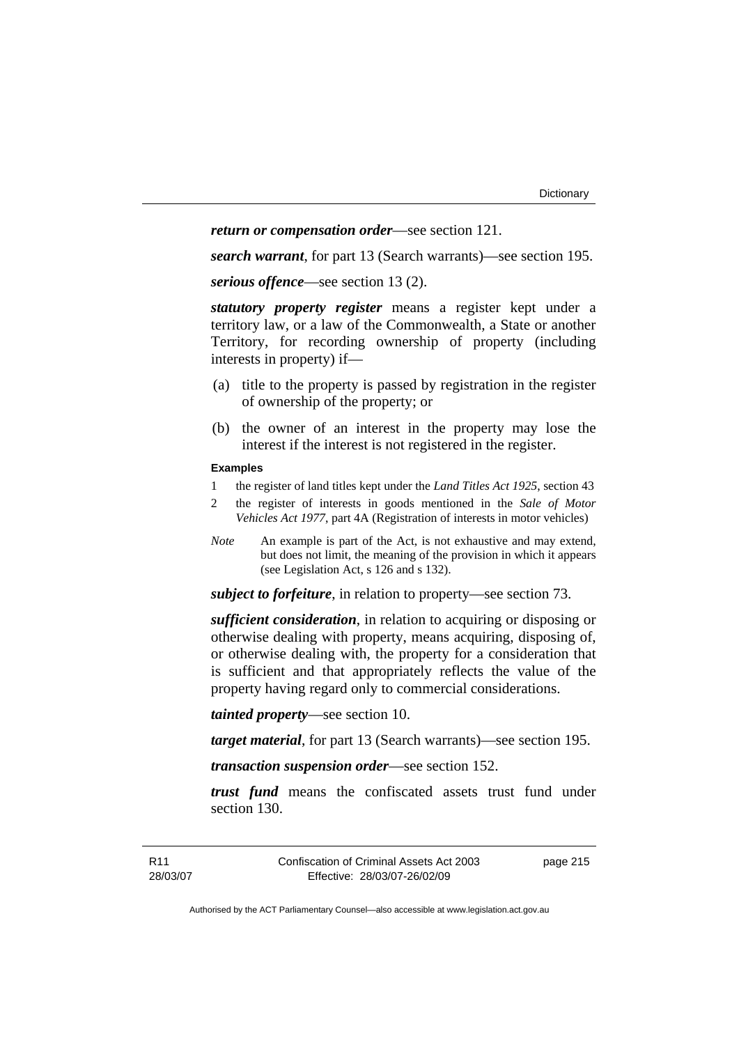***return or compensation order***—see section 121.

***search warrant***, for part 13 (Search warrants)—see section 195.

***serious offence***—see section 13 (2).

***statutory property register*** means a register kept under a territory law, or a law of the Commonwealth, a State or another Territory, for recording ownership of property (including interests in property) if—

(a) title to the property is passed by registration in the register of ownership of the property; or

(b) the owner of an interest in the property may lose the interest if the interest is not registered in the register.

**Examples**

1 the register of land titles kept under the *Land Titles Act 1925*, section 43

2 the register of interests in goods mentioned in the *Sale of Motor Vehicles Act 1977*, part 4A (Registration of interests in motor vehicles)

*Note* An example is part of the Act, is not exhaustive and may extend, but does not limit, the meaning of the provision in which it appears (see Legislation Act, s 126 and s 132).

***subject to forfeiture***, in relation to property—see section 73.

***sufficient consideration***, in relation to acquiring or disposing or otherwise dealing with property, means acquiring, disposing of, or otherwise dealing with, the property for a consideration that is sufficient and that appropriately reflects the value of the property having regard only to commercial considerations.

***tainted property***—see section 10.

***target material***, for part 13 (Search warrants)—see section 195.

***transaction suspension order***—see section 152.

***trust fund*** means the confiscated assets trust fund under section 130.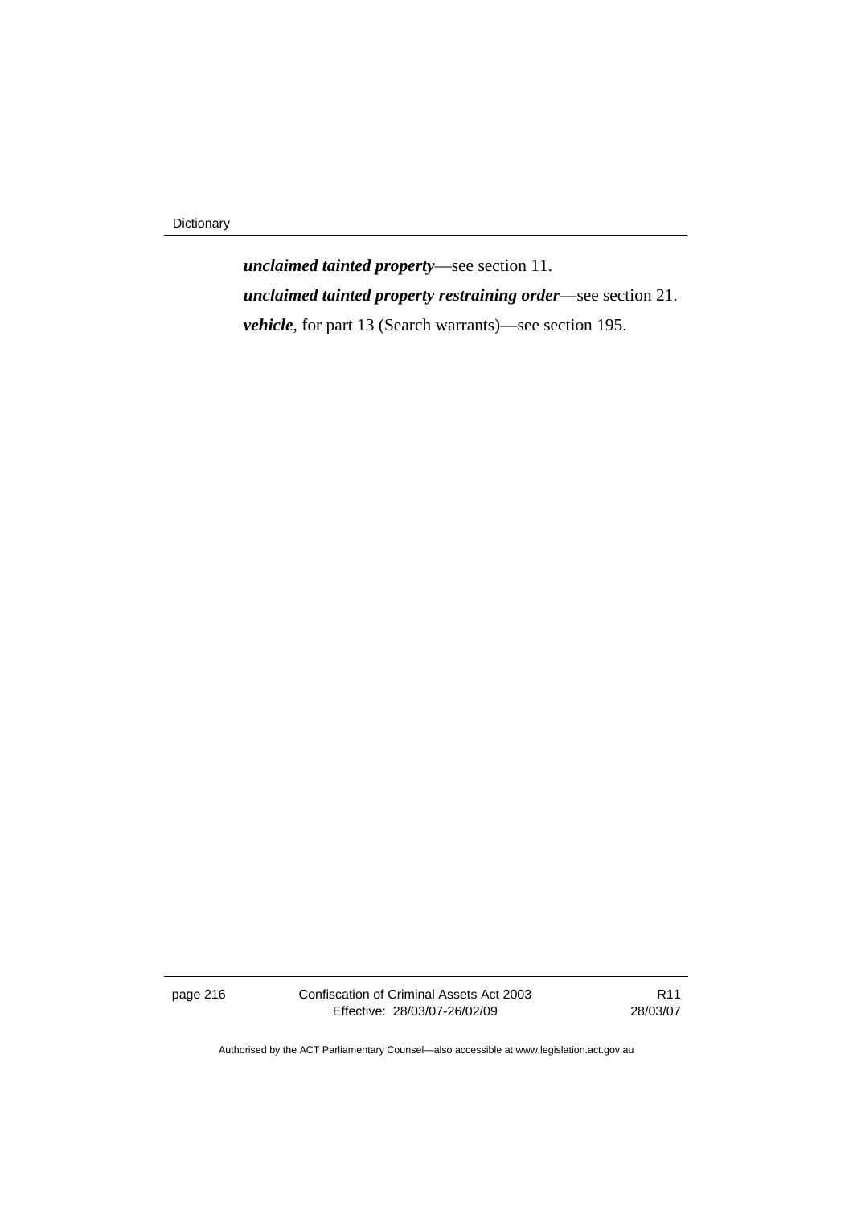***unclaimed tainted property***—see section 11.

***unclaimed tainted property restraining order***—see section 21.

***vehicle***, for part 13 (Search warrants)—see section 195.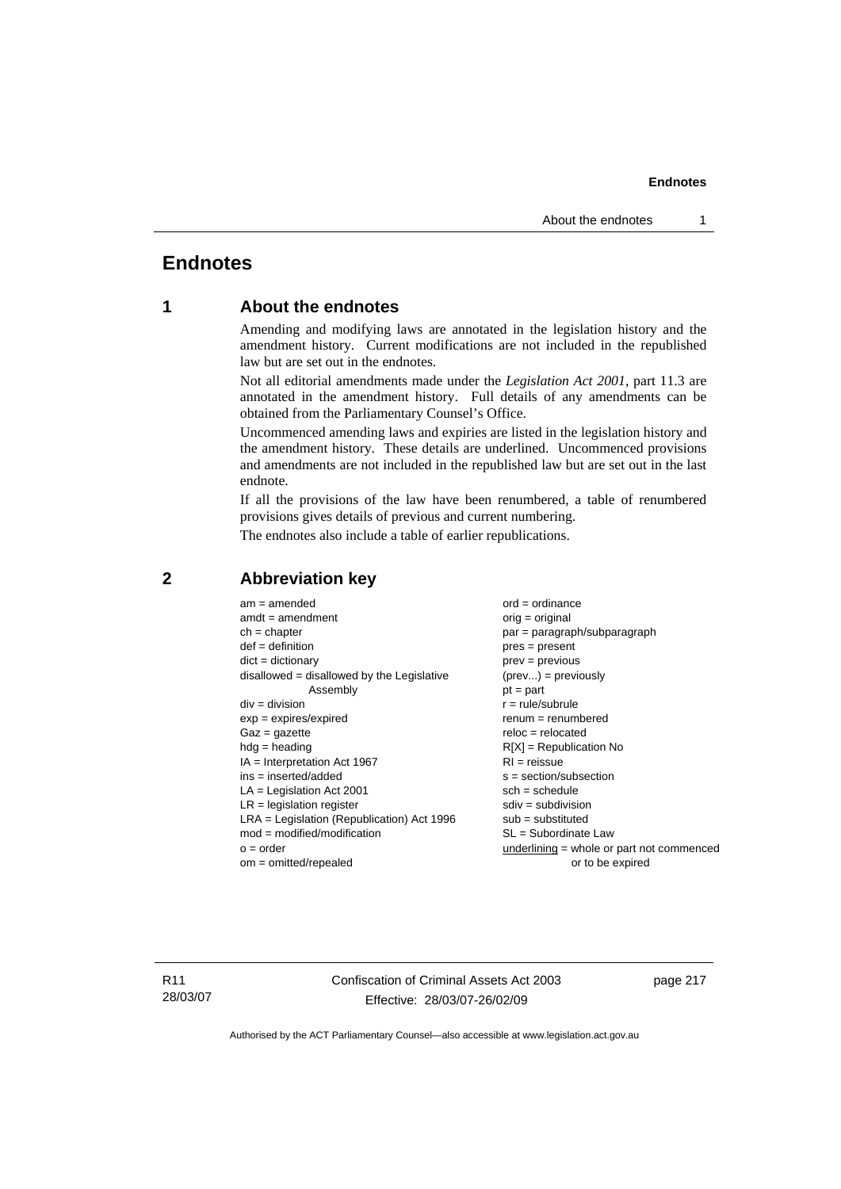# Endnotes

## 1 About the endnotes

Amending and modifying laws are annotated in the legislation history and the amendment history. Current modifications are not included in the republished law but are set out in the endnotes.

Not all editorial amendments made under the *Legislation Act 2001*, part 11.3 are annotated in the amendment history. Full details of any amendments can be obtained from the Parliamentary Counsel's Office.

Uncommenced amending laws and expiries are listed in the legislation history and the amendment history. These details are underlined. Uncommenced provisions and amendments are not included in the republished law but are set out in the last endnote.

If all the provisions of the law have been renumbered, a table of renumbered provisions gives details of previous and current numbering.

The endnotes also include a table of earlier republications.

## 2 Abbreviation key

| | |
|---|---|
| am = amended | ord = ordinance |
| amdt = amendment | orig = original |
| ch = chapter | par = paragraph/subparagraph |
| def = definition | pres = present |
| dict = dictionary | prev = previous |
| disallowed = disallowed by the Legislative Assembly | (prev...) = previously |
| div = division | pt = part |
| exp = expires/expired | r = rule/subrule |
| Gaz = gazette | renum = renumbered |
| hdg = heading | reloc = relocated |
| IA = Interpretation Act 1967 | R[X] = Republication No |
| ins = inserted/added | RI = reissue |
| LA = Legislation Act 2001 | s = section/subsection |
| LR = legislation register | sch = schedule |
| LRA = Legislation (Republication) Act 1996 | sdiv = subdivision |
| mod = modified/modification | sub = substituted |
| o = order | SL = Subordinate Law |
| om = omitted/repealed | underlining = whole or part not commenced or to be expired |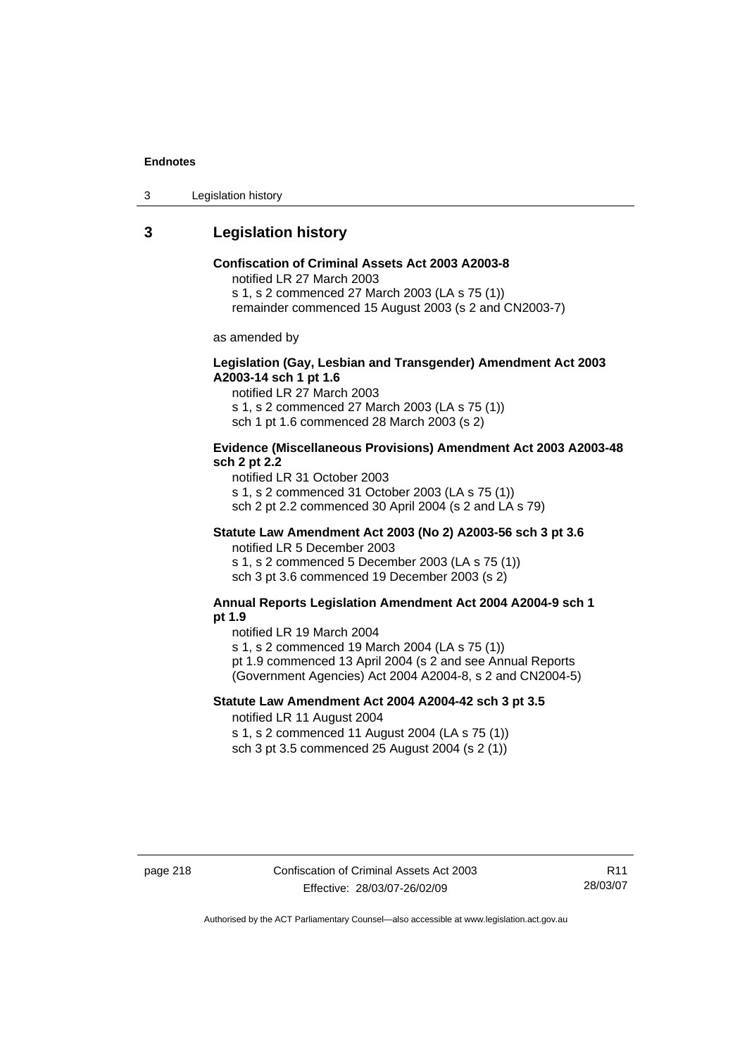## 3 Legislation history

**Confiscation of Criminal Assets Act 2003 A2003-8**

notified LR 27 March 2003

s 1, s 2 commenced 27 March 2003 (LA s 75 (1))

remainder commenced 15 August 2003 (s 2 and CN2003-7)

as amended by

**Legislation (Gay, Lesbian and Transgender) Amendment Act 2003 A2003-14 sch 1 pt 1.6**

notified LR 27 March 2003

s 1, s 2 commenced 27 March 2003 (LA s 75 (1))

sch 1 pt 1.6 commenced 28 March 2003 (s 2)

**Evidence (Miscellaneous Provisions) Amendment Act 2003 A2003-48 sch 2 pt 2.2**

notified LR 31 October 2003

s 1, s 2 commenced 31 October 2003 (LA s 75 (1))

sch 2 pt 2.2 commenced 30 April 2004 (s 2 and LA s 79)

**Statute Law Amendment Act 2003 (No 2) A2003-56 sch 3 pt 3.6**

notified LR 5 December 2003

s 1, s 2 commenced 5 December 2003 (LA s 75 (1))

sch 3 pt 3.6 commenced 19 December 2003 (s 2)

**Annual Reports Legislation Amendment Act 2004 A2004-9 sch 1 pt 1.9**

notified LR 19 March 2004

s 1, s 2 commenced 19 March 2004 (LA s 75 (1))

pt 1.9 commenced 13 April 2004 (s 2 and see Annual Reports (Government Agencies) Act 2004 A2004-8, s 2 and CN2004-5)

**Statute Law Amendment Act 2004 A2004-42 sch 3 pt 3.5**

notified LR 11 August 2004

s 1, s 2 commenced 11 August 2004 (LA s 75 (1))

sch 3 pt 3.5 commenced 25 August 2004 (s 2 (1))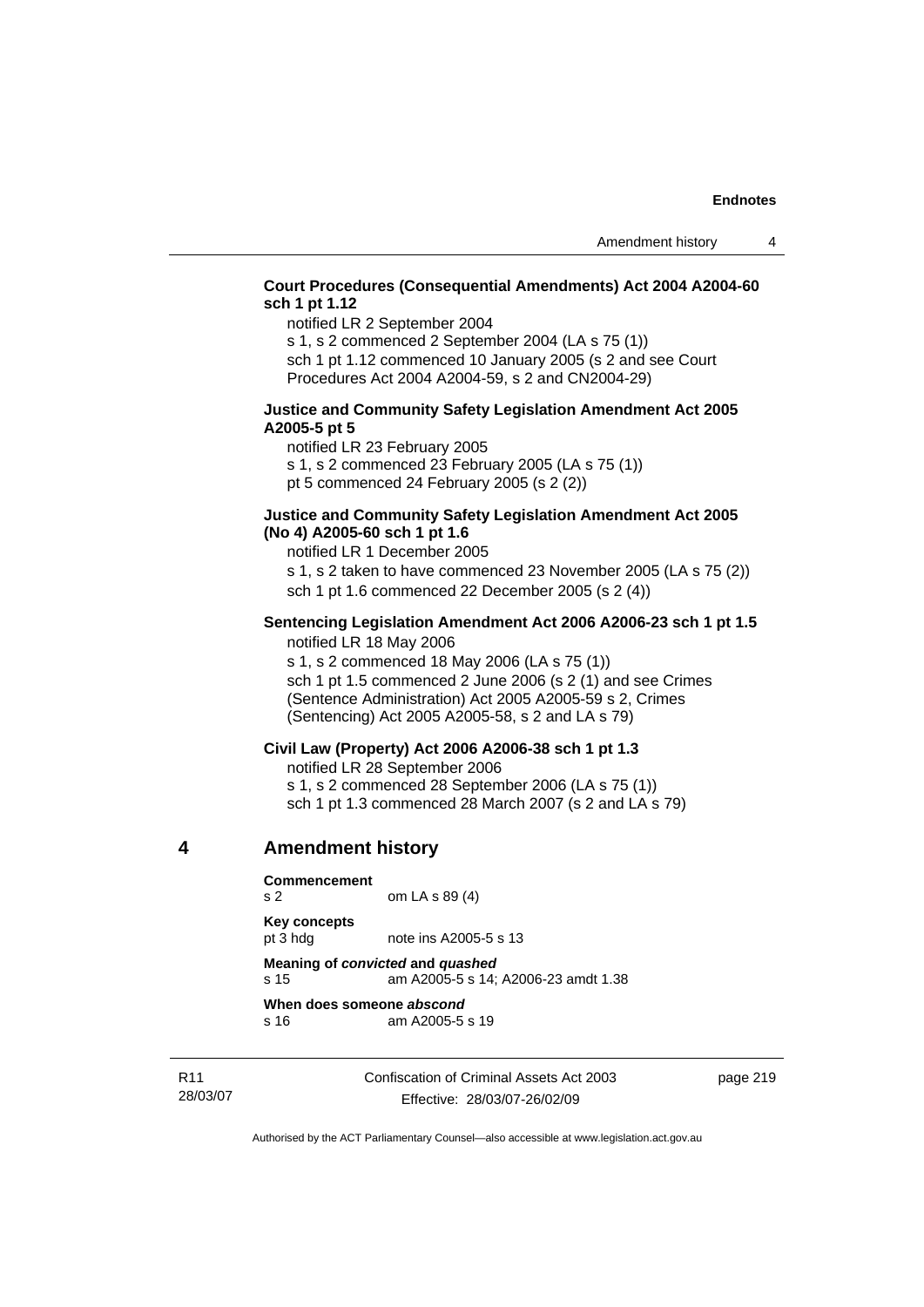**Court Procedures (Consequential Amendments) Act 2004 A2004-60 sch 1 pt 1.12**

notified LR 2 September 2004
s 1, s 2 commenced 2 September 2004 (LA s 75 (1))
sch 1 pt 1.12 commenced 10 January 2005 (s 2 and see Court Procedures Act 2004 A2004-59, s 2 and CN2004-29)

**Justice and Community Safety Legislation Amendment Act 2005 A2005-5 pt 5**

notified LR 23 February 2005
s 1, s 2 commenced 23 February 2005 (LA s 75 (1))
pt 5 commenced 24 February 2005 (s 2 (2))

**Justice and Community Safety Legislation Amendment Act 2005 (No 4) A2005-60 sch 1 pt 1.6**

notified LR 1 December 2005
s 1, s 2 taken to have commenced 23 November 2005 (LA s 75 (2))
sch 1 pt 1.6 commenced 22 December 2005 (s 2 (4))

**Sentencing Legislation Amendment Act 2006 A2006-23 sch 1 pt 1.5**

notified LR 18 May 2006
s 1, s 2 commenced 18 May 2006 (LA s 75 (1))
sch 1 pt 1.5 commenced 2 June 2006 (s 2 (1) and see Crimes (Sentence Administration) Act 2005 A2005-59 s 2, Crimes (Sentencing) Act 2005 A2005-58, s 2 and LA s 79)

**Civil Law (Property) Act 2006 A2006-38 sch 1 pt 1.3**

notified LR 28 September 2006
s 1, s 2 commenced 28 September 2006 (LA s 75 (1))
sch 1 pt 1.3 commenced 28 March 2007 (s 2 and LA s 79)

## 4 Amendment history

**Commencement**
s 2 om LA s 89 (4)

**Key concepts**
pt 3 hdg note ins A2005-5 s 13

**Meaning of *convicted* and *quashed***
s 15 am A2005-5 s 14; A2006-23 amdt 1.38

**When does someone *abscond***
s 16 am A2005-5 s 19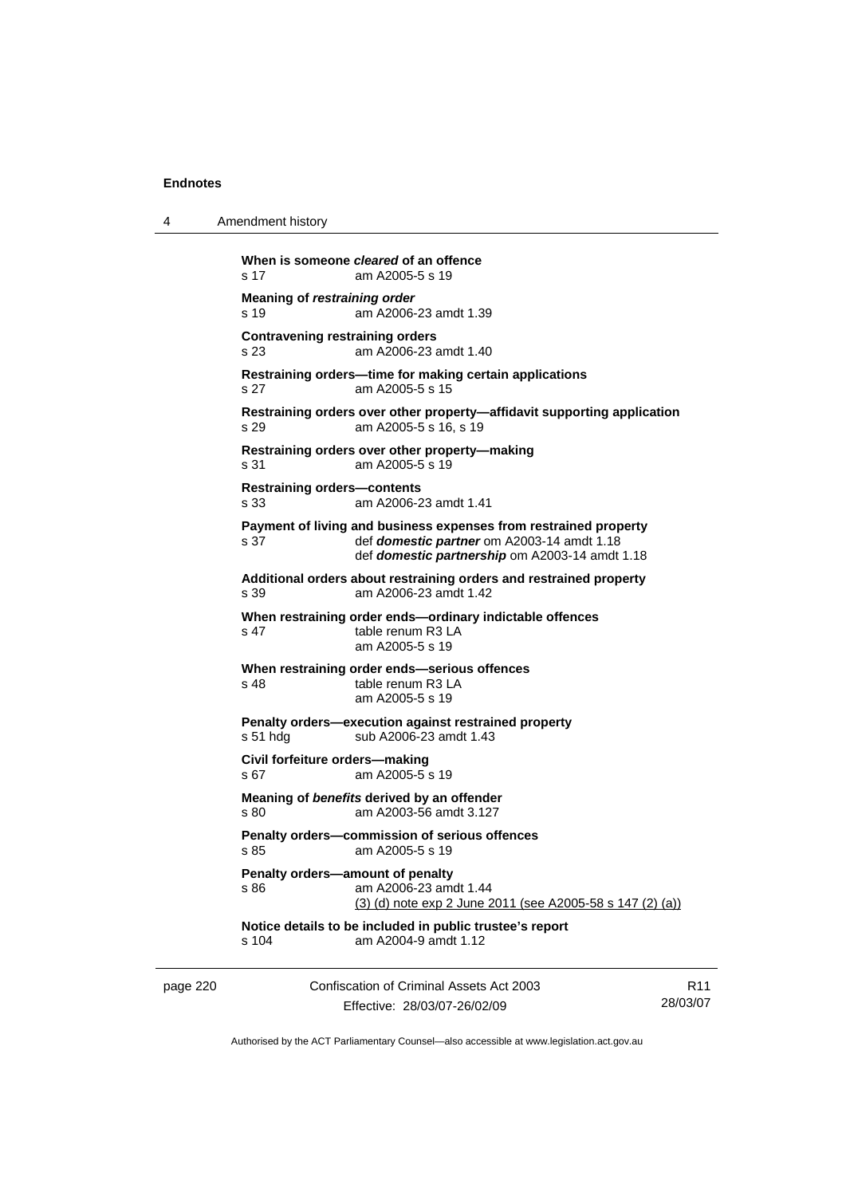**When is someone *cleared* of an offence**
s 17 am A2005-5 s 19

**Meaning of *restraining order***
s 19 am A2006-23 amdt 1.39

**Contravening restraining orders**
s 23 am A2006-23 amdt 1.40

**Restraining orders—time for making certain applications**
s 27 am A2005-5 s 15

**Restraining orders over other property—affidavit supporting application**
s 29 am A2005-5 s 16, s 19

**Restraining orders over other property—making**
s 31 am A2005-5 s 19

**Restraining orders—contents**
s 33 am A2006-23 amdt 1.41

**Payment of living and business expenses from restrained property**
s 37 def ***domestic partner*** om A2003-14 amdt 1.18
def ***domestic partnership*** om A2003-14 amdt 1.18

**Additional orders about restraining orders and restrained property**
s 39 am A2006-23 amdt 1.42

**When restraining order ends—ordinary indictable offences**
s 47 table renum R3 LA
am A2005-5 s 19

**When restraining order ends—serious offences**
s 48 table renum R3 LA
am A2005-5 s 19

**Penalty orders—execution against restrained property**
s 51 hdg sub A2006-23 amdt 1.43

**Civil forfeiture orders—making**
s 67 am A2005-5 s 19

**Meaning of *benefits* derived by an offender**
s 80 am A2003-56 amdt 3.127

**Penalty orders—commission of serious offences**
s 85 am A2005-5 s 19

**Penalty orders—amount of penalty**
s 86 am A2006-23 amdt 1.44
(3) (d) note exp 2 June 2011 (see A2005-58 s 147 (2) (a))

**Notice details to be included in public trustee's report**
s 104 am A2004-9 amdt 1.12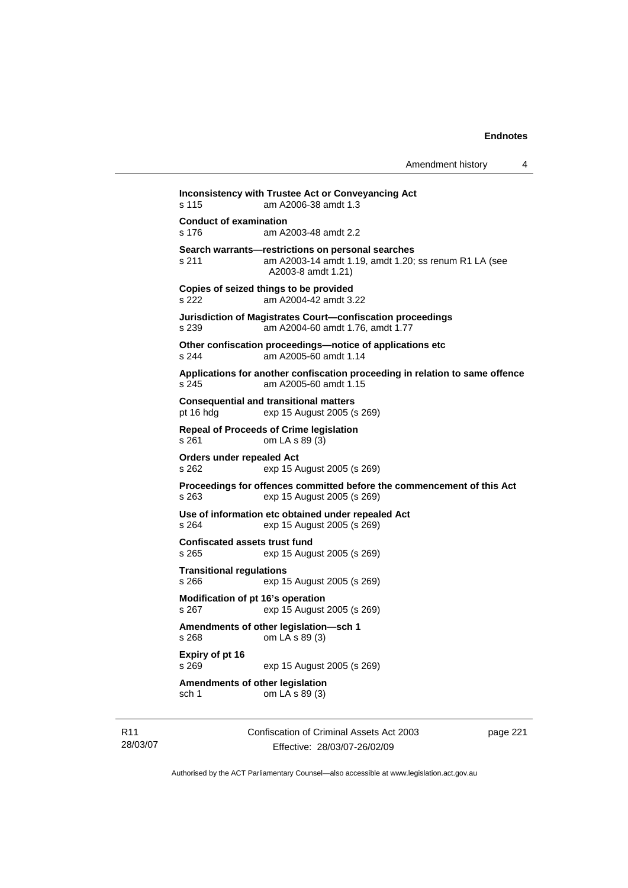**Inconsistency with Trustee Act or Conveyancing Act**
s 115 am A2006-38 amdt 1.3

**Conduct of examination**
s 176 am A2003-48 amdt 2.2

**Search warrants—restrictions on personal searches**
s 211 am A2003-14 amdt 1.19, amdt 1.20; ss renum R1 LA (see A2003-8 amdt 1.21)

**Copies of seized things to be provided**
s 222 am A2004-42 amdt 3.22

**Jurisdiction of Magistrates Court—confiscation proceedings**
s 239 am A2004-60 amdt 1.76, amdt 1.77

**Other confiscation proceedings—notice of applications etc**
s 244 am A2005-60 amdt 1.14

**Applications for another confiscation proceeding in relation to same offence**
s 245 am A2005-60 amdt 1.15

**Consequential and transitional matters**
pt 16 hdg exp 15 August 2005 (s 269)

**Repeal of Proceeds of Crime legislation**
s 261 om LA s 89 (3)

**Orders under repealed Act**
s 262 exp 15 August 2005 (s 269)

**Proceedings for offences committed before the commencement of this Act**
s 263 exp 15 August 2005 (s 269)

**Use of information etc obtained under repealed Act**
s 264 exp 15 August 2005 (s 269)

**Confiscated assets trust fund**
s 265 exp 15 August 2005 (s 269)

**Transitional regulations**
s 266 exp 15 August 2005 (s 269)

**Modification of pt 16's operation**
s 267 exp 15 August 2005 (s 269)

**Amendments of other legislation—sch 1**
s 268 om LA s 89 (3)

**Expiry of pt 16**
s 269 exp 15 August 2005 (s 269)

**Amendments of other legislation**
sch 1 om LA s 89 (3)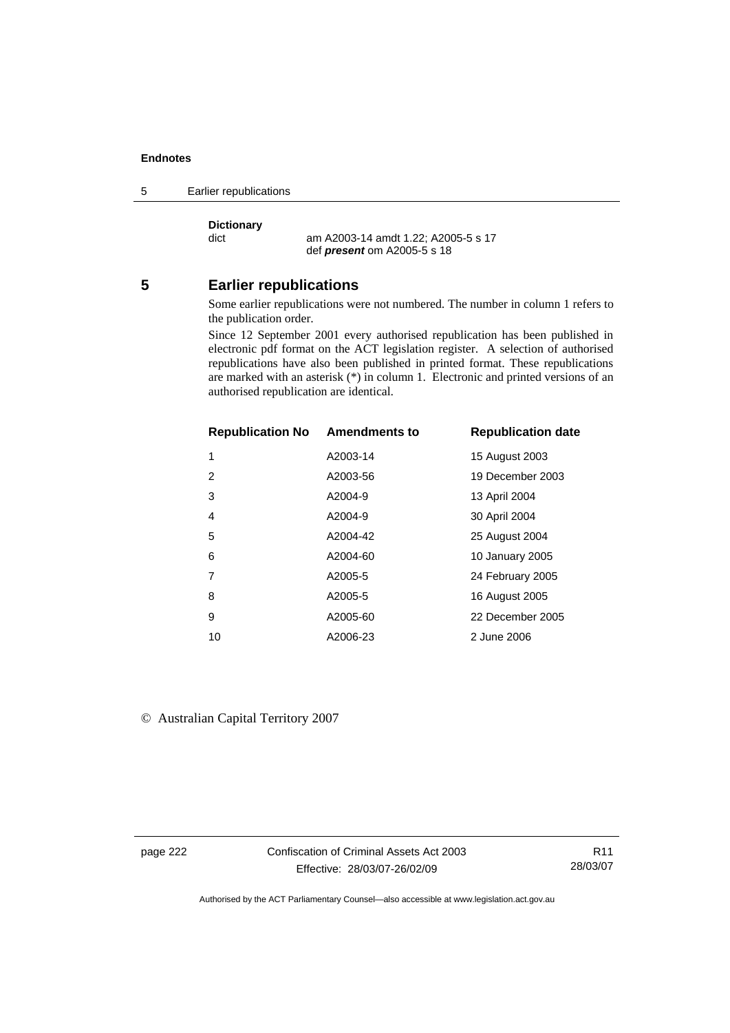**Dictionary**

dict am A2003-14 amdt 1.22; A2005-5 s 17
def ***present*** om A2005-5 s 18

## 5 Earlier republications

Some earlier republications were not numbered. The number in column 1 refers to the publication order.

Since 12 September 2001 every authorised republication has been published in electronic pdf format on the ACT legislation register. A selection of authorised republications have also been published in printed format. These republications are marked with an asterisk (*) in column 1. Electronic and printed versions of an authorised republication are identical.

| Republication No | Amendments to | Republication date |
|---|---|---|
| 1 | A2003-14 | 15 August 2003 |
| 2 | A2003-56 | 19 December 2003 |
| 3 | A2004-9 | 13 April 2004 |
| 4 | A2004-9 | 30 April 2004 |
| 5 | A2004-42 | 25 August 2004 |
| 6 | A2004-60 | 10 January 2005 |
| 7 | A2005-5 | 24 February 2005 |
| 8 | A2005-5 | 16 August 2005 |
| 9 | A2005-60 | 22 December 2005 |
| 10 | A2006-23 | 2 June 2006 |

© Australian Capital Territory 2007